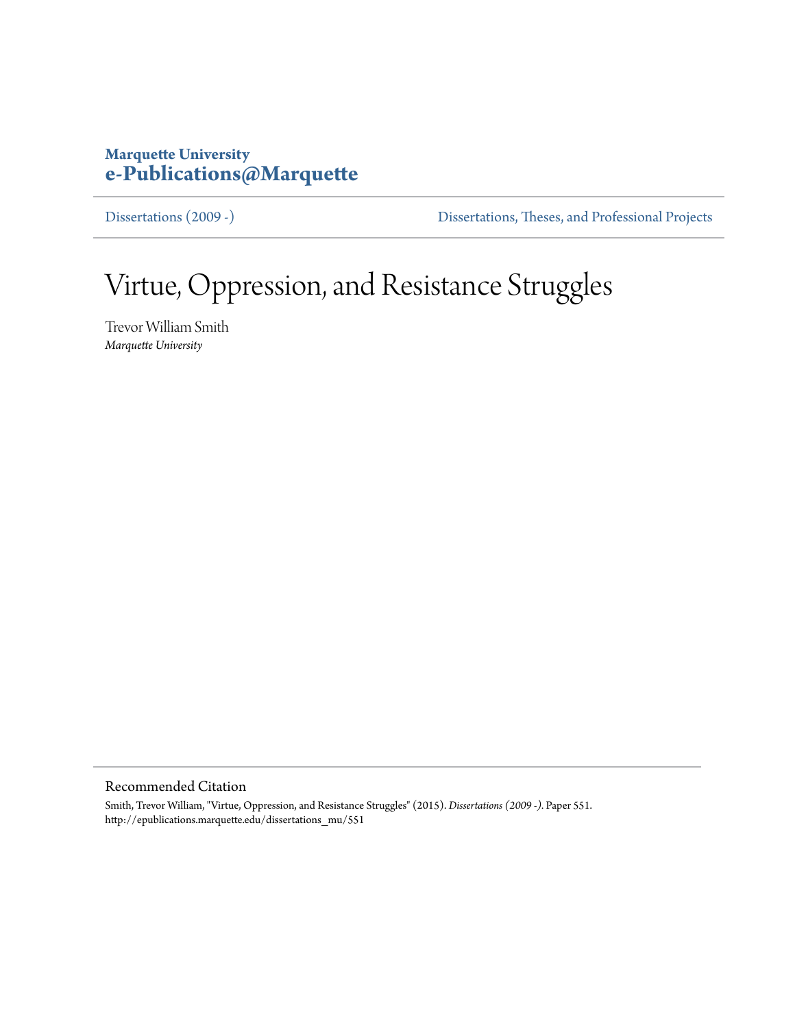**Marquette University**
**e-Publications@Marquette**

Dissertations (2009 -) | Dissertations, Theses, and Professional Projects

# Virtue, Oppression, and Resistance Struggles

Trevor William Smith
*Marquette University*

## Recommended Citation

Smith, Trevor William, "Virtue, Oppression, and Resistance Struggles" (2015). *Dissertations (2009 -)*. Paper 551.
http://epublications.marquette.edu/dissertations_mu/551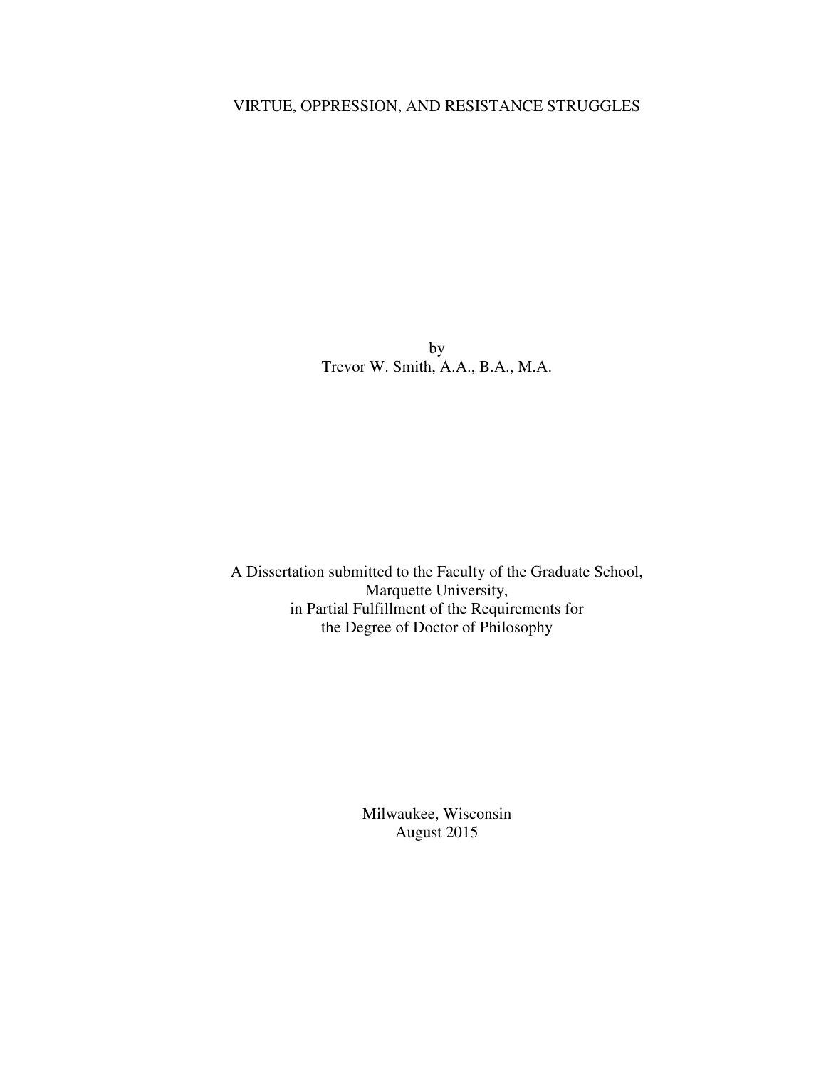# VIRTUE, OPPRESSION, AND RESISTANCE STRUGGLES

by
Trevor W. Smith, A.A., B.A., M.A.

A Dissertation submitted to the Faculty of the Graduate School,
Marquette University,
in Partial Fulfillment of the Requirements for
the Degree of Doctor of Philosophy

Milwaukee, Wisconsin
August 2015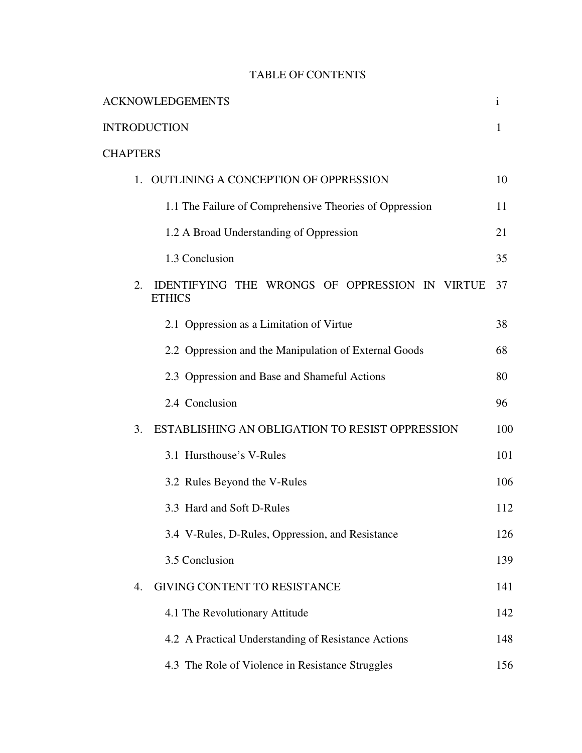# TABLE OF CONTENTS

| | |
|---|---|
| ACKNOWLEDGEMENTS | i |
| INTRODUCTION | 1 |
| CHAPTERS | |
| 1. OUTLINING A CONCEPTION OF OPPRESSION | 10 |
| 1.1 The Failure of Comprehensive Theories of Oppression | 11 |
| 1.2 A Broad Understanding of Oppression | 21 |
| 1.3 Conclusion | 35 |
| 2. IDENTIFYING THE WRONGS OF OPPRESSION IN VIRTUE ETHICS | 37 |
| 2.1 Oppression as a Limitation of Virtue | 38 |
| 2.2 Oppression and the Manipulation of External Goods | 68 |
| 2.3 Oppression and Base and Shameful Actions | 80 |
| 2.4 Conclusion | 96 |
| 3. ESTABLISHING AN OBLIGATION TO RESIST OPPRESSION | 100 |
| 3.1 Hursthouse's V-Rules | 101 |
| 3.2 Rules Beyond the V-Rules | 106 |
| 3.3 Hard and Soft D-Rules | 112 |
| 3.4 V-Rules, D-Rules, Oppression, and Resistance | 126 |
| 3.5 Conclusion | 139 |
| 4. GIVING CONTENT TO RESISTANCE | 141 |
| 4.1 The Revolutionary Attitude | 142 |
| 4.2 A Practical Understanding of Resistance Actions | 148 |
| 4.3 The Role of Violence in Resistance Struggles | 156 |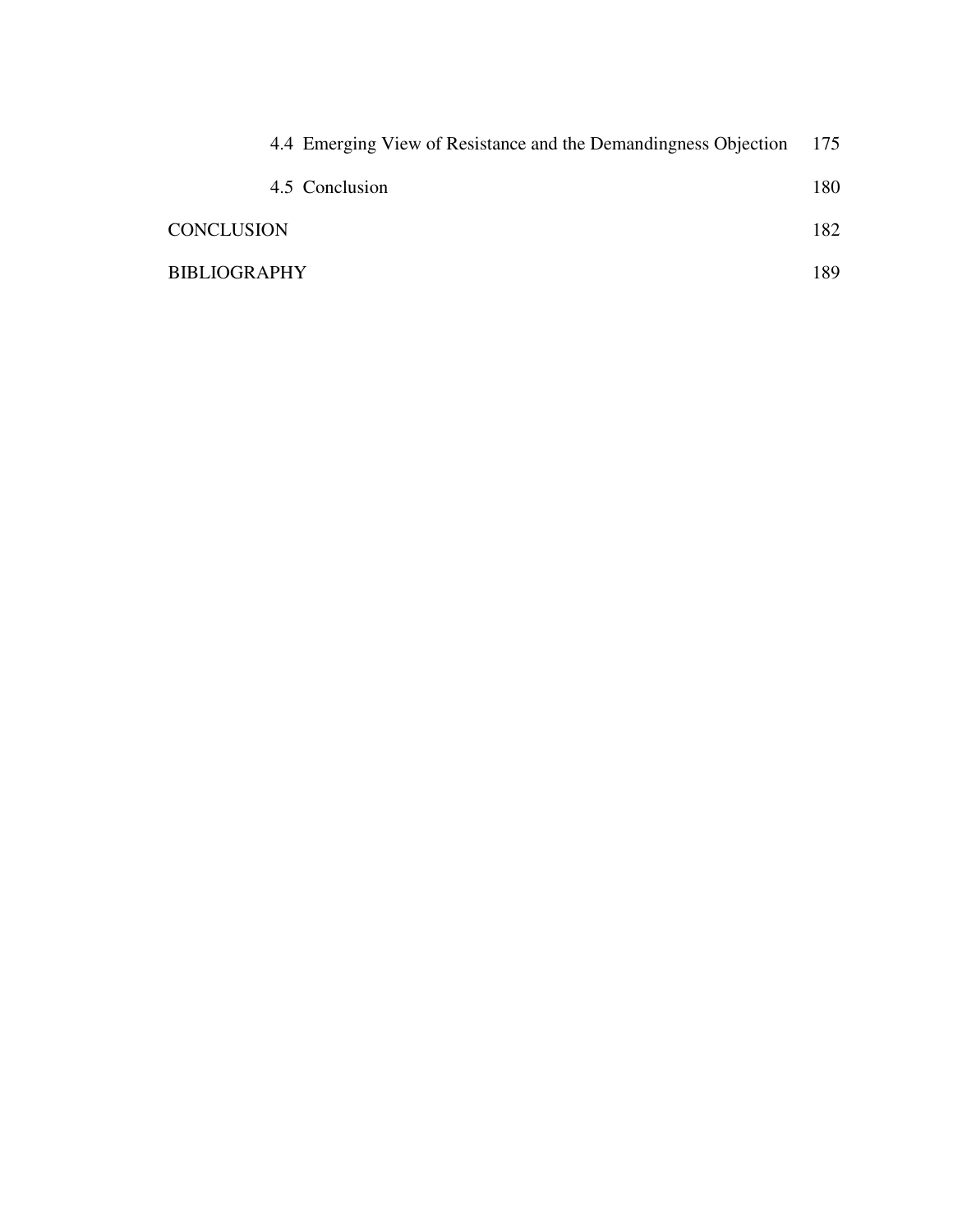4.4 Emerging View of Resistance and the Demandingness Objection 175

4.5 Conclusion 180

CONCLUSION 182

BIBLIOGRAPHY 189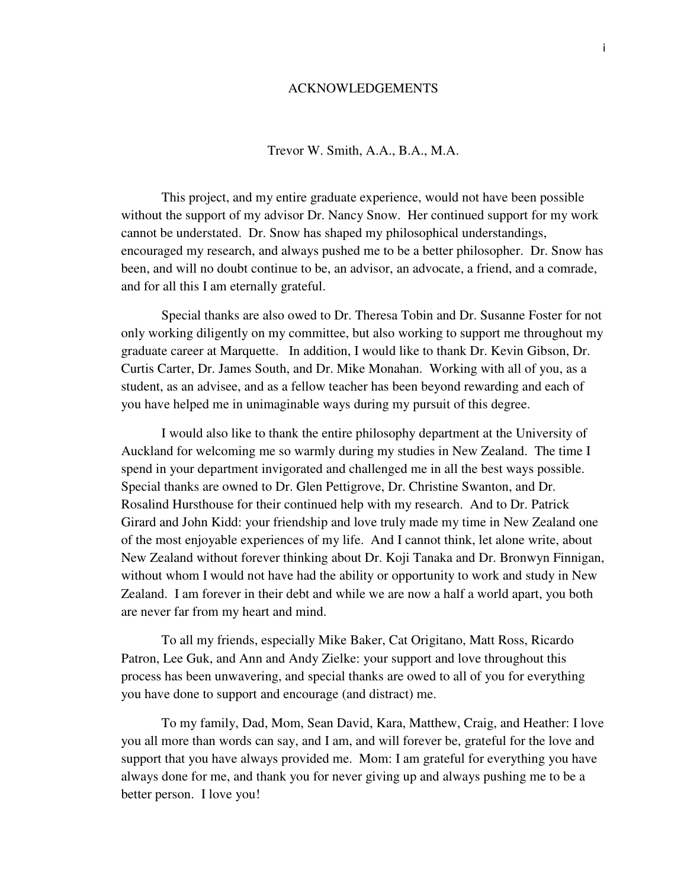# ACKNOWLEDGEMENTS

Trevor W. Smith, A.A., B.A., M.A.

This project, and my entire graduate experience, would not have been possible without the support of my advisor Dr. Nancy Snow. Her continued support for my work cannot be understated. Dr. Snow has shaped my philosophical understandings, encouraged my research, and always pushed me to be a better philosopher. Dr. Snow has been, and will no doubt continue to be, an advisor, an advocate, a friend, and a comrade, and for all this I am eternally grateful.

Special thanks are also owed to Dr. Theresa Tobin and Dr. Susanne Foster for not only working diligently on my committee, but also working to support me throughout my graduate career at Marquette. In addition, I would like to thank Dr. Kevin Gibson, Dr. Curtis Carter, Dr. James South, and Dr. Mike Monahan. Working with all of you, as a student, as an advisee, and as a fellow teacher has been beyond rewarding and each of you have helped me in unimaginable ways during my pursuit of this degree.

I would also like to thank the entire philosophy department at the University of Auckland for welcoming me so warmly during my studies in New Zealand. The time I spend in your department invigorated and challenged me in all the best ways possible. Special thanks are owned to Dr. Glen Pettigrove, Dr. Christine Swanton, and Dr. Rosalind Hursthouse for their continued help with my research. And to Dr. Patrick Girard and John Kidd: your friendship and love truly made my time in New Zealand one of the most enjoyable experiences of my life. And I cannot think, let alone write, about New Zealand without forever thinking about Dr. Koji Tanaka and Dr. Bronwyn Finnigan, without whom I would not have had the ability or opportunity to work and study in New Zealand. I am forever in their debt and while we are now a half a world apart, you both are never far from my heart and mind.

To all my friends, especially Mike Baker, Cat Origitano, Matt Ross, Ricardo Patron, Lee Guk, and Ann and Andy Zielke: your support and love throughout this process has been unwavering, and special thanks are owed to all of you for everything you have done to support and encourage (and distract) me.

To my family, Dad, Mom, Sean David, Kara, Matthew, Craig, and Heather: I love you all more than words can say, and I am, and will forever be, grateful for the love and support that you have always provided me. Mom: I am grateful for everything you have always done for me, and thank you for never giving up and always pushing me to be a better person. I love you!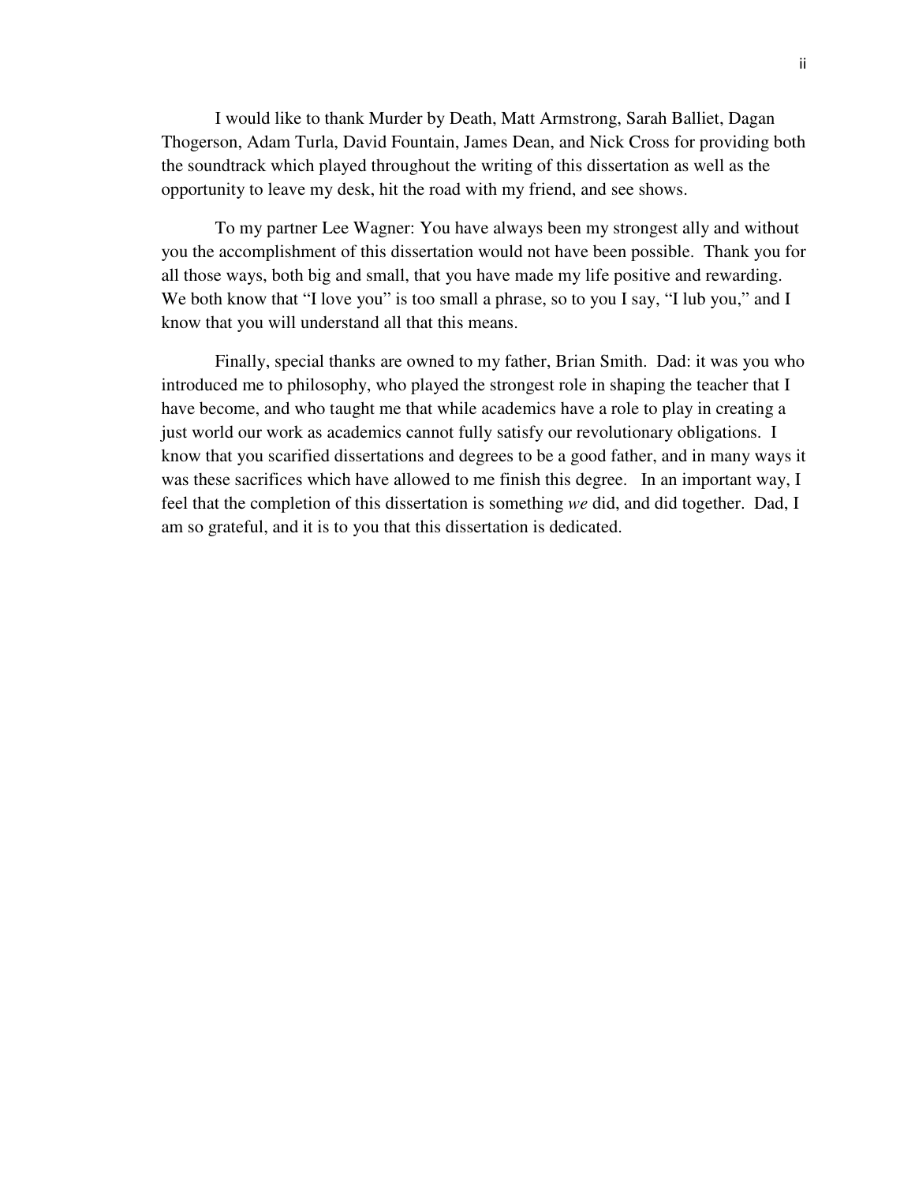I would like to thank Murder by Death, Matt Armstrong, Sarah Balliet, Dagan Thogerson, Adam Turla, David Fountain, James Dean, and Nick Cross for providing both the soundtrack which played throughout the writing of this dissertation as well as the opportunity to leave my desk, hit the road with my friend, and see shows.

To my partner Lee Wagner: You have always been my strongest ally and without you the accomplishment of this dissertation would not have been possible. Thank you for all those ways, both big and small, that you have made my life positive and rewarding. We both know that "I love you" is too small a phrase, so to you I say, "I lub you," and I know that you will understand all that this means.

Finally, special thanks are owned to my father, Brian Smith. Dad: it was you who introduced me to philosophy, who played the strongest role in shaping the teacher that I have become, and who taught me that while academics have a role to play in creating a just world our work as academics cannot fully satisfy our revolutionary obligations. I know that you scarified dissertations and degrees to be a good father, and in many ways it was these sacrifices which have allowed to me finish this degree. In an important way, I feel that the completion of this dissertation is something *we* did, and did together. Dad, I am so grateful, and it is to you that this dissertation is dedicated.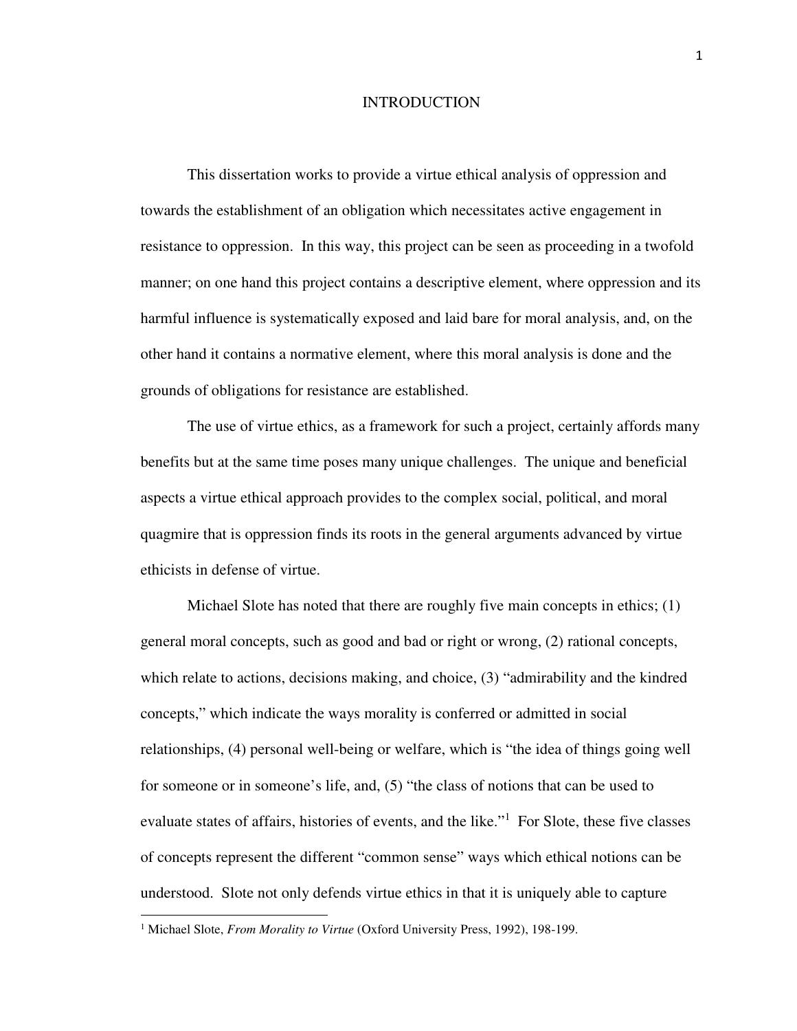# INTRODUCTION

This dissertation works to provide a virtue ethical analysis of oppression and towards the establishment of an obligation which necessitates active engagement in resistance to oppression. In this way, this project can be seen as proceeding in a twofold manner; on one hand this project contains a descriptive element, where oppression and its harmful influence is systematically exposed and laid bare for moral analysis, and, on the other hand it contains a normative element, where this moral analysis is done and the grounds of obligations for resistance are established.

The use of virtue ethics, as a framework for such a project, certainly affords many benefits but at the same time poses many unique challenges. The unique and beneficial aspects a virtue ethical approach provides to the complex social, political, and moral quagmire that is oppression finds its roots in the general arguments advanced by virtue ethicists in defense of virtue.

Michael Slote has noted that there are roughly five main concepts in ethics; (1) general moral concepts, such as good and bad or right or wrong, (2) rational concepts, which relate to actions, decisions making, and choice, (3) "admirability and the kindred concepts," which indicate the ways morality is conferred or admitted in social relationships, (4) personal well-being or welfare, which is "the idea of things going well for someone or in someone's life, and, (5) "the class of notions that can be used to evaluate states of affairs, histories of events, and the like."[1] For Slote, these five classes of concepts represent the different "common sense" ways which ethical notions can be understood. Slote not only defends virtue ethics in that it is uniquely able to capture

[1] Michael Slote, *From Morality to Virtue* (Oxford University Press, 1992), 198-199.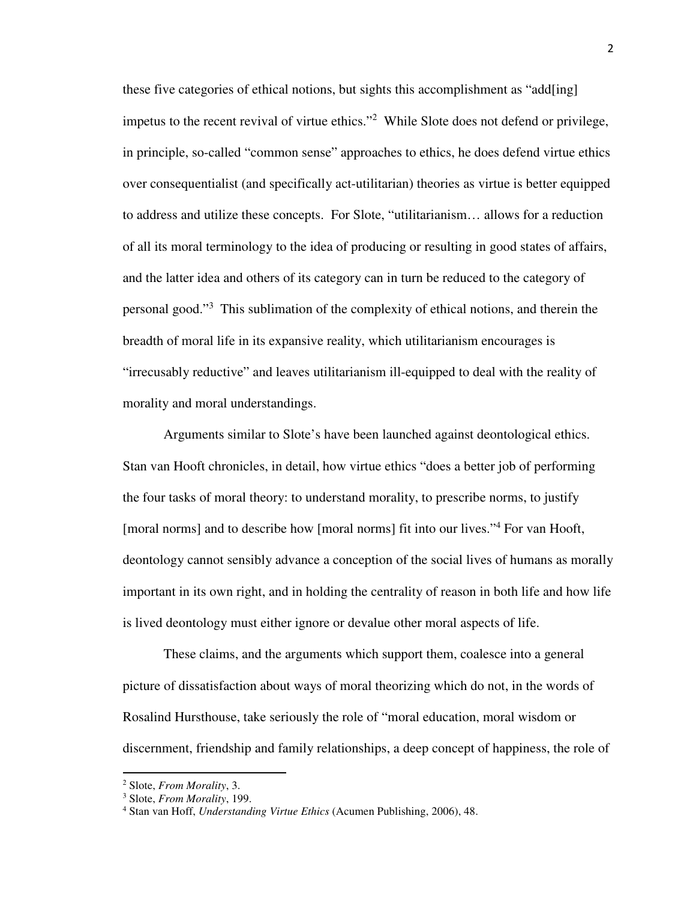these five categories of ethical notions, but sights this accomplishment as "add[ing] impetus to the recent revival of virtue ethics."[2] While Slote does not defend or privilege, in principle, so-called "common sense" approaches to ethics, he does defend virtue ethics over consequentialist (and specifically act-utilitarian) theories as virtue is better equipped to address and utilize these concepts. For Slote, "utilitarianism… allows for a reduction of all its moral terminology to the idea of producing or resulting in good states of affairs, and the latter idea and others of its category can in turn be reduced to the category of personal good."[3] This sublimation of the complexity of ethical notions, and therein the breadth of moral life in its expansive reality, which utilitarianism encourages is "irrecusably reductive" and leaves utilitarianism ill-equipped to deal with the reality of morality and moral understandings.

Arguments similar to Slote's have been launched against deontological ethics. Stan van Hooft chronicles, in detail, how virtue ethics "does a better job of performing the four tasks of moral theory: to understand morality, to prescribe norms, to justify [moral norms] and to describe how [moral norms] fit into our lives."[4] For van Hooft, deontology cannot sensibly advance a conception of the social lives of humans as morally important in its own right, and in holding the centrality of reason in both life and how life is lived deontology must either ignore or devalue other moral aspects of life.

These claims, and the arguments which support them, coalesce into a general picture of dissatisfaction about ways of moral theorizing which do not, in the words of Rosalind Hursthouse, take seriously the role of "moral education, moral wisdom or discernment, friendship and family relationships, a deep concept of happiness, the role of

---

[2] Slote, *From Morality*, 3.

[3] Slote, *From Morality*, 199.

[4] Stan van Hoff, *Understanding Virtue Ethics* (Acumen Publishing, 2006), 48.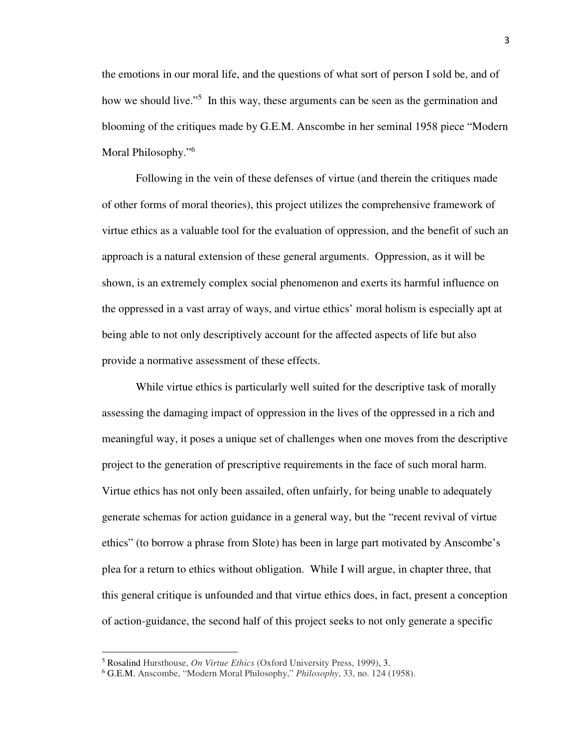the emotions in our moral life, and the questions of what sort of person I sold be, and of how we should live."[5] In this way, these arguments can be seen as the germination and blooming of the critiques made by G.E.M. Anscombe in her seminal 1958 piece "Modern Moral Philosophy."[6]

Following in the vein of these defenses of virtue (and therein the critiques made of other forms of moral theories), this project utilizes the comprehensive framework of virtue ethics as a valuable tool for the evaluation of oppression, and the benefit of such an approach is a natural extension of these general arguments. Oppression, as it will be shown, is an extremely complex social phenomenon and exerts its harmful influence on the oppressed in a vast array of ways, and virtue ethics' moral holism is especially apt at being able to not only descriptively account for the affected aspects of life but also provide a normative assessment of these effects.

While virtue ethics is particularly well suited for the descriptive task of morally assessing the damaging impact of oppression in the lives of the oppressed in a rich and meaningful way, it poses a unique set of challenges when one moves from the descriptive project to the generation of prescriptive requirements in the face of such moral harm. Virtue ethics has not only been assailed, often unfairly, for being unable to adequately generate schemas for action guidance in a general way, but the "recent revival of virtue ethics" (to borrow a phrase from Slote) has been in large part motivated by Anscombe's plea for a return to ethics without obligation. While I will argue, in chapter three, that this general critique is unfounded and that virtue ethics does, in fact, present a conception of action-guidance, the second half of this project seeks to not only generate a specific

---

[5] Rosalind Hursthouse, *On Virtue Ethics* (Oxford University Press, 1999), 3.

[6] G.E.M. Anscombe, "Modern Moral Philosophy," *Philosophy*, 33, no. 124 (1958).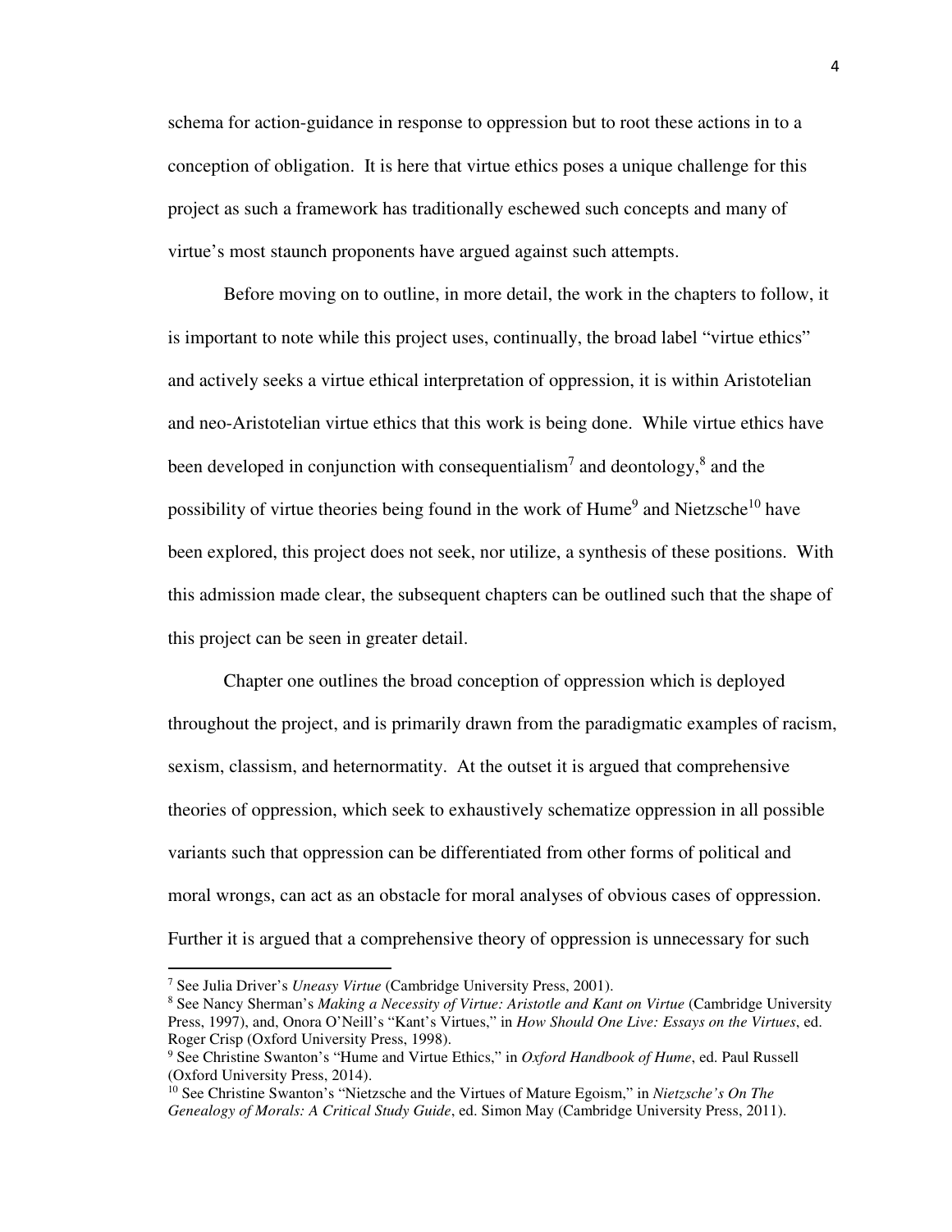schema for action-guidance in response to oppression but to root these actions in to a conception of obligation. It is here that virtue ethics poses a unique challenge for this project as such a framework has traditionally eschewed such concepts and many of virtue's most staunch proponents have argued against such attempts.

Before moving on to outline, in more detail, the work in the chapters to follow, it is important to note while this project uses, continually, the broad label "virtue ethics" and actively seeks a virtue ethical interpretation of oppression, it is within Aristotelian and neo-Aristotelian virtue ethics that this work is being done. While virtue ethics have been developed in conjunction with consequentialism[7] and deontology,[8] and the possibility of virtue theories being found in the work of Hume[9] and Nietzsche[10] have been explored, this project does not seek, nor utilize, a synthesis of these positions. With this admission made clear, the subsequent chapters can be outlined such that the shape of this project can be seen in greater detail.

Chapter one outlines the broad conception of oppression which is deployed throughout the project, and is primarily drawn from the paradigmatic examples of racism, sexism, classism, and heternormatity. At the outset it is argued that comprehensive theories of oppression, which seek to exhaustively schematize oppression in all possible variants such that oppression can be differentiated from other forms of political and moral wrongs, can act as an obstacle for moral analyses of obvious cases of oppression. Further it is argued that a comprehensive theory of oppression is unnecessary for such

---

[7] See Julia Driver's *Uneasy Virtue* (Cambridge University Press, 2001).

[8] See Nancy Sherman's *Making a Necessity of Virtue: Aristotle and Kant on Virtue* (Cambridge University Press, 1997), and, Onora O'Neill's "Kant's Virtues," in *How Should One Live: Essays on the Virtues*, ed. Roger Crisp (Oxford University Press, 1998).

[9] See Christine Swanton's "Hume and Virtue Ethics," in *Oxford Handbook of Hume*, ed. Paul Russell (Oxford University Press, 2014).

[10] See Christine Swanton's "Nietzsche and the Virtues of Mature Egoism," in *Nietzsche's On The Genealogy of Morals: A Critical Study Guide*, ed. Simon May (Cambridge University Press, 2011).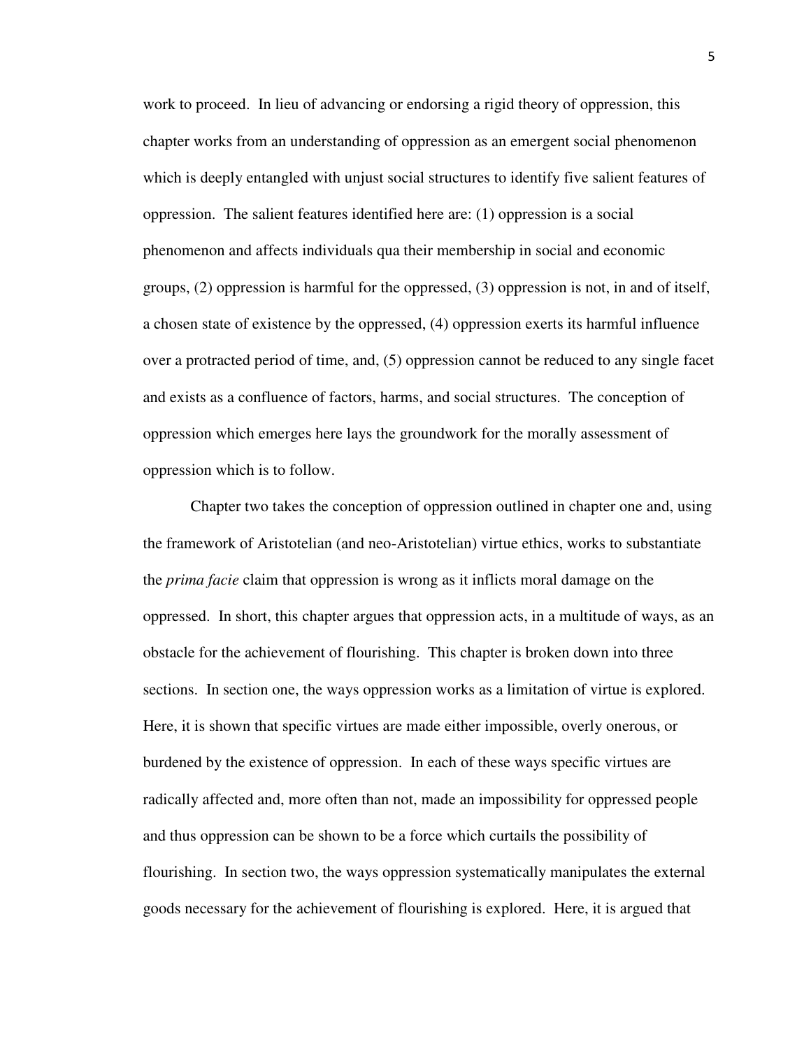work to proceed. In lieu of advancing or endorsing a rigid theory of oppression, this chapter works from an understanding of oppression as an emergent social phenomenon which is deeply entangled with unjust social structures to identify five salient features of oppression. The salient features identified here are: (1) oppression is a social phenomenon and affects individuals qua their membership in social and economic groups, (2) oppression is harmful for the oppressed, (3) oppression is not, in and of itself, a chosen state of existence by the oppressed, (4) oppression exerts its harmful influence over a protracted period of time, and, (5) oppression cannot be reduced to any single facet and exists as a confluence of factors, harms, and social structures. The conception of oppression which emerges here lays the groundwork for the morally assessment of oppression which is to follow.

Chapter two takes the conception of oppression outlined in chapter one and, using the framework of Aristotelian (and neo-Aristotelian) virtue ethics, works to substantiate the *prima facie* claim that oppression is wrong as it inflicts moral damage on the oppressed. In short, this chapter argues that oppression acts, in a multitude of ways, as an obstacle for the achievement of flourishing. This chapter is broken down into three sections. In section one, the ways oppression works as a limitation of virtue is explored. Here, it is shown that specific virtues are made either impossible, overly onerous, or burdened by the existence of oppression. In each of these ways specific virtues are radically affected and, more often than not, made an impossibility for oppressed people and thus oppression can be shown to be a force which curtails the possibility of flourishing. In section two, the ways oppression systematically manipulates the external goods necessary for the achievement of flourishing is explored. Here, it is argued that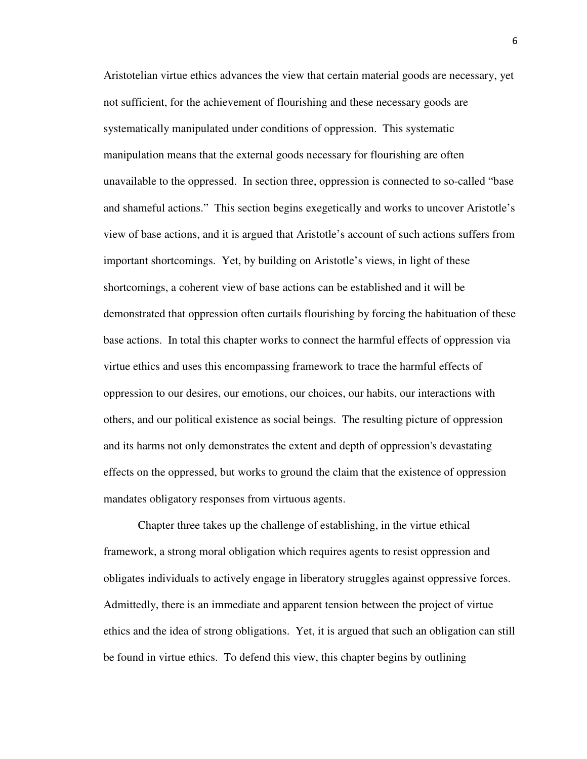Aristotelian virtue ethics advances the view that certain material goods are necessary, yet not sufficient, for the achievement of flourishing and these necessary goods are systematically manipulated under conditions of oppression. This systematic manipulation means that the external goods necessary for flourishing are often unavailable to the oppressed. In section three, oppression is connected to so-called "base and shameful actions." This section begins exegetically and works to uncover Aristotle's view of base actions, and it is argued that Aristotle's account of such actions suffers from important shortcomings. Yet, by building on Aristotle's views, in light of these shortcomings, a coherent view of base actions can be established and it will be demonstrated that oppression often curtails flourishing by forcing the habituation of these base actions. In total this chapter works to connect the harmful effects of oppression via virtue ethics and uses this encompassing framework to trace the harmful effects of oppression to our desires, our emotions, our choices, our habits, our interactions with others, and our political existence as social beings. The resulting picture of oppression and its harms not only demonstrates the extent and depth of oppression's devastating effects on the oppressed, but works to ground the claim that the existence of oppression mandates obligatory responses from virtuous agents.

Chapter three takes up the challenge of establishing, in the virtue ethical framework, a strong moral obligation which requires agents to resist oppression and obligates individuals to actively engage in liberatory struggles against oppressive forces. Admittedly, there is an immediate and apparent tension between the project of virtue ethics and the idea of strong obligations. Yet, it is argued that such an obligation can still be found in virtue ethics. To defend this view, this chapter begins by outlining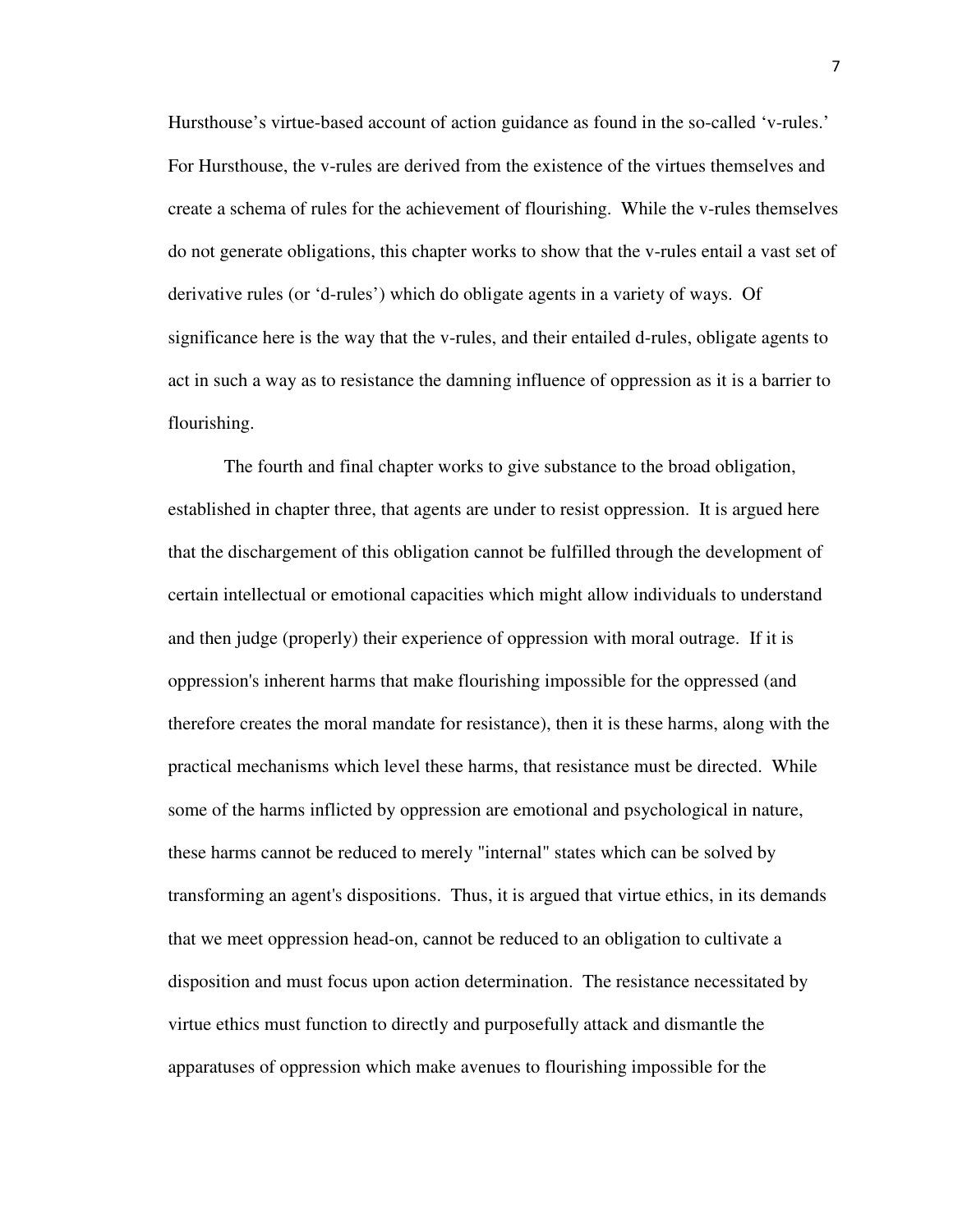Hursthouse's virtue-based account of action guidance as found in the so-called 'v-rules.' For Hursthouse, the v-rules are derived from the existence of the virtues themselves and create a schema of rules for the achievement of flourishing. While the v-rules themselves do not generate obligations, this chapter works to show that the v-rules entail a vast set of derivative rules (or 'd-rules') which do obligate agents in a variety of ways. Of significance here is the way that the v-rules, and their entailed d-rules, obligate agents to act in such a way as to resistance the damning influence of oppression as it is a barrier to flourishing.

The fourth and final chapter works to give substance to the broad obligation, established in chapter three, that agents are under to resist oppression. It is argued here that the dischargement of this obligation cannot be fulfilled through the development of certain intellectual or emotional capacities which might allow individuals to understand and then judge (properly) their experience of oppression with moral outrage. If it is oppression's inherent harms that make flourishing impossible for the oppressed (and therefore creates the moral mandate for resistance), then it is these harms, along with the practical mechanisms which level these harms, that resistance must be directed. While some of the harms inflicted by oppression are emotional and psychological in nature, these harms cannot be reduced to merely "internal" states which can be solved by transforming an agent's dispositions. Thus, it is argued that virtue ethics, in its demands that we meet oppression head-on, cannot be reduced to an obligation to cultivate a disposition and must focus upon action determination. The resistance necessitated by virtue ethics must function to directly and purposefully attack and dismantle the apparatuses of oppression which make avenues to flourishing impossible for the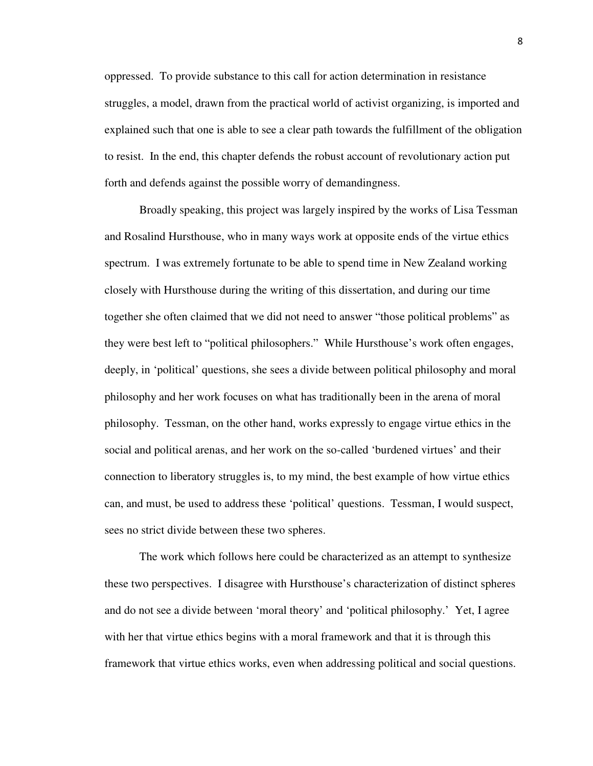oppressed. To provide substance to this call for action determination in resistance struggles, a model, drawn from the practical world of activist organizing, is imported and explained such that one is able to see a clear path towards the fulfillment of the obligation to resist. In the end, this chapter defends the robust account of revolutionary action put forth and defends against the possible worry of demandingness.

Broadly speaking, this project was largely inspired by the works of Lisa Tessman and Rosalind Hursthouse, who in many ways work at opposite ends of the virtue ethics spectrum. I was extremely fortunate to be able to spend time in New Zealand working closely with Hursthouse during the writing of this dissertation, and during our time together she often claimed that we did not need to answer "those political problems" as they were best left to "political philosophers." While Hursthouse's work often engages, deeply, in 'political' questions, she sees a divide between political philosophy and moral philosophy and her work focuses on what has traditionally been in the arena of moral philosophy. Tessman, on the other hand, works expressly to engage virtue ethics in the social and political arenas, and her work on the so-called 'burdened virtues' and their connection to liberatory struggles is, to my mind, the best example of how virtue ethics can, and must, be used to address these 'political' questions. Tessman, I would suspect, sees no strict divide between these two spheres.

The work which follows here could be characterized as an attempt to synthesize these two perspectives. I disagree with Hursthouse's characterization of distinct spheres and do not see a divide between 'moral theory' and 'political philosophy.' Yet, I agree with her that virtue ethics begins with a moral framework and that it is through this framework that virtue ethics works, even when addressing political and social questions.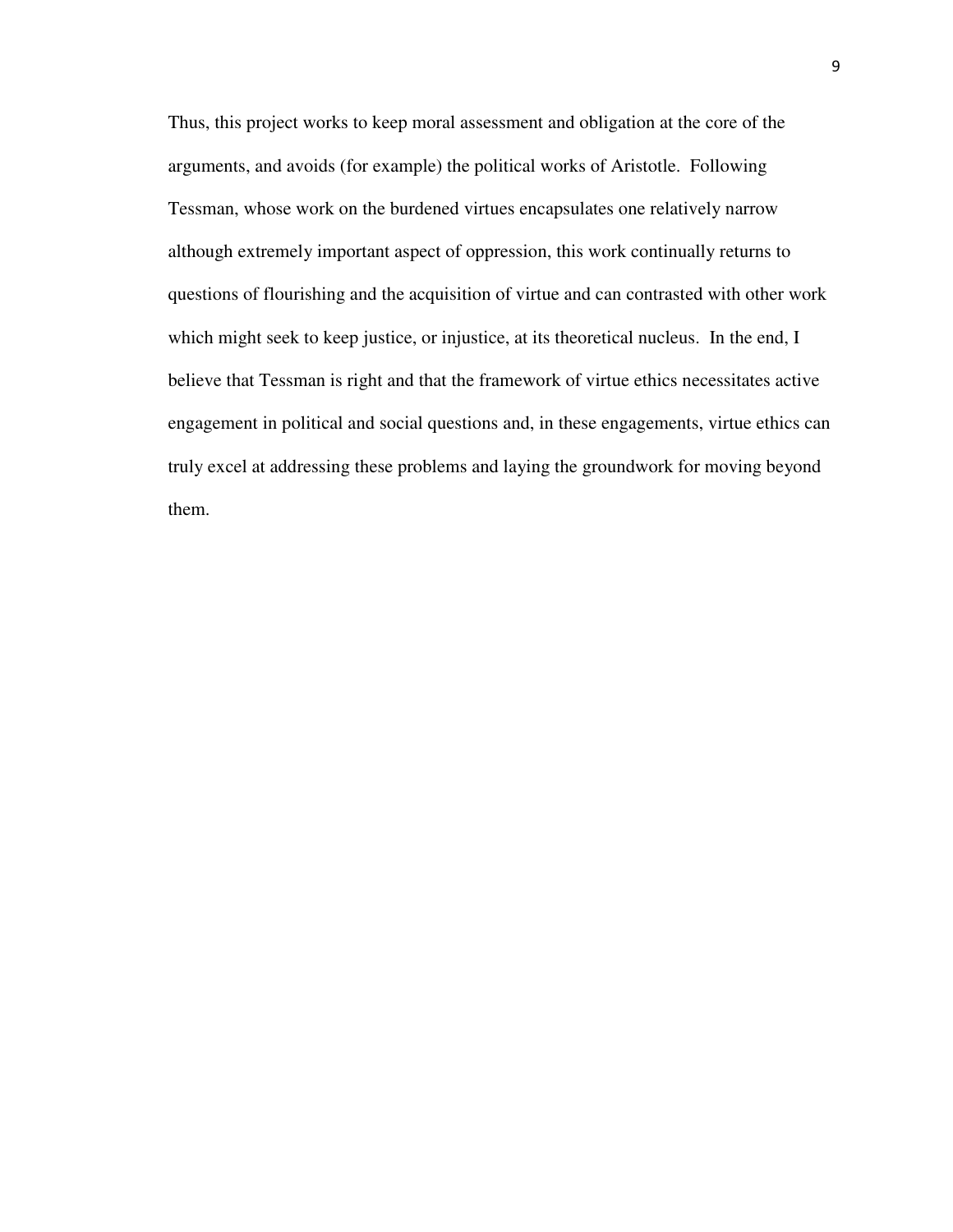Thus, this project works to keep moral assessment and obligation at the core of the arguments, and avoids (for example) the political works of Aristotle. Following Tessman, whose work on the burdened virtues encapsulates one relatively narrow although extremely important aspect of oppression, this work continually returns to questions of flourishing and the acquisition of virtue and can contrasted with other work which might seek to keep justice, or injustice, at its theoretical nucleus. In the end, I believe that Tessman is right and that the framework of virtue ethics necessitates active engagement in political and social questions and, in these engagements, virtue ethics can truly excel at addressing these problems and laying the groundwork for moving beyond them.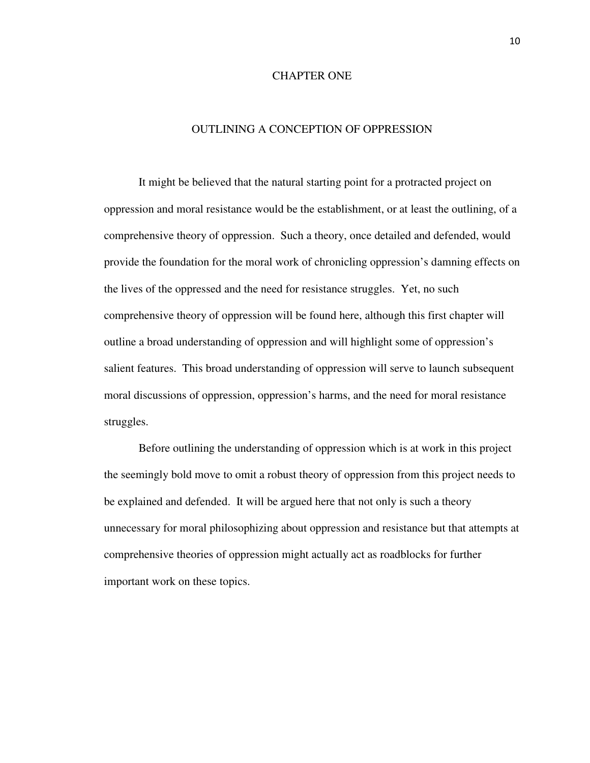# CHAPTER ONE

## OUTLINING A CONCEPTION OF OPPRESSION

It might be believed that the natural starting point for a protracted project on oppression and moral resistance would be the establishment, or at least the outlining, of a comprehensive theory of oppression. Such a theory, once detailed and defended, would provide the foundation for the moral work of chronicling oppression's damning effects on the lives of the oppressed and the need for resistance struggles. Yet, no such comprehensive theory of oppression will be found here, although this first chapter will outline a broad understanding of oppression and will highlight some of oppression's salient features. This broad understanding of oppression will serve to launch subsequent moral discussions of oppression, oppression's harms, and the need for moral resistance struggles.

Before outlining the understanding of oppression which is at work in this project the seemingly bold move to omit a robust theory of oppression from this project needs to be explained and defended. It will be argued here that not only is such a theory unnecessary for moral philosophizing about oppression and resistance but that attempts at comprehensive theories of oppression might actually act as roadblocks for further important work on these topics.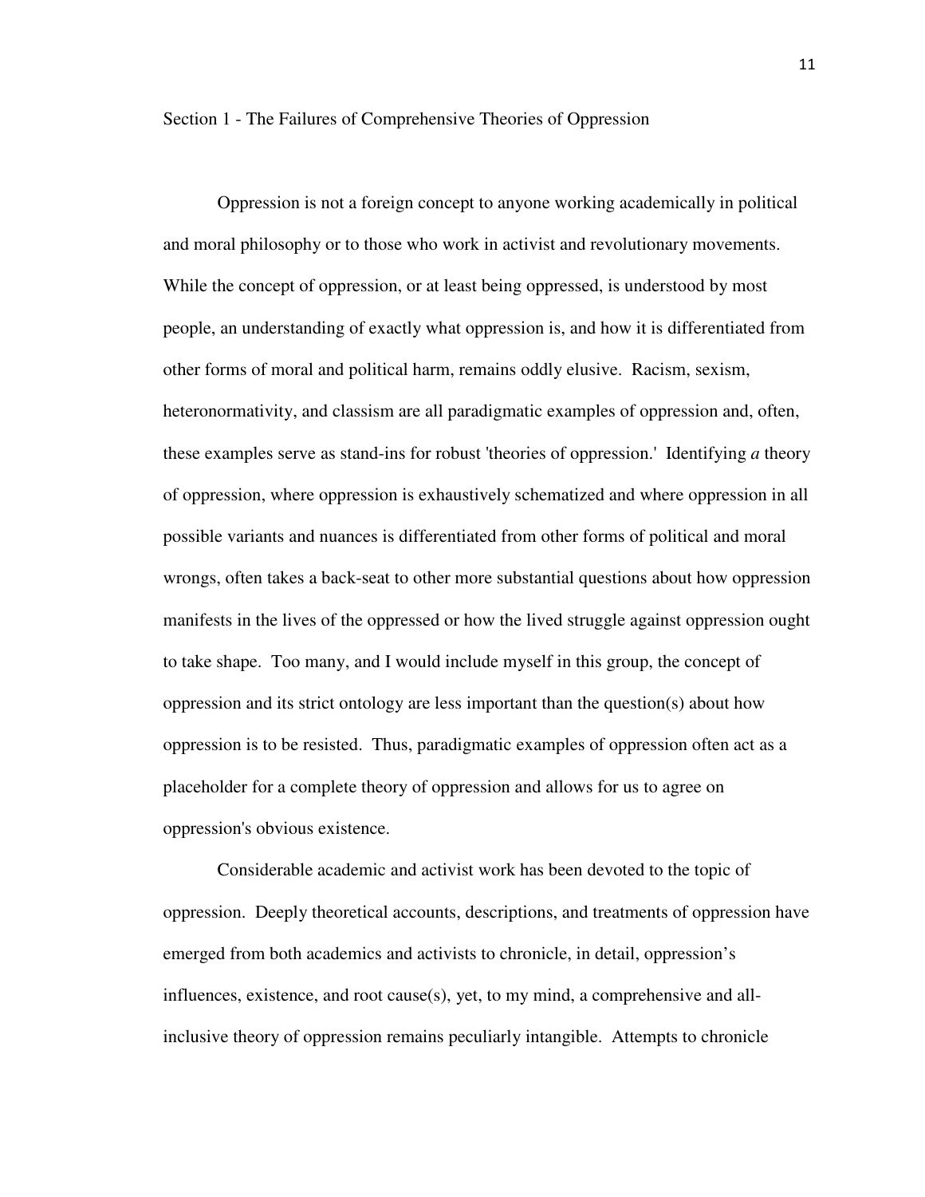## Section 1 - The Failures of Comprehensive Theories of Oppression

Oppression is not a foreign concept to anyone working academically in political and moral philosophy or to those who work in activist and revolutionary movements. While the concept of oppression, or at least being oppressed, is understood by most people, an understanding of exactly what oppression is, and how it is differentiated from other forms of moral and political harm, remains oddly elusive. Racism, sexism, heteronormativity, and classism are all paradigmatic examples of oppression and, often, these examples serve as stand-ins for robust 'theories of oppression.' Identifying *a* theory of oppression, where oppression is exhaustively schematized and where oppression in all possible variants and nuances is differentiated from other forms of political and moral wrongs, often takes a back-seat to other more substantial questions about how oppression manifests in the lives of the oppressed or how the lived struggle against oppression ought to take shape. Too many, and I would include myself in this group, the concept of oppression and its strict ontology are less important than the question(s) about how oppression is to be resisted. Thus, paradigmatic examples of oppression often act as a placeholder for a complete theory of oppression and allows for us to agree on oppression's obvious existence.

Considerable academic and activist work has been devoted to the topic of oppression. Deeply theoretical accounts, descriptions, and treatments of oppression have emerged from both academics and activists to chronicle, in detail, oppression's influences, existence, and root cause(s), yet, to my mind, a comprehensive and all-inclusive theory of oppression remains peculiarly intangible. Attempts to chronicle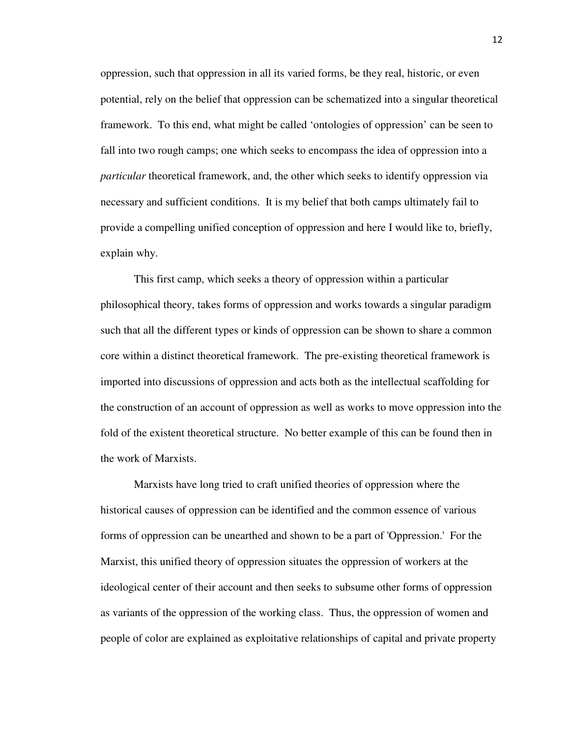oppression, such that oppression in all its varied forms, be they real, historic, or even potential, rely on the belief that oppression can be schematized into a singular theoretical framework. To this end, what might be called 'ontologies of oppression' can be seen to fall into two rough camps; one which seeks to encompass the idea of oppression into a *particular* theoretical framework, and, the other which seeks to identify oppression via necessary and sufficient conditions. It is my belief that both camps ultimately fail to provide a compelling unified conception of oppression and here I would like to, briefly, explain why.

This first camp, which seeks a theory of oppression within a particular philosophical theory, takes forms of oppression and works towards a singular paradigm such that all the different types or kinds of oppression can be shown to share a common core within a distinct theoretical framework. The pre-existing theoretical framework is imported into discussions of oppression and acts both as the intellectual scaffolding for the construction of an account of oppression as well as works to move oppression into the fold of the existent theoretical structure. No better example of this can be found then in the work of Marxists.

Marxists have long tried to craft unified theories of oppression where the historical causes of oppression can be identified and the common essence of various forms of oppression can be unearthed and shown to be a part of 'Oppression.' For the Marxist, this unified theory of oppression situates the oppression of workers at the ideological center of their account and then seeks to subsume other forms of oppression as variants of the oppression of the working class. Thus, the oppression of women and people of color are explained as exploitative relationships of capital and private property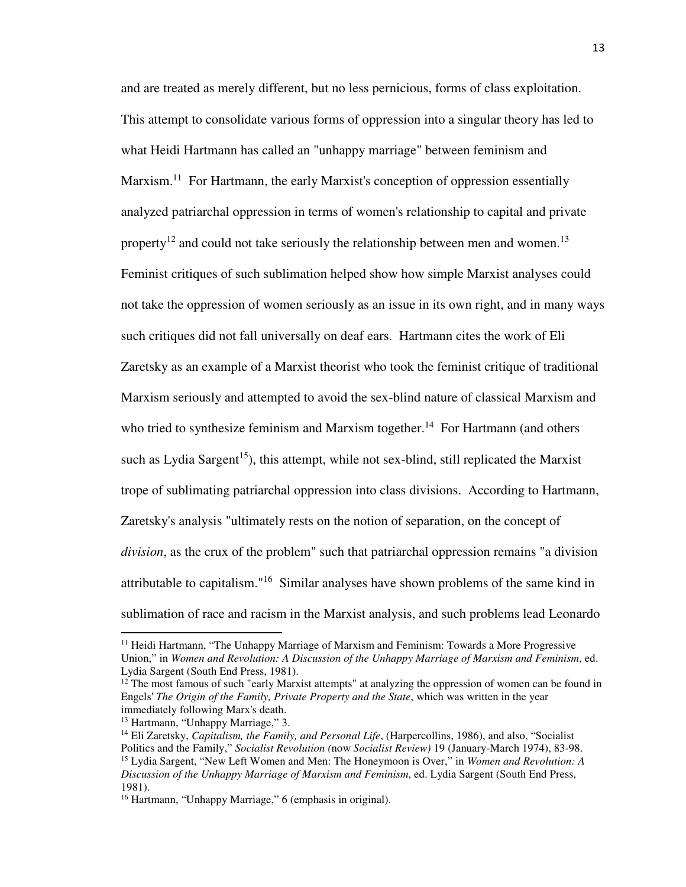and are treated as merely different, but no less pernicious, forms of class exploitation. This attempt to consolidate various forms of oppression into a singular theory has led to what Heidi Hartmann has called an "unhappy marriage" between feminism and Marxism.[11] For Hartmann, the early Marxist's conception of oppression essentially analyzed patriarchal oppression in terms of women's relationship to capital and private property[12] and could not take seriously the relationship between men and women.[13] Feminist critiques of such sublimation helped show how simple Marxist analyses could not take the oppression of women seriously as an issue in its own right, and in many ways such critiques did not fall universally on deaf ears. Hartmann cites the work of Eli Zaretsky as an example of a Marxist theorist who took the feminist critique of traditional Marxism seriously and attempted to avoid the sex-blind nature of classical Marxism and who tried to synthesize feminism and Marxism together.[14] For Hartmann (and others such as Lydia Sargent[15]), this attempt, while not sex-blind, still replicated the Marxist trope of sublimating patriarchal oppression into class divisions. According to Hartmann, Zaretsky's analysis "ultimately rests on the notion of separation, on the concept of *division*, as the crux of the problem" such that patriarchal oppression remains "a division attributable to capitalism."[16] Similar analyses have shown problems of the same kind in sublimation of race and racism in the Marxist analysis, and such problems lead Leonardo

---

[11] Heidi Hartmann, "The Unhappy Marriage of Marxism and Feminism: Towards a More Progressive Union," in *Women and Revolution: A Discussion of the Unhappy Marriage of Marxism and Feminism*, ed. Lydia Sargent (South End Press, 1981).

[12] The most famous of such "early Marxist attempts" at analyzing the oppression of women can be found in Engels' *The Origin of the Family, Private Property and the State*, which was written in the year immediately following Marx's death.

[13] Hartmann, "Unhappy Marriage," 3.

[14] Eli Zaretsky, *Capitalism, the Family, and Personal Life*, (Harpercollins, 1986), and also, "Socialist Politics and the Family," *Socialist Revolution (*now *Socialist Review)* 19 (January-March 1974), 83-98.

[15] Lydia Sargent, "New Left Women and Men: The Honeymoon is Over," in *Women and Revolution: A Discussion of the Unhappy Marriage of Marxism and Feminism*, ed. Lydia Sargent (South End Press, 1981).

[16] Hartmann, "Unhappy Marriage," 6 (emphasis in original).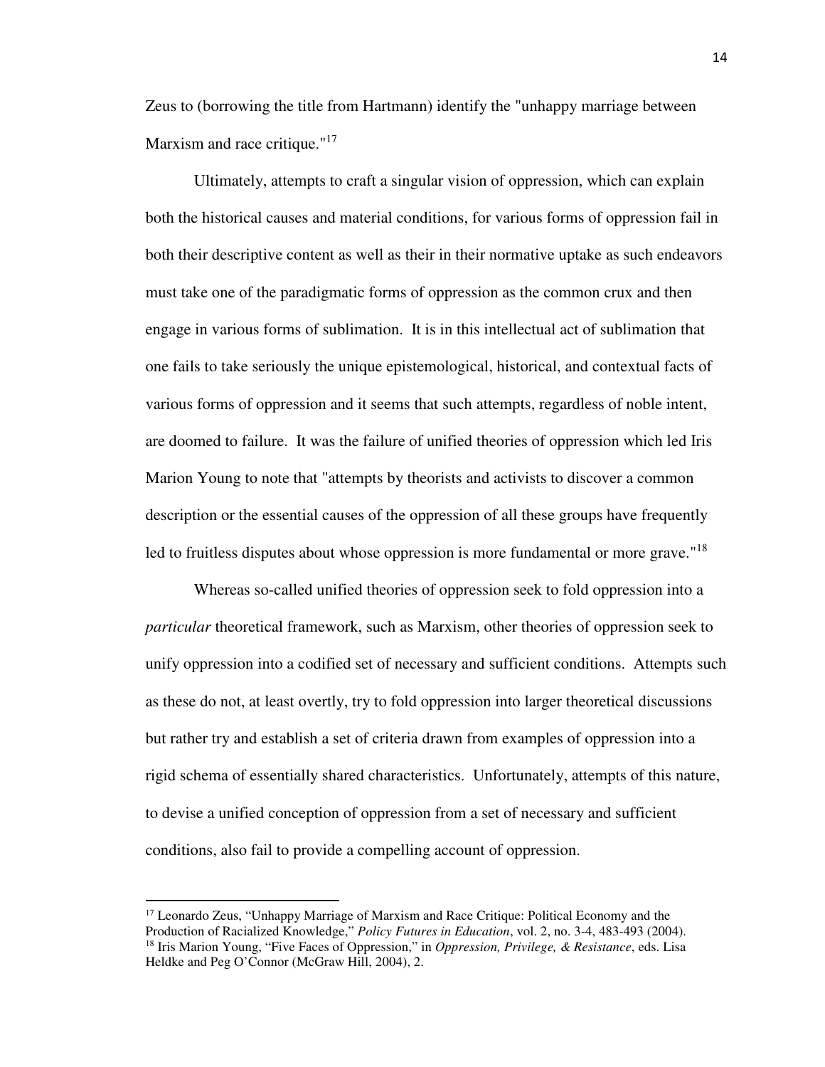Zeus to (borrowing the title from Hartmann) identify the "unhappy marriage between Marxism and race critique."[17]

Ultimately, attempts to craft a singular vision of oppression, which can explain both the historical causes and material conditions, for various forms of oppression fail in both their descriptive content as well as their in their normative uptake as such endeavors must take one of the paradigmatic forms of oppression as the common crux and then engage in various forms of sublimation. It is in this intellectual act of sublimation that one fails to take seriously the unique epistemological, historical, and contextual facts of various forms of oppression and it seems that such attempts, regardless of noble intent, are doomed to failure. It was the failure of unified theories of oppression which led Iris Marion Young to note that "attempts by theorists and activists to discover a common description or the essential causes of the oppression of all these groups have frequently led to fruitless disputes about whose oppression is more fundamental or more grave."[18]

Whereas so-called unified theories of oppression seek to fold oppression into a *particular* theoretical framework, such as Marxism, other theories of oppression seek to unify oppression into a codified set of necessary and sufficient conditions. Attempts such as these do not, at least overtly, try to fold oppression into larger theoretical discussions but rather try and establish a set of criteria drawn from examples of oppression into a rigid schema of essentially shared characteristics. Unfortunately, attempts of this nature, to devise a unified conception of oppression from a set of necessary and sufficient conditions, also fail to provide a compelling account of oppression.

---

[17] Leonardo Zeus, "Unhappy Marriage of Marxism and Race Critique: Political Economy and the Production of Racialized Knowledge," *Policy Futures in Education*, vol. 2, no. 3-4, 483-493 (2004).

[18] Iris Marion Young, "Five Faces of Oppression," in *Oppression, Privilege, & Resistance*, eds. Lisa Heldke and Peg O'Connor (McGraw Hill, 2004), 2.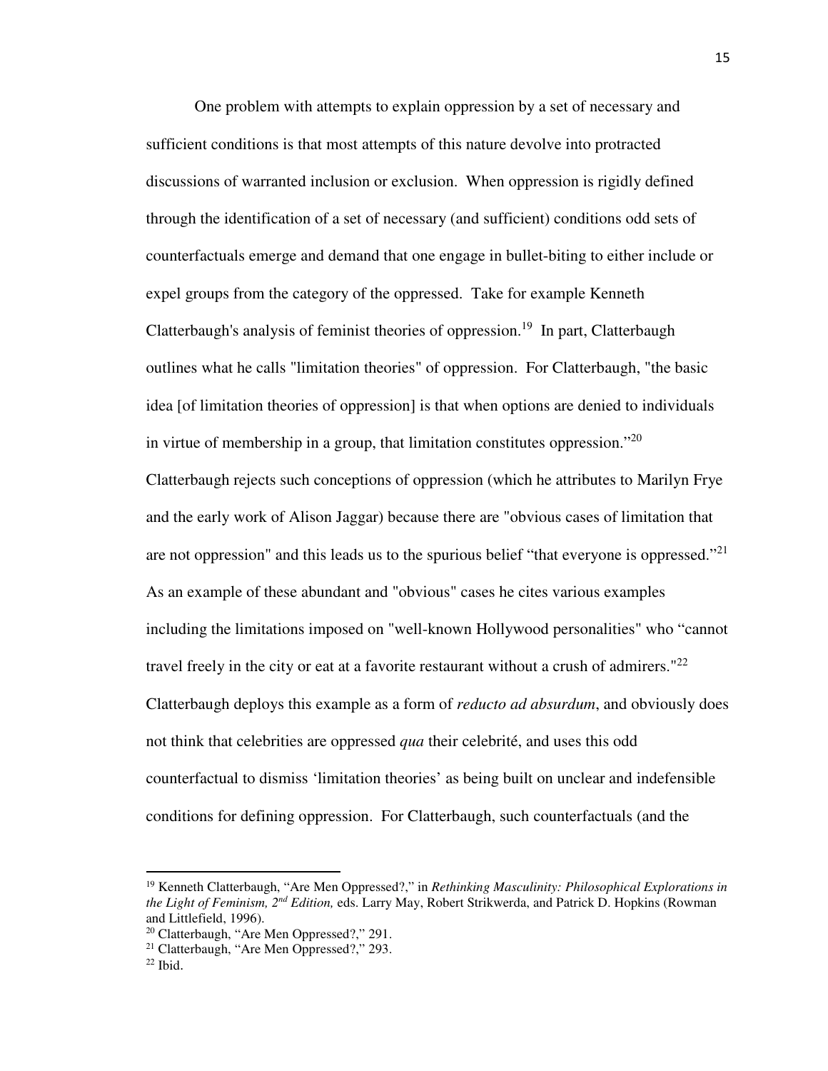One problem with attempts to explain oppression by a set of necessary and sufficient conditions is that most attempts of this nature devolve into protracted discussions of warranted inclusion or exclusion. When oppression is rigidly defined through the identification of a set of necessary (and sufficient) conditions odd sets of counterfactuals emerge and demand that one engage in bullet-biting to either include or expel groups from the category of the oppressed. Take for example Kenneth Clatterbaugh's analysis of feminist theories of oppression.[19] In part, Clatterbaugh outlines what he calls "limitation theories" of oppression. For Clatterbaugh, "the basic idea [of limitation theories of oppression] is that when options are denied to individuals in virtue of membership in a group, that limitation constitutes oppression."[20] Clatterbaugh rejects such conceptions of oppression (which he attributes to Marilyn Frye and the early work of Alison Jaggar) because there are "obvious cases of limitation that are not oppression" and this leads us to the spurious belief "that everyone is oppressed."[21] As an example of these abundant and "obvious" cases he cites various examples including the limitations imposed on "well-known Hollywood personalities" who "cannot travel freely in the city or eat at a favorite restaurant without a crush of admirers."[22] Clatterbaugh deploys this example as a form of *reducto ad absurdum*, and obviously does not think that celebrities are oppressed *qua* their celebrité, and uses this odd counterfactual to dismiss 'limitation theories' as being built on unclear and indefensible conditions for defining oppression. For Clatterbaugh, such counterfactuals (and the

---

[19] Kenneth Clatterbaugh, "Are Men Oppressed?," in *Rethinking Masculinity: Philosophical Explorations in the Light of Feminism, 2nd Edition,* eds. Larry May, Robert Strikwerda, and Patrick D. Hopkins (Rowman and Littlefield, 1996).

[20] Clatterbaugh, "Are Men Oppressed?," 291.

[21] Clatterbaugh, "Are Men Oppressed?," 293.

[22] Ibid.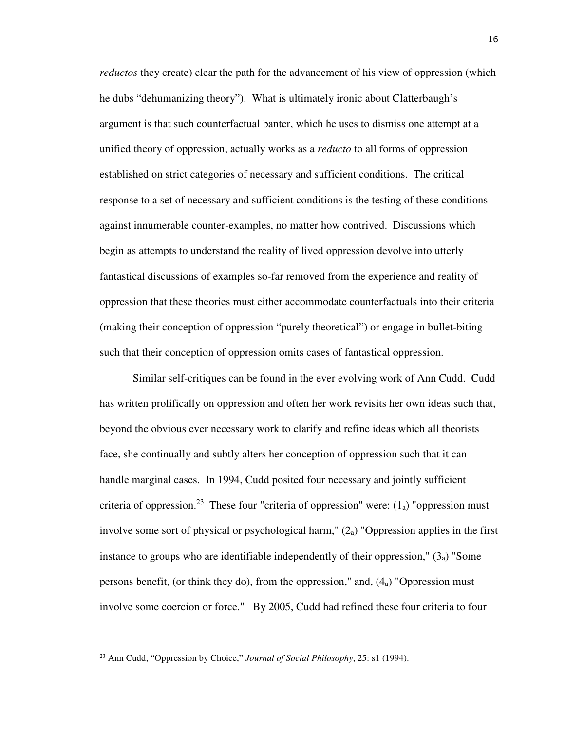*reductos* they create) clear the path for the advancement of his view of oppression (which he dubs “dehumanizing theory”). What is ultimately ironic about Clatterbaugh’s argument is that such counterfactual banter, which he uses to dismiss one attempt at a unified theory of oppression, actually works as a *reducto* to all forms of oppression established on strict categories of necessary and sufficient conditions. The critical response to a set of necessary and sufficient conditions is the testing of these conditions against innumerable counter-examples, no matter how contrived. Discussions which begin as attempts to understand the reality of lived oppression devolve into utterly fantastical discussions of examples so-far removed from the experience and reality of oppression that these theories must either accommodate counterfactuals into their criteria (making their conception of oppression “purely theoretical”) or engage in bullet-biting such that their conception of oppression omits cases of fantastical oppression.

Similar self-critiques can be found in the ever evolving work of Ann Cudd. Cudd has written prolifically on oppression and often her work revisits her own ideas such that, beyond the obvious ever necessary work to clarify and refine ideas which all theorists face, she continually and subtly alters her conception of oppression such that it can handle marginal cases. In 1994, Cudd posited four necessary and jointly sufficient criteria of oppression.[23] These four "criteria of oppression" were: ($1_a$) "oppression must involve some sort of physical or psychological harm," ($2_a$) "Oppression applies in the first instance to groups who are identifiable independently of their oppression," ($3_a$) "Some persons benefit, (or think they do), from the oppression," and, ($4_a$) "Oppression must involve some coercion or force." By 2005, Cudd had refined these four criteria to four

[23] Ann Cudd, “Oppression by Choice,” *Journal of Social Philosophy*, 25: s1 (1994).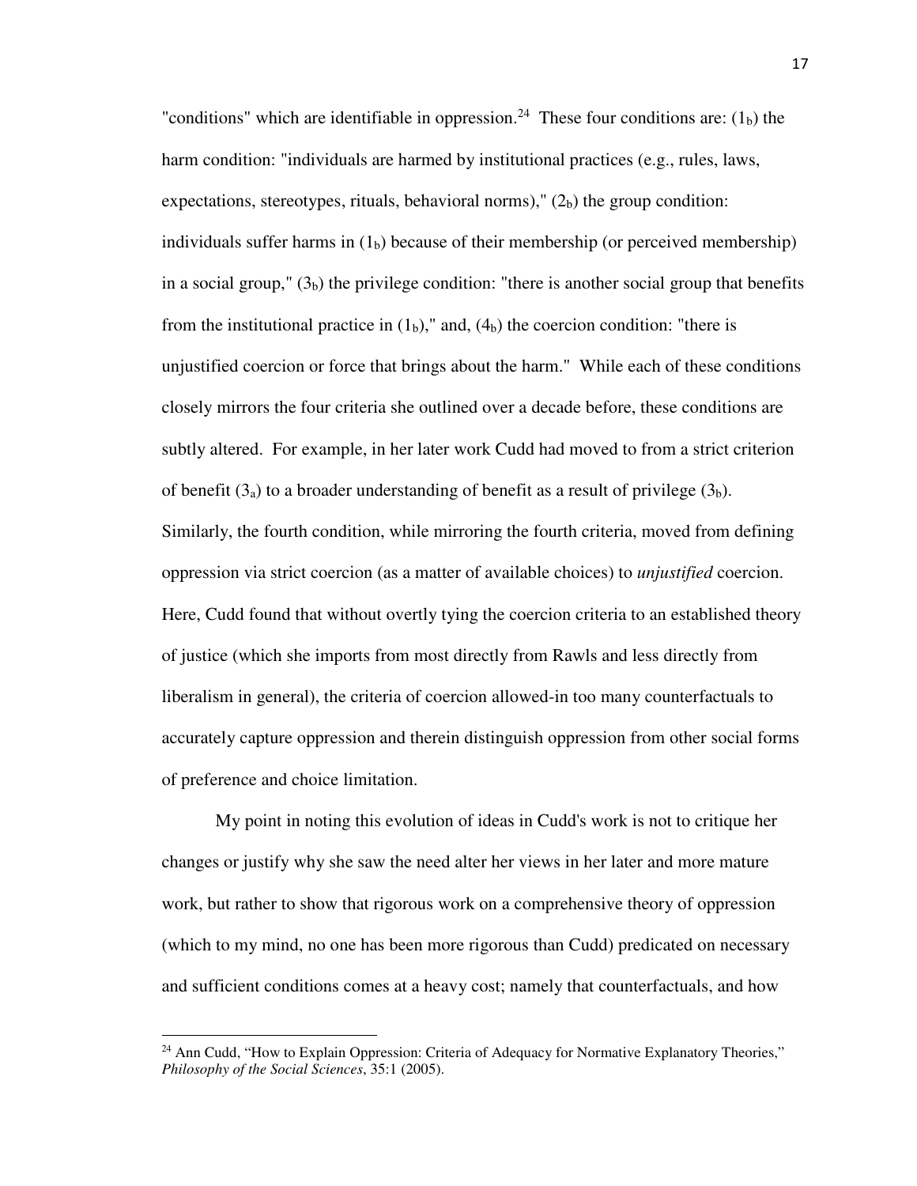"conditions" which are identifiable in oppression.[24] These four conditions are: ($1_b$) the harm condition: "individuals are harmed by institutional practices (e.g., rules, laws, expectations, stereotypes, rituals, behavioral norms)," ($2_b$) the group condition: individuals suffer harms in ($1_b$) because of their membership (or perceived membership) in a social group," ($3_b$) the privilege condition: "there is another social group that benefits from the institutional practice in ($1_b$)," and, ($4_b$) the coercion condition: "there is unjustified coercion or force that brings about the harm." While each of these conditions closely mirrors the four criteria she outlined over a decade before, these conditions are subtly altered. For example, in her later work Cudd had moved to from a strict criterion of benefit ($3_a$) to a broader understanding of benefit as a result of privilege ($3_b$). Similarly, the fourth condition, while mirroring the fourth criteria, moved from defining oppression via strict coercion (as a matter of available choices) to *unjustified* coercion. Here, Cudd found that without overtly tying the coercion criteria to an established theory of justice (which she imports from most directly from Rawls and less directly from liberalism in general), the criteria of coercion allowed-in too many counterfactuals to accurately capture oppression and therein distinguish oppression from other social forms of preference and choice limitation.

My point in noting this evolution of ideas in Cudd's work is not to critique her changes or justify why she saw the need alter her views in her later and more mature work, but rather to show that rigorous work on a comprehensive theory of oppression (which to my mind, no one has been more rigorous than Cudd) predicated on necessary and sufficient conditions comes at a heavy cost; namely that counterfactuals, and how

[24] Ann Cudd, "How to Explain Oppression: Criteria of Adequacy for Normative Explanatory Theories," *Philosophy of the Social Sciences*, 35:1 (2005).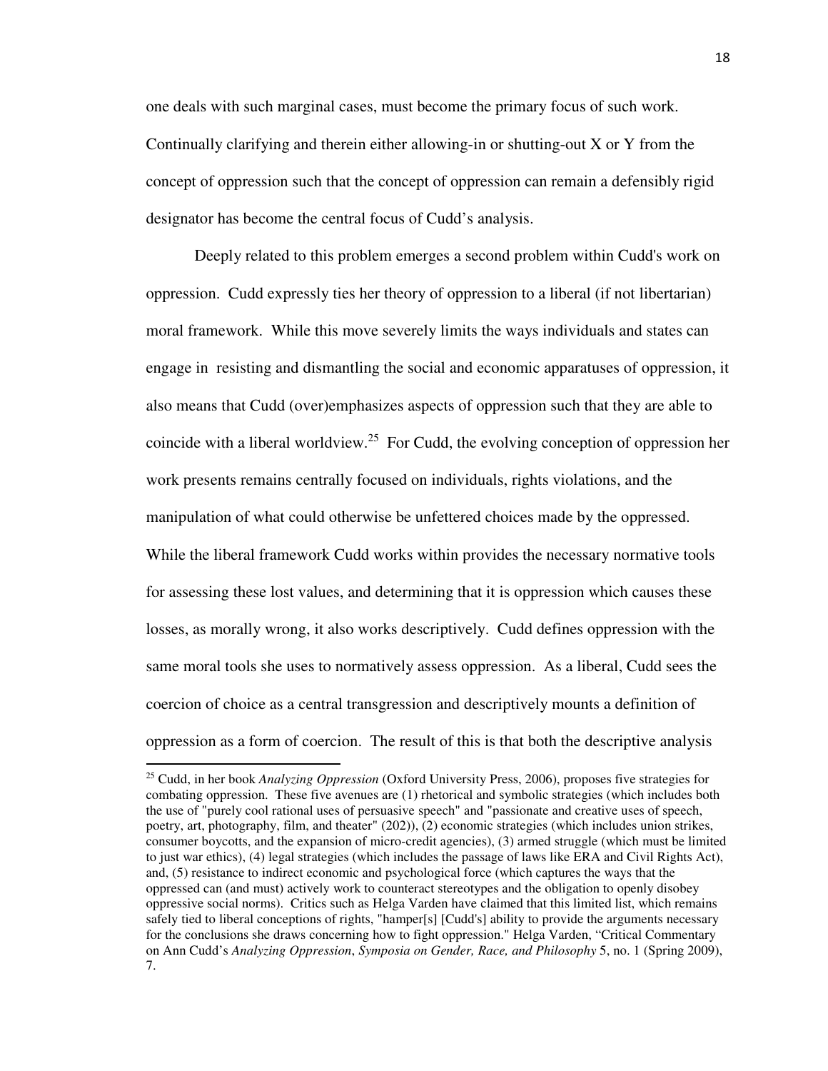one deals with such marginal cases, must become the primary focus of such work. Continually clarifying and therein either allowing-in or shutting-out X or Y from the concept of oppression such that the concept of oppression can remain a defensibly rigid designator has become the central focus of Cudd's analysis.

Deeply related to this problem emerges a second problem within Cudd's work on oppression. Cudd expressly ties her theory of oppression to a liberal (if not libertarian) moral framework. While this move severely limits the ways individuals and states can engage in resisting and dismantling the social and economic apparatuses of oppression, it also means that Cudd (over)emphasizes aspects of oppression such that they are able to coincide with a liberal worldview.[25] For Cudd, the evolving conception of oppression her work presents remains centrally focused on individuals, rights violations, and the manipulation of what could otherwise be unfettered choices made by the oppressed. While the liberal framework Cudd works within provides the necessary normative tools for assessing these lost values, and determining that it is oppression which causes these losses, as morally wrong, it also works descriptively. Cudd defines oppression with the same moral tools she uses to normatively assess oppression. As a liberal, Cudd sees the coercion of choice as a central transgression and descriptively mounts a definition of oppression as a form of coercion. The result of this is that both the descriptive analysis

[25] Cudd, in her book *Analyzing Oppression* (Oxford University Press, 2006), proposes five strategies for combating oppression. These five avenues are (1) rhetorical and symbolic strategies (which includes both the use of "purely cool rational uses of persuasive speech" and "passionate and creative uses of speech, poetry, art, photography, film, and theater" (202)), (2) economic strategies (which includes union strikes, consumer boycotts, and the expansion of micro-credit agencies), (3) armed struggle (which must be limited to just war ethics), (4) legal strategies (which includes the passage of laws like ERA and Civil Rights Act), and, (5) resistance to indirect economic and psychological force (which captures the ways that the oppressed can (and must) actively work to counteract stereotypes and the obligation to openly disobey oppressive social norms). Critics such as Helga Varden have claimed that this limited list, which remains safely tied to liberal conceptions of rights, "hamper[s] [Cudd's] ability to provide the arguments necessary for the conclusions she draws concerning how to fight oppression." Helga Varden, "Critical Commentary on Ann Cudd's *Analyzing Oppression*, *Symposia on Gender, Race, and Philosophy* 5, no. 1 (Spring 2009), 7.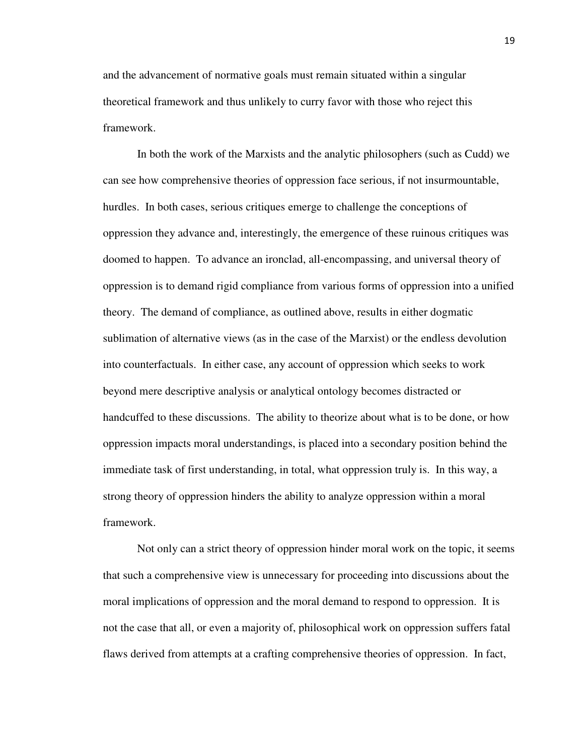and the advancement of normative goals must remain situated within a singular theoretical framework and thus unlikely to curry favor with those who reject this framework.

In both the work of the Marxists and the analytic philosophers (such as Cudd) we can see how comprehensive theories of oppression face serious, if not insurmountable, hurdles. In both cases, serious critiques emerge to challenge the conceptions of oppression they advance and, interestingly, the emergence of these ruinous critiques was doomed to happen. To advance an ironclad, all-encompassing, and universal theory of oppression is to demand rigid compliance from various forms of oppression into a unified theory. The demand of compliance, as outlined above, results in either dogmatic sublimation of alternative views (as in the case of the Marxist) or the endless devolution into counterfactuals. In either case, any account of oppression which seeks to work beyond mere descriptive analysis or analytical ontology becomes distracted or handcuffed to these discussions. The ability to theorize about what is to be done, or how oppression impacts moral understandings, is placed into a secondary position behind the immediate task of first understanding, in total, what oppression truly is. In this way, a strong theory of oppression hinders the ability to analyze oppression within a moral framework.

Not only can a strict theory of oppression hinder moral work on the topic, it seems that such a comprehensive view is unnecessary for proceeding into discussions about the moral implications of oppression and the moral demand to respond to oppression. It is not the case that all, or even a majority of, philosophical work on oppression suffers fatal flaws derived from attempts at a crafting comprehensive theories of oppression. In fact,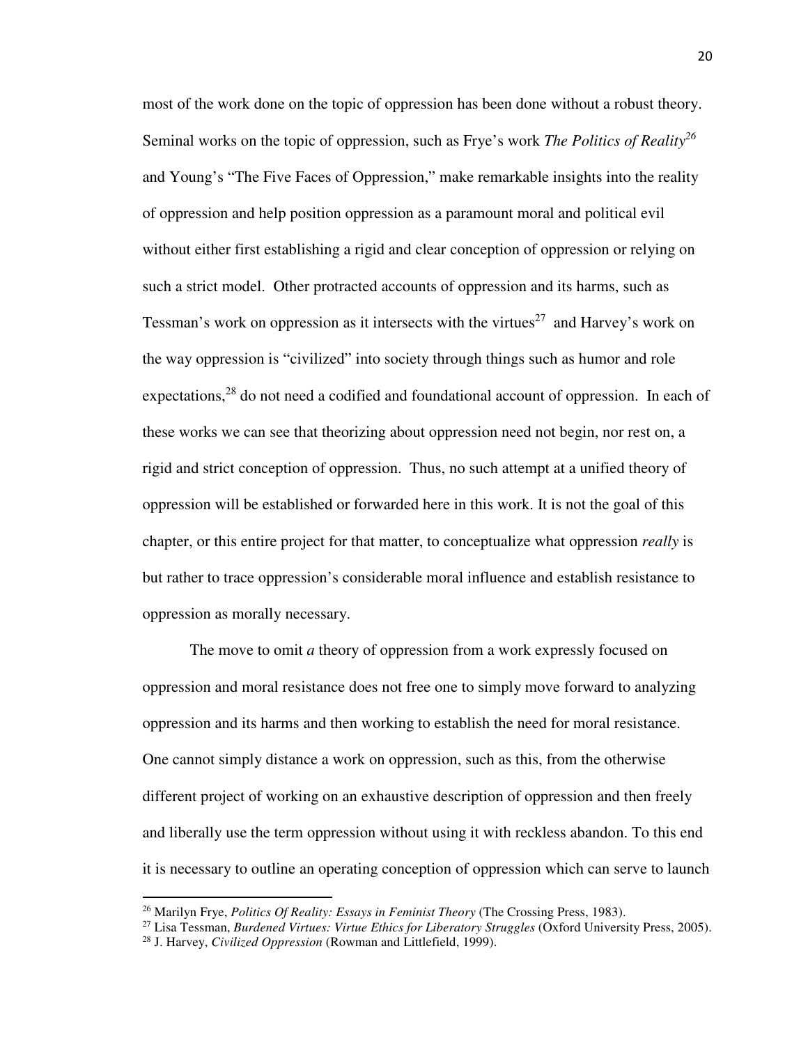most of the work done on the topic of oppression has been done without a robust theory. Seminal works on the topic of oppression, such as Frye's work *The Politics of Reality*[26] and Young's "The Five Faces of Oppression," make remarkable insights into the reality of oppression and help position oppression as a paramount moral and political evil without either first establishing a rigid and clear conception of oppression or relying on such a strict model. Other protracted accounts of oppression and its harms, such as Tessman's work on oppression as it intersects with the virtues[27] and Harvey's work on the way oppression is "civilized" into society through things such as humor and role expectations,[28] do not need a codified and foundational account of oppression. In each of these works we can see that theorizing about oppression need not begin, nor rest on, a rigid and strict conception of oppression. Thus, no such attempt at a unified theory of oppression will be established or forwarded here in this work. It is not the goal of this chapter, or this entire project for that matter, to conceptualize what oppression *really* is but rather to trace oppression's considerable moral influence and establish resistance to oppression as morally necessary.

The move to omit *a* theory of oppression from a work expressly focused on oppression and moral resistance does not free one to simply move forward to analyzing oppression and its harms and then working to establish the need for moral resistance. One cannot simply distance a work on oppression, such as this, from the otherwise different project of working on an exhaustive description of oppression and then freely and liberally use the term oppression without using it with reckless abandon. To this end it is necessary to outline an operating conception of oppression which can serve to launch

---

[26] Marilyn Frye, *Politics Of Reality: Essays in Feminist Theory* (The Crossing Press, 1983).

[27] Lisa Tessman, *Burdened Virtues: Virtue Ethics for Liberatory Struggles* (Oxford University Press, 2005).

[28] J. Harvey, *Civilized Oppression* (Rowman and Littlefield, 1999).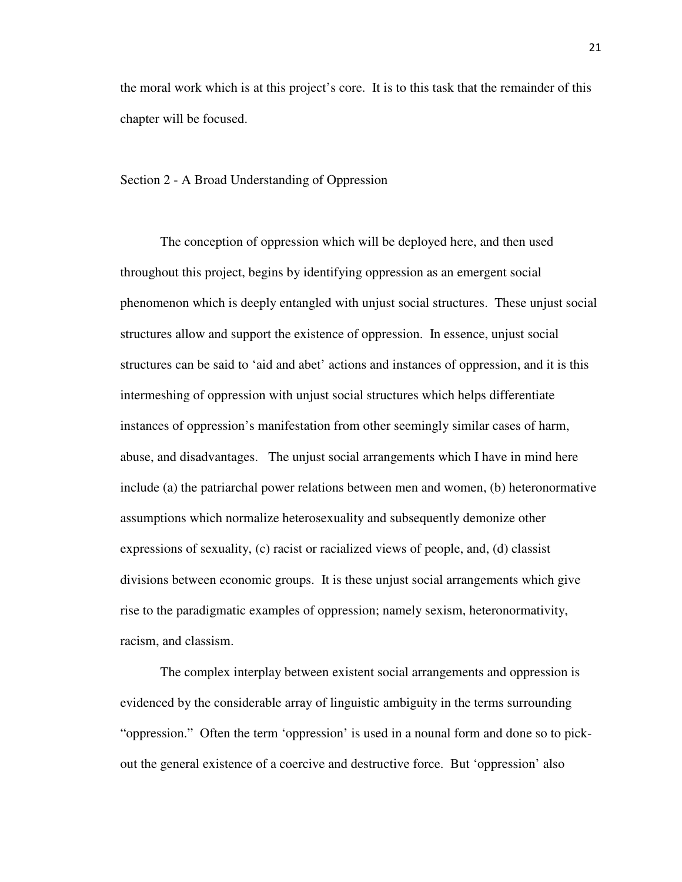the moral work which is at this project's core. It is to this task that the remainder of this chapter will be focused.

## Section 2 - A Broad Understanding of Oppression

The conception of oppression which will be deployed here, and then used throughout this project, begins by identifying oppression as an emergent social phenomenon which is deeply entangled with unjust social structures. These unjust social structures allow and support the existence of oppression. In essence, unjust social structures can be said to 'aid and abet' actions and instances of oppression, and it is this intermeshing of oppression with unjust social structures which helps differentiate instances of oppression's manifestation from other seemingly similar cases of harm, abuse, and disadvantages. The unjust social arrangements which I have in mind here include (a) the patriarchal power relations between men and women, (b) heteronormative assumptions which normalize heterosexuality and subsequently demonize other expressions of sexuality, (c) racist or racialized views of people, and, (d) classist divisions between economic groups. It is these unjust social arrangements which give rise to the paradigmatic examples of oppression; namely sexism, heteronormativity, racism, and classism.

The complex interplay between existent social arrangements and oppression is evidenced by the considerable array of linguistic ambiguity in the terms surrounding "oppression." Often the term 'oppression' is used in a nounal form and done so to pick-out the general existence of a coercive and destructive force. But 'oppression' also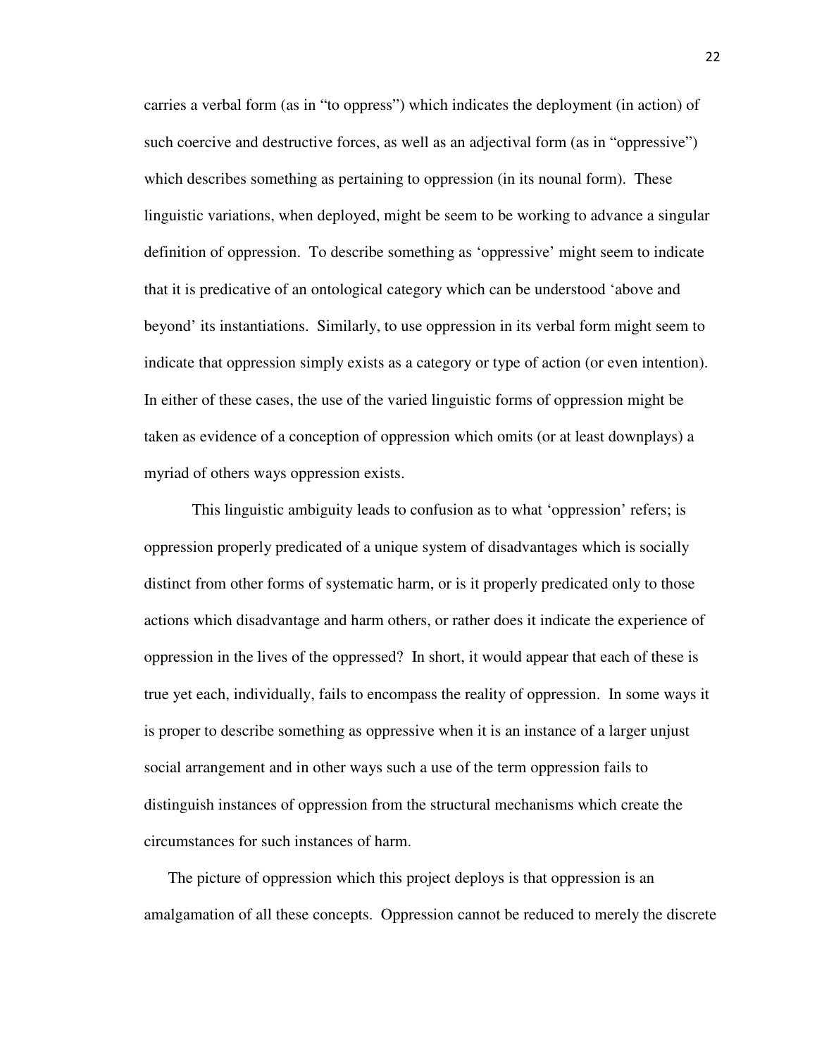carries a verbal form (as in "to oppress") which indicates the deployment (in action) of such coercive and destructive forces, as well as an adjectival form (as in "oppressive") which describes something as pertaining to oppression (in its nounal form). These linguistic variations, when deployed, might be seem to be working to advance a singular definition of oppression. To describe something as 'oppressive' might seem to indicate that it is predicative of an ontological category which can be understood 'above and beyond' its instantiations. Similarly, to use oppression in its verbal form might seem to indicate that oppression simply exists as a category or type of action (or even intention). In either of these cases, the use of the varied linguistic forms of oppression might be taken as evidence of a conception of oppression which omits (or at least downplays) a myriad of others ways oppression exists.

This linguistic ambiguity leads to confusion as to what 'oppression' refers; is oppression properly predicated of a unique system of disadvantages which is socially distinct from other forms of systematic harm, or is it properly predicated only to those actions which disadvantage and harm others, or rather does it indicate the experience of oppression in the lives of the oppressed? In short, it would appear that each of these is true yet each, individually, fails to encompass the reality of oppression. In some ways it is proper to describe something as oppressive when it is an instance of a larger unjust social arrangement and in other ways such a use of the term oppression fails to distinguish instances of oppression from the structural mechanisms which create the circumstances for such instances of harm.

The picture of oppression which this project deploys is that oppression is an amalgamation of all these concepts. Oppression cannot be reduced to merely the discrete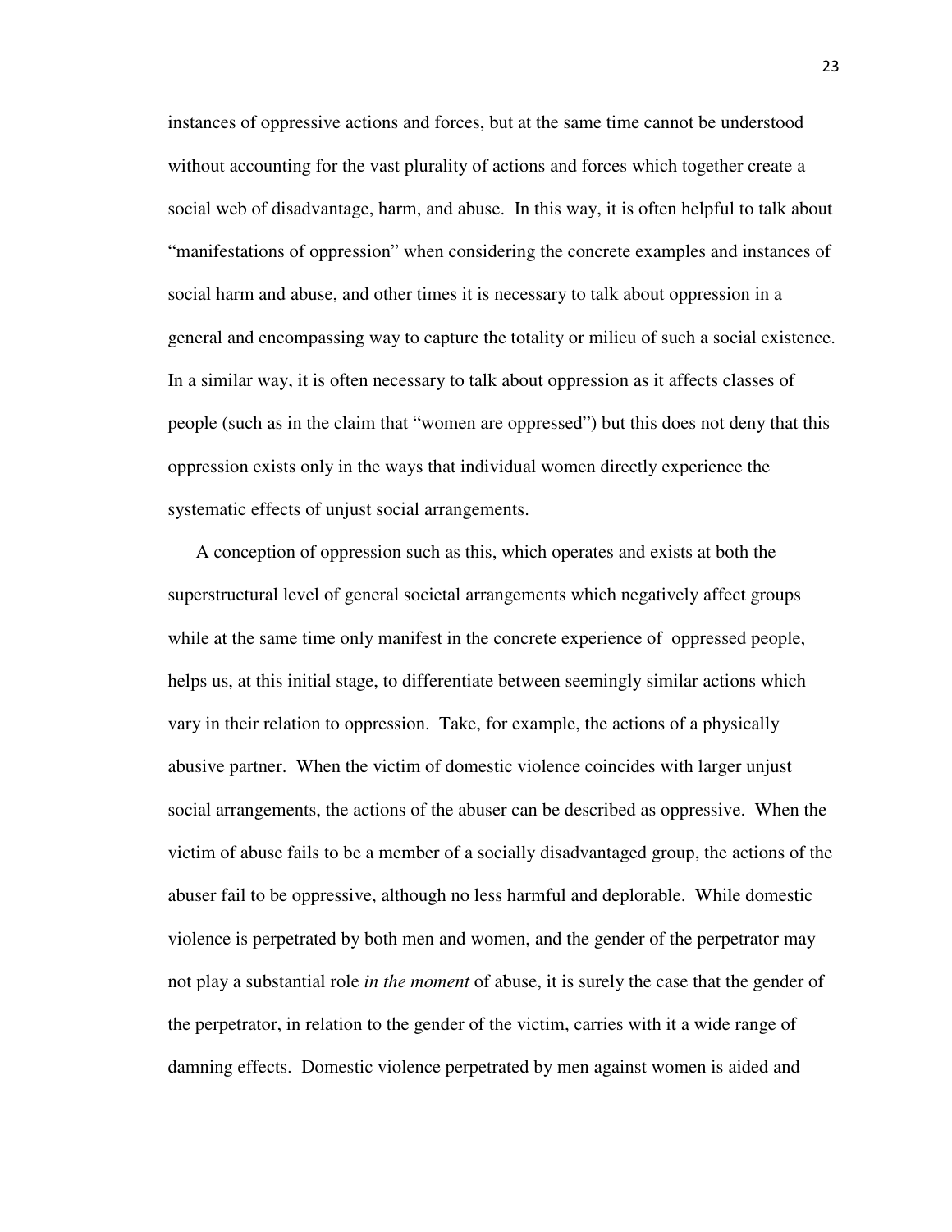instances of oppressive actions and forces, but at the same time cannot be understood without accounting for the vast plurality of actions and forces which together create a social web of disadvantage, harm, and abuse. In this way, it is often helpful to talk about "manifestations of oppression" when considering the concrete examples and instances of social harm and abuse, and other times it is necessary to talk about oppression in a general and encompassing way to capture the totality or milieu of such a social existence. In a similar way, it is often necessary to talk about oppression as it affects classes of people (such as in the claim that "women are oppressed") but this does not deny that this oppression exists only in the ways that individual women directly experience the systematic effects of unjust social arrangements.

A conception of oppression such as this, which operates and exists at both the superstructural level of general societal arrangements which negatively affect groups while at the same time only manifest in the concrete experience of oppressed people, helps us, at this initial stage, to differentiate between seemingly similar actions which vary in their relation to oppression. Take, for example, the actions of a physically abusive partner. When the victim of domestic violence coincides with larger unjust social arrangements, the actions of the abuser can be described as oppressive. When the victim of abuse fails to be a member of a socially disadvantaged group, the actions of the abuser fail to be oppressive, although no less harmful and deplorable. While domestic violence is perpetrated by both men and women, and the gender of the perpetrator may not play a substantial role *in the moment* of abuse, it is surely the case that the gender of the perpetrator, in relation to the gender of the victim, carries with it a wide range of damning effects. Domestic violence perpetrated by men against women is aided and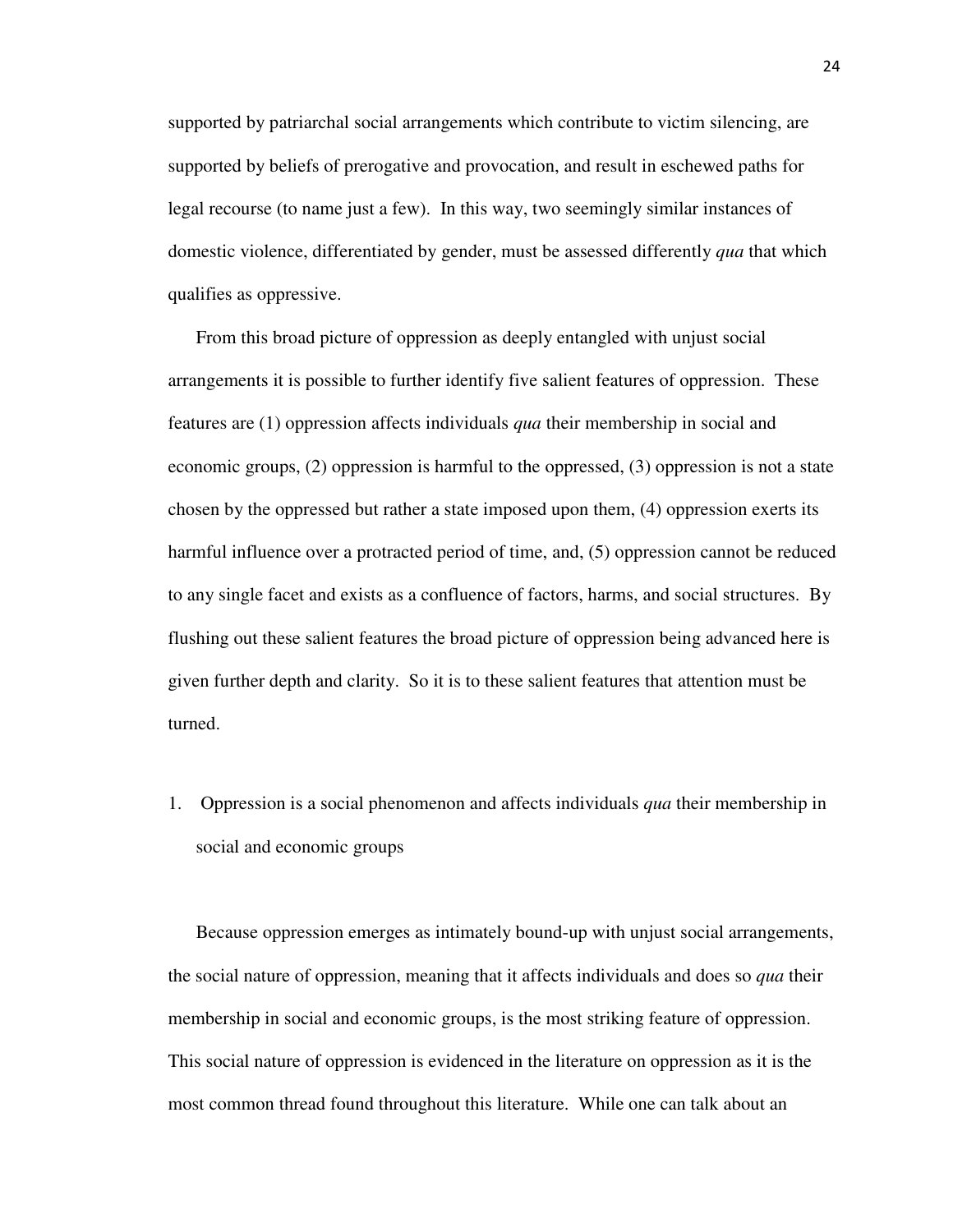supported by patriarchal social arrangements which contribute to victim silencing, are supported by beliefs of prerogative and provocation, and result in eschewed paths for legal recourse (to name just a few). In this way, two seemingly similar instances of domestic violence, differentiated by gender, must be assessed differently *qua* that which qualifies as oppressive.

From this broad picture of oppression as deeply entangled with unjust social arrangements it is possible to further identify five salient features of oppression. These features are (1) oppression affects individuals *qua* their membership in social and economic groups, (2) oppression is harmful to the oppressed, (3) oppression is not a state chosen by the oppressed but rather a state imposed upon them, (4) oppression exerts its harmful influence over a protracted period of time, and, (5) oppression cannot be reduced to any single facet and exists as a confluence of factors, harms, and social structures. By flushing out these salient features the broad picture of oppression being advanced here is given further depth and clarity. So it is to these salient features that attention must be turned.

1. Oppression is a social phenomenon and affects individuals *qua* their membership in social and economic groups

Because oppression emerges as intimately bound-up with unjust social arrangements, the social nature of oppression, meaning that it affects individuals and does so *qua* their membership in social and economic groups, is the most striking feature of oppression. This social nature of oppression is evidenced in the literature on oppression as it is the most common thread found throughout this literature. While one can talk about an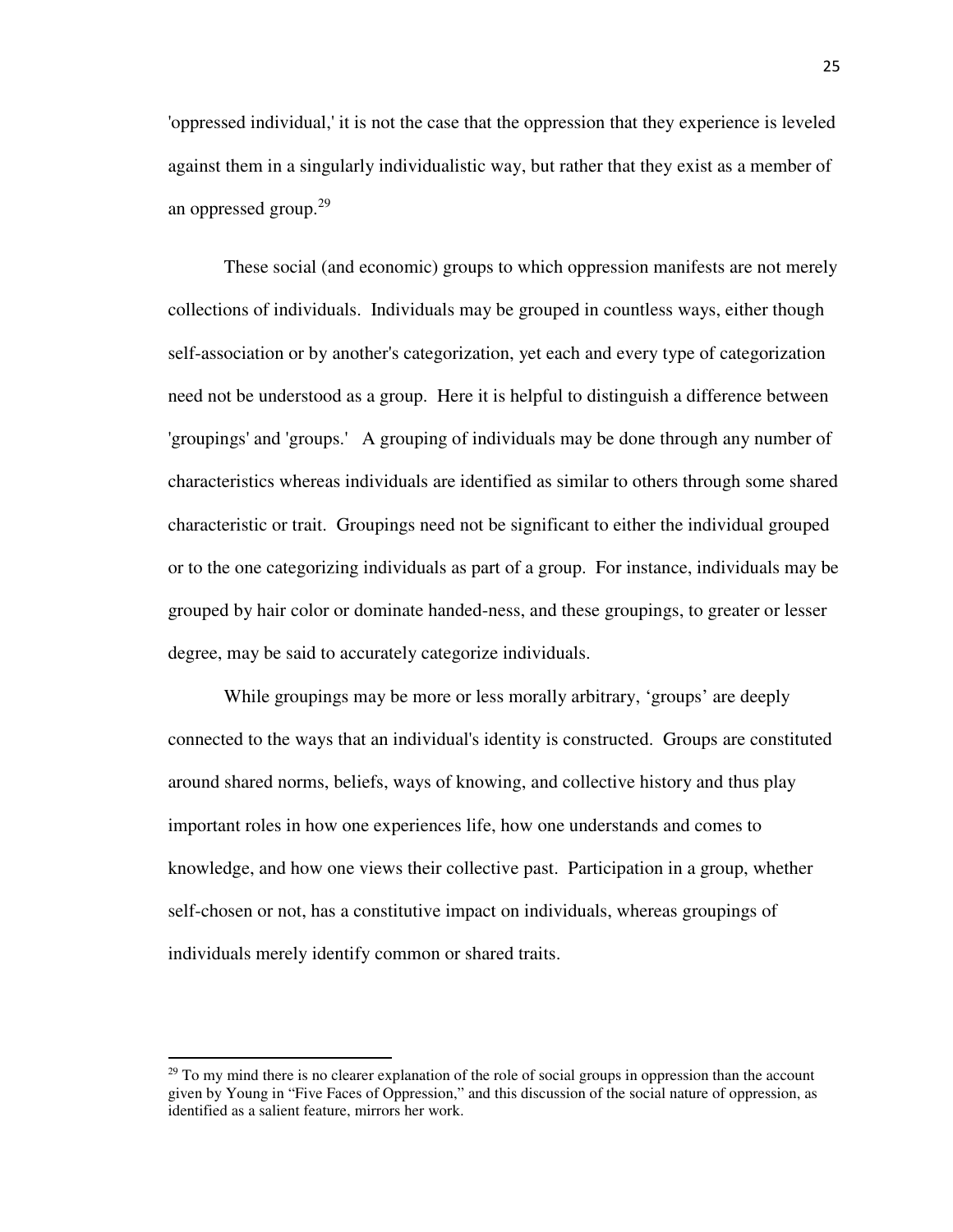'oppressed individual,' it is not the case that the oppression that they experience is leveled against them in a singularly individualistic way, but rather that they exist as a member of an oppressed group.[29]

These social (and economic) groups to which oppression manifests are not merely collections of individuals. Individuals may be grouped in countless ways, either though self-association or by another's categorization, yet each and every type of categorization need not be understood as a group. Here it is helpful to distinguish a difference between 'groupings' and 'groups.' A grouping of individuals may be done through any number of characteristics whereas individuals are identified as similar to others through some shared characteristic or trait. Groupings need not be significant to either the individual grouped or to the one categorizing individuals as part of a group. For instance, individuals may be grouped by hair color or dominate handed-ness, and these groupings, to greater or lesser degree, may be said to accurately categorize individuals.

While groupings may be more or less morally arbitrary, 'groups' are deeply connected to the ways that an individual's identity is constructed. Groups are constituted around shared norms, beliefs, ways of knowing, and collective history and thus play important roles in how one experiences life, how one understands and comes to knowledge, and how one views their collective past. Participation in a group, whether self-chosen or not, has a constitutive impact on individuals, whereas groupings of individuals merely identify common or shared traits.

---

[29] To my mind there is no clearer explanation of the role of social groups in oppression than the account given by Young in "Five Faces of Oppression," and this discussion of the social nature of oppression, as identified as a salient feature, mirrors her work.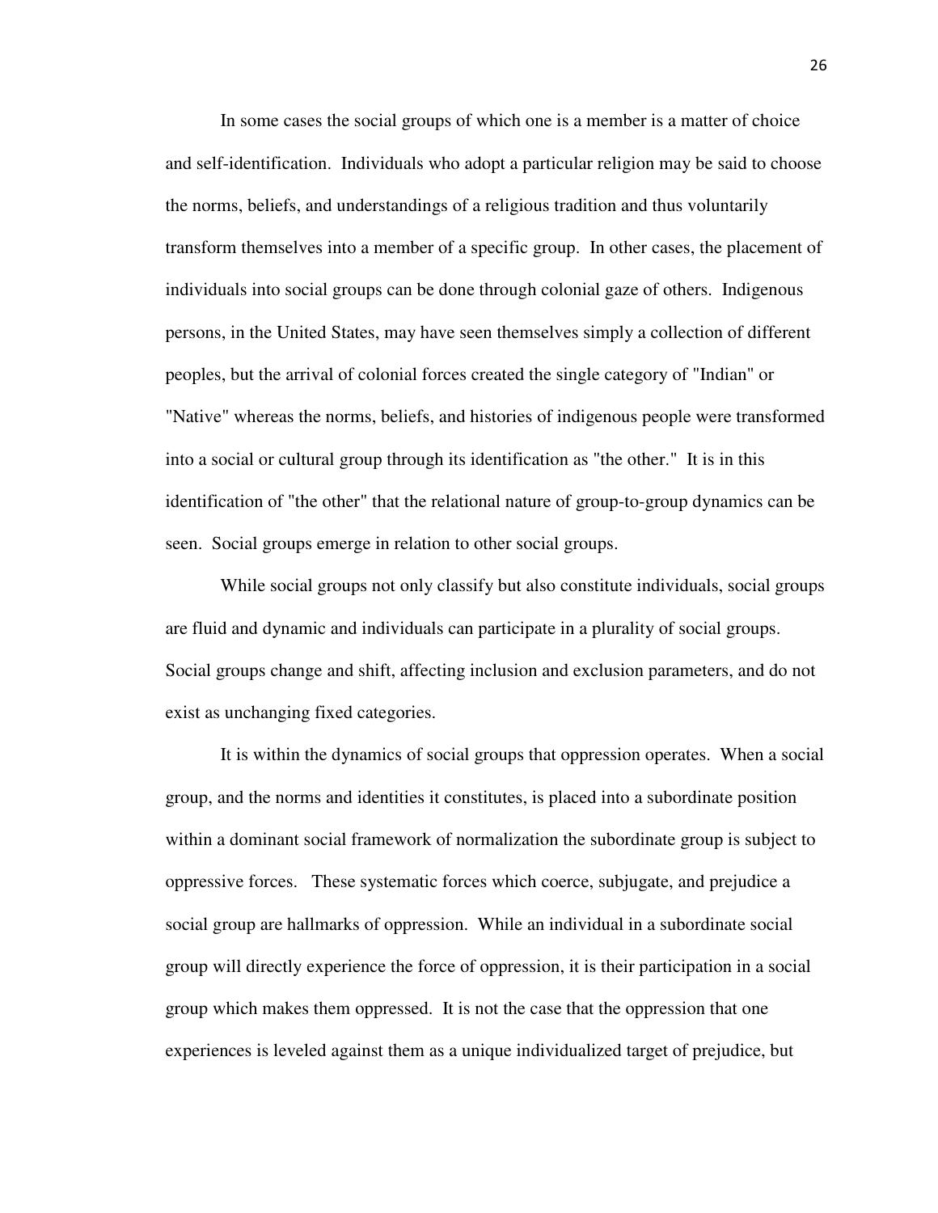In some cases the social groups of which one is a member is a matter of choice and self-identification. Individuals who adopt a particular religion may be said to choose the norms, beliefs, and understandings of a religious tradition and thus voluntarily transform themselves into a member of a specific group. In other cases, the placement of individuals into social groups can be done through colonial gaze of others. Indigenous persons, in the United States, may have seen themselves simply a collection of different peoples, but the arrival of colonial forces created the single category of "Indian" or "Native" whereas the norms, beliefs, and histories of indigenous people were transformed into a social or cultural group through its identification as "the other." It is in this identification of "the other" that the relational nature of group-to-group dynamics can be seen. Social groups emerge in relation to other social groups.

While social groups not only classify but also constitute individuals, social groups are fluid and dynamic and individuals can participate in a plurality of social groups. Social groups change and shift, affecting inclusion and exclusion parameters, and do not exist as unchanging fixed categories.

It is within the dynamics of social groups that oppression operates. When a social group, and the norms and identities it constitutes, is placed into a subordinate position within a dominant social framework of normalization the subordinate group is subject to oppressive forces. These systematic forces which coerce, subjugate, and prejudice a social group are hallmarks of oppression. While an individual in a subordinate social group will directly experience the force of oppression, it is their participation in a social group which makes them oppressed. It is not the case that the oppression that one experiences is leveled against them as a unique individualized target of prejudice, but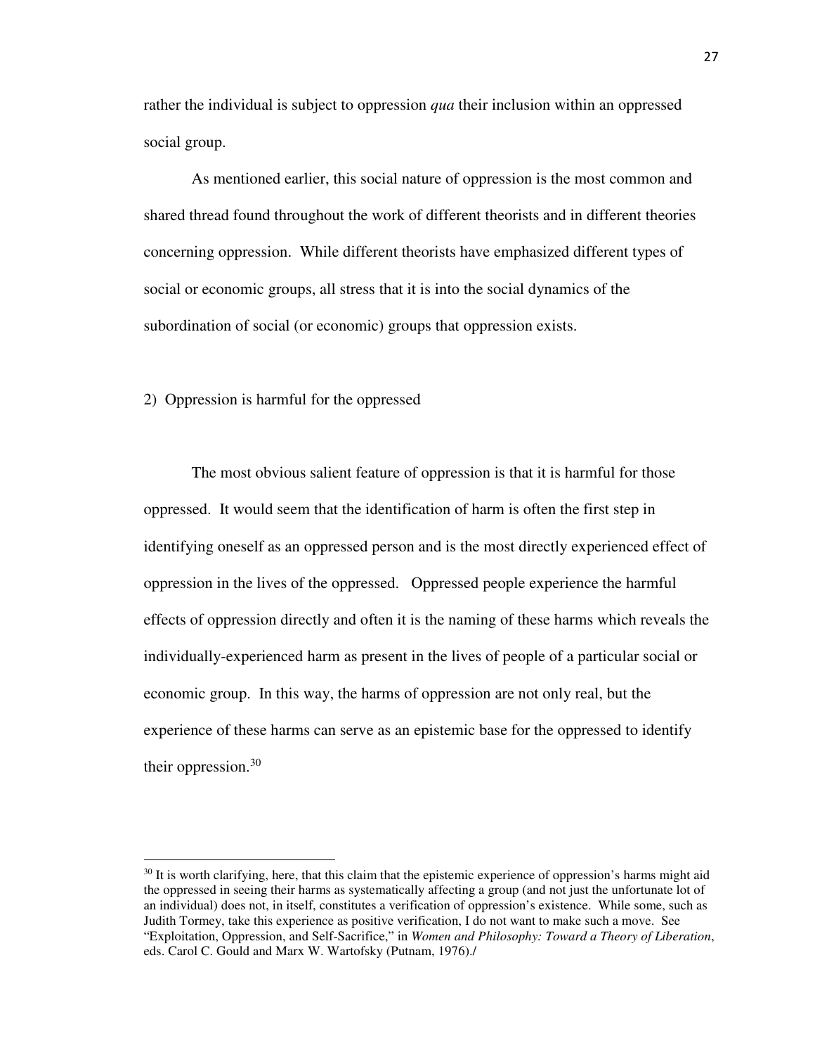rather the individual is subject to oppression *qua* their inclusion within an oppressed social group.

As mentioned earlier, this social nature of oppression is the most common and shared thread found throughout the work of different theorists and in different theories concerning oppression. While different theorists have emphasized different types of social or economic groups, all stress that it is into the social dynamics of the subordination of social (or economic) groups that oppression exists.

2) Oppression is harmful for the oppressed

The most obvious salient feature of oppression is that it is harmful for those oppressed. It would seem that the identification of harm is often the first step in identifying oneself as an oppressed person and is the most directly experienced effect of oppression in the lives of the oppressed. Oppressed people experience the harmful effects of oppression directly and often it is the naming of these harms which reveals the individually-experienced harm as present in the lives of people of a particular social or economic group. In this way, the harms of oppression are not only real, but the experience of these harms can serve as an epistemic base for the oppressed to identify their oppression.[30]

---

[30] It is worth clarifying, here, that this claim that the epistemic experience of oppression's harms might aid the oppressed in seeing their harms as systematically affecting a group (and not just the unfortunate lot of an individual) does not, in itself, constitutes a verification of oppression's existence. While some, such as Judith Tormey, take this experience as positive verification, I do not want to make such a move. See "Exploitation, Oppression, and Self-Sacrifice," in *Women and Philosophy: Toward a Theory of Liberation*, eds. Carol C. Gould and Marx W. Wartofsky (Putnam, 1976)./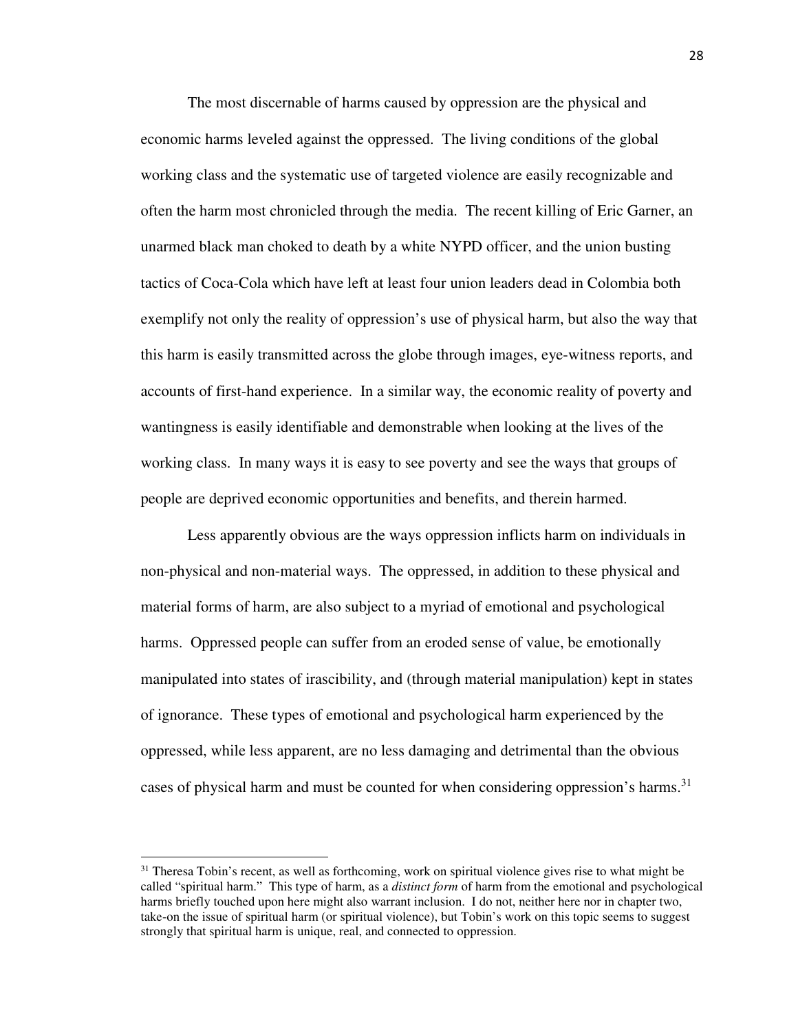The most discernable of harms caused by oppression are the physical and economic harms leveled against the oppressed. The living conditions of the global working class and the systematic use of targeted violence are easily recognizable and often the harm most chronicled through the media. The recent killing of Eric Garner, an unarmed black man choked to death by a white NYPD officer, and the union busting tactics of Coca-Cola which have left at least four union leaders dead in Colombia both exemplify not only the reality of oppression's use of physical harm, but also the way that this harm is easily transmitted across the globe through images, eye-witness reports, and accounts of first-hand experience. In a similar way, the economic reality of poverty and wantingness is easily identifiable and demonstrable when looking at the lives of the working class. In many ways it is easy to see poverty and see the ways that groups of people are deprived economic opportunities and benefits, and therein harmed.

Less apparently obvious are the ways oppression inflicts harm on individuals in non-physical and non-material ways. The oppressed, in addition to these physical and material forms of harm, are also subject to a myriad of emotional and psychological harms. Oppressed people can suffer from an eroded sense of value, be emotionally manipulated into states of irascibility, and (through material manipulation) kept in states of ignorance. These types of emotional and psychological harm experienced by the oppressed, while less apparent, are no less damaging and detrimental than the obvious cases of physical harm and must be counted for when considering oppression's harms.[31]

---

[31] Theresa Tobin's recent, as well as forthcoming, work on spiritual violence gives rise to what might be called "spiritual harm." This type of harm, as a *distinct form* of harm from the emotional and psychological harms briefly touched upon here might also warrant inclusion. I do not, neither here nor in chapter two, take-on the issue of spiritual harm (or spiritual violence), but Tobin's work on this topic seems to suggest strongly that spiritual harm is unique, real, and connected to oppression.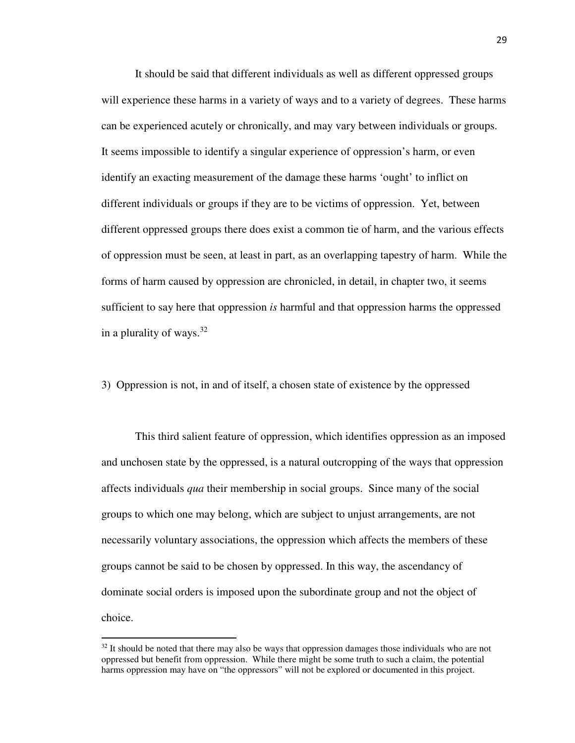It should be said that different individuals as well as different oppressed groups will experience these harms in a variety of ways and to a variety of degrees. These harms can be experienced acutely or chronically, and may vary between individuals or groups. It seems impossible to identify a singular experience of oppression's harm, or even identify an exacting measurement of the damage these harms 'ought' to inflict on different individuals or groups if they are to be victims of oppression. Yet, between different oppressed groups there does exist a common tie of harm, and the various effects of oppression must be seen, at least in part, as an overlapping tapestry of harm. While the forms of harm caused by oppression are chronicled, in detail, in chapter two, it seems sufficient to say here that oppression *is* harmful and that oppression harms the oppressed in a plurality of ways.[32]

3) Oppression is not, in and of itself, a chosen state of existence by the oppressed

This third salient feature of oppression, which identifies oppression as an imposed and unchosen state by the oppressed, is a natural outcropping of the ways that oppression affects individuals *qua* their membership in social groups. Since many of the social groups to which one may belong, which are subject to unjust arrangements, are not necessarily voluntary associations, the oppression which affects the members of these groups cannot be said to be chosen by oppressed. In this way, the ascendancy of dominate social orders is imposed upon the subordinate group and not the object of choice.

[32] It should be noted that there may also be ways that oppression damages those individuals who are not oppressed but benefit from oppression. While there might be some truth to such a claim, the potential harms oppression may have on "the oppressors" will not be explored or documented in this project.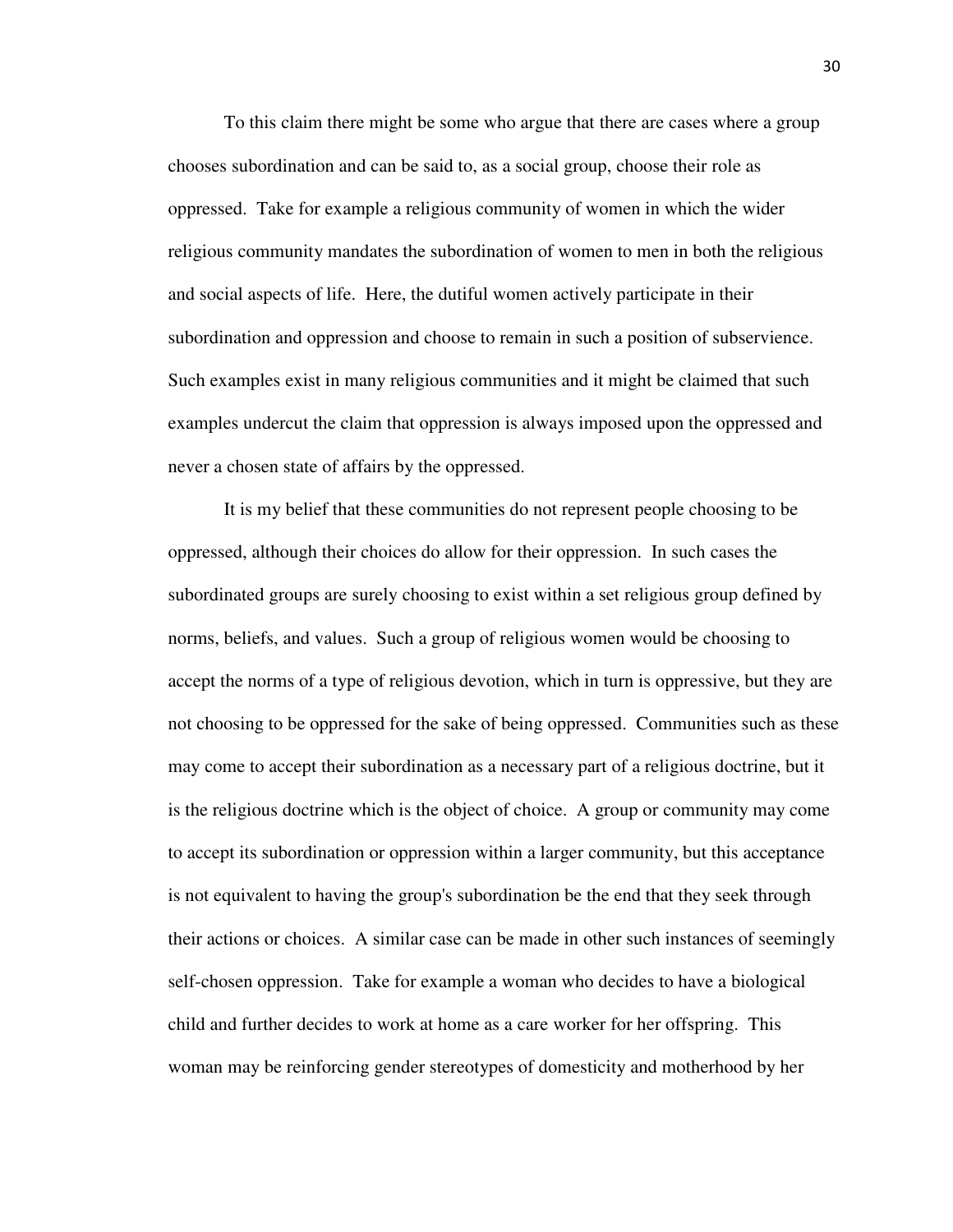To this claim there might be some who argue that there are cases where a group chooses subordination and can be said to, as a social group, choose their role as oppressed. Take for example a religious community of women in which the wider religious community mandates the subordination of women to men in both the religious and social aspects of life. Here, the dutiful women actively participate in their subordination and oppression and choose to remain in such a position of subservience. Such examples exist in many religious communities and it might be claimed that such examples undercut the claim that oppression is always imposed upon the oppressed and never a chosen state of affairs by the oppressed.

It is my belief that these communities do not represent people choosing to be oppressed, although their choices do allow for their oppression. In such cases the subordinated groups are surely choosing to exist within a set religious group defined by norms, beliefs, and values. Such a group of religious women would be choosing to accept the norms of a type of religious devotion, which in turn is oppressive, but they are not choosing to be oppressed for the sake of being oppressed. Communities such as these may come to accept their subordination as a necessary part of a religious doctrine, but it is the religious doctrine which is the object of choice. A group or community may come to accept its subordination or oppression within a larger community, but this acceptance is not equivalent to having the group's subordination be the end that they seek through their actions or choices. A similar case can be made in other such instances of seemingly self-chosen oppression. Take for example a woman who decides to have a biological child and further decides to work at home as a care worker for her offspring. This woman may be reinforcing gender stereotypes of domesticity and motherhood by her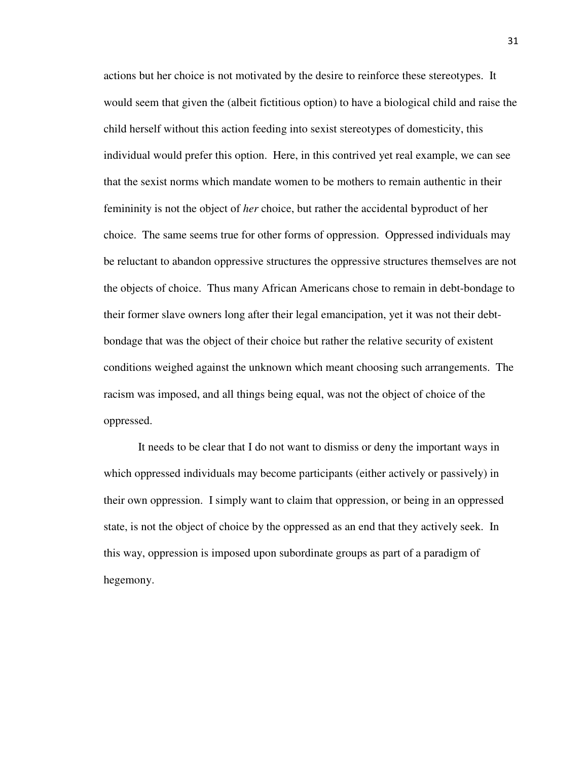actions but her choice is not motivated by the desire to reinforce these stereotypes. It would seem that given the (albeit fictitious option) to have a biological child and raise the child herself without this action feeding into sexist stereotypes of domesticity, this individual would prefer this option. Here, in this contrived yet real example, we can see that the sexist norms which mandate women to be mothers to remain authentic in their femininity is not the object of *her* choice, but rather the accidental byproduct of her choice. The same seems true for other forms of oppression. Oppressed individuals may be reluctant to abandon oppressive structures the oppressive structures themselves are not the objects of choice. Thus many African Americans chose to remain in debt-bondage to their former slave owners long after their legal emancipation, yet it was not their debt-bondage that was the object of their choice but rather the relative security of existent conditions weighed against the unknown which meant choosing such arrangements. The racism was imposed, and all things being equal, was not the object of choice of the oppressed.

It needs to be clear that I do not want to dismiss or deny the important ways in which oppressed individuals may become participants (either actively or passively) in their own oppression. I simply want to claim that oppression, or being in an oppressed state, is not the object of choice by the oppressed as an end that they actively seek. In this way, oppression is imposed upon subordinate groups as part of a paradigm of hegemony.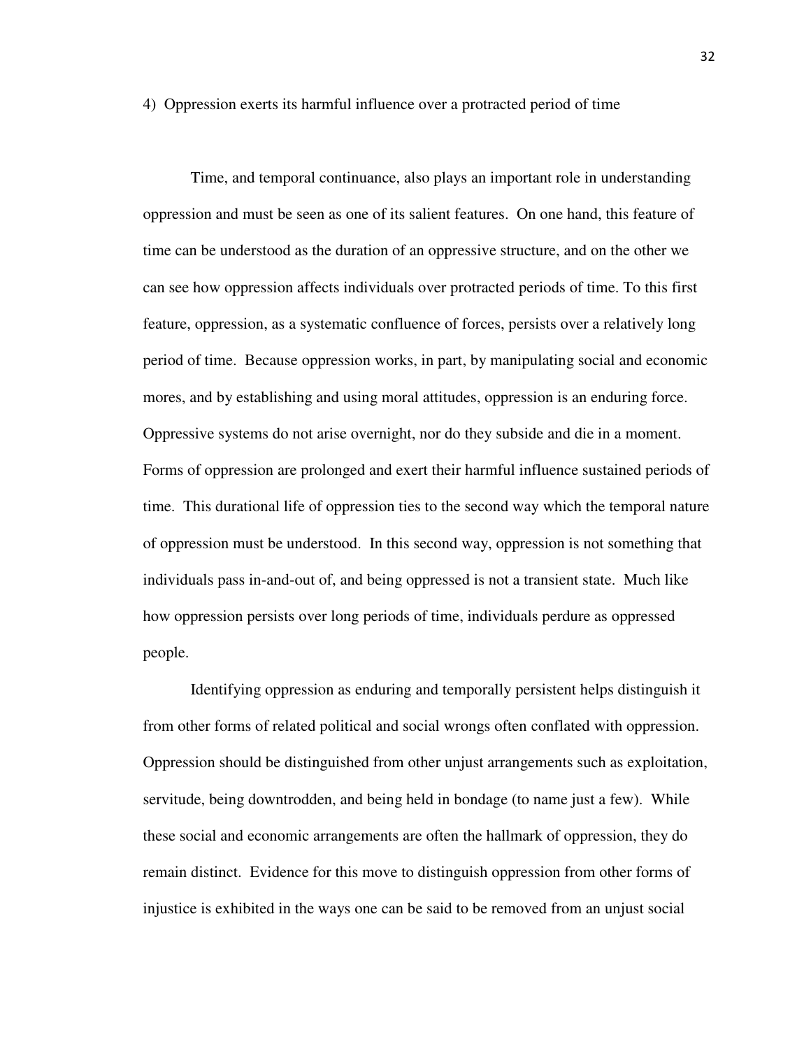4) Oppression exerts its harmful influence over a protracted period of time

Time, and temporal continuance, also plays an important role in understanding oppression and must be seen as one of its salient features. On one hand, this feature of time can be understood as the duration of an oppressive structure, and on the other we can see how oppression affects individuals over protracted periods of time. To this first feature, oppression, as a systematic confluence of forces, persists over a relatively long period of time. Because oppression works, in part, by manipulating social and economic mores, and by establishing and using moral attitudes, oppression is an enduring force. Oppressive systems do not arise overnight, nor do they subside and die in a moment. Forms of oppression are prolonged and exert their harmful influence sustained periods of time. This durational life of oppression ties to the second way which the temporal nature of oppression must be understood. In this second way, oppression is not something that individuals pass in-and-out of, and being oppressed is not a transient state. Much like how oppression persists over long periods of time, individuals perdure as oppressed people.

Identifying oppression as enduring and temporally persistent helps distinguish it from other forms of related political and social wrongs often conflated with oppression. Oppression should be distinguished from other unjust arrangements such as exploitation, servitude, being downtrodden, and being held in bondage (to name just a few). While these social and economic arrangements are often the hallmark of oppression, they do remain distinct. Evidence for this move to distinguish oppression from other forms of injustice is exhibited in the ways one can be said to be removed from an unjust social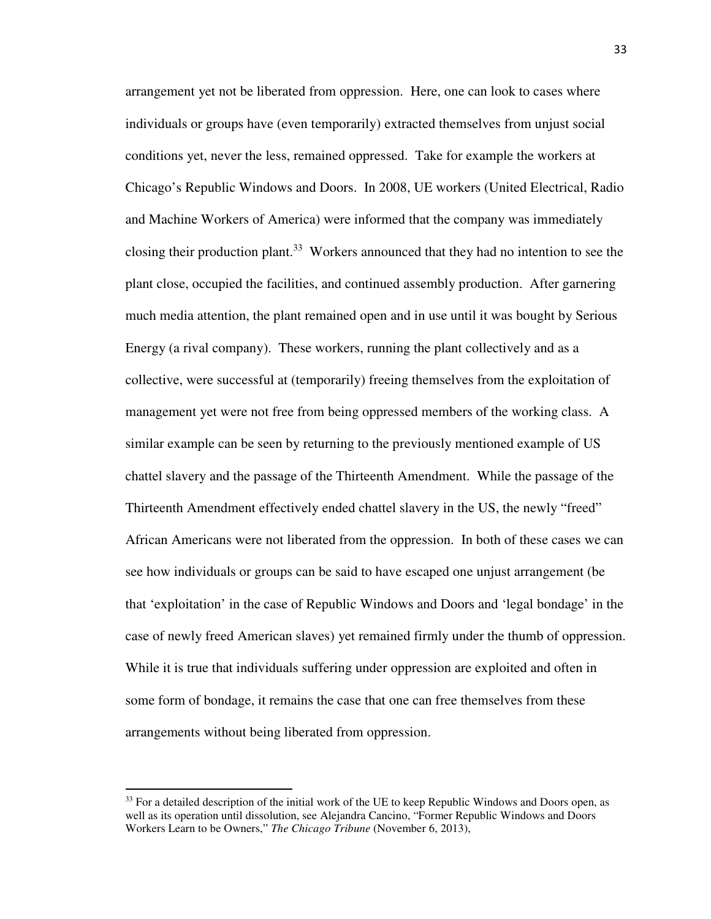arrangement yet not be liberated from oppression. Here, one can look to cases where individuals or groups have (even temporarily) extracted themselves from unjust social conditions yet, never the less, remained oppressed. Take for example the workers at Chicago's Republic Windows and Doors. In 2008, UE workers (United Electrical, Radio and Machine Workers of America) were informed that the company was immediately closing their production plant.[33] Workers announced that they had no intention to see the plant close, occupied the facilities, and continued assembly production. After garnering much media attention, the plant remained open and in use until it was bought by Serious Energy (a rival company). These workers, running the plant collectively and as a collective, were successful at (temporarily) freeing themselves from the exploitation of management yet were not free from being oppressed members of the working class. A similar example can be seen by returning to the previously mentioned example of US chattel slavery and the passage of the Thirteenth Amendment. While the passage of the Thirteenth Amendment effectively ended chattel slavery in the US, the newly "freed" African Americans were not liberated from the oppression. In both of these cases we can see how individuals or groups can be said to have escaped one unjust arrangement (be that 'exploitation' in the case of Republic Windows and Doors and 'legal bondage' in the case of newly freed American slaves) yet remained firmly under the thumb of oppression. While it is true that individuals suffering under oppression are exploited and often in some form of bondage, it remains the case that one can free themselves from these arrangements without being liberated from oppression.

---

[33] For a detailed description of the initial work of the UE to keep Republic Windows and Doors open, as well as its operation until dissolution, see Alejandra Cancino, "Former Republic Windows and Doors Workers Learn to be Owners," *The Chicago Tribune* (November 6, 2013),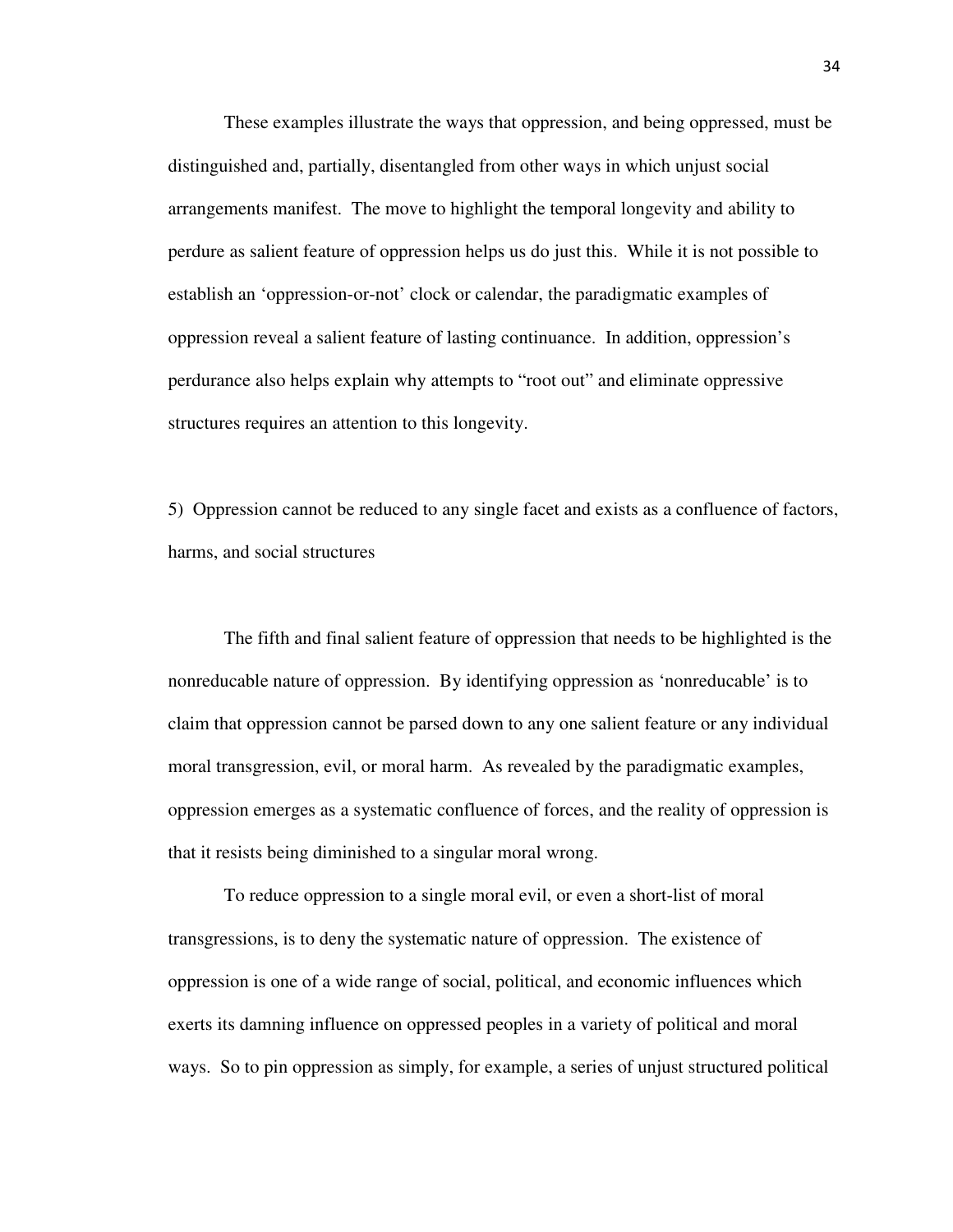These examples illustrate the ways that oppression, and being oppressed, must be distinguished and, partially, disentangled from other ways in which unjust social arrangements manifest. The move to highlight the temporal longevity and ability to perdure as salient feature of oppression helps us do just this. While it is not possible to establish an 'oppression-or-not' clock or calendar, the paradigmatic examples of oppression reveal a salient feature of lasting continuance. In addition, oppression's perdurance also helps explain why attempts to "root out" and eliminate oppressive structures requires an attention to this longevity.

5) Oppression cannot be reduced to any single facet and exists as a confluence of factors, harms, and social structures

The fifth and final salient feature of oppression that needs to be highlighted is the nonreducable nature of oppression. By identifying oppression as 'nonreducable' is to claim that oppression cannot be parsed down to any one salient feature or any individual moral transgression, evil, or moral harm. As revealed by the paradigmatic examples, oppression emerges as a systematic confluence of forces, and the reality of oppression is that it resists being diminished to a singular moral wrong.

To reduce oppression to a single moral evil, or even a short-list of moral transgressions, is to deny the systematic nature of oppression. The existence of oppression is one of a wide range of social, political, and economic influences which exerts its damning influence on oppressed peoples in a variety of political and moral ways. So to pin oppression as simply, for example, a series of unjust structured political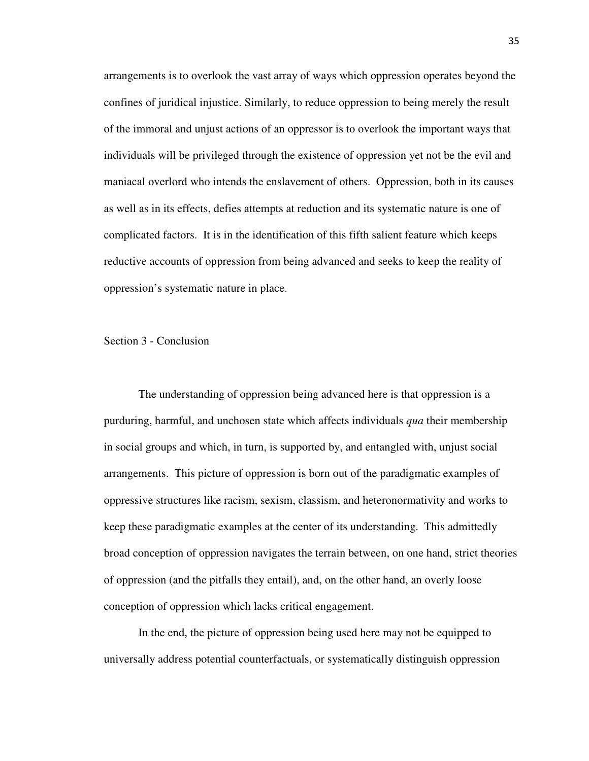arrangements is to overlook the vast array of ways which oppression operates beyond the confines of juridical injustice. Similarly, to reduce oppression to being merely the result of the immoral and unjust actions of an oppressor is to overlook the important ways that individuals will be privileged through the existence of oppression yet not be the evil and maniacal overlord who intends the enslavement of others. Oppression, both in its causes as well as in its effects, defies attempts at reduction and its systematic nature is one of complicated factors. It is in the identification of this fifth salient feature which keeps reductive accounts of oppression from being advanced and seeks to keep the reality of oppression's systematic nature in place.

## Section 3 - Conclusion

The understanding of oppression being advanced here is that oppression is a purduring, harmful, and unchosen state which affects individuals *qua* their membership in social groups and which, in turn, is supported by, and entangled with, unjust social arrangements. This picture of oppression is born out of the paradigmatic examples of oppressive structures like racism, sexism, classism, and heteronormativity and works to keep these paradigmatic examples at the center of its understanding. This admittedly broad conception of oppression navigates the terrain between, on one hand, strict theories of oppression (and the pitfalls they entail), and, on the other hand, an overly loose conception of oppression which lacks critical engagement.

In the end, the picture of oppression being used here may not be equipped to universally address potential counterfactuals, or systematically distinguish oppression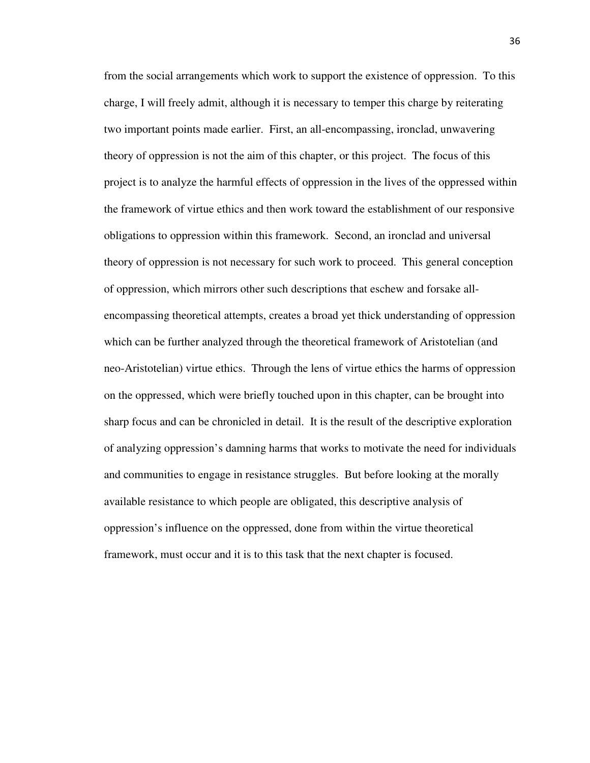from the social arrangements which work to support the existence of oppression. To this charge, I will freely admit, although it is necessary to temper this charge by reiterating two important points made earlier. First, an all-encompassing, ironclad, unwavering theory of oppression is not the aim of this chapter, or this project. The focus of this project is to analyze the harmful effects of oppression in the lives of the oppressed within the framework of virtue ethics and then work toward the establishment of our responsive obligations to oppression within this framework. Second, an ironclad and universal theory of oppression is not necessary for such work to proceed. This general conception of oppression, which mirrors other such descriptions that eschew and forsake all-encompassing theoretical attempts, creates a broad yet thick understanding of oppression which can be further analyzed through the theoretical framework of Aristotelian (and neo-Aristotelian) virtue ethics. Through the lens of virtue ethics the harms of oppression on the oppressed, which were briefly touched upon in this chapter, can be brought into sharp focus and can be chronicled in detail. It is the result of the descriptive exploration of analyzing oppression's damning harms that works to motivate the need for individuals and communities to engage in resistance struggles. But before looking at the morally available resistance to which people are obligated, this descriptive analysis of oppression's influence on the oppressed, done from within the virtue theoretical framework, must occur and it is to this task that the next chapter is focused.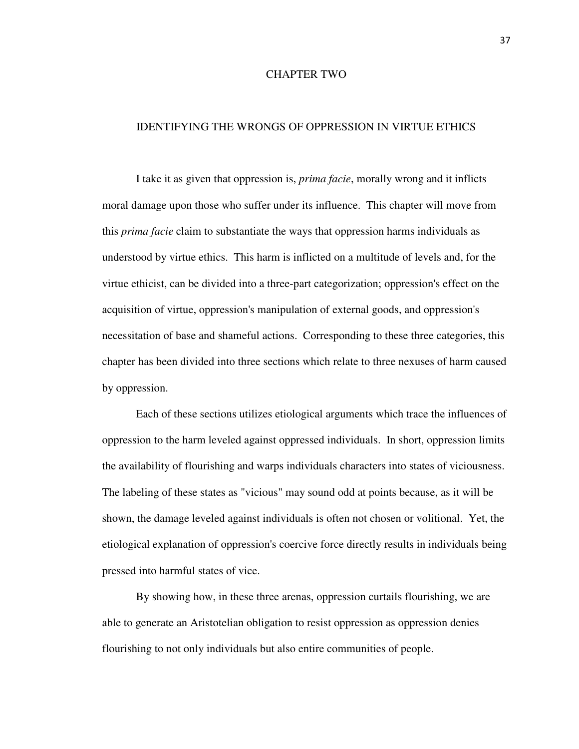# CHAPTER TWO

## IDENTIFYING THE WRONGS OF OPPRESSION IN VIRTUE ETHICS

I take it as given that oppression is, *prima facie*, morally wrong and it inflicts moral damage upon those who suffer under its influence. This chapter will move from this *prima facie* claim to substantiate the ways that oppression harms individuals as understood by virtue ethics. This harm is inflicted on a multitude of levels and, for the virtue ethicist, can be divided into a three-part categorization; oppression's effect on the acquisition of virtue, oppression's manipulation of external goods, and oppression's necessitation of base and shameful actions. Corresponding to these three categories, this chapter has been divided into three sections which relate to three nexuses of harm caused by oppression.

Each of these sections utilizes etiological arguments which trace the influences of oppression to the harm leveled against oppressed individuals. In short, oppression limits the availability of flourishing and warps individuals characters into states of viciousness. The labeling of these states as "vicious" may sound odd at points because, as it will be shown, the damage leveled against individuals is often not chosen or volitional. Yet, the etiological explanation of oppression's coercive force directly results in individuals being pressed into harmful states of vice.

By showing how, in these three arenas, oppression curtails flourishing, we are able to generate an Aristotelian obligation to resist oppression as oppression denies flourishing to not only individuals but also entire communities of people.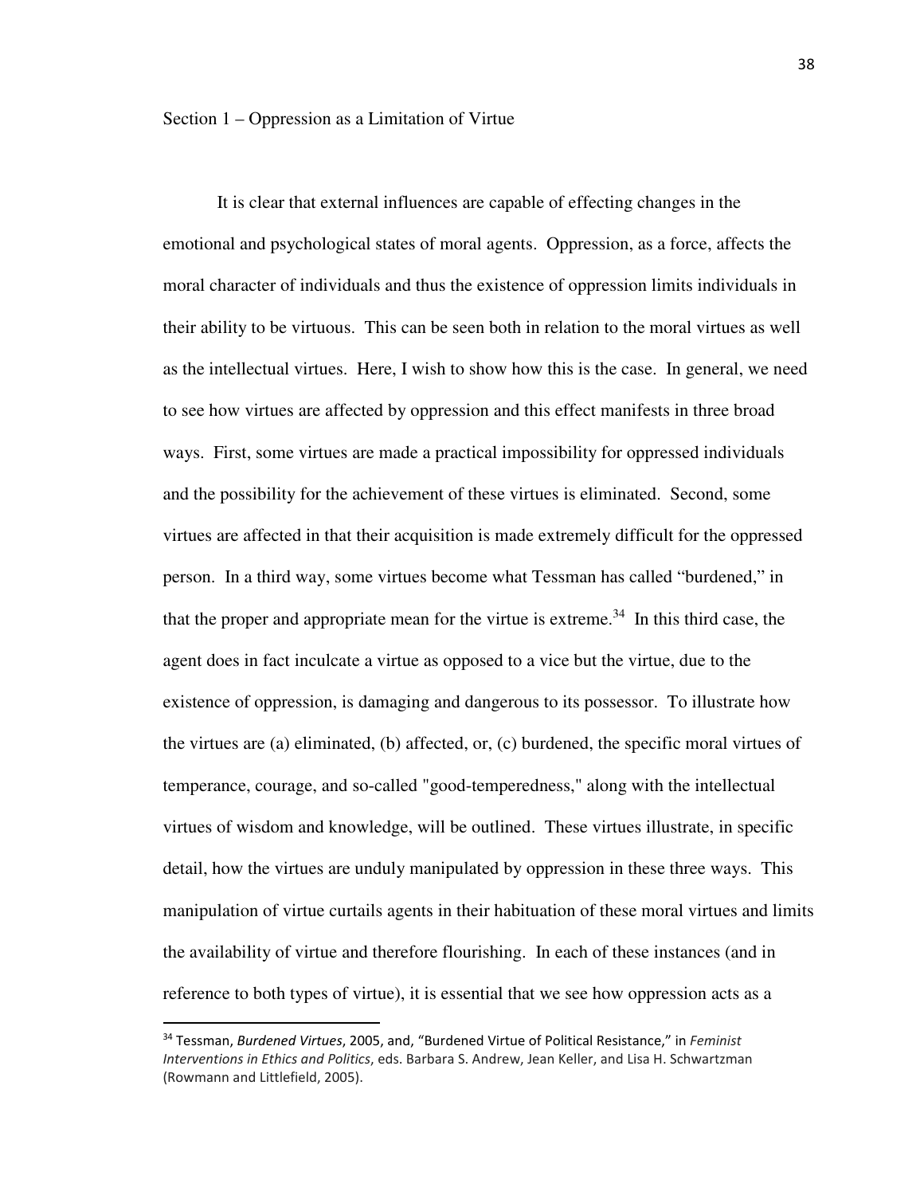## Section 1 – Oppression as a Limitation of Virtue

It is clear that external influences are capable of effecting changes in the emotional and psychological states of moral agents. Oppression, as a force, affects the moral character of individuals and thus the existence of oppression limits individuals in their ability to be virtuous. This can be seen both in relation to the moral virtues as well as the intellectual virtues. Here, I wish to show how this is the case. In general, we need to see how virtues are affected by oppression and this effect manifests in three broad ways. First, some virtues are made a practical impossibility for oppressed individuals and the possibility for the achievement of these virtues is eliminated. Second, some virtues are affected in that their acquisition is made extremely difficult for the oppressed person. In a third way, some virtues become what Tessman has called "burdened," in that the proper and appropriate mean for the virtue is extreme.[34] In this third case, the agent does in fact inculcate a virtue as opposed to a vice but the virtue, due to the existence of oppression, is damaging and dangerous to its possessor. To illustrate how the virtues are (a) eliminated, (b) affected, or, (c) burdened, the specific moral virtues of temperance, courage, and so-called "good-temperedness," along with the intellectual virtues of wisdom and knowledge, will be outlined. These virtues illustrate, in specific detail, how the virtues are unduly manipulated by oppression in these three ways. This manipulation of virtue curtails agents in their habituation of these moral virtues and limits the availability of virtue and therefore flourishing. In each of these instances (and in reference to both types of virtue), it is essential that we see how oppression acts as a

---

[34] Tessman, *Burdened Virtues*, 2005, and, "Burdened Virtue of Political Resistance," in *Feminist Interventions in Ethics and Politics*, eds. Barbara S. Andrew, Jean Keller, and Lisa H. Schwartzman (Rowmann and Littlefield, 2005).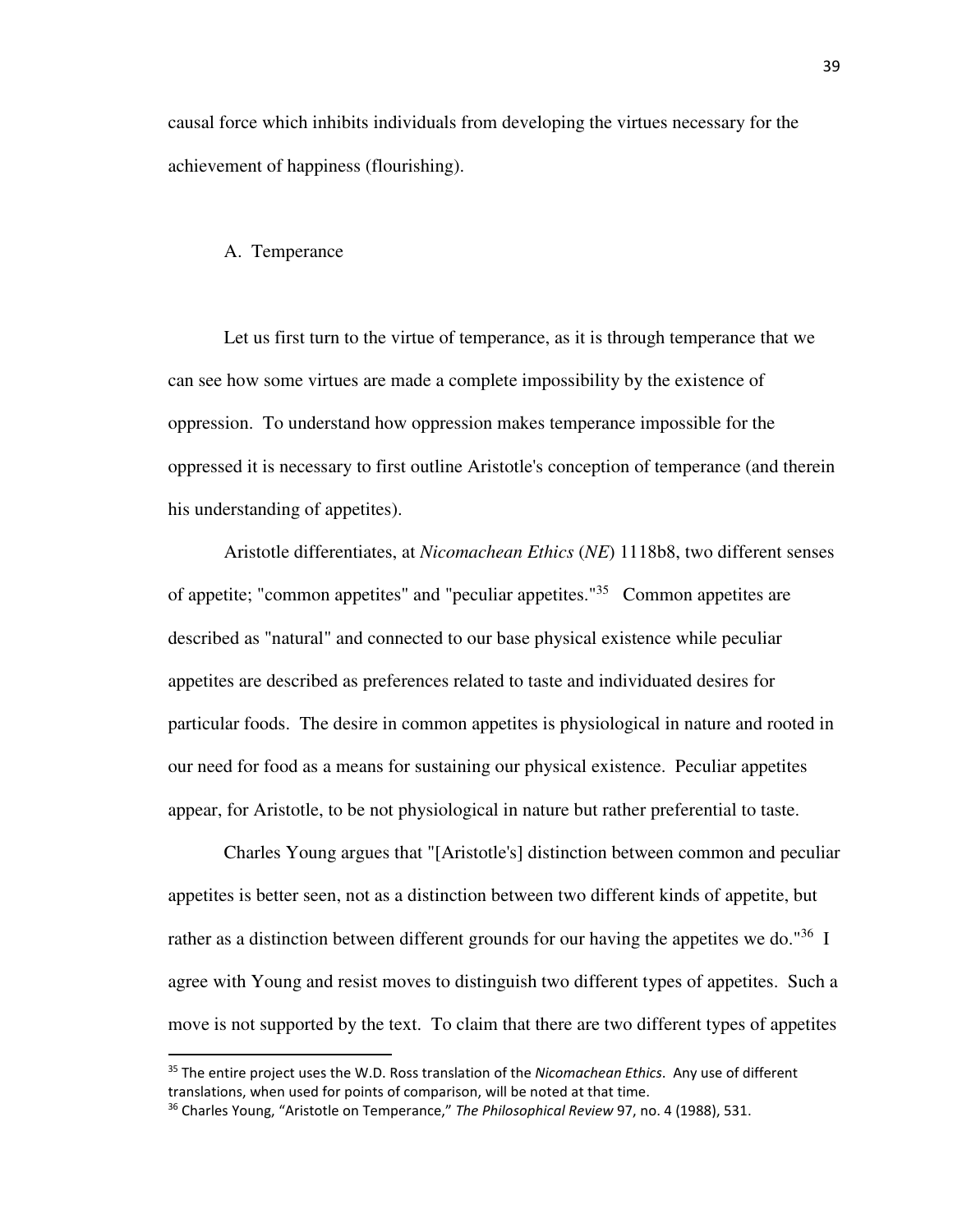causal force which inhibits individuals from developing the virtues necessary for the achievement of happiness (flourishing).

### A. Temperance

Let us first turn to the virtue of temperance, as it is through temperance that we can see how some virtues are made a complete impossibility by the existence of oppression. To understand how oppression makes temperance impossible for the oppressed it is necessary to first outline Aristotle's conception of temperance (and therein his understanding of appetites).

Aristotle differentiates, at *Nicomachean Ethics* (*NE*) 1118b8, two different senses of appetite; "common appetites" and "peculiar appetites."[35] Common appetites are described as "natural" and connected to our base physical existence while peculiar appetites are described as preferences related to taste and individuated desires for particular foods. The desire in common appetites is physiological in nature and rooted in our need for food as a means for sustaining our physical existence. Peculiar appetites appear, for Aristotle, to be not physiological in nature but rather preferential to taste.

Charles Young argues that "[Aristotle's] distinction between common and peculiar appetites is better seen, not as a distinction between two different kinds of appetite, but rather as a distinction between different grounds for our having the appetites we do."[36] I agree with Young and resist moves to distinguish two different types of appetites. Such a move is not supported by the text. To claim that there are two different types of appetites

---

[35] The entire project uses the W.D. Ross translation of the *Nicomachean Ethics*. Any use of different translations, when used for points of comparison, will be noted at that time.

[36] Charles Young, "Aristotle on Temperance," *The Philosophical Review* 97, no. 4 (1988), 531.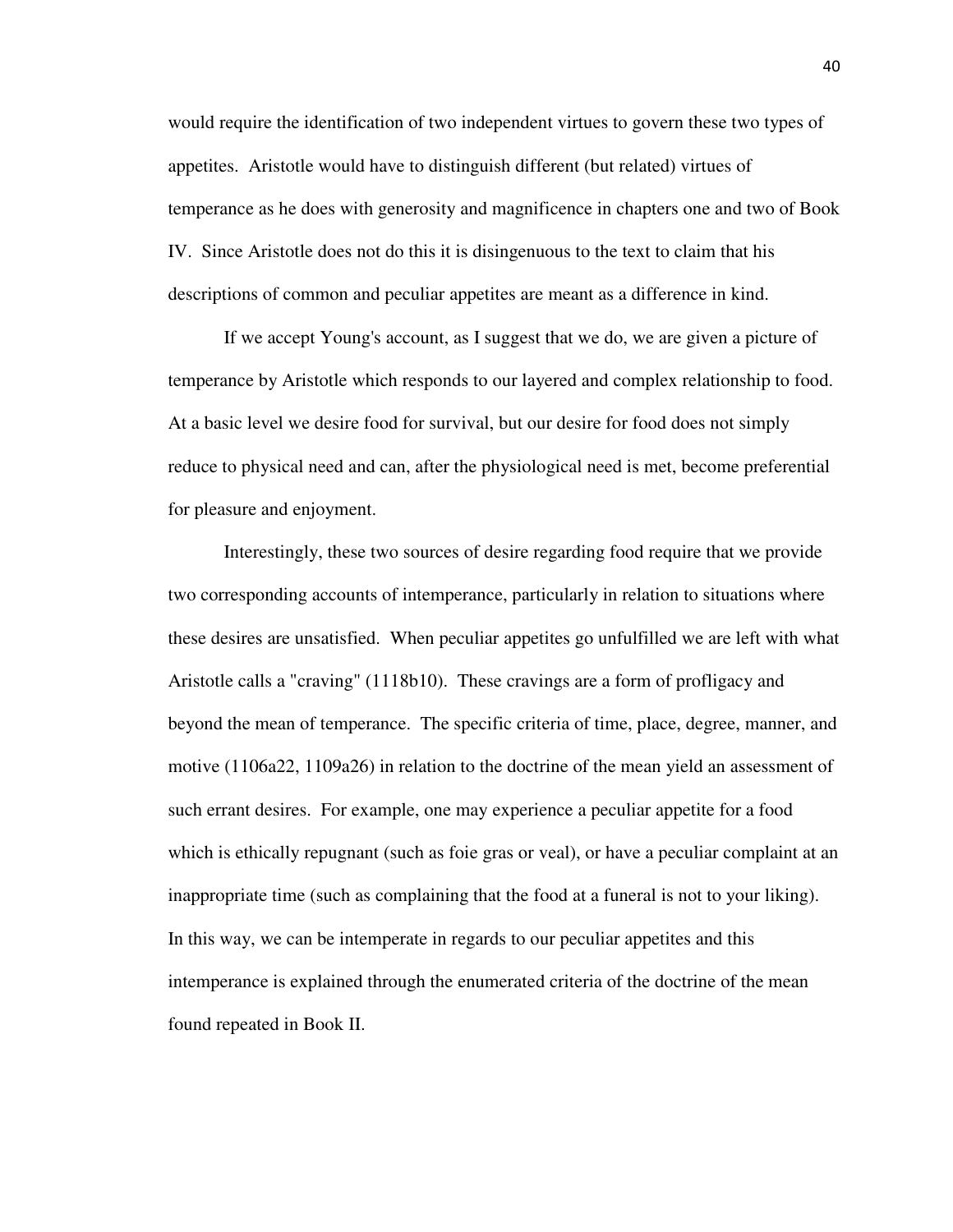would require the identification of two independent virtues to govern these two types of appetites. Aristotle would have to distinguish different (but related) virtues of temperance as he does with generosity and magnificence in chapters one and two of Book IV. Since Aristotle does not do this it is disingenuous to the text to claim that his descriptions of common and peculiar appetites are meant as a difference in kind.

If we accept Young's account, as I suggest that we do, we are given a picture of temperance by Aristotle which responds to our layered and complex relationship to food. At a basic level we desire food for survival, but our desire for food does not simply reduce to physical need and can, after the physiological need is met, become preferential for pleasure and enjoyment.

Interestingly, these two sources of desire regarding food require that we provide two corresponding accounts of intemperance, particularly in relation to situations where these desires are unsatisfied. When peculiar appetites go unfulfilled we are left with what Aristotle calls a "craving" (1118b10). These cravings are a form of profligacy and beyond the mean of temperance. The specific criteria of time, place, degree, manner, and motive (1106a22, 1109a26) in relation to the doctrine of the mean yield an assessment of such errant desires. For example, one may experience a peculiar appetite for a food which is ethically repugnant (such as foie gras or veal), or have a peculiar complaint at an inappropriate time (such as complaining that the food at a funeral is not to your liking). In this way, we can be intemperate in regards to our peculiar appetites and this intemperance is explained through the enumerated criteria of the doctrine of the mean found repeated in Book II.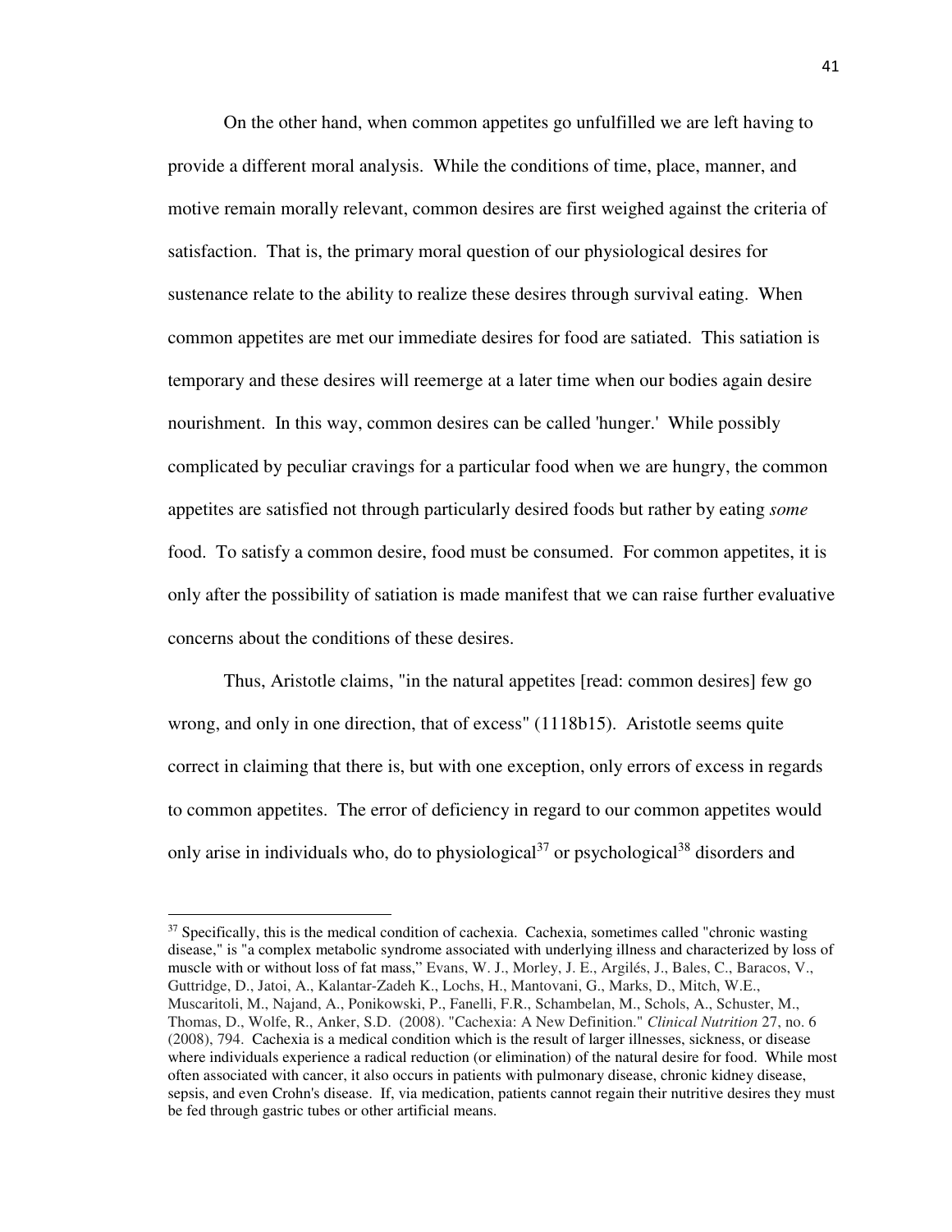On the other hand, when common appetites go unfulfilled we are left having to provide a different moral analysis. While the conditions of time, place, manner, and motive remain morally relevant, common desires are first weighed against the criteria of satisfaction. That is, the primary moral question of our physiological desires for sustenance relate to the ability to realize these desires through survival eating. When common appetites are met our immediate desires for food are satiated. This satiation is temporary and these desires will reemerge at a later time when our bodies again desire nourishment. In this way, common desires can be called 'hunger.' While possibly complicated by peculiar cravings for a particular food when we are hungry, the common appetites are satisfied not through particularly desired foods but rather by eating *some* food. To satisfy a common desire, food must be consumed. For common appetites, it is only after the possibility of satiation is made manifest that we can raise further evaluative concerns about the conditions of these desires.

Thus, Aristotle claims, "in the natural appetites [read: common desires] few go wrong, and only in one direction, that of excess" (1118b15). Aristotle seems quite correct in claiming that there is, but with one exception, only errors of excess in regards to common appetites. The error of deficiency in regard to our common appetites would only arise in individuals who, do to physiological[37] or psychological[38] disorders and

---

[37] Specifically, this is the medical condition of cachexia. Cachexia, sometimes called "chronic wasting disease," is "a complex metabolic syndrome associated with underlying illness and characterized by loss of muscle with or without loss of fat mass," Evans, W. J., Morley, J. E., Argilés, J., Bales, C., Baracos, V., Guttridge, D., Jatoi, A., Kalantar-Zadeh K., Lochs, H., Mantovani, G., Marks, D., Mitch, W.E., Muscaritoli, M., Najand, A., Ponikowski, P., Fanelli, F.R., Schambelan, M., Schols, A., Schuster, M., Thomas, D., Wolfe, R., Anker, S.D. (2008). "Cachexia: A New Definition." *Clinical Nutrition* 27, no. 6 (2008), 794. Cachexia is a medical condition which is the result of larger illnesses, sickness, or disease where individuals experience a radical reduction (or elimination) of the natural desire for food. While most often associated with cancer, it also occurs in patients with pulmonary disease, chronic kidney disease, sepsis, and even Crohn's disease. If, via medication, patients cannot regain their nutritive desires they must be fed through gastric tubes or other artificial means.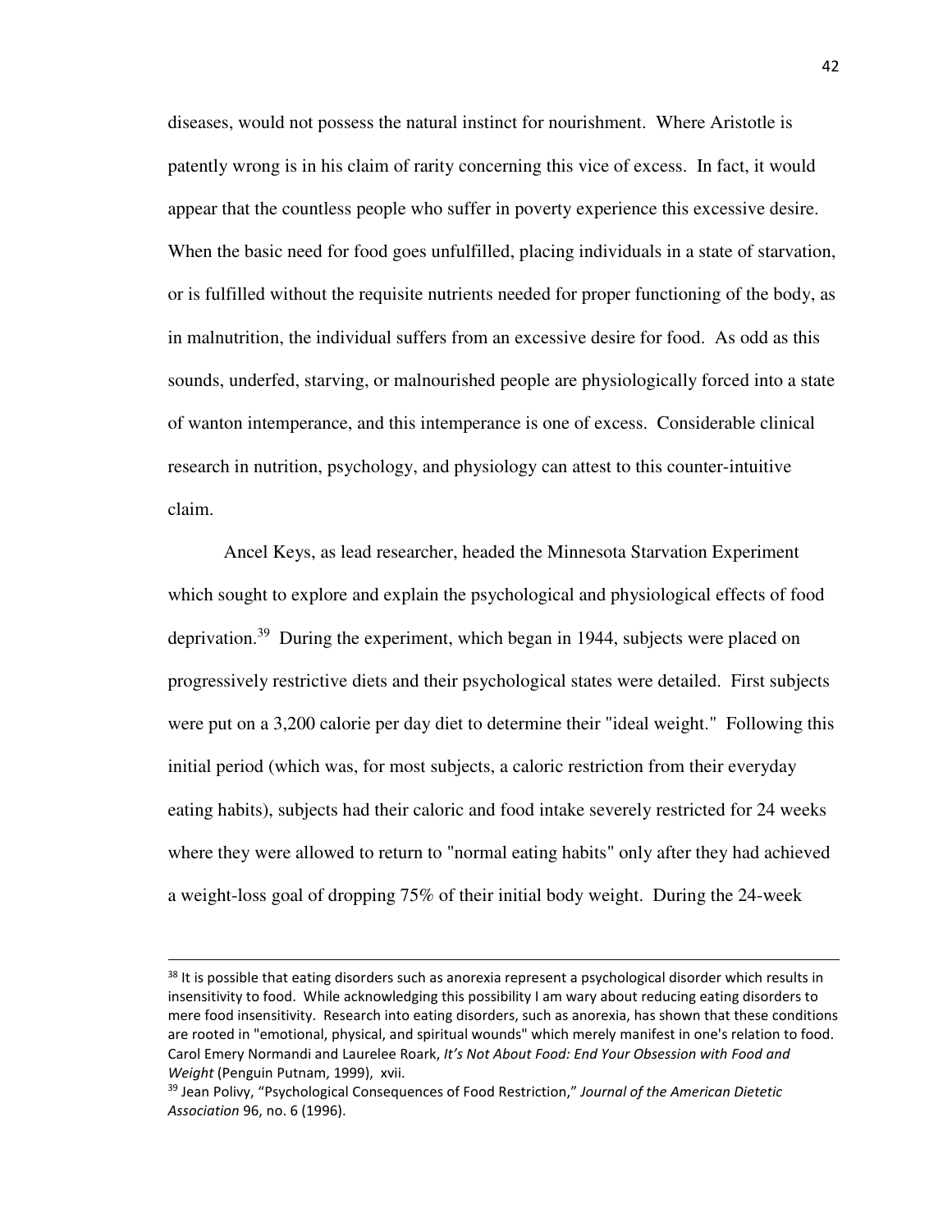diseases, would not possess the natural instinct for nourishment. Where Aristotle is patently wrong is in his claim of rarity concerning this vice of excess. In fact, it would appear that the countless people who suffer in poverty experience this excessive desire. When the basic need for food goes unfulfilled, placing individuals in a state of starvation, or is fulfilled without the requisite nutrients needed for proper functioning of the body, as in malnutrition, the individual suffers from an excessive desire for food. As odd as this sounds, underfed, starving, or malnourished people are physiologically forced into a state of wanton intemperance, and this intemperance is one of excess. Considerable clinical research in nutrition, psychology, and physiology can attest to this counter-intuitive claim.

Ancel Keys, as lead researcher, headed the Minnesota Starvation Experiment which sought to explore and explain the psychological and physiological effects of food deprivation.[39] During the experiment, which began in 1944, subjects were placed on progressively restrictive diets and their psychological states were detailed. First subjects were put on a 3,200 calorie per day diet to determine their "ideal weight." Following this initial period (which was, for most subjects, a caloric restriction from their everyday eating habits), subjects had their caloric and food intake severely restricted for 24 weeks where they were allowed to return to "normal eating habits" only after they had achieved a weight-loss goal of dropping 75% of their initial body weight. During the 24-week

---

[38] It is possible that eating disorders such as anorexia represent a psychological disorder which results in insensitivity to food. While acknowledging this possibility I am wary about reducing eating disorders to mere food insensitivity. Research into eating disorders, such as anorexia, has shown that these conditions are rooted in "emotional, physical, and spiritual wounds" which merely manifest in one's relation to food. Carol Emery Normandi and Laurelee Roark, *It's Not About Food: End Your Obsession with Food and Weight* (Penguin Putnam, 1999), xvii.

[39] Jean Polivy, "Psychological Consequences of Food Restriction," *Journal of the American Dietetic Association* 96, no. 6 (1996).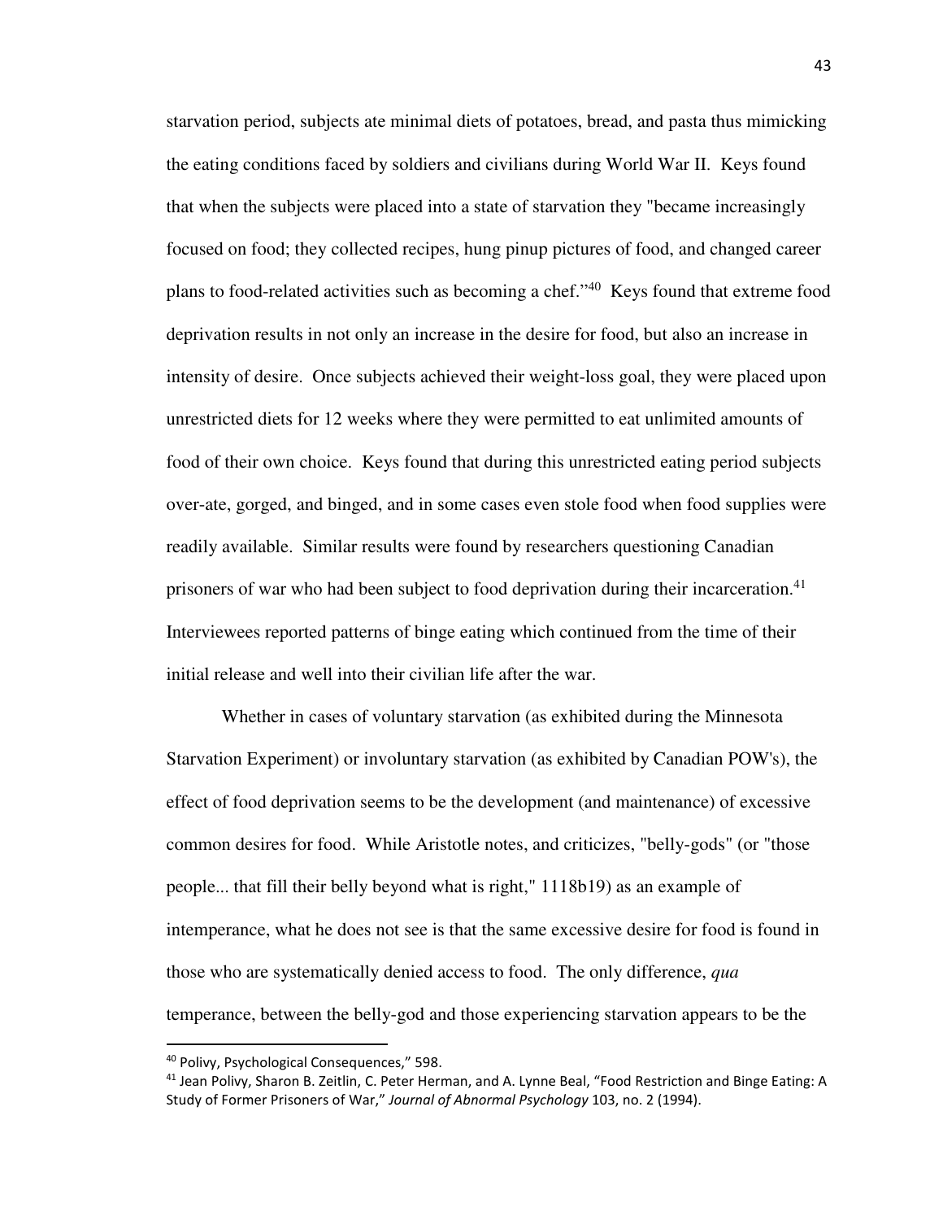starvation period, subjects ate minimal diets of potatoes, bread, and pasta thus mimicking the eating conditions faced by soldiers and civilians during World War II. Keys found that when the subjects were placed into a state of starvation they "became increasingly focused on food; they collected recipes, hung pinup pictures of food, and changed career plans to food-related activities such as becoming a chef."[40] Keys found that extreme food deprivation results in not only an increase in the desire for food, but also an increase in intensity of desire. Once subjects achieved their weight-loss goal, they were placed upon unrestricted diets for 12 weeks where they were permitted to eat unlimited amounts of food of their own choice. Keys found that during this unrestricted eating period subjects over-ate, gorged, and binged, and in some cases even stole food when food supplies were readily available. Similar results were found by researchers questioning Canadian prisoners of war who had been subject to food deprivation during their incarceration.[41] Interviewees reported patterns of binge eating which continued from the time of their initial release and well into their civilian life after the war.

Whether in cases of voluntary starvation (as exhibited during the Minnesota Starvation Experiment) or involuntary starvation (as exhibited by Canadian POW's), the effect of food deprivation seems to be the development (and maintenance) of excessive common desires for food. While Aristotle notes, and criticizes, "belly-gods" (or "those people... that fill their belly beyond what is right," 1118b19) as an example of intemperance, what he does not see is that the same excessive desire for food is found in those who are systematically denied access to food. The only difference, *qua* temperance, between the belly-god and those experiencing starvation appears to be the

---

[40] Polivy, Psychological Consequences," 598.

[41] Jean Polivy, Sharon B. Zeitlin, C. Peter Herman, and A. Lynne Beal, "Food Restriction and Binge Eating: A Study of Former Prisoners of War," *Journal of Abnormal Psychology* 103, no. 2 (1994).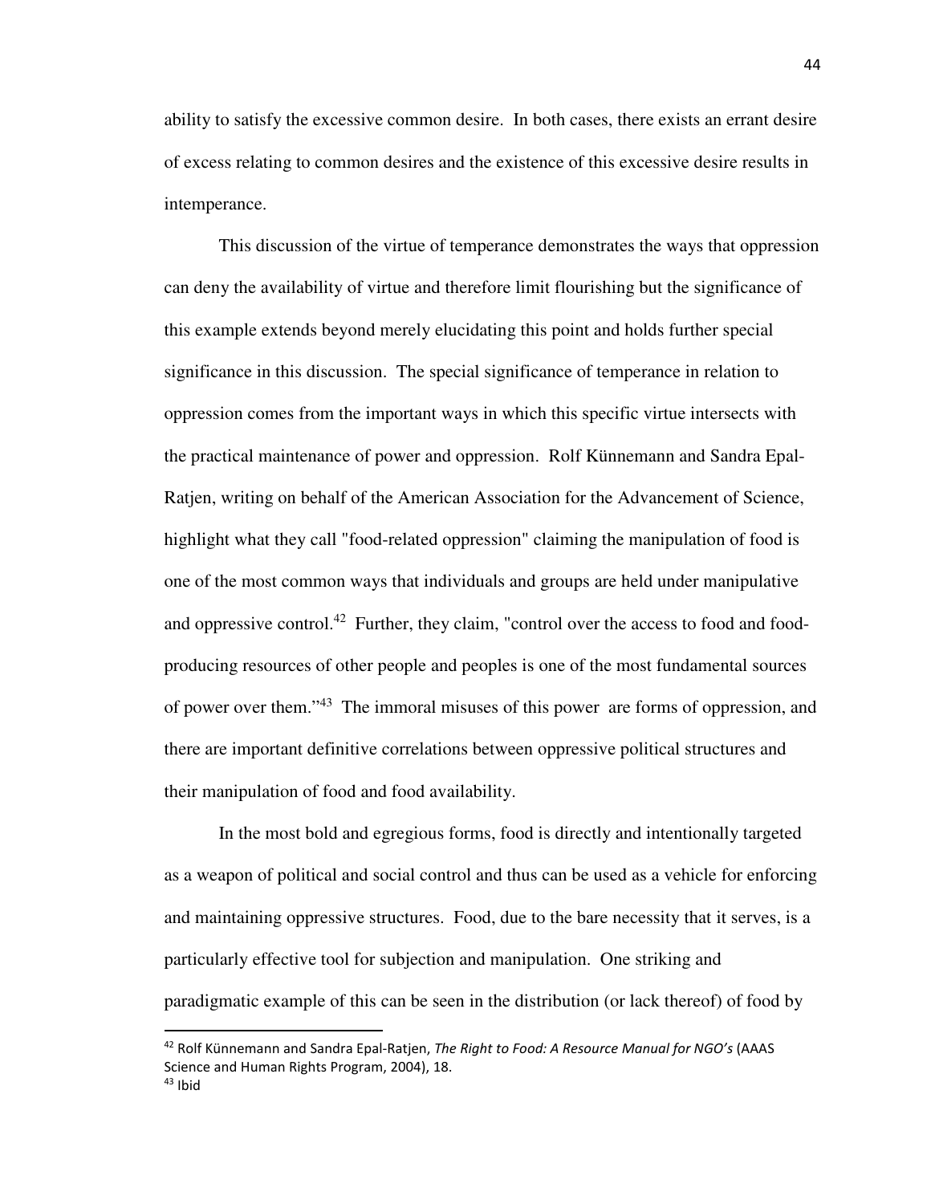ability to satisfy the excessive common desire. In both cases, there exists an errant desire of excess relating to common desires and the existence of this excessive desire results in intemperance.

This discussion of the virtue of temperance demonstrates the ways that oppression can deny the availability of virtue and therefore limit flourishing but the significance of this example extends beyond merely elucidating this point and holds further special significance in this discussion. The special significance of temperance in relation to oppression comes from the important ways in which this specific virtue intersects with the practical maintenance of power and oppression. Rolf Künnemann and Sandra Epal-Ratjen, writing on behalf of the American Association for the Advancement of Science, highlight what they call "food-related oppression" claiming the manipulation of food is one of the most common ways that individuals and groups are held under manipulative and oppressive control.[42] Further, they claim, "control over the access to food and food-producing resources of other people and peoples is one of the most fundamental sources of power over them."[43] The immoral misuses of this power are forms of oppression, and there are important definitive correlations between oppressive political structures and their manipulation of food and food availability.

In the most bold and egregious forms, food is directly and intentionally targeted as a weapon of political and social control and thus can be used as a vehicle for enforcing and maintaining oppressive structures. Food, due to the bare necessity that it serves, is a particularly effective tool for subjection and manipulation. One striking and paradigmatic example of this can be seen in the distribution (or lack thereof) of food by

---

[42] Rolf Künnemann and Sandra Epal-Ratjen, *The Right to Food: A Resource Manual for NGO's* (AAAS Science and Human Rights Program, 2004), 18.

[43] Ibid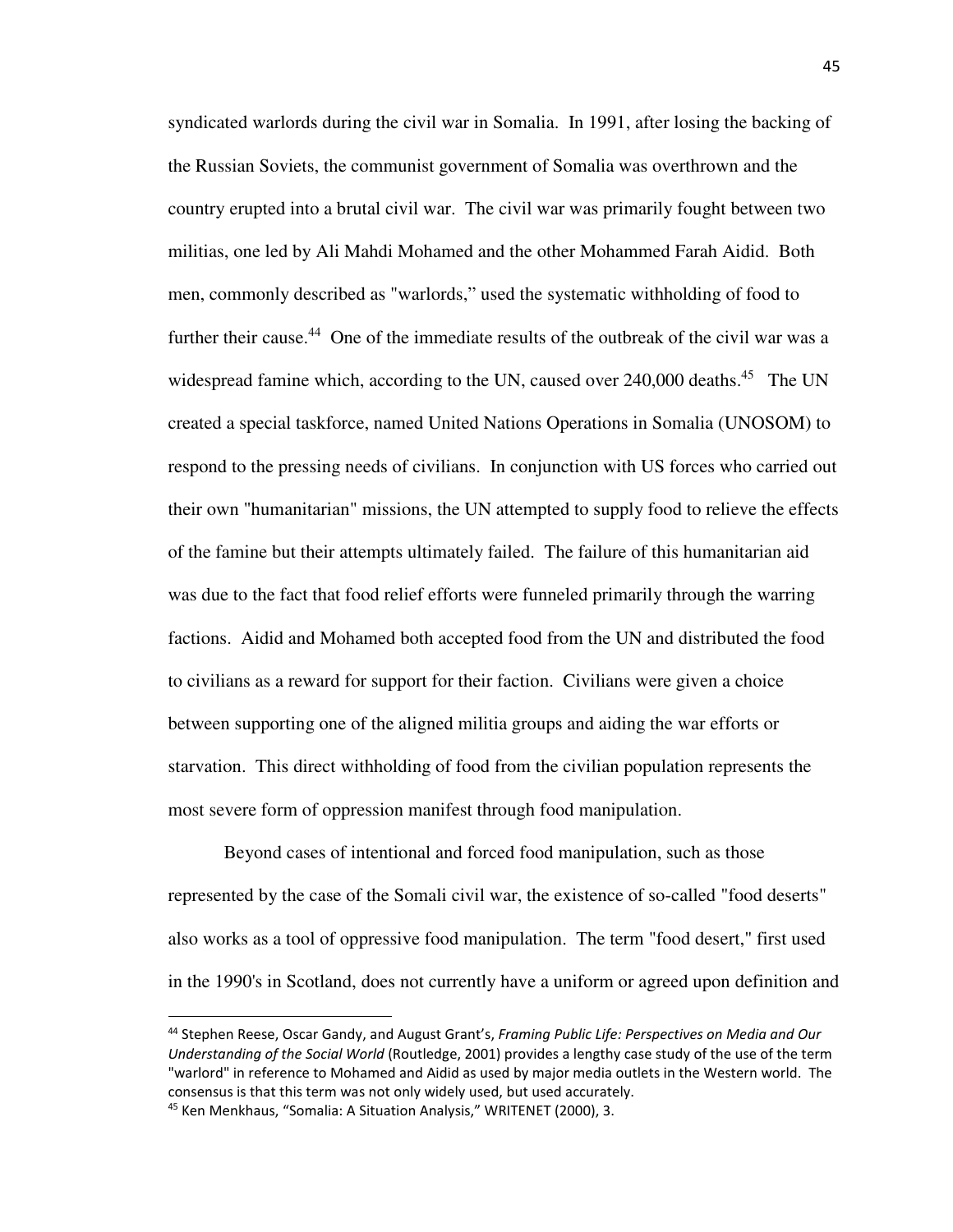syndicated warlords during the civil war in Somalia. In 1991, after losing the backing of the Russian Soviets, the communist government of Somalia was overthrown and the country erupted into a brutal civil war. The civil war was primarily fought between two militias, one led by Ali Mahdi Mohamed and the other Mohammed Farah Aidid. Both men, commonly described as "warlords," used the systematic withholding of food to further their cause.[44] One of the immediate results of the outbreak of the civil war was a widespread famine which, according to the UN, caused over 240,000 deaths.[45] The UN created a special taskforce, named United Nations Operations in Somalia (UNOSOM) to respond to the pressing needs of civilians. In conjunction with US forces who carried out their own "humanitarian" missions, the UN attempted to supply food to relieve the effects of the famine but their attempts ultimately failed. The failure of this humanitarian aid was due to the fact that food relief efforts were funneled primarily through the warring factions. Aidid and Mohamed both accepted food from the UN and distributed the food to civilians as a reward for support for their faction. Civilians were given a choice between supporting one of the aligned militia groups and aiding the war efforts or starvation. This direct withholding of food from the civilian population represents the most severe form of oppression manifest through food manipulation.

Beyond cases of intentional and forced food manipulation, such as those represented by the case of the Somali civil war, the existence of so-called "food deserts" also works as a tool of oppressive food manipulation. The term "food desert," first used in the 1990's in Scotland, does not currently have a uniform or agreed upon definition and

---

[44] Stephen Reese, Oscar Gandy, and August Grant's, *Framing Public Life: Perspectives on Media and Our Understanding of the Social World* (Routledge, 2001) provides a lengthy case study of the use of the term "warlord" in reference to Mohamed and Aidid as used by major media outlets in the Western world. The consensus is that this term was not only widely used, but used accurately.

[45] Ken Menkhaus, "Somalia: A Situation Analysis," WRITENET (2000), 3.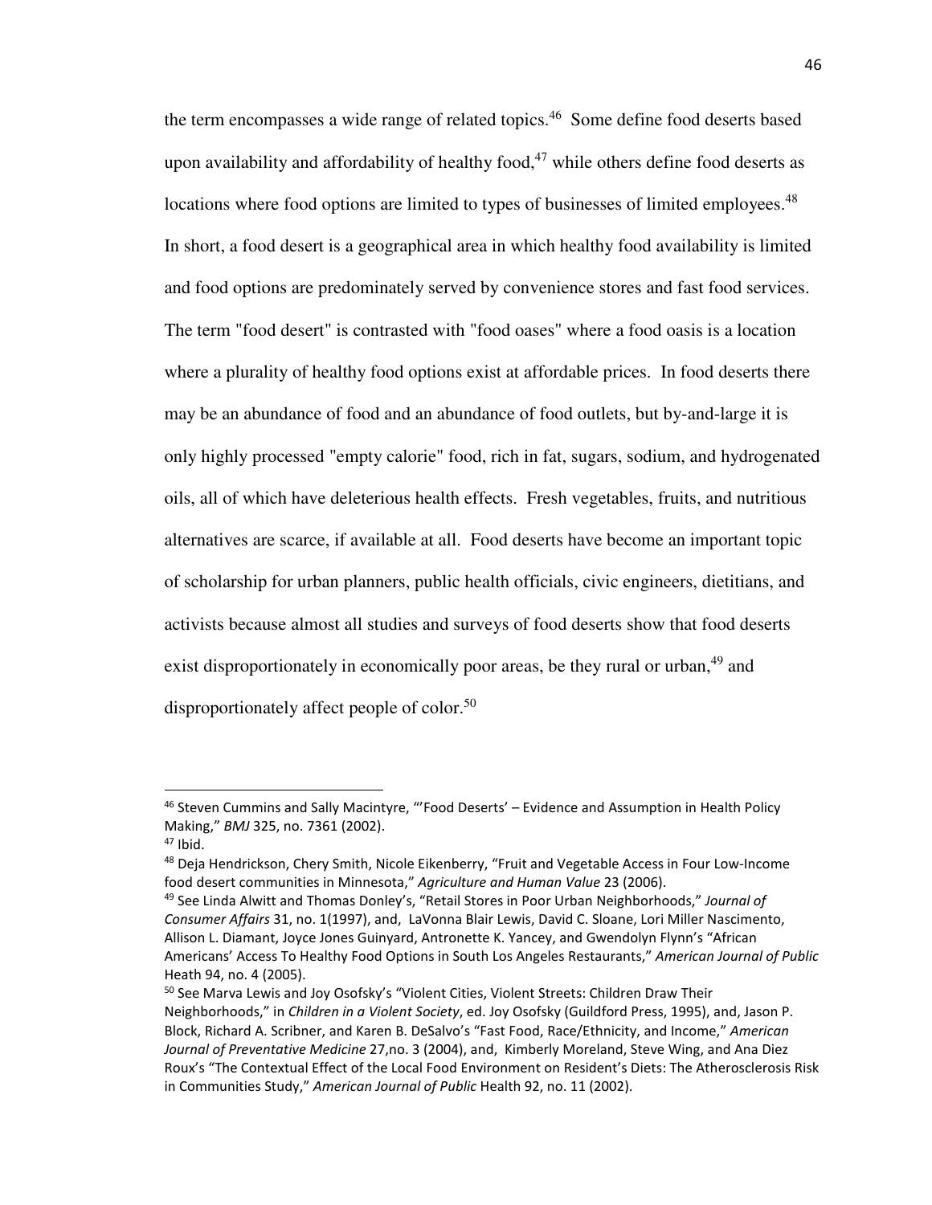the term encompasses a wide range of related topics.[46] Some define food deserts based upon availability and affordability of healthy food,[47] while others define food deserts as locations where food options are limited to types of businesses of limited employees.[48] In short, a food desert is a geographical area in which healthy food availability is limited and food options are predominately served by convenience stores and fast food services. The term "food desert" is contrasted with "food oases" where a food oasis is a location where a plurality of healthy food options exist at affordable prices. In food deserts there may be an abundance of food and an abundance of food outlets, but by-and-large it is only highly processed "empty calorie" food, rich in fat, sugars, sodium, and hydrogenated oils, all of which have deleterious health effects. Fresh vegetables, fruits, and nutritious alternatives are scarce, if available at all. Food deserts have become an important topic of scholarship for urban planners, public health officials, civic engineers, dietitians, and activists because almost all studies and surveys of food deserts show that food deserts exist disproportionately in economically poor areas, be they rural or urban,[49] and disproportionately affect people of color.[50]

---

[46] Steven Cummins and Sally Macintyre, "'Food Deserts' – Evidence and Assumption in Health Policy Making," *BMJ* 325, no. 7361 (2002).

[47] Ibid.

[48] Deja Hendrickson, Chery Smith, Nicole Eikenberry, "Fruit and Vegetable Access in Four Low-Income food desert communities in Minnesota," *Agriculture and Human Value* 23 (2006).

[49] See Linda Alwitt and Thomas Donley's, "Retail Stores in Poor Urban Neighborhoods," *Journal of Consumer Affairs* 31, no. 1(1997), and, LaVonna Blair Lewis, David C. Sloane, Lori Miller Nascimento, Allison L. Diamant, Joyce Jones Guinyard, Antronette K. Yancey, and Gwendolyn Flynn's "African Americans' Access To Healthy Food Options in South Los Angeles Restaurants," *American Journal of Public* Heath 94, no. 4 (2005).

[50] See Marva Lewis and Joy Osofsky's "Violent Cities, Violent Streets: Children Draw Their Neighborhoods," in *Children in a Violent Society*, ed. Joy Osofsky (Guildford Press, 1995), and, Jason P. Block, Richard A. Scribner, and Karen B. DeSalvo's "Fast Food, Race/Ethnicity, and Income," *American Journal of Preventative Medicine* 27,no. 3 (2004), and, Kimberly Moreland, Steve Wing, and Ana Diez Roux's "The Contextual Effect of the Local Food Environment on Resident's Diets: The Atherosclerosis Risk in Communities Study," *American Journal of Public* Health 92, no. 11 (2002).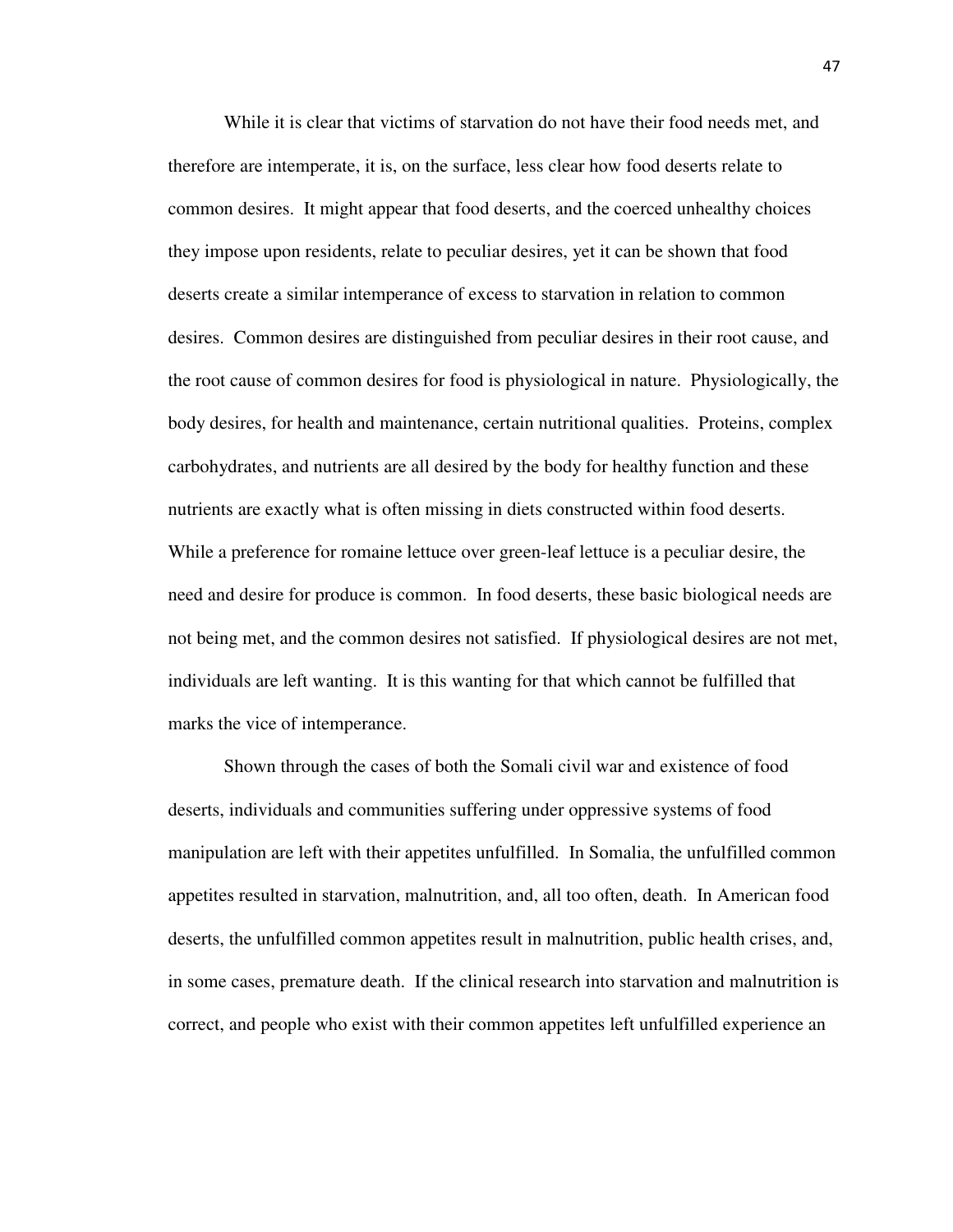While it is clear that victims of starvation do not have their food needs met, and therefore are intemperate, it is, on the surface, less clear how food deserts relate to common desires. It might appear that food deserts, and the coerced unhealthy choices they impose upon residents, relate to peculiar desires, yet it can be shown that food deserts create a similar intemperance of excess to starvation in relation to common desires. Common desires are distinguished from peculiar desires in their root cause, and the root cause of common desires for food is physiological in nature. Physiologically, the body desires, for health and maintenance, certain nutritional qualities. Proteins, complex carbohydrates, and nutrients are all desired by the body for healthy function and these nutrients are exactly what is often missing in diets constructed within food deserts. While a preference for romaine lettuce over green-leaf lettuce is a peculiar desire, the need and desire for produce is common. In food deserts, these basic biological needs are not being met, and the common desires not satisfied. If physiological desires are not met, individuals are left wanting. It is this wanting for that which cannot be fulfilled that marks the vice of intemperance.

Shown through the cases of both the Somali civil war and existence of food deserts, individuals and communities suffering under oppressive systems of food manipulation are left with their appetites unfulfilled. In Somalia, the unfulfilled common appetites resulted in starvation, malnutrition, and, all too often, death. In American food deserts, the unfulfilled common appetites result in malnutrition, public health crises, and, in some cases, premature death. If the clinical research into starvation and malnutrition is correct, and people who exist with their common appetites left unfulfilled experience an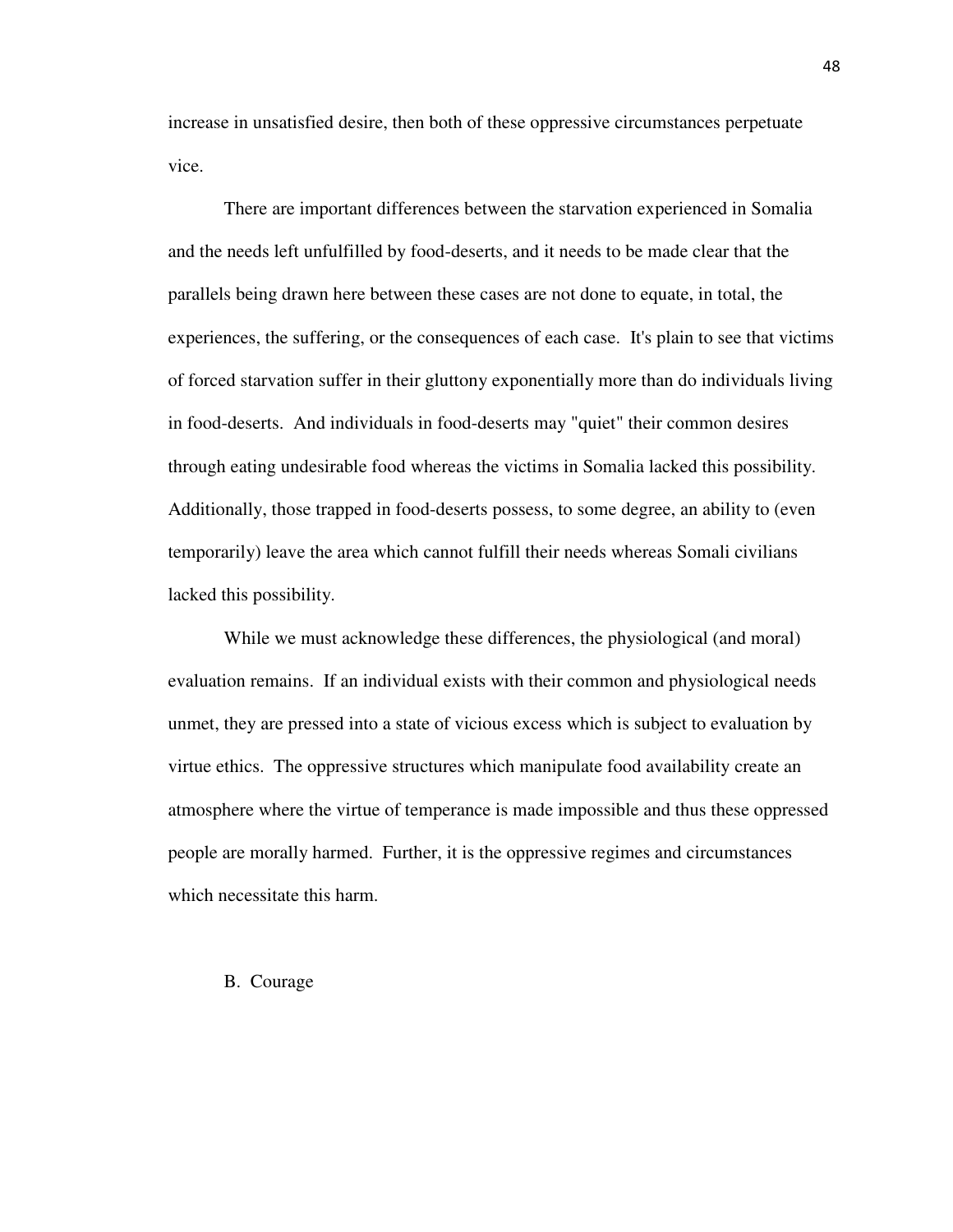increase in unsatisfied desire, then both of these oppressive circumstances perpetuate vice.

There are important differences between the starvation experienced in Somalia and the needs left unfulfilled by food-deserts, and it needs to be made clear that the parallels being drawn here between these cases are not done to equate, in total, the experiences, the suffering, or the consequences of each case. It's plain to see that victims of forced starvation suffer in their gluttony exponentially more than do individuals living in food-deserts. And individuals in food-deserts may "quiet" their common desires through eating undesirable food whereas the victims in Somalia lacked this possibility. Additionally, those trapped in food-deserts possess, to some degree, an ability to (even temporarily) leave the area which cannot fulfill their needs whereas Somali civilians lacked this possibility.

While we must acknowledge these differences, the physiological (and moral) evaluation remains. If an individual exists with their common and physiological needs unmet, they are pressed into a state of vicious excess which is subject to evaluation by virtue ethics. The oppressive structures which manipulate food availability create an atmosphere where the virtue of temperance is made impossible and thus these oppressed people are morally harmed. Further, it is the oppressive regimes and circumstances which necessitate this harm.

## B. Courage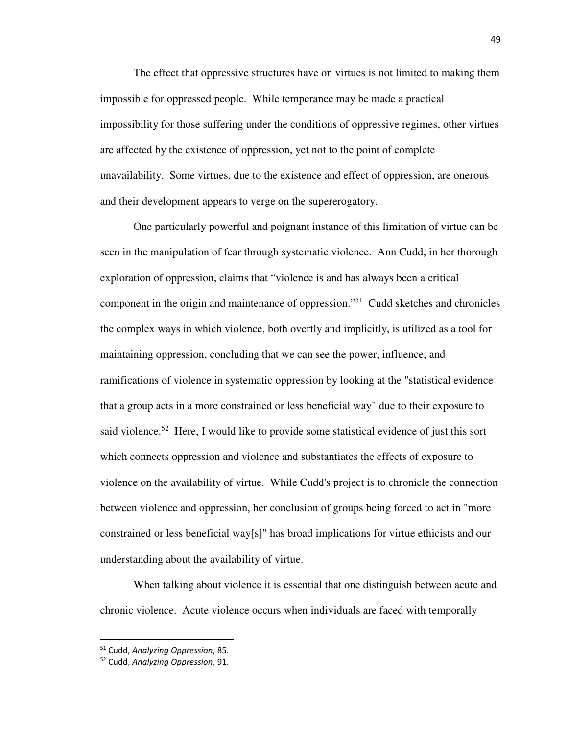The effect that oppressive structures have on virtues is not limited to making them impossible for oppressed people. While temperance may be made a practical impossibility for those suffering under the conditions of oppressive regimes, other virtues are affected by the existence of oppression, yet not to the point of complete unavailability. Some virtues, due to the existence and effect of oppression, are onerous and their development appears to verge on the supererogatory.

One particularly powerful and poignant instance of this limitation of virtue can be seen in the manipulation of fear through systematic violence. Ann Cudd, in her thorough exploration of oppression, claims that "violence is and has always been a critical component in the origin and maintenance of oppression."[51] Cudd sketches and chronicles the complex ways in which violence, both overtly and implicitly, is utilized as a tool for maintaining oppression, concluding that we can see the power, influence, and ramifications of violence in systematic oppression by looking at the "statistical evidence that a group acts in a more constrained or less beneficial way" due to their exposure to said violence.[52] Here, I would like to provide some statistical evidence of just this sort which connects oppression and violence and substantiates the effects of exposure to violence on the availability of virtue. While Cudd's project is to chronicle the connection between violence and oppression, her conclusion of groups being forced to act in "more constrained or less beneficial way[s]" has broad implications for virtue ethicists and our understanding about the availability of virtue.

When talking about violence it is essential that one distinguish between acute and chronic violence. Acute violence occurs when individuals are faced with temporally

---

[51] Cudd, *Analyzing Oppression*, 85.

[52] Cudd, *Analyzing Oppression*, 91.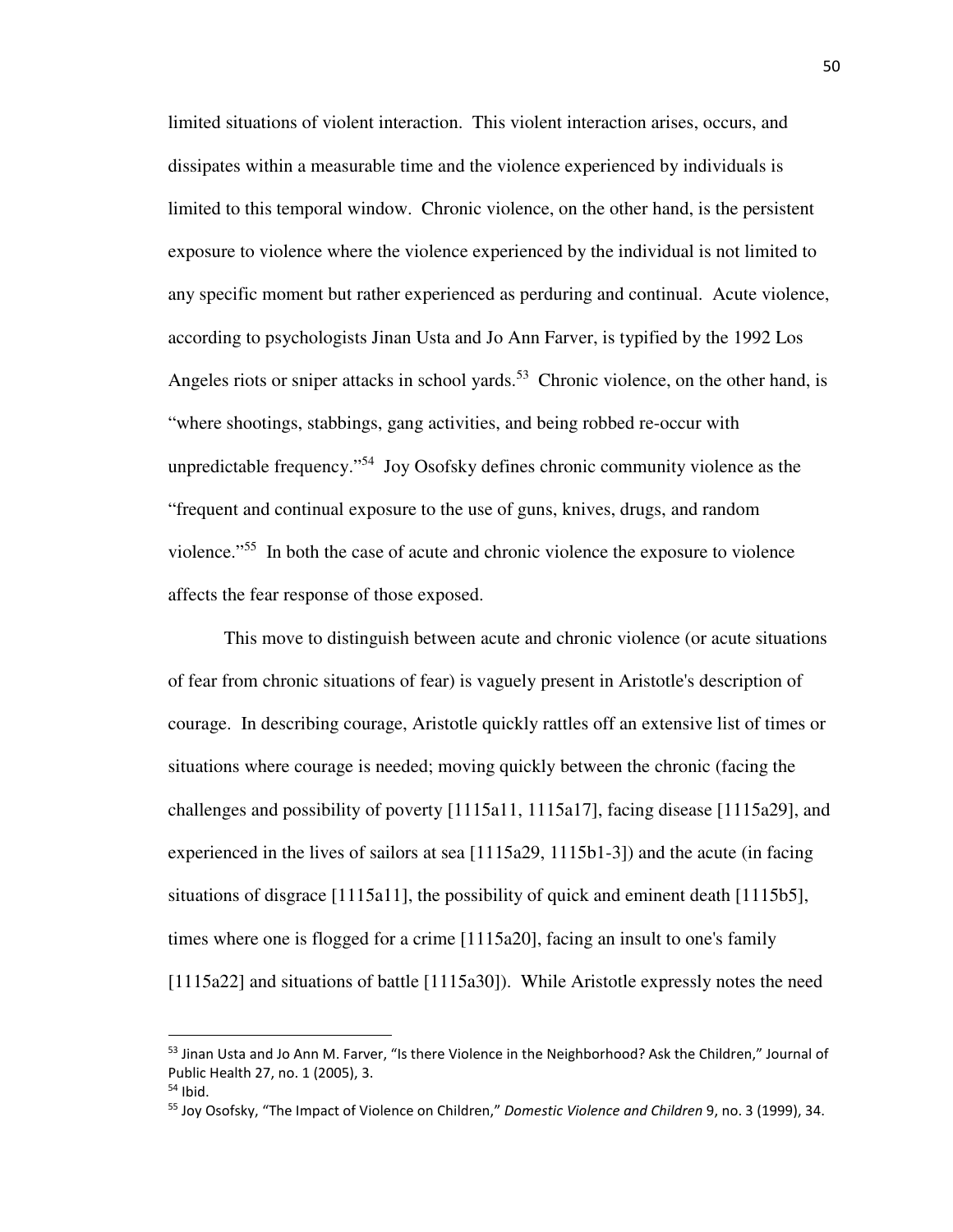limited situations of violent interaction. This violent interaction arises, occurs, and dissipates within a measurable time and the violence experienced by individuals is limited to this temporal window. Chronic violence, on the other hand, is the persistent exposure to violence where the violence experienced by the individual is not limited to any specific moment but rather experienced as perduring and continual. Acute violence, according to psychologists Jinan Usta and Jo Ann Farver, is typified by the 1992 Los Angeles riots or sniper attacks in school yards.[53] Chronic violence, on the other hand, is "where shootings, stabbings, gang activities, and being robbed re-occur with unpredictable frequency."[54] Joy Osofsky defines chronic community violence as the "frequent and continual exposure to the use of guns, knives, drugs, and random violence."[55] In both the case of acute and chronic violence the exposure to violence affects the fear response of those exposed.

This move to distinguish between acute and chronic violence (or acute situations of fear from chronic situations of fear) is vaguely present in Aristotle's description of courage. In describing courage, Aristotle quickly rattles off an extensive list of times or situations where courage is needed; moving quickly between the chronic (facing the challenges and possibility of poverty [1115a11, 1115a17], facing disease [1115a29], and experienced in the lives of sailors at sea [1115a29, 1115b1-3]) and the acute (in facing situations of disgrace [1115a11], the possibility of quick and eminent death [1115b5], times where one is flogged for a crime [1115a20], facing an insult to one's family [1115a22] and situations of battle [1115a30]). While Aristotle expressly notes the need

---

[53] Jinan Usta and Jo Ann M. Farver, "Is there Violence in the Neighborhood? Ask the Children," Journal of Public Health 27, no. 1 (2005), 3.

[54] Ibid.

[55] Joy Osofsky, "The Impact of Violence on Children," *Domestic Violence and Children* 9, no. 3 (1999), 34.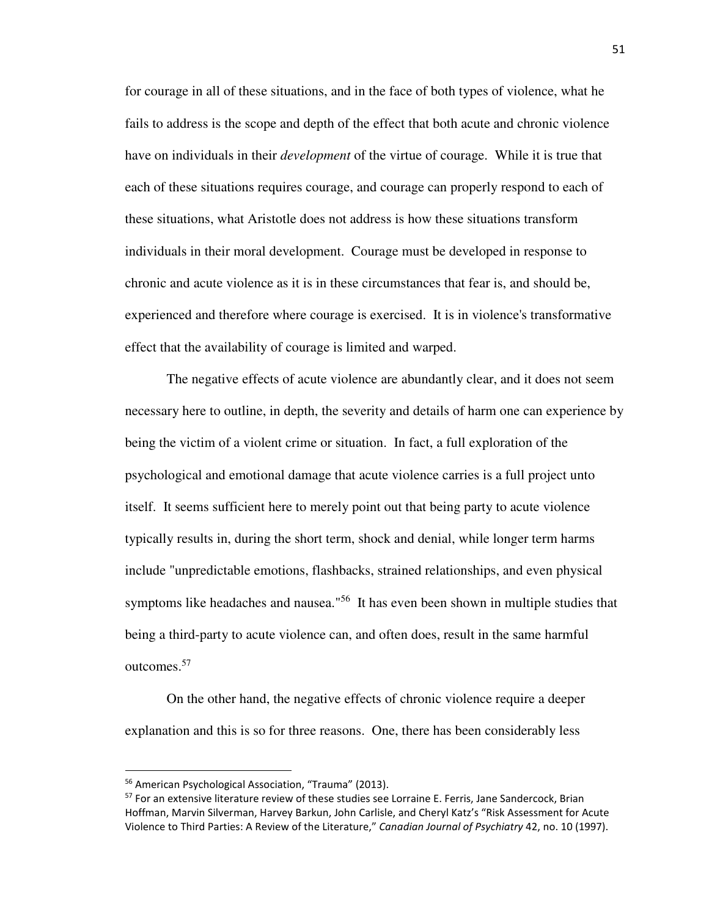for courage in all of these situations, and in the face of both types of violence, what he fails to address is the scope and depth of the effect that both acute and chronic violence have on individuals in their *development* of the virtue of courage. While it is true that each of these situations requires courage, and courage can properly respond to each of these situations, what Aristotle does not address is how these situations transform individuals in their moral development. Courage must be developed in response to chronic and acute violence as it is in these circumstances that fear is, and should be, experienced and therefore where courage is exercised. It is in violence's transformative effect that the availability of courage is limited and warped.

The negative effects of acute violence are abundantly clear, and it does not seem necessary here to outline, in depth, the severity and details of harm one can experience by being the victim of a violent crime or situation. In fact, a full exploration of the psychological and emotional damage that acute violence carries is a full project unto itself. It seems sufficient here to merely point out that being party to acute violence typically results in, during the short term, shock and denial, while longer term harms include "unpredictable emotions, flashbacks, strained relationships, and even physical symptoms like headaches and nausea."[56] It has even been shown in multiple studies that being a third-party to acute violence can, and often does, result in the same harmful outcomes.[57]

On the other hand, the negative effects of chronic violence require a deeper explanation and this is so for three reasons. One, there has been considerably less

---

[56] American Psychological Association, "Trauma" (2013).

[57] For an extensive literature review of these studies see Lorraine E. Ferris, Jane Sandercock, Brian Hoffman, Marvin Silverman, Harvey Barkun, John Carlisle, and Cheryl Katz's "Risk Assessment for Acute Violence to Third Parties: A Review of the Literature," *Canadian Journal of Psychiatry* 42, no. 10 (1997).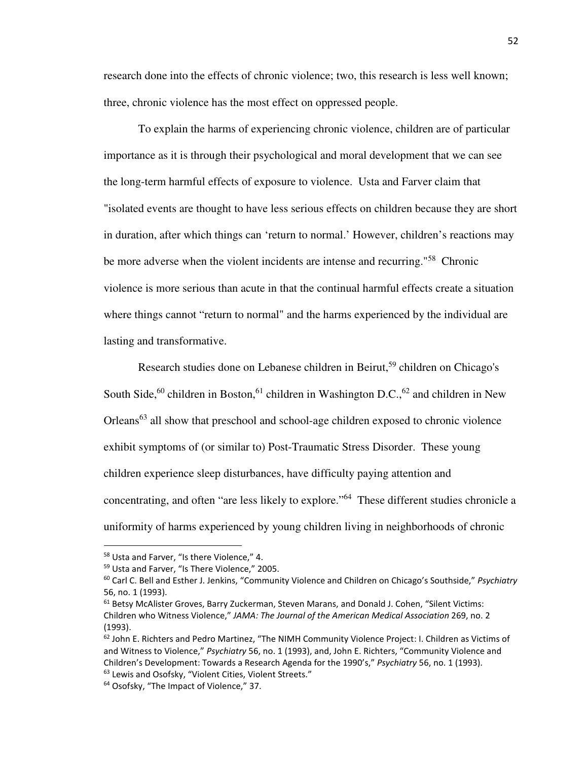research done into the effects of chronic violence; two, this research is less well known; three, chronic violence has the most effect on oppressed people.

To explain the harms of experiencing chronic violence, children are of particular importance as it is through their psychological and moral development that we can see the long-term harmful effects of exposure to violence. Usta and Farver claim that "isolated events are thought to have less serious effects on children because they are short in duration, after which things can 'return to normal.' However, children's reactions may be more adverse when the violent incidents are intense and recurring."[58] Chronic violence is more serious than acute in that the continual harmful effects create a situation where things cannot "return to normal" and the harms experienced by the individual are lasting and transformative.

Research studies done on Lebanese children in Beirut,[59] children on Chicago's South Side,[60] children in Boston,[61] children in Washington D.C.,[62] and children in New Orleans[63] all show that preschool and school-age children exposed to chronic violence exhibit symptoms of (or similar to) Post-Traumatic Stress Disorder. These young children experience sleep disturbances, have difficulty paying attention and concentrating, and often "are less likely to explore."[64] These different studies chronicle a uniformity of harms experienced by young children living in neighborhoods of chronic

---

[58] Usta and Farver, "Is there Violence," 4.

[59] Usta and Farver, "Is There Violence," 2005.

[60] Carl C. Bell and Esther J. Jenkins, "Community Violence and Children on Chicago's Southside," *Psychiatry* 56, no. 1 (1993).

[61] Betsy McAlister Groves, Barry Zuckerman, Steven Marans, and Donald J. Cohen, "Silent Victims: Children who Witness Violence," *JAMA: The Journal of the American Medical Association* 269, no. 2 (1993).

[62] John E. Richters and Pedro Martinez, "The NIMH Community Violence Project: I. Children as Victims of and Witness to Violence," *Psychiatry* 56, no. 1 (1993), and, John E. Richters, "Community Violence and Children's Development: Towards a Research Agenda for the 1990's," *Psychiatry* 56, no. 1 (1993).

[63] Lewis and Osofsky, "Violent Cities, Violent Streets."

[64] Osofsky, "The Impact of Violence," 37.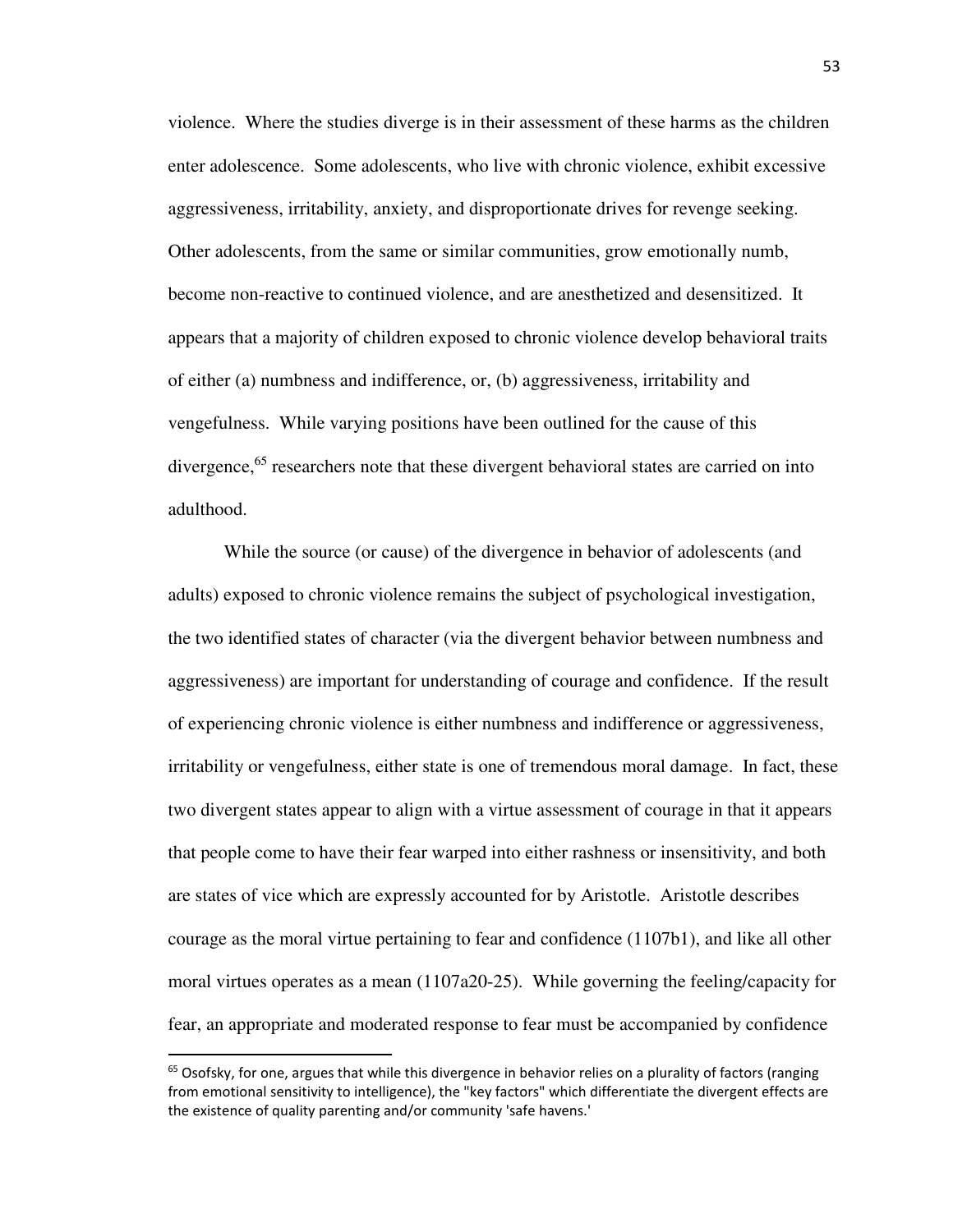violence. Where the studies diverge is in their assessment of these harms as the children enter adolescence. Some adolescents, who live with chronic violence, exhibit excessive aggressiveness, irritability, anxiety, and disproportionate drives for revenge seeking. Other adolescents, from the same or similar communities, grow emotionally numb, become non-reactive to continued violence, and are anesthetized and desensitized. It appears that a majority of children exposed to chronic violence develop behavioral traits of either (a) numbness and indifference, or, (b) aggressiveness, irritability and vengefulness. While varying positions have been outlined for the cause of this divergence,[65] researchers note that these divergent behavioral states are carried on into adulthood.

While the source (or cause) of the divergence in behavior of adolescents (and adults) exposed to chronic violence remains the subject of psychological investigation, the two identified states of character (via the divergent behavior between numbness and aggressiveness) are important for understanding of courage and confidence. If the result of experiencing chronic violence is either numbness and indifference or aggressiveness, irritability or vengefulness, either state is one of tremendous moral damage. In fact, these two divergent states appear to align with a virtue assessment of courage in that it appears that people come to have their fear warped into either rashness or insensitivity, and both are states of vice which are expressly accounted for by Aristotle. Aristotle describes courage as the moral virtue pertaining to fear and confidence (1107b1), and like all other moral virtues operates as a mean (1107a20-25). While governing the feeling/capacity for fear, an appropriate and moderated response to fear must be accompanied by confidence

---

[65] Osofsky, for one, argues that while this divergence in behavior relies on a plurality of factors (ranging from emotional sensitivity to intelligence), the "key factors" which differentiate the divergent effects are the existence of quality parenting and/or community 'safe havens.'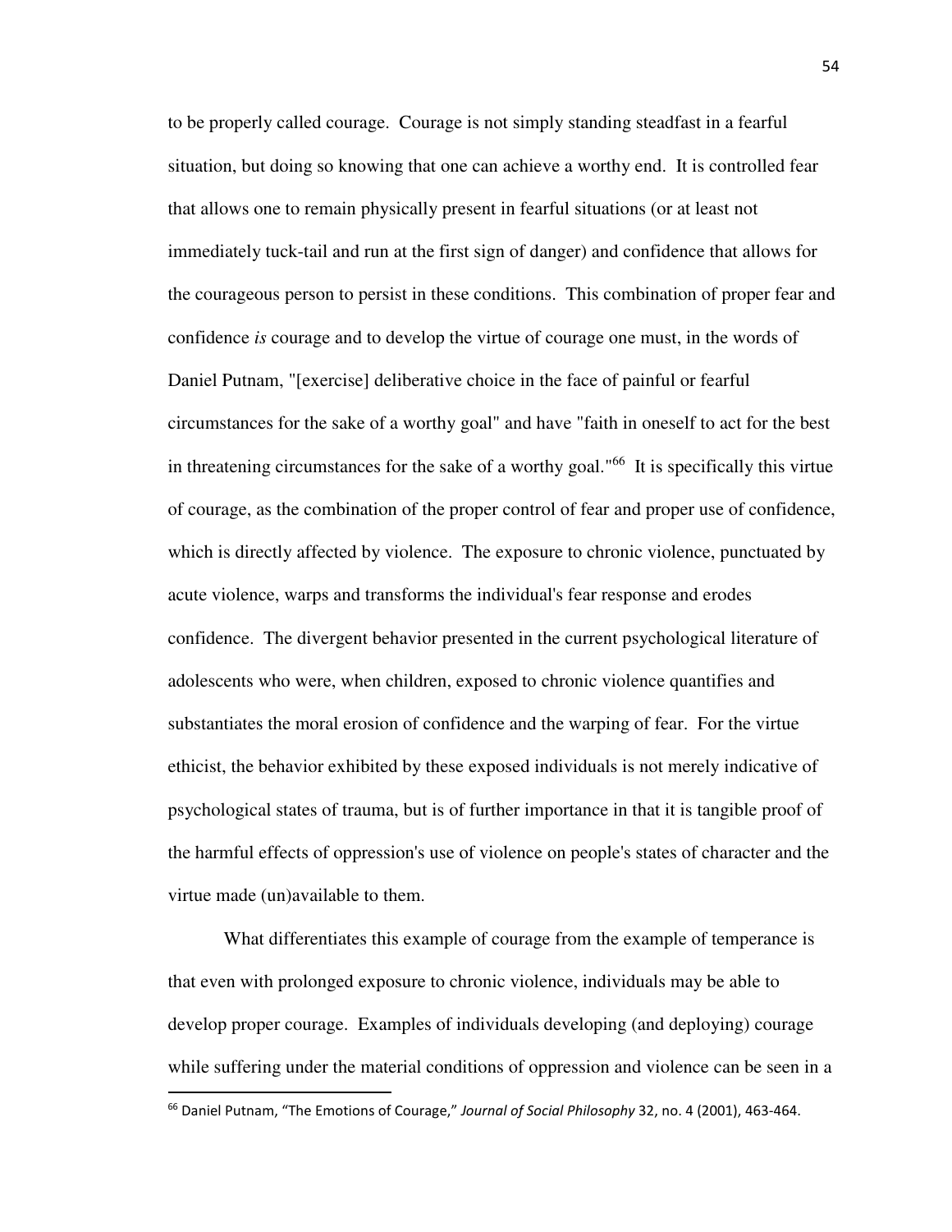to be properly called courage. Courage is not simply standing steadfast in a fearful situation, but doing so knowing that one can achieve a worthy end. It is controlled fear that allows one to remain physically present in fearful situations (or at least not immediately tuck-tail and run at the first sign of danger) and confidence that allows for the courageous person to persist in these conditions. This combination of proper fear and confidence *is* courage and to develop the virtue of courage one must, in the words of Daniel Putnam, "[exercise] deliberative choice in the face of painful or fearful circumstances for the sake of a worthy goal" and have "faith in oneself to act for the best in threatening circumstances for the sake of a worthy goal."[66] It is specifically this virtue of courage, as the combination of the proper control of fear and proper use of confidence, which is directly affected by violence. The exposure to chronic violence, punctuated by acute violence, warps and transforms the individual's fear response and erodes confidence. The divergent behavior presented in the current psychological literature of adolescents who were, when children, exposed to chronic violence quantifies and substantiates the moral erosion of confidence and the warping of fear. For the virtue ethicist, the behavior exhibited by these exposed individuals is not merely indicative of psychological states of trauma, but is of further importance in that it is tangible proof of the harmful effects of oppression's use of violence on people's states of character and the virtue made (un)available to them.

What differentiates this example of courage from the example of temperance is that even with prolonged exposure to chronic violence, individuals may be able to develop proper courage. Examples of individuals developing (and deploying) courage while suffering under the material conditions of oppression and violence can be seen in a

---

[66] Daniel Putnam, "The Emotions of Courage," *Journal of Social Philosophy* 32, no. 4 (2001), 463-464.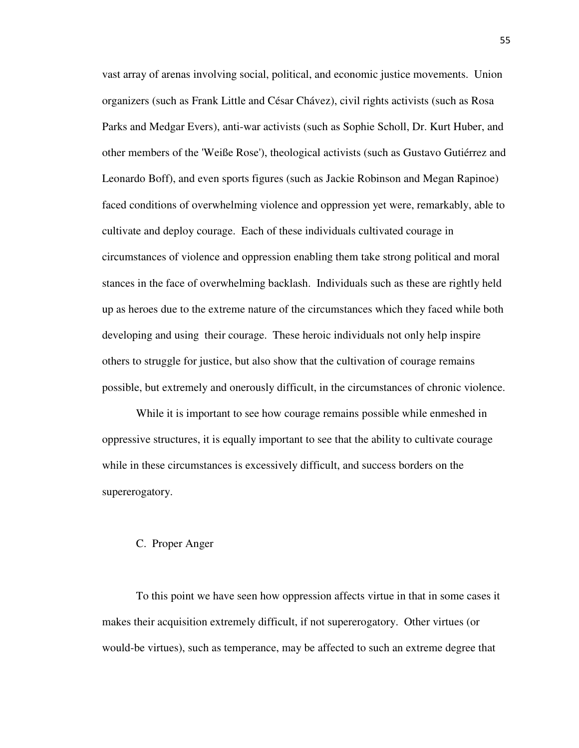vast array of arenas involving social, political, and economic justice movements. Union organizers (such as Frank Little and César Chávez), civil rights activists (such as Rosa Parks and Medgar Evers), anti-war activists (such as Sophie Scholl, Dr. Kurt Huber, and other members of the 'Weiße Rose'), theological activists (such as Gustavo Gutiérrez and Leonardo Boff), and even sports figures (such as Jackie Robinson and Megan Rapinoe) faced conditions of overwhelming violence and oppression yet were, remarkably, able to cultivate and deploy courage. Each of these individuals cultivated courage in circumstances of violence and oppression enabling them take strong political and moral stances in the face of overwhelming backlash. Individuals such as these are rightly held up as heroes due to the extreme nature of the circumstances which they faced while both developing and using their courage. These heroic individuals not only help inspire others to struggle for justice, but also show that the cultivation of courage remains possible, but extremely and onerously difficult, in the circumstances of chronic violence.

While it is important to see how courage remains possible while enmeshed in oppressive structures, it is equally important to see that the ability to cultivate courage while in these circumstances is excessively difficult, and success borders on the supererogatory.

### C. Proper Anger

To this point we have seen how oppression affects virtue in that in some cases it makes their acquisition extremely difficult, if not supererogatory. Other virtues (or would-be virtues), such as temperance, may be affected to such an extreme degree that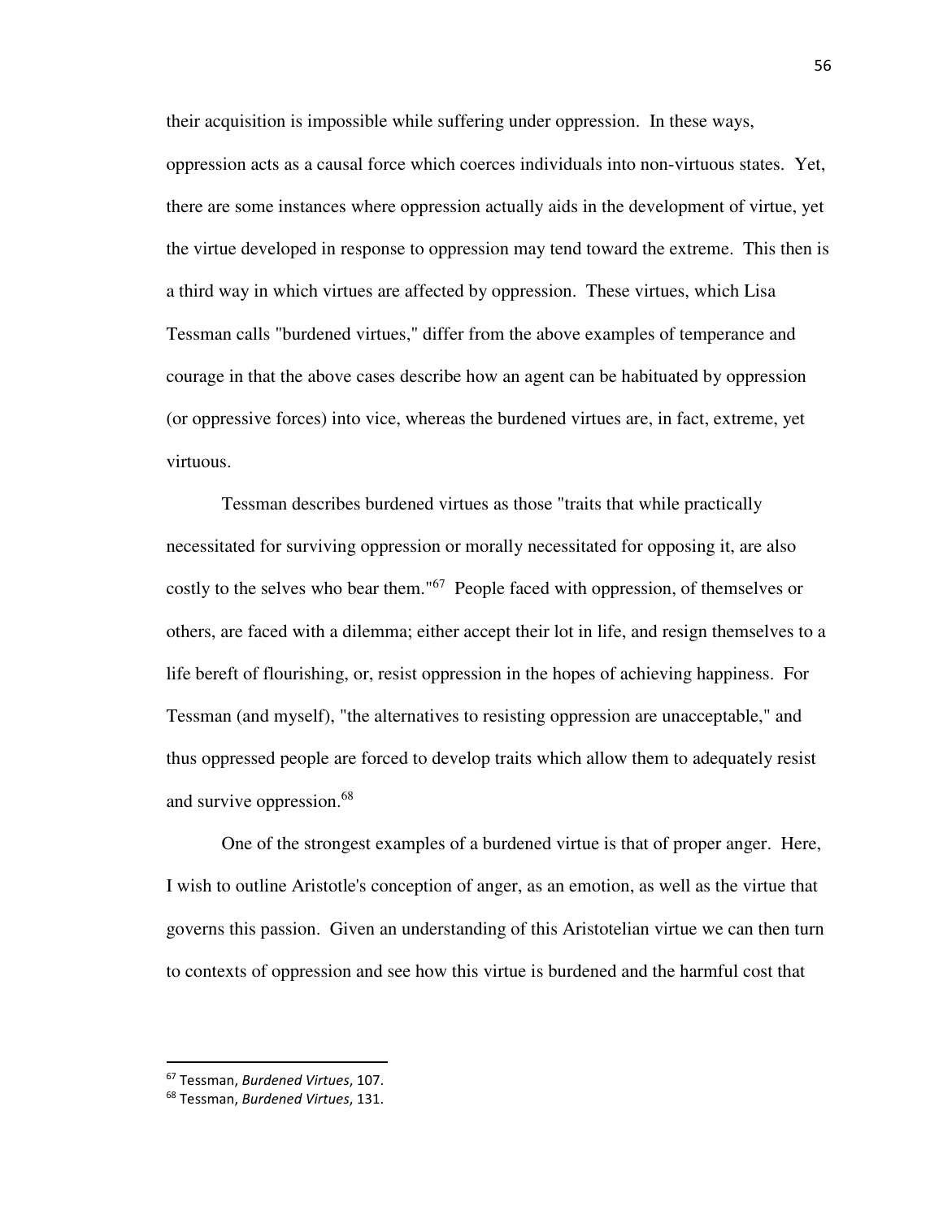their acquisition is impossible while suffering under oppression. In these ways, oppression acts as a causal force which coerces individuals into non-virtuous states. Yet, there are some instances where oppression actually aids in the development of virtue, yet the virtue developed in response to oppression may tend toward the extreme. This then is a third way in which virtues are affected by oppression. These virtues, which Lisa Tessman calls "burdened virtues," differ from the above examples of temperance and courage in that the above cases describe how an agent can be habituated by oppression (or oppressive forces) into vice, whereas the burdened virtues are, in fact, extreme, yet virtuous.

Tessman describes burdened virtues as those "traits that while practically necessitated for surviving oppression or morally necessitated for opposing it, are also costly to the selves who bear them."[67] People faced with oppression, of themselves or others, are faced with a dilemma; either accept their lot in life, and resign themselves to a life bereft of flourishing, or, resist oppression in the hopes of achieving happiness. For Tessman (and myself), "the alternatives to resisting oppression are unacceptable," and thus oppressed people are forced to develop traits which allow them to adequately resist and survive oppression.[68]

One of the strongest examples of a burdened virtue is that of proper anger. Here, I wish to outline Aristotle's conception of anger, as an emotion, as well as the virtue that governs this passion. Given an understanding of this Aristotelian virtue we can then turn to contexts of oppression and see how this virtue is burdened and the harmful cost that

---

[67] Tessman, *Burdened Virtues*, 107.

[68] Tessman, *Burdened Virtues*, 131.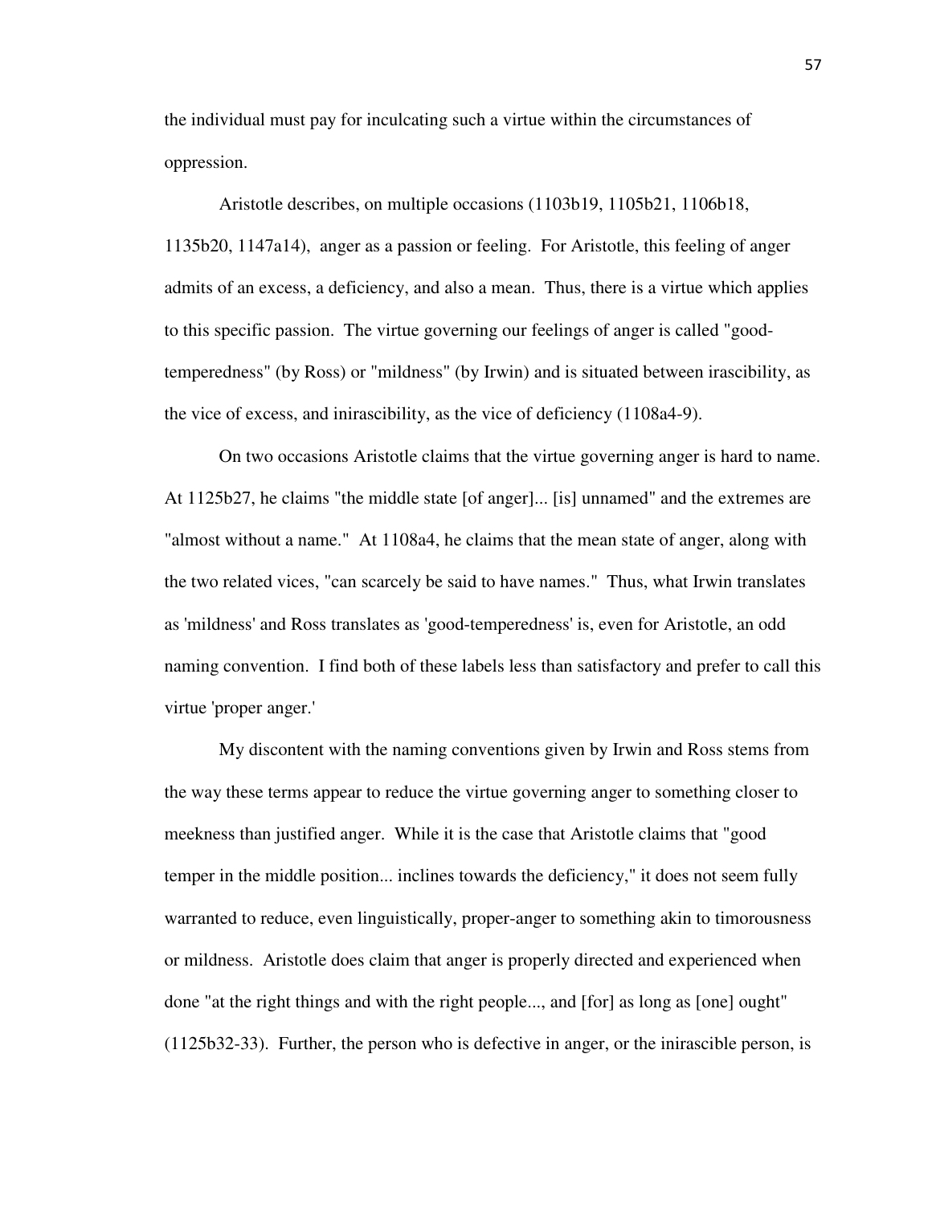the individual must pay for inculcating such a virtue within the circumstances of oppression.

Aristotle describes, on multiple occasions (1103b19, 1105b21, 1106b18, 1135b20, 1147a14), anger as a passion or feeling. For Aristotle, this feeling of anger admits of an excess, a deficiency, and also a mean. Thus, there is a virtue which applies to this specific passion. The virtue governing our feelings of anger is called "good-temperedness" (by Ross) or "mildness" (by Irwin) and is situated between irascibility, as the vice of excess, and inirascibility, as the vice of deficiency (1108a4-9).

On two occasions Aristotle claims that the virtue governing anger is hard to name. At 1125b27, he claims "the middle state [of anger]... [is] unnamed" and the extremes are "almost without a name." At 1108a4, he claims that the mean state of anger, along with the two related vices, "can scarcely be said to have names." Thus, what Irwin translates as 'mildness' and Ross translates as 'good-temperedness' is, even for Aristotle, an odd naming convention. I find both of these labels less than satisfactory and prefer to call this virtue 'proper anger.'

My discontent with the naming conventions given by Irwin and Ross stems from the way these terms appear to reduce the virtue governing anger to something closer to meekness than justified anger. While it is the case that Aristotle claims that "good temper in the middle position... inclines towards the deficiency," it does not seem fully warranted to reduce, even linguistically, proper-anger to something akin to timorousness or mildness. Aristotle does claim that anger is properly directed and experienced when done "at the right things and with the right people..., and [for] as long as [one] ought" (1125b32-33). Further, the person who is defective in anger, or the inirascible person, is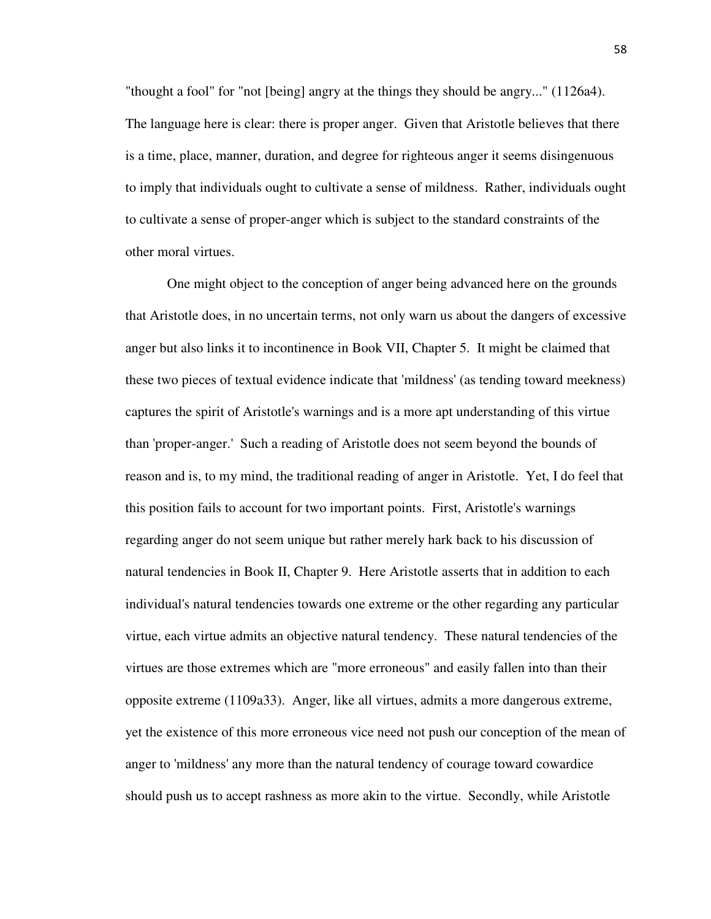"thought a fool" for "not [being] angry at the things they should be angry..." (1126a4). The language here is clear: there is proper anger. Given that Aristotle believes that there is a time, place, manner, duration, and degree for righteous anger it seems disingenuous to imply that individuals ought to cultivate a sense of mildness. Rather, individuals ought to cultivate a sense of proper-anger which is subject to the standard constraints of the other moral virtues.

One might object to the conception of anger being advanced here on the grounds that Aristotle does, in no uncertain terms, not only warn us about the dangers of excessive anger but also links it to incontinence in Book VII, Chapter 5. It might be claimed that these two pieces of textual evidence indicate that 'mildness' (as tending toward meekness) captures the spirit of Aristotle's warnings and is a more apt understanding of this virtue than 'proper-anger.' Such a reading of Aristotle does not seem beyond the bounds of reason and is, to my mind, the traditional reading of anger in Aristotle. Yet, I do feel that this position fails to account for two important points. First, Aristotle's warnings regarding anger do not seem unique but rather merely hark back to his discussion of natural tendencies in Book II, Chapter 9. Here Aristotle asserts that in addition to each individual's natural tendencies towards one extreme or the other regarding any particular virtue, each virtue admits an objective natural tendency. These natural tendencies of the virtues are those extremes which are "more erroneous" and easily fallen into than their opposite extreme (1109a33). Anger, like all virtues, admits a more dangerous extreme, yet the existence of this more erroneous vice need not push our conception of the mean of anger to 'mildness' any more than the natural tendency of courage toward cowardice should push us to accept rashness as more akin to the virtue. Secondly, while Aristotle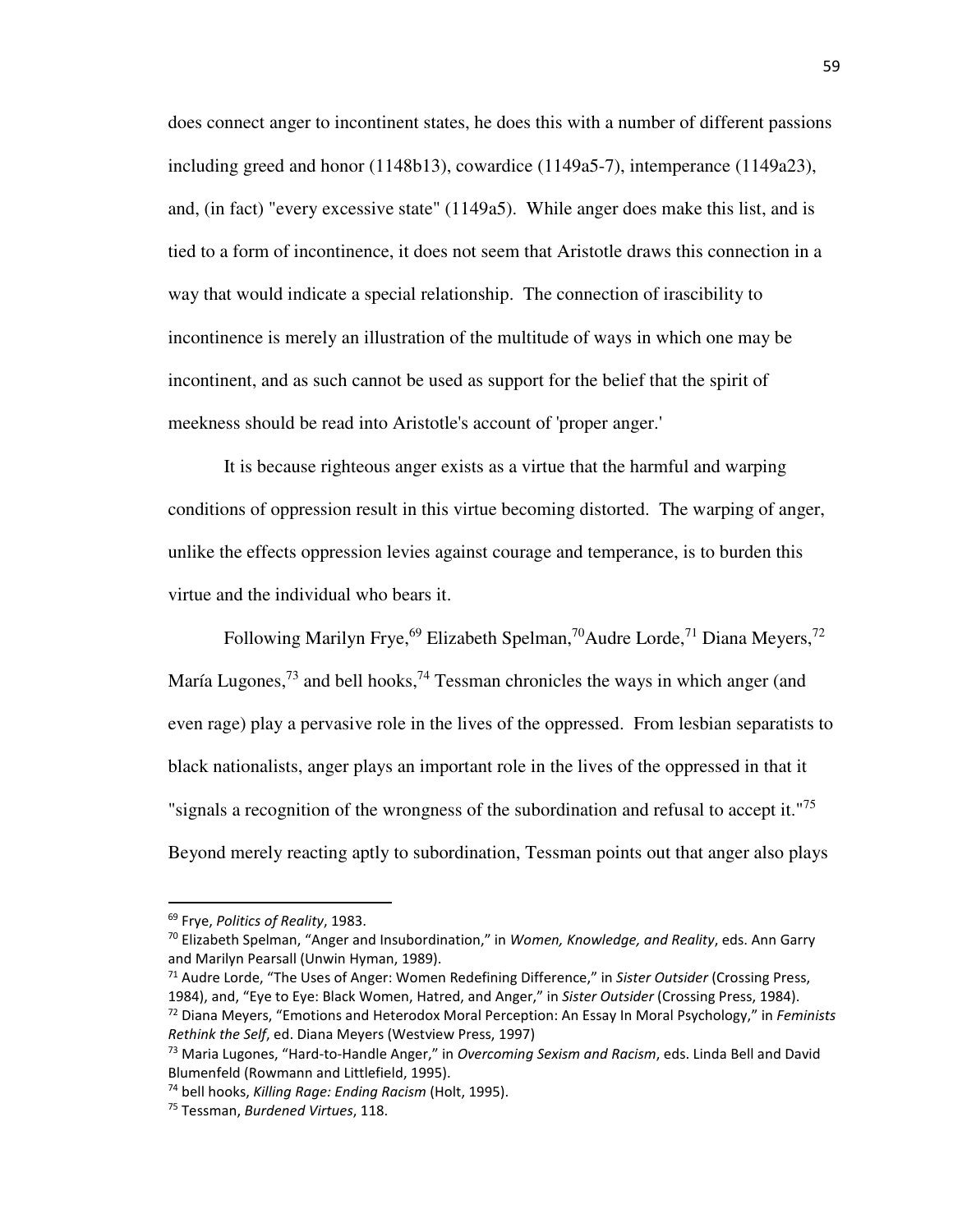does connect anger to incontinent states, he does this with a number of different passions including greed and honor (1148b13), cowardice (1149a5-7), intemperance (1149a23), and, (in fact) "every excessive state" (1149a5). While anger does make this list, and is tied to a form of incontinence, it does not seem that Aristotle draws this connection in a way that would indicate a special relationship. The connection of irascibility to incontinence is merely an illustration of the multitude of ways in which one may be incontinent, and as such cannot be used as support for the belief that the spirit of meekness should be read into Aristotle's account of 'proper anger.'

It is because righteous anger exists as a virtue that the harmful and warping conditions of oppression result in this virtue becoming distorted. The warping of anger, unlike the effects oppression levies against courage and temperance, is to burden this virtue and the individual who bears it.

Following Marilyn Frye,[69] Elizabeth Spelman,[70] Audre Lorde,[71] Diana Meyers,[72] María Lugones,[73] and bell hooks,[74] Tessman chronicles the ways in which anger (and even rage) play a pervasive role in the lives of the oppressed. From lesbian separatists to black nationalists, anger plays an important role in the lives of the oppressed in that it "signals a recognition of the wrongness of the subordination and refusal to accept it."[75] Beyond merely reacting aptly to subordination, Tessman points out that anger also plays

---

[69] Frye, *Politics of Reality*, 1983.

[70] Elizabeth Spelman, "Anger and Insubordination," in *Women, Knowledge, and Reality*, eds. Ann Garry and Marilyn Pearsall (Unwin Hyman, 1989).

[71] Audre Lorde, "The Uses of Anger: Women Redefining Difference," in *Sister Outsider* (Crossing Press, 1984), and, "Eye to Eye: Black Women, Hatred, and Anger," in *Sister Outsider* (Crossing Press, 1984).

[72] Diana Meyers, "Emotions and Heterodox Moral Perception: An Essay In Moral Psychology," in *Feminists Rethink the Self*, ed. Diana Meyers (Westview Press, 1997)

[73] Maria Lugones, "Hard-to-Handle Anger," in *Overcoming Sexism and Racism*, eds. Linda Bell and David Blumenfeld (Rowmann and Littlefield, 1995).

[74] bell hooks, *Killing Rage: Ending Racism* (Holt, 1995).

[75] Tessman, *Burdened Virtues*, 118.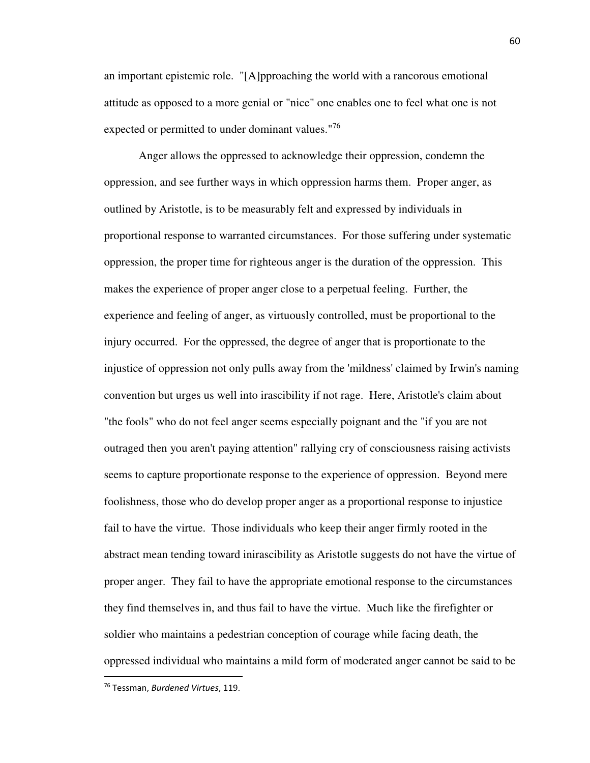an important epistemic role. "[A]pproaching the world with a rancorous emotional attitude as opposed to a more genial or "nice" one enables one to feel what one is not expected or permitted to under dominant values."[76]

Anger allows the oppressed to acknowledge their oppression, condemn the oppression, and see further ways in which oppression harms them. Proper anger, as outlined by Aristotle, is to be measurably felt and expressed by individuals in proportional response to warranted circumstances. For those suffering under systematic oppression, the proper time for righteous anger is the duration of the oppression. This makes the experience of proper anger close to a perpetual feeling. Further, the experience and feeling of anger, as virtuously controlled, must be proportional to the injury occurred. For the oppressed, the degree of anger that is proportionate to the injustice of oppression not only pulls away from the 'mildness' claimed by Irwin's naming convention but urges us well into irascibility if not rage. Here, Aristotle's claim about "the fools" who do not feel anger seems especially poignant and the "if you are not outraged then you aren't paying attention" rallying cry of consciousness raising activists seems to capture proportionate response to the experience of oppression. Beyond mere foolishness, those who do develop proper anger as a proportional response to injustice fail to have the virtue. Those individuals who keep their anger firmly rooted in the abstract mean tending toward inirascibility as Aristotle suggests do not have the virtue of proper anger. They fail to have the appropriate emotional response to the circumstances they find themselves in, and thus fail to have the virtue. Much like the firefighter or soldier who maintains a pedestrian conception of courage while facing death, the oppressed individual who maintains a mild form of moderated anger cannot be said to be

[76] Tessman, *Burdened Virtues*, 119.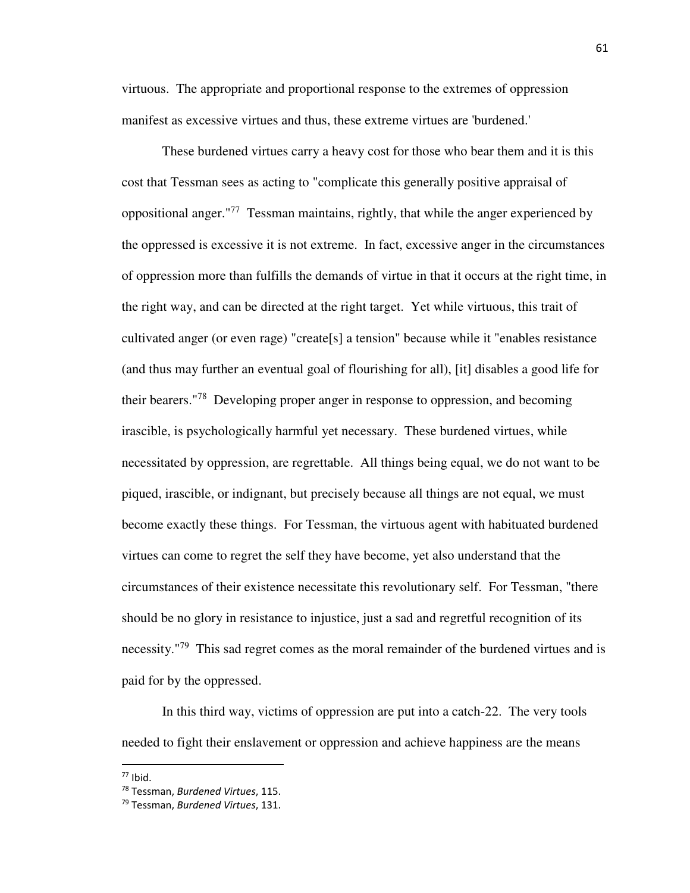virtuous. The appropriate and proportional response to the extremes of oppression manifest as excessive virtues and thus, these extreme virtues are 'burdened.'

These burdened virtues carry a heavy cost for those who bear them and it is this cost that Tessman sees as acting to "complicate this generally positive appraisal of oppositional anger."[77] Tessman maintains, rightly, that while the anger experienced by the oppressed is excessive it is not extreme. In fact, excessive anger in the circumstances of oppression more than fulfills the demands of virtue in that it occurs at the right time, in the right way, and can be directed at the right target. Yet while virtuous, this trait of cultivated anger (or even rage) "create[s] a tension" because while it "enables resistance (and thus may further an eventual goal of flourishing for all), [it] disables a good life for their bearers."[78] Developing proper anger in response to oppression, and becoming irascible, is psychologically harmful yet necessary. These burdened virtues, while necessitated by oppression, are regrettable. All things being equal, we do not want to be piqued, irascible, or indignant, but precisely because all things are not equal, we must become exactly these things. For Tessman, the virtuous agent with habituated burdened virtues can come to regret the self they have become, yet also understand that the circumstances of their existence necessitate this revolutionary self. For Tessman, "there should be no glory in resistance to injustice, just a sad and regretful recognition of its necessity."[79] This sad regret comes as the moral remainder of the burdened virtues and is paid for by the oppressed.

In this third way, victims of oppression are put into a catch-22. The very tools needed to fight their enslavement or oppression and achieve happiness are the means

---

[77] Ibid.

[78] Tessman, *Burdened Virtues*, 115.

[79] Tessman, *Burdened Virtues*, 131.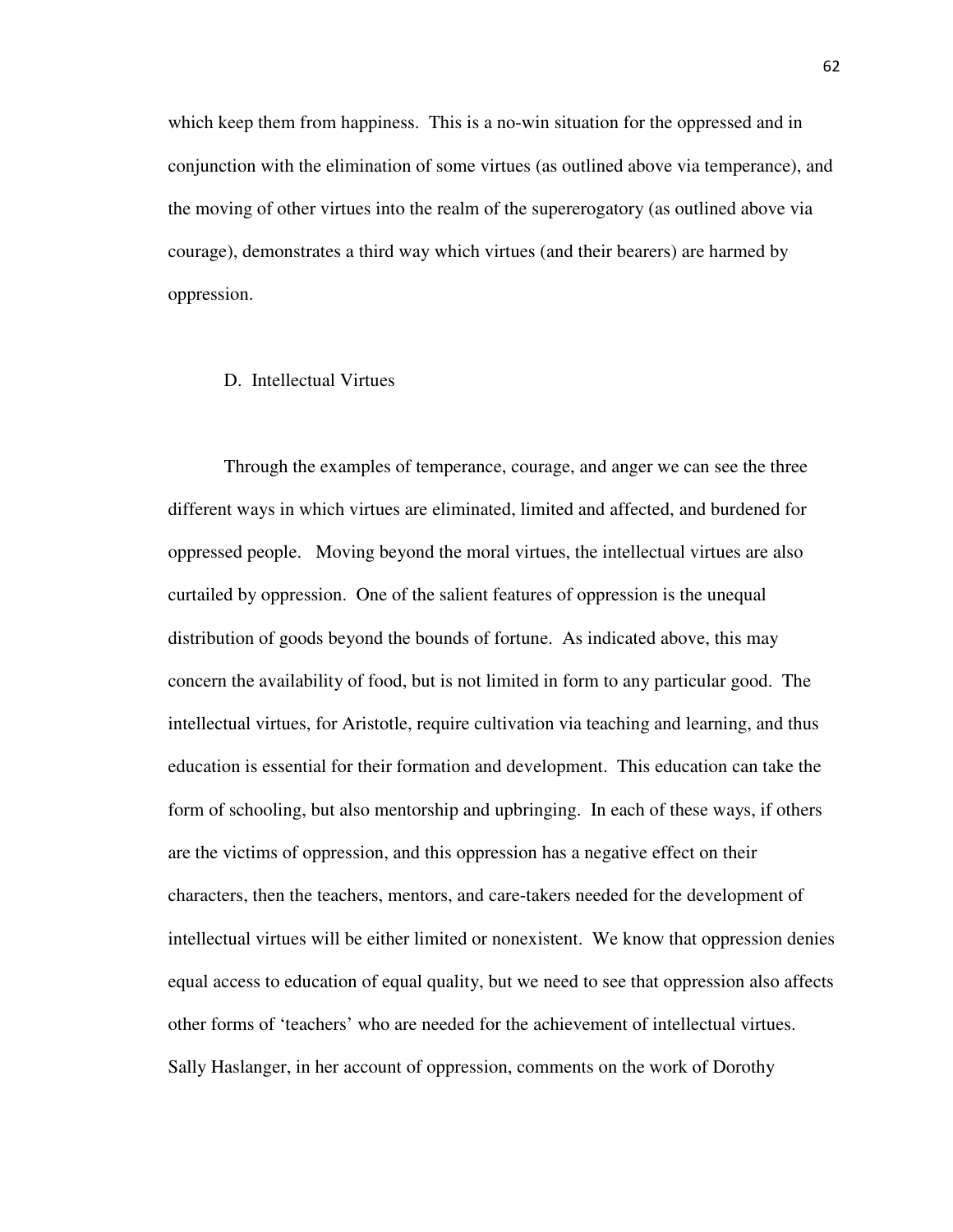which keep them from happiness. This is a no-win situation for the oppressed and in conjunction with the elimination of some virtues (as outlined above via temperance), and the moving of other virtues into the realm of the supererogatory (as outlined above via courage), demonstrates a third way which virtues (and their bearers) are harmed by oppression.

### D. Intellectual Virtues

Through the examples of temperance, courage, and anger we can see the three different ways in which virtues are eliminated, limited and affected, and burdened for oppressed people. Moving beyond the moral virtues, the intellectual virtues are also curtailed by oppression. One of the salient features of oppression is the unequal distribution of goods beyond the bounds of fortune. As indicated above, this may concern the availability of food, but is not limited in form to any particular good. The intellectual virtues, for Aristotle, require cultivation via teaching and learning, and thus education is essential for their formation and development. This education can take the form of schooling, but also mentorship and upbringing. In each of these ways, if others are the victims of oppression, and this oppression has a negative effect on their characters, then the teachers, mentors, and care-takers needed for the development of intellectual virtues will be either limited or nonexistent. We know that oppression denies equal access to education of equal quality, but we need to see that oppression also affects other forms of 'teachers' who are needed for the achievement of intellectual virtues. Sally Haslanger, in her account of oppression, comments on the work of Dorothy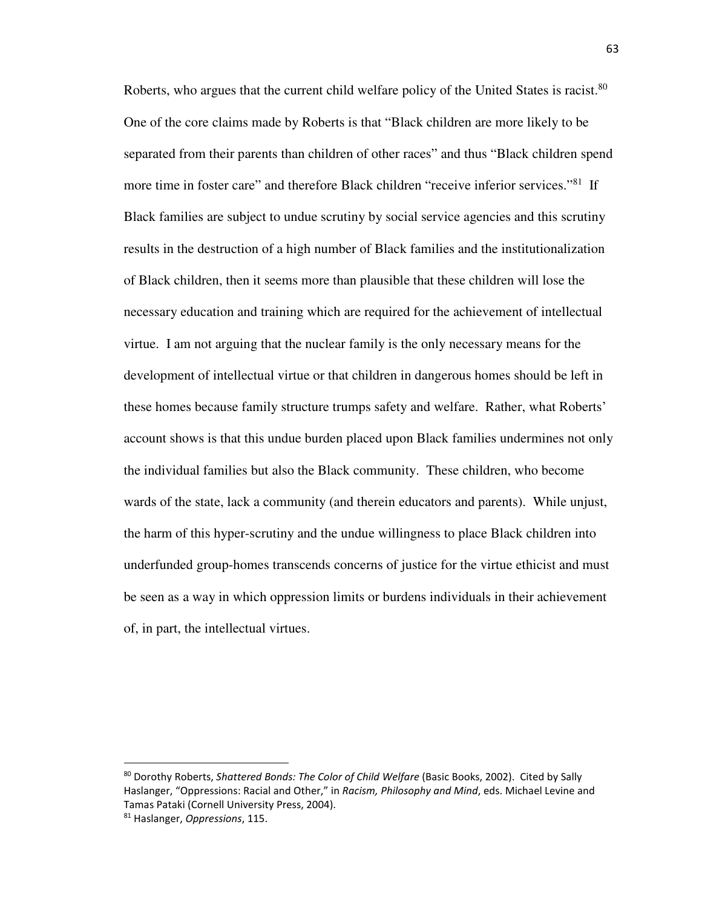Roberts, who argues that the current child welfare policy of the United States is racist.[80] One of the core claims made by Roberts is that "Black children are more likely to be separated from their parents than children of other races" and thus "Black children spend more time in foster care" and therefore Black children "receive inferior services."[81] If Black families are subject to undue scrutiny by social service agencies and this scrutiny results in the destruction of a high number of Black families and the institutionalization of Black children, then it seems more than plausible that these children will lose the necessary education and training which are required for the achievement of intellectual virtue. I am not arguing that the nuclear family is the only necessary means for the development of intellectual virtue or that children in dangerous homes should be left in these homes because family structure trumps safety and welfare. Rather, what Roberts' account shows is that this undue burden placed upon Black families undermines not only the individual families but also the Black community. These children, who become wards of the state, lack a community (and therein educators and parents). While unjust, the harm of this hyper-scrutiny and the undue willingness to place Black children into underfunded group-homes transcends concerns of justice for the virtue ethicist and must be seen as a way in which oppression limits or burdens individuals in their achievement of, in part, the intellectual virtues.

---

[80] Dorothy Roberts, *Shattered Bonds: The Color of Child Welfare* (Basic Books, 2002). Cited by Sally Haslanger, "Oppressions: Racial and Other," in *Racism, Philosophy and Mind*, eds. Michael Levine and Tamas Pataki (Cornell University Press, 2004).

[81] Haslanger, *Oppressions*, 115.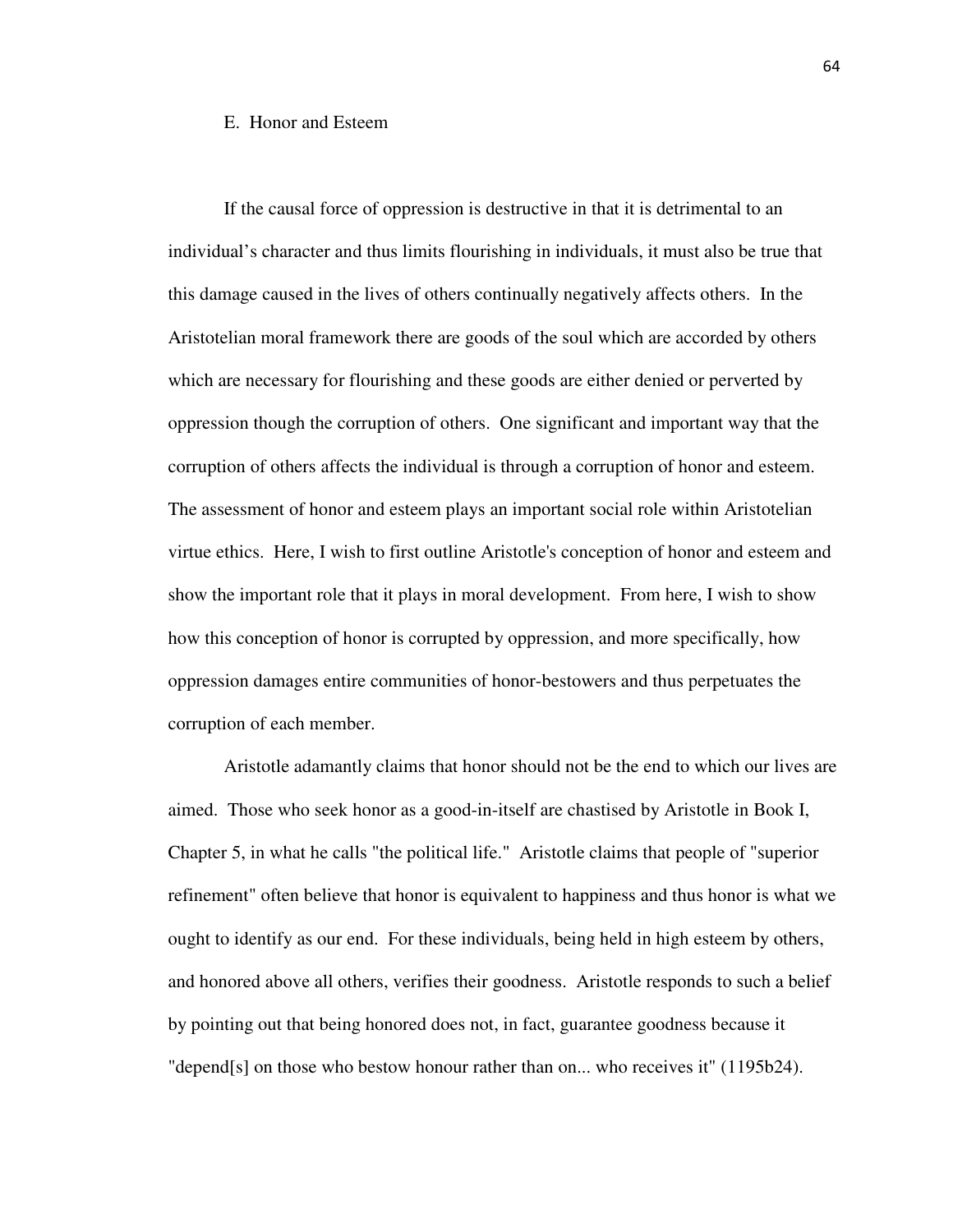### E. Honor and Esteem

If the causal force of oppression is destructive in that it is detrimental to an individual's character and thus limits flourishing in individuals, it must also be true that this damage caused in the lives of others continually negatively affects others. In the Aristotelian moral framework there are goods of the soul which are accorded by others which are necessary for flourishing and these goods are either denied or perverted by oppression though the corruption of others. One significant and important way that the corruption of others affects the individual is through a corruption of honor and esteem. The assessment of honor and esteem plays an important social role within Aristotelian virtue ethics. Here, I wish to first outline Aristotle's conception of honor and esteem and show the important role that it plays in moral development. From here, I wish to show how this conception of honor is corrupted by oppression, and more specifically, how oppression damages entire communities of honor-bestowers and thus perpetuates the corruption of each member.

Aristotle adamantly claims that honor should not be the end to which our lives are aimed. Those who seek honor as a good-in-itself are chastised by Aristotle in Book I, Chapter 5, in what he calls "the political life." Aristotle claims that people of "superior refinement" often believe that honor is equivalent to happiness and thus honor is what we ought to identify as our end. For these individuals, being held in high esteem by others, and honored above all others, verifies their goodness. Aristotle responds to such a belief by pointing out that being honored does not, in fact, guarantee goodness because it "depend[s] on those who bestow honour rather than on... who receives it" (1195b24).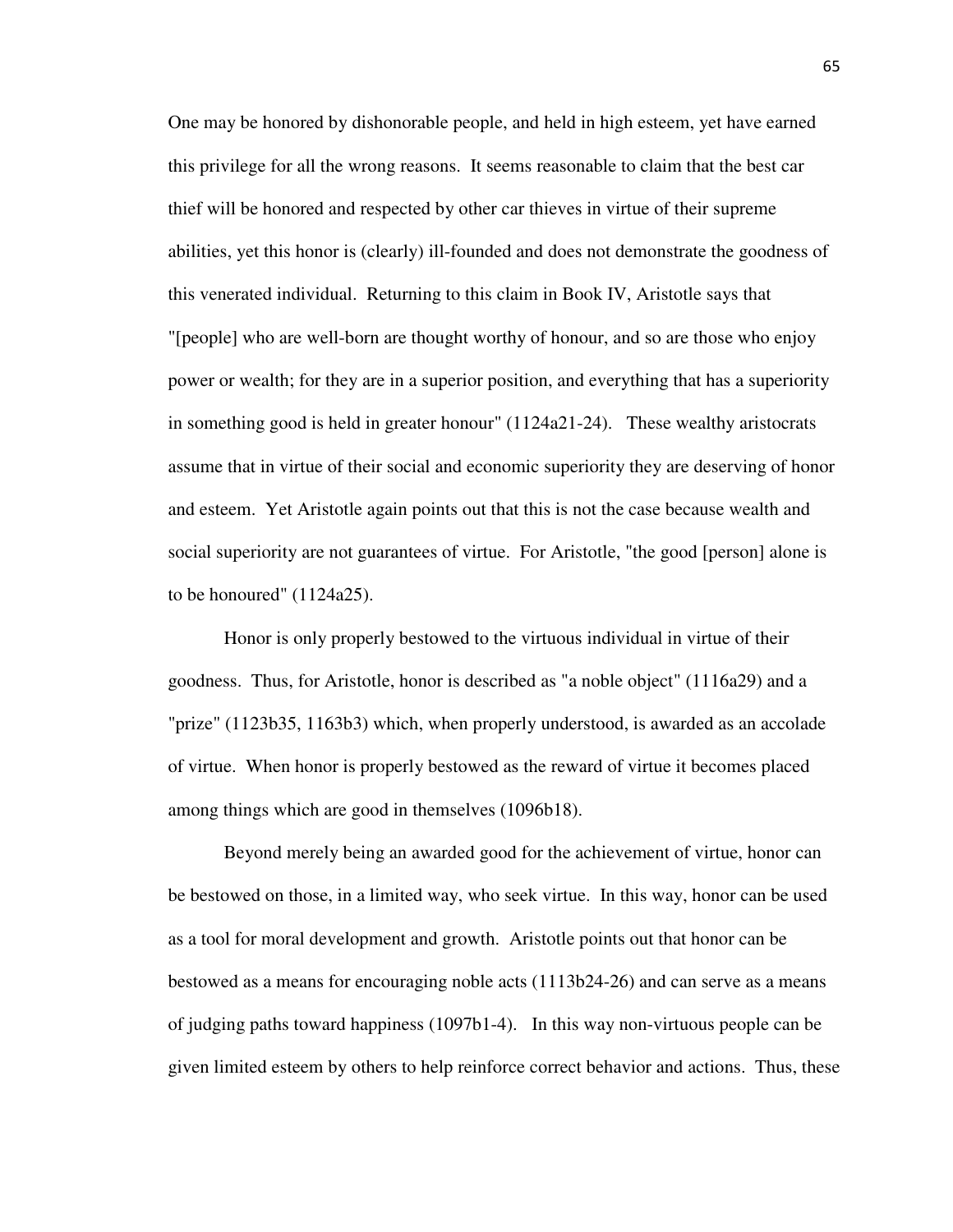One may be honored by dishonorable people, and held in high esteem, yet have earned this privilege for all the wrong reasons. It seems reasonable to claim that the best car thief will be honored and respected by other car thieves in virtue of their supreme abilities, yet this honor is (clearly) ill-founded and does not demonstrate the goodness of this venerated individual. Returning to this claim in Book IV, Aristotle says that "[people] who are well-born are thought worthy of honour, and so are those who enjoy power or wealth; for they are in a superior position, and everything that has a superiority in something good is held in greater honour" (1124a21-24). These wealthy aristocrats assume that in virtue of their social and economic superiority they are deserving of honor and esteem. Yet Aristotle again points out that this is not the case because wealth and social superiority are not guarantees of virtue. For Aristotle, "the good [person] alone is to be honoured" (1124a25).

Honor is only properly bestowed to the virtuous individual in virtue of their goodness. Thus, for Aristotle, honor is described as "a noble object" (1116a29) and a "prize" (1123b35, 1163b3) which, when properly understood, is awarded as an accolade of virtue. When honor is properly bestowed as the reward of virtue it becomes placed among things which are good in themselves (1096b18).

Beyond merely being an awarded good for the achievement of virtue, honor can be bestowed on those, in a limited way, who seek virtue. In this way, honor can be used as a tool for moral development and growth. Aristotle points out that honor can be bestowed as a means for encouraging noble acts (1113b24-26) and can serve as a means of judging paths toward happiness (1097b1-4). In this way non-virtuous people can be given limited esteem by others to help reinforce correct behavior and actions. Thus, these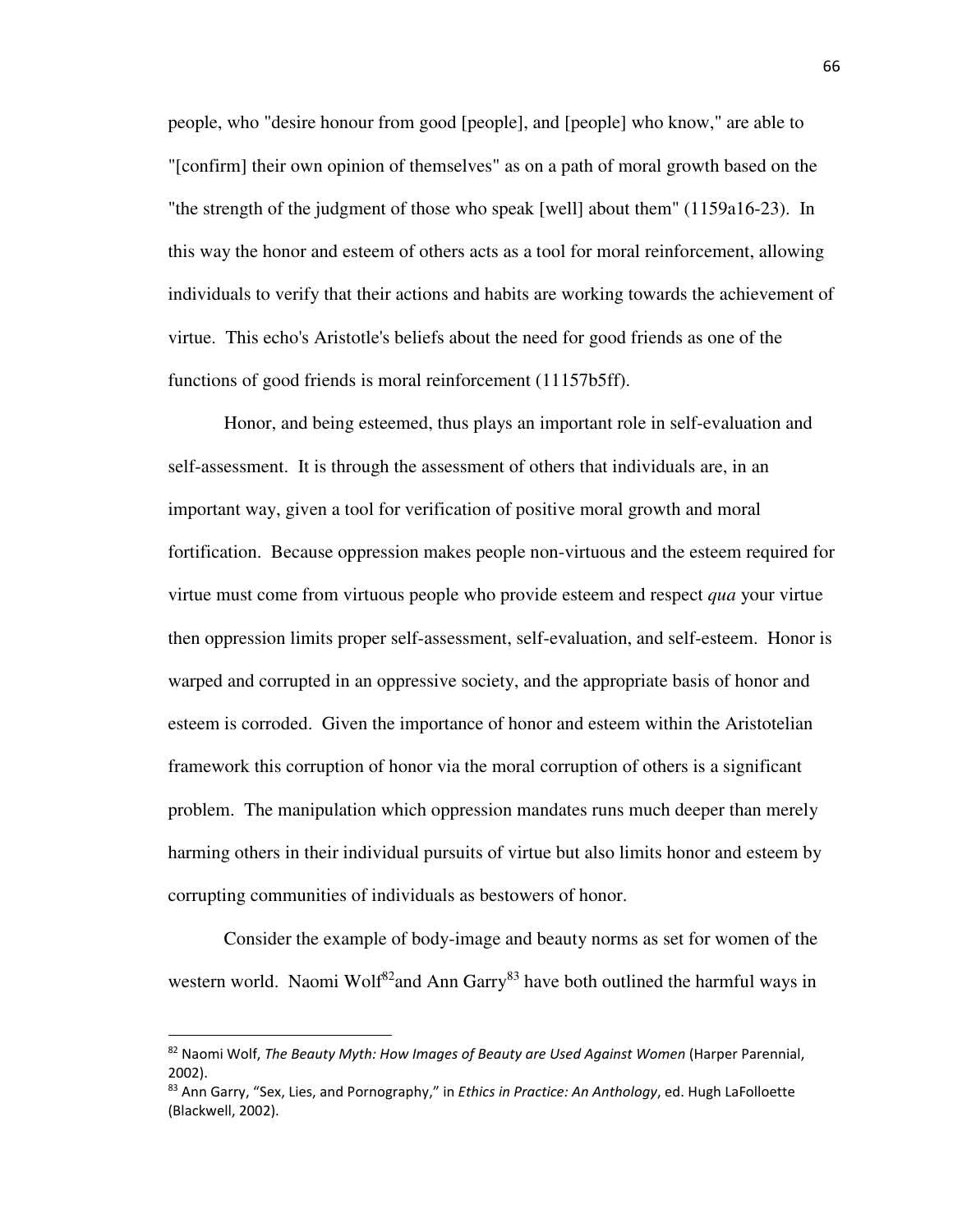people, who "desire honour from good [people], and [people] who know," are able to "[confirm] their own opinion of themselves" as on a path of moral growth based on the "the strength of the judgment of those who speak [well] about them" (1159a16-23). In this way the honor and esteem of others acts as a tool for moral reinforcement, allowing individuals to verify that their actions and habits are working towards the achievement of virtue. This echo's Aristotle's beliefs about the need for good friends as one of the functions of good friends is moral reinforcement (11157b5ff).

Honor, and being esteemed, thus plays an important role in self-evaluation and self-assessment. It is through the assessment of others that individuals are, in an important way, given a tool for verification of positive moral growth and moral fortification. Because oppression makes people non-virtuous and the esteem required for virtue must come from virtuous people who provide esteem and respect *qua* your virtue then oppression limits proper self-assessment, self-evaluation, and self-esteem. Honor is warped and corrupted in an oppressive society, and the appropriate basis of honor and esteem is corroded. Given the importance of honor and esteem within the Aristotelian framework this corruption of honor via the moral corruption of others is a significant problem. The manipulation which oppression mandates runs much deeper than merely harming others in their individual pursuits of virtue but also limits honor and esteem by corrupting communities of individuals as bestowers of honor.

Consider the example of body-image and beauty norms as set for women of the western world. Naomi Wolf[82]and Ann Garry[83] have both outlined the harmful ways in

---

[82] Naomi Wolf, *The Beauty Myth: How Images of Beauty are Used Against Women* (Harper Parennial, 2002).

[83] Ann Garry, "Sex, Lies, and Pornography," in *Ethics in Practice: An Anthology*, ed. Hugh LaFolloete (Blackwell, 2002).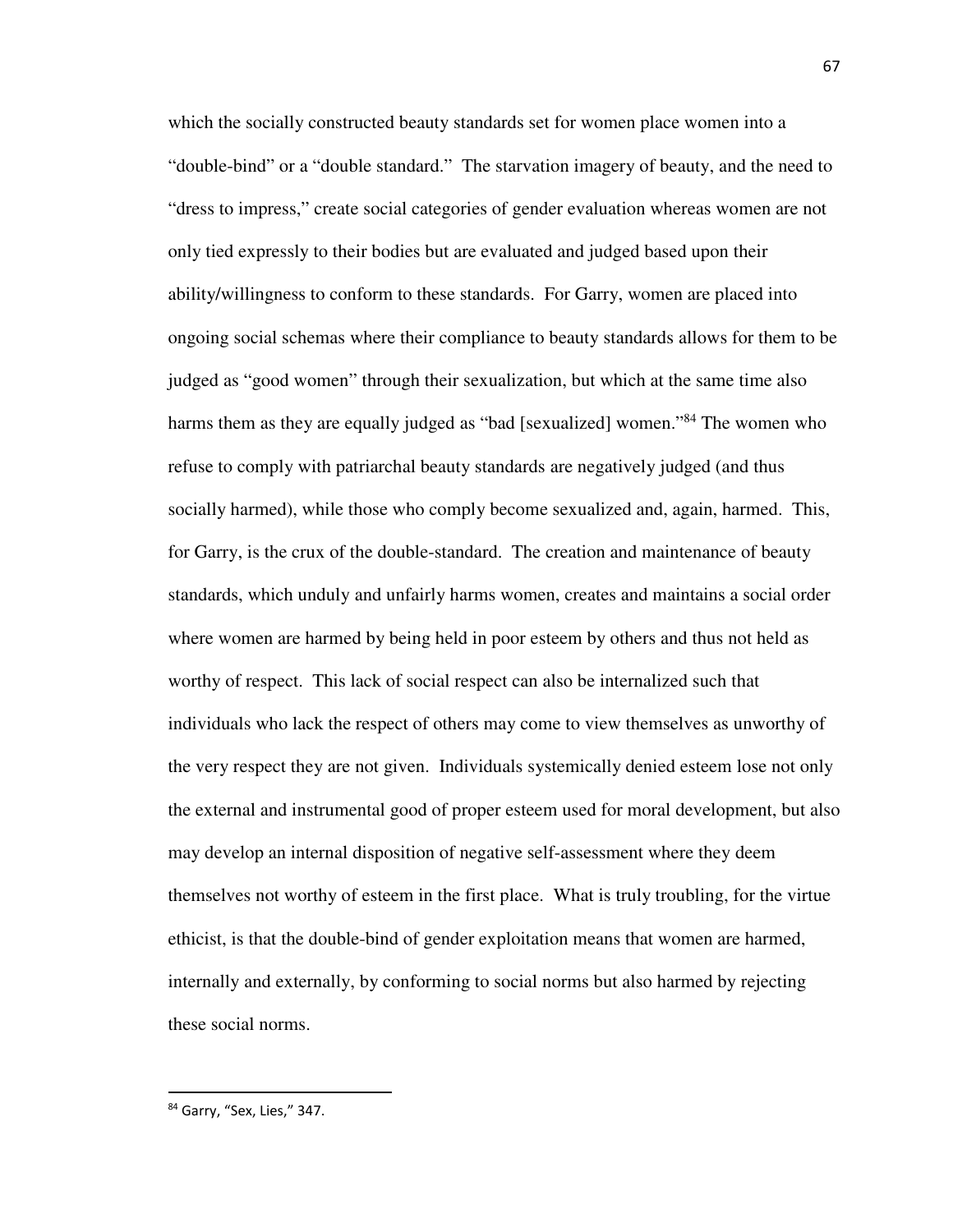which the socially constructed beauty standards set for women place women into a "double-bind" or a "double standard." The starvation imagery of beauty, and the need to "dress to impress," create social categories of gender evaluation whereas women are not only tied expressly to their bodies but are evaluated and judged based upon their ability/willingness to conform to these standards. For Garry, women are placed into ongoing social schemas where their compliance to beauty standards allows for them to be judged as "good women" through their sexualization, but which at the same time also harms them as they are equally judged as "bad [sexualized] women."[84] The women who refuse to comply with patriarchal beauty standards are negatively judged (and thus socially harmed), while those who comply become sexualized and, again, harmed. This, for Garry, is the crux of the double-standard. The creation and maintenance of beauty standards, which unduly and unfairly harms women, creates and maintains a social order where women are harmed by being held in poor esteem by others and thus not held as worthy of respect. This lack of social respect can also be internalized such that individuals who lack the respect of others may come to view themselves as unworthy of the very respect they are not given. Individuals systemically denied esteem lose not only the external and instrumental good of proper esteem used for moral development, but also may develop an internal disposition of negative self-assessment where they deem themselves not worthy of esteem in the first place. What is truly troubling, for the virtue ethicist, is that the double-bind of gender exploitation means that women are harmed, internally and externally, by conforming to social norms but also harmed by rejecting these social norms.

---

[84] Garry, "Sex, Lies," 347.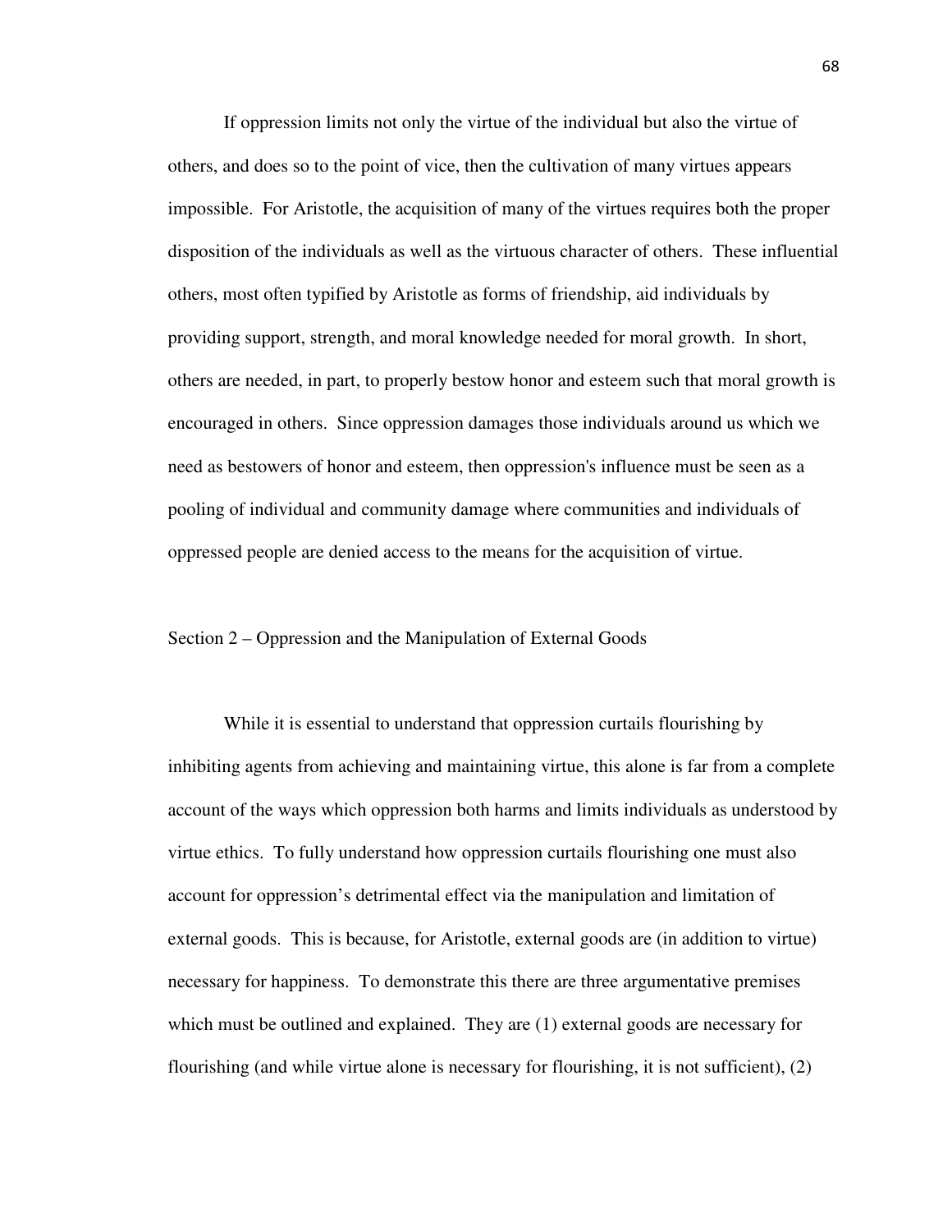If oppression limits not only the virtue of the individual but also the virtue of others, and does so to the point of vice, then the cultivation of many virtues appears impossible. For Aristotle, the acquisition of many of the virtues requires both the proper disposition of the individuals as well as the virtuous character of others. These influential others, most often typified by Aristotle as forms of friendship, aid individuals by providing support, strength, and moral knowledge needed for moral growth. In short, others are needed, in part, to properly bestow honor and esteem such that moral growth is encouraged in others. Since oppression damages those individuals around us which we need as bestowers of honor and esteem, then oppression's influence must be seen as a pooling of individual and community damage where communities and individuals of oppressed people are denied access to the means for the acquisition of virtue.

## Section 2 – Oppression and the Manipulation of External Goods

While it is essential to understand that oppression curtails flourishing by inhibiting agents from achieving and maintaining virtue, this alone is far from a complete account of the ways which oppression both harms and limits individuals as understood by virtue ethics. To fully understand how oppression curtails flourishing one must also account for oppression's detrimental effect via the manipulation and limitation of external goods. This is because, for Aristotle, external goods are (in addition to virtue) necessary for happiness. To demonstrate this there are three argumentative premises which must be outlined and explained. They are (1) external goods are necessary for flourishing (and while virtue alone is necessary for flourishing, it is not sufficient), (2)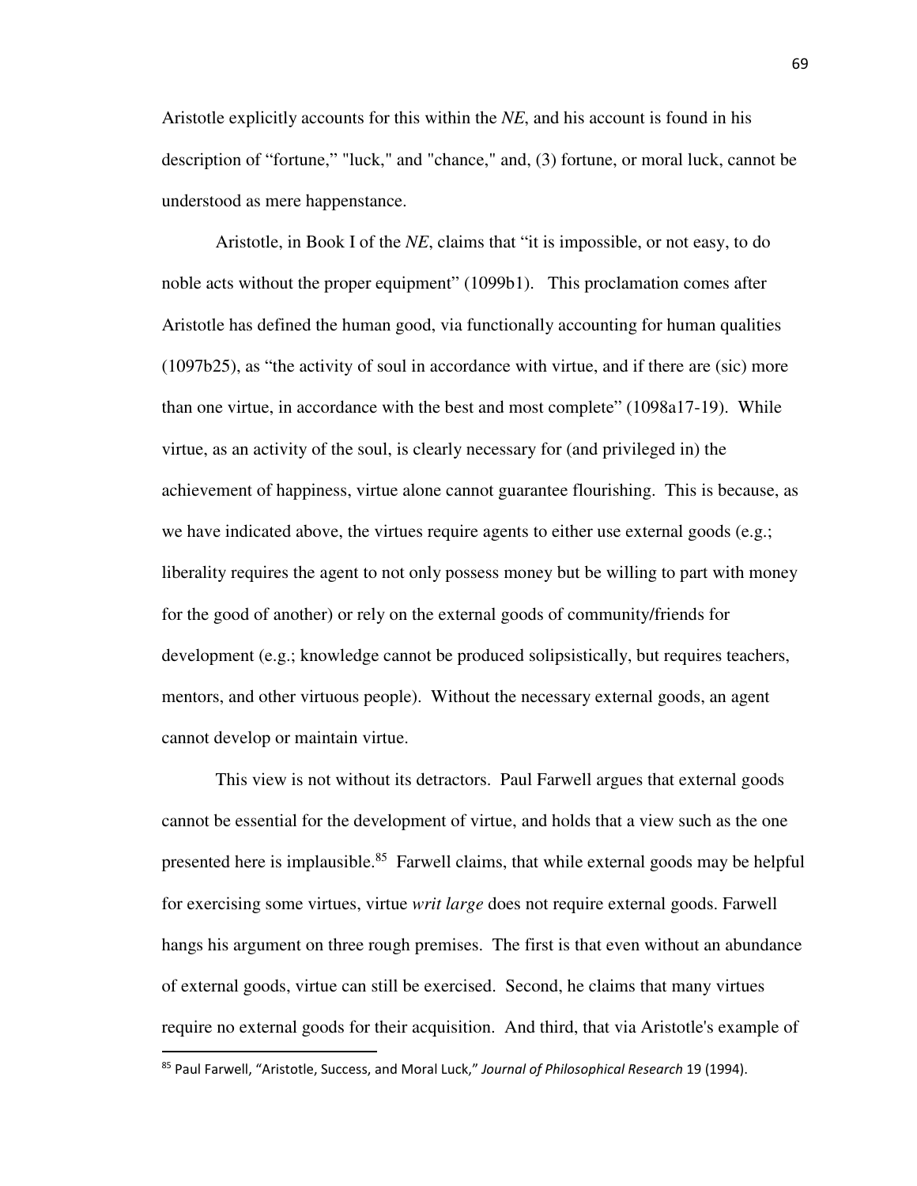Aristotle explicitly accounts for this within the *NE*, and his account is found in his description of "fortune," "luck," and "chance," and, (3) fortune, or moral luck, cannot be understood as mere happenstance.

Aristotle, in Book I of the *NE*, claims that "it is impossible, or not easy, to do noble acts without the proper equipment" (1099b1). This proclamation comes after Aristotle has defined the human good, via functionally accounting for human qualities (1097b25), as "the activity of soul in accordance with virtue, and if there are (sic) more than one virtue, in accordance with the best and most complete" (1098a17-19). While virtue, as an activity of the soul, is clearly necessary for (and privileged in) the achievement of happiness, virtue alone cannot guarantee flourishing. This is because, as we have indicated above, the virtues require agents to either use external goods (e.g.; liberality requires the agent to not only possess money but be willing to part with money for the good of another) or rely on the external goods of community/friends for development (e.g.; knowledge cannot be produced solipsistically, but requires teachers, mentors, and other virtuous people). Without the necessary external goods, an agent cannot develop or maintain virtue.

This view is not without its detractors. Paul Farwell argues that external goods cannot be essential for the development of virtue, and holds that a view such as the one presented here is implausible.[85] Farwell claims, that while external goods may be helpful for exercising some virtues, virtue *writ large* does not require external goods. Farwell hangs his argument on three rough premises. The first is that even without an abundance of external goods, virtue can still be exercised. Second, he claims that many virtues require no external goods for their acquisition. And third, that via Aristotle's example of

---

[85] Paul Farwell, "Aristotle, Success, and Moral Luck," *Journal of Philosophical Research* 19 (1994).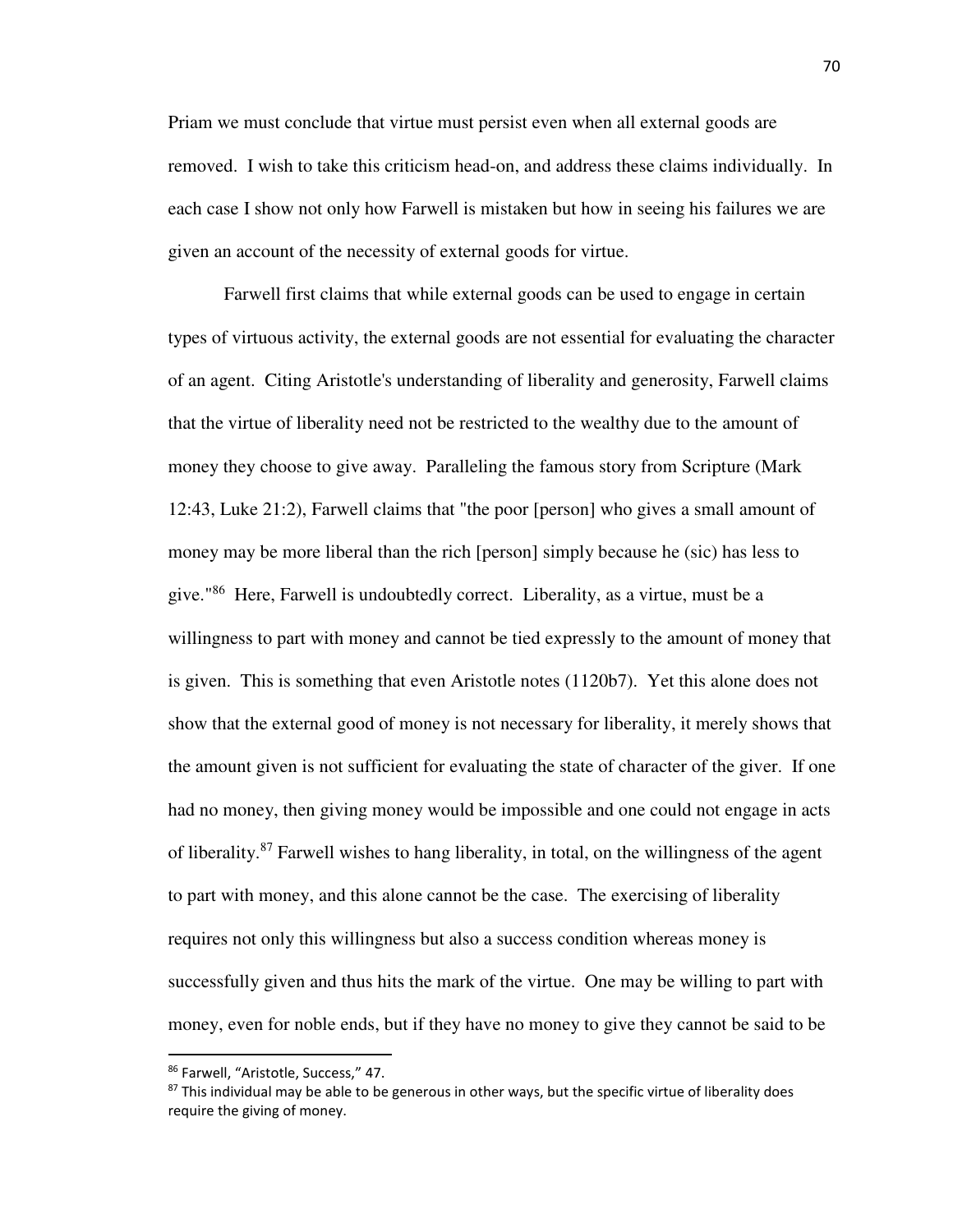Priam we must conclude that virtue must persist even when all external goods are removed. I wish to take this criticism head-on, and address these claims individually. In each case I show not only how Farwell is mistaken but how in seeing his failures we are given an account of the necessity of external goods for virtue.

Farwell first claims that while external goods can be used to engage in certain types of virtuous activity, the external goods are not essential for evaluating the character of an agent. Citing Aristotle's understanding of liberality and generosity, Farwell claims that the virtue of liberality need not be restricted to the wealthy due to the amount of money they choose to give away. Paralleling the famous story from Scripture (Mark 12:43, Luke 21:2), Farwell claims that "the poor [person] who gives a small amount of money may be more liberal than the rich [person] simply because he (sic) has less to give."[86] Here, Farwell is undoubtedly correct. Liberality, as a virtue, must be a willingness to part with money and cannot be tied expressly to the amount of money that is given. This is something that even Aristotle notes (1120b7). Yet this alone does not show that the external good of money is not necessary for liberality, it merely shows that the amount given is not sufficient for evaluating the state of character of the giver. If one had no money, then giving money would be impossible and one could not engage in acts of liberality.[87] Farwell wishes to hang liberality, in total, on the willingness of the agent to part with money, and this alone cannot be the case. The exercising of liberality requires not only this willingness but also a success condition whereas money is successfully given and thus hits the mark of the virtue. One may be willing to part with money, even for noble ends, but if they have no money to give they cannot be said to be

---

[86] Farwell, "Aristotle, Success," 47.

[87] This individual may be able to be generous in other ways, but the specific virtue of liberality does require the giving of money.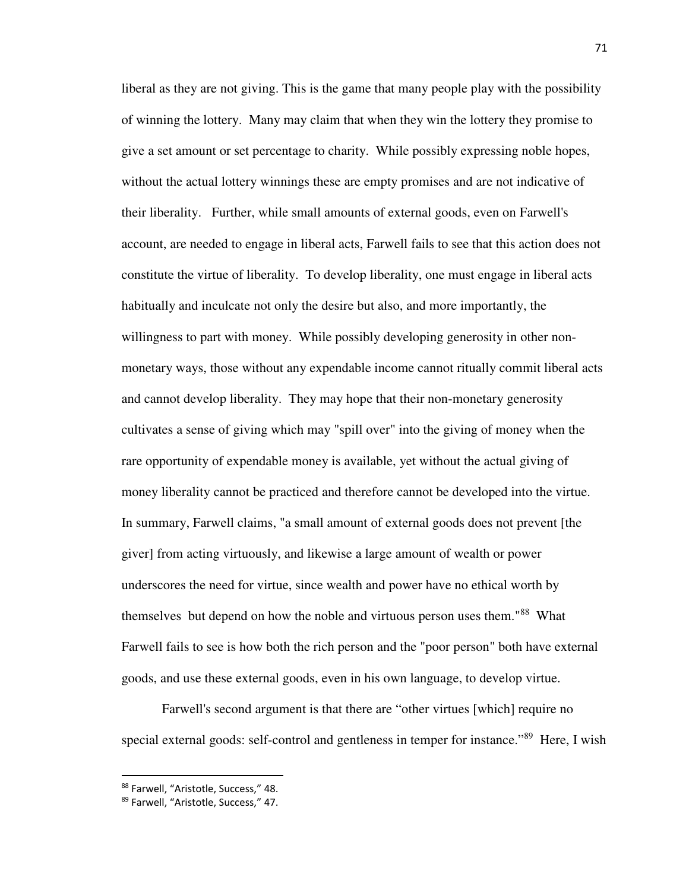liberal as they are not giving. This is the game that many people play with the possibility of winning the lottery. Many may claim that when they win the lottery they promise to give a set amount or set percentage to charity. While possibly expressing noble hopes, without the actual lottery winnings these are empty promises and are not indicative of their liberality. Further, while small amounts of external goods, even on Farwell's account, are needed to engage in liberal acts, Farwell fails to see that this action does not constitute the virtue of liberality. To develop liberality, one must engage in liberal acts habitually and inculcate not only the desire but also, and more importantly, the willingness to part with money. While possibly developing generosity in other non-monetary ways, those without any expendable income cannot ritually commit liberal acts and cannot develop liberality. They may hope that their non-monetary generosity cultivates a sense of giving which may "spill over" into the giving of money when the rare opportunity of expendable money is available, yet without the actual giving of money liberality cannot be practiced and therefore cannot be developed into the virtue. In summary, Farwell claims, "a small amount of external goods does not prevent [the giver] from acting virtuously, and likewise a large amount of wealth or power underscores the need for virtue, since wealth and power have no ethical worth by themselves but depend on how the noble and virtuous person uses them."[88] What Farwell fails to see is how both the rich person and the "poor person" both have external goods, and use these external goods, even in his own language, to develop virtue.

Farwell's second argument is that there are "other virtues [which] require no special external goods: self-control and gentleness in temper for instance."[89] Here, I wish

[88] Farwell, "Aristotle, Success," 48.

[89] Farwell, "Aristotle, Success," 47.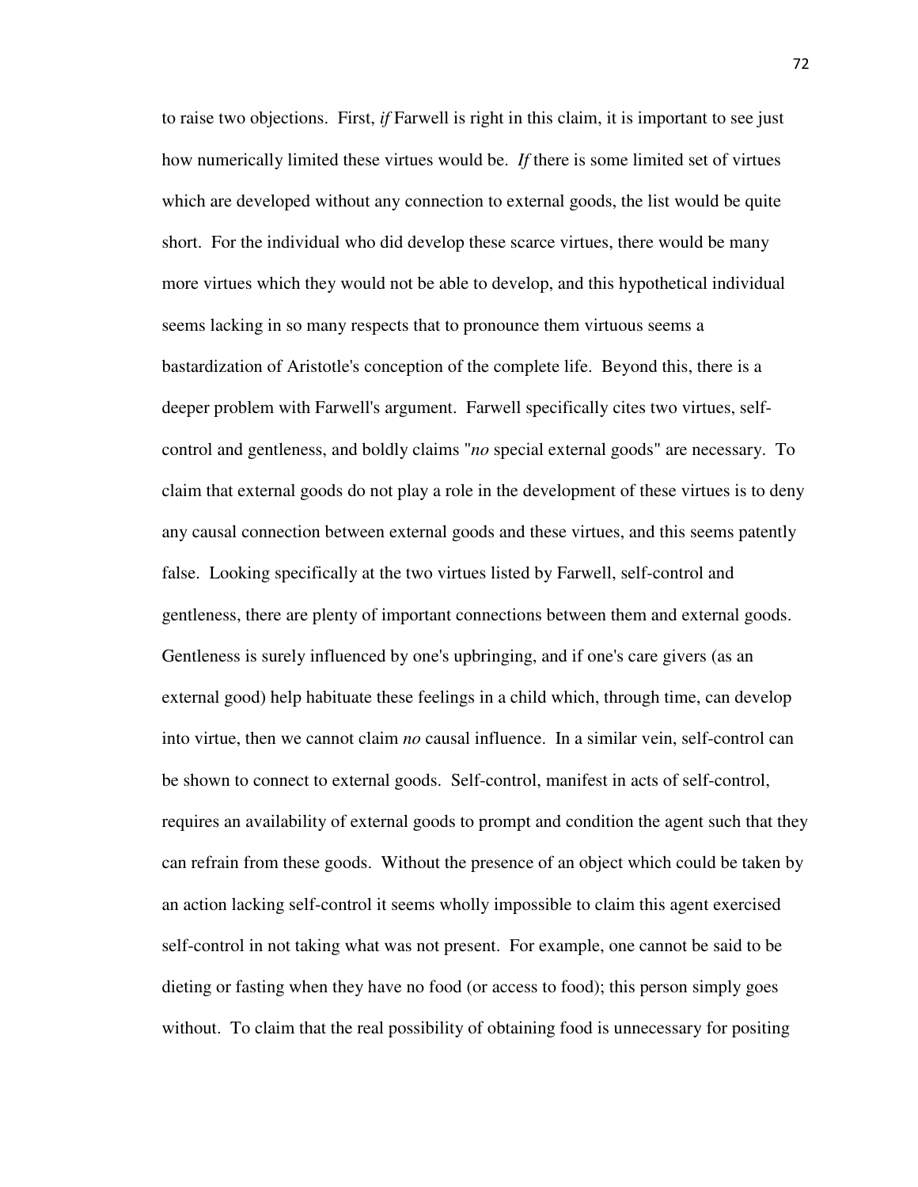to raise two objections. First, *if* Farwell is right in this claim, it is important to see just how numerically limited these virtues would be. *If* there is some limited set of virtues which are developed without any connection to external goods, the list would be quite short. For the individual who did develop these scarce virtues, there would be many more virtues which they would not be able to develop, and this hypothetical individual seems lacking in so many respects that to pronounce them virtuous seems a bastardization of Aristotle's conception of the complete life. Beyond this, there is a deeper problem with Farwell's argument. Farwell specifically cites two virtues, self-control and gentleness, and boldly claims "*no* special external goods" are necessary. To claim that external goods do not play a role in the development of these virtues is to deny any causal connection between external goods and these virtues, and this seems patently false. Looking specifically at the two virtues listed by Farwell, self-control and gentleness, there are plenty of important connections between them and external goods. Gentleness is surely influenced by one's upbringing, and if one's care givers (as an external good) help habituate these feelings in a child which, through time, can develop into virtue, then we cannot claim *no* causal influence. In a similar vein, self-control can be shown to connect to external goods. Self-control, manifest in acts of self-control, requires an availability of external goods to prompt and condition the agent such that they can refrain from these goods. Without the presence of an object which could be taken by an action lacking self-control it seems wholly impossible to claim this agent exercised self-control in not taking what was not present. For example, one cannot be said to be dieting or fasting when they have no food (or access to food); this person simply goes without. To claim that the real possibility of obtaining food is unnecessary for positing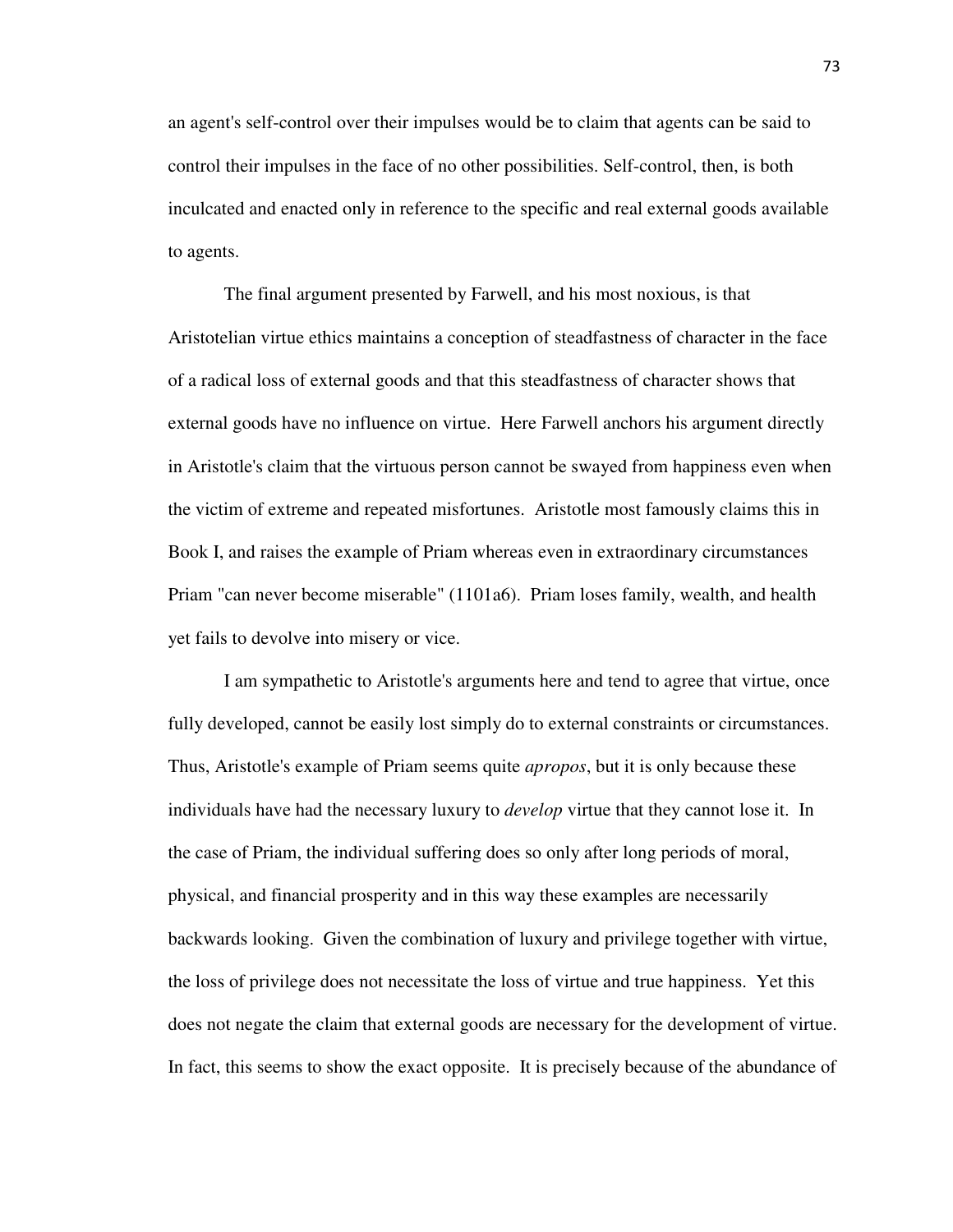an agent's self-control over their impulses would be to claim that agents can be said to control their impulses in the face of no other possibilities. Self-control, then, is both inculcated and enacted only in reference to the specific and real external goods available to agents.

The final argument presented by Farwell, and his most noxious, is that Aristotelian virtue ethics maintains a conception of steadfastness of character in the face of a radical loss of external goods and that this steadfastness of character shows that external goods have no influence on virtue. Here Farwell anchors his argument directly in Aristotle's claim that the virtuous person cannot be swayed from happiness even when the victim of extreme and repeated misfortunes. Aristotle most famously claims this in Book I, and raises the example of Priam whereas even in extraordinary circumstances Priam "can never become miserable" (1101a6). Priam loses family, wealth, and health yet fails to devolve into misery or vice.

I am sympathetic to Aristotle's arguments here and tend to agree that virtue, once fully developed, cannot be easily lost simply do to external constraints or circumstances. Thus, Aristotle's example of Priam seems quite *apropos*, but it is only because these individuals have had the necessary luxury to *develop* virtue that they cannot lose it. In the case of Priam, the individual suffering does so only after long periods of moral, physical, and financial prosperity and in this way these examples are necessarily backwards looking. Given the combination of luxury and privilege together with virtue, the loss of privilege does not necessitate the loss of virtue and true happiness. Yet this does not negate the claim that external goods are necessary for the development of virtue. In fact, this seems to show the exact opposite. It is precisely because of the abundance of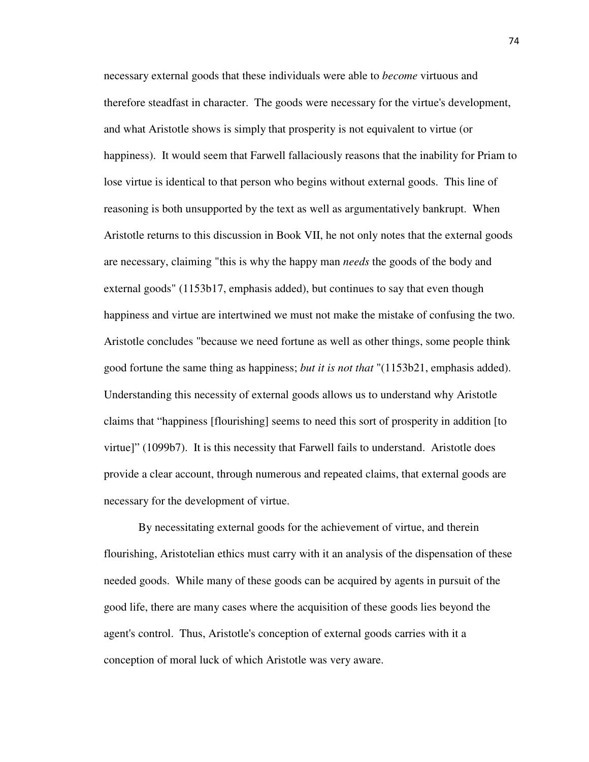necessary external goods that these individuals were able to *become* virtuous and therefore steadfast in character. The goods were necessary for the virtue's development, and what Aristotle shows is simply that prosperity is not equivalent to virtue (or happiness). It would seem that Farwell fallaciously reasons that the inability for Priam to lose virtue is identical to that person who begins without external goods. This line of reasoning is both unsupported by the text as well as argumentatively bankrupt. When Aristotle returns to this discussion in Book VII, he not only notes that the external goods are necessary, claiming "this is why the happy man *needs* the goods of the body and external goods" (1153b17, emphasis added), but continues to say that even though happiness and virtue are intertwined we must not make the mistake of confusing the two. Aristotle concludes "because we need fortune as well as other things, some people think good fortune the same thing as happiness; *but it is not that* "(1153b21, emphasis added). Understanding this necessity of external goods allows us to understand why Aristotle claims that "happiness [flourishing] seems to need this sort of prosperity in addition [to virtue]" (1099b7). It is this necessity that Farwell fails to understand. Aristotle does provide a clear account, through numerous and repeated claims, that external goods are necessary for the development of virtue.

By necessitating external goods for the achievement of virtue, and therein flourishing, Aristotelian ethics must carry with it an analysis of the dispensation of these needed goods. While many of these goods can be acquired by agents in pursuit of the good life, there are many cases where the acquisition of these goods lies beyond the agent's control. Thus, Aristotle's conception of external goods carries with it a conception of moral luck of which Aristotle was very aware.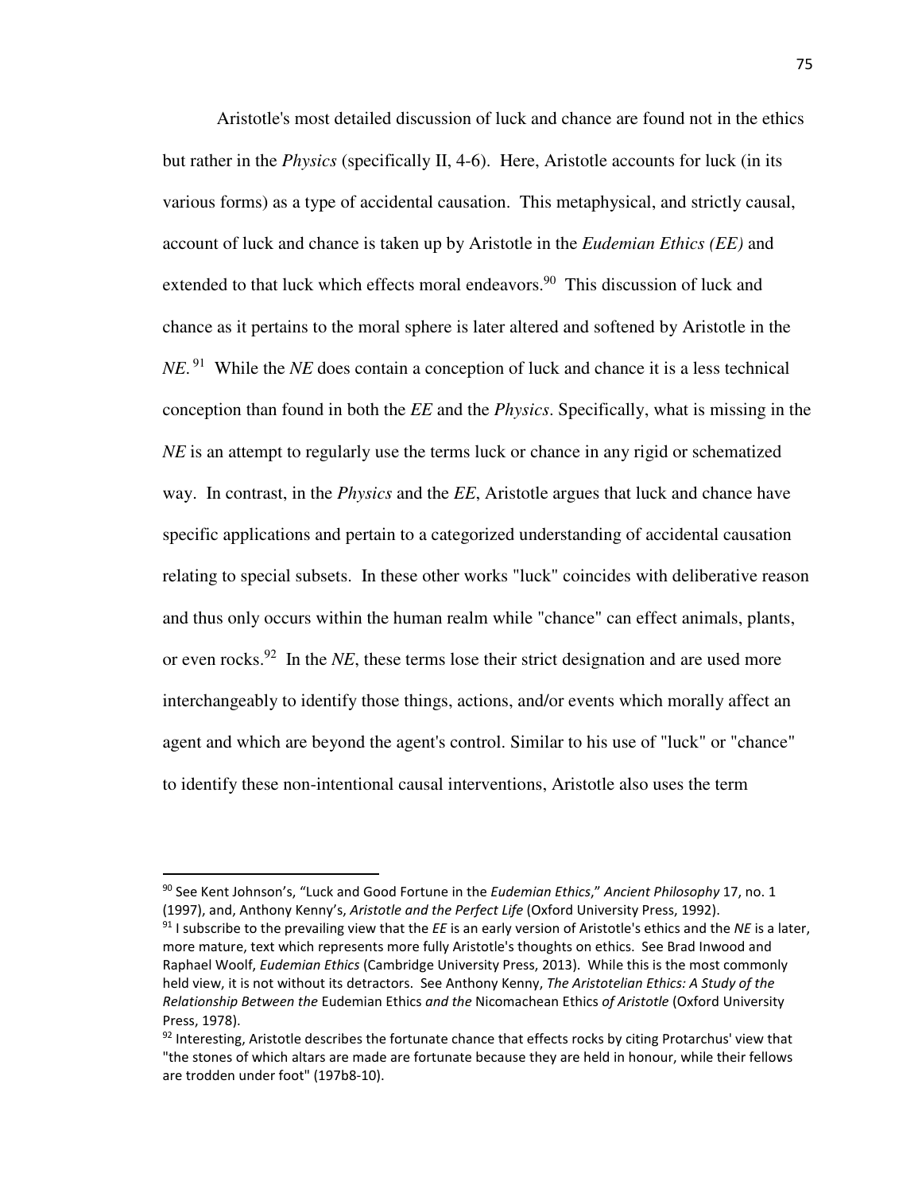Aristotle's most detailed discussion of luck and chance are found not in the ethics but rather in the *Physics* (specifically II, 4-6). Here, Aristotle accounts for luck (in its various forms) as a type of accidental causation. This metaphysical, and strictly causal, account of luck and chance is taken up by Aristotle in the *Eudemian Ethics (EE)* and extended to that luck which effects moral endeavors.[90] This discussion of luck and chance as it pertains to the moral sphere is later altered and softened by Aristotle in the *NE*.[91] While the *NE* does contain a conception of luck and chance it is a less technical conception than found in both the *EE* and the *Physics*. Specifically, what is missing in the *NE* is an attempt to regularly use the terms luck or chance in any rigid or schematized way. In contrast, in the *Physics* and the *EE*, Aristotle argues that luck and chance have specific applications and pertain to a categorized understanding of accidental causation relating to special subsets. In these other works "luck" coincides with deliberative reason and thus only occurs within the human realm while "chance" can effect animals, plants, or even rocks.[92] In the *NE*, these terms lose their strict designation and are used more interchangeably to identify those things, actions, and/or events which morally affect an agent and which are beyond the agent's control. Similar to his use of "luck" or "chance" to identify these non-intentional causal interventions, Aristotle also uses the term

---

[90] See Kent Johnson's, "Luck and Good Fortune in the *Eudemian Ethics*," *Ancient Philosophy* 17, no. 1 (1997), and, Anthony Kenny's, *Aristotle and the Perfect Life* (Oxford University Press, 1992).

[91] I subscribe to the prevailing view that the *EE* is an early version of Aristotle's ethics and the *NE* is a later, more mature, text which represents more fully Aristotle's thoughts on ethics. See Brad Inwood and Raphael Woolf, *Eudemian Ethics* (Cambridge University Press, 2013). While this is the most commonly held view, it is not without its detractors. See Anthony Kenny, *The Aristotelian Ethics: A Study of the Relationship Between the* Eudemian Ethics *and the* Nicomachean Ethics *of Aristotle* (Oxford University Press, 1978).

[92] Interesting, Aristotle describes the fortunate chance that effects rocks by citing Protarchus' view that "the stones of which altars are made are fortunate because they are held in honour, while their fellows are trodden under foot" (197b8-10).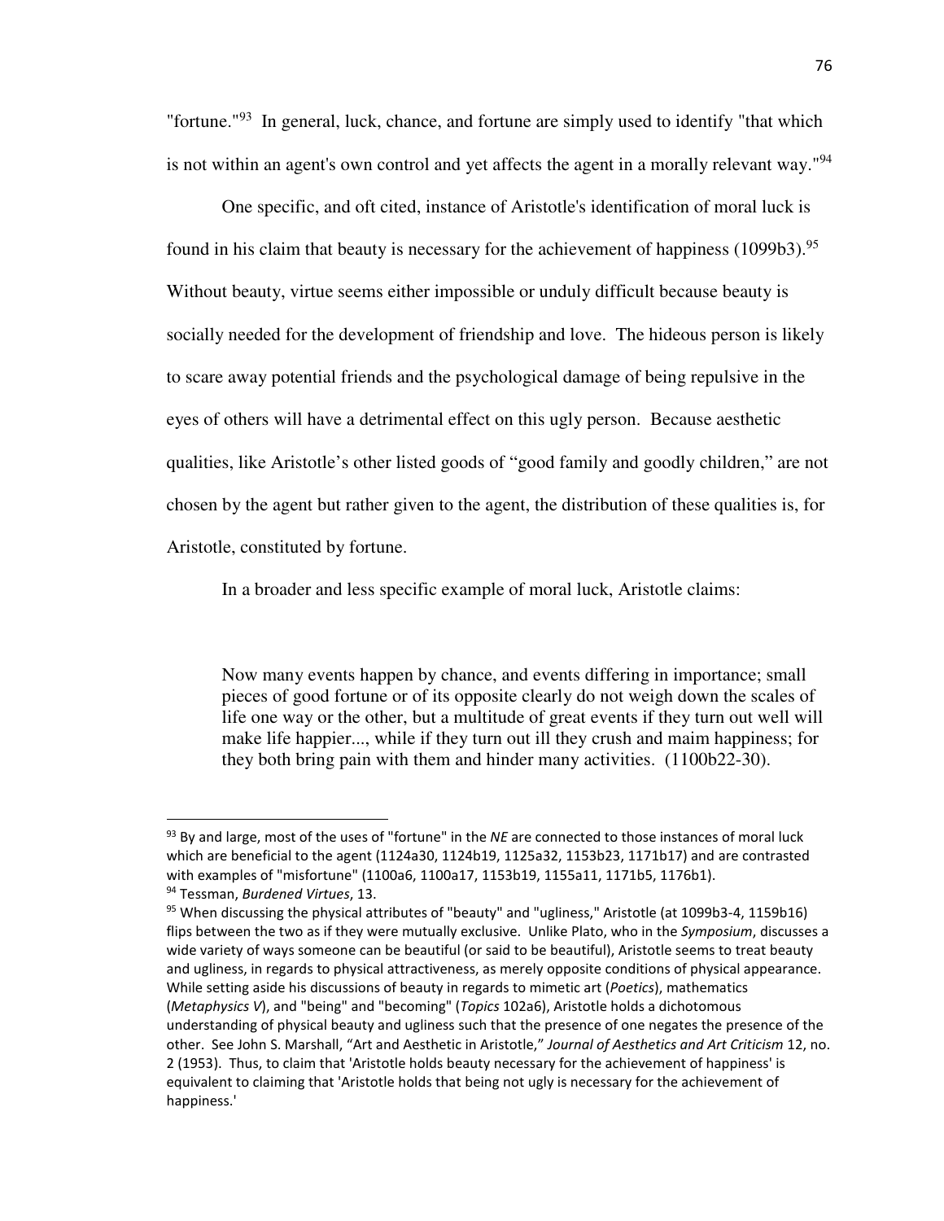"fortune."[93] In general, luck, chance, and fortune are simply used to identify "that which is not within an agent's own control and yet affects the agent in a morally relevant way."[94]

One specific, and oft cited, instance of Aristotle's identification of moral luck is found in his claim that beauty is necessary for the achievement of happiness (1099b3).[95] Without beauty, virtue seems either impossible or unduly difficult because beauty is socially needed for the development of friendship and love. The hideous person is likely to scare away potential friends and the psychological damage of being repulsive in the eyes of others will have a detrimental effect on this ugly person. Because aesthetic qualities, like Aristotle's other listed goods of "good family and goodly children," are not chosen by the agent but rather given to the agent, the distribution of these qualities is, for Aristotle, constituted by fortune.

In a broader and less specific example of moral luck, Aristotle claims:

> Now many events happen by chance, and events differing in importance; small pieces of good fortune or of its opposite clearly do not weigh down the scales of life one way or the other, but a multitude of great events if they turn out well will make life happier..., while if they turn out ill they crush and maim happiness; for they both bring pain with them and hinder many activities. (1100b22-30).

---

[93] By and large, most of the uses of "fortune" in the *NE* are connected to those instances of moral luck which are beneficial to the agent (1124a30, 1124b19, 1125a32, 1153b23, 1171b17) and are contrasted with examples of "misfortune" (1100a6, 1100a17, 1153b19, 1155a11, 1171b5, 1176b1).

[94] Tessman, *Burdened Virtues*, 13.

[95] When discussing the physical attributes of "beauty" and "ugliness," Aristotle (at 1099b3-4, 1159b16) flips between the two as if they were mutually exclusive. Unlike Plato, who in the *Symposium*, discusses a wide variety of ways someone can be beautiful (or said to be beautiful), Aristotle seems to treat beauty and ugliness, in regards to physical attractiveness, as merely opposite conditions of physical appearance. While setting aside his discussions of beauty in regards to mimetic art (*Poetics*), mathematics (*Metaphysics V*), and "being" and "becoming" (*Topics* 102a6), Aristotle holds a dichotomous understanding of physical beauty and ugliness such that the presence of one negates the presence of the other. See John S. Marshall, "Art and Aesthetic in Aristotle," *Journal of Aesthetics and Art Criticism* 12, no. 2 (1953). Thus, to claim that 'Aristotle holds beauty necessary for the achievement of happiness' is equivalent to claiming that 'Aristotle holds that being not ugly is necessary for the achievement of happiness.'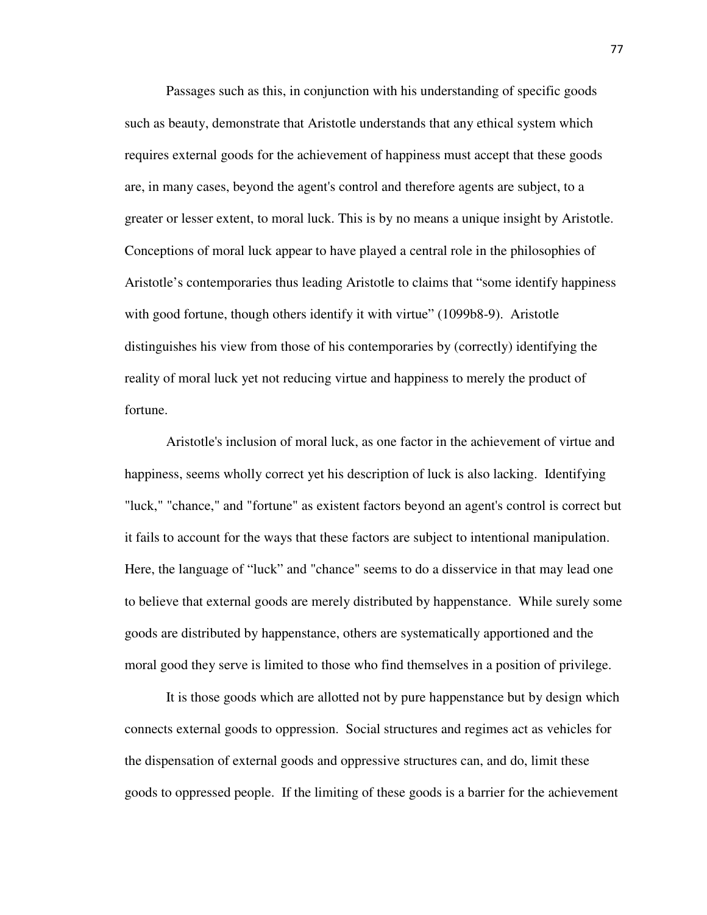Passages such as this, in conjunction with his understanding of specific goods such as beauty, demonstrate that Aristotle understands that any ethical system which requires external goods for the achievement of happiness must accept that these goods are, in many cases, beyond the agent's control and therefore agents are subject, to a greater or lesser extent, to moral luck. This is by no means a unique insight by Aristotle. Conceptions of moral luck appear to have played a central role in the philosophies of Aristotle's contemporaries thus leading Aristotle to claims that "some identify happiness with good fortune, though others identify it with virtue" (1099b8-9). Aristotle distinguishes his view from those of his contemporaries by (correctly) identifying the reality of moral luck yet not reducing virtue and happiness to merely the product of fortune.

Aristotle's inclusion of moral luck, as one factor in the achievement of virtue and happiness, seems wholly correct yet his description of luck is also lacking. Identifying "luck," "chance," and "fortune" as existent factors beyond an agent's control is correct but it fails to account for the ways that these factors are subject to intentional manipulation. Here, the language of "luck" and "chance" seems to do a disservice in that may lead one to believe that external goods are merely distributed by happenstance. While surely some goods are distributed by happenstance, others are systematically apportioned and the moral good they serve is limited to those who find themselves in a position of privilege.

It is those goods which are allotted not by pure happenstance but by design which connects external goods to oppression. Social structures and regimes act as vehicles for the dispensation of external goods and oppressive structures can, and do, limit these goods to oppressed people. If the limiting of these goods is a barrier for the achievement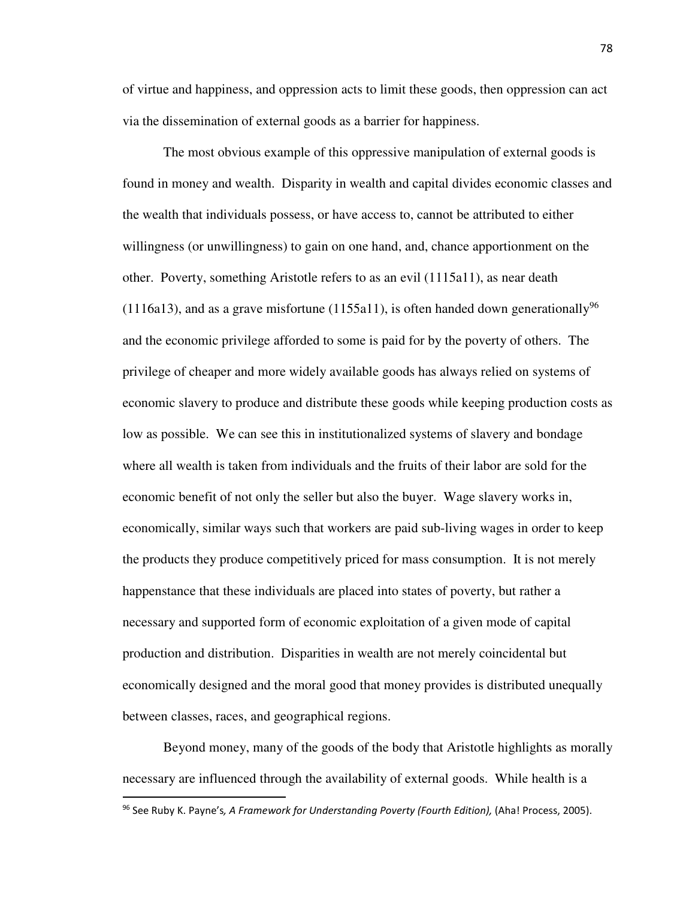of virtue and happiness, and oppression acts to limit these goods, then oppression can act via the dissemination of external goods as a barrier for happiness.

The most obvious example of this oppressive manipulation of external goods is found in money and wealth. Disparity in wealth and capital divides economic classes and the wealth that individuals possess, or have access to, cannot be attributed to either willingness (or unwillingness) to gain on one hand, and, chance apportionment on the other. Poverty, something Aristotle refers to as an evil (1115a11), as near death (1116a13), and as a grave misfortune (1155a11), is often handed down generationally[96] and the economic privilege afforded to some is paid for by the poverty of others. The privilege of cheaper and more widely available goods has always relied on systems of economic slavery to produce and distribute these goods while keeping production costs as low as possible. We can see this in institutionalized systems of slavery and bondage where all wealth is taken from individuals and the fruits of their labor are sold for the economic benefit of not only the seller but also the buyer. Wage slavery works in, economically, similar ways such that workers are paid sub-living wages in order to keep the products they produce competitively priced for mass consumption. It is not merely happenstance that these individuals are placed into states of poverty, but rather a necessary and supported form of economic exploitation of a given mode of capital production and distribution. Disparities in wealth are not merely coincidental but economically designed and the moral good that money provides is distributed unequally between classes, races, and geographical regions.

Beyond money, many of the goods of the body that Aristotle highlights as morally necessary are influenced through the availability of external goods. While health is a

[96] See Ruby K. Payne's, *A Framework for Understanding Poverty (Fourth Edition),* (Aha! Process, 2005).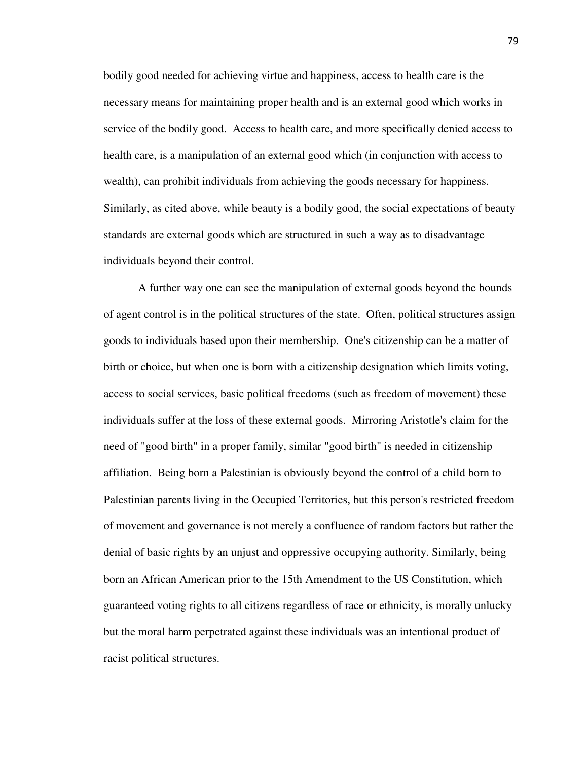bodily good needed for achieving virtue and happiness, access to health care is the necessary means for maintaining proper health and is an external good which works in service of the bodily good. Access to health care, and more specifically denied access to health care, is a manipulation of an external good which (in conjunction with access to wealth), can prohibit individuals from achieving the goods necessary for happiness. Similarly, as cited above, while beauty is a bodily good, the social expectations of beauty standards are external goods which are structured in such a way as to disadvantage individuals beyond their control.

A further way one can see the manipulation of external goods beyond the bounds of agent control is in the political structures of the state. Often, political structures assign goods to individuals based upon their membership. One's citizenship can be a matter of birth or choice, but when one is born with a citizenship designation which limits voting, access to social services, basic political freedoms (such as freedom of movement) these individuals suffer at the loss of these external goods. Mirroring Aristotle's claim for the need of "good birth" in a proper family, similar "good birth" is needed in citizenship affiliation. Being born a Palestinian is obviously beyond the control of a child born to Palestinian parents living in the Occupied Territories, but this person's restricted freedom of movement and governance is not merely a confluence of random factors but rather the denial of basic rights by an unjust and oppressive occupying authority. Similarly, being born an African American prior to the 15th Amendment to the US Constitution, which guaranteed voting rights to all citizens regardless of race or ethnicity, is morally unlucky but the moral harm perpetrated against these individuals was an intentional product of racist political structures.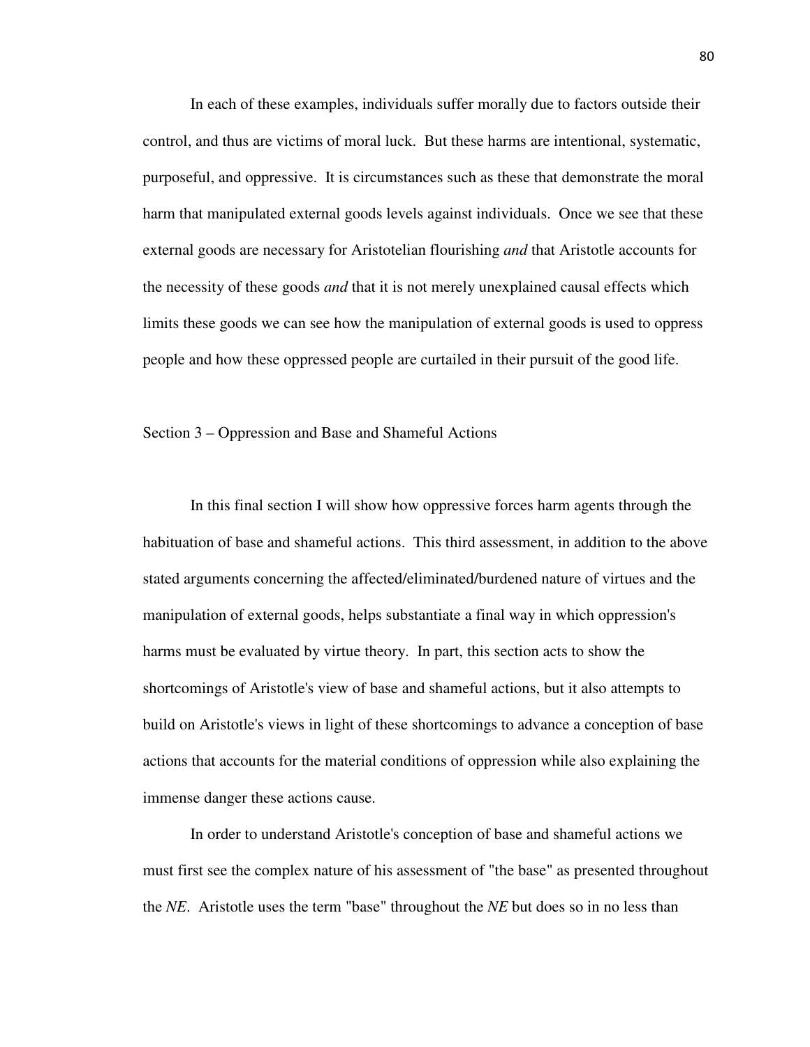In each of these examples, individuals suffer morally due to factors outside their control, and thus are victims of moral luck. But these harms are intentional, systematic, purposeful, and oppressive. It is circumstances such as these that demonstrate the moral harm that manipulated external goods levels against individuals. Once we see that these external goods are necessary for Aristotelian flourishing *and* that Aristotle accounts for the necessity of these goods *and* that it is not merely unexplained causal effects which limits these goods we can see how the manipulation of external goods is used to oppress people and how these oppressed people are curtailed in their pursuit of the good life.

## Section 3 – Oppression and Base and Shameful Actions

In this final section I will show how oppressive forces harm agents through the habituation of base and shameful actions. This third assessment, in addition to the above stated arguments concerning the affected/eliminated/burdened nature of virtues and the manipulation of external goods, helps substantiate a final way in which oppression's harms must be evaluated by virtue theory. In part, this section acts to show the shortcomings of Aristotle's view of base and shameful actions, but it also attempts to build on Aristotle's views in light of these shortcomings to advance a conception of base actions that accounts for the material conditions of oppression while also explaining the immense danger these actions cause.

In order to understand Aristotle's conception of base and shameful actions we must first see the complex nature of his assessment of "the base" as presented throughout the *NE*. Aristotle uses the term "base" throughout the *NE* but does so in no less than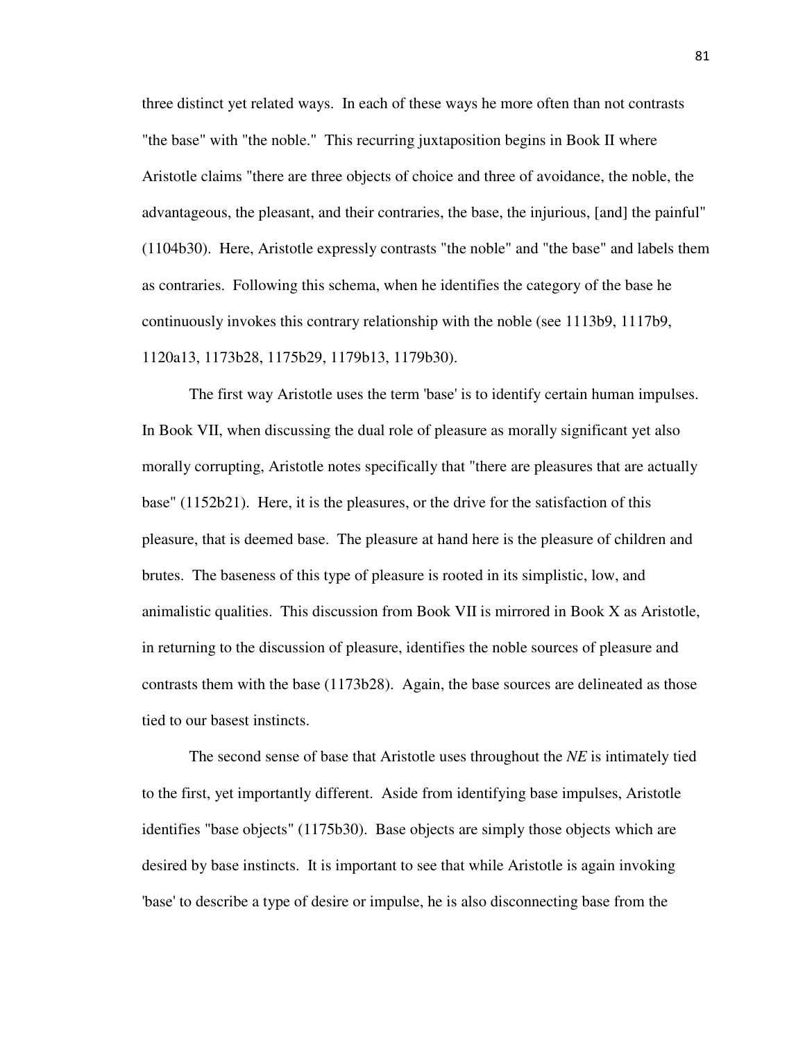three distinct yet related ways. In each of these ways he more often than not contrasts "the base" with "the noble." This recurring juxtaposition begins in Book II where Aristotle claims "there are three objects of choice and three of avoidance, the noble, the advantageous, the pleasant, and their contraries, the base, the injurious, [and] the painful" (1104b30). Here, Aristotle expressly contrasts "the noble" and "the base" and labels them as contraries. Following this schema, when he identifies the category of the base he continuously invokes this contrary relationship with the noble (see 1113b9, 1117b9, 1120a13, 1173b28, 1175b29, 1179b13, 1179b30).

The first way Aristotle uses the term 'base' is to identify certain human impulses. In Book VII, when discussing the dual role of pleasure as morally significant yet also morally corrupting, Aristotle notes specifically that "there are pleasures that are actually base" (1152b21). Here, it is the pleasures, or the drive for the satisfaction of this pleasure, that is deemed base. The pleasure at hand here is the pleasure of children and brutes. The baseness of this type of pleasure is rooted in its simplistic, low, and animalistic qualities. This discussion from Book VII is mirrored in Book X as Aristotle, in returning to the discussion of pleasure, identifies the noble sources of pleasure and contrasts them with the base (1173b28). Again, the base sources are delineated as those tied to our basest instincts.

The second sense of base that Aristotle uses throughout the *NE* is intimately tied to the first, yet importantly different. Aside from identifying base impulses, Aristotle identifies "base objects" (1175b30). Base objects are simply those objects which are desired by base instincts. It is important to see that while Aristotle is again invoking 'base' to describe a type of desire or impulse, he is also disconnecting base from the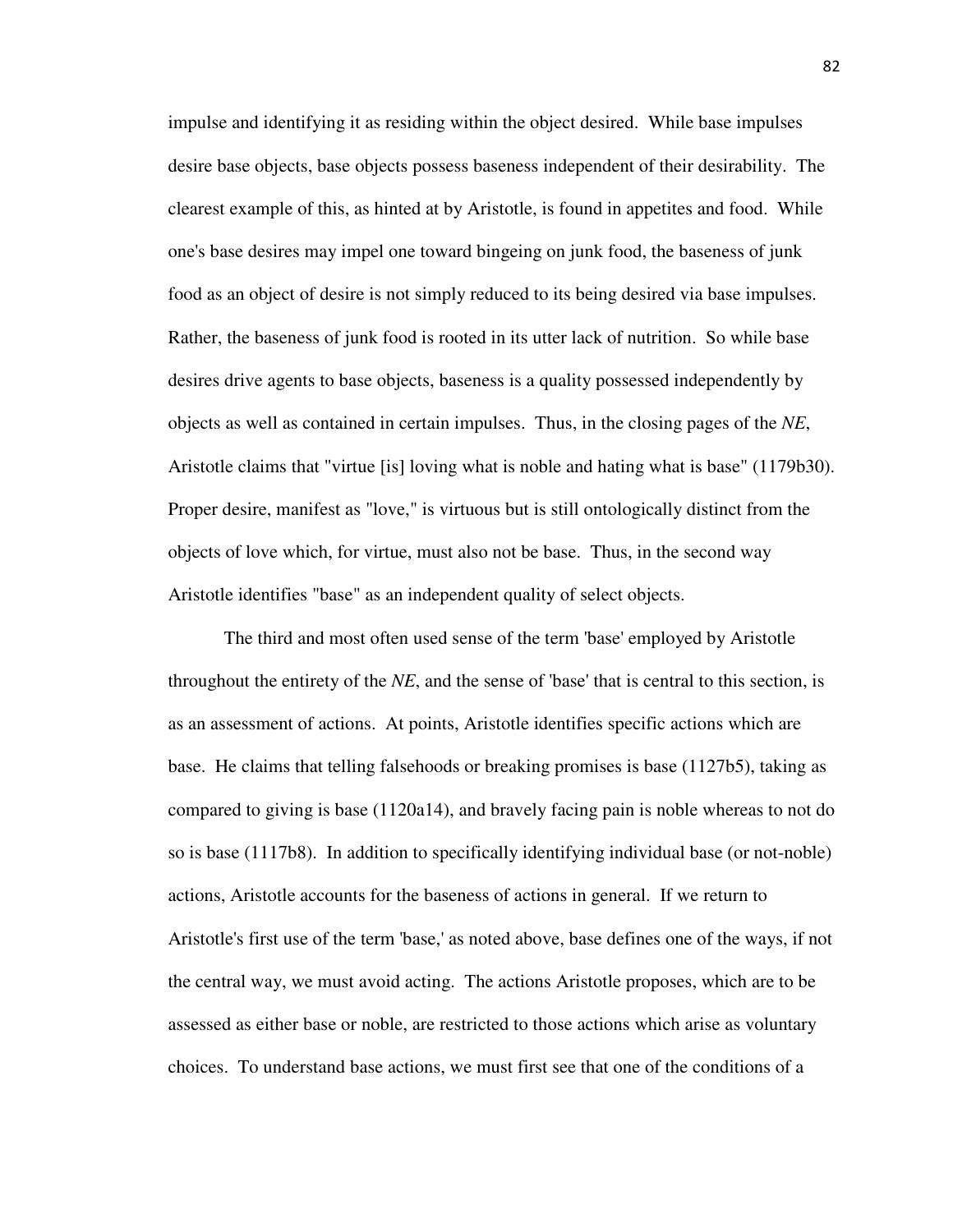impulse and identifying it as residing within the object desired. While base impulses desire base objects, base objects possess baseness independent of their desirability. The clearest example of this, as hinted at by Aristotle, is found in appetites and food. While one's base desires may impel one toward bingeing on junk food, the baseness of junk food as an object of desire is not simply reduced to its being desired via base impulses. Rather, the baseness of junk food is rooted in its utter lack of nutrition. So while base desires drive agents to base objects, baseness is a quality possessed independently by objects as well as contained in certain impulses. Thus, in the closing pages of the *NE*, Aristotle claims that "virtue [is] loving what is noble and hating what is base" (1179b30). Proper desire, manifest as "love," is virtuous but is still ontologically distinct from the objects of love which, for virtue, must also not be base. Thus, in the second way Aristotle identifies "base" as an independent quality of select objects.

The third and most often used sense of the term 'base' employed by Aristotle throughout the entirety of the *NE*, and the sense of 'base' that is central to this section, is as an assessment of actions. At points, Aristotle identifies specific actions which are base. He claims that telling falsehoods or breaking promises is base (1127b5), taking as compared to giving is base (1120a14), and bravely facing pain is noble whereas to not do so is base (1117b8). In addition to specifically identifying individual base (or not-noble) actions, Aristotle accounts for the baseness of actions in general. If we return to Aristotle's first use of the term 'base,' as noted above, base defines one of the ways, if not the central way, we must avoid acting. The actions Aristotle proposes, which are to be assessed as either base or noble, are restricted to those actions which arise as voluntary choices. To understand base actions, we must first see that one of the conditions of a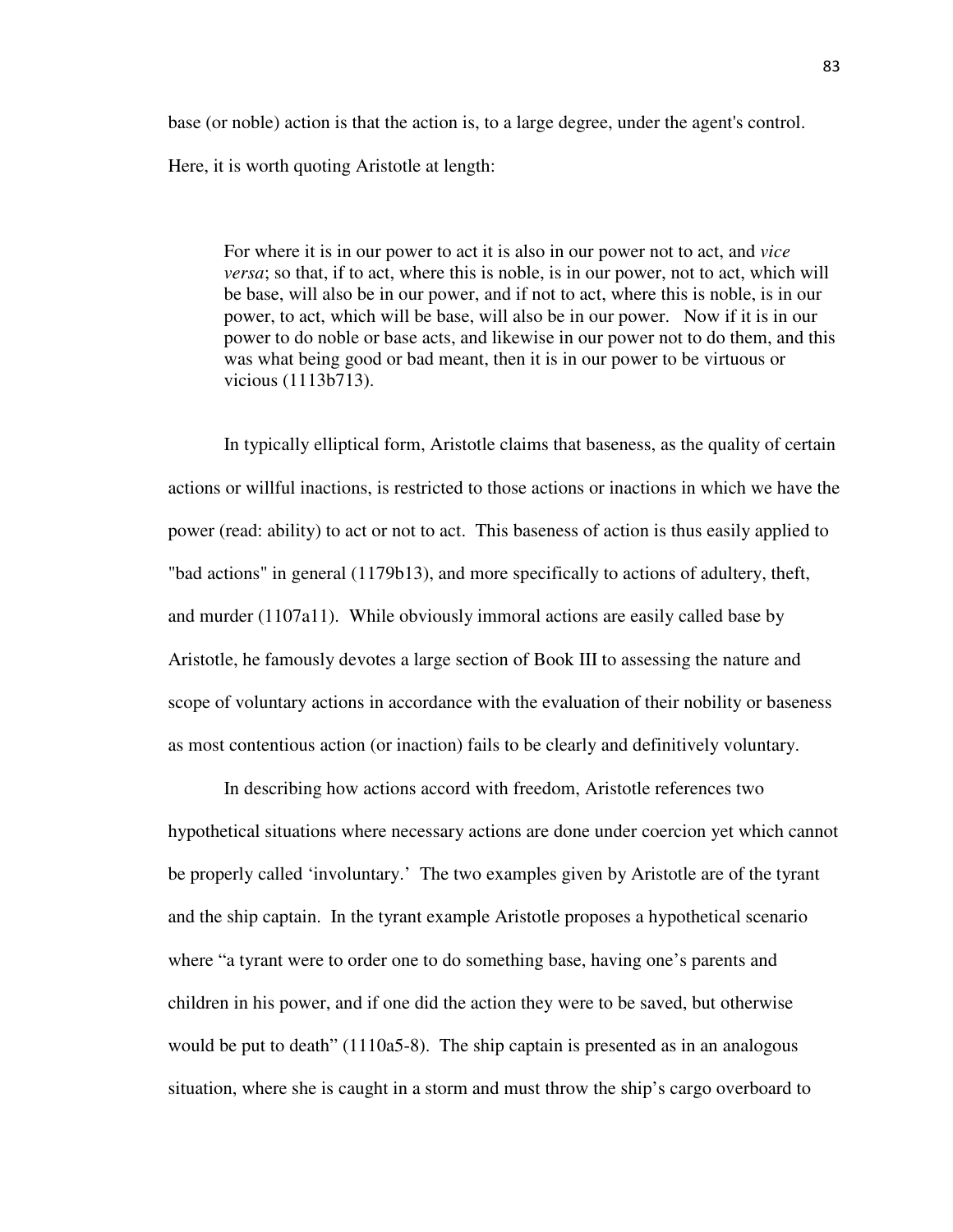base (or noble) action is that the action is, to a large degree, under the agent's control. Here, it is worth quoting Aristotle at length:

> For where it is in our power to act it is also in our power not to act, and *vice versa*; so that, if to act, where this is noble, is in our power, not to act, which will be base, will also be in our power, and if not to act, where this is noble, is in our power, to act, which will be base, will also be in our power. Now if it is in our power to do noble or base acts, and likewise in our power not to do them, and this was what being good or bad meant, then it is in our power to be virtuous or vicious (1113b713).

In typically elliptical form, Aristotle claims that baseness, as the quality of certain actions or willful inactions, is restricted to those actions or inactions in which we have the power (read: ability) to act or not to act. This baseness of action is thus easily applied to "bad actions" in general (1179b13), and more specifically to actions of adultery, theft, and murder (1107a11). While obviously immoral actions are easily called base by Aristotle, he famously devotes a large section of Book III to assessing the nature and scope of voluntary actions in accordance with the evaluation of their nobility or baseness as most contentious action (or inaction) fails to be clearly and definitively voluntary.

In describing how actions accord with freedom, Aristotle references two hypothetical situations where necessary actions are done under coercion yet which cannot be properly called 'involuntary.' The two examples given by Aristotle are of the tyrant and the ship captain. In the tyrant example Aristotle proposes a hypothetical scenario where "a tyrant were to order one to do something base, having one's parents and children in his power, and if one did the action they were to be saved, but otherwise would be put to death" (1110a5-8). The ship captain is presented as in an analogous situation, where she is caught in a storm and must throw the ship's cargo overboard to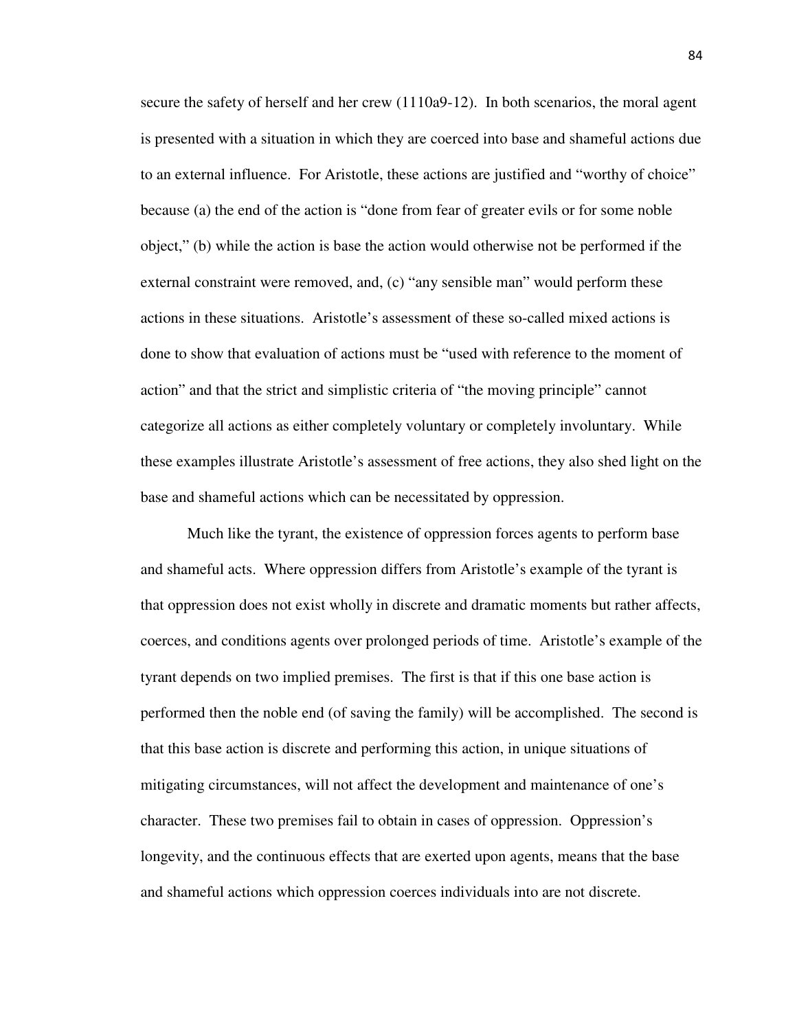secure the safety of herself and her crew (1110a9-12). In both scenarios, the moral agent is presented with a situation in which they are coerced into base and shameful actions due to an external influence. For Aristotle, these actions are justified and "worthy of choice" because (a) the end of the action is "done from fear of greater evils or for some noble object," (b) while the action is base the action would otherwise not be performed if the external constraint were removed, and, (c) "any sensible man" would perform these actions in these situations. Aristotle's assessment of these so-called mixed actions is done to show that evaluation of actions must be "used with reference to the moment of action" and that the strict and simplistic criteria of "the moving principle" cannot categorize all actions as either completely voluntary or completely involuntary. While these examples illustrate Aristotle's assessment of free actions, they also shed light on the base and shameful actions which can be necessitated by oppression.

Much like the tyrant, the existence of oppression forces agents to perform base and shameful acts. Where oppression differs from Aristotle's example of the tyrant is that oppression does not exist wholly in discrete and dramatic moments but rather affects, coerces, and conditions agents over prolonged periods of time. Aristotle's example of the tyrant depends on two implied premises. The first is that if this one base action is performed then the noble end (of saving the family) will be accomplished. The second is that this base action is discrete and performing this action, in unique situations of mitigating circumstances, will not affect the development and maintenance of one's character. These two premises fail to obtain in cases of oppression. Oppression's longevity, and the continuous effects that are exerted upon agents, means that the base and shameful actions which oppression coerces individuals into are not discrete.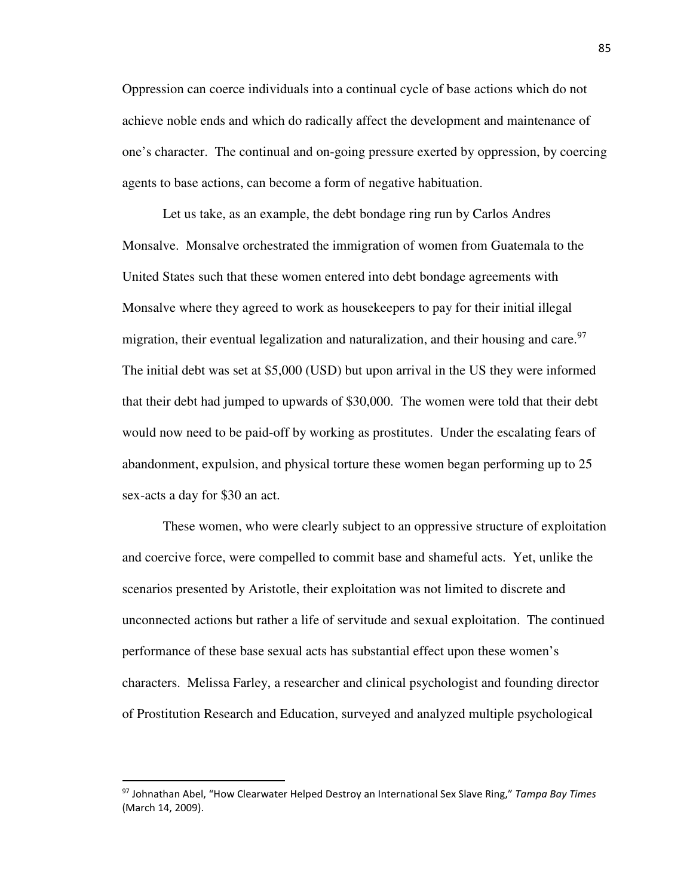Oppression can coerce individuals into a continual cycle of base actions which do not achieve noble ends and which do radically affect the development and maintenance of one's character. The continual and on-going pressure exerted by oppression, by coercing agents to base actions, can become a form of negative habituation.

Let us take, as an example, the debt bondage ring run by Carlos Andres Monsalve. Monsalve orchestrated the immigration of women from Guatemala to the United States such that these women entered into debt bondage agreements with Monsalve where they agreed to work as housekeepers to pay for their initial illegal migration, their eventual legalization and naturalization, and their housing and care.[97] The initial debt was set at $5,000 (USD) but upon arrival in the US they were informed that their debt had jumped to upwards of $30,000. The women were told that their debt would now need to be paid-off by working as prostitutes. Under the escalating fears of abandonment, expulsion, and physical torture these women began performing up to 25 sex-acts a day for $30 an act.

These women, who were clearly subject to an oppressive structure of exploitation and coercive force, were compelled to commit base and shameful acts. Yet, unlike the scenarios presented by Aristotle, their exploitation was not limited to discrete and unconnected actions but rather a life of servitude and sexual exploitation. The continued performance of these base sexual acts has substantial effect upon these women's characters. Melissa Farley, a researcher and clinical psychologist and founding director of Prostitution Research and Education, surveyed and analyzed multiple psychological

---

[97] Johnathan Abel, "How Clearwater Helped Destroy an International Sex Slave Ring," *Tampa Bay Times* (March 14, 2009).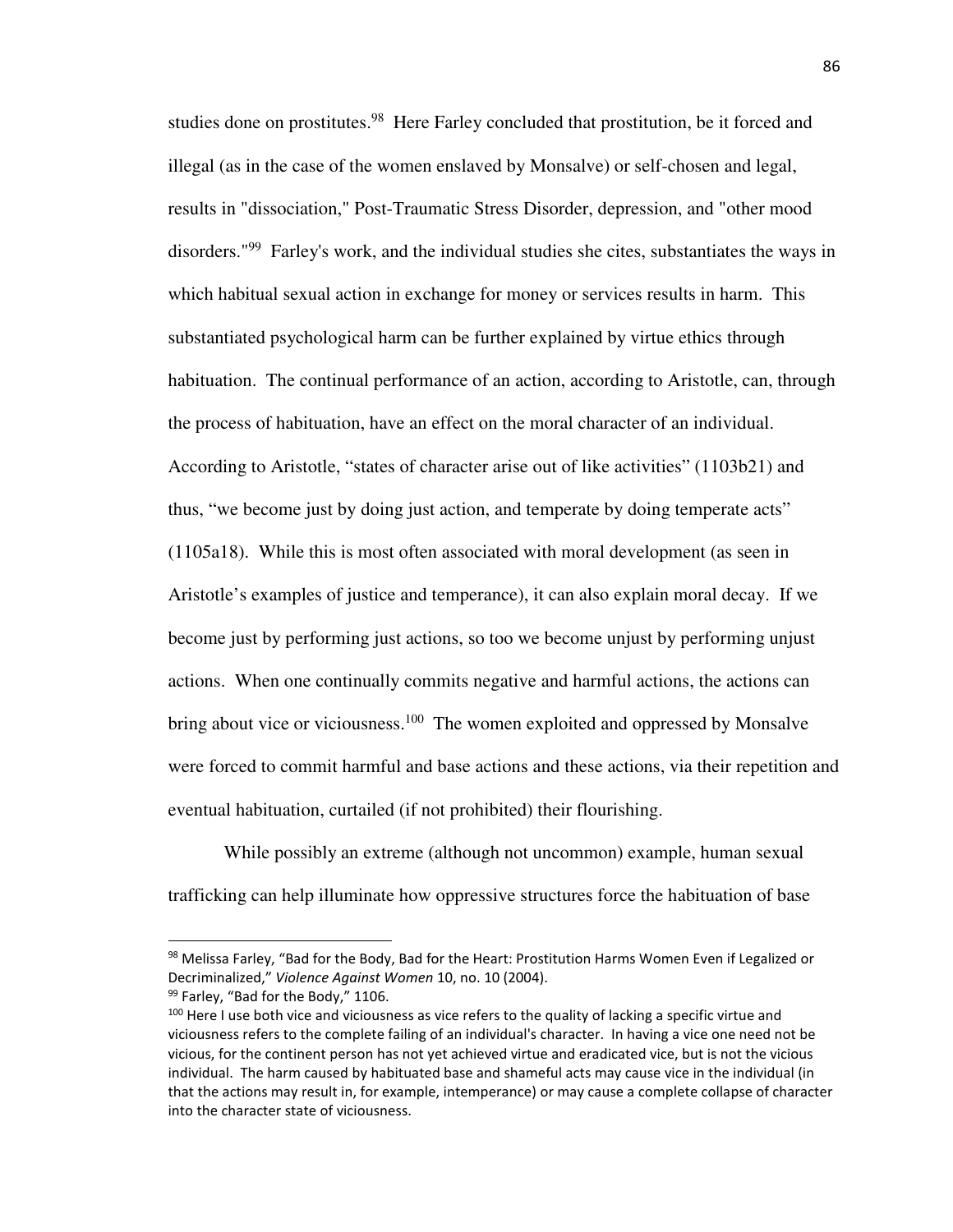studies done on prostitutes.[98] Here Farley concluded that prostitution, be it forced and illegal (as in the case of the women enslaved by Monsalve) or self-chosen and legal, results in "dissociation," Post-Traumatic Stress Disorder, depression, and "other mood disorders."[99] Farley's work, and the individual studies she cites, substantiates the ways in which habitual sexual action in exchange for money or services results in harm. This substantiated psychological harm can be further explained by virtue ethics through habituation. The continual performance of an action, according to Aristotle, can, through the process of habituation, have an effect on the moral character of an individual. According to Aristotle, "states of character arise out of like activities" (1103b21) and thus, "we become just by doing just action, and temperate by doing temperate acts" (1105a18). While this is most often associated with moral development (as seen in Aristotle's examples of justice and temperance), it can also explain moral decay. If we become just by performing just actions, so too we become unjust by performing unjust actions. When one continually commits negative and harmful actions, the actions can bring about vice or viciousness.[100] The women exploited and oppressed by Monsalve were forced to commit harmful and base actions and these actions, via their repetition and eventual habituation, curtailed (if not prohibited) their flourishing.

While possibly an extreme (although not uncommon) example, human sexual trafficking can help illuminate how oppressive structures force the habituation of base

---

[98] Melissa Farley, "Bad for the Body, Bad for the Heart: Prostitution Harms Women Even if Legalized or Decriminalized," *Violence Against Women* 10, no. 10 (2004).

[99] Farley, "Bad for the Body," 1106.

[100] Here I use both vice and viciousness as vice refers to the quality of lacking a specific virtue and viciousness refers to the complete failing of an individual's character. In having a vice one need not be vicious, for the continent person has not yet achieved virtue and eradicated vice, but is not the vicious individual. The harm caused by habituated base and shameful acts may cause vice in the individual (in that the actions may result in, for example, intemperance) or may cause a complete collapse of character into the character state of viciousness.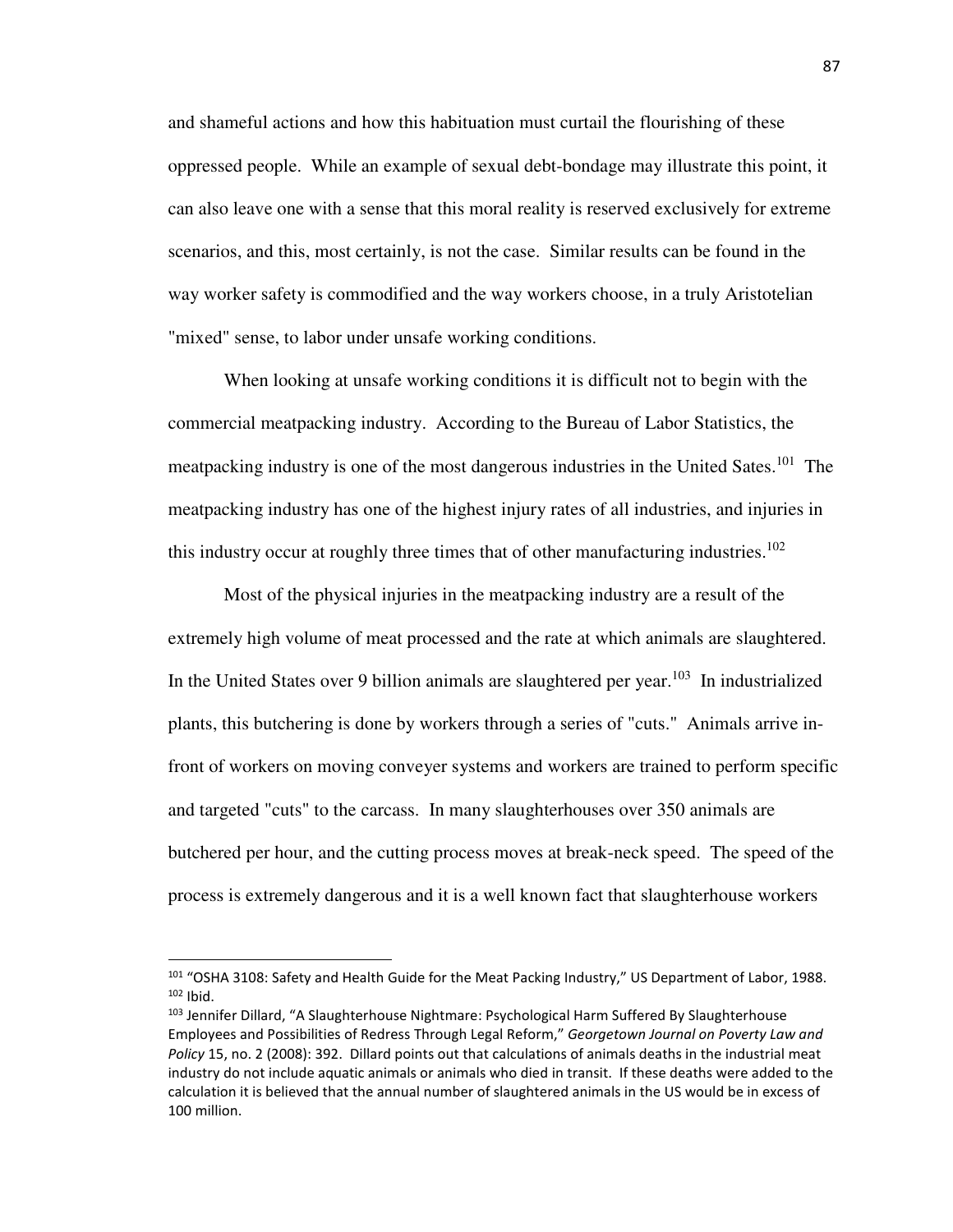and shameful actions and how this habituation must curtail the flourishing of these oppressed people. While an example of sexual debt-bondage may illustrate this point, it can also leave one with a sense that this moral reality is reserved exclusively for extreme scenarios, and this, most certainly, is not the case. Similar results can be found in the way worker safety is commodified and the way workers choose, in a truly Aristotelian "mixed" sense, to labor under unsafe working conditions.

When looking at unsafe working conditions it is difficult not to begin with the commercial meatpacking industry. According to the Bureau of Labor Statistics, the meatpacking industry is one of the most dangerous industries in the United Sates.[101] The meatpacking industry has one of the highest injury rates of all industries, and injuries in this industry occur at roughly three times that of other manufacturing industries.[102]

Most of the physical injuries in the meatpacking industry are a result of the extremely high volume of meat processed and the rate at which animals are slaughtered. In the United States over 9 billion animals are slaughtered per year.[103] In industrialized plants, this butchering is done by workers through a series of "cuts." Animals arrive in-front of workers on moving conveyer systems and workers are trained to perform specific and targeted "cuts" to the carcass. In many slaughterhouses over 350 animals are butchered per hour, and the cutting process moves at break-neck speed. The speed of the process is extremely dangerous and it is a well known fact that slaughterhouse workers

---

[101] "OSHA 3108: Safety and Health Guide for the Meat Packing Industry," US Department of Labor, 1988.
[102] Ibid.
[103] Jennifer Dillard, "A Slaughterhouse Nightmare: Psychological Harm Suffered By Slaughterhouse Employees and Possibilities of Redress Through Legal Reform," *Georgetown Journal on Poverty Law and Policy* 15, no. 2 (2008): 392. Dillard points out that calculations of animals deaths in the industrial meat industry do not include aquatic animals or animals who died in transit. If these deaths were added to the calculation it is believed that the annual number of slaughtered animals in the US would be in excess of 100 million.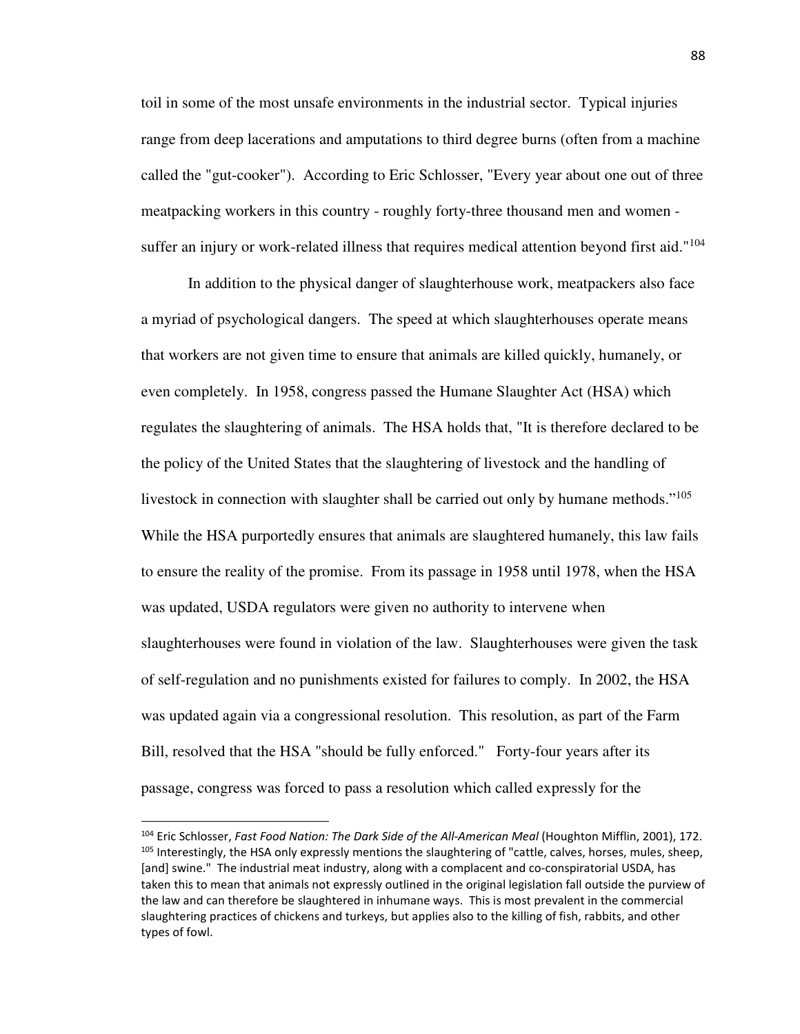toil in some of the most unsafe environments in the industrial sector. Typical injuries range from deep lacerations and amputations to third degree burns (often from a machine called the "gut-cooker"). According to Eric Schlosser, "Every year about one out of three meatpacking workers in this country - roughly forty-three thousand men and women - suffer an injury or work-related illness that requires medical attention beyond first aid."[104]

In addition to the physical danger of slaughterhouse work, meatpackers also face a myriad of psychological dangers. The speed at which slaughterhouses operate means that workers are not given time to ensure that animals are killed quickly, humanely, or even completely. In 1958, congress passed the Humane Slaughter Act (HSA) which regulates the slaughtering of animals. The HSA holds that, "It is therefore declared to be the policy of the United States that the slaughtering of livestock and the handling of livestock in connection with slaughter shall be carried out only by humane methods."[105] While the HSA purportedly ensures that animals are slaughtered humanely, this law fails to ensure the reality of the promise. From its passage in 1958 until 1978, when the HSA was updated, USDA regulators were given no authority to intervene when slaughterhouses were found in violation of the law. Slaughterhouses were given the task of self-regulation and no punishments existed for failures to comply. In 2002, the HSA was updated again via a congressional resolution. This resolution, as part of the Farm Bill, resolved that the HSA "should be fully enforced." Forty-four years after its passage, congress was forced to pass a resolution which called expressly for the

---

[104] Eric Schlosser, *Fast Food Nation: The Dark Side of the All-American Meal* (Houghton Mifflin, 2001), 172.

[105] Interestingly, the HSA only expressly mentions the slaughtering of "cattle, calves, horses, mules, sheep, [and] swine." The industrial meat industry, along with a complacent and co-conspiratorial USDA, has taken this to mean that animals not expressly outlined in the original legislation fall outside the purview of the law and can therefore be slaughtered in inhumane ways. This is most prevalent in the commercial slaughtering practices of chickens and turkeys, but applies also to the killing of fish, rabbits, and other types of fowl.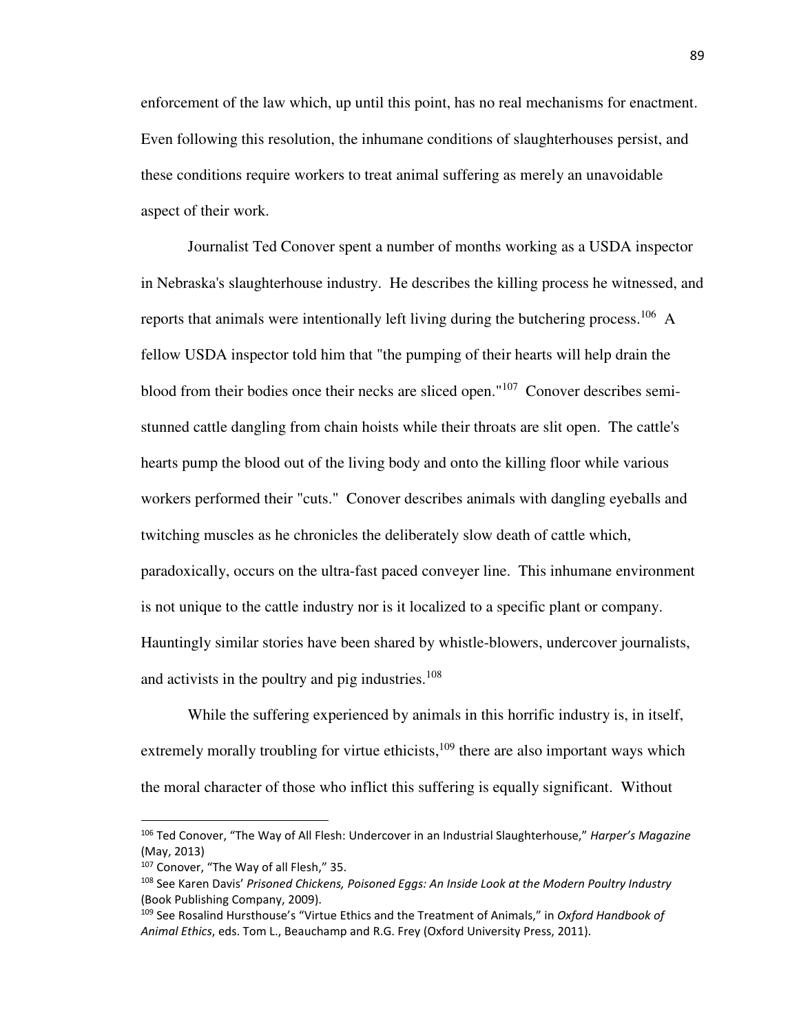enforcement of the law which, up until this point, has no real mechanisms for enactment. Even following this resolution, the inhumane conditions of slaughterhouses persist, and these conditions require workers to treat animal suffering as merely an unavoidable aspect of their work.

Journalist Ted Conover spent a number of months working as a USDA inspector in Nebraska's slaughterhouse industry. He describes the killing process he witnessed, and reports that animals were intentionally left living during the butchering process.[106] A fellow USDA inspector told him that "the pumping of their hearts will help drain the blood from their bodies once their necks are sliced open."[107] Conover describes semi-stunned cattle dangling from chain hoists while their throats are slit open. The cattle's hearts pump the blood out of the living body and onto the killing floor while various workers performed their "cuts." Conover describes animals with dangling eyeballs and twitching muscles as he chronicles the deliberately slow death of cattle which, paradoxically, occurs on the ultra-fast paced conveyer line. This inhumane environment is not unique to the cattle industry nor is it localized to a specific plant or company. Hauntingly similar stories have been shared by whistle-blowers, undercover journalists, and activists in the poultry and pig industries.[108]

While the suffering experienced by animals in this horrific industry is, in itself, extremely morally troubling for virtue ethicists,[109] there are also important ways which the moral character of those who inflict this suffering is equally significant. Without

---

[106] Ted Conover, "The Way of All Flesh: Undercover in an Industrial Slaughterhouse," *Harper's Magazine* (May, 2013)

[107] Conover, "The Way of all Flesh," 35.

[108] See Karen Davis' *Prisoned Chickens, Poisoned Eggs: An Inside Look at the Modern Poultry Industry* (Book Publishing Company, 2009).

[109] See Rosalind Hursthouse's "Virtue Ethics and the Treatment of Animals," in *Oxford Handbook of Animal Ethics*, eds. Tom L., Beauchamp and R.G. Frey (Oxford University Press, 2011).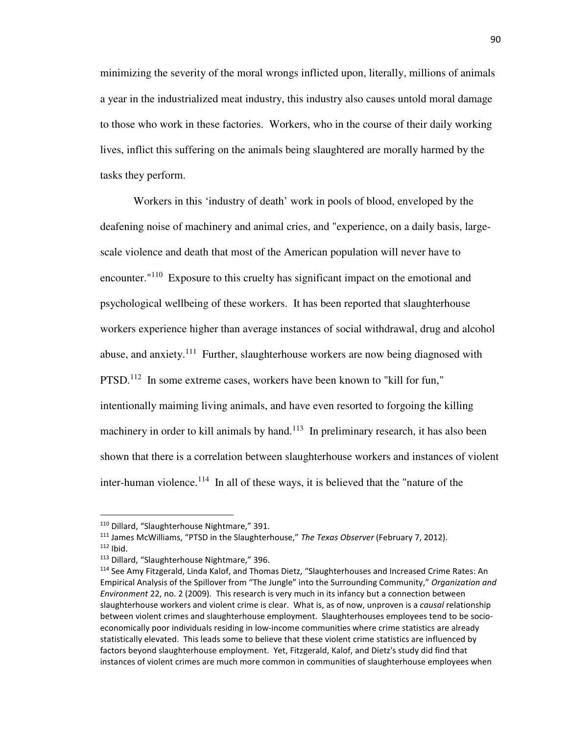minimizing the severity of the moral wrongs inflicted upon, literally, millions of animals a year in the industrialized meat industry, this industry also causes untold moral damage to those who work in these factories. Workers, who in the course of their daily working lives, inflict this suffering on the animals being slaughtered are morally harmed by the tasks they perform.

Workers in this 'industry of death' work in pools of blood, enveloped by the deafening noise of machinery and animal cries, and "experience, on a daily basis, large-scale violence and death that most of the American population will never have to encounter."[110] Exposure to this cruelty has significant impact on the emotional and psychological wellbeing of these workers. It has been reported that slaughterhouse workers experience higher than average instances of social withdrawal, drug and alcohol abuse, and anxiety.[111] Further, slaughterhouse workers are now being diagnosed with PTSD.[112] In some extreme cases, workers have been known to "kill for fun," intentionally maiming living animals, and have even resorted to forgoing the killing machinery in order to kill animals by hand.[113] In preliminary research, it has also been shown that there is a correlation between slaughterhouse workers and instances of violent inter-human violence.[114] In all of these ways, it is believed that the "nature of the

---

[110] Dillard, "Slaughterhouse Nightmare," 391.

[111] James McWilliams, "PTSD in the Slaughterhouse," *The Texas Observer* (February 7, 2012).

[112] Ibid.

[113] Dillard, "Slaughterhouse Nightmare," 396.

[114] See Amy Fitzgerald, Linda Kalof, and Thomas Dietz, "Slaughterhouses and Increased Crime Rates: An Empirical Analysis of the Spillover from "The Jungle" into the Surrounding Community," *Organization and Environment* 22, no. 2 (2009). This research is very much in its infancy but a connection between slaughterhouse workers and violent crime is clear. What is, as of now, unproven is a *causal* relationship between violent crimes and slaughterhouse employment. Slaughterhouses employees tend to be socio-economically poor individuals residing in low-income communities where crime statistics are already statistically elevated. This leads some to believe that these violent crime statistics are influenced by factors beyond slaughterhouse employment. Yet, Fitzgerald, Kalof, and Dietz's study did find that instances of violent crimes are much more common in communities of slaughterhouse employees when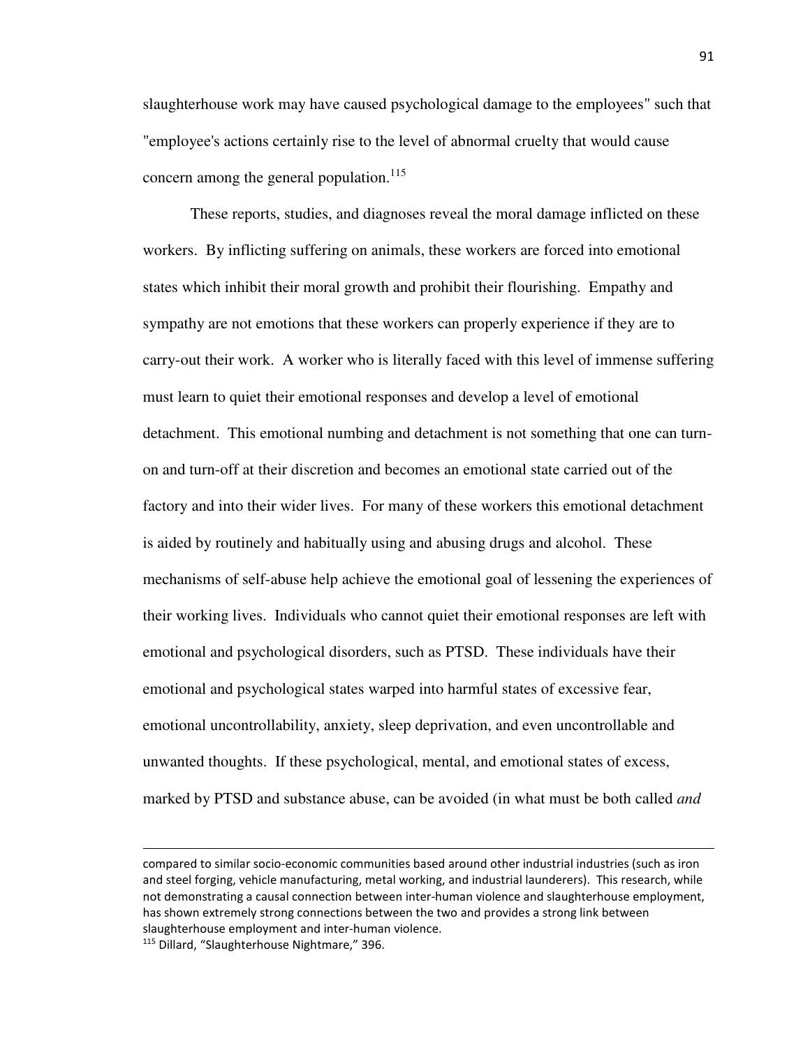slaughterhouse work may have caused psychological damage to the employees" such that "employee's actions certainly rise to the level of abnormal cruelty that would cause concern among the general population.[115]

These reports, studies, and diagnoses reveal the moral damage inflicted on these workers. By inflicting suffering on animals, these workers are forced into emotional states which inhibit their moral growth and prohibit their flourishing. Empathy and sympathy are not emotions that these workers can properly experience if they are to carry-out their work. A worker who is literally faced with this level of immense suffering must learn to quiet their emotional responses and develop a level of emotional detachment. This emotional numbing and detachment is not something that one can turn-on and turn-off at their discretion and becomes an emotional state carried out of the factory and into their wider lives. For many of these workers this emotional detachment is aided by routinely and habitually using and abusing drugs and alcohol. These mechanisms of self-abuse help achieve the emotional goal of lessening the experiences of their working lives. Individuals who cannot quiet their emotional responses are left with emotional and psychological disorders, such as PTSD. These individuals have their emotional and psychological states warped into harmful states of excessive fear, emotional uncontrollability, anxiety, sleep deprivation, and even uncontrollable and unwanted thoughts. If these psychological, mental, and emotional states of excess, marked by PTSD and substance abuse, can be avoided (in what must be both called *and*

---

compared to similar socio-economic communities based around other industrial industries (such as iron and steel forging, vehicle manufacturing, metal working, and industrial launderers). This research, while not demonstrating a causal connection between inter-human violence and slaughterhouse employment, has shown extremely strong connections between the two and provides a strong link between slaughterhouse employment and inter-human violence.

[115] Dillard, "Slaughterhouse Nightmare," 396.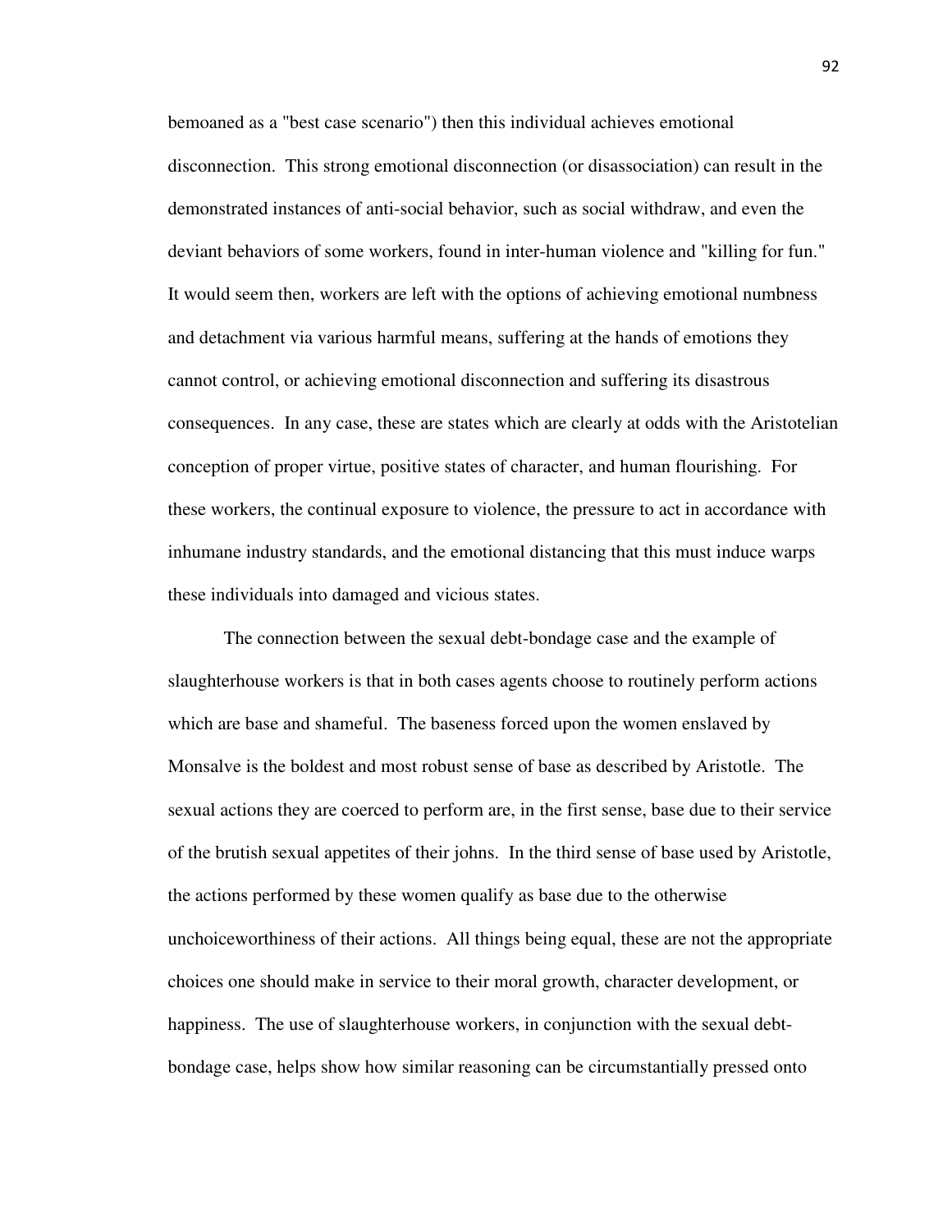bemoaned as a "best case scenario") then this individual achieves emotional disconnection. This strong emotional disconnection (or disassociation) can result in the demonstrated instances of anti-social behavior, such as social withdraw, and even the deviant behaviors of some workers, found in inter-human violence and "killing for fun." It would seem then, workers are left with the options of achieving emotional numbness and detachment via various harmful means, suffering at the hands of emotions they cannot control, or achieving emotional disconnection and suffering its disastrous consequences. In any case, these are states which are clearly at odds with the Aristotelian conception of proper virtue, positive states of character, and human flourishing. For these workers, the continual exposure to violence, the pressure to act in accordance with inhumane industry standards, and the emotional distancing that this must induce warps these individuals into damaged and vicious states.

The connection between the sexual debt-bondage case and the example of slaughterhouse workers is that in both cases agents choose to routinely perform actions which are base and shameful. The baseness forced upon the women enslaved by Monsalve is the boldest and most robust sense of base as described by Aristotle. The sexual actions they are coerced to perform are, in the first sense, base due to their service of the brutish sexual appetites of their johns. In the third sense of base used by Aristotle, the actions performed by these women qualify as base due to the otherwise unchoiceworthiness of their actions. All things being equal, these are not the appropriate choices one should make in service to their moral growth, character development, or happiness. The use of slaughterhouse workers, in conjunction with the sexual debt-bondage case, helps show how similar reasoning can be circumstantially pressed onto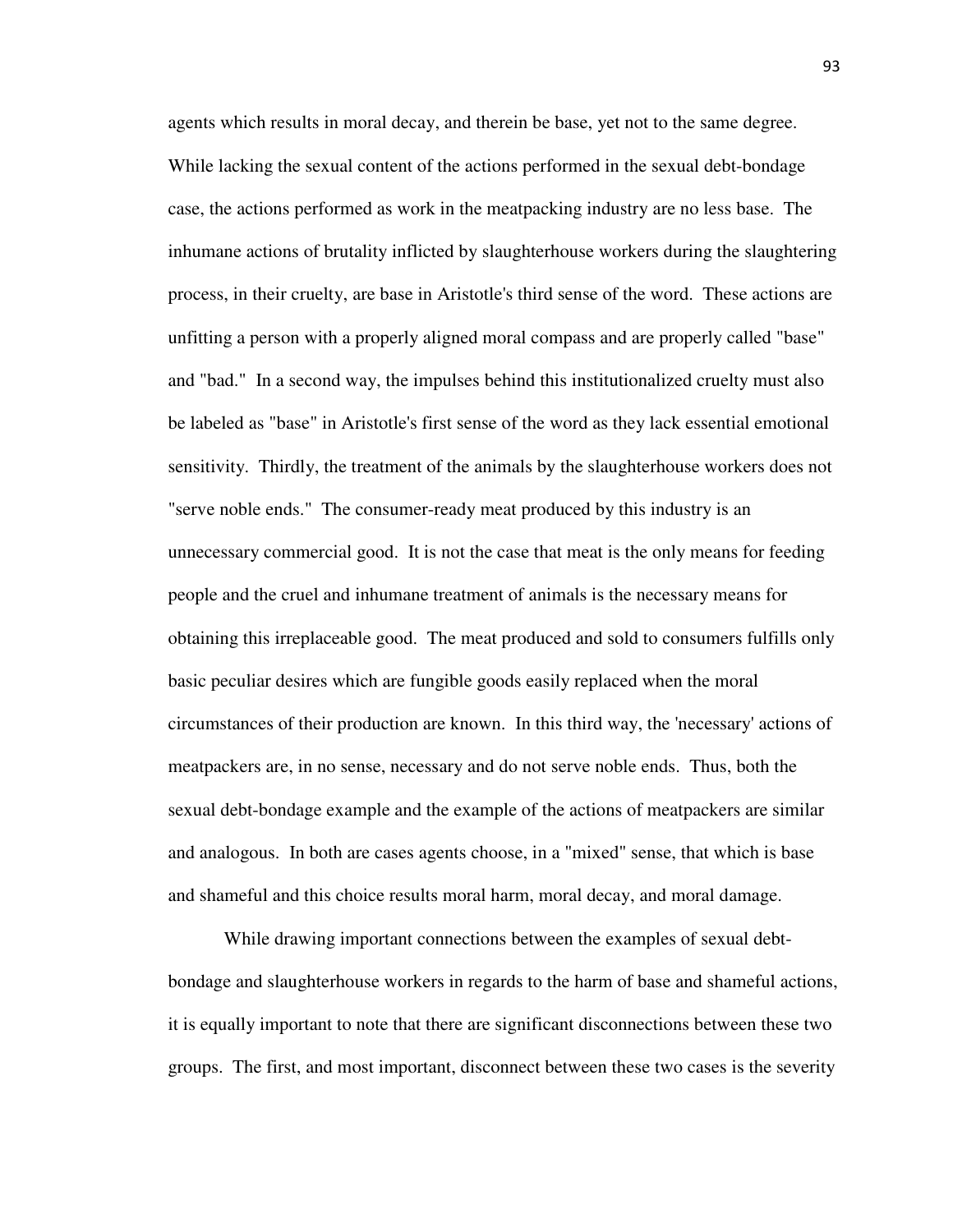agents which results in moral decay, and therein be base, yet not to the same degree. While lacking the sexual content of the actions performed in the sexual debt-bondage case, the actions performed as work in the meatpacking industry are no less base. The inhumane actions of brutality inflicted by slaughterhouse workers during the slaughtering process, in their cruelty, are base in Aristotle's third sense of the word. These actions are unfitting a person with a properly aligned moral compass and are properly called "base" and "bad." In a second way, the impulses behind this institutionalized cruelty must also be labeled as "base" in Aristotle's first sense of the word as they lack essential emotional sensitivity. Thirdly, the treatment of the animals by the slaughterhouse workers does not "serve noble ends." The consumer-ready meat produced by this industry is an unnecessary commercial good. It is not the case that meat is the only means for feeding people and the cruel and inhumane treatment of animals is the necessary means for obtaining this irreplaceable good. The meat produced and sold to consumers fulfills only basic peculiar desires which are fungible goods easily replaced when the moral circumstances of their production are known. In this third way, the 'necessary' actions of meatpackers are, in no sense, necessary and do not serve noble ends. Thus, both the sexual debt-bondage example and the example of the actions of meatpackers are similar and analogous. In both are cases agents choose, in a "mixed" sense, that which is base and shameful and this choice results moral harm, moral decay, and moral damage.

While drawing important connections between the examples of sexual debt-bondage and slaughterhouse workers in regards to the harm of base and shameful actions, it is equally important to note that there are significant disconnections between these two groups. The first, and most important, disconnect between these two cases is the severity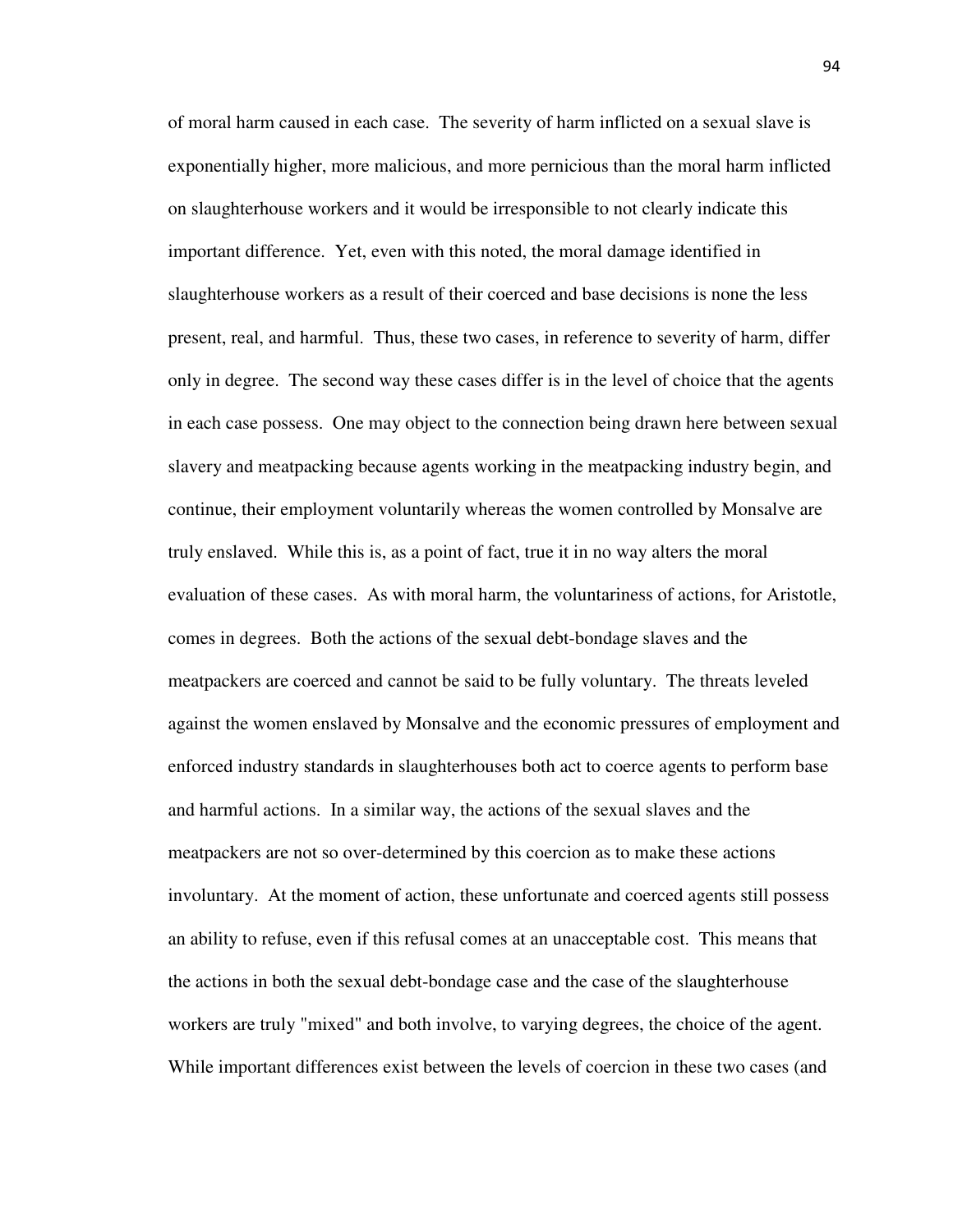of moral harm caused in each case. The severity of harm inflicted on a sexual slave is exponentially higher, more malicious, and more pernicious than the moral harm inflicted on slaughterhouse workers and it would be irresponsible to not clearly indicate this important difference. Yet, even with this noted, the moral damage identified in slaughterhouse workers as a result of their coerced and base decisions is none the less present, real, and harmful. Thus, these two cases, in reference to severity of harm, differ only in degree. The second way these cases differ is in the level of choice that the agents in each case possess. One may object to the connection being drawn here between sexual slavery and meatpacking because agents working in the meatpacking industry begin, and continue, their employment voluntarily whereas the women controlled by Monsalve are truly enslaved. While this is, as a point of fact, true it in no way alters the moral evaluation of these cases. As with moral harm, the voluntariness of actions, for Aristotle, comes in degrees. Both the actions of the sexual debt-bondage slaves and the meatpackers are coerced and cannot be said to be fully voluntary. The threats leveled against the women enslaved by Monsalve and the economic pressures of employment and enforced industry standards in slaughterhouses both act to coerce agents to perform base and harmful actions. In a similar way, the actions of the sexual slaves and the meatpackers are not so over-determined by this coercion as to make these actions involuntary. At the moment of action, these unfortunate and coerced agents still possess an ability to refuse, even if this refusal comes at an unacceptable cost. This means that the actions in both the sexual debt-bondage case and the case of the slaughterhouse workers are truly "mixed" and both involve, to varying degrees, the choice of the agent. While important differences exist between the levels of coercion in these two cases (and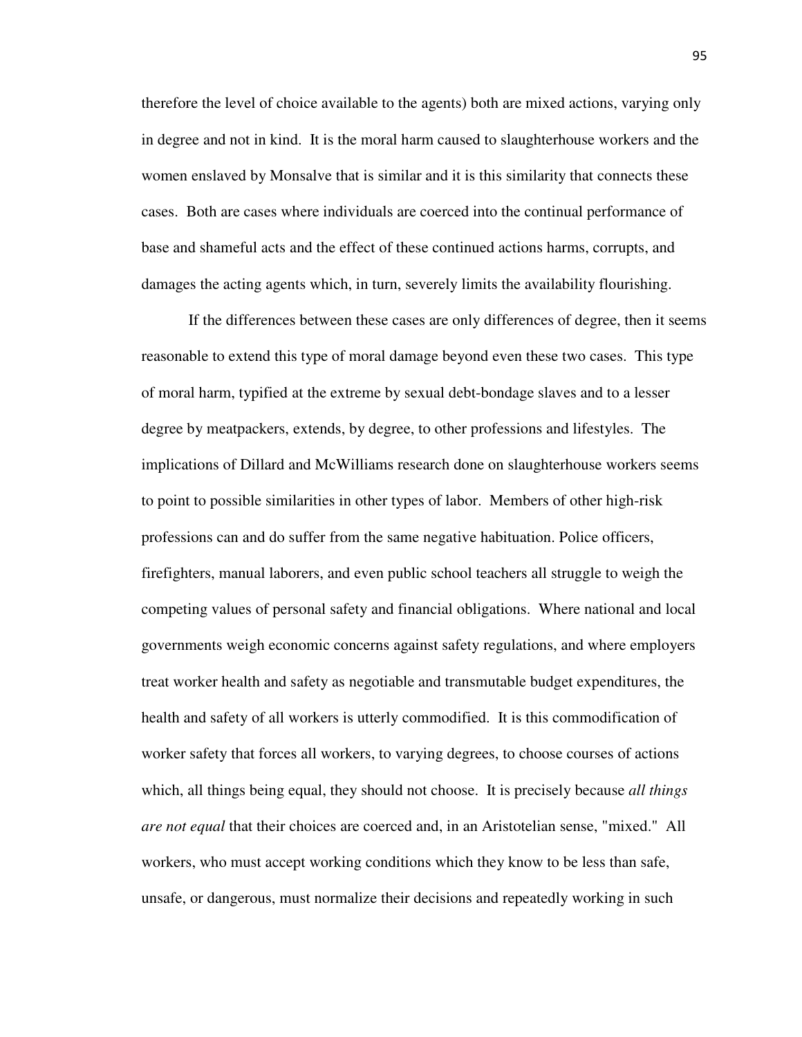therefore the level of choice available to the agents) both are mixed actions, varying only in degree and not in kind. It is the moral harm caused to slaughterhouse workers and the women enslaved by Monsalve that is similar and it is this similarity that connects these cases. Both are cases where individuals are coerced into the continual performance of base and shameful acts and the effect of these continued actions harms, corrupts, and damages the acting agents which, in turn, severely limits the availability flourishing.

If the differences between these cases are only differences of degree, then it seems reasonable to extend this type of moral damage beyond even these two cases. This type of moral harm, typified at the extreme by sexual debt-bondage slaves and to a lesser degree by meatpackers, extends, by degree, to other professions and lifestyles. The implications of Dillard and McWilliams research done on slaughterhouse workers seems to point to possible similarities in other types of labor. Members of other high-risk professions can and do suffer from the same negative habituation. Police officers, firefighters, manual laborers, and even public school teachers all struggle to weigh the competing values of personal safety and financial obligations. Where national and local governments weigh economic concerns against safety regulations, and where employers treat worker health and safety as negotiable and transmutable budget expenditures, the health and safety of all workers is utterly commodified. It is this commodification of worker safety that forces all workers, to varying degrees, to choose courses of actions which, all things being equal, they should not choose. It is precisely because *all things are not equal* that their choices are coerced and, in an Aristotelian sense, "mixed." All workers, who must accept working conditions which they know to be less than safe, unsafe, or dangerous, must normalize their decisions and repeatedly working in such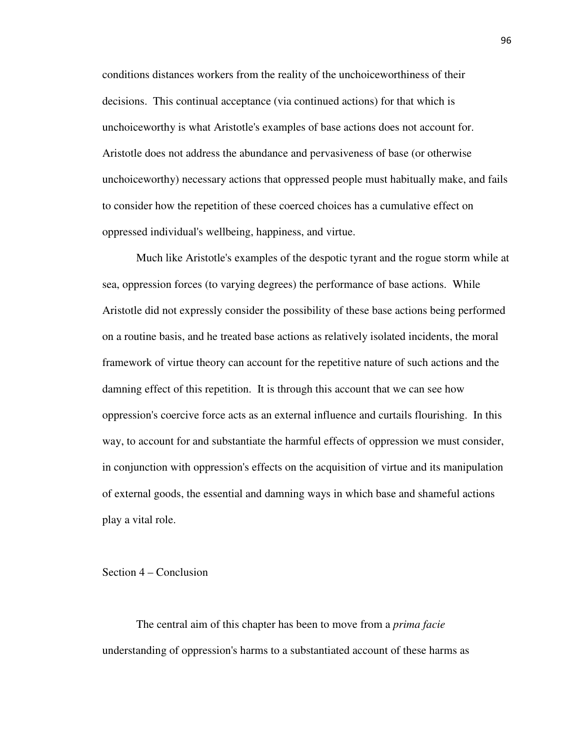conditions distances workers from the reality of the unchoiceworthiness of their decisions. This continual acceptance (via continued actions) for that which is unchoiceworthy is what Aristotle's examples of base actions does not account for. Aristotle does not address the abundance and pervasiveness of base (or otherwise unchoiceworthy) necessary actions that oppressed people must habitually make, and fails to consider how the repetition of these coerced choices has a cumulative effect on oppressed individual's wellbeing, happiness, and virtue.

Much like Aristotle's examples of the despotic tyrant and the rogue storm while at sea, oppression forces (to varying degrees) the performance of base actions. While Aristotle did not expressly consider the possibility of these base actions being performed on a routine basis, and he treated base actions as relatively isolated incidents, the moral framework of virtue theory can account for the repetitive nature of such actions and the damning effect of this repetition. It is through this account that we can see how oppression's coercive force acts as an external influence and curtails flourishing. In this way, to account for and substantiate the harmful effects of oppression we must consider, in conjunction with oppression's effects on the acquisition of virtue and its manipulation of external goods, the essential and damning ways in which base and shameful actions play a vital role.

## Section 4 – Conclusion

The central aim of this chapter has been to move from a *prima facie* understanding of oppression's harms to a substantiated account of these harms as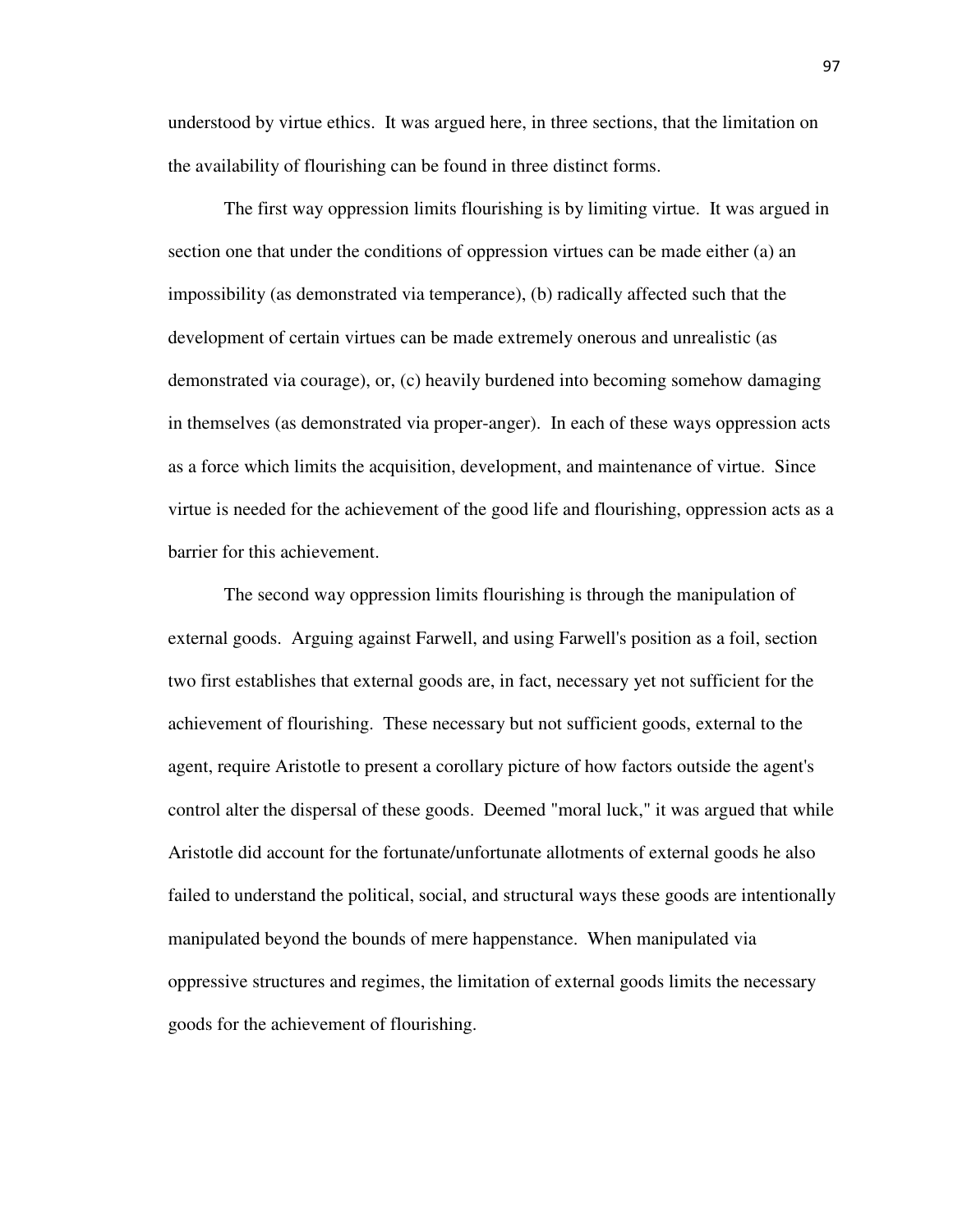understood by virtue ethics. It was argued here, in three sections, that the limitation on the availability of flourishing can be found in three distinct forms.

The first way oppression limits flourishing is by limiting virtue. It was argued in section one that under the conditions of oppression virtues can be made either (a) an impossibility (as demonstrated via temperance), (b) radically affected such that the development of certain virtues can be made extremely onerous and unrealistic (as demonstrated via courage), or, (c) heavily burdened into becoming somehow damaging in themselves (as demonstrated via proper-anger). In each of these ways oppression acts as a force which limits the acquisition, development, and maintenance of virtue. Since virtue is needed for the achievement of the good life and flourishing, oppression acts as a barrier for this achievement.

The second way oppression limits flourishing is through the manipulation of external goods. Arguing against Farwell, and using Farwell's position as a foil, section two first establishes that external goods are, in fact, necessary yet not sufficient for the achievement of flourishing. These necessary but not sufficient goods, external to the agent, require Aristotle to present a corollary picture of how factors outside the agent's control alter the dispersal of these goods. Deemed "moral luck," it was argued that while Aristotle did account for the fortunate/unfortunate allotments of external goods he also failed to understand the political, social, and structural ways these goods are intentionally manipulated beyond the bounds of mere happenstance. When manipulated via oppressive structures and regimes, the limitation of external goods limits the necessary goods for the achievement of flourishing.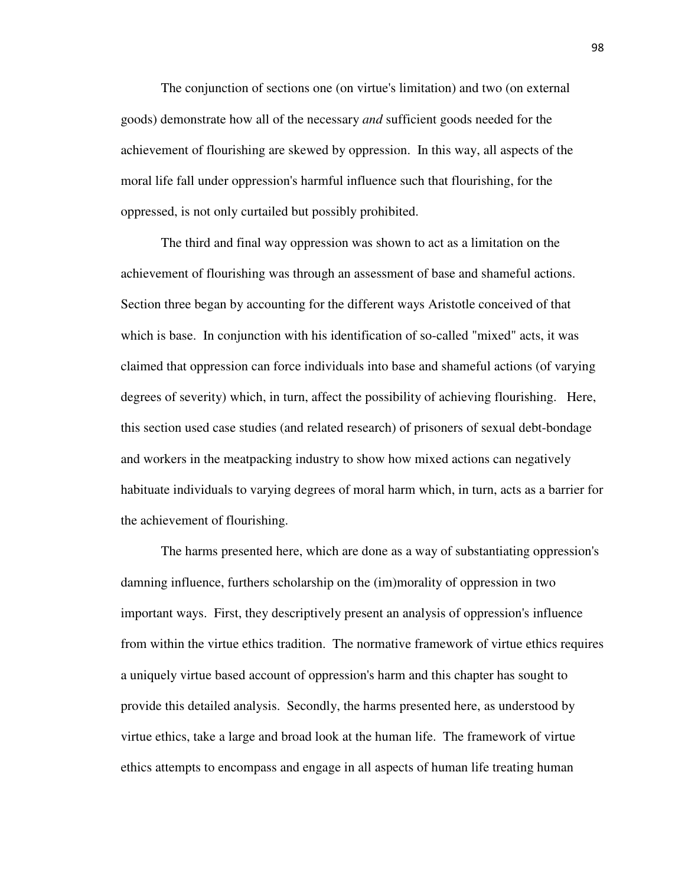The conjunction of sections one (on virtue's limitation) and two (on external goods) demonstrate how all of the necessary *and* sufficient goods needed for the achievement of flourishing are skewed by oppression. In this way, all aspects of the moral life fall under oppression's harmful influence such that flourishing, for the oppressed, is not only curtailed but possibly prohibited.

The third and final way oppression was shown to act as a limitation on the achievement of flourishing was through an assessment of base and shameful actions. Section three began by accounting for the different ways Aristotle conceived of that which is base. In conjunction with his identification of so-called "mixed" acts, it was claimed that oppression can force individuals into base and shameful actions (of varying degrees of severity) which, in turn, affect the possibility of achieving flourishing. Here, this section used case studies (and related research) of prisoners of sexual debt-bondage and workers in the meatpacking industry to show how mixed actions can negatively habituate individuals to varying degrees of moral harm which, in turn, acts as a barrier for the achievement of flourishing.

The harms presented here, which are done as a way of substantiating oppression's damning influence, furthers scholarship on the (im)morality of oppression in two important ways. First, they descriptively present an analysis of oppression's influence from within the virtue ethics tradition. The normative framework of virtue ethics requires a uniquely virtue based account of oppression's harm and this chapter has sought to provide this detailed analysis. Secondly, the harms presented here, as understood by virtue ethics, take a large and broad look at the human life. The framework of virtue ethics attempts to encompass and engage in all aspects of human life treating human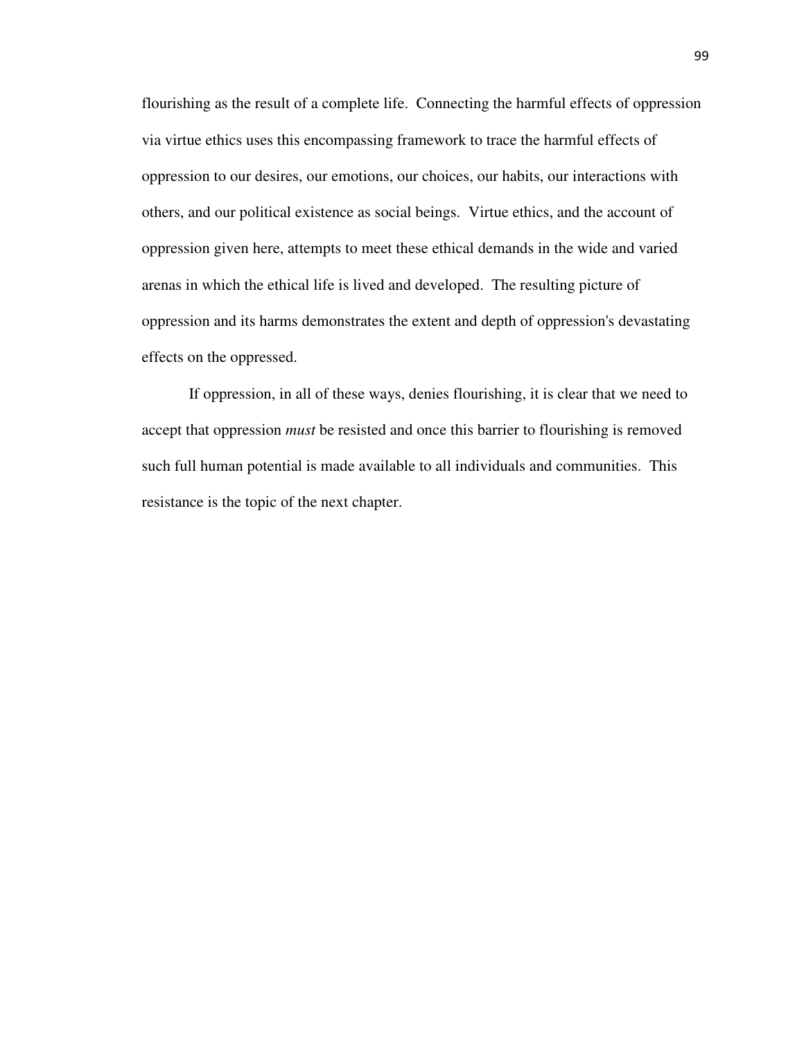flourishing as the result of a complete life. Connecting the harmful effects of oppression via virtue ethics uses this encompassing framework to trace the harmful effects of oppression to our desires, our emotions, our choices, our habits, our interactions with others, and our political existence as social beings. Virtue ethics, and the account of oppression given here, attempts to meet these ethical demands in the wide and varied arenas in which the ethical life is lived and developed. The resulting picture of oppression and its harms demonstrates the extent and depth of oppression's devastating effects on the oppressed.

If oppression, in all of these ways, denies flourishing, it is clear that we need to accept that oppression *must* be resisted and once this barrier to flourishing is removed such full human potential is made available to all individuals and communities. This resistance is the topic of the next chapter.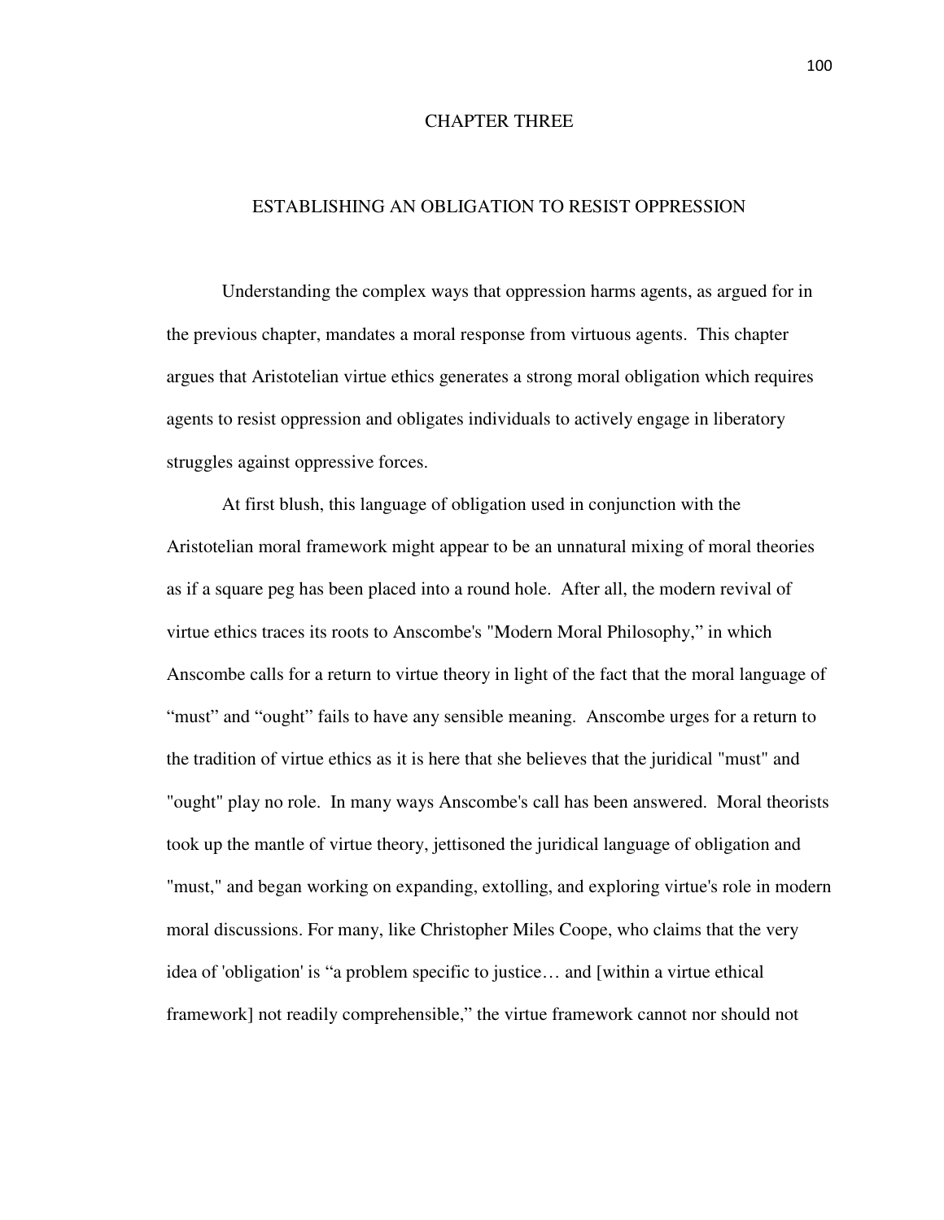# CHAPTER THREE

## ESTABLISHING AN OBLIGATION TO RESIST OPPRESSION

Understanding the complex ways that oppression harms agents, as argued for in the previous chapter, mandates a moral response from virtuous agents. This chapter argues that Aristotelian virtue ethics generates a strong moral obligation which requires agents to resist oppression and obligates individuals to actively engage in liberatory struggles against oppressive forces.

At first blush, this language of obligation used in conjunction with the Aristotelian moral framework might appear to be an unnatural mixing of moral theories as if a square peg has been placed into a round hole. After all, the modern revival of virtue ethics traces its roots to Anscombe's "Modern Moral Philosophy," in which Anscombe calls for a return to virtue theory in light of the fact that the moral language of "must" and "ought" fails to have any sensible meaning. Anscombe urges for a return to the tradition of virtue ethics as it is here that she believes that the juridical "must" and "ought" play no role. In many ways Anscombe's call has been answered. Moral theorists took up the mantle of virtue theory, jettisoned the juridical language of obligation and "must," and began working on expanding, extolling, and exploring virtue's role in modern moral discussions. For many, like Christopher Miles Coope, who claims that the very idea of 'obligation' is "a problem specific to justice… and [within a virtue ethical framework] not readily comprehensible," the virtue framework cannot nor should not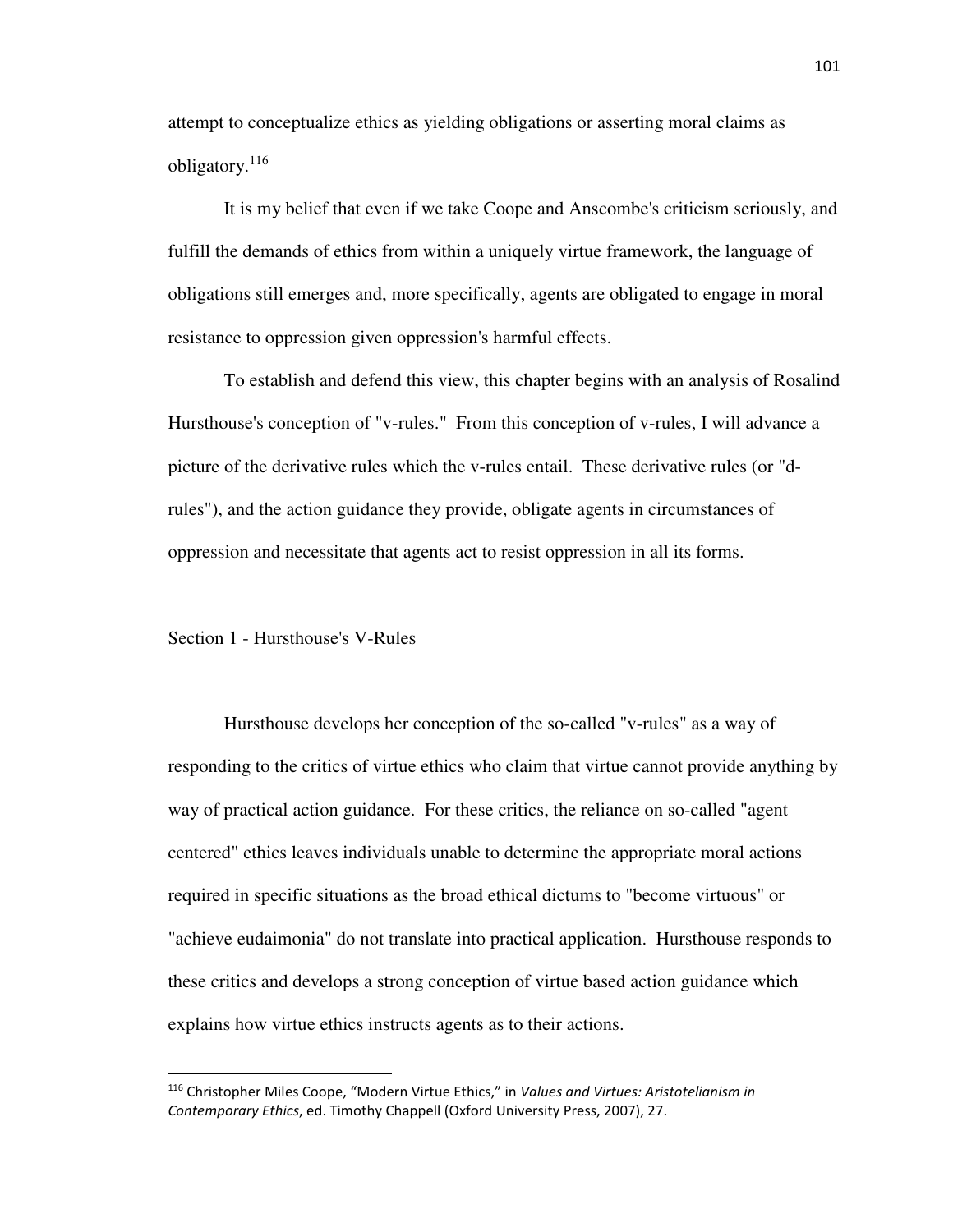attempt to conceptualize ethics as yielding obligations or asserting moral claims as obligatory.[116]

It is my belief that even if we take Coope and Anscombe's criticism seriously, and fulfill the demands of ethics from within a uniquely virtue framework, the language of obligations still emerges and, more specifically, agents are obligated to engage in moral resistance to oppression given oppression's harmful effects.

To establish and defend this view, this chapter begins with an analysis of Rosalind Hursthouse's conception of "v-rules." From this conception of v-rules, I will advance a picture of the derivative rules which the v-rules entail. These derivative rules (or "d-rules"), and the action guidance they provide, obligate agents in circumstances of oppression and necessitate that agents act to resist oppression in all its forms.

## Section 1 - Hursthouse's V-Rules

Hursthouse develops her conception of the so-called "v-rules" as a way of responding to the critics of virtue ethics who claim that virtue cannot provide anything by way of practical action guidance. For these critics, the reliance on so-called "agent centered" ethics leaves individuals unable to determine the appropriate moral actions required in specific situations as the broad ethical dictums to "become virtuous" or "achieve eudaimonia" do not translate into practical application. Hursthouse responds to these critics and develops a strong conception of virtue based action guidance which explains how virtue ethics instructs agents as to their actions.

---

[116] Christopher Miles Coope, "Modern Virtue Ethics," in *Values and Virtues: Aristotelianism in Contemporary Ethics*, ed. Timothy Chappell (Oxford University Press, 2007), 27.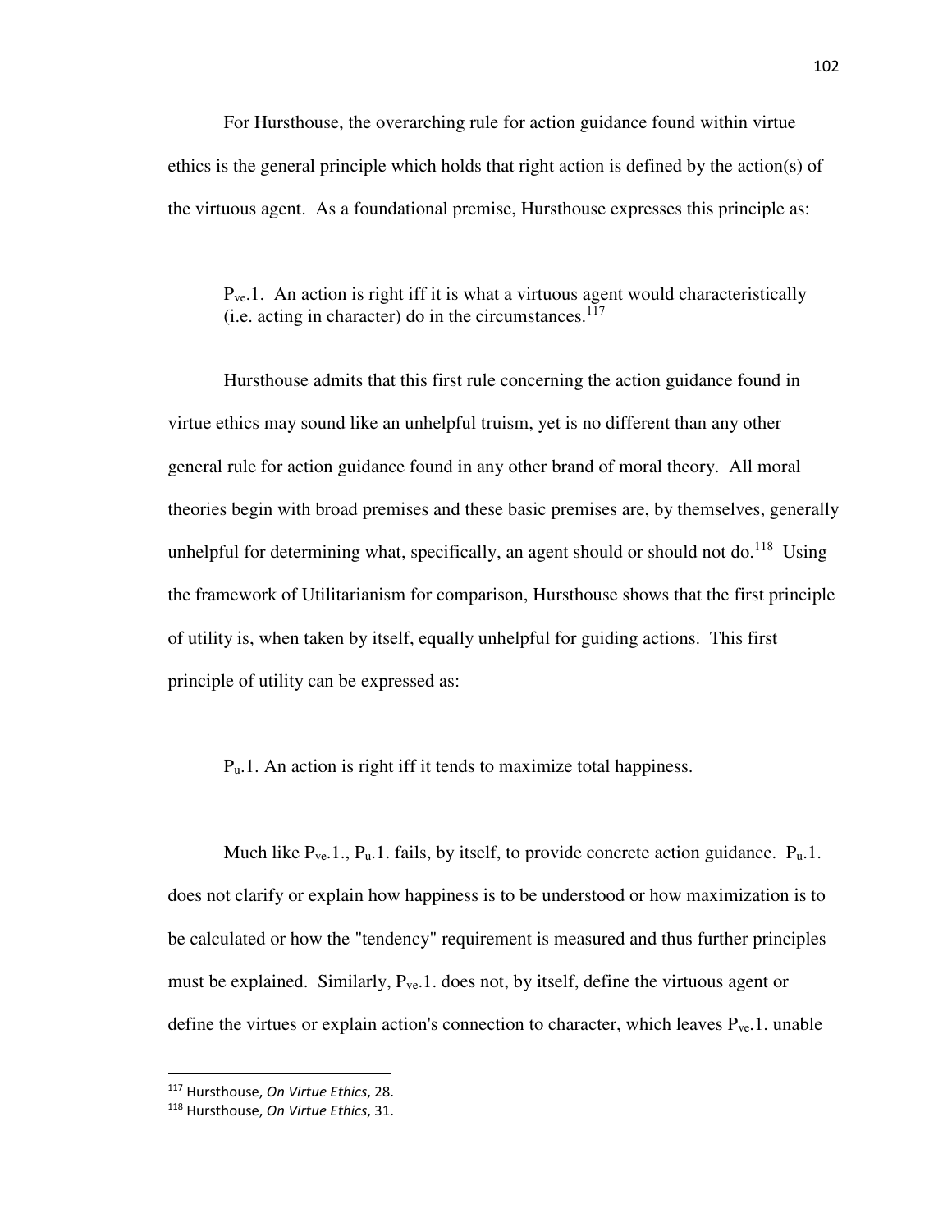For Hursthouse, the overarching rule for action guidance found within virtue ethics is the general principle which holds that right action is defined by the action(s) of the virtuous agent. As a foundational premise, Hursthouse expresses this principle as:

> $P_{ve}$.1. An action is right iff it is what a virtuous agent would characteristically (i.e. acting in character) do in the circumstances.[117]

Hursthouse admits that this first rule concerning the action guidance found in virtue ethics may sound like an unhelpful truism, yet is no different than any other general rule for action guidance found in any other brand of moral theory. All moral theories begin with broad premises and these basic premises are, by themselves, generally unhelpful for determining what, specifically, an agent should or should not do.[118] Using the framework of Utilitarianism for comparison, Hursthouse shows that the first principle of utility is, when taken by itself, equally unhelpful for guiding actions. This first principle of utility can be expressed as:

> $P_u$.1. An action is right iff it tends to maximize total happiness.

Much like $P_{ve}$.1., $P_u$.1. fails, by itself, to provide concrete action guidance. $P_u$.1. does not clarify or explain how happiness is to be understood or how maximization is to be calculated or how the "tendency" requirement is measured and thus further principles must be explained. Similarly, $P_{ve}$.1. does not, by itself, define the virtuous agent or define the virtues or explain action's connection to character, which leaves $P_{ve}$.1. unable

---

[117] Hursthouse, *On Virtue Ethics*, 28.

[118] Hursthouse, *On Virtue Ethics*, 31.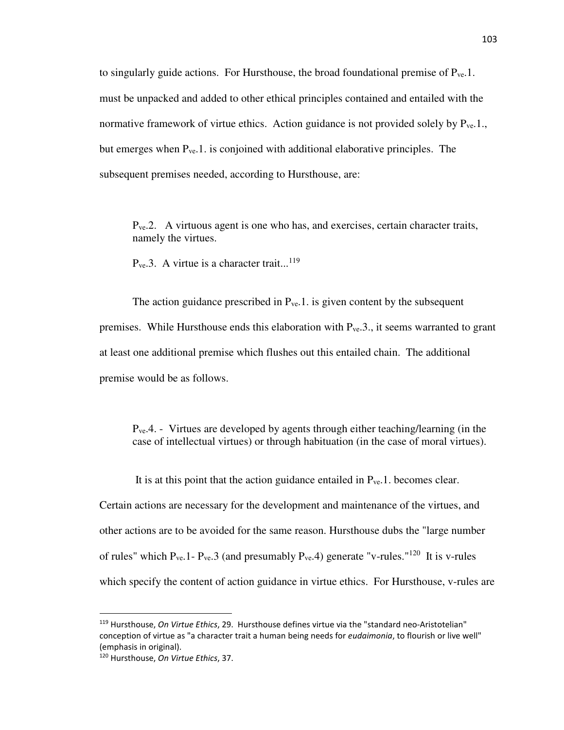to singularly guide actions. For Hursthouse, the broad foundational premise of $P_{ve}$.1. must be unpacked and added to other ethical principles contained and entailed with the normative framework of virtue ethics. Action guidance is not provided solely by $P_{ve}$.1., but emerges when $P_{ve}$.1. is conjoined with additional elaborative principles. The subsequent premises needed, according to Hursthouse, are:

> $P_{ve}$.2. A virtuous agent is one who has, and exercises, certain character traits, namely the virtues.
>
> $P_{ve}$.3. A virtue is a character trait...[119]

The action guidance prescribed in $P_{ve}$.1. is given content by the subsequent premises. While Hursthouse ends this elaboration with $P_{ve}$.3., it seems warranted to grant at least one additional premise which flushes out this entailed chain. The additional premise would be as follows.

> $P_{ve}$.4. - Virtues are developed by agents through either teaching/learning (in the case of intellectual virtues) or through habituation (in the case of moral virtues).

It is at this point that the action guidance entailed in $P_{ve}$.1. becomes clear. Certain actions are necessary for the development and maintenance of the virtues, and other actions are to be avoided for the same reason. Hursthouse dubs the "large number of rules" which $P_{ve}$.1- $P_{ve}$.3 (and presumably $P_{ve}$.4) generate "v-rules."[120] It is v-rules which specify the content of action guidance in virtue ethics. For Hursthouse, v-rules are

---

[119] Hursthouse, *On Virtue Ethics*, 29. Hursthouse defines virtue via the "standard neo-Aristotelian" conception of virtue as "a character trait a human being needs for *eudaimonia*, to flourish or live well" (emphasis in original).

[120] Hursthouse, *On Virtue Ethics*, 37.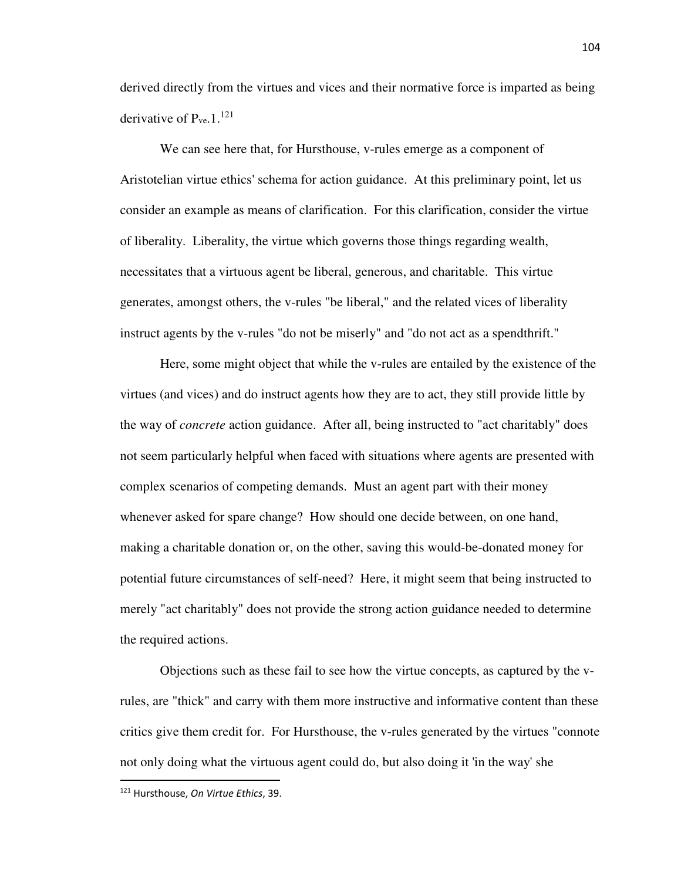derived directly from the virtues and vices and their normative force is imparted as being derivative of $P_{ve}.1$.[121]

We can see here that, for Hursthouse, v-rules emerge as a component of Aristotelian virtue ethics' schema for action guidance. At this preliminary point, let us consider an example as means of clarification. For this clarification, consider the virtue of liberality. Liberality, the virtue which governs those things regarding wealth, necessitates that a virtuous agent be liberal, generous, and charitable. This virtue generates, amongst others, the v-rules "be liberal," and the related vices of liberality instruct agents by the v-rules "do not be miserly" and "do not act as a spendthrift."

Here, some might object that while the v-rules are entailed by the existence of the virtues (and vices) and do instruct agents how they are to act, they still provide little by the way of *concrete* action guidance. After all, being instructed to "act charitably" does not seem particularly helpful when faced with situations where agents are presented with complex scenarios of competing demands. Must an agent part with their money whenever asked for spare change? How should one decide between, on one hand, making a charitable donation or, on the other, saving this would-be-donated money for potential future circumstances of self-need? Here, it might seem that being instructed to merely "act charitably" does not provide the strong action guidance needed to determine the required actions.

Objections such as these fail to see how the virtue concepts, as captured by the v-rules, are "thick" and carry with them more instructive and informative content than these critics give them credit for. For Hursthouse, the v-rules generated by the virtues "connote not only doing what the virtuous agent could do, but also doing it 'in the way' she

---

[121] Hursthouse, *On Virtue Ethics*, 39.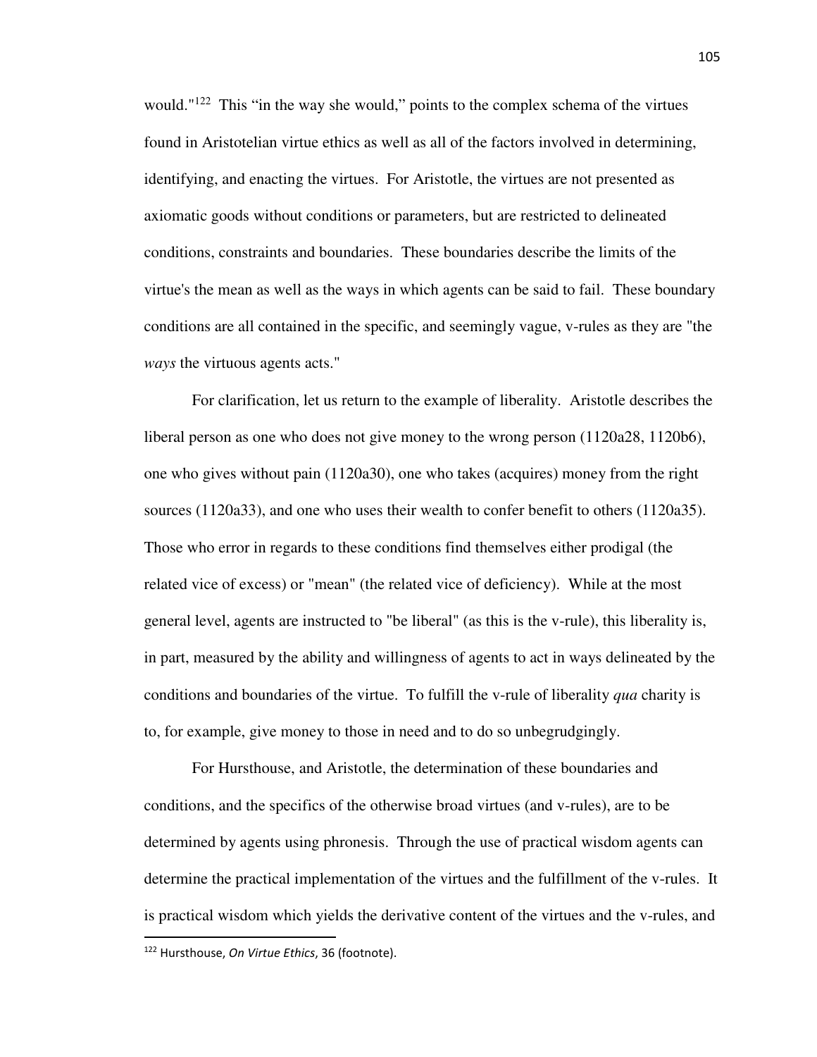would."[122] This "in the way she would," points to the complex schema of the virtues found in Aristotelian virtue ethics as well as all of the factors involved in determining, identifying, and enacting the virtues. For Aristotle, the virtues are not presented as axiomatic goods without conditions or parameters, but are restricted to delineated conditions, constraints and boundaries. These boundaries describe the limits of the virtue's the mean as well as the ways in which agents can be said to fail. These boundary conditions are all contained in the specific, and seemingly vague, v-rules as they are "the *ways* the virtuous agents acts."

For clarification, let us return to the example of liberality. Aristotle describes the liberal person as one who does not give money to the wrong person (1120a28, 1120b6), one who gives without pain (1120a30), one who takes (acquires) money from the right sources (1120a33), and one who uses their wealth to confer benefit to others (1120a35). Those who error in regards to these conditions find themselves either prodigal (the related vice of excess) or "mean" (the related vice of deficiency). While at the most general level, agents are instructed to "be liberal" (as this is the v-rule), this liberality is, in part, measured by the ability and willingness of agents to act in ways delineated by the conditions and boundaries of the virtue. To fulfill the v-rule of liberality *qua* charity is to, for example, give money to those in need and to do so unbegrudgingly.

For Hursthouse, and Aristotle, the determination of these boundaries and conditions, and the specifics of the otherwise broad virtues (and v-rules), are to be determined by agents using phronesis. Through the use of practical wisdom agents can determine the practical implementation of the virtues and the fulfillment of the v-rules. It is practical wisdom which yields the derivative content of the virtues and the v-rules, and

[122] Hursthouse, *On Virtue Ethics*, 36 (footnote).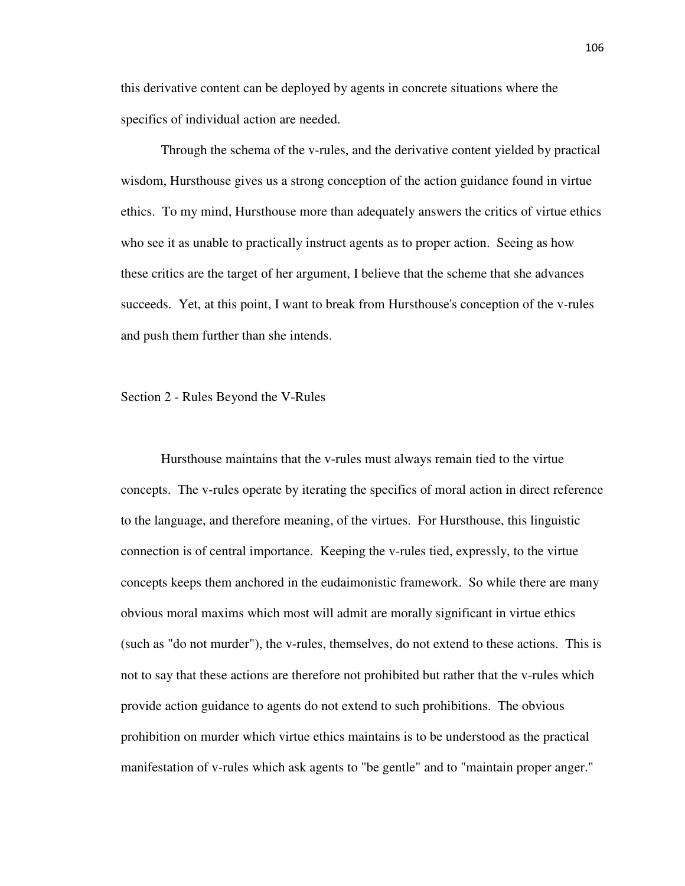this derivative content can be deployed by agents in concrete situations where the specifics of individual action are needed.

Through the schema of the v-rules, and the derivative content yielded by practical wisdom, Hursthouse gives us a strong conception of the action guidance found in virtue ethics. To my mind, Hursthouse more than adequately answers the critics of virtue ethics who see it as unable to practically instruct agents as to proper action. Seeing as how these critics are the target of her argument, I believe that the scheme that she advances succeeds. Yet, at this point, I want to break from Hursthouse's conception of the v-rules and push them further than she intends.

## Section 2 - Rules Beyond the V-Rules

Hursthouse maintains that the v-rules must always remain tied to the virtue concepts. The v-rules operate by iterating the specifics of moral action in direct reference to the language, and therefore meaning, of the virtues. For Hursthouse, this linguistic connection is of central importance. Keeping the v-rules tied, expressly, to the virtue concepts keeps them anchored in the eudaimonistic framework. So while there are many obvious moral maxims which most will admit are morally significant in virtue ethics (such as "do not murder"), the v-rules, themselves, do not extend to these actions. This is not to say that these actions are therefore not prohibited but rather that the v-rules which provide action guidance to agents do not extend to such prohibitions. The obvious prohibition on murder which virtue ethics maintains is to be understood as the practical manifestation of v-rules which ask agents to "be gentle" and to "maintain proper anger."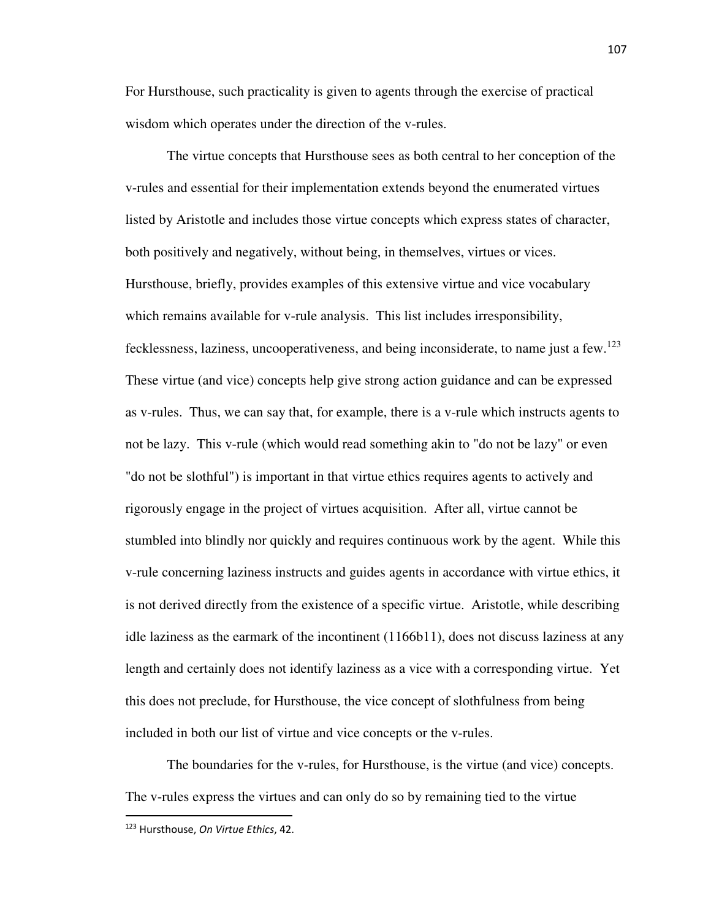For Hursthouse, such practicality is given to agents through the exercise of practical wisdom which operates under the direction of the v-rules.

The virtue concepts that Hursthouse sees as both central to her conception of the v-rules and essential for their implementation extends beyond the enumerated virtues listed by Aristotle and includes those virtue concepts which express states of character, both positively and negatively, without being, in themselves, virtues or vices. Hursthouse, briefly, provides examples of this extensive virtue and vice vocabulary which remains available for v-rule analysis. This list includes irresponsibility, fecklessness, laziness, uncooperativeness, and being inconsiderate, to name just a few.[123] These virtue (and vice) concepts help give strong action guidance and can be expressed as v-rules. Thus, we can say that, for example, there is a v-rule which instructs agents to not be lazy. This v-rule (which would read something akin to "do not be lazy" or even "do not be slothful") is important in that virtue ethics requires agents to actively and rigorously engage in the project of virtues acquisition. After all, virtue cannot be stumbled into blindly nor quickly and requires continuous work by the agent. While this v-rule concerning laziness instructs and guides agents in accordance with virtue ethics, it is not derived directly from the existence of a specific virtue. Aristotle, while describing idle laziness as the earmark of the incontinent (1166b11), does not discuss laziness at any length and certainly does not identify laziness as a vice with a corresponding virtue. Yet this does not preclude, for Hursthouse, the vice concept of slothfulness from being included in both our list of virtue and vice concepts or the v-rules.

The boundaries for the v-rules, for Hursthouse, is the virtue (and vice) concepts. The v-rules express the virtues and can only do so by remaining tied to the virtue

---

[123] Hursthouse, *On Virtue Ethics*, 42.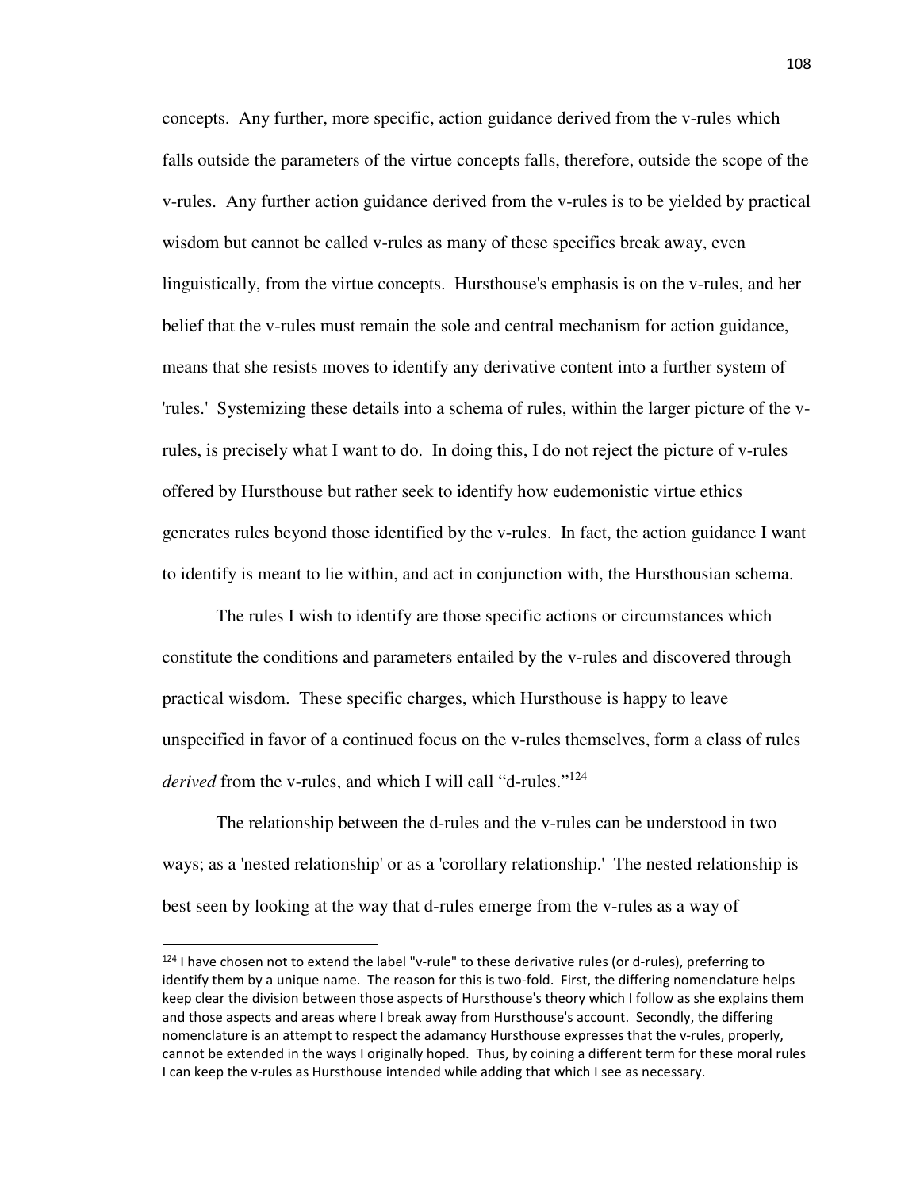concepts. Any further, more specific, action guidance derived from the v-rules which falls outside the parameters of the virtue concepts falls, therefore, outside the scope of the v-rules. Any further action guidance derived from the v-rules is to be yielded by practical wisdom but cannot be called v-rules as many of these specifics break away, even linguistically, from the virtue concepts. Hursthouse's emphasis is on the v-rules, and her belief that the v-rules must remain the sole and central mechanism for action guidance, means that she resists moves to identify any derivative content into a further system of 'rules.' Systemizing these details into a schema of rules, within the larger picture of the v-rules, is precisely what I want to do. In doing this, I do not reject the picture of v-rules offered by Hursthouse but rather seek to identify how eudemonistic virtue ethics generates rules beyond those identified by the v-rules. In fact, the action guidance I want to identify is meant to lie within, and act in conjunction with, the Hursthousian schema.

The rules I wish to identify are those specific actions or circumstances which constitute the conditions and parameters entailed by the v-rules and discovered through practical wisdom. These specific charges, which Hursthouse is happy to leave unspecified in favor of a continued focus on the v-rules themselves, form a class of rules *derived* from the v-rules, and which I will call "d-rules."[124]

The relationship between the d-rules and the v-rules can be understood in two ways; as a 'nested relationship' or as a 'corollary relationship.' The nested relationship is best seen by looking at the way that d-rules emerge from the v-rules as a way of

---

[124] I have chosen not to extend the label "v-rule" to these derivative rules (or d-rules), preferring to identify them by a unique name. The reason for this is two-fold. First, the differing nomenclature helps keep clear the division between those aspects of Hursthouse's theory which I follow as she explains them and those aspects and areas where I break away from Hursthouse's account. Secondly, the differing nomenclature is an attempt to respect the adamancy Hursthouse expresses that the v-rules, properly, cannot be extended in the ways I originally hoped. Thus, by coining a different term for these moral rules I can keep the v-rules as Hursthouse intended while adding that which I see as necessary.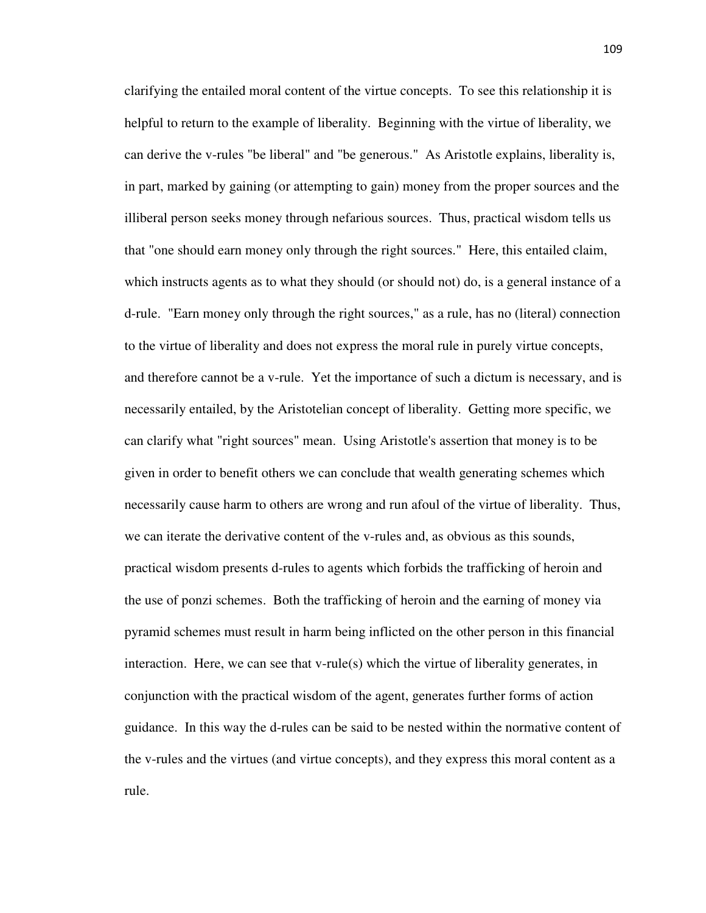clarifying the entailed moral content of the virtue concepts. To see this relationship it is helpful to return to the example of liberality. Beginning with the virtue of liberality, we can derive the v-rules "be liberal" and "be generous." As Aristotle explains, liberality is, in part, marked by gaining (or attempting to gain) money from the proper sources and the illiberal person seeks money through nefarious sources. Thus, practical wisdom tells us that "one should earn money only through the right sources." Here, this entailed claim, which instructs agents as to what they should (or should not) do, is a general instance of a d-rule. "Earn money only through the right sources," as a rule, has no (literal) connection to the virtue of liberality and does not express the moral rule in purely virtue concepts, and therefore cannot be a v-rule. Yet the importance of such a dictum is necessary, and is necessarily entailed, by the Aristotelian concept of liberality. Getting more specific, we can clarify what "right sources" mean. Using Aristotle's assertion that money is to be given in order to benefit others we can conclude that wealth generating schemes which necessarily cause harm to others are wrong and run afoul of the virtue of liberality. Thus, we can iterate the derivative content of the v-rules and, as obvious as this sounds, practical wisdom presents d-rules to agents which forbids the trafficking of heroin and the use of ponzi schemes. Both the trafficking of heroin and the earning of money via pyramid schemes must result in harm being inflicted on the other person in this financial interaction. Here, we can see that v-rule(s) which the virtue of liberality generates, in conjunction with the practical wisdom of the agent, generates further forms of action guidance. In this way the d-rules can be said to be nested within the normative content of the v-rules and the virtues (and virtue concepts), and they express this moral content as a rule.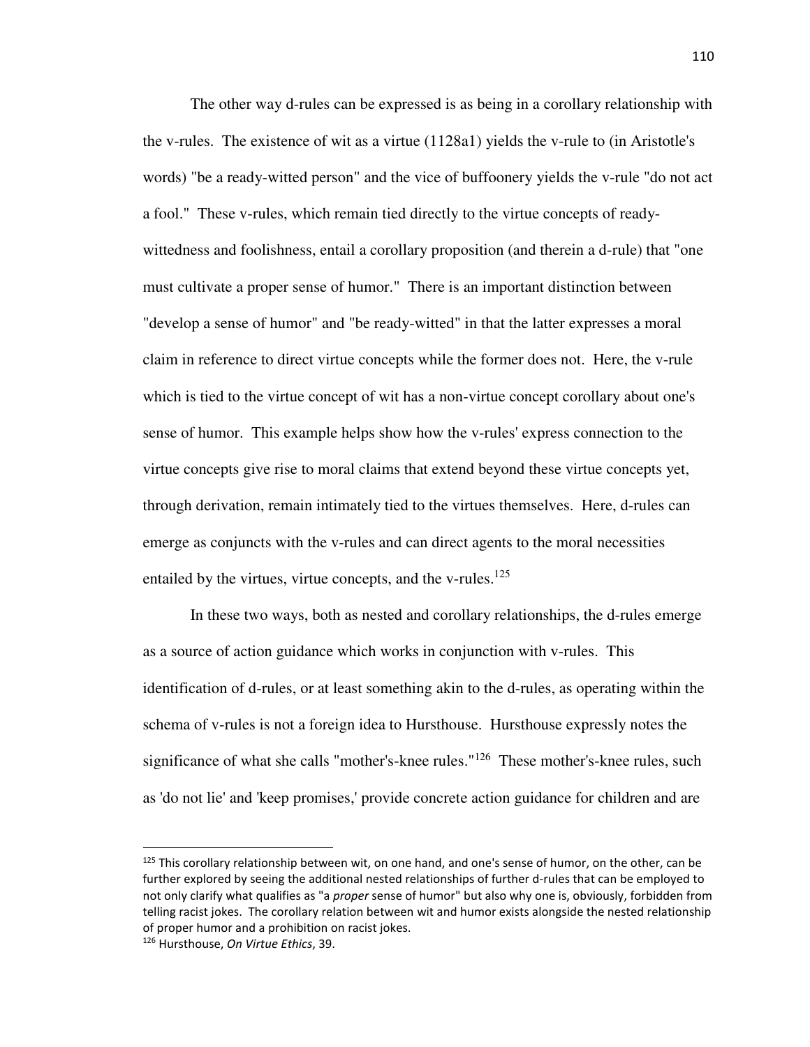The other way d-rules can be expressed is as being in a corollary relationship with the v-rules. The existence of wit as a virtue (1128a1) yields the v-rule to (in Aristotle's words) "be a ready-witted person" and the vice of buffoonery yields the v-rule "do not act a fool." These v-rules, which remain tied directly to the virtue concepts of ready-wittedness and foolishness, entail a corollary proposition (and therein a d-rule) that "one must cultivate a proper sense of humor." There is an important distinction between "develop a sense of humor" and "be ready-witted" in that the latter expresses a moral claim in reference to direct virtue concepts while the former does not. Here, the v-rule which is tied to the virtue concept of wit has a non-virtue concept corollary about one's sense of humor. This example helps show how the v-rules' express connection to the virtue concepts give rise to moral claims that extend beyond these virtue concepts yet, through derivation, remain intimately tied to the virtues themselves. Here, d-rules can emerge as conjuncts with the v-rules and can direct agents to the moral necessities entailed by the virtues, virtue concepts, and the v-rules.[125]

In these two ways, both as nested and corollary relationships, the d-rules emerge as a source of action guidance which works in conjunction with v-rules. This identification of d-rules, or at least something akin to the d-rules, as operating within the schema of v-rules is not a foreign idea to Hursthouse. Hursthouse expressly notes the significance of what she calls "mother's-knee rules."[126] These mother's-knee rules, such as 'do not lie' and 'keep promises,' provide concrete action guidance for children and are

---

[125] This corollary relationship between wit, on one hand, and one's sense of humor, on the other, can be further explored by seeing the additional nested relationships of further d-rules that can be employed to not only clarify what qualifies as "a *proper* sense of humor" but also why one is, obviously, forbidden from telling racist jokes. The corollary relation between wit and humor exists alongside the nested relationship of proper humor and a prohibition on racist jokes.

[126] Hursthouse, *On Virtue Ethics*, 39.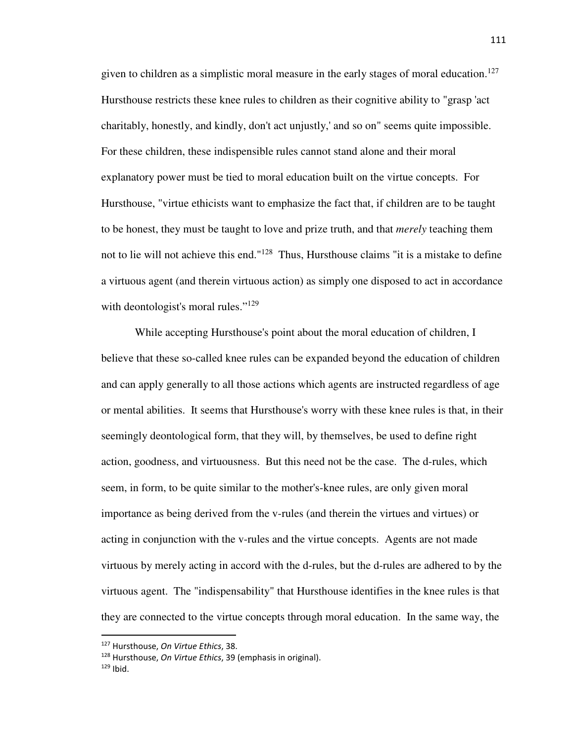given to children as a simplistic moral measure in the early stages of moral education.[127] Hursthouse restricts these knee rules to children as their cognitive ability to "grasp 'act charitably, honestly, and kindly, don't act unjustly,' and so on" seems quite impossible. For these children, these indispensible rules cannot stand alone and their moral explanatory power must be tied to moral education built on the virtue concepts. For Hursthouse, "virtue ethicists want to emphasize the fact that, if children are to be taught to be honest, they must be taught to love and prize truth, and that *merely* teaching them not to lie will not achieve this end."[128] Thus, Hursthouse claims "it is a mistake to define a virtuous agent (and therein virtuous action) as simply one disposed to act in accordance with deontologist's moral rules."[129]

While accepting Hursthouse's point about the moral education of children, I believe that these so-called knee rules can be expanded beyond the education of children and can apply generally to all those actions which agents are instructed regardless of age or mental abilities. It seems that Hursthouse's worry with these knee rules is that, in their seemingly deontological form, that they will, by themselves, be used to define right action, goodness, and virtuousness. But this need not be the case. The d-rules, which seem, in form, to be quite similar to the mother's-knee rules, are only given moral importance as being derived from the v-rules (and therein the virtues and virtues) or acting in conjunction with the v-rules and the virtue concepts. Agents are not made virtuous by merely acting in accord with the d-rules, but the d-rules are adhered to by the virtuous agent. The "indispensability" that Hursthouse identifies in the knee rules is that they are connected to the virtue concepts through moral education. In the same way, the

[127] Hursthouse, *On Virtue Ethics*, 38.

[128] Hursthouse, *On Virtue Ethics*, 39 (emphasis in original).

[129] Ibid.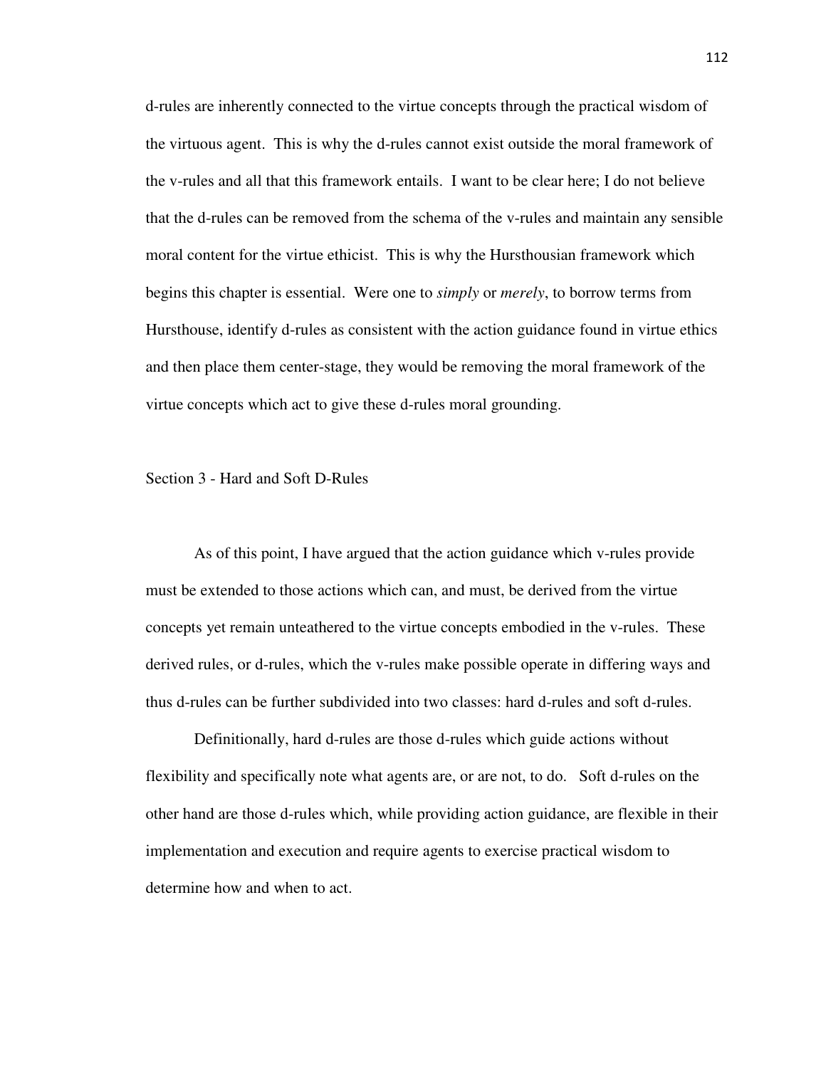d-rules are inherently connected to the virtue concepts through the practical wisdom of the virtuous agent. This is why the d-rules cannot exist outside the moral framework of the v-rules and all that this framework entails. I want to be clear here; I do not believe that the d-rules can be removed from the schema of the v-rules and maintain any sensible moral content for the virtue ethicist. This is why the Hursthousian framework which begins this chapter is essential. Were one to *simply* or *merely*, to borrow terms from Hursthouse, identify d-rules as consistent with the action guidance found in virtue ethics and then place them center-stage, they would be removing the moral framework of the virtue concepts which act to give these d-rules moral grounding.

## Section 3 - Hard and Soft D-Rules

As of this point, I have argued that the action guidance which v-rules provide must be extended to those actions which can, and must, be derived from the virtue concepts yet remain unteathered to the virtue concepts embodied in the v-rules. These derived rules, or d-rules, which the v-rules make possible operate in differing ways and thus d-rules can be further subdivided into two classes: hard d-rules and soft d-rules.

Definitionally, hard d-rules are those d-rules which guide actions without flexibility and specifically note what agents are, or are not, to do. Soft d-rules on the other hand are those d-rules which, while providing action guidance, are flexible in their implementation and execution and require agents to exercise practical wisdom to determine how and when to act.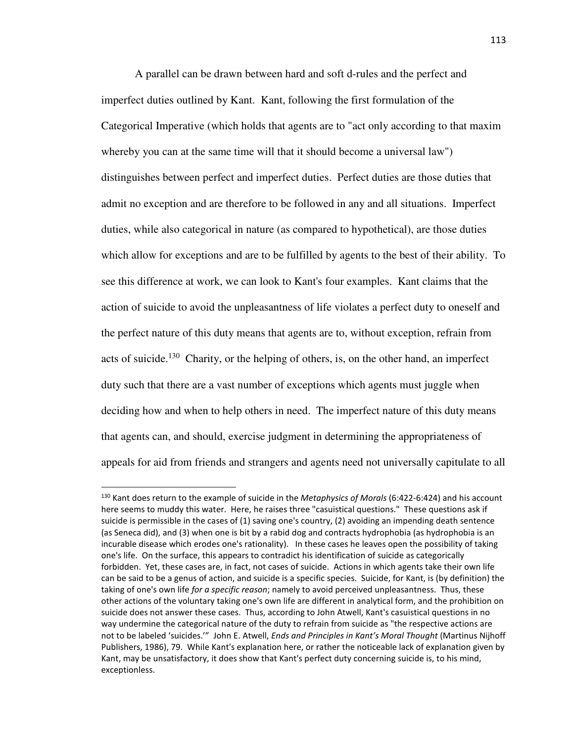A parallel can be drawn between hard and soft d-rules and the perfect and imperfect duties outlined by Kant. Kant, following the first formulation of the Categorical Imperative (which holds that agents are to "act only according to that maxim whereby you can at the same time will that it should become a universal law") distinguishes between perfect and imperfect duties. Perfect duties are those duties that admit no exception and are therefore to be followed in any and all situations. Imperfect duties, while also categorical in nature (as compared to hypothetical), are those duties which allow for exceptions and are to be fulfilled by agents to the best of their ability. To see this difference at work, we can look to Kant's four examples. Kant claims that the action of suicide to avoid the unpleasantness of life violates a perfect duty to oneself and the perfect nature of this duty means that agents are to, without exception, refrain from acts of suicide.[130] Charity, or the helping of others, is, on the other hand, an imperfect duty such that there are a vast number of exceptions which agents must juggle when deciding how and when to help others in need. The imperfect nature of this duty means that agents can, and should, exercise judgment in determining the appropriateness of appeals for aid from friends and strangers and agents need not universally capitulate to all

---

[130] Kant does return to the example of suicide in the *Metaphysics of Morals* (6:422-6:424) and his account here seems to muddy this water. Here, he raises three "casuistical questions." These questions ask if suicide is permissible in the cases of (1) saving one's country, (2) avoiding an impending death sentence (as Seneca did), and (3) when one is bit by a rabid dog and contracts hydrophobia (as hydrophobia is an incurable disease which erodes one's rationality). In these cases he leaves open the possibility of taking one's life. On the surface, this appears to contradict his identification of suicide as categorically forbidden. Yet, these cases are, in fact, not cases of suicide. Actions in which agents take their own life can be said to be a genus of action, and suicide is a specific species. Suicide, for Kant, is (by definition) the taking of one's own life *for a specific reason*; namely to avoid perceived unpleasantness. Thus, these other actions of the voluntary taking one's own life are different in analytical form, and the prohibition on suicide does not answer these cases. Thus, according to John Atwell, Kant's casuistical questions in no way undermine the categorical nature of the duty to refrain from suicide as "the respective actions are not to be labeled 'suicides.'" John E. Atwell, *Ends and Principles in Kant's Moral Thought* (Martinus Nijhoff Publishers, 1986), 79. While Kant's explanation here, or rather the noticeable lack of explanation given by Kant, may be unsatisfactory, it does show that Kant's perfect duty concerning suicide is, to his mind, exceptionless.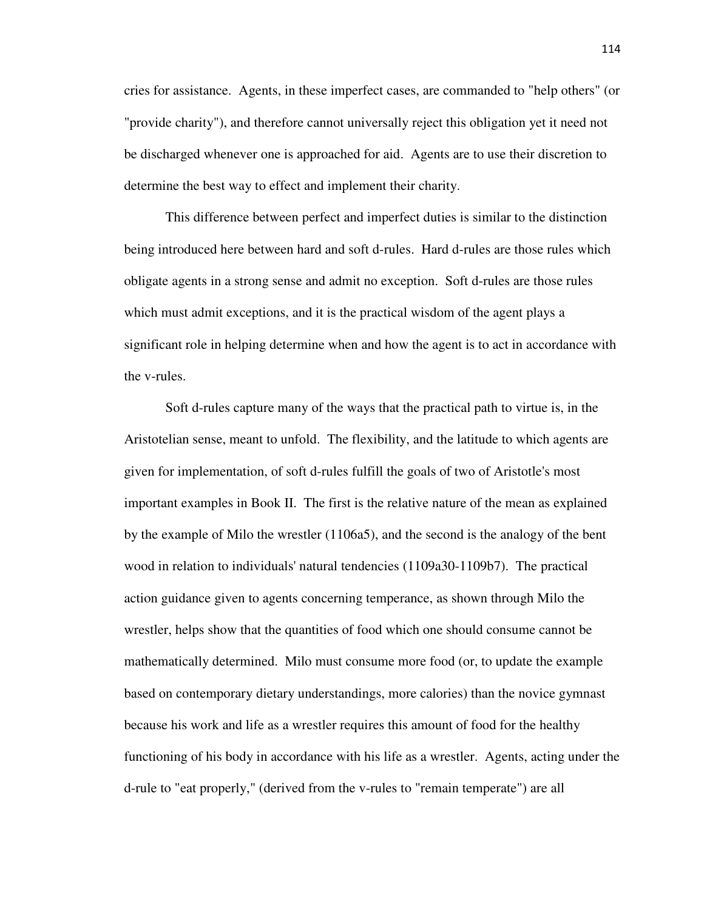cries for assistance. Agents, in these imperfect cases, are commanded to "help others" (or "provide charity"), and therefore cannot universally reject this obligation yet it need not be discharged whenever one is approached for aid. Agents are to use their discretion to determine the best way to effect and implement their charity.

This difference between perfect and imperfect duties is similar to the distinction being introduced here between hard and soft d-rules. Hard d-rules are those rules which obligate agents in a strong sense and admit no exception. Soft d-rules are those rules which must admit exceptions, and it is the practical wisdom of the agent plays a significant role in helping determine when and how the agent is to act in accordance with the v-rules.

Soft d-rules capture many of the ways that the practical path to virtue is, in the Aristotelian sense, meant to unfold. The flexibility, and the latitude to which agents are given for implementation, of soft d-rules fulfill the goals of two of Aristotle's most important examples in Book II. The first is the relative nature of the mean as explained by the example of Milo the wrestler (1106a5), and the second is the analogy of the bent wood in relation to individuals' natural tendencies (1109a30-1109b7). The practical action guidance given to agents concerning temperance, as shown through Milo the wrestler, helps show that the quantities of food which one should consume cannot be mathematically determined. Milo must consume more food (or, to update the example based on contemporary dietary understandings, more calories) than the novice gymnast because his work and life as a wrestler requires this amount of food for the healthy functioning of his body in accordance with his life as a wrestler. Agents, acting under the d-rule to "eat properly," (derived from the v-rules to "remain temperate") are all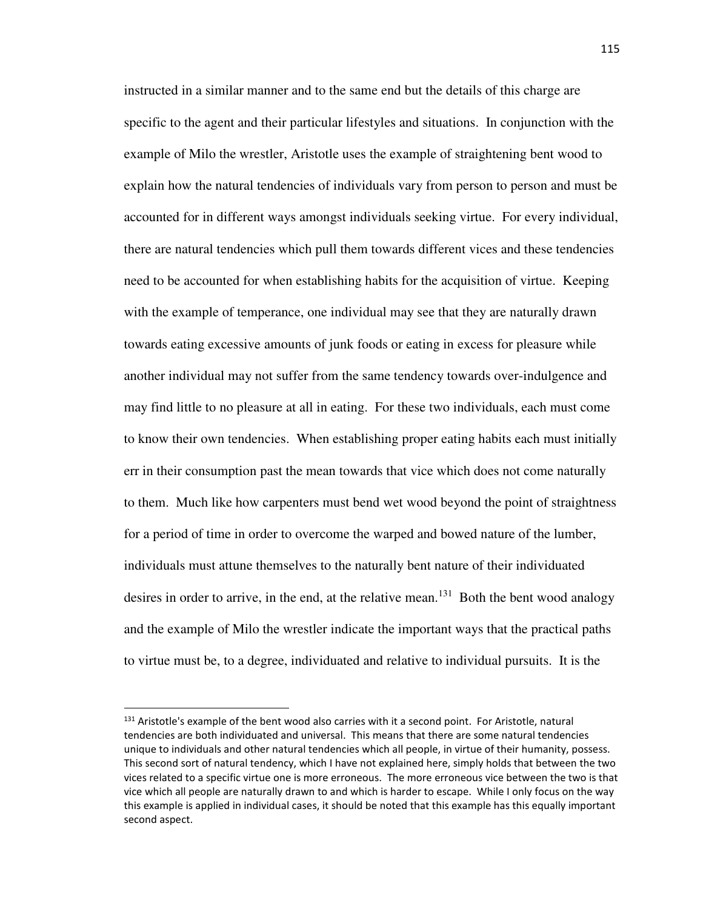instructed in a similar manner and to the same end but the details of this charge are specific to the agent and their particular lifestyles and situations. In conjunction with the example of Milo the wrestler, Aristotle uses the example of straightening bent wood to explain how the natural tendencies of individuals vary from person to person and must be accounted for in different ways amongst individuals seeking virtue. For every individual, there are natural tendencies which pull them towards different vices and these tendencies need to be accounted for when establishing habits for the acquisition of virtue. Keeping with the example of temperance, one individual may see that they are naturally drawn towards eating excessive amounts of junk foods or eating in excess for pleasure while another individual may not suffer from the same tendency towards over-indulgence and may find little to no pleasure at all in eating. For these two individuals, each must come to know their own tendencies. When establishing proper eating habits each must initially err in their consumption past the mean towards that vice which does not come naturally to them. Much like how carpenters must bend wet wood beyond the point of straightness for a period of time in order to overcome the warped and bowed nature of the lumber, individuals must attune themselves to the naturally bent nature of their individuated desires in order to arrive, in the end, at the relative mean.[131] Both the bent wood analogy and the example of Milo the wrestler indicate the important ways that the practical paths to virtue must be, to a degree, individuated and relative to individual pursuits. It is the

---

[131] Aristotle's example of the bent wood also carries with it a second point. For Aristotle, natural tendencies are both individuated and universal. This means that there are some natural tendencies unique to individuals and other natural tendencies which all people, in virtue of their humanity, possess. This second sort of natural tendency, which I have not explained here, simply holds that between the two vices related to a specific virtue one is more erroneous. The more erroneous vice between the two is that vice which all people are naturally drawn to and which is harder to escape. While I only focus on the way this example is applied in individual cases, it should be noted that this example has this equally important second aspect.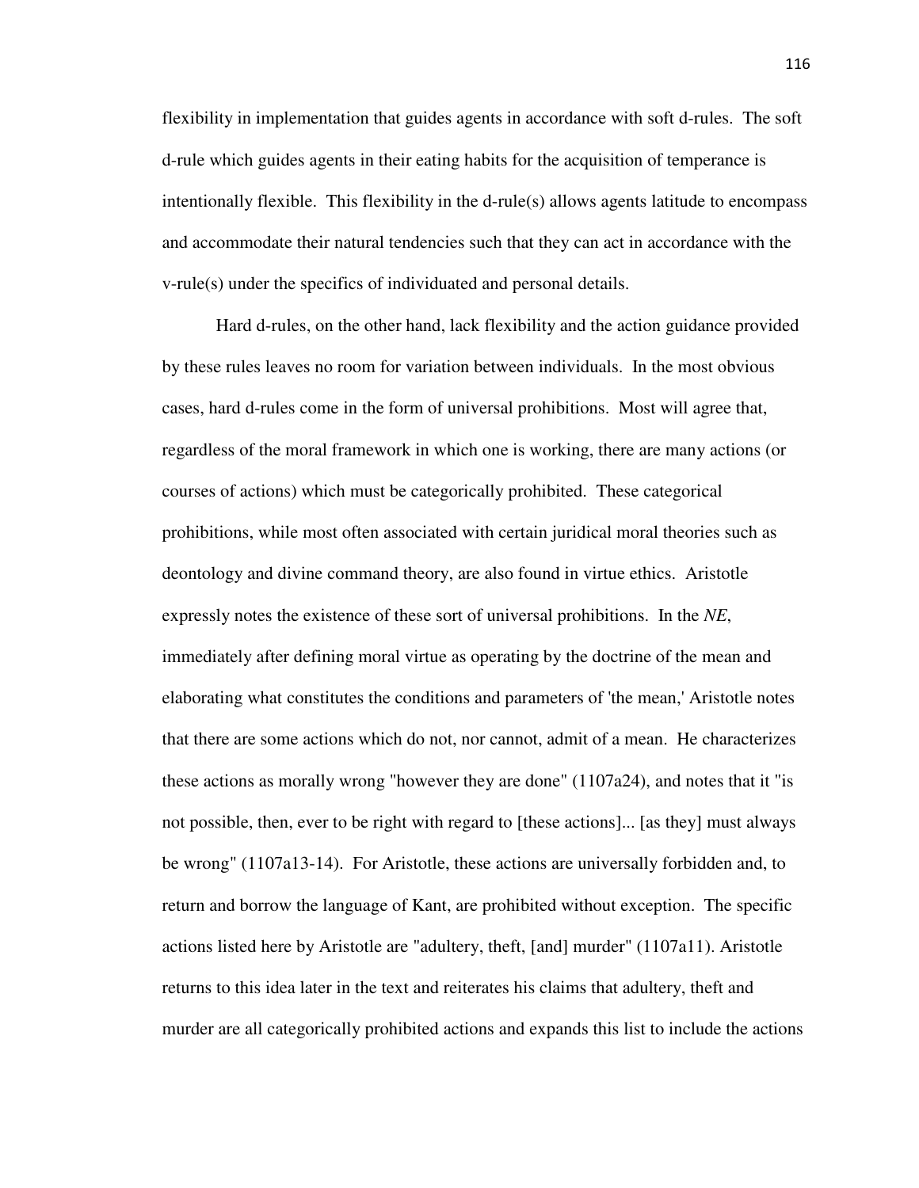flexibility in implementation that guides agents in accordance with soft d-rules. The soft d-rule which guides agents in their eating habits for the acquisition of temperance is intentionally flexible. This flexibility in the d-rule(s) allows agents latitude to encompass and accommodate their natural tendencies such that they can act in accordance with the v-rule(s) under the specifics of individuated and personal details.

Hard d-rules, on the other hand, lack flexibility and the action guidance provided by these rules leaves no room for variation between individuals. In the most obvious cases, hard d-rules come in the form of universal prohibitions. Most will agree that, regardless of the moral framework in which one is working, there are many actions (or courses of actions) which must be categorically prohibited. These categorical prohibitions, while most often associated with certain juridical moral theories such as deontology and divine command theory, are also found in virtue ethics. Aristotle expressly notes the existence of these sort of universal prohibitions. In the *NE*, immediately after defining moral virtue as operating by the doctrine of the mean and elaborating what constitutes the conditions and parameters of 'the mean,' Aristotle notes that there are some actions which do not, nor cannot, admit of a mean. He characterizes these actions as morally wrong "however they are done" (1107a24), and notes that it "is not possible, then, ever to be right with regard to [these actions]... [as they] must always be wrong" (1107a13-14). For Aristotle, these actions are universally forbidden and, to return and borrow the language of Kant, are prohibited without exception. The specific actions listed here by Aristotle are "adultery, theft, [and] murder" (1107a11). Aristotle returns to this idea later in the text and reiterates his claims that adultery, theft and murder are all categorically prohibited actions and expands this list to include the actions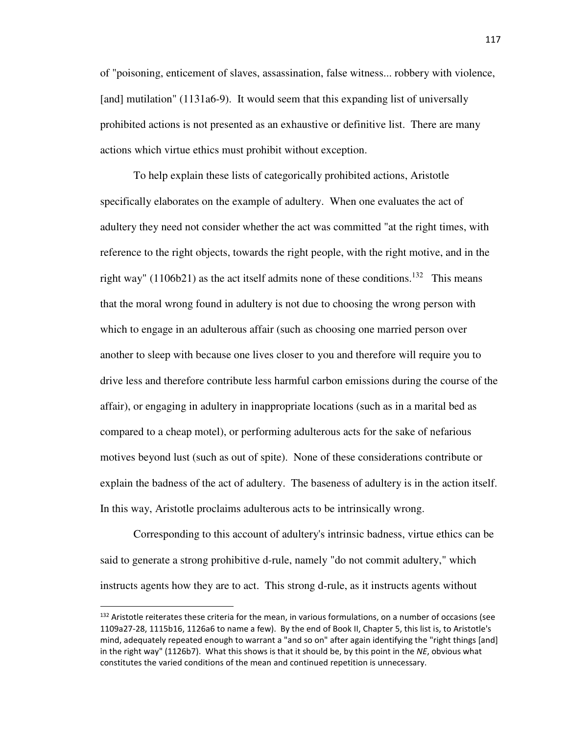of "poisoning, enticement of slaves, assassination, false witness... robbery with violence, [and] mutilation" (1131a6-9). It would seem that this expanding list of universally prohibited actions is not presented as an exhaustive or definitive list. There are many actions which virtue ethics must prohibit without exception.

To help explain these lists of categorically prohibited actions, Aristotle specifically elaborates on the example of adultery. When one evaluates the act of adultery they need not consider whether the act was committed "at the right times, with reference to the right objects, towards the right people, with the right motive, and in the right way" (1106b21) as the act itself admits none of these conditions.[132] This means that the moral wrong found in adultery is not due to choosing the wrong person with which to engage in an adulterous affair (such as choosing one married person over another to sleep with because one lives closer to you and therefore will require you to drive less and therefore contribute less harmful carbon emissions during the course of the affair), or engaging in adultery in inappropriate locations (such as in a marital bed as compared to a cheap motel), or performing adulterous acts for the sake of nefarious motives beyond lust (such as out of spite). None of these considerations contribute or explain the badness of the act of adultery. The baseness of adultery is in the action itself. In this way, Aristotle proclaims adulterous acts to be intrinsically wrong.

Corresponding to this account of adultery's intrinsic badness, virtue ethics can be said to generate a strong prohibitive d-rule, namely "do not commit adultery," which instructs agents how they are to act. This strong d-rule, as it instructs agents without

[132] Aristotle reiterates these criteria for the mean, in various formulations, on a number of occasions (see 1109a27-28, 1115b16, 1126a6 to name a few). By the end of Book II, Chapter 5, this list is, to Aristotle's mind, adequately repeated enough to warrant a "and so on" after again identifying the "right things [and] in the right way" (1126b7). What this shows is that it should be, by this point in the *NE*, obvious what constitutes the varied conditions of the mean and continued repetition is unnecessary.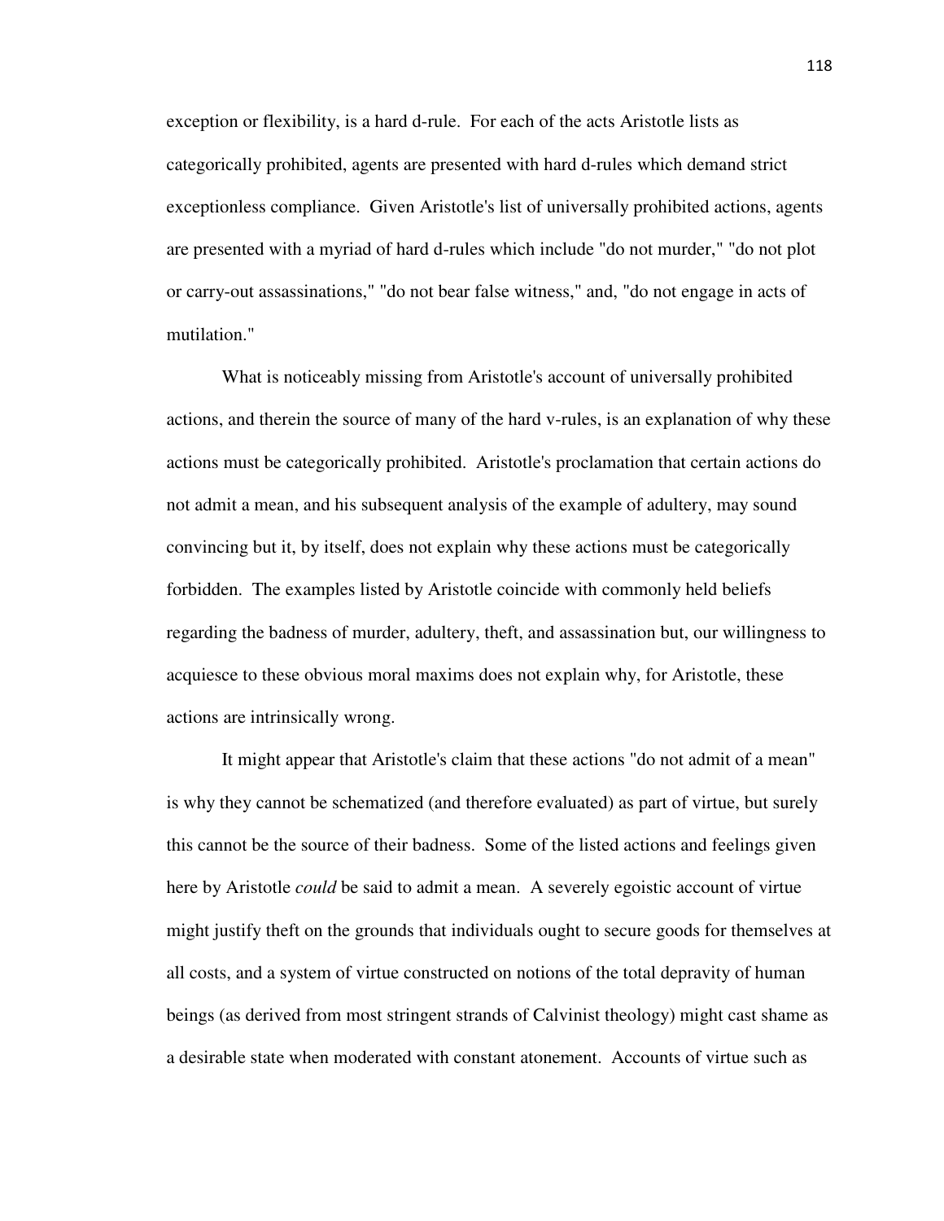exception or flexibility, is a hard d-rule. For each of the acts Aristotle lists as categorically prohibited, agents are presented with hard d-rules which demand strict exceptionless compliance. Given Aristotle's list of universally prohibited actions, agents are presented with a myriad of hard d-rules which include "do not murder," "do not plot or carry-out assassinations," "do not bear false witness," and, "do not engage in acts of mutilation."

What is noticeably missing from Aristotle's account of universally prohibited actions, and therein the source of many of the hard v-rules, is an explanation of why these actions must be categorically prohibited. Aristotle's proclamation that certain actions do not admit a mean, and his subsequent analysis of the example of adultery, may sound convincing but it, by itself, does not explain why these actions must be categorically forbidden. The examples listed by Aristotle coincide with commonly held beliefs regarding the badness of murder, adultery, theft, and assassination but, our willingness to acquiesce to these obvious moral maxims does not explain why, for Aristotle, these actions are intrinsically wrong.

It might appear that Aristotle's claim that these actions "do not admit of a mean" is why they cannot be schematized (and therefore evaluated) as part of virtue, but surely this cannot be the source of their badness. Some of the listed actions and feelings given here by Aristotle *could* be said to admit a mean. A severely egoistic account of virtue might justify theft on the grounds that individuals ought to secure goods for themselves at all costs, and a system of virtue constructed on notions of the total depravity of human beings (as derived from most stringent strands of Calvinist theology) might cast shame as a desirable state when moderated with constant atonement. Accounts of virtue such as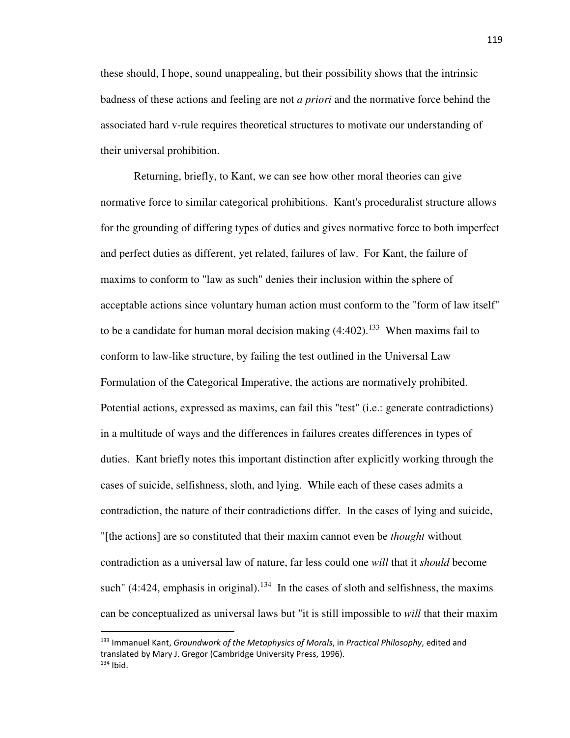these should, I hope, sound unappealing, but their possibility shows that the intrinsic badness of these actions and feeling are not *a priori* and the normative force behind the associated hard v-rule requires theoretical structures to motivate our understanding of their universal prohibition.

Returning, briefly, to Kant, we can see how other moral theories can give normative force to similar categorical prohibitions. Kant's proceduralist structure allows for the grounding of differing types of duties and gives normative force to both imperfect and perfect duties as different, yet related, failures of law. For Kant, the failure of maxims to conform to "law as such" denies their inclusion within the sphere of acceptable actions since voluntary human action must conform to the "form of law itself" to be a candidate for human moral decision making (4:402).[133] When maxims fail to conform to law-like structure, by failing the test outlined in the Universal Law Formulation of the Categorical Imperative, the actions are normatively prohibited. Potential actions, expressed as maxims, can fail this "test" (i.e.: generate contradictions) in a multitude of ways and the differences in failures creates differences in types of duties. Kant briefly notes this important distinction after explicitly working through the cases of suicide, selfishness, sloth, and lying. While each of these cases admits a contradiction, the nature of their contradictions differ. In the cases of lying and suicide, "[the actions] are so constituted that their maxim cannot even be *thought* without contradiction as a universal law of nature, far less could one *will* that it *should* become such" (4:424, emphasis in original).[134] In the cases of sloth and selfishness, the maxims can be conceptualized as universal laws but "it is still impossible to *will* that their maxim

---

[133] Immanuel Kant, *Groundwork of the Metaphysics of Morals*, in *Practical Philosophy*, edited and translated by Mary J. Gregor (Cambridge University Press, 1996).

[134] Ibid.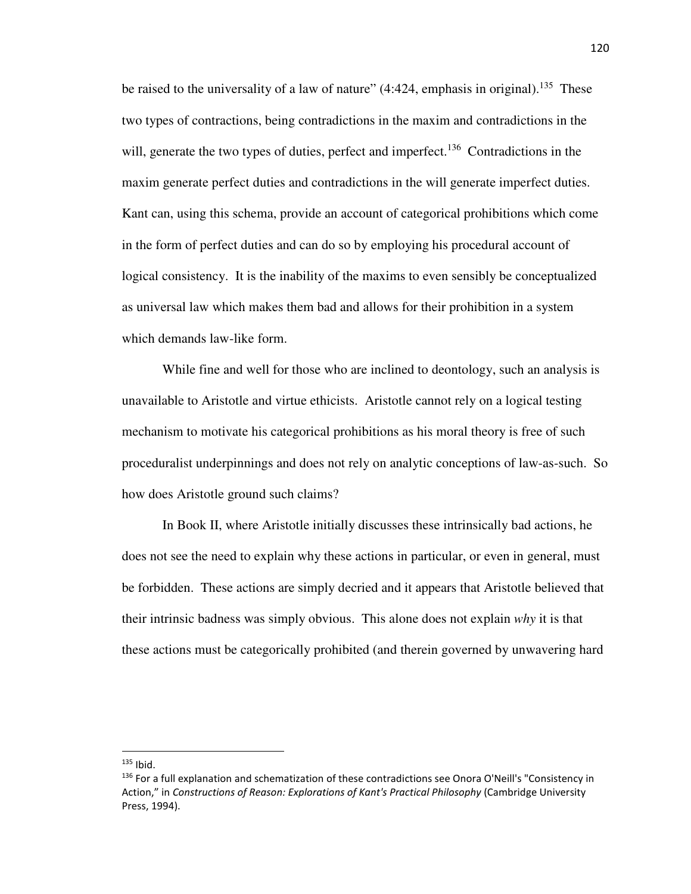be raised to the universality of a law of nature" (4:424, emphasis in original).[135] These two types of contractions, being contradictions in the maxim and contradictions in the will, generate the two types of duties, perfect and imperfect.[136] Contradictions in the maxim generate perfect duties and contradictions in the will generate imperfect duties. Kant can, using this schema, provide an account of categorical prohibitions which come in the form of perfect duties and can do so by employing his procedural account of logical consistency. It is the inability of the maxims to even sensibly be conceptualized as universal law which makes them bad and allows for their prohibition in a system which demands law-like form.

While fine and well for those who are inclined to deontology, such an analysis is unavailable to Aristotle and virtue ethicists. Aristotle cannot rely on a logical testing mechanism to motivate his categorical prohibitions as his moral theory is free of such proceduralist underpinnings and does not rely on analytic conceptions of law-as-such. So how does Aristotle ground such claims?

In Book II, where Aristotle initially discusses these intrinsically bad actions, he does not see the need to explain why these actions in particular, or even in general, must be forbidden. These actions are simply decried and it appears that Aristotle believed that their intrinsic badness was simply obvious. This alone does not explain *why* it is that these actions must be categorically prohibited (and therein governed by unwavering hard

---

[135] Ibid.

[136] For a full explanation and schematization of these contradictions see Onora O'Neill's "Consistency in Action," in *Constructions of Reason: Explorations of Kant's Practical Philosophy* (Cambridge University Press, 1994).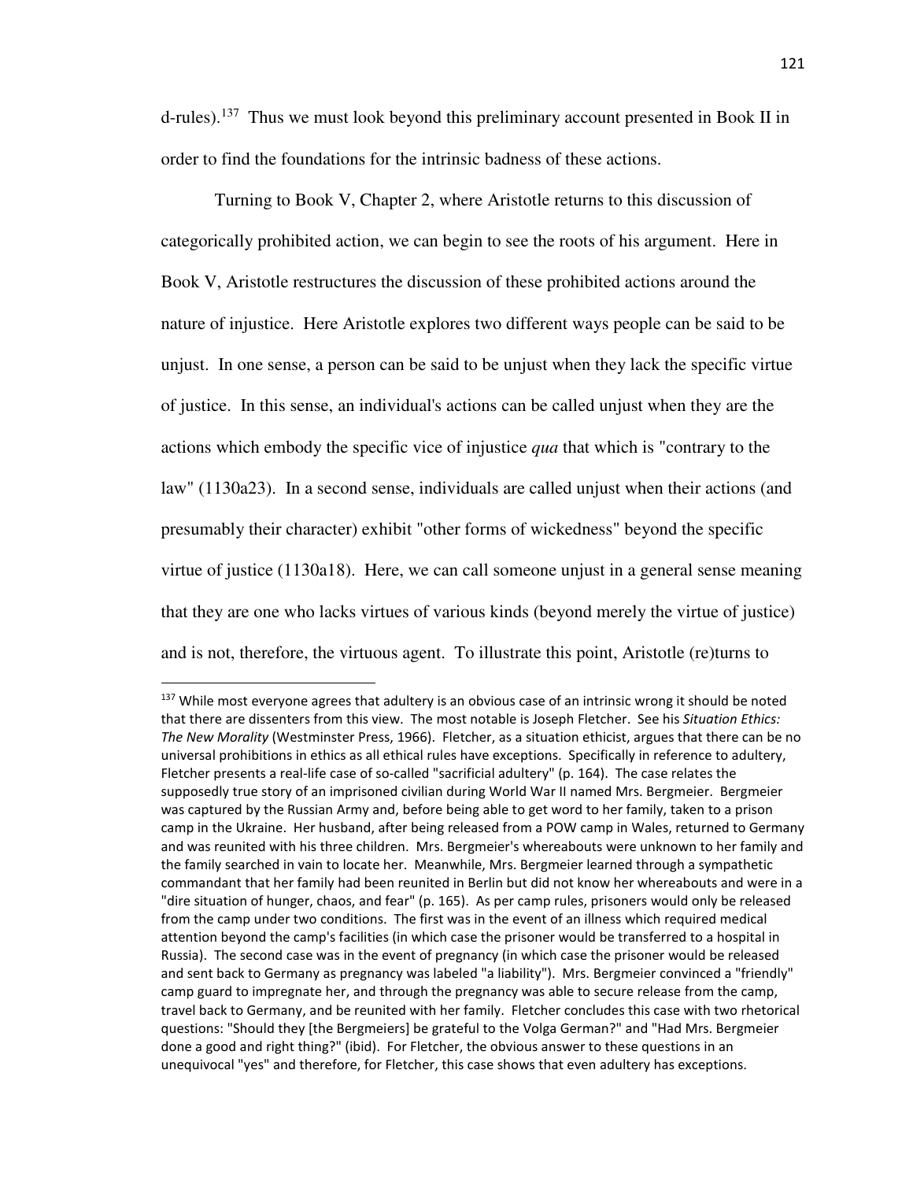d-rules).[137] Thus we must look beyond this preliminary account presented in Book II in order to find the foundations for the intrinsic badness of these actions.

Turning to Book V, Chapter 2, where Aristotle returns to this discussion of categorically prohibited action, we can begin to see the roots of his argument. Here in Book V, Aristotle restructures the discussion of these prohibited actions around the nature of injustice. Here Aristotle explores two different ways people can be said to be unjust. In one sense, a person can be said to be unjust when they lack the specific virtue of justice. In this sense, an individual's actions can be called unjust when they are the actions which embody the specific vice of injustice *qua* that which is "contrary to the law" (1130a23). In a second sense, individuals are called unjust when their actions (and presumably their character) exhibit "other forms of wickedness" beyond the specific virtue of justice (1130a18). Here, we can call someone unjust in a general sense meaning that they are one who lacks virtues of various kinds (beyond merely the virtue of justice) and is not, therefore, the virtuous agent. To illustrate this point, Aristotle (re)turns to

---

[137] While most everyone agrees that adultery is an obvious case of an intrinsic wrong it should be noted that there are dissenters from this view. The most notable is Joseph Fletcher. See his *Situation Ethics: The New Morality* (Westminster Press, 1966). Fletcher, as a situation ethicist, argues that there can be no universal prohibitions in ethics as all ethical rules have exceptions. Specifically in reference to adultery, Fletcher presents a real-life case of so-called "sacrificial adultery" (p. 164). The case relates the supposedly true story of an imprisoned civilian during World War II named Mrs. Bergmeier. Bergmeier was captured by the Russian Army and, before being able to get word to her family, taken to a prison camp in the Ukraine. Her husband, after being released from a POW camp in Wales, returned to Germany and was reunited with his three children. Mrs. Bergmeier's whereabouts were unknown to her family and the family searched in vain to locate her. Meanwhile, Mrs. Bergmeier learned through a sympathetic commandant that her family had been reunited in Berlin but did not know her whereabouts and were in a "dire situation of hunger, chaos, and fear" (p. 165). As per camp rules, prisoners would only be released from the camp under two conditions. The first was in the event of an illness which required medical attention beyond the camp's facilities (in which case the prisoner would be transferred to a hospital in Russia). The second case was in the event of pregnancy (in which case the prisoner would be released and sent back to Germany as pregnancy was labeled "a liability"). Mrs. Bergmeier convinced a "friendly" camp guard to impregnate her, and through the pregnancy was able to secure release from the camp, travel back to Germany, and be reunited with her family. Fletcher concludes this case with two rhetorical questions: "Should they [the Bergmeiers] be grateful to the Volga German?" and "Had Mrs. Bergmeier done a good and right thing?" (ibid). For Fletcher, the obvious answer to these questions in an unequivocal "yes" and therefore, for Fletcher, this case shows that even adultery has exceptions.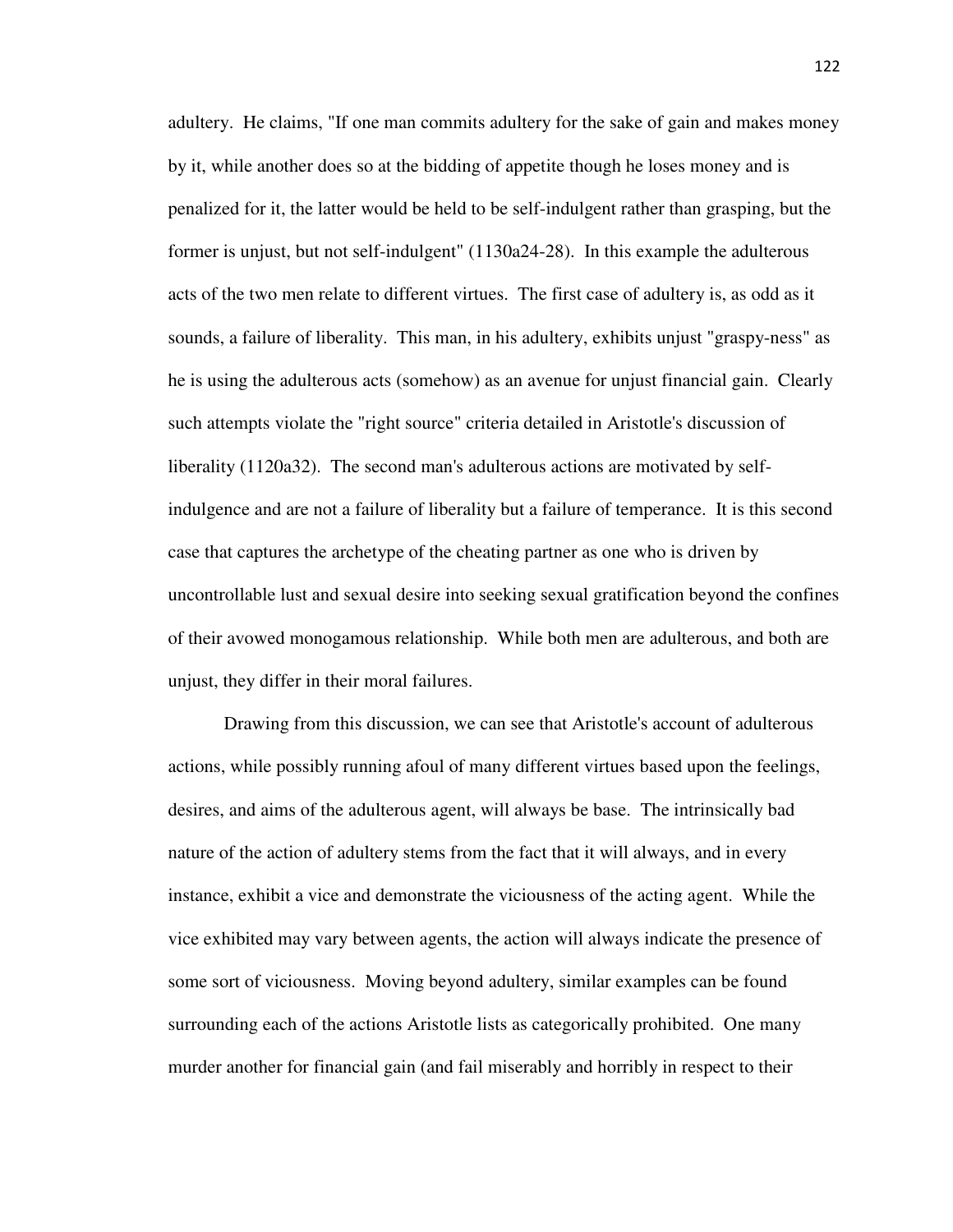adultery. He claims, "If one man commits adultery for the sake of gain and makes money by it, while another does so at the bidding of appetite though he loses money and is penalized for it, the latter would be held to be self-indulgent rather than grasping, but the former is unjust, but not self-indulgent" (1130a24-28). In this example the adulterous acts of the two men relate to different virtues. The first case of adultery is, as odd as it sounds, a failure of liberality. This man, in his adultery, exhibits unjust "graspy-ness" as he is using the adulterous acts (somehow) as an avenue for unjust financial gain. Clearly such attempts violate the "right source" criteria detailed in Aristotle's discussion of liberality (1120a32). The second man's adulterous actions are motivated by self-indulgence and are not a failure of liberality but a failure of temperance. It is this second case that captures the archetype of the cheating partner as one who is driven by uncontrollable lust and sexual desire into seeking sexual gratification beyond the confines of their avowed monogamous relationship. While both men are adulterous, and both are unjust, they differ in their moral failures.

Drawing from this discussion, we can see that Aristotle's account of adulterous actions, while possibly running afoul of many different virtues based upon the feelings, desires, and aims of the adulterous agent, will always be base. The intrinsically bad nature of the action of adultery stems from the fact that it will always, and in every instance, exhibit a vice and demonstrate the viciousness of the acting agent. While the vice exhibited may vary between agents, the action will always indicate the presence of some sort of viciousness. Moving beyond adultery, similar examples can be found surrounding each of the actions Aristotle lists as categorically prohibited. One many murder another for financial gain (and fail miserably and horribly in respect to their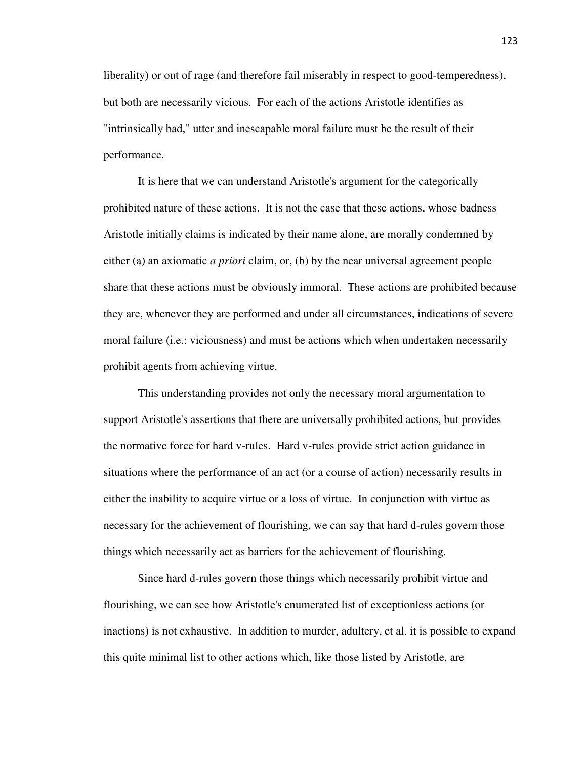liberality) or out of rage (and therefore fail miserably in respect to good-temperedness), but both are necessarily vicious. For each of the actions Aristotle identifies as "intrinsically bad," utter and inescapable moral failure must be the result of their performance.

It is here that we can understand Aristotle's argument for the categorically prohibited nature of these actions. It is not the case that these actions, whose badness Aristotle initially claims is indicated by their name alone, are morally condemned by either (a) an axiomatic *a priori* claim, or, (b) by the near universal agreement people share that these actions must be obviously immoral. These actions are prohibited because they are, whenever they are performed and under all circumstances, indications of severe moral failure (i.e.: viciousness) and must be actions which when undertaken necessarily prohibit agents from achieving virtue.

This understanding provides not only the necessary moral argumentation to support Aristotle's assertions that there are universally prohibited actions, but provides the normative force for hard v-rules. Hard v-rules provide strict action guidance in situations where the performance of an act (or a course of action) necessarily results in either the inability to acquire virtue or a loss of virtue. In conjunction with virtue as necessary for the achievement of flourishing, we can say that hard d-rules govern those things which necessarily act as barriers for the achievement of flourishing.

Since hard d-rules govern those things which necessarily prohibit virtue and flourishing, we can see how Aristotle's enumerated list of exceptionless actions (or inactions) is not exhaustive. In addition to murder, adultery, et al. it is possible to expand this quite minimal list to other actions which, like those listed by Aristotle, are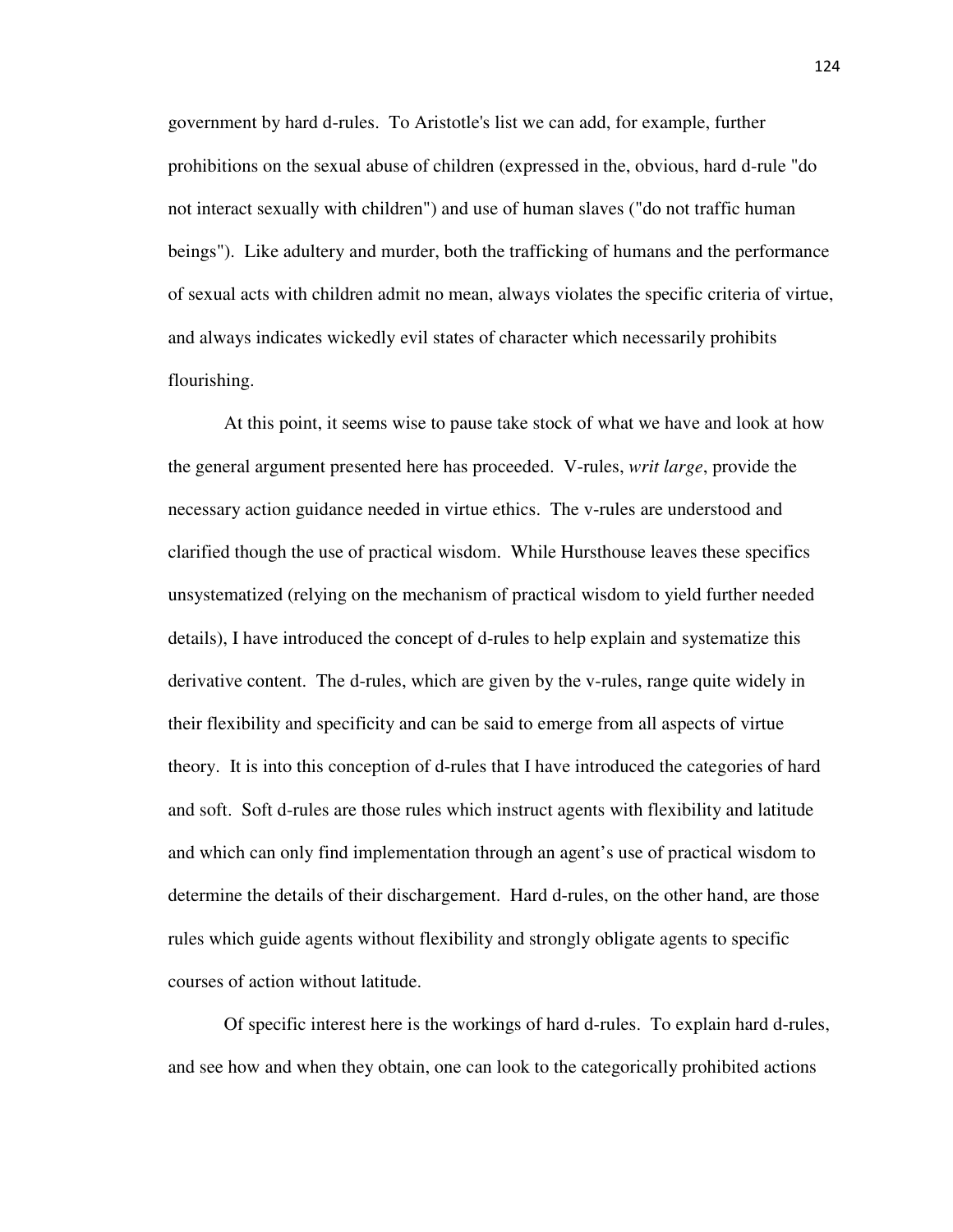government by hard d-rules. To Aristotle's list we can add, for example, further prohibitions on the sexual abuse of children (expressed in the, obvious, hard d-rule "do not interact sexually with children") and use of human slaves ("do not traffic human beings"). Like adultery and murder, both the trafficking of humans and the performance of sexual acts with children admit no mean, always violates the specific criteria of virtue, and always indicates wickedly evil states of character which necessarily prohibits flourishing.

At this point, it seems wise to pause take stock of what we have and look at how the general argument presented here has proceeded. V-rules, *writ large*, provide the necessary action guidance needed in virtue ethics. The v-rules are understood and clarified though the use of practical wisdom. While Hursthouse leaves these specifics unsystematized (relying on the mechanism of practical wisdom to yield further needed details), I have introduced the concept of d-rules to help explain and systematize this derivative content. The d-rules, which are given by the v-rules, range quite widely in their flexibility and specificity and can be said to emerge from all aspects of virtue theory. It is into this conception of d-rules that I have introduced the categories of hard and soft. Soft d-rules are those rules which instruct agents with flexibility and latitude and which can only find implementation through an agent's use of practical wisdom to determine the details of their dischargement. Hard d-rules, on the other hand, are those rules which guide agents without flexibility and strongly obligate agents to specific courses of action without latitude.

Of specific interest here is the workings of hard d-rules. To explain hard d-rules, and see how and when they obtain, one can look to the categorically prohibited actions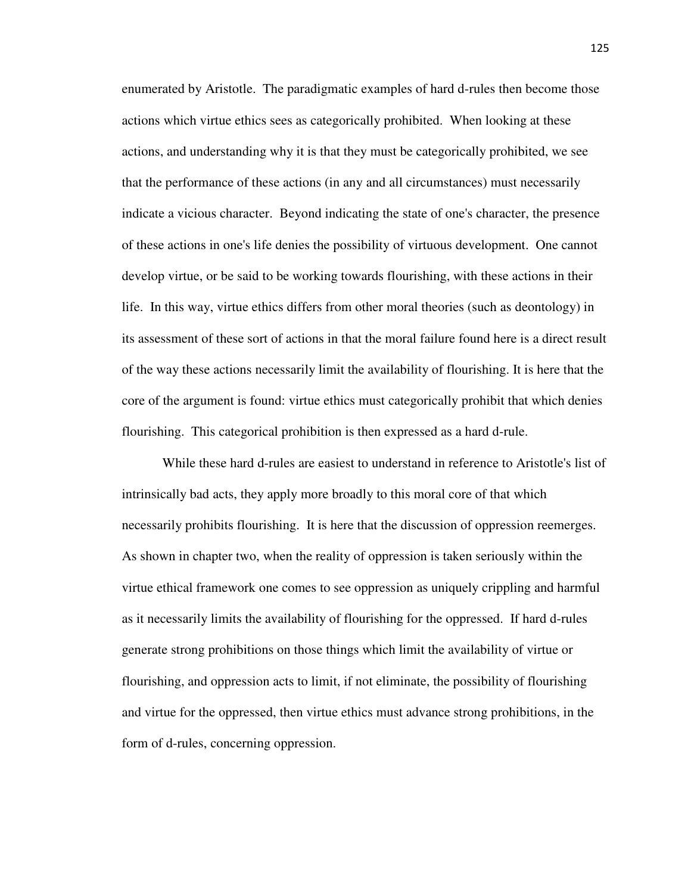enumerated by Aristotle. The paradigmatic examples of hard d-rules then become those actions which virtue ethics sees as categorically prohibited. When looking at these actions, and understanding why it is that they must be categorically prohibited, we see that the performance of these actions (in any and all circumstances) must necessarily indicate a vicious character. Beyond indicating the state of one's character, the presence of these actions in one's life denies the possibility of virtuous development. One cannot develop virtue, or be said to be working towards flourishing, with these actions in their life. In this way, virtue ethics differs from other moral theories (such as deontology) in its assessment of these sort of actions in that the moral failure found here is a direct result of the way these actions necessarily limit the availability of flourishing. It is here that the core of the argument is found: virtue ethics must categorically prohibit that which denies flourishing. This categorical prohibition is then expressed as a hard d-rule.

While these hard d-rules are easiest to understand in reference to Aristotle's list of intrinsically bad acts, they apply more broadly to this moral core of that which necessarily prohibits flourishing. It is here that the discussion of oppression reemerges. As shown in chapter two, when the reality of oppression is taken seriously within the virtue ethical framework one comes to see oppression as uniquely crippling and harmful as it necessarily limits the availability of flourishing for the oppressed. If hard d-rules generate strong prohibitions on those things which limit the availability of virtue or flourishing, and oppression acts to limit, if not eliminate, the possibility of flourishing and virtue for the oppressed, then virtue ethics must advance strong prohibitions, in the form of d-rules, concerning oppression.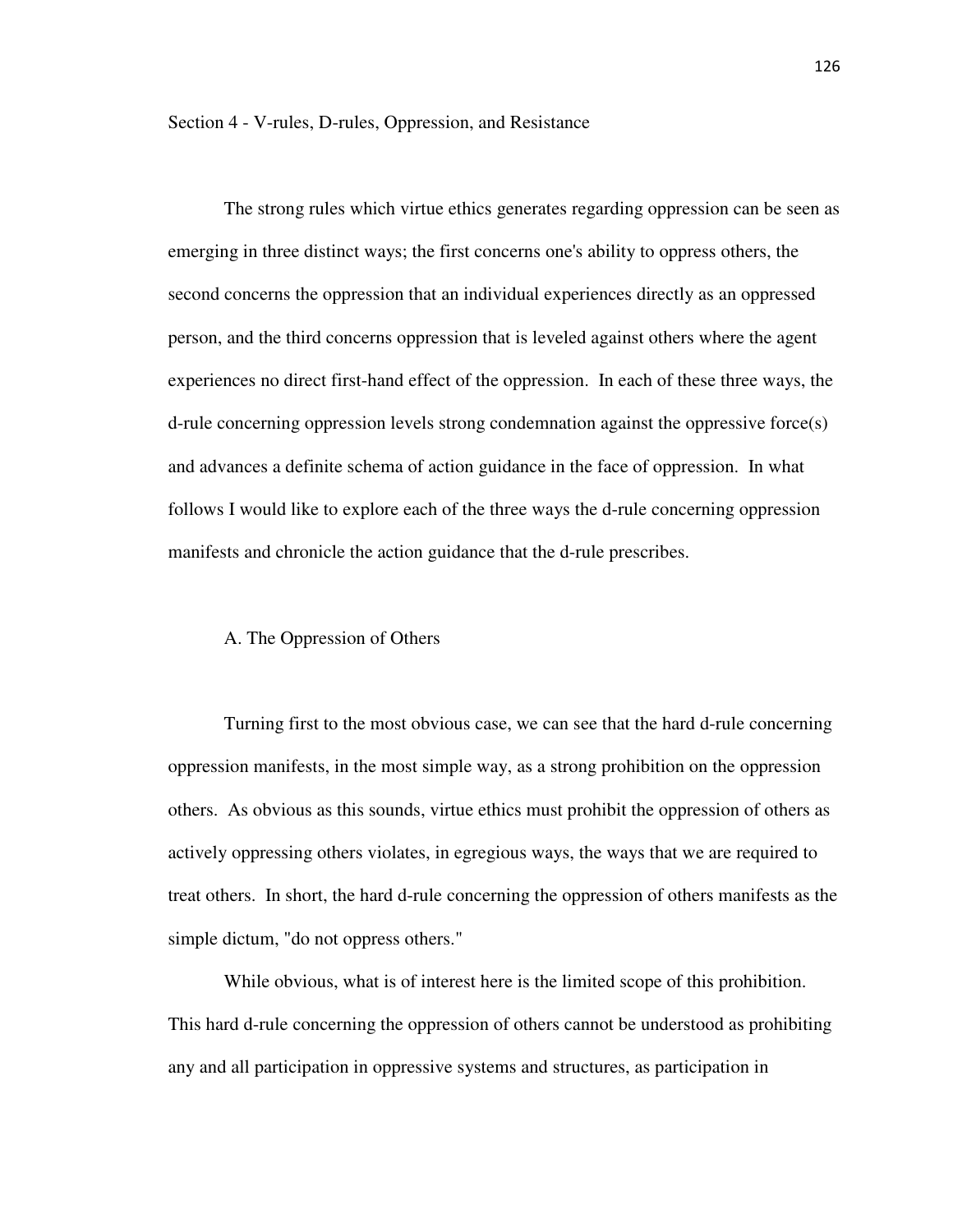## Section 4 - V-rules, D-rules, Oppression, and Resistance

The strong rules which virtue ethics generates regarding oppression can be seen as emerging in three distinct ways; the first concerns one's ability to oppress others, the second concerns the oppression that an individual experiences directly as an oppressed person, and the third concerns oppression that is leveled against others where the agent experiences no direct first-hand effect of the oppression. In each of these three ways, the d-rule concerning oppression levels strong condemnation against the oppressive force(s) and advances a definite schema of action guidance in the face of oppression. In what follows I would like to explore each of the three ways the d-rule concerning oppression manifests and chronicle the action guidance that the d-rule prescribes.

### A. The Oppression of Others

Turning first to the most obvious case, we can see that the hard d-rule concerning oppression manifests, in the most simple way, as a strong prohibition on the oppression others. As obvious as this sounds, virtue ethics must prohibit the oppression of others as actively oppressing others violates, in egregious ways, the ways that we are required to treat others. In short, the hard d-rule concerning the oppression of others manifests as the simple dictum, "do not oppress others."

While obvious, what is of interest here is the limited scope of this prohibition. This hard d-rule concerning the oppression of others cannot be understood as prohibiting any and all participation in oppressive systems and structures, as participation in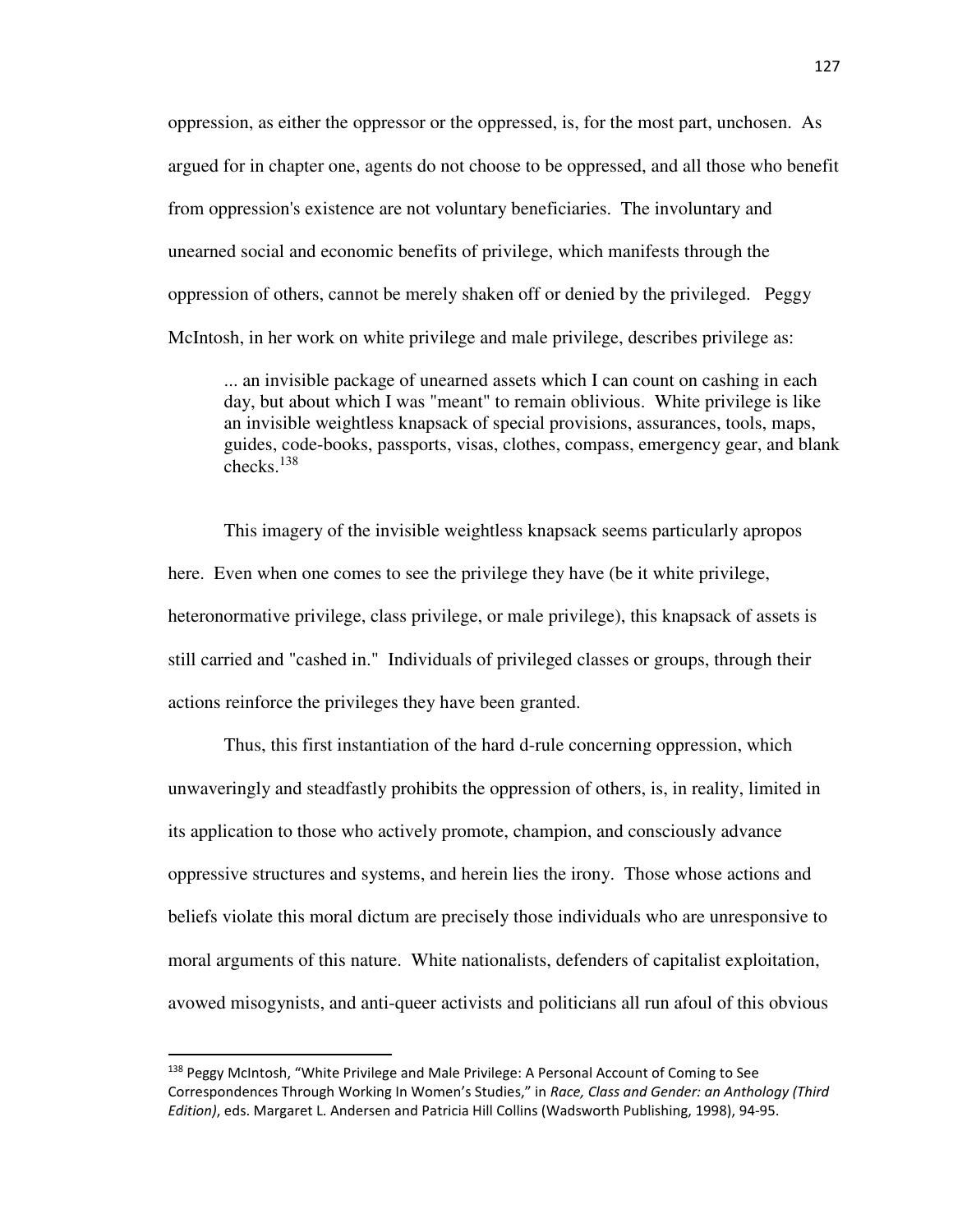oppression, as either the oppressor or the oppressed, is, for the most part, unchosen. As argued for in chapter one, agents do not choose to be oppressed, and all those who benefit from oppression's existence are not voluntary beneficiaries. The involuntary and unearned social and economic benefits of privilege, which manifests through the oppression of others, cannot be merely shaken off or denied by the privileged. Peggy McIntosh, in her work on white privilege and male privilege, describes privilege as:

> ... an invisible package of unearned assets which I can count on cashing in each day, but about which I was "meant" to remain oblivious. White privilege is like an invisible weightless knapsack of special provisions, assurances, tools, maps, guides, code-books, passports, visas, clothes, compass, emergency gear, and blank checks.[138]

This imagery of the invisible weightless knapsack seems particularly apropos here. Even when one comes to see the privilege they have (be it white privilege, heteronormative privilege, class privilege, or male privilege), this knapsack of assets is still carried and "cashed in." Individuals of privileged classes or groups, through their actions reinforce the privileges they have been granted.

Thus, this first instantiation of the hard d-rule concerning oppression, which unwaveringly and steadfastly prohibits the oppression of others, is, in reality, limited in its application to those who actively promote, champion, and consciously advance oppressive structures and systems, and herein lies the irony. Those whose actions and beliefs violate this moral dictum are precisely those individuals who are unresponsive to moral arguments of this nature. White nationalists, defenders of capitalist exploitation, avowed misogynists, and anti-queer activists and politicians all run afoul of this obvious

---

[138] Peggy McIntosh, "White Privilege and Male Privilege: A Personal Account of Coming to See Correspondences Through Working In Women's Studies," in *Race, Class and Gender: an Anthology (Third Edition)*, eds. Margaret L. Andersen and Patricia Hill Collins (Wadsworth Publishing, 1998), 94-95.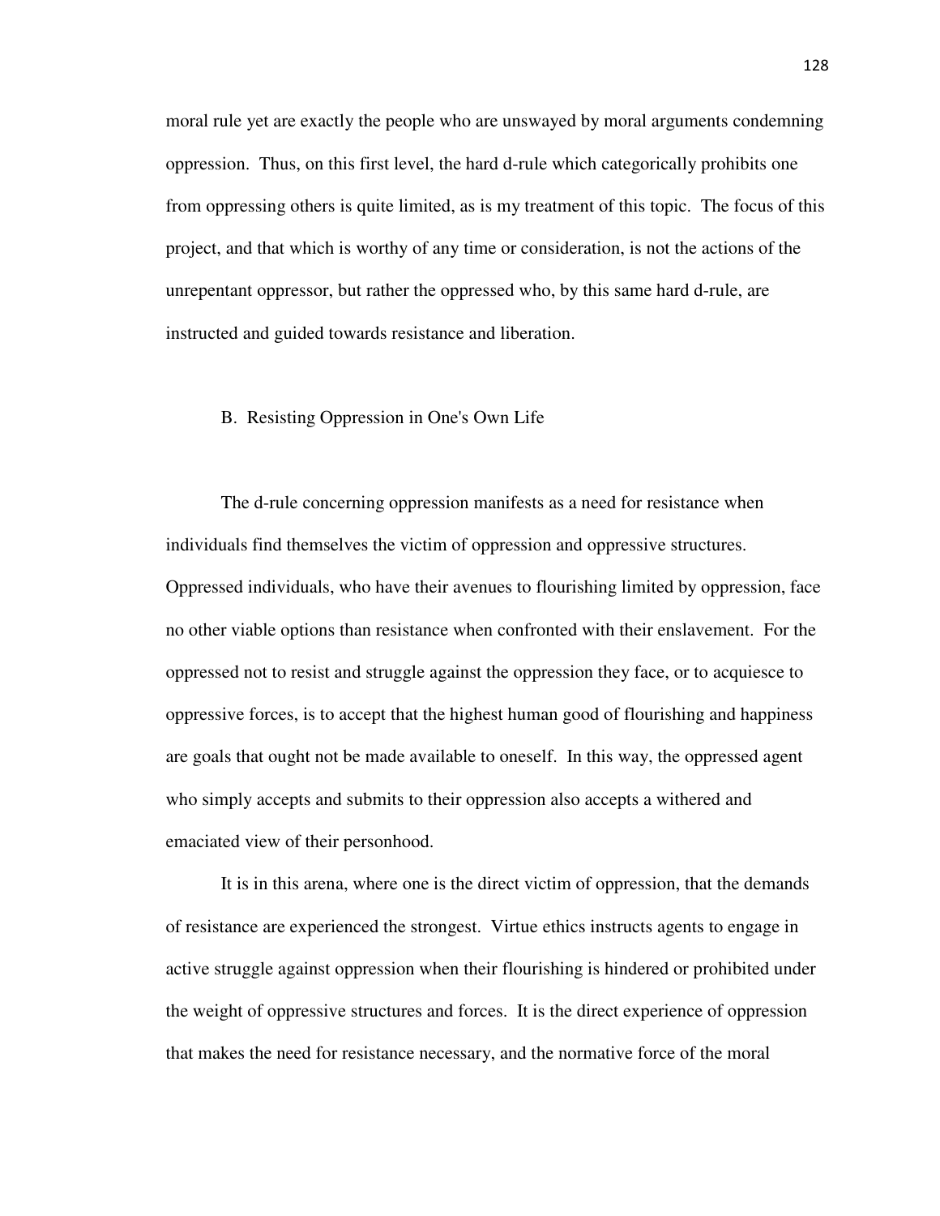moral rule yet are exactly the people who are unswayed by moral arguments condemning oppression. Thus, on this first level, the hard d-rule which categorically prohibits one from oppressing others is quite limited, as is my treatment of this topic. The focus of this project, and that which is worthy of any time or consideration, is not the actions of the unrepentant oppressor, but rather the oppressed who, by this same hard d-rule, are instructed and guided towards resistance and liberation.

### B. Resisting Oppression in One's Own Life

The d-rule concerning oppression manifests as a need for resistance when individuals find themselves the victim of oppression and oppressive structures. Oppressed individuals, who have their avenues to flourishing limited by oppression, face no other viable options than resistance when confronted with their enslavement. For the oppressed not to resist and struggle against the oppression they face, or to acquiesce to oppressive forces, is to accept that the highest human good of flourishing and happiness are goals that ought not be made available to oneself. In this way, the oppressed agent who simply accepts and submits to their oppression also accepts a withered and emaciated view of their personhood.

It is in this arena, where one is the direct victim of oppression, that the demands of resistance are experienced the strongest. Virtue ethics instructs agents to engage in active struggle against oppression when their flourishing is hindered or prohibited under the weight of oppressive structures and forces. It is the direct experience of oppression that makes the need for resistance necessary, and the normative force of the moral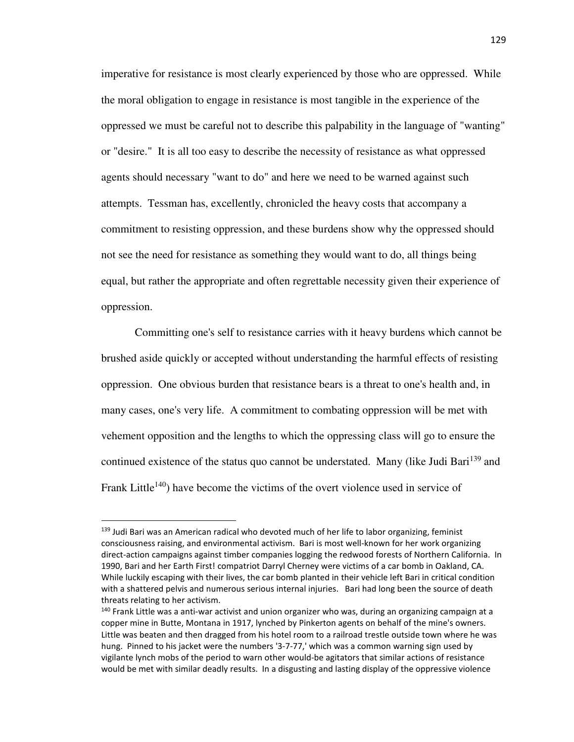imperative for resistance is most clearly experienced by those who are oppressed. While the moral obligation to engage in resistance is most tangible in the experience of the oppressed we must be careful not to describe this palpability in the language of "wanting" or "desire." It is all too easy to describe the necessity of resistance as what oppressed agents should necessary "want to do" and here we need to be warned against such attempts. Tessman has, excellently, chronicled the heavy costs that accompany a commitment to resisting oppression, and these burdens show why the oppressed should not see the need for resistance as something they would want to do, all things being equal, but rather the appropriate and often regrettable necessity given their experience of oppression.

Committing one's self to resistance carries with it heavy burdens which cannot be brushed aside quickly or accepted without understanding the harmful effects of resisting oppression. One obvious burden that resistance bears is a threat to one's health and, in many cases, one's very life. A commitment to combating oppression will be met with vehement opposition and the lengths to which the oppressing class will go to ensure the continued existence of the status quo cannot be understated. Many (like Judi Bari[139] and Frank Little[140]) have become the victims of the overt violence used in service of

---

[139] Judi Bari was an American radical who devoted much of her life to labor organizing, feminist consciousness raising, and environmental activism. Bari is most well-known for her work organizing direct-action campaigns against timber companies logging the redwood forests of Northern California. In 1990, Bari and her Earth First! compatriot Darryl Cherney were victims of a car bomb in Oakland, CA. While luckily escaping with their lives, the car bomb planted in their vehicle left Bari in critical condition with a shattered pelvis and numerous serious internal injuries. Bari had long been the source of death threats relating to her activism.

[140] Frank Little was a anti-war activist and union organizer who was, during an organizing campaign at a copper mine in Butte, Montana in 1917, lynched by Pinkerton agents on behalf of the mine's owners. Little was beaten and then dragged from his hotel room to a railroad trestle outside town where he was hung. Pinned to his jacket were the numbers '3-7-77,' which was a common warning sign used by vigilante lynch mobs of the period to warn other would-be agitators that similar actions of resistance would be met with similar deadly results. In a disgusting and lasting display of the oppressive violence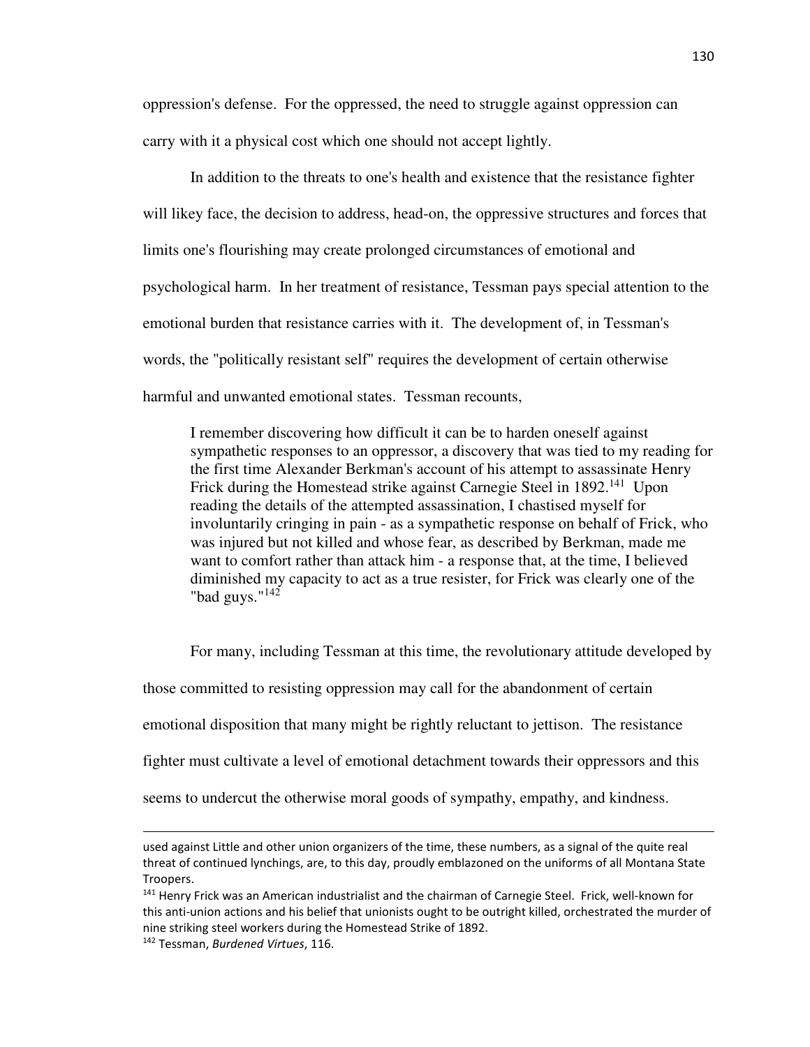oppression's defense. For the oppressed, the need to struggle against oppression can carry with it a physical cost which one should not accept lightly.

In addition to the threats to one's health and existence that the resistance fighter will likey face, the decision to address, head-on, the oppressive structures and forces that limits one's flourishing may create prolonged circumstances of emotional and psychological harm. In her treatment of resistance, Tessman pays special attention to the emotional burden that resistance carries with it. The development of, in Tessman's words, the "politically resistant self" requires the development of certain otherwise harmful and unwanted emotional states. Tessman recounts,

> I remember discovering how difficult it can be to harden oneself against sympathetic responses to an oppressor, a discovery that was tied to my reading for the first time Alexander Berkman's account of his attempt to assassinate Henry Frick during the Homestead strike against Carnegie Steel in 1892.[141] Upon reading the details of the attempted assassination, I chastised myself for involuntarily cringing in pain - as a sympathetic response on behalf of Frick, who was injured but not killed and whose fear, as described by Berkman, made me want to comfort rather than attack him - a response that, at the time, I believed diminished my capacity to act as a true resister, for Frick was clearly one of the "bad guys."[142]

For many, including Tessman at this time, the revolutionary attitude developed by those committed to resisting oppression may call for the abandonment of certain emotional disposition that many might be rightly reluctant to jettison. The resistance fighter must cultivate a level of emotional detachment towards their oppressors and this seems to undercut the otherwise moral goods of sympathy, empathy, and kindness.

---

used against Little and other union organizers of the time, these numbers, as a signal of the quite real threat of continued lynchings, are, to this day, proudly emblazoned on the uniforms of all Montana State Troopers.

[141] Henry Frick was an American industrialist and the chairman of Carnegie Steel. Frick, well-known for this anti-union actions and his belief that unionists ought to be outright killed, orchestrated the murder of nine striking steel workers during the Homestead Strike of 1892.

[142] Tessman, *Burdened Virtues*, 116.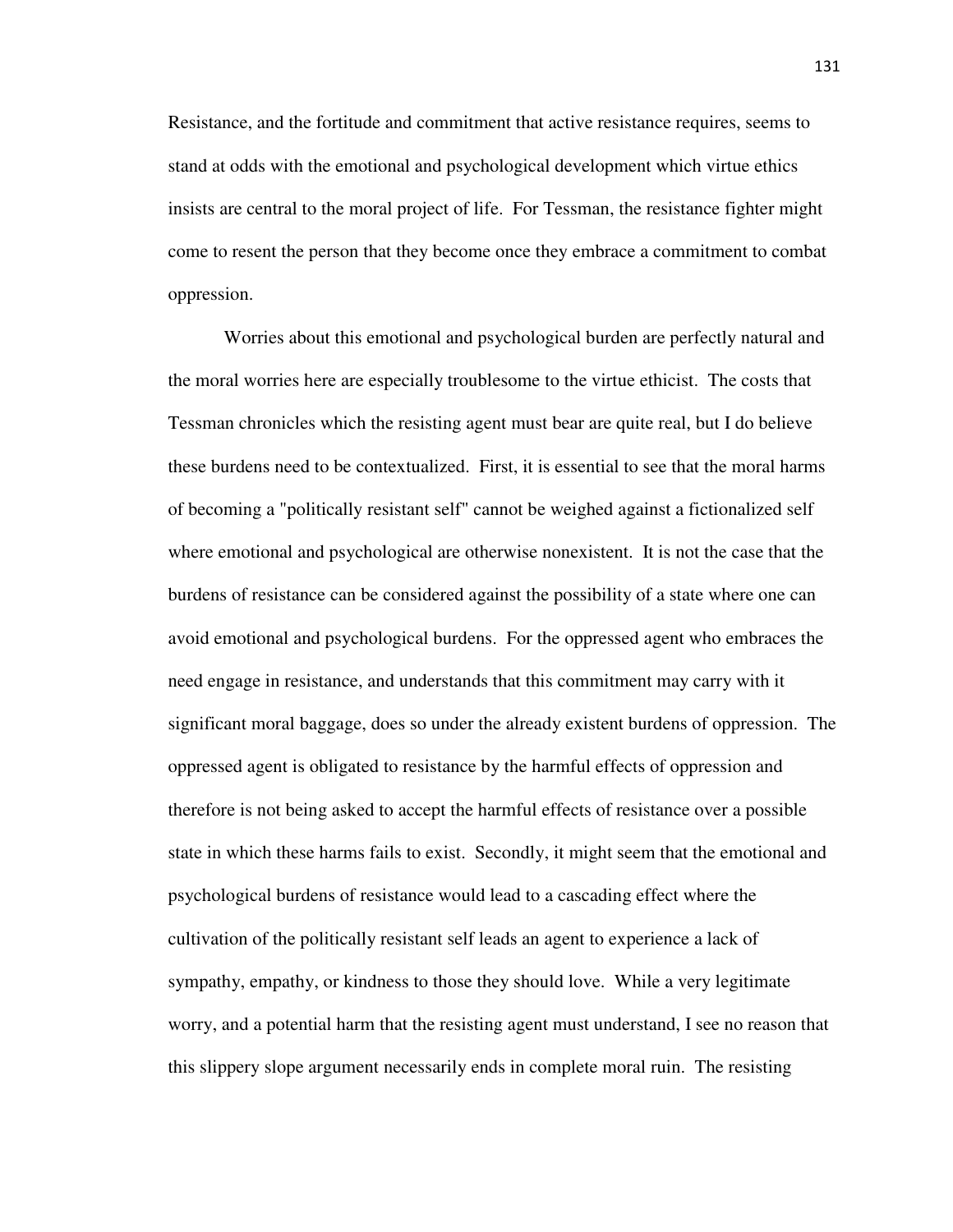Resistance, and the fortitude and commitment that active resistance requires, seems to stand at odds with the emotional and psychological development which virtue ethics insists are central to the moral project of life. For Tessman, the resistance fighter might come to resent the person that they become once they embrace a commitment to combat oppression.

Worries about this emotional and psychological burden are perfectly natural and the moral worries here are especially troublesome to the virtue ethicist. The costs that Tessman chronicles which the resisting agent must bear are quite real, but I do believe these burdens need to be contextualized. First, it is essential to see that the moral harms of becoming a "politically resistant self" cannot be weighed against a fictionalized self where emotional and psychological are otherwise nonexistent. It is not the case that the burdens of resistance can be considered against the possibility of a state where one can avoid emotional and psychological burdens. For the oppressed agent who embraces the need engage in resistance, and understands that this commitment may carry with it significant moral baggage, does so under the already existent burdens of oppression. The oppressed agent is obligated to resistance by the harmful effects of oppression and therefore is not being asked to accept the harmful effects of resistance over a possible state in which these harms fails to exist. Secondly, it might seem that the emotional and psychological burdens of resistance would lead to a cascading effect where the cultivation of the politically resistant self leads an agent to experience a lack of sympathy, empathy, or kindness to those they should love. While a very legitimate worry, and a potential harm that the resisting agent must understand, I see no reason that this slippery slope argument necessarily ends in complete moral ruin. The resisting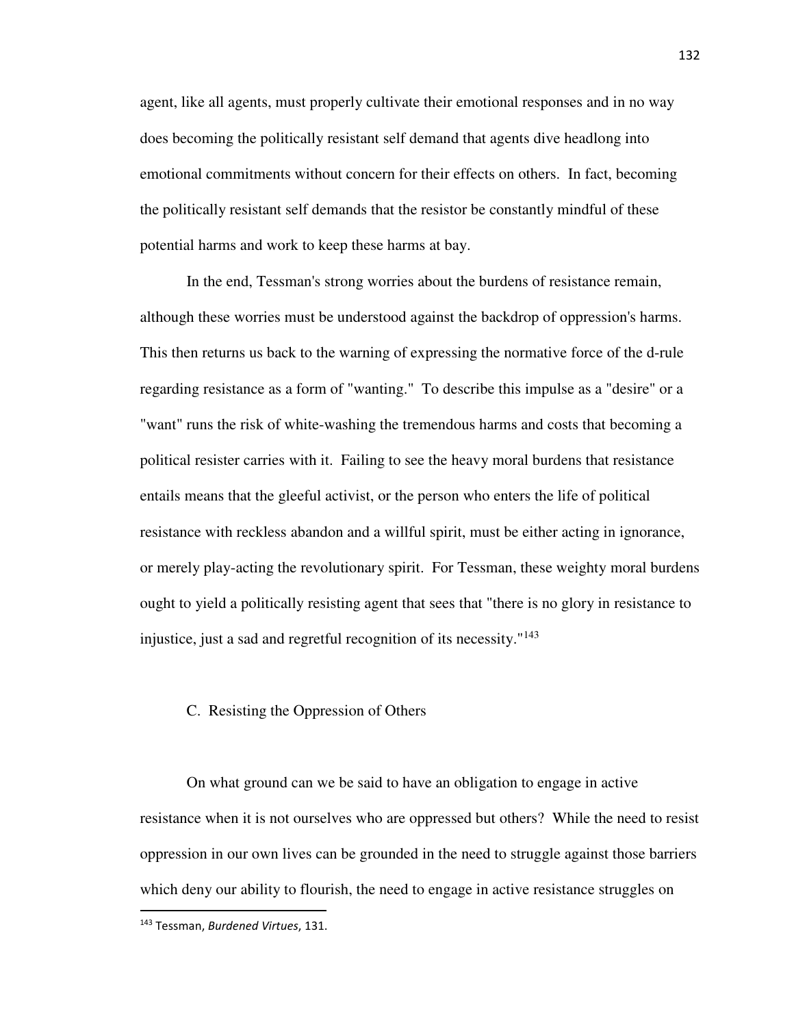agent, like all agents, must properly cultivate their emotional responses and in no way does becoming the politically resistant self demand that agents dive headlong into emotional commitments without concern for their effects on others. In fact, becoming the politically resistant self demands that the resistor be constantly mindful of these potential harms and work to keep these harms at bay.

In the end, Tessman's strong worries about the burdens of resistance remain, although these worries must be understood against the backdrop of oppression's harms. This then returns us back to the warning of expressing the normative force of the d-rule regarding resistance as a form of "wanting." To describe this impulse as a "desire" or a "want" runs the risk of white-washing the tremendous harms and costs that becoming a political resister carries with it. Failing to see the heavy moral burdens that resistance entails means that the gleeful activist, or the person who enters the life of political resistance with reckless abandon and a willful spirit, must be either acting in ignorance, or merely play-acting the revolutionary spirit. For Tessman, these weighty moral burdens ought to yield a politically resisting agent that sees that "there is no glory in resistance to injustice, just a sad and regretful recognition of its necessity."[143]

### C. Resisting the Oppression of Others

On what ground can we be said to have an obligation to engage in active resistance when it is not ourselves who are oppressed but others? While the need to resist oppression in our own lives can be grounded in the need to struggle against those barriers which deny our ability to flourish, the need to engage in active resistance struggles on

[143] Tessman, *Burdened Virtues*, 131.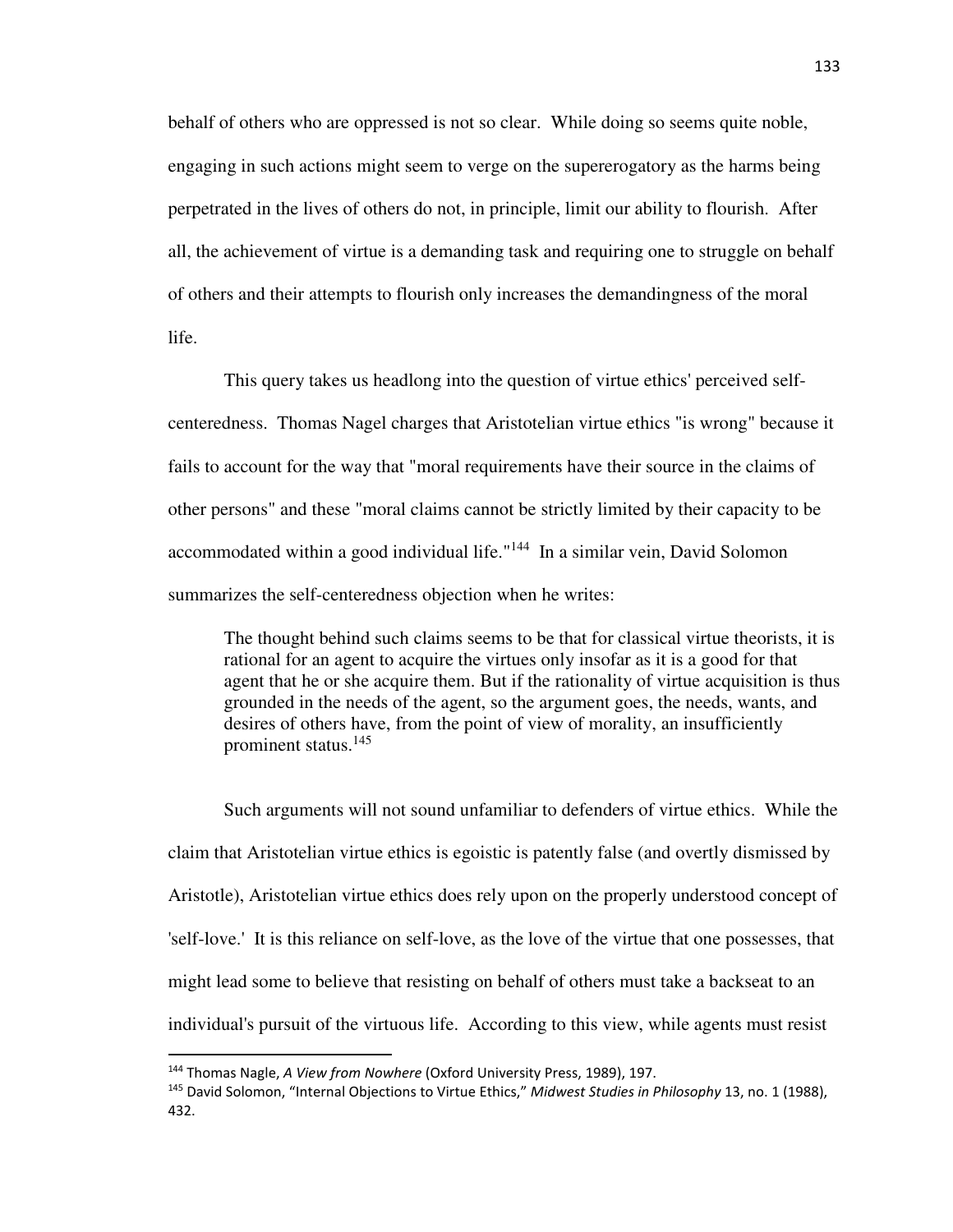behalf of others who are oppressed is not so clear. While doing so seems quite noble, engaging in such actions might seem to verge on the supererogatory as the harms being perpetrated in the lives of others do not, in principle, limit our ability to flourish. After all, the achievement of virtue is a demanding task and requiring one to struggle on behalf of others and their attempts to flourish only increases the demandingness of the moral life.

This query takes us headlong into the question of virtue ethics' perceived self-centeredness. Thomas Nagel charges that Aristotelian virtue ethics "is wrong" because it fails to account for the way that "moral requirements have their source in the claims of other persons" and these "moral claims cannot be strictly limited by their capacity to be accommodated within a good individual life."[144] In a similar vein, David Solomon summarizes the self-centeredness objection when he writes:

> The thought behind such claims seems to be that for classical virtue theorists, it is rational for an agent to acquire the virtues only insofar as it is a good for that agent that he or she acquire them. But if the rationality of virtue acquisition is thus grounded in the needs of the agent, so the argument goes, the needs, wants, and desires of others have, from the point of view of morality, an insufficiently prominent status.[145]

Such arguments will not sound unfamiliar to defenders of virtue ethics. While the claim that Aristotelian virtue ethics is egoistic is patently false (and overtly dismissed by Aristotle), Aristotelian virtue ethics does rely upon on the properly understood concept of 'self-love.' It is this reliance on self-love, as the love of the virtue that one possesses, that might lead some to believe that resisting on behalf of others must take a backseat to an individual's pursuit of the virtuous life. According to this view, while agents must resist

---

[144] Thomas Nagle, *A View from Nowhere* (Oxford University Press, 1989), 197.

[145] David Solomon, "Internal Objections to Virtue Ethics," *Midwest Studies in Philosophy* 13, no. 1 (1988), 432.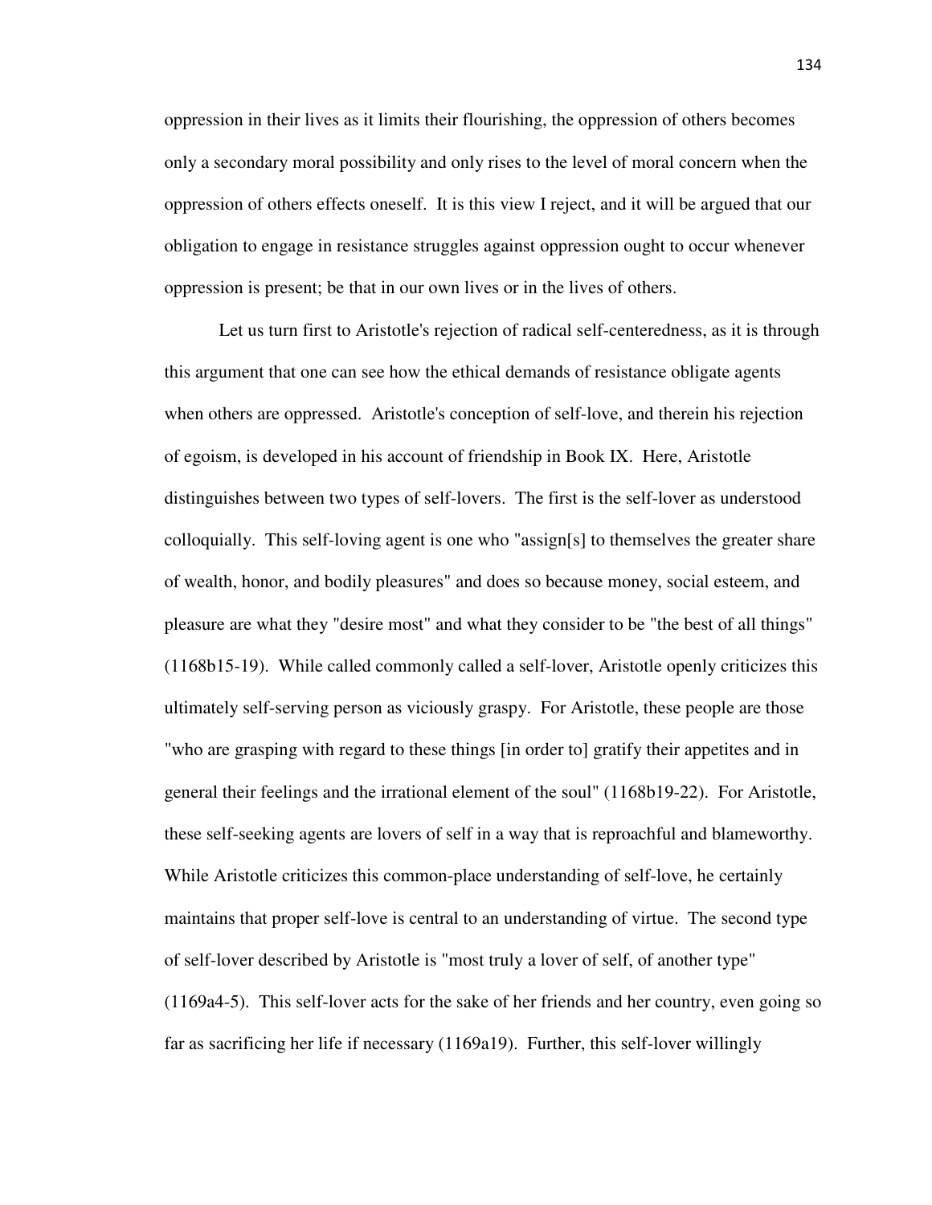oppression in their lives as it limits their flourishing, the oppression of others becomes only a secondary moral possibility and only rises to the level of moral concern when the oppression of others effects oneself. It is this view I reject, and it will be argued that our obligation to engage in resistance struggles against oppression ought to occur whenever oppression is present; be that in our own lives or in the lives of others.

Let us turn first to Aristotle's rejection of radical self-centeredness, as it is through this argument that one can see how the ethical demands of resistance obligate agents when others are oppressed. Aristotle's conception of self-love, and therein his rejection of egoism, is developed in his account of friendship in Book IX. Here, Aristotle distinguishes between two types of self-lovers. The first is the self-lover as understood colloquially. This self-loving agent is one who "assign[s] to themselves the greater share of wealth, honor, and bodily pleasures" and does so because money, social esteem, and pleasure are what they "desire most" and what they consider to be "the best of all things" (1168b15-19). While called commonly called a self-lover, Aristotle openly criticizes this ultimately self-serving person as viciously graspy. For Aristotle, these people are those "who are grasping with regard to these things [in order to] gratify their appetites and in general their feelings and the irrational element of the soul" (1168b19-22). For Aristotle, these self-seeking agents are lovers of self in a way that is reproachful and blameworthy. While Aristotle criticizes this common-place understanding of self-love, he certainly maintains that proper self-love is central to an understanding of virtue. The second type of self-lover described by Aristotle is "most truly a lover of self, of another type" (1169a4-5). This self-lover acts for the sake of her friends and her country, even going so far as sacrificing her life if necessary (1169a19). Further, this self-lover willingly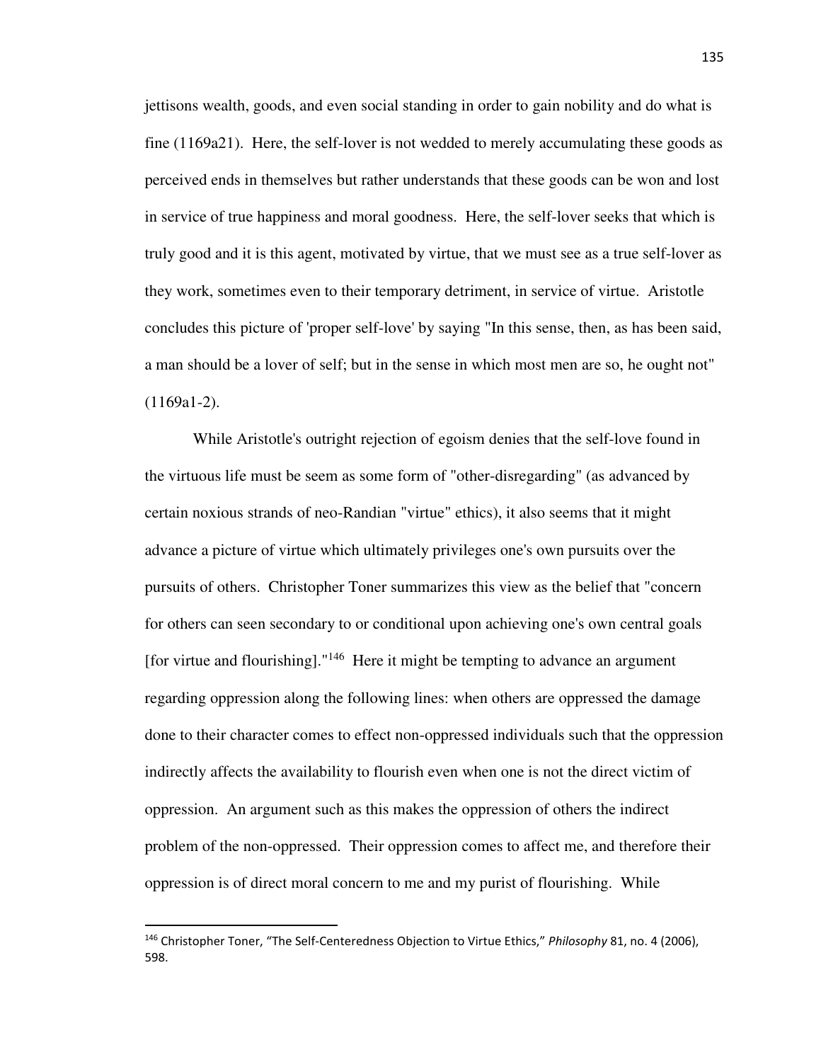jettisons wealth, goods, and even social standing in order to gain nobility and do what is fine (1169a21). Here, the self-lover is not wedded to merely accumulating these goods as perceived ends in themselves but rather understands that these goods can be won and lost in service of true happiness and moral goodness. Here, the self-lover seeks that which is truly good and it is this agent, motivated by virtue, that we must see as a true self-lover as they work, sometimes even to their temporary detriment, in service of virtue. Aristotle concludes this picture of 'proper self-love' by saying "In this sense, then, as has been said, a man should be a lover of self; but in the sense in which most men are so, he ought not" (1169a1-2).

While Aristotle's outright rejection of egoism denies that the self-love found in the virtuous life must be seem as some form of "other-disregarding" (as advanced by certain noxious strands of neo-Randian "virtue" ethics), it also seems that it might advance a picture of virtue which ultimately privileges one's own pursuits over the pursuits of others. Christopher Toner summarizes this view as the belief that "concern for others can seen secondary to or conditional upon achieving one's own central goals [for virtue and flourishing]."[146] Here it might be tempting to advance an argument regarding oppression along the following lines: when others are oppressed the damage done to their character comes to effect non-oppressed individuals such that the oppression indirectly affects the availability to flourish even when one is not the direct victim of oppression. An argument such as this makes the oppression of others the indirect problem of the non-oppressed. Their oppression comes to affect me, and therefore their oppression is of direct moral concern to me and my purist of flourishing. While

---

[146] Christopher Toner, "The Self-Centeredness Objection to Virtue Ethics," *Philosophy* 81, no. 4 (2006), 598.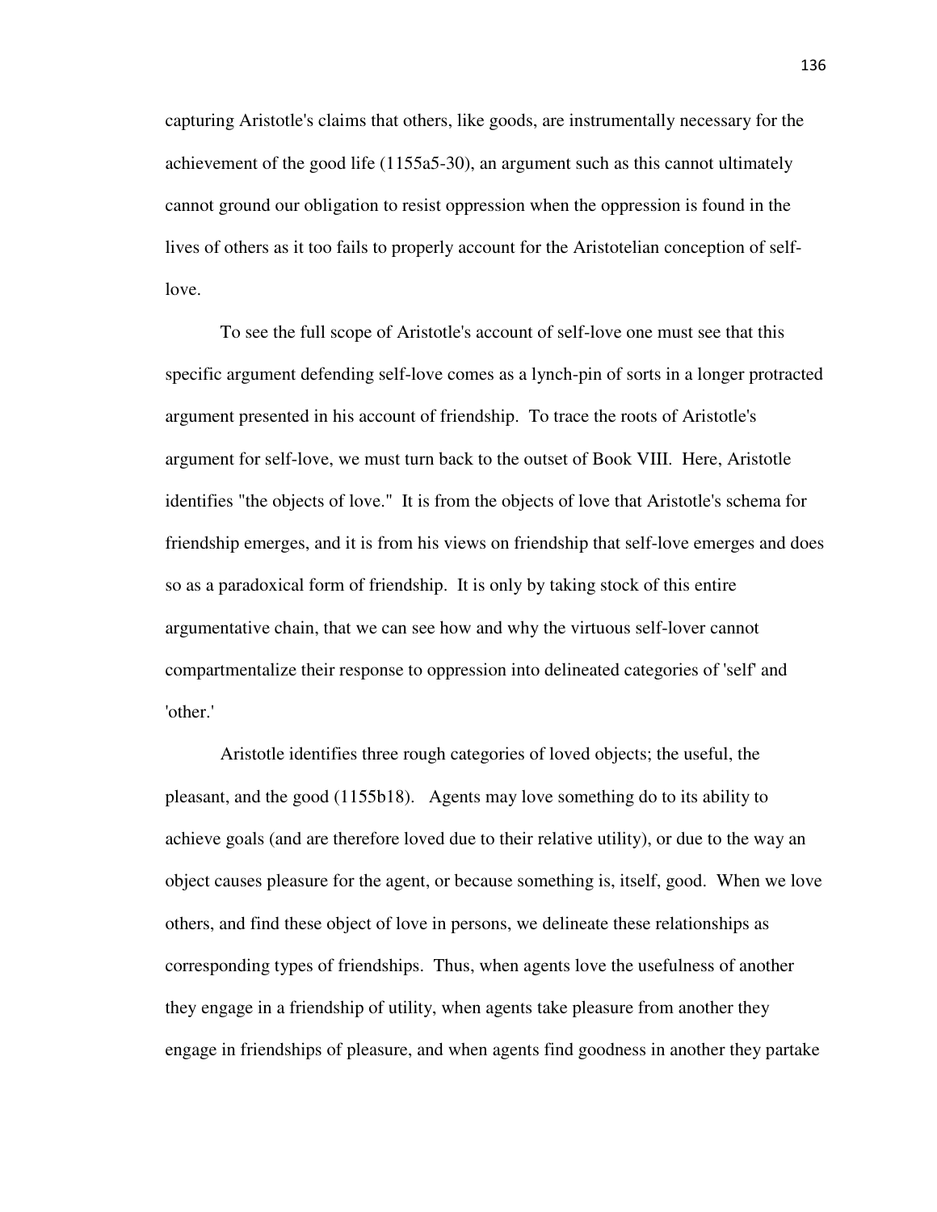capturing Aristotle's claims that others, like goods, are instrumentally necessary for the achievement of the good life (1155a5-30), an argument such as this cannot ultimately cannot ground our obligation to resist oppression when the oppression is found in the lives of others as it too fails to properly account for the Aristotelian conception of self-love.

To see the full scope of Aristotle's account of self-love one must see that this specific argument defending self-love comes as a lynch-pin of sorts in a longer protracted argument presented in his account of friendship. To trace the roots of Aristotle's argument for self-love, we must turn back to the outset of Book VIII. Here, Aristotle identifies "the objects of love." It is from the objects of love that Aristotle's schema for friendship emerges, and it is from his views on friendship that self-love emerges and does so as a paradoxical form of friendship. It is only by taking stock of this entire argumentative chain, that we can see how and why the virtuous self-lover cannot compartmentalize their response to oppression into delineated categories of 'self' and 'other.'

Aristotle identifies three rough categories of loved objects; the useful, the pleasant, and the good (1155b18). Agents may love something do to its ability to achieve goals (and are therefore loved due to their relative utility), or due to the way an object causes pleasure for the agent, or because something is, itself, good. When we love others, and find these object of love in persons, we delineate these relationships as corresponding types of friendships. Thus, when agents love the usefulness of another they engage in a friendship of utility, when agents take pleasure from another they engage in friendships of pleasure, and when agents find goodness in another they partake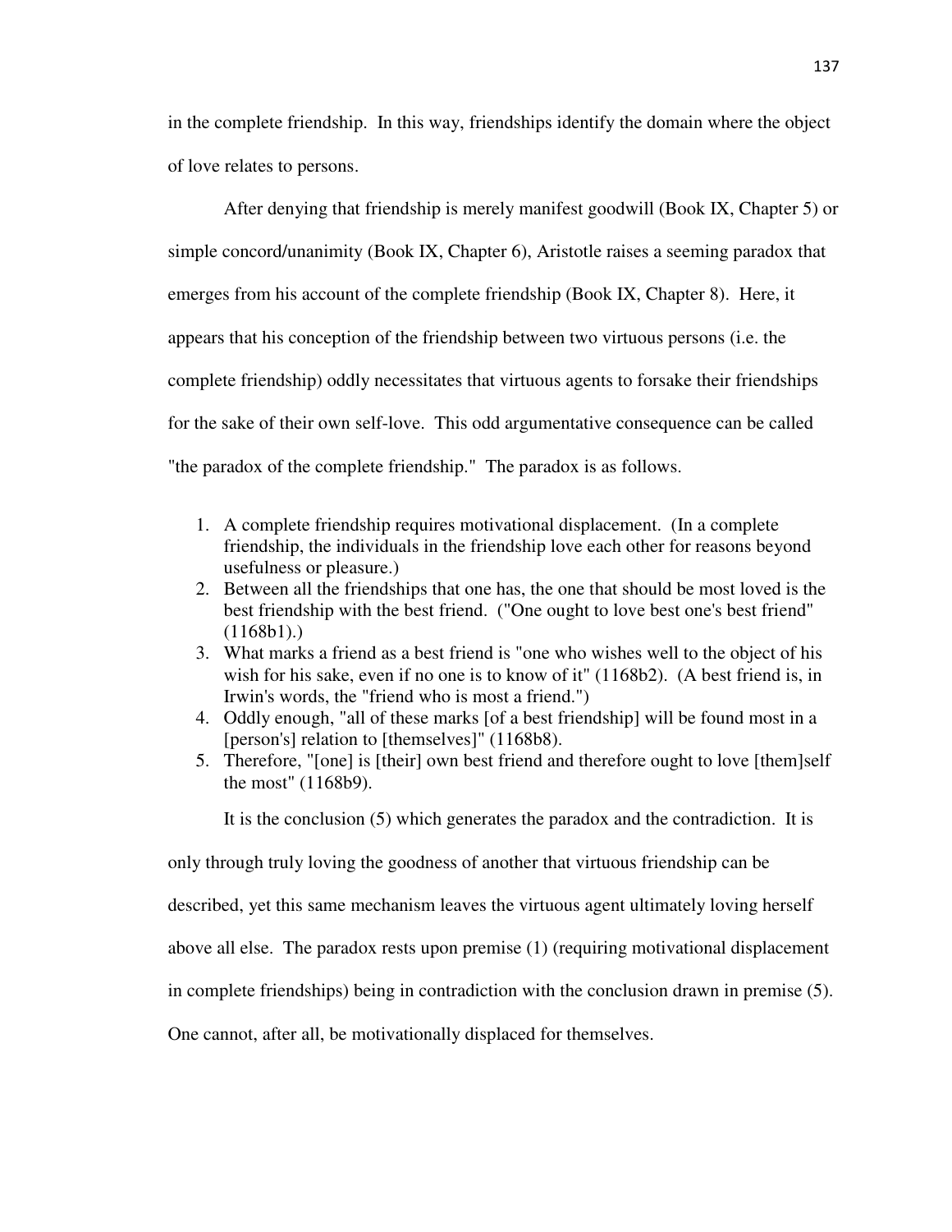in the complete friendship. In this way, friendships identify the domain where the object of love relates to persons.

After denying that friendship is merely manifest goodwill (Book IX, Chapter 5) or simple concord/unanimity (Book IX, Chapter 6), Aristotle raises a seeming paradox that emerges from his account of the complete friendship (Book IX, Chapter 8). Here, it appears that his conception of the friendship between two virtuous persons (i.e. the complete friendship) oddly necessitates that virtuous agents to forsake their friendships for the sake of their own self-love. This odd argumentative consequence can be called "the paradox of the complete friendship." The paradox is as follows.

1. A complete friendship requires motivational displacement. (In a complete friendship, the individuals in the friendship love each other for reasons beyond usefulness or pleasure.)
2. Between all the friendships that one has, the one that should be most loved is the best friendship with the best friend. ("One ought to love best one's best friend" (1168b1).)
3. What marks a friend as a best friend is "one who wishes well to the object of his wish for his sake, even if no one is to know of it" (1168b2). (A best friend is, in Irwin's words, the "friend who is most a friend.")
4. Oddly enough, "all of these marks [of a best friendship] will be found most in a [person's] relation to [themselves]" (1168b8).
5. Therefore, "[one] is [their] own best friend and therefore ought to love [them]self the most" (1168b9).

It is the conclusion (5) which generates the paradox and the contradiction. It is only through truly loving the goodness of another that virtuous friendship can be described, yet this same mechanism leaves the virtuous agent ultimately loving herself above all else. The paradox rests upon premise (1) (requiring motivational displacement in complete friendships) being in contradiction with the conclusion drawn in premise (5). One cannot, after all, be motivationally displaced for themselves.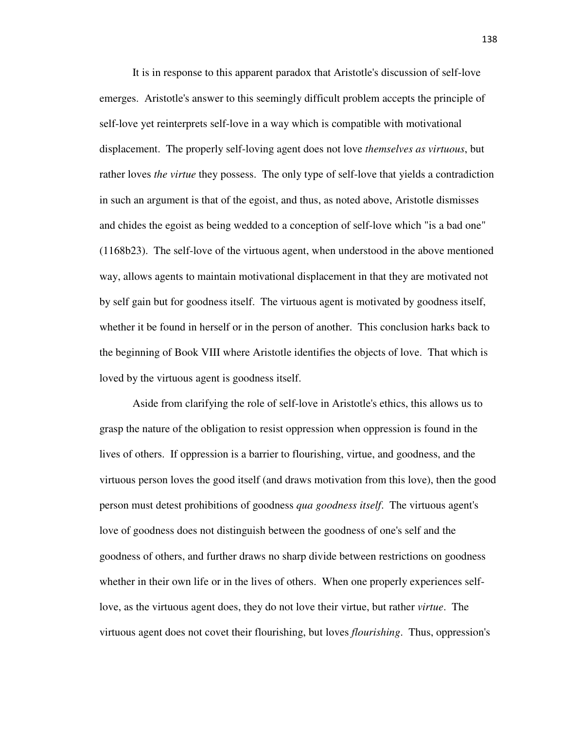It is in response to this apparent paradox that Aristotle's discussion of self-love emerges. Aristotle's answer to this seemingly difficult problem accepts the principle of self-love yet reinterprets self-love in a way which is compatible with motivational displacement. The properly self-loving agent does not love *themselves as virtuous*, but rather loves *the virtue* they possess. The only type of self-love that yields a contradiction in such an argument is that of the egoist, and thus, as noted above, Aristotle dismisses and chides the egoist as being wedded to a conception of self-love which "is a bad one" (1168b23). The self-love of the virtuous agent, when understood in the above mentioned way, allows agents to maintain motivational displacement in that they are motivated not by self gain but for goodness itself. The virtuous agent is motivated by goodness itself, whether it be found in herself or in the person of another. This conclusion harks back to the beginning of Book VIII where Aristotle identifies the objects of love. That which is loved by the virtuous agent is goodness itself.

Aside from clarifying the role of self-love in Aristotle's ethics, this allows us to grasp the nature of the obligation to resist oppression when oppression is found in the lives of others. If oppression is a barrier to flourishing, virtue, and goodness, and the virtuous person loves the good itself (and draws motivation from this love), then the good person must detest prohibitions of goodness *qua goodness itself*. The virtuous agent's love of goodness does not distinguish between the goodness of one's self and the goodness of others, and further draws no sharp divide between restrictions on goodness whether in their own life or in the lives of others. When one properly experiences self-love, as the virtuous agent does, they do not love their virtue, but rather *virtue*. The virtuous agent does not covet their flourishing, but loves *flourishing*. Thus, oppression's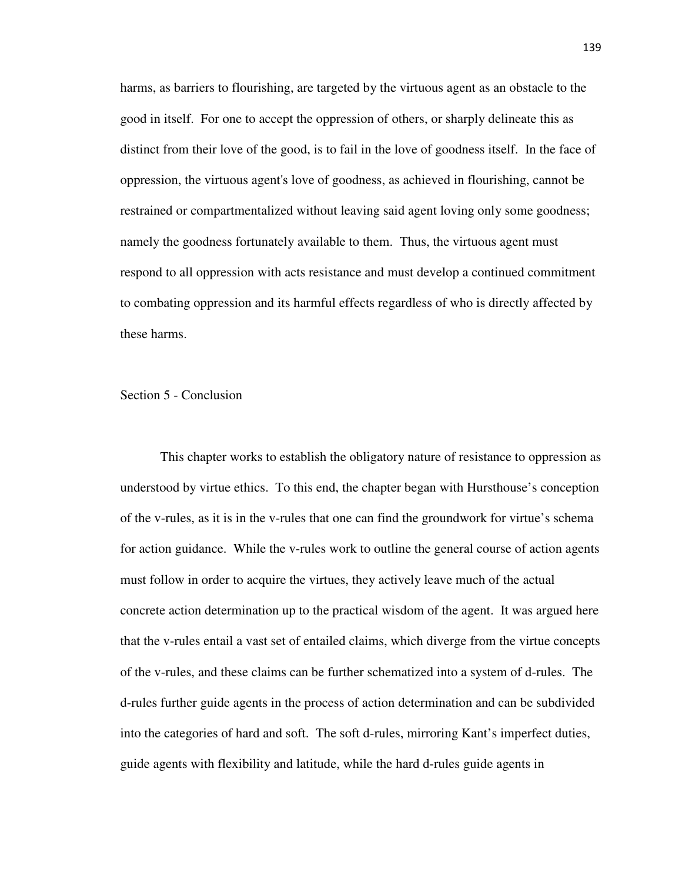harms, as barriers to flourishing, are targeted by the virtuous agent as an obstacle to the good in itself. For one to accept the oppression of others, or sharply delineate this as distinct from their love of the good, is to fail in the love of goodness itself. In the face of oppression, the virtuous agent's love of goodness, as achieved in flourishing, cannot be restrained or compartmentalized without leaving said agent loving only some goodness; namely the goodness fortunately available to them. Thus, the virtuous agent must respond to all oppression with acts resistance and must develop a continued commitment to combating oppression and its harmful effects regardless of who is directly affected by these harms.

## Section 5 - Conclusion

This chapter works to establish the obligatory nature of resistance to oppression as understood by virtue ethics. To this end, the chapter began with Hursthouse's conception of the v-rules, as it is in the v-rules that one can find the groundwork for virtue's schema for action guidance. While the v-rules work to outline the general course of action agents must follow in order to acquire the virtues, they actively leave much of the actual concrete action determination up to the practical wisdom of the agent. It was argued here that the v-rules entail a vast set of entailed claims, which diverge from the virtue concepts of the v-rules, and these claims can be further schematized into a system of d-rules. The d-rules further guide agents in the process of action determination and can be subdivided into the categories of hard and soft. The soft d-rules, mirroring Kant's imperfect duties, guide agents with flexibility and latitude, while the hard d-rules guide agents in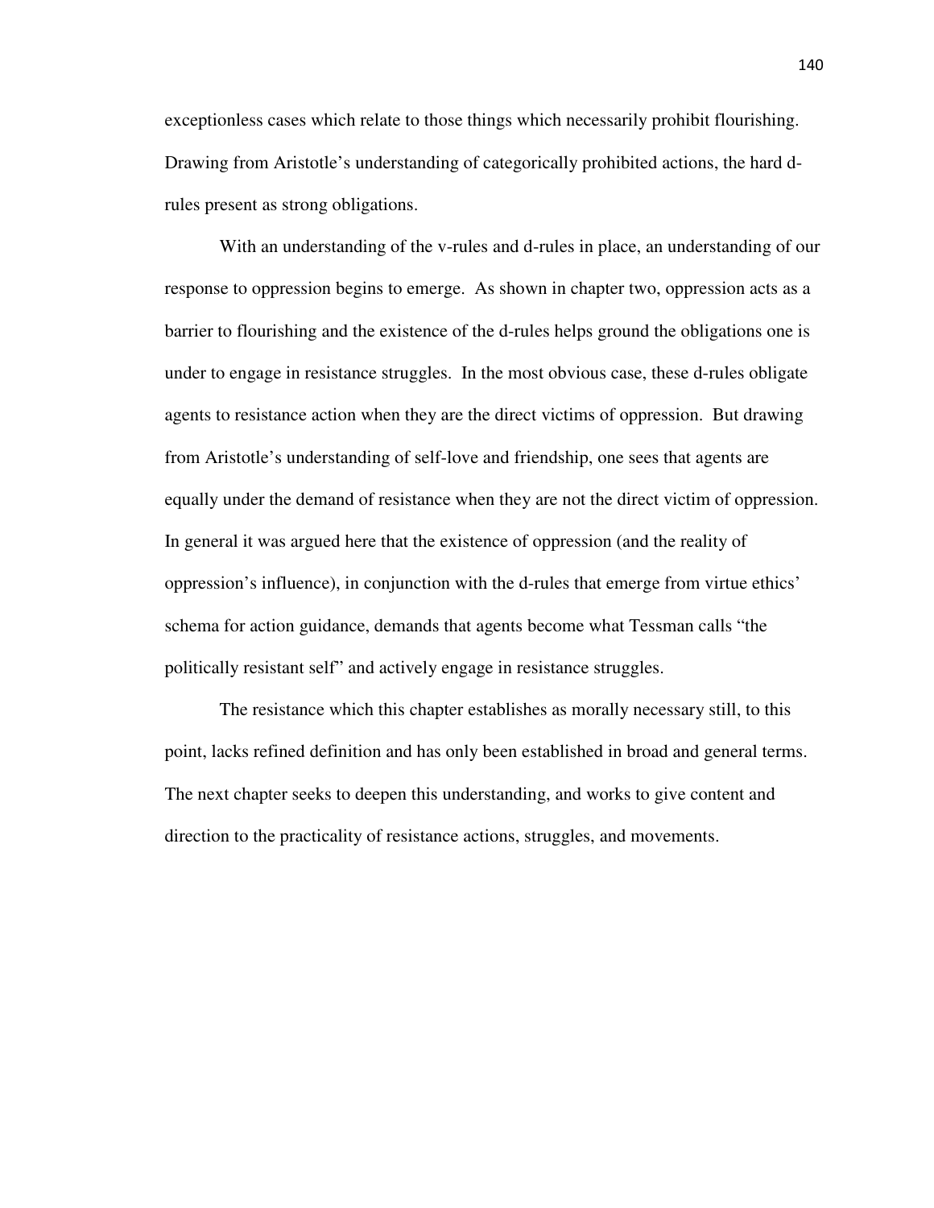exceptionless cases which relate to those things which necessarily prohibit flourishing. Drawing from Aristotle's understanding of categorically prohibited actions, the hard d-rules present as strong obligations.

With an understanding of the v-rules and d-rules in place, an understanding of our response to oppression begins to emerge. As shown in chapter two, oppression acts as a barrier to flourishing and the existence of the d-rules helps ground the obligations one is under to engage in resistance struggles. In the most obvious case, these d-rules obligate agents to resistance action when they are the direct victims of oppression. But drawing from Aristotle's understanding of self-love and friendship, one sees that agents are equally under the demand of resistance when they are not the direct victim of oppression. In general it was argued here that the existence of oppression (and the reality of oppression's influence), in conjunction with the d-rules that emerge from virtue ethics' schema for action guidance, demands that agents become what Tessman calls "the politically resistant self" and actively engage in resistance struggles.

The resistance which this chapter establishes as morally necessary still, to this point, lacks refined definition and has only been established in broad and general terms. The next chapter seeks to deepen this understanding, and works to give content and direction to the practicality of resistance actions, struggles, and movements.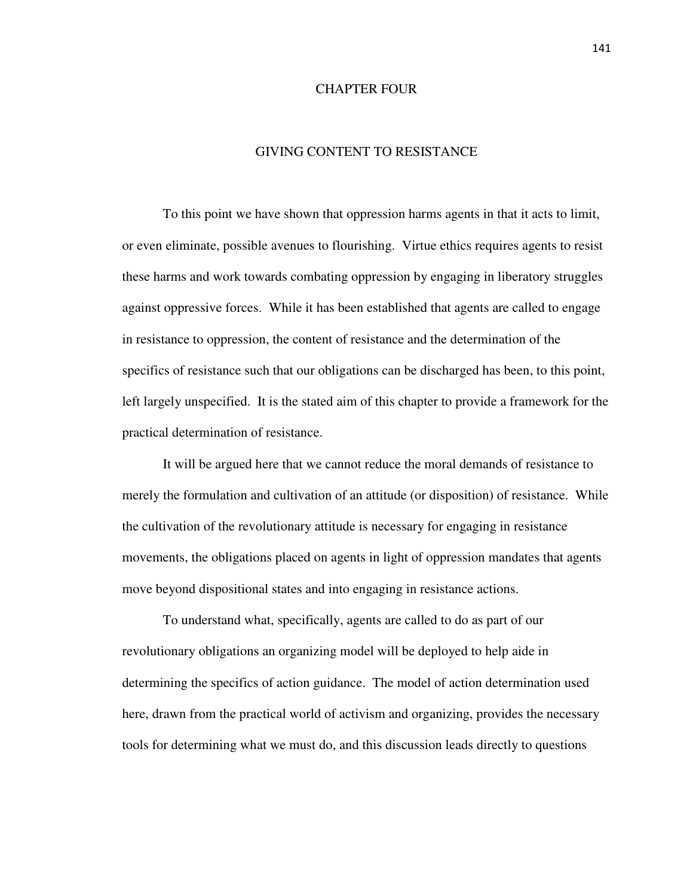# CHAPTER FOUR

## GIVING CONTENT TO RESISTANCE

To this point we have shown that oppression harms agents in that it acts to limit, or even eliminate, possible avenues to flourishing. Virtue ethics requires agents to resist these harms and work towards combating oppression by engaging in liberatory struggles against oppressive forces. While it has been established that agents are called to engage in resistance to oppression, the content of resistance and the determination of the specifics of resistance such that our obligations can be discharged has been, to this point, left largely unspecified. It is the stated aim of this chapter to provide a framework for the practical determination of resistance.

It will be argued here that we cannot reduce the moral demands of resistance to merely the formulation and cultivation of an attitude (or disposition) of resistance. While the cultivation of the revolutionary attitude is necessary for engaging in resistance movements, the obligations placed on agents in light of oppression mandates that agents move beyond dispositional states and into engaging in resistance actions.

To understand what, specifically, agents are called to do as part of our revolutionary obligations an organizing model will be deployed to help aide in determining the specifics of action guidance. The model of action determination used here, drawn from the practical world of activism and organizing, provides the necessary tools for determining what we must do, and this discussion leads directly to questions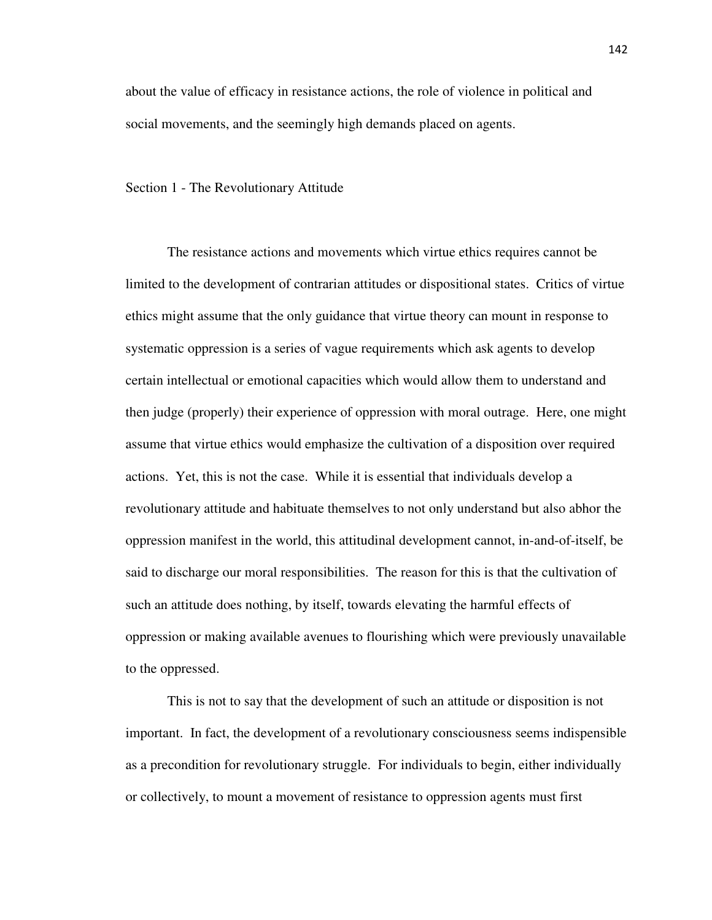about the value of efficacy in resistance actions, the role of violence in political and social movements, and the seemingly high demands placed on agents.

## Section 1 - The Revolutionary Attitude

The resistance actions and movements which virtue ethics requires cannot be limited to the development of contrarian attitudes or dispositional states. Critics of virtue ethics might assume that the only guidance that virtue theory can mount in response to systematic oppression is a series of vague requirements which ask agents to develop certain intellectual or emotional capacities which would allow them to understand and then judge (properly) their experience of oppression with moral outrage. Here, one might assume that virtue ethics would emphasize the cultivation of a disposition over required actions. Yet, this is not the case. While it is essential that individuals develop a revolutionary attitude and habituate themselves to not only understand but also abhor the oppression manifest in the world, this attitudinal development cannot, in-and-of-itself, be said to discharge our moral responsibilities. The reason for this is that the cultivation of such an attitude does nothing, by itself, towards elevating the harmful effects of oppression or making available avenues to flourishing which were previously unavailable to the oppressed.

This is not to say that the development of such an attitude or disposition is not important. In fact, the development of a revolutionary consciousness seems indispensible as a precondition for revolutionary struggle. For individuals to begin, either individually or collectively, to mount a movement of resistance to oppression agents must first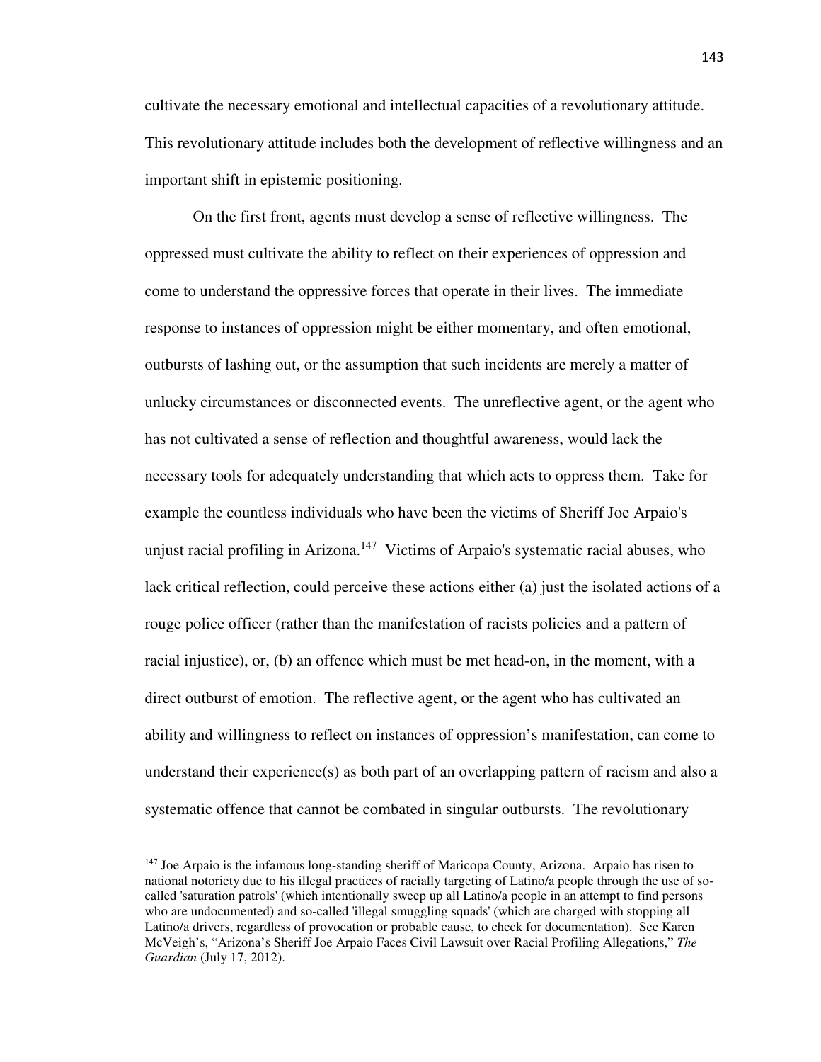cultivate the necessary emotional and intellectual capacities of a revolutionary attitude. This revolutionary attitude includes both the development of reflective willingness and an important shift in epistemic positioning.

On the first front, agents must develop a sense of reflective willingness. The oppressed must cultivate the ability to reflect on their experiences of oppression and come to understand the oppressive forces that operate in their lives. The immediate response to instances of oppression might be either momentary, and often emotional, outbursts of lashing out, or the assumption that such incidents are merely a matter of unlucky circumstances or disconnected events. The unreflective agent, or the agent who has not cultivated a sense of reflection and thoughtful awareness, would lack the necessary tools for adequately understanding that which acts to oppress them. Take for example the countless individuals who have been the victims of Sheriff Joe Arpaio's unjust racial profiling in Arizona.[147] Victims of Arpaio's systematic racial abuses, who lack critical reflection, could perceive these actions either (a) just the isolated actions of a rouge police officer (rather than the manifestation of racists policies and a pattern of racial injustice), or, (b) an offence which must be met head-on, in the moment, with a direct outburst of emotion. The reflective agent, or the agent who has cultivated an ability and willingness to reflect on instances of oppression's manifestation, can come to understand their experience(s) as both part of an overlapping pattern of racism and also a systematic offence that cannot be combated in singular outbursts. The revolutionary

---

[147] Joe Arpaio is the infamous long-standing sheriff of Maricopa County, Arizona. Arpaio has risen to national notoriety due to his illegal practices of racially targeting of Latino/a people through the use of so-called 'saturation patrols' (which intentionally sweep up all Latino/a people in an attempt to find persons who are undocumented) and so-called 'illegal smuggling squads' (which are charged with stopping all Latino/a drivers, regardless of provocation or probable cause, to check for documentation). See Karen McVeigh's, "Arizona's Sheriff Joe Arpaio Faces Civil Lawsuit over Racial Profiling Allegations," *The Guardian* (July 17, 2012).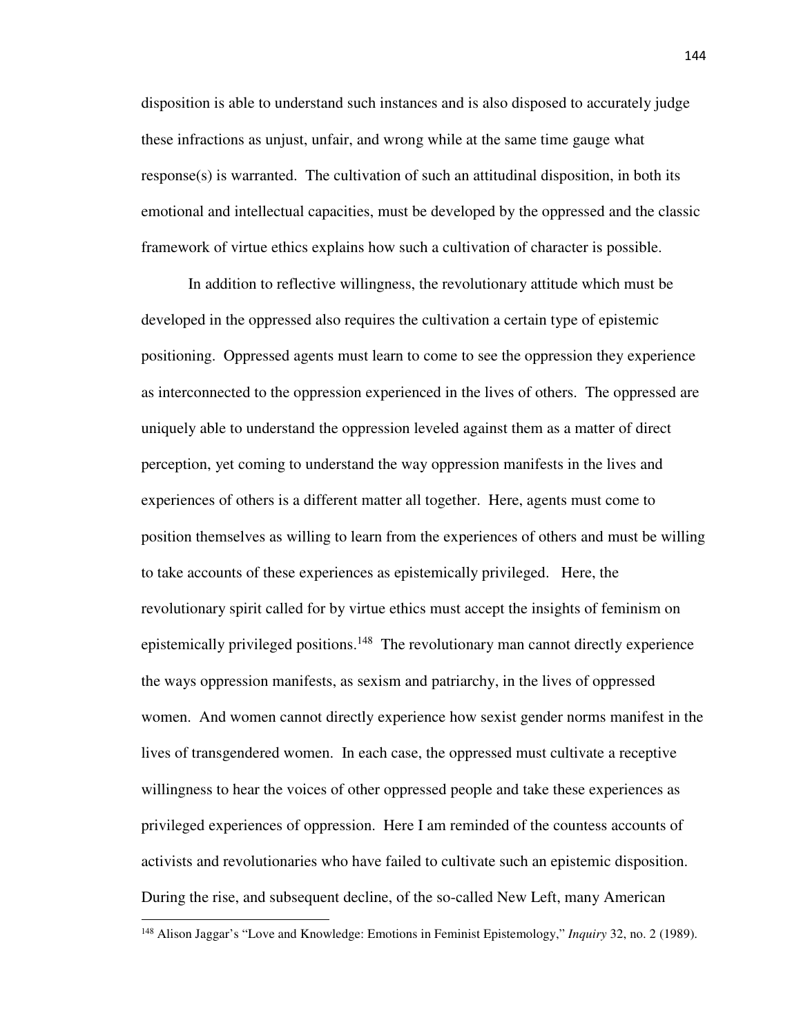disposition is able to understand such instances and is also disposed to accurately judge these infractions as unjust, unfair, and wrong while at the same time gauge what response(s) is warranted. The cultivation of such an attitudinal disposition, in both its emotional and intellectual capacities, must be developed by the oppressed and the classic framework of virtue ethics explains how such a cultivation of character is possible.

In addition to reflective willingness, the revolutionary attitude which must be developed in the oppressed also requires the cultivation a certain type of epistemic positioning. Oppressed agents must learn to come to see the oppression they experience as interconnected to the oppression experienced in the lives of others. The oppressed are uniquely able to understand the oppression leveled against them as a matter of direct perception, yet coming to understand the way oppression manifests in the lives and experiences of others is a different matter all together. Here, agents must come to position themselves as willing to learn from the experiences of others and must be willing to take accounts of these experiences as epistemically privileged. Here, the revolutionary spirit called for by virtue ethics must accept the insights of feminism on epistemically privileged positions.[148] The revolutionary man cannot directly experience the ways oppression manifests, as sexism and patriarchy, in the lives of oppressed women. And women cannot directly experience how sexist gender norms manifest in the lives of transgendered women. In each case, the oppressed must cultivate a receptive willingness to hear the voices of other oppressed people and take these experiences as privileged experiences of oppression. Here I am reminded of the countess accounts of activists and revolutionaries who have failed to cultivate such an epistemic disposition. During the rise, and subsequent decline, of the so-called New Left, many American

---

[148] Alison Jaggar's "Love and Knowledge: Emotions in Feminist Epistemology," *Inquiry* 32, no. 2 (1989).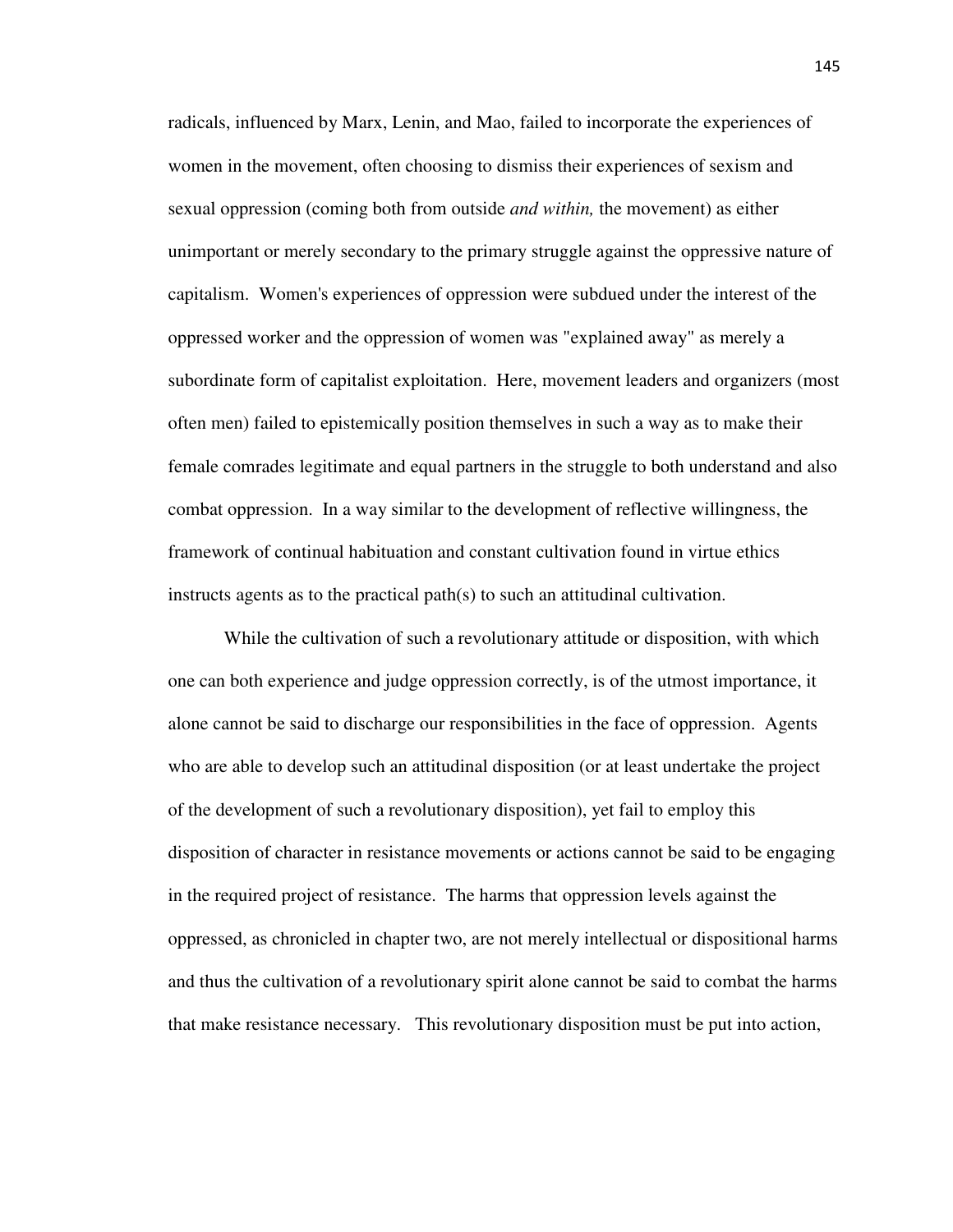radicals, influenced by Marx, Lenin, and Mao, failed to incorporate the experiences of women in the movement, often choosing to dismiss their experiences of sexism and sexual oppression (coming both from outside *and within,* the movement) as either unimportant or merely secondary to the primary struggle against the oppressive nature of capitalism. Women's experiences of oppression were subdued under the interest of the oppressed worker and the oppression of women was "explained away" as merely a subordinate form of capitalist exploitation. Here, movement leaders and organizers (most often men) failed to epistemically position themselves in such a way as to make their female comrades legitimate and equal partners in the struggle to both understand and also combat oppression. In a way similar to the development of reflective willingness, the framework of continual habituation and constant cultivation found in virtue ethics instructs agents as to the practical path(s) to such an attitudinal cultivation.

While the cultivation of such a revolutionary attitude or disposition, with which one can both experience and judge oppression correctly, is of the utmost importance, it alone cannot be said to discharge our responsibilities in the face of oppression. Agents who are able to develop such an attitudinal disposition (or at least undertake the project of the development of such a revolutionary disposition), yet fail to employ this disposition of character in resistance movements or actions cannot be said to be engaging in the required project of resistance. The harms that oppression levels against the oppressed, as chronicled in chapter two, are not merely intellectual or dispositional harms and thus the cultivation of a revolutionary spirit alone cannot be said to combat the harms that make resistance necessary. This revolutionary disposition must be put into action,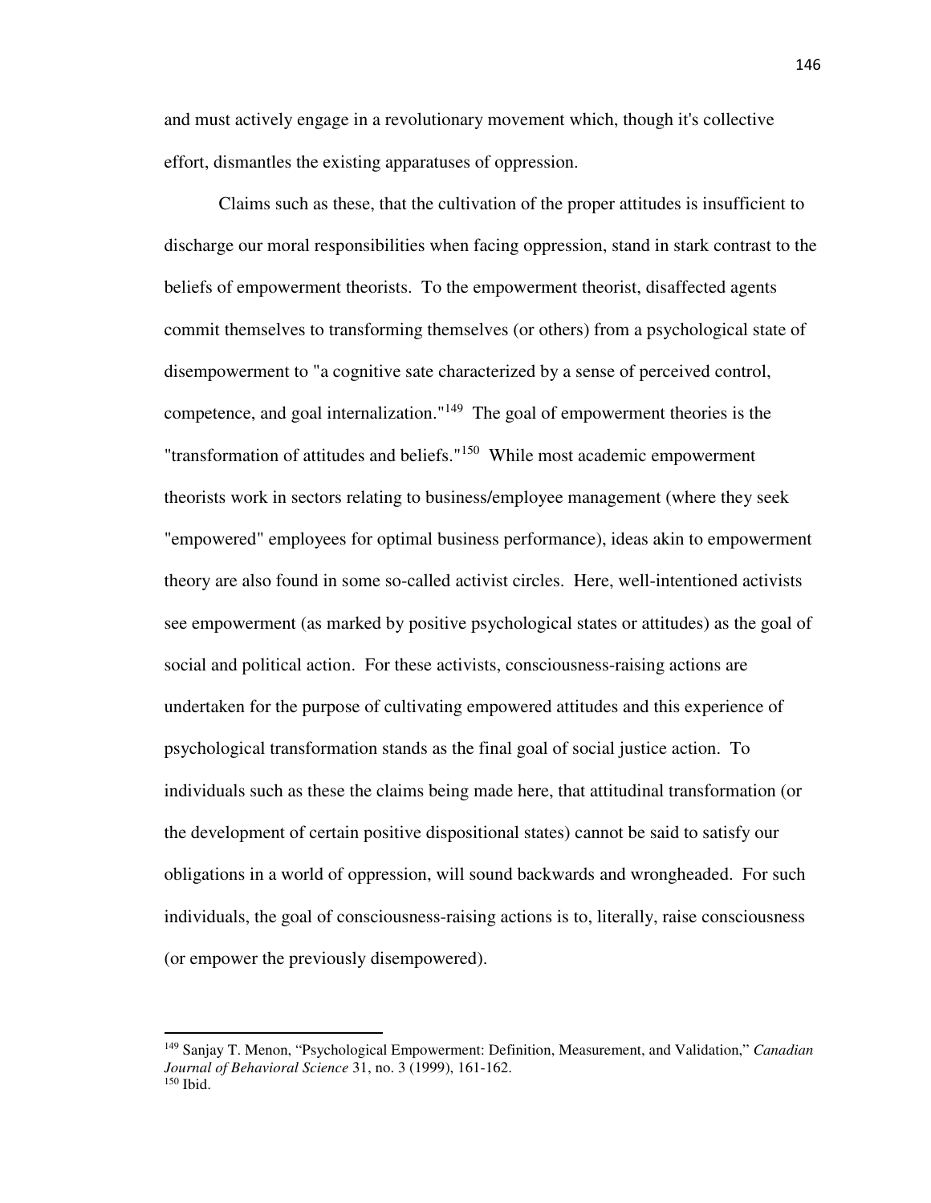and must actively engage in a revolutionary movement which, though it's collective effort, dismantles the existing apparatuses of oppression.

Claims such as these, that the cultivation of the proper attitudes is insufficient to discharge our moral responsibilities when facing oppression, stand in stark contrast to the beliefs of empowerment theorists. To the empowerment theorist, disaffected agents commit themselves to transforming themselves (or others) from a psychological state of disempowerment to "a cognitive sate characterized by a sense of perceived control, competence, and goal internalization."[149] The goal of empowerment theories is the "transformation of attitudes and beliefs."[150] While most academic empowerment theorists work in sectors relating to business/employee management (where they seek "empowered" employees for optimal business performance), ideas akin to empowerment theory are also found in some so-called activist circles. Here, well-intentioned activists see empowerment (as marked by positive psychological states or attitudes) as the goal of social and political action. For these activists, consciousness-raising actions are undertaken for the purpose of cultivating empowered attitudes and this experience of psychological transformation stands as the final goal of social justice action. To individuals such as these the claims being made here, that attitudinal transformation (or the development of certain positive dispositional states) cannot be said to satisfy our obligations in a world of oppression, will sound backwards and wrongheaded. For such individuals, the goal of consciousness-raising actions is to, literally, raise consciousness (or empower the previously disempowered).

---

[149] Sanjay T. Menon, "Psychological Empowerment: Definition, Measurement, and Validation," *Canadian Journal of Behavioral Science* 31, no. 3 (1999), 161-162.

[150] Ibid.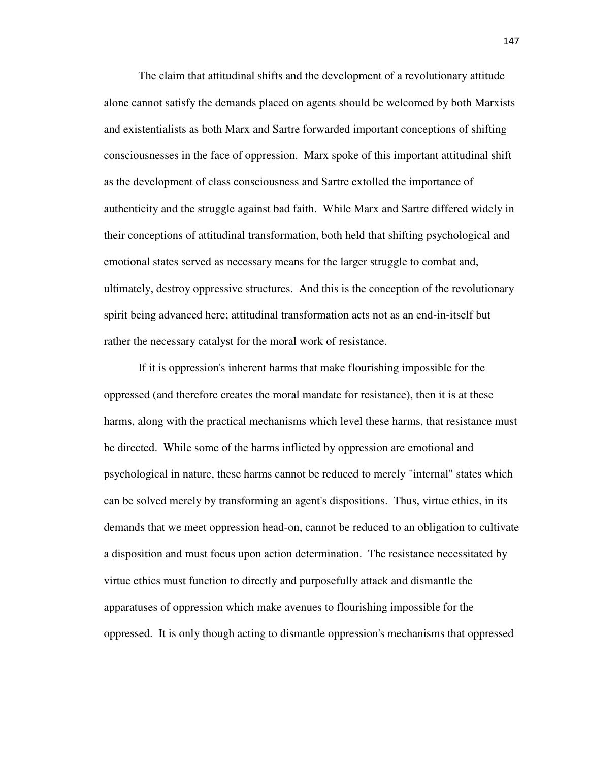The claim that attitudinal shifts and the development of a revolutionary attitude alone cannot satisfy the demands placed on agents should be welcomed by both Marxists and existentialists as both Marx and Sartre forwarded important conceptions of shifting consciousnesses in the face of oppression. Marx spoke of this important attitudinal shift as the development of class consciousness and Sartre extolled the importance of authenticity and the struggle against bad faith. While Marx and Sartre differed widely in their conceptions of attitudinal transformation, both held that shifting psychological and emotional states served as necessary means for the larger struggle to combat and, ultimately, destroy oppressive structures. And this is the conception of the revolutionary spirit being advanced here; attitudinal transformation acts not as an end-in-itself but rather the necessary catalyst for the moral work of resistance.

If it is oppression's inherent harms that make flourishing impossible for the oppressed (and therefore creates the moral mandate for resistance), then it is at these harms, along with the practical mechanisms which level these harms, that resistance must be directed. While some of the harms inflicted by oppression are emotional and psychological in nature, these harms cannot be reduced to merely "internal" states which can be solved merely by transforming an agent's dispositions. Thus, virtue ethics, in its demands that we meet oppression head-on, cannot be reduced to an obligation to cultivate a disposition and must focus upon action determination. The resistance necessitated by virtue ethics must function to directly and purposefully attack and dismantle the apparatuses of oppression which make avenues to flourishing impossible for the oppressed. It is only though acting to dismantle oppression's mechanisms that oppressed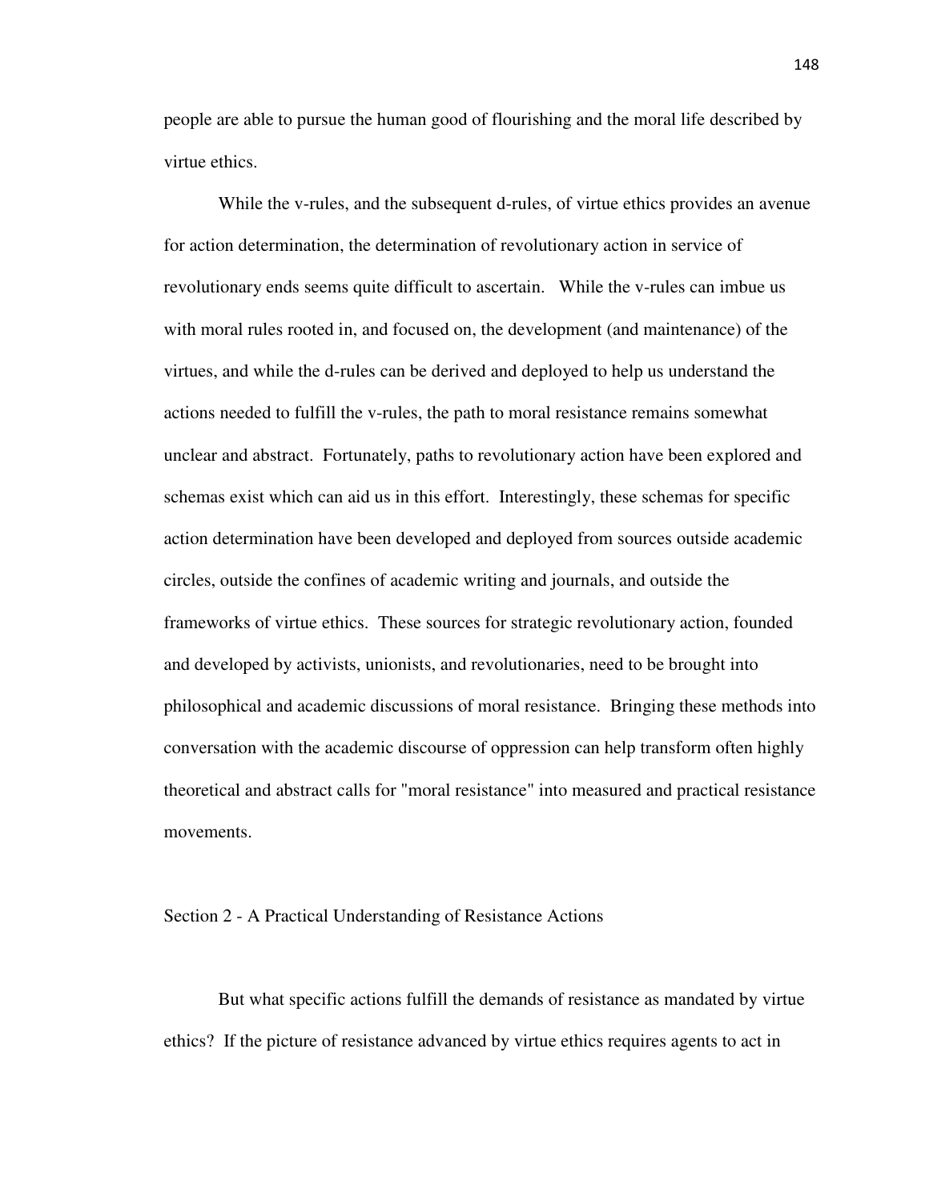people are able to pursue the human good of flourishing and the moral life described by virtue ethics.

While the v-rules, and the subsequent d-rules, of virtue ethics provides an avenue for action determination, the determination of revolutionary action in service of revolutionary ends seems quite difficult to ascertain. While the v-rules can imbue us with moral rules rooted in, and focused on, the development (and maintenance) of the virtues, and while the d-rules can be derived and deployed to help us understand the actions needed to fulfill the v-rules, the path to moral resistance remains somewhat unclear and abstract. Fortunately, paths to revolutionary action have been explored and schemas exist which can aid us in this effort. Interestingly, these schemas for specific action determination have been developed and deployed from sources outside academic circles, outside the confines of academic writing and journals, and outside the frameworks of virtue ethics. These sources for strategic revolutionary action, founded and developed by activists, unionists, and revolutionaries, need to be brought into philosophical and academic discussions of moral resistance. Bringing these methods into conversation with the academic discourse of oppression can help transform often highly theoretical and abstract calls for "moral resistance" into measured and practical resistance movements.

## Section 2 - A Practical Understanding of Resistance Actions

But what specific actions fulfill the demands of resistance as mandated by virtue ethics? If the picture of resistance advanced by virtue ethics requires agents to act in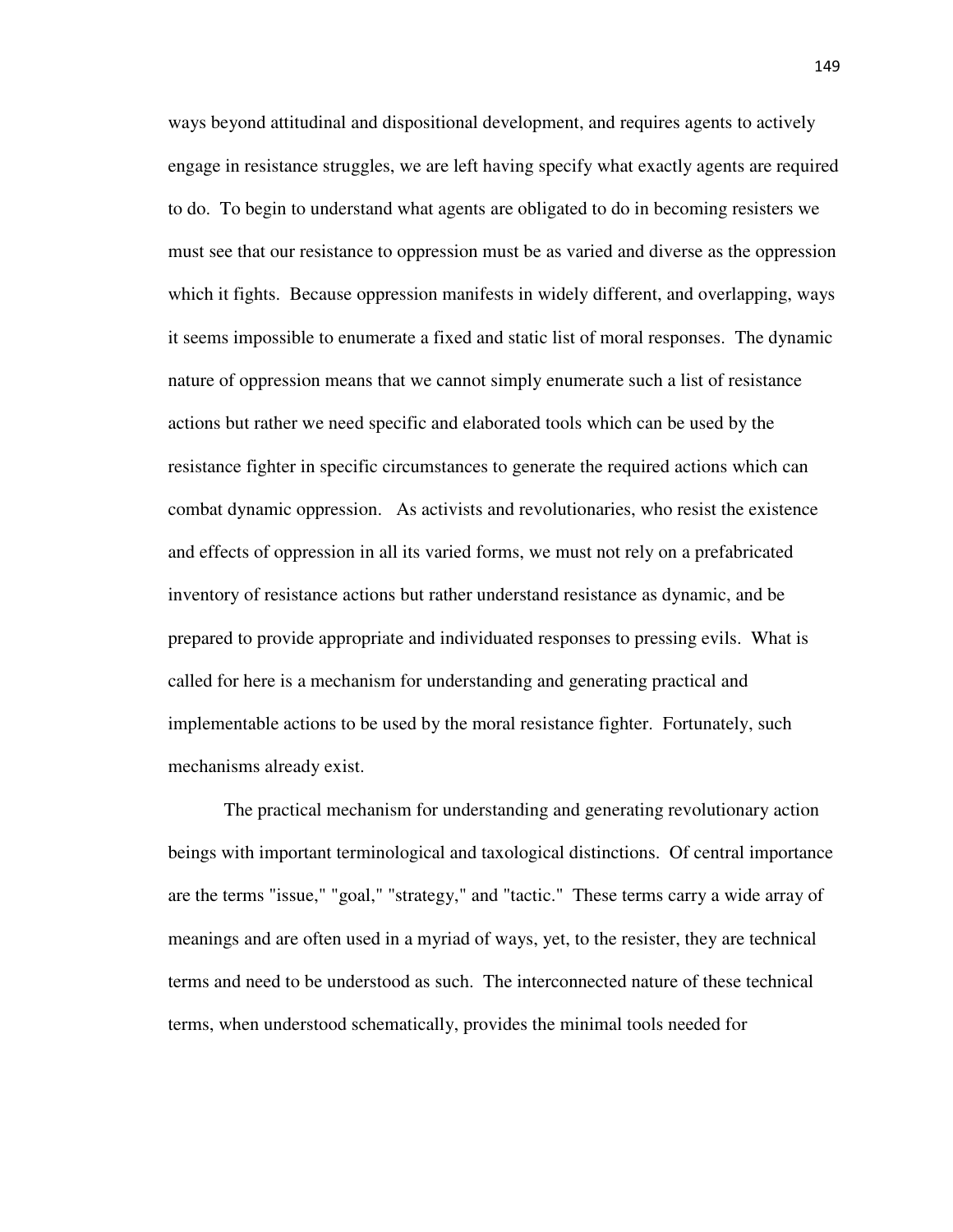ways beyond attitudinal and dispositional development, and requires agents to actively engage in resistance struggles, we are left having specify what exactly agents are required to do. To begin to understand what agents are obligated to do in becoming resisters we must see that our resistance to oppression must be as varied and diverse as the oppression which it fights. Because oppression manifests in widely different, and overlapping, ways it seems impossible to enumerate a fixed and static list of moral responses. The dynamic nature of oppression means that we cannot simply enumerate such a list of resistance actions but rather we need specific and elaborated tools which can be used by the resistance fighter in specific circumstances to generate the required actions which can combat dynamic oppression. As activists and revolutionaries, who resist the existence and effects of oppression in all its varied forms, we must not rely on a prefabricated inventory of resistance actions but rather understand resistance as dynamic, and be prepared to provide appropriate and individuated responses to pressing evils. What is called for here is a mechanism for understanding and generating practical and implementable actions to be used by the moral resistance fighter. Fortunately, such mechanisms already exist.

The practical mechanism for understanding and generating revolutionary action beings with important terminological and taxological distinctions. Of central importance are the terms "issue," "goal," "strategy," and "tactic." These terms carry a wide array of meanings and are often used in a myriad of ways, yet, to the resister, they are technical terms and need to be understood as such. The interconnected nature of these technical terms, when understood schematically, provides the minimal tools needed for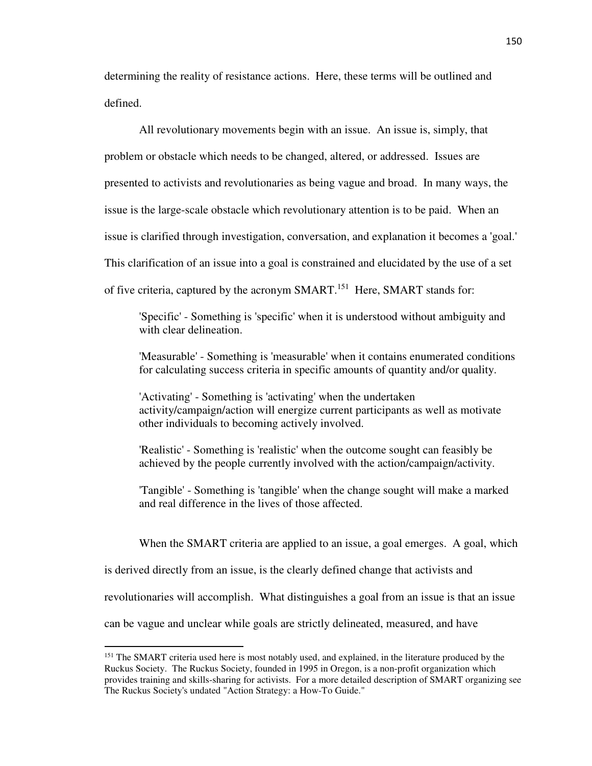determining the reality of resistance actions. Here, these terms will be outlined and defined.

All revolutionary movements begin with an issue. An issue is, simply, that problem or obstacle which needs to be changed, altered, or addressed. Issues are presented to activists and revolutionaries as being vague and broad. In many ways, the issue is the large-scale obstacle which revolutionary attention is to be paid. When an issue is clarified through investigation, conversation, and explanation it becomes a 'goal.' This clarification of an issue into a goal is constrained and elucidated by the use of a set of five criteria, captured by the acronym SMART.[151] Here, SMART stands for:

> 'Specific' - Something is 'specific' when it is understood without ambiguity and with clear delineation.
>
> 'Measurable' - Something is 'measurable' when it contains enumerated conditions for calculating success criteria in specific amounts of quantity and/or quality.
>
> 'Activating' - Something is 'activating' when the undertaken activity/campaign/action will energize current participants as well as motivate other individuals to becoming actively involved.
>
> 'Realistic' - Something is 'realistic' when the outcome sought can feasibly be achieved by the people currently involved with the action/campaign/activity.
>
> 'Tangible' - Something is 'tangible' when the change sought will make a marked and real difference in the lives of those affected.

When the SMART criteria are applied to an issue, a goal emerges. A goal, which is derived directly from an issue, is the clearly defined change that activists and revolutionaries will accomplish. What distinguishes a goal from an issue is that an issue can be vague and unclear while goals are strictly delineated, measured, and have

---

[151] The SMART criteria used here is most notably used, and explained, in the literature produced by the Ruckus Society. The Ruckus Society, founded in 1995 in Oregon, is a non-profit organization which provides training and skills-sharing for activists. For a more detailed description of SMART organizing see The Ruckus Society's undated "Action Strategy: a How-To Guide."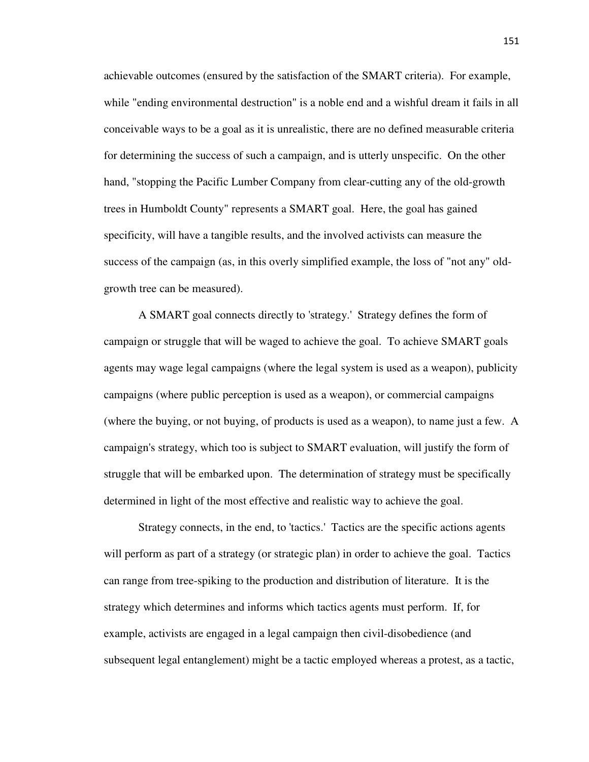achievable outcomes (ensured by the satisfaction of the SMART criteria). For example, while "ending environmental destruction" is a noble end and a wishful dream it fails in all conceivable ways to be a goal as it is unrealistic, there are no defined measurable criteria for determining the success of such a campaign, and is utterly unspecific. On the other hand, "stopping the Pacific Lumber Company from clear-cutting any of the old-growth trees in Humboldt County" represents a SMART goal. Here, the goal has gained specificity, will have a tangible results, and the involved activists can measure the success of the campaign (as, in this overly simplified example, the loss of "not any" old-growth tree can be measured).

A SMART goal connects directly to 'strategy.' Strategy defines the form of campaign or struggle that will be waged to achieve the goal. To achieve SMART goals agents may wage legal campaigns (where the legal system is used as a weapon), publicity campaigns (where public perception is used as a weapon), or commercial campaigns (where the buying, or not buying, of products is used as a weapon), to name just a few. A campaign's strategy, which too is subject to SMART evaluation, will justify the form of struggle that will be embarked upon. The determination of strategy must be specifically determined in light of the most effective and realistic way to achieve the goal.

Strategy connects, in the end, to 'tactics.' Tactics are the specific actions agents will perform as part of a strategy (or strategic plan) in order to achieve the goal. Tactics can range from tree-spiking to the production and distribution of literature. It is the strategy which determines and informs which tactics agents must perform. If, for example, activists are engaged in a legal campaign then civil-disobedience (and subsequent legal entanglement) might be a tactic employed whereas a protest, as a tactic,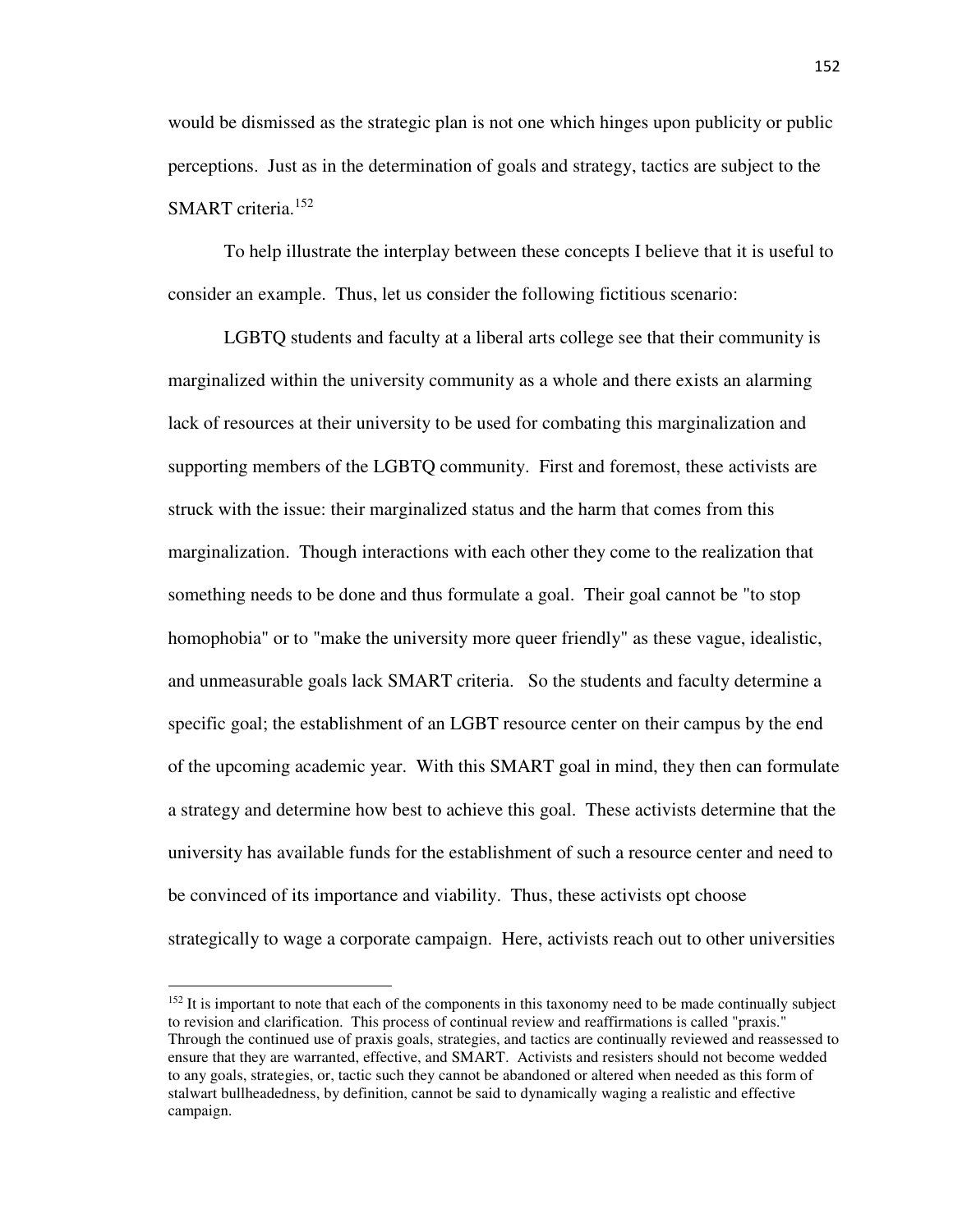would be dismissed as the strategic plan is not one which hinges upon publicity or public perceptions. Just as in the determination of goals and strategy, tactics are subject to the SMART criteria.[152]

To help illustrate the interplay between these concepts I believe that it is useful to consider an example. Thus, let us consider the following fictitious scenario:

LGBTQ students and faculty at a liberal arts college see that their community is marginalized within the university community as a whole and there exists an alarming lack of resources at their university to be used for combating this marginalization and supporting members of the LGBTQ community. First and foremost, these activists are struck with the issue: their marginalized status and the harm that comes from this marginalization. Though interactions with each other they come to the realization that something needs to be done and thus formulate a goal. Their goal cannot be "to stop homophobia" or to "make the university more queer friendly" as these vague, idealistic, and unmeasurable goals lack SMART criteria. So the students and faculty determine a specific goal; the establishment of an LGBT resource center on their campus by the end of the upcoming academic year. With this SMART goal in mind, they then can formulate a strategy and determine how best to achieve this goal. These activists determine that the university has available funds for the establishment of such a resource center and need to be convinced of its importance and viability. Thus, these activists opt choose strategically to wage a corporate campaign. Here, activists reach out to other universities

[152] It is important to note that each of the components in this taxonomy need to be made continually subject to revision and clarification. This process of continual review and reaffirmations is called "praxis." Through the continued use of praxis goals, strategies, and tactics are continually reviewed and reassessed to ensure that they are warranted, effective, and SMART. Activists and resisters should not become wedded to any goals, strategies, or, tactic such they cannot be abandoned or altered when needed as this form of stalwart bullheadedness, by definition, cannot be said to dynamically waging a realistic and effective campaign.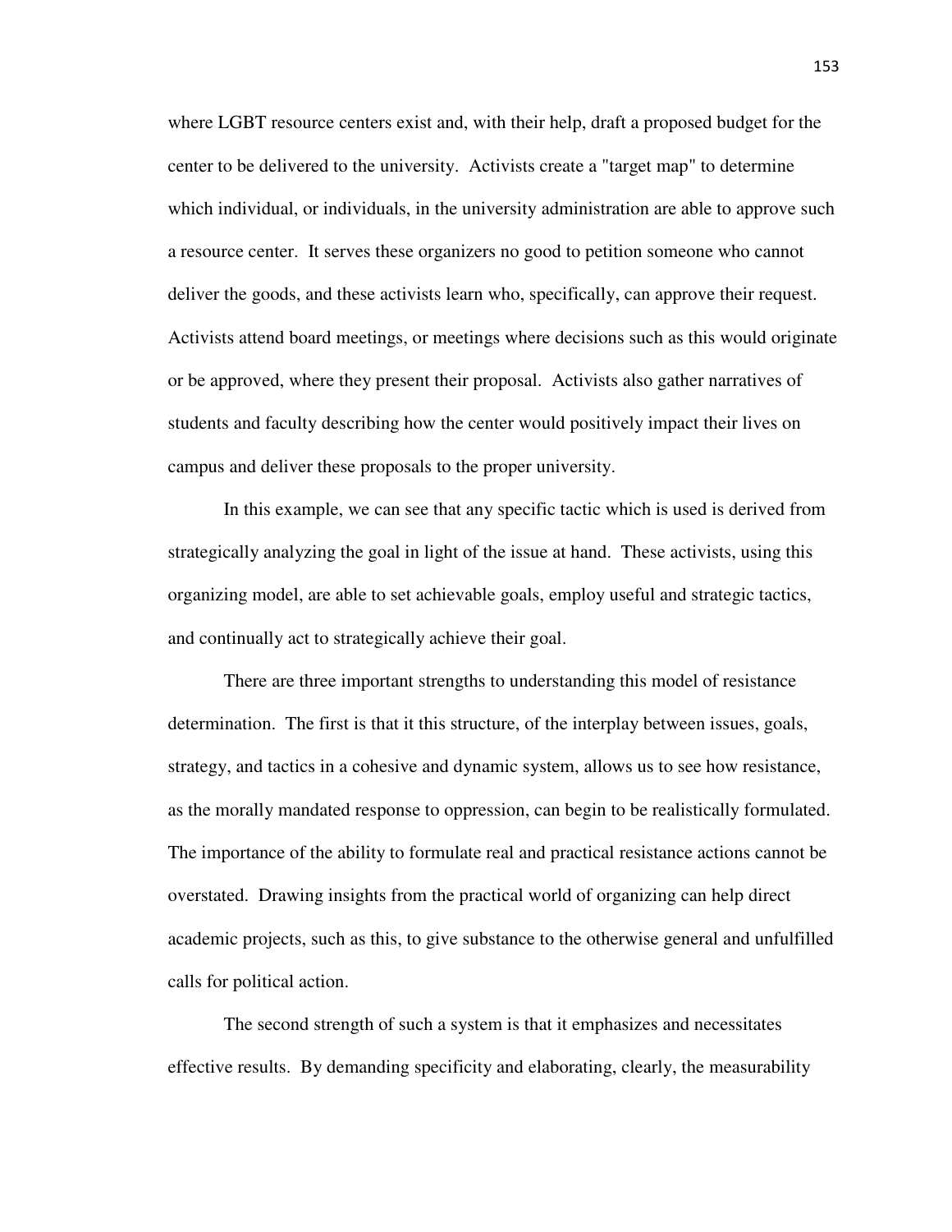where LGBT resource centers exist and, with their help, draft a proposed budget for the center to be delivered to the university. Activists create a "target map" to determine which individual, or individuals, in the university administration are able to approve such a resource center. It serves these organizers no good to petition someone who cannot deliver the goods, and these activists learn who, specifically, can approve their request. Activists attend board meetings, or meetings where decisions such as this would originate or be approved, where they present their proposal. Activists also gather narratives of students and faculty describing how the center would positively impact their lives on campus and deliver these proposals to the proper university.

In this example, we can see that any specific tactic which is used is derived from strategically analyzing the goal in light of the issue at hand. These activists, using this organizing model, are able to set achievable goals, employ useful and strategic tactics, and continually act to strategically achieve their goal.

There are three important strengths to understanding this model of resistance determination. The first is that it this structure, of the interplay between issues, goals, strategy, and tactics in a cohesive and dynamic system, allows us to see how resistance, as the morally mandated response to oppression, can begin to be realistically formulated. The importance of the ability to formulate real and practical resistance actions cannot be overstated. Drawing insights from the practical world of organizing can help direct academic projects, such as this, to give substance to the otherwise general and unfulfilled calls for political action.

The second strength of such a system is that it emphasizes and necessitates effective results. By demanding specificity and elaborating, clearly, the measurability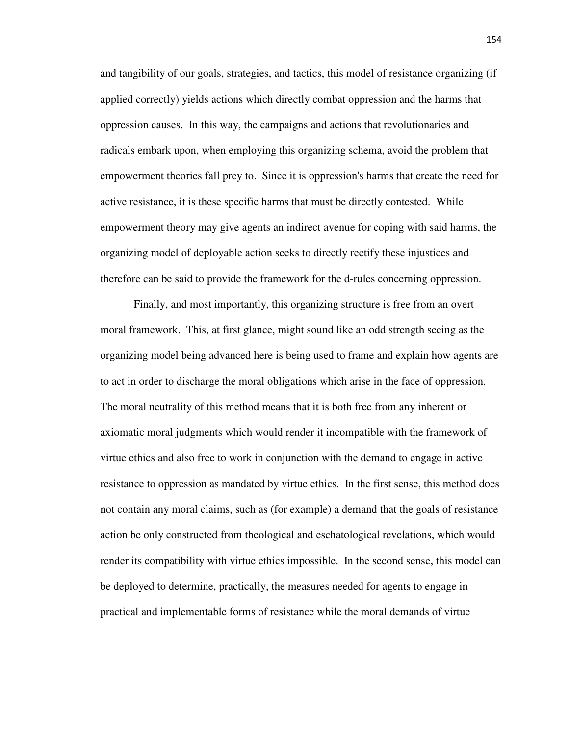and tangibility of our goals, strategies, and tactics, this model of resistance organizing (if applied correctly) yields actions which directly combat oppression and the harms that oppression causes. In this way, the campaigns and actions that revolutionaries and radicals embark upon, when employing this organizing schema, avoid the problem that empowerment theories fall prey to. Since it is oppression's harms that create the need for active resistance, it is these specific harms that must be directly contested. While empowerment theory may give agents an indirect avenue for coping with said harms, the organizing model of deployable action seeks to directly rectify these injustices and therefore can be said to provide the framework for the d-rules concerning oppression.

Finally, and most importantly, this organizing structure is free from an overt moral framework. This, at first glance, might sound like an odd strength seeing as the organizing model being advanced here is being used to frame and explain how agents are to act in order to discharge the moral obligations which arise in the face of oppression. The moral neutrality of this method means that it is both free from any inherent or axiomatic moral judgments which would render it incompatible with the framework of virtue ethics and also free to work in conjunction with the demand to engage in active resistance to oppression as mandated by virtue ethics. In the first sense, this method does not contain any moral claims, such as (for example) a demand that the goals of resistance action be only constructed from theological and eschatological revelations, which would render its compatibility with virtue ethics impossible. In the second sense, this model can be deployed to determine, practically, the measures needed for agents to engage in practical and implementable forms of resistance while the moral demands of virtue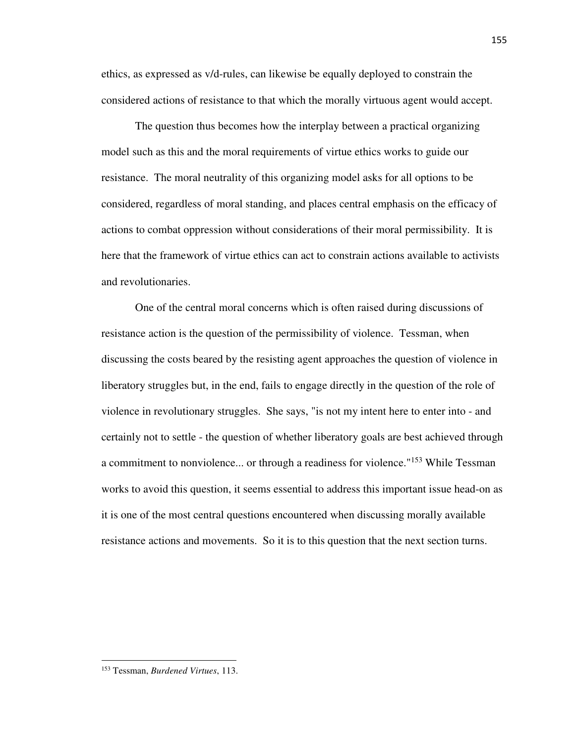ethics, as expressed as v/d-rules, can likewise be equally deployed to constrain the considered actions of resistance to that which the morally virtuous agent would accept.

The question thus becomes how the interplay between a practical organizing model such as this and the moral requirements of virtue ethics works to guide our resistance. The moral neutrality of this organizing model asks for all options to be considered, regardless of moral standing, and places central emphasis on the efficacy of actions to combat oppression without considerations of their moral permissibility. It is here that the framework of virtue ethics can act to constrain actions available to activists and revolutionaries.

One of the central moral concerns which is often raised during discussions of resistance action is the question of the permissibility of violence. Tessman, when discussing the costs beared by the resisting agent approaches the question of violence in liberatory struggles but, in the end, fails to engage directly in the question of the role of violence in revolutionary struggles. She says, "is not my intent here to enter into - and certainly not to settle - the question of whether liberatory goals are best achieved through a commitment to nonviolence... or through a readiness for violence."[153] While Tessman works to avoid this question, it seems essential to address this important issue head-on as it is one of the most central questions encountered when discussing morally available resistance actions and movements. So it is to this question that the next section turns.

---

[153] Tessman, *Burdened Virtues*, 113.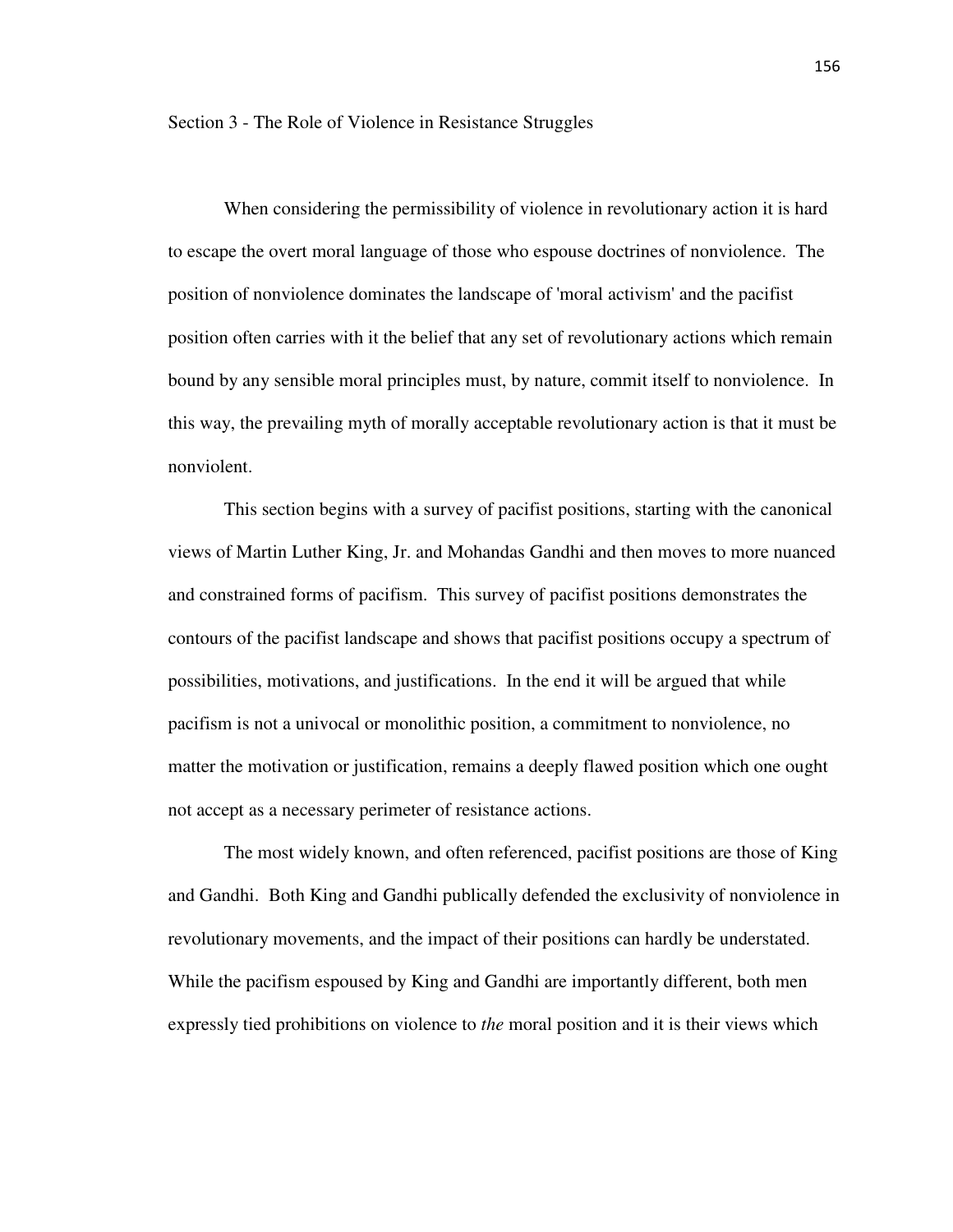## Section 3 - The Role of Violence in Resistance Struggles

When considering the permissibility of violence in revolutionary action it is hard to escape the overt moral language of those who espouse doctrines of nonviolence. The position of nonviolence dominates the landscape of 'moral activism' and the pacifist position often carries with it the belief that any set of revolutionary actions which remain bound by any sensible moral principles must, by nature, commit itself to nonviolence. In this way, the prevailing myth of morally acceptable revolutionary action is that it must be nonviolent.

This section begins with a survey of pacifist positions, starting with the canonical views of Martin Luther King, Jr. and Mohandas Gandhi and then moves to more nuanced and constrained forms of pacifism. This survey of pacifist positions demonstrates the contours of the pacifist landscape and shows that pacifist positions occupy a spectrum of possibilities, motivations, and justifications. In the end it will be argued that while pacifism is not a univocal or monolithic position, a commitment to nonviolence, no matter the motivation or justification, remains a deeply flawed position which one ought not accept as a necessary perimeter of resistance actions.

The most widely known, and often referenced, pacifist positions are those of King and Gandhi. Both King and Gandhi publically defended the exclusivity of nonviolence in revolutionary movements, and the impact of their positions can hardly be understated. While the pacifism espoused by King and Gandhi are importantly different, both men expressly tied prohibitions on violence to *the* moral position and it is their views which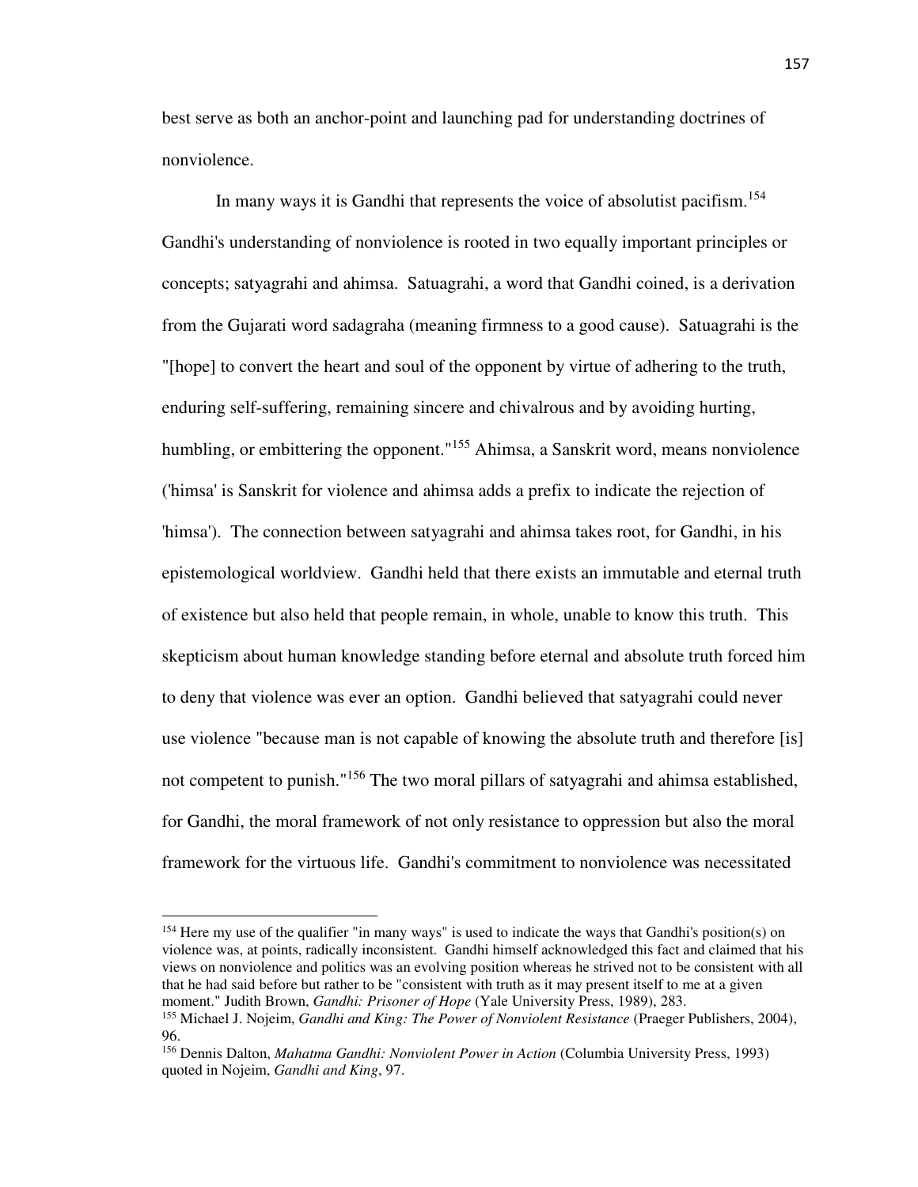best serve as both an anchor-point and launching pad for understanding doctrines of nonviolence.

In many ways it is Gandhi that represents the voice of absolutist pacifism.[154] Gandhi's understanding of nonviolence is rooted in two equally important principles or concepts; satyagrahi and ahimsa. Satuagrahi, a word that Gandhi coined, is a derivation from the Gujarati word sadagraha (meaning firmness to a good cause). Satuagrahi is the "[hope] to convert the heart and soul of the opponent by virtue of adhering to the truth, enduring self-suffering, remaining sincere and chivalrous and by avoiding hurting, humbling, or embittering the opponent."[155] Ahimsa, a Sanskrit word, means nonviolence ('himsa' is Sanskrit for violence and ahimsa adds a prefix to indicate the rejection of 'himsa'). The connection between satyagrahi and ahimsa takes root, for Gandhi, in his epistemological worldview. Gandhi held that there exists an immutable and eternal truth of existence but also held that people remain, in whole, unable to know this truth. This skepticism about human knowledge standing before eternal and absolute truth forced him to deny that violence was ever an option. Gandhi believed that satyagrahi could never use violence "because man is not capable of knowing the absolute truth and therefore [is] not competent to punish."[156] The two moral pillars of satyagrahi and ahimsa established, for Gandhi, the moral framework of not only resistance to oppression but also the moral framework for the virtuous life. Gandhi's commitment to nonviolence was necessitated

---

[154] Here my use of the qualifier "in many ways" is used to indicate the ways that Gandhi's position(s) on violence was, at points, radically inconsistent. Gandhi himself acknowledged this fact and claimed that his views on nonviolence and politics was an evolving position whereas he strived not to be consistent with all that he had said before but rather to be "consistent with truth as it may present itself to me at a given moment." Judith Brown, *Gandhi: Prisoner of Hope* (Yale University Press, 1989), 283.

[155] Michael J. Nojeim, *Gandhi and King: The Power of Nonviolent Resistance* (Praeger Publishers, 2004), 96.

[156] Dennis Dalton, *Mahatma Gandhi: Nonviolent Power in Action* (Columbia University Press, 1993) quoted in Nojeim, *Gandhi and King*, 97.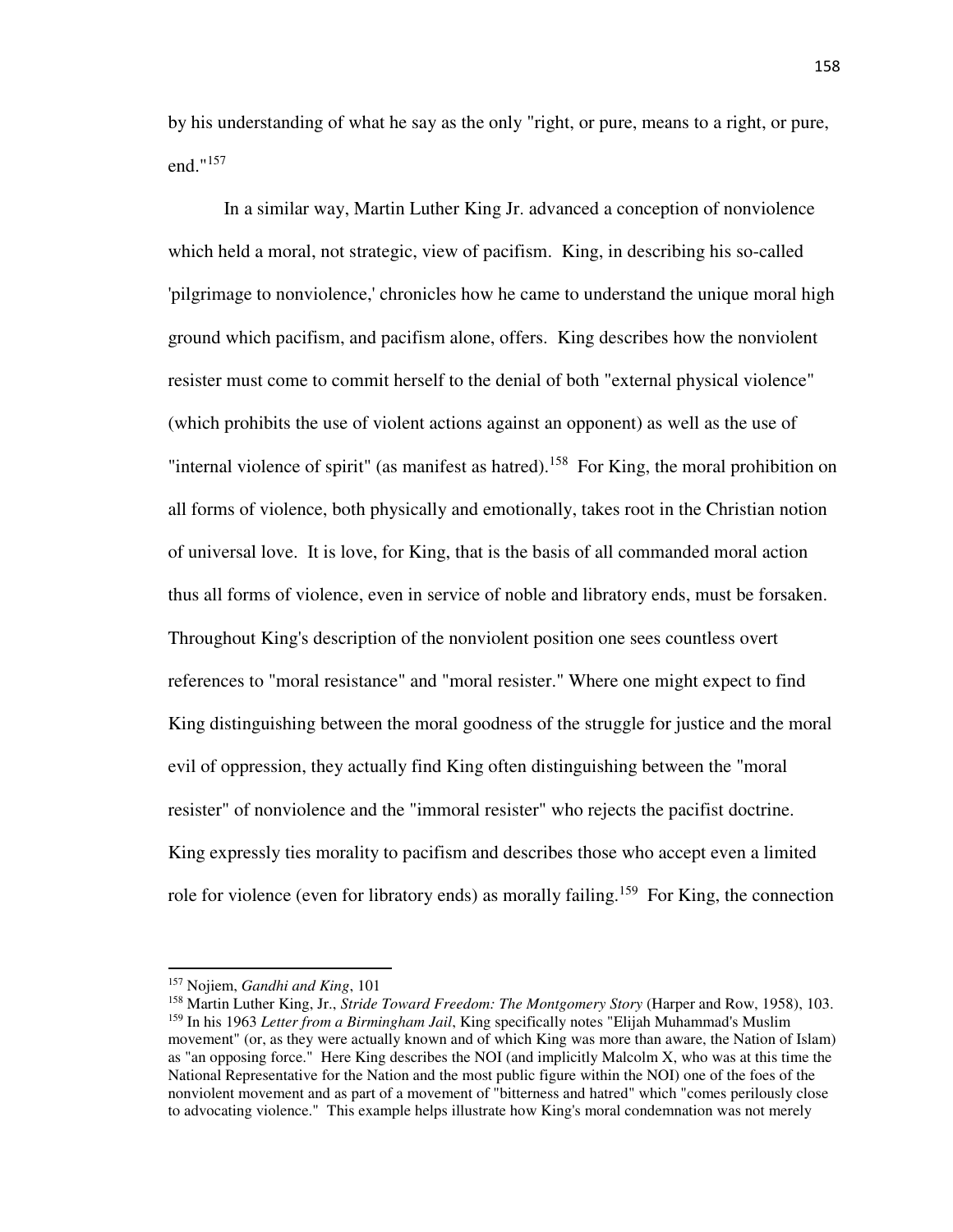by his understanding of what he say as the only "right, or pure, means to a right, or pure, end."[157]

In a similar way, Martin Luther King Jr. advanced a conception of nonviolence which held a moral, not strategic, view of pacifism. King, in describing his so-called 'pilgrimage to nonviolence,' chronicles how he came to understand the unique moral high ground which pacifism, and pacifism alone, offers. King describes how the nonviolent resister must come to commit herself to the denial of both "external physical violence" (which prohibits the use of violent actions against an opponent) as well as the use of "internal violence of spirit" (as manifest as hatred).[158] For King, the moral prohibition on all forms of violence, both physically and emotionally, takes root in the Christian notion of universal love. It is love, for King, that is the basis of all commanded moral action thus all forms of violence, even in service of noble and libratory ends, must be forsaken. Throughout King's description of the nonviolent position one sees countless overt references to "moral resistance" and "moral resister." Where one might expect to find King distinguishing between the moral goodness of the struggle for justice and the moral evil of oppression, they actually find King often distinguishing between the "moral resister" of nonviolence and the "immoral resister" who rejects the pacifist doctrine. King expressly ties morality to pacifism and describes those who accept even a limited role for violence (even for libratory ends) as morally failing.[159] For King, the connection

---

[157] Nojiem, *Gandhi and King*, 101

[158] Martin Luther King, Jr., *Stride Toward Freedom: The Montgomery Story* (Harper and Row, 1958), 103.

[159] In his 1963 *Letter from a Birmingham Jail*, King specifically notes "Elijah Muhammad's Muslim movement" (or, as they were actually known and of which King was more than aware, the Nation of Islam) as "an opposing force." Here King describes the NOI (and implicitly Malcolm X, who was at this time the National Representative for the Nation and the most public figure within the NOI) one of the foes of the nonviolent movement and as part of a movement of "bitterness and hatred" which "comes perilously close to advocating violence." This example helps illustrate how King's moral condemnation was not merely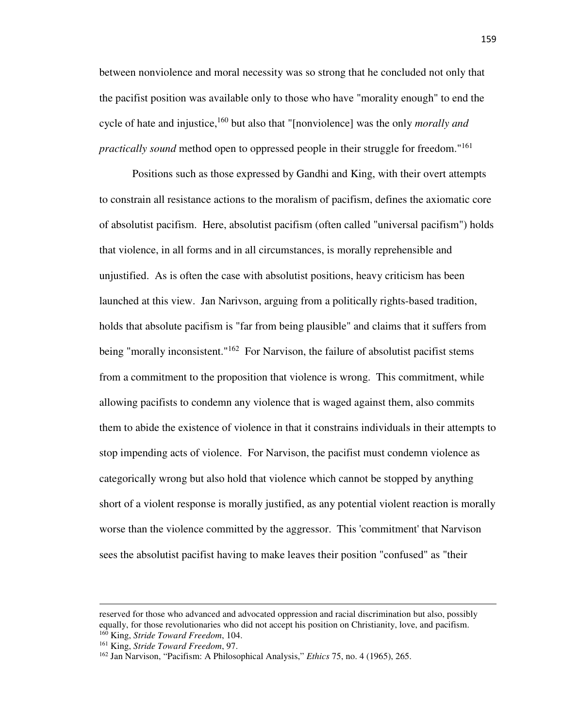between nonviolence and moral necessity was so strong that he concluded not only that the pacifist position was available only to those who have "morality enough" to end the cycle of hate and injustice,[160] but also that "[nonviolence] was the only *morally and practically sound* method open to oppressed people in their struggle for freedom."[161]

Positions such as those expressed by Gandhi and King, with their overt attempts to constrain all resistance actions to the moralism of pacifism, defines the axiomatic core of absolutist pacifism. Here, absolutist pacifism (often called "universal pacifism") holds that violence, in all forms and in all circumstances, is morally reprehensible and unjustified. As is often the case with absolutist positions, heavy criticism has been launched at this view. Jan Narivson, arguing from a politically rights-based tradition, holds that absolute pacifism is "far from being plausible" and claims that it suffers from being "morally inconsistent."[162] For Narvison, the failure of absolutist pacifist stems from a commitment to the proposition that violence is wrong. This commitment, while allowing pacifists to condemn any violence that is waged against them, also commits them to abide the existence of violence in that it constrains individuals in their attempts to stop impending acts of violence. For Narvison, the pacifist must condemn violence as categorically wrong but also hold that violence which cannot be stopped by anything short of a violent response is morally justified, as any potential violent reaction is morally worse than the violence committed by the aggressor. This 'commitment' that Narvison sees the absolutist pacifist having to make leaves their position "confused" as "their

---

reserved for those who advanced and advocated oppression and racial discrimination but also, possibly equally, for those revolutionaries who did not accept his position on Christianity, love, and pacifism.

[160] King, *Stride Toward Freedom*, 104.

[161] King, *Stride Toward Freedom*, 97.

[162] Jan Narvison, "Pacifism: A Philosophical Analysis," *Ethics* 75, no. 4 (1965), 265.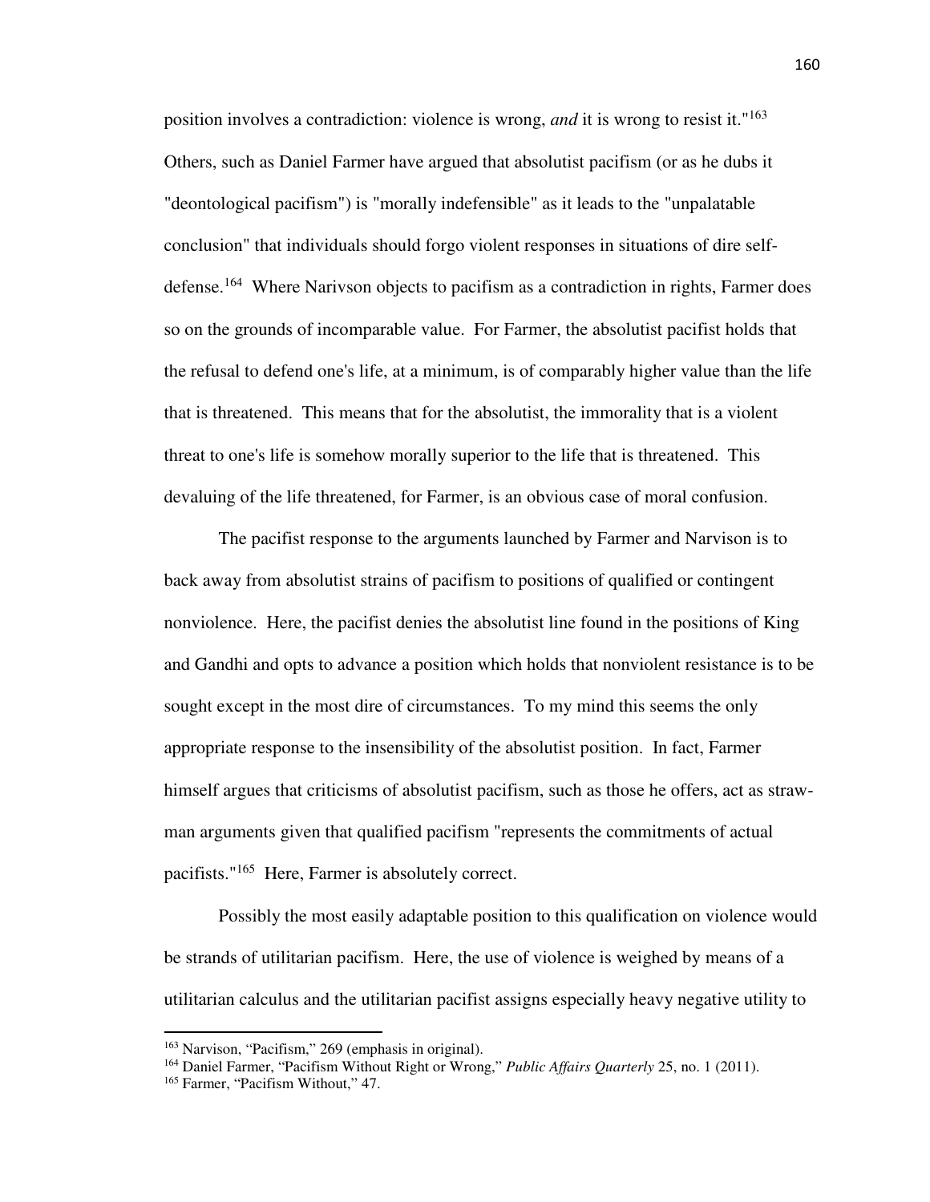position involves a contradiction: violence is wrong, *and* it is wrong to resist it."[163] Others, such as Daniel Farmer have argued that absolutist pacifism (or as he dubs it "deontological pacifism") is "morally indefensible" as it leads to the "unpalatable conclusion" that individuals should forgo violent responses in situations of dire self-defense.[164] Where Narivson objects to pacifism as a contradiction in rights, Farmer does so on the grounds of incomparable value. For Farmer, the absolutist pacifist holds that the refusal to defend one's life, at a minimum, is of comparably higher value than the life that is threatened. This means that for the absolutist, the immorality that is a violent threat to one's life is somehow morally superior to the life that is threatened. This devaluing of the life threatened, for Farmer, is an obvious case of moral confusion.

The pacifist response to the arguments launched by Farmer and Narvison is to back away from absolutist strains of pacifism to positions of qualified or contingent nonviolence. Here, the pacifist denies the absolutist line found in the positions of King and Gandhi and opts to advance a position which holds that nonviolent resistance is to be sought except in the most dire of circumstances. To my mind this seems the only appropriate response to the insensibility of the absolutist position. In fact, Farmer himself argues that criticisms of absolutist pacifism, such as those he offers, act as straw-man arguments given that qualified pacifism "represents the commitments of actual pacifists."[165] Here, Farmer is absolutely correct.

Possibly the most easily adaptable position to this qualification on violence would be strands of utilitarian pacifism. Here, the use of violence is weighed by means of a utilitarian calculus and the utilitarian pacifist assigns especially heavy negative utility to

---

[163] Narvison, "Pacifism," 269 (emphasis in original).

[164] Daniel Farmer, "Pacifism Without Right or Wrong," *Public Affairs Quarterly* 25, no. 1 (2011).

[165] Farmer, "Pacifism Without," 47.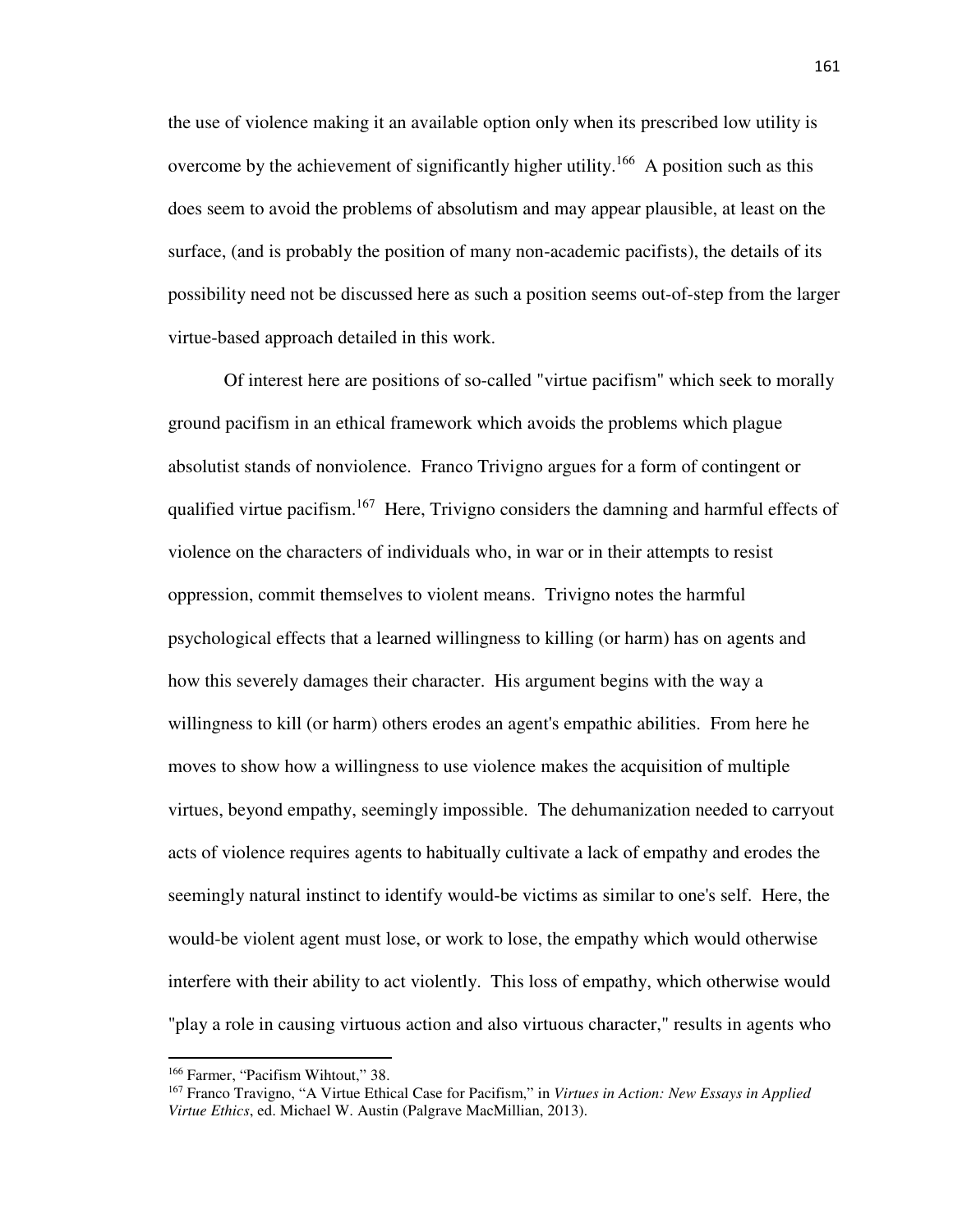the use of violence making it an available option only when its prescribed low utility is overcome by the achievement of significantly higher utility.[166] A position such as this does seem to avoid the problems of absolutism and may appear plausible, at least on the surface, (and is probably the position of many non-academic pacifists), the details of its possibility need not be discussed here as such a position seems out-of-step from the larger virtue-based approach detailed in this work.

Of interest here are positions of so-called "virtue pacifism" which seek to morally ground pacifism in an ethical framework which avoids the problems which plague absolutist stands of nonviolence. Franco Trivigno argues for a form of contingent or qualified virtue pacifism.[167] Here, Trivigno considers the damning and harmful effects of violence on the characters of individuals who, in war or in their attempts to resist oppression, commit themselves to violent means. Trivigno notes the harmful psychological effects that a learned willingness to killing (or harm) has on agents and how this severely damages their character. His argument begins with the way a willingness to kill (or harm) others erodes an agent's empathic abilities. From here he moves to show how a willingness to use violence makes the acquisition of multiple virtues, beyond empathy, seemingly impossible. The dehumanization needed to carryout acts of violence requires agents to habitually cultivate a lack of empathy and erodes the seemingly natural instinct to identify would-be victims as similar to one's self. Here, the would-be violent agent must lose, or work to lose, the empathy which would otherwise interfere with their ability to act violently. This loss of empathy, which otherwise would "play a role in causing virtuous action and also virtuous character," results in agents who

---

[166] Farmer, "Pacifism Wihtout," 38.

[167] Franco Travigno, "A Virtue Ethical Case for Pacifism," in *Virtues in Action: New Essays in Applied Virtue Ethics*, ed. Michael W. Austin (Palgrave MacMillian, 2013).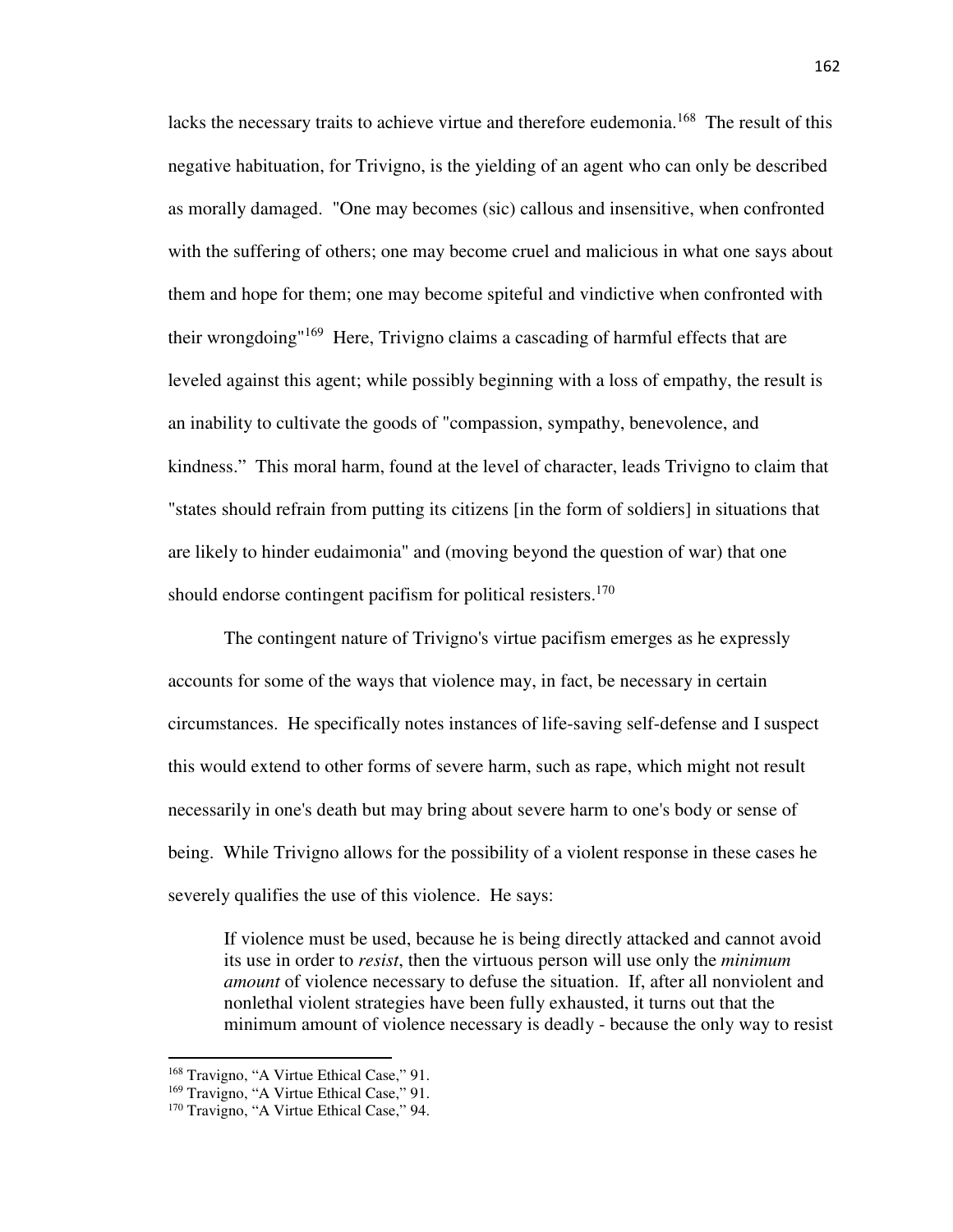lacks the necessary traits to achieve virtue and therefore eudemonia.[168] The result of this negative habituation, for Trivigno, is the yielding of an agent who can only be described as morally damaged. "One may becomes (sic) callous and insensitive, when confronted with the suffering of others; one may become cruel and malicious in what one says about them and hope for them; one may become spiteful and vindictive when confronted with their wrongdoing"[169] Here, Trivigno claims a cascading of harmful effects that are leveled against this agent; while possibly beginning with a loss of empathy, the result is an inability to cultivate the goods of "compassion, sympathy, benevolence, and kindness." This moral harm, found at the level of character, leads Trivigno to claim that "states should refrain from putting its citizens [in the form of soldiers] in situations that are likely to hinder eudaimonia" and (moving beyond the question of war) that one should endorse contingent pacifism for political resisters.[170]

The contingent nature of Trivigno's virtue pacifism emerges as he expressly accounts for some of the ways that violence may, in fact, be necessary in certain circumstances. He specifically notes instances of life-saving self-defense and I suspect this would extend to other forms of severe harm, such as rape, which might not result necessarily in one's death but may bring about severe harm to one's body or sense of being. While Trivigno allows for the possibility of a violent response in these cases he severely qualifies the use of this violence. He says:

> If violence must be used, because he is being directly attacked and cannot avoid its use in order to *resist*, then the virtuous person will use only the *minimum amount* of violence necessary to defuse the situation. If, after all nonviolent and nonlethal violent strategies have been fully exhausted, it turns out that the minimum amount of violence necessary is deadly - because the only way to resist

---

[168] Travigno, "A Virtue Ethical Case," 91.

[169] Travigno, "A Virtue Ethical Case," 91.

[170] Travigno, "A Virtue Ethical Case," 94.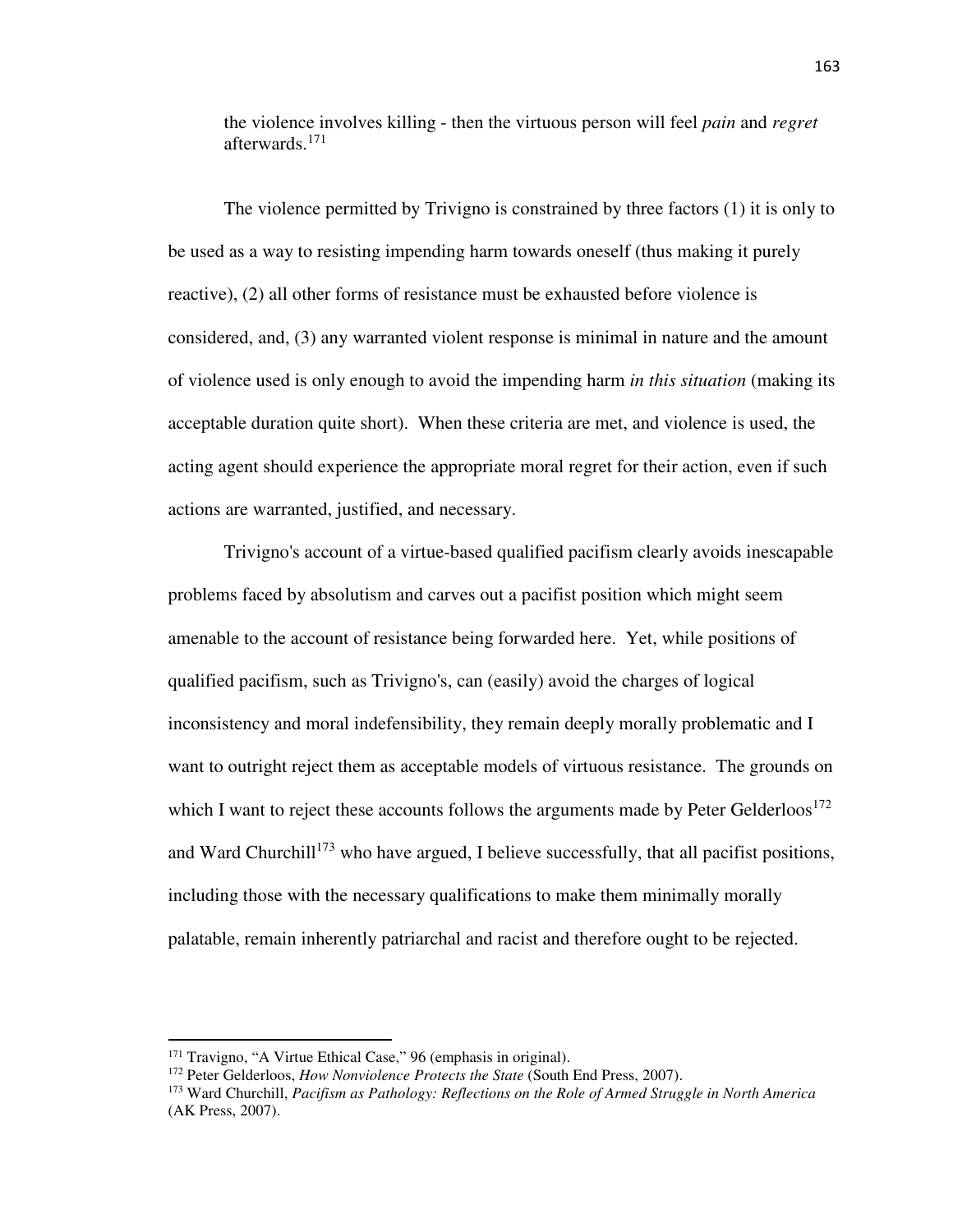the violence involves killing - then the virtuous person will feel *pain* and *regret* afterwards.[171]

The violence permitted by Trivigno is constrained by three factors (1) it is only to be used as a way to resisting impending harm towards oneself (thus making it purely reactive), (2) all other forms of resistance must be exhausted before violence is considered, and, (3) any warranted violent response is minimal in nature and the amount of violence used is only enough to avoid the impending harm *in this situation* (making its acceptable duration quite short). When these criteria are met, and violence is used, the acting agent should experience the appropriate moral regret for their action, even if such actions are warranted, justified, and necessary.

Trivigno's account of a virtue-based qualified pacifism clearly avoids inescapable problems faced by absolutism and carves out a pacifist position which might seem amenable to the account of resistance being forwarded here. Yet, while positions of qualified pacifism, such as Trivigno's, can (easily) avoid the charges of logical inconsistency and moral indefensibility, they remain deeply morally problematic and I want to outright reject them as acceptable models of virtuous resistance. The grounds on which I want to reject these accounts follows the arguments made by Peter Gelderloos[172] and Ward Churchill[173] who have argued, I believe successfully, that all pacifist positions, including those with the necessary qualifications to make them minimally morally palatable, remain inherently patriarchal and racist and therefore ought to be rejected.

---

[171] Travigno, "A Virtue Ethical Case," 96 (emphasis in original).

[172] Peter Gelderloos, *How Nonviolence Protects the State* (South End Press, 2007).

[173] Ward Churchill, *Pacifism as Pathology: Reflections on the Role of Armed Struggle in North America* (AK Press, 2007).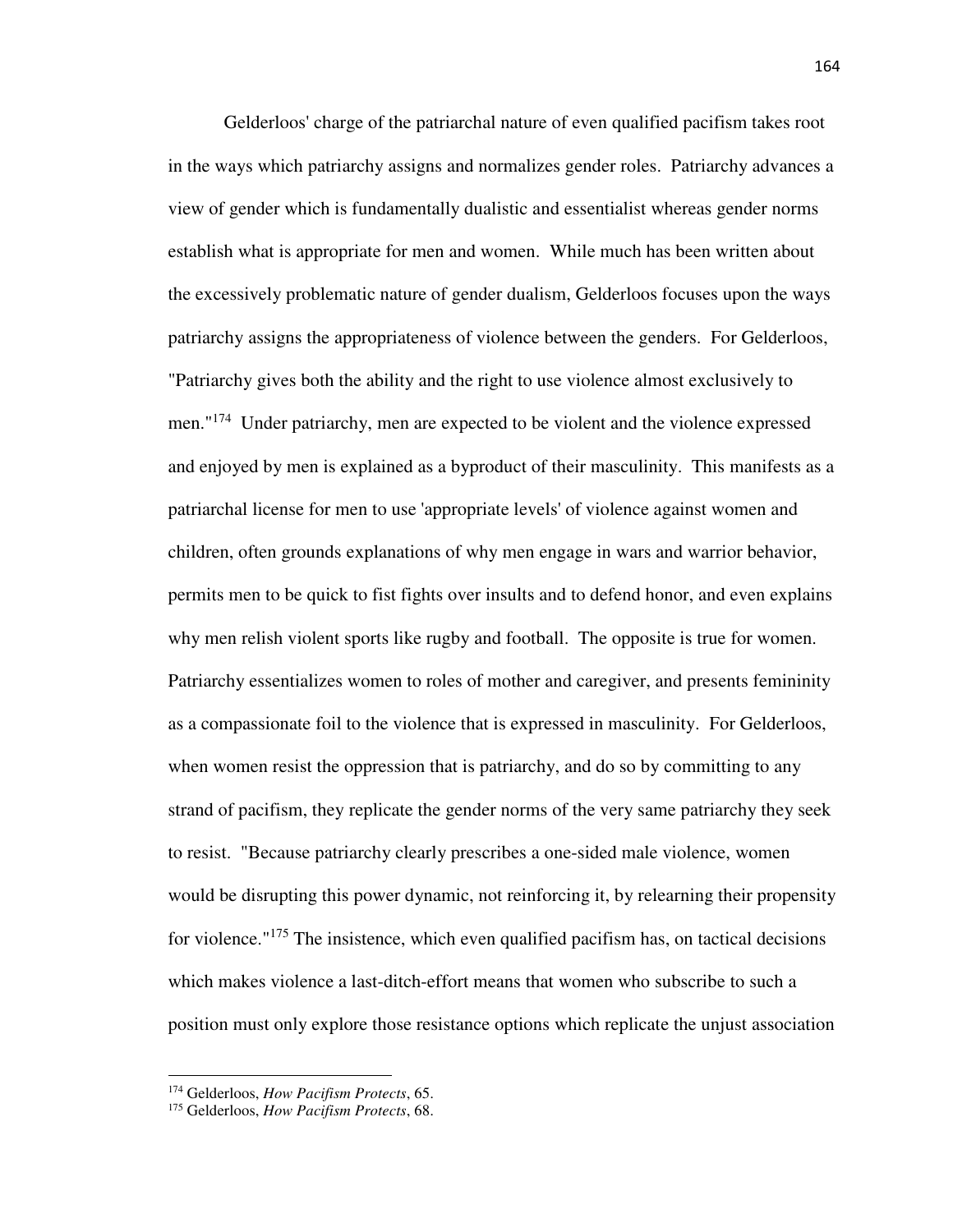Gelderloos' charge of the patriarchal nature of even qualified pacifism takes root in the ways which patriarchy assigns and normalizes gender roles. Patriarchy advances a view of gender which is fundamentally dualistic and essentialist whereas gender norms establish what is appropriate for men and women. While much has been written about the excessively problematic nature of gender dualism, Gelderloos focuses upon the ways patriarchy assigns the appropriateness of violence between the genders. For Gelderloos, "Patriarchy gives both the ability and the right to use violence almost exclusively to men."[174] Under patriarchy, men are expected to be violent and the violence expressed and enjoyed by men is explained as a byproduct of their masculinity. This manifests as a patriarchal license for men to use 'appropriate levels' of violence against women and children, often grounds explanations of why men engage in wars and warrior behavior, permits men to be quick to fist fights over insults and to defend honor, and even explains why men relish violent sports like rugby and football. The opposite is true for women. Patriarchy essentializes women to roles of mother and caregiver, and presents femininity as a compassionate foil to the violence that is expressed in masculinity. For Gelderloos, when women resist the oppression that is patriarchy, and do so by committing to any strand of pacifism, they replicate the gender norms of the very same patriarchy they seek to resist. "Because patriarchy clearly prescribes a one-sided male violence, women would be disrupting this power dynamic, not reinforcing it, by relearning their propensity for violence."[175] The insistence, which even qualified pacifism has, on tactical decisions which makes violence a last-ditch-effort means that women who subscribe to such a position must only explore those resistance options which replicate the unjust association

---

[174] Gelderloos, *How Pacifism Protects*, 65.

[175] Gelderloos, *How Pacifism Protects*, 68.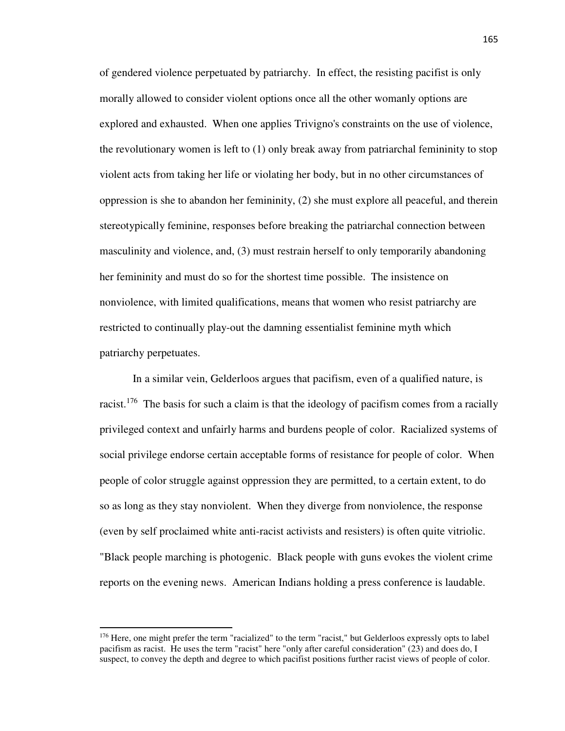of gendered violence perpetuated by patriarchy. In effect, the resisting pacifist is only morally allowed to consider violent options once all the other womanly options are explored and exhausted. When one applies Trivigno's constraints on the use of violence, the revolutionary women is left to (1) only break away from patriarchal femininity to stop violent acts from taking her life or violating her body, but in no other circumstances of oppression is she to abandon her femininity, (2) she must explore all peaceful, and therein stereotypically feminine, responses before breaking the patriarchal connection between masculinity and violence, and, (3) must restrain herself to only temporarily abandoning her femininity and must do so for the shortest time possible. The insistence on nonviolence, with limited qualifications, means that women who resist patriarchy are restricted to continually play-out the damning essentialist feminine myth which patriarchy perpetuates.

In a similar vein, Gelderloos argues that pacifism, even of a qualified nature, is racist.[176] The basis for such a claim is that the ideology of pacifism comes from a racially privileged context and unfairly harms and burdens people of color. Racialized systems of social privilege endorse certain acceptable forms of resistance for people of color. When people of color struggle against oppression they are permitted, to a certain extent, to do so as long as they stay nonviolent. When they diverge from nonviolence, the response (even by self proclaimed white anti-racist activists and resisters) is often quite vitriolic. "Black people marching is photogenic. Black people with guns evokes the violent crime reports on the evening news. American Indians holding a press conference is laudable.

---

[176] Here, one might prefer the term "racialized" to the term "racist," but Gelderloos expressly opts to label pacifism as racist. He uses the term "racist" here "only after careful consideration" (23) and does do, I suspect, to convey the depth and degree to which pacifist positions further racist views of people of color.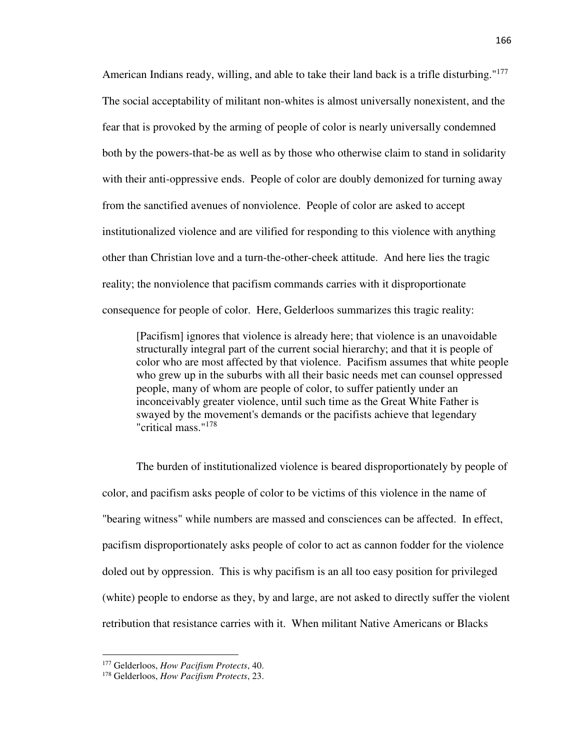American Indians ready, willing, and able to take their land back is a trifle disturbing."[177] The social acceptability of militant non-whites is almost universally nonexistent, and the fear that is provoked by the arming of people of color is nearly universally condemned both by the powers-that-be as well as by those who otherwise claim to stand in solidarity with their anti-oppressive ends. People of color are doubly demonized for turning away from the sanctified avenues of nonviolence. People of color are asked to accept institutionalized violence and are vilified for responding to this violence with anything other than Christian love and a turn-the-other-cheek attitude. And here lies the tragic reality; the nonviolence that pacifism commands carries with it disproportionate consequence for people of color. Here, Gelderloos summarizes this tragic reality:

> [Pacifism] ignores that violence is already here; that violence is an unavoidable structurally integral part of the current social hierarchy; and that it is people of color who are most affected by that violence. Pacifism assumes that white people who grew up in the suburbs with all their basic needs met can counsel oppressed people, many of whom are people of color, to suffer patiently under an inconceivably greater violence, until such time as the Great White Father is swayed by the movement's demands or the pacifists achieve that legendary "critical mass."[178]

The burden of institutionalized violence is beared disproportionately by people of color, and pacifism asks people of color to be victims of this violence in the name of "bearing witness" while numbers are massed and consciences can be affected. In effect, pacifism disproportionately asks people of color to act as cannon fodder for the violence doled out by oppression. This is why pacifism is an all too easy position for privileged (white) people to endorse as they, by and large, are not asked to directly suffer the violent retribution that resistance carries with it. When militant Native Americans or Blacks

---

[177] Gelderloos, *How Pacifism Protects*, 40.

[178] Gelderloos, *How Pacifism Protects*, 23.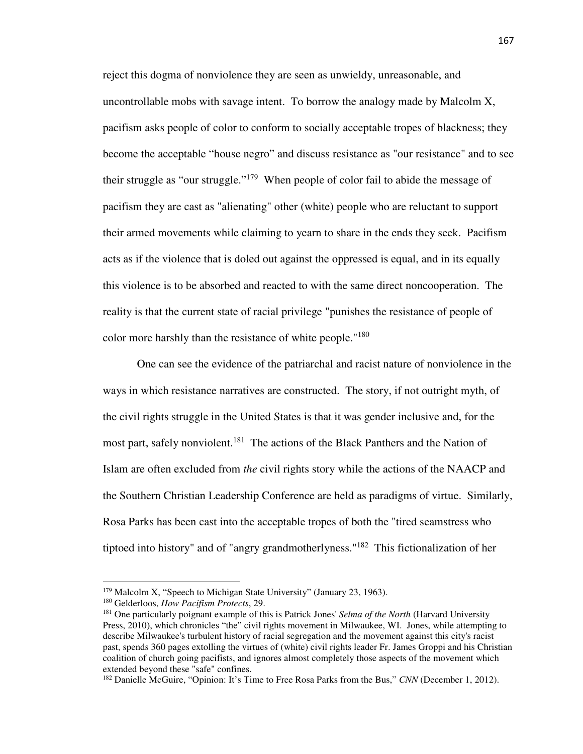reject this dogma of nonviolence they are seen as unwieldy, unreasonable, and uncontrollable mobs with savage intent. To borrow the analogy made by Malcolm X, pacifism asks people of color to conform to socially acceptable tropes of blackness; they become the acceptable "house negro" and discuss resistance as "our resistance" and to see their struggle as "our struggle."[179] When people of color fail to abide the message of pacifism they are cast as "alienating" other (white) people who are reluctant to support their armed movements while claiming to yearn to share in the ends they seek. Pacifism acts as if the violence that is doled out against the oppressed is equal, and in its equally this violence is to be absorbed and reacted to with the same direct noncooperation. The reality is that the current state of racial privilege "punishes the resistance of people of color more harshly than the resistance of white people."[180]

One can see the evidence of the patriarchal and racist nature of nonviolence in the ways in which resistance narratives are constructed. The story, if not outright myth, of the civil rights struggle in the United States is that it was gender inclusive and, for the most part, safely nonviolent.[181] The actions of the Black Panthers and the Nation of Islam are often excluded from *the* civil rights story while the actions of the NAACP and the Southern Christian Leadership Conference are held as paradigms of virtue. Similarly, Rosa Parks has been cast into the acceptable tropes of both the "tired seamstress who tiptoed into history" and of "angry grandmotherlyness."[182] This fictionalization of her

---

[179] Malcolm X, "Speech to Michigan State University" (January 23, 1963).

[180] Gelderloos, *How Pacifism Protects*, 29.

[181] One particularly poignant example of this is Patrick Jones' *Selma of the North* (Harvard University Press, 2010), which chronicles "the" civil rights movement in Milwaukee, WI. Jones, while attempting to describe Milwaukee's turbulent history of racial segregation and the movement against this city's racist past, spends 360 pages extolling the virtues of (white) civil rights leader Fr. James Groppi and his Christian coalition of church going pacifists, and ignores almost completely those aspects of the movement which extended beyond these "safe" confines.

[182] Danielle McGuire, "Opinion: It's Time to Free Rosa Parks from the Bus," *CNN* (December 1, 2012).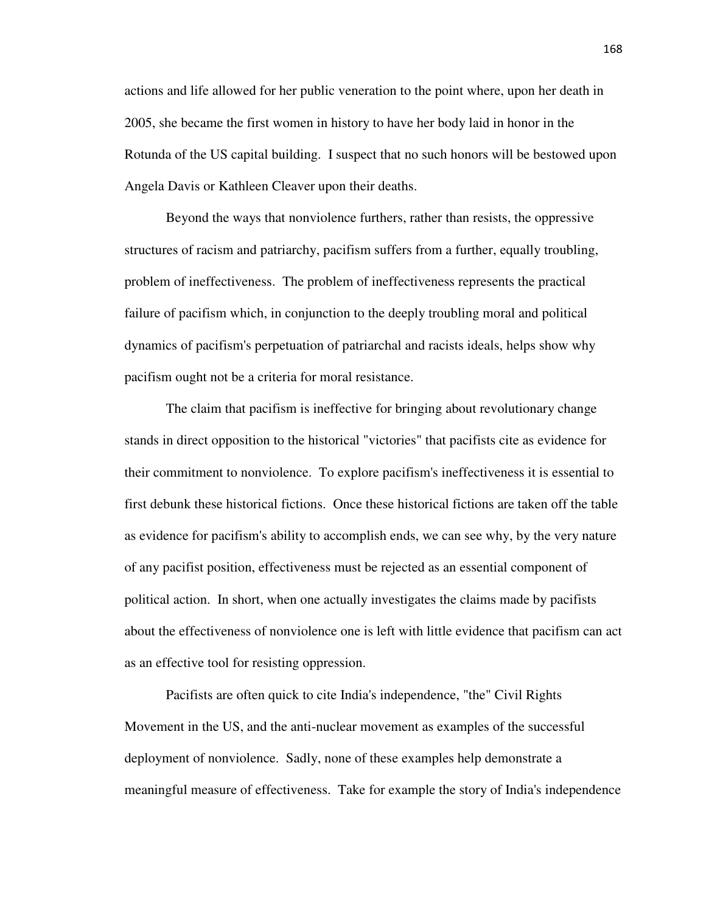actions and life allowed for her public veneration to the point where, upon her death in 2005, she became the first women in history to have her body laid in honor in the Rotunda of the US capital building. I suspect that no such honors will be bestowed upon Angela Davis or Kathleen Cleaver upon their deaths.

Beyond the ways that nonviolence furthers, rather than resists, the oppressive structures of racism and patriarchy, pacifism suffers from a further, equally troubling, problem of ineffectiveness. The problem of ineffectiveness represents the practical failure of pacifism which, in conjunction to the deeply troubling moral and political dynamics of pacifism's perpetuation of patriarchal and racists ideals, helps show why pacifism ought not be a criteria for moral resistance.

The claim that pacifism is ineffective for bringing about revolutionary change stands in direct opposition to the historical "victories" that pacifists cite as evidence for their commitment to nonviolence. To explore pacifism's ineffectiveness it is essential to first debunk these historical fictions. Once these historical fictions are taken off the table as evidence for pacifism's ability to accomplish ends, we can see why, by the very nature of any pacifist position, effectiveness must be rejected as an essential component of political action. In short, when one actually investigates the claims made by pacifists about the effectiveness of nonviolence one is left with little evidence that pacifism can act as an effective tool for resisting oppression.

Pacifists are often quick to cite India's independence, "the" Civil Rights Movement in the US, and the anti-nuclear movement as examples of the successful deployment of nonviolence. Sadly, none of these examples help demonstrate a meaningful measure of effectiveness. Take for example the story of India's independence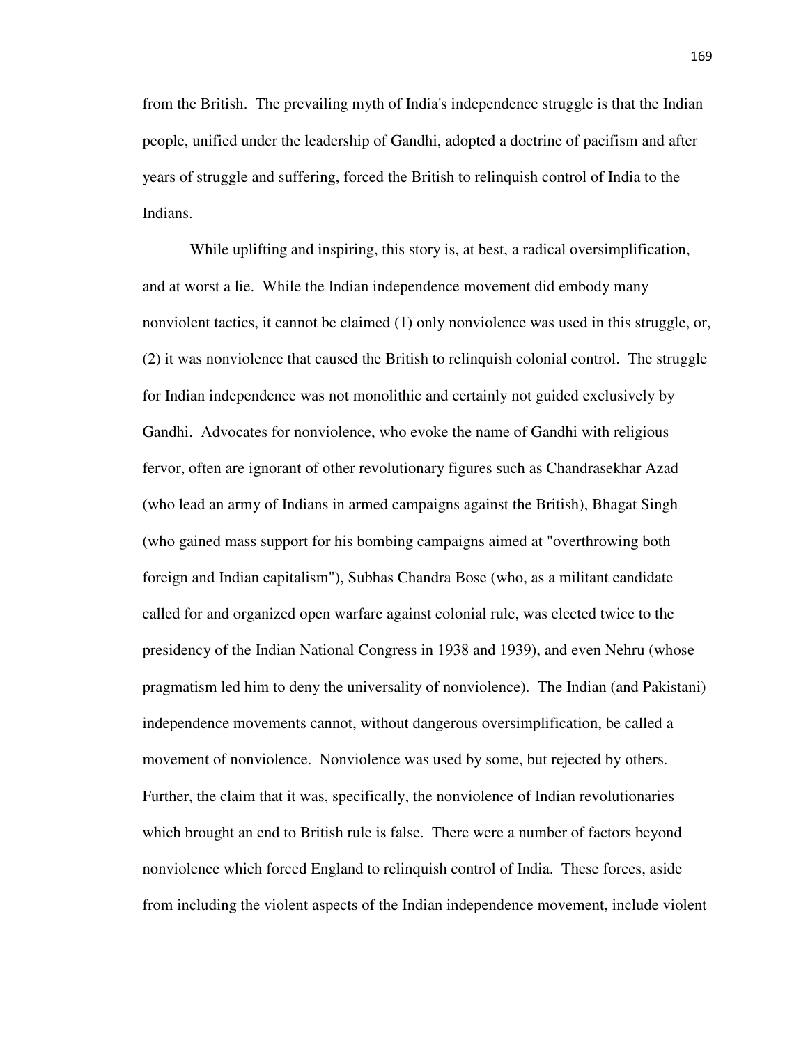from the British. The prevailing myth of India's independence struggle is that the Indian people, unified under the leadership of Gandhi, adopted a doctrine of pacifism and after years of struggle and suffering, forced the British to relinquish control of India to the Indians.

While uplifting and inspiring, this story is, at best, a radical oversimplification, and at worst a lie. While the Indian independence movement did embody many nonviolent tactics, it cannot be claimed (1) only nonviolence was used in this struggle, or, (2) it was nonviolence that caused the British to relinquish colonial control. The struggle for Indian independence was not monolithic and certainly not guided exclusively by Gandhi. Advocates for nonviolence, who evoke the name of Gandhi with religious fervor, often are ignorant of other revolutionary figures such as Chandrasekhar Azad (who lead an army of Indians in armed campaigns against the British), Bhagat Singh (who gained mass support for his bombing campaigns aimed at "overthrowing both foreign and Indian capitalism"), Subhas Chandra Bose (who, as a militant candidate called for and organized open warfare against colonial rule, was elected twice to the presidency of the Indian National Congress in 1938 and 1939), and even Nehru (whose pragmatism led him to deny the universality of nonviolence). The Indian (and Pakistani) independence movements cannot, without dangerous oversimplification, be called a movement of nonviolence. Nonviolence was used by some, but rejected by others. Further, the claim that it was, specifically, the nonviolence of Indian revolutionaries which brought an end to British rule is false. There were a number of factors beyond nonviolence which forced England to relinquish control of India. These forces, aside from including the violent aspects of the Indian independence movement, include violent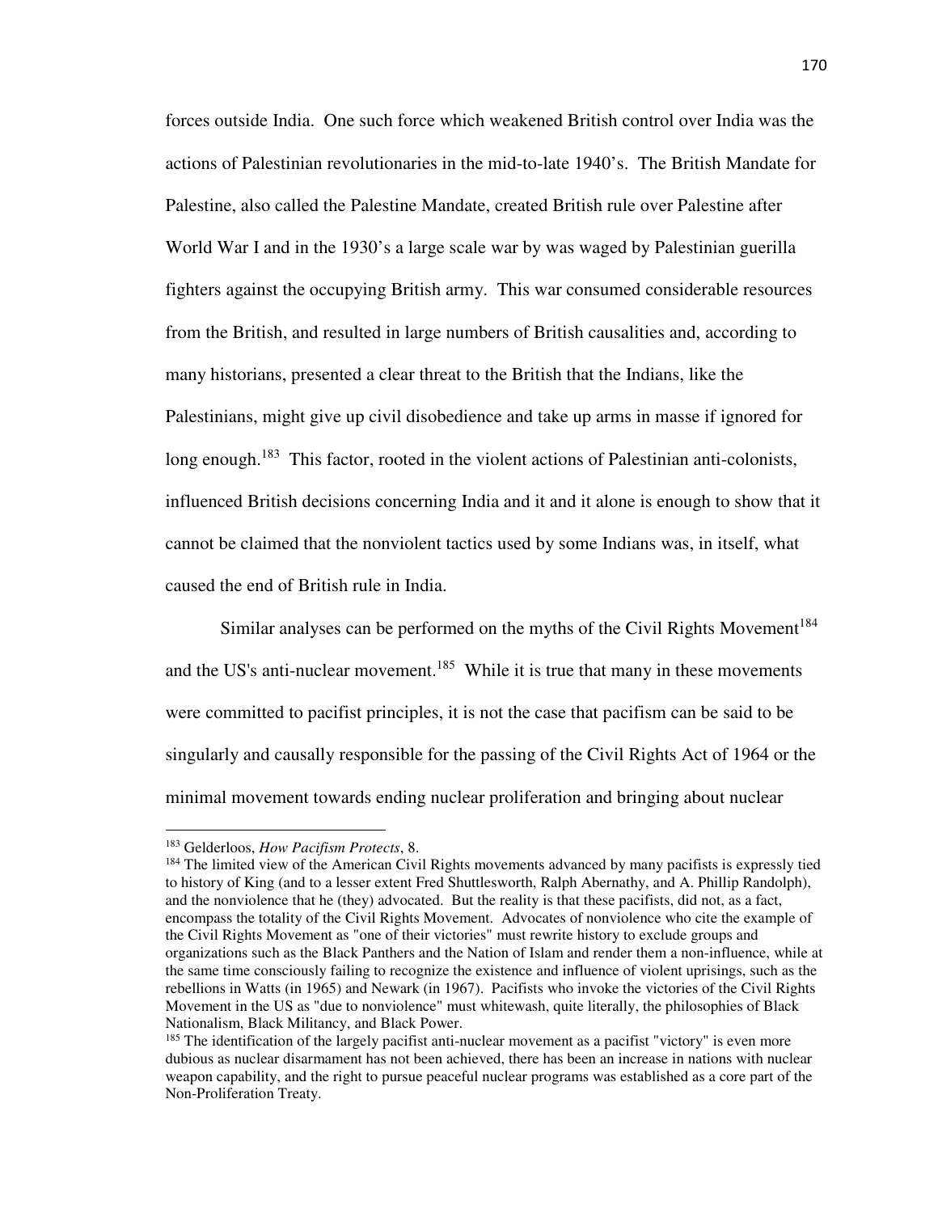forces outside India. One such force which weakened British control over India was the actions of Palestinian revolutionaries in the mid-to-late 1940's. The British Mandate for Palestine, also called the Palestine Mandate, created British rule over Palestine after World War I and in the 1930's a large scale war by was waged by Palestinian guerilla fighters against the occupying British army. This war consumed considerable resources from the British, and resulted in large numbers of British causalities and, according to many historians, presented a clear threat to the British that the Indians, like the Palestinians, might give up civil disobedience and take up arms in masse if ignored for long enough.[183] This factor, rooted in the violent actions of Palestinian anti-colonists, influenced British decisions concerning India and it and it alone is enough to show that it cannot be claimed that the nonviolent tactics used by some Indians was, in itself, what caused the end of British rule in India.

Similar analyses can be performed on the myths of the Civil Rights Movement[184] and the US's anti-nuclear movement.[185] While it is true that many in these movements were committed to pacifist principles, it is not the case that pacifism can be said to be singularly and causally responsible for the passing of the Civil Rights Act of 1964 or the minimal movement towards ending nuclear proliferation and bringing about nuclear

---

[183] Gelderloos, *How Pacifism Protects*, 8.

[184] The limited view of the American Civil Rights movements advanced by many pacifists is expressly tied to history of King (and to a lesser extent Fred Shuttlesworth, Ralph Abernathy, and A. Phillip Randolph), and the nonviolence that he (they) advocated. But the reality is that these pacifists, did not, as a fact, encompass the totality of the Civil Rights Movement. Advocates of nonviolence who cite the example of the Civil Rights Movement as "one of their victories" must rewrite history to exclude groups and organizations such as the Black Panthers and the Nation of Islam and render them a non-influence, while at the same time consciously failing to recognize the existence and influence of violent uprisings, such as the rebellions in Watts (in 1965) and Newark (in 1967). Pacifists who invoke the victories of the Civil Rights Movement in the US as "due to nonviolence" must whitewash, quite literally, the philosophies of Black Nationalism, Black Militancy, and Black Power.

[185] The identification of the largely pacifist anti-nuclear movement as a pacifist "victory" is even more dubious as nuclear disarmament has not been achieved, there has been an increase in nations with nuclear weapon capability, and the right to pursue peaceful nuclear programs was established as a core part of the Non-Proliferation Treaty.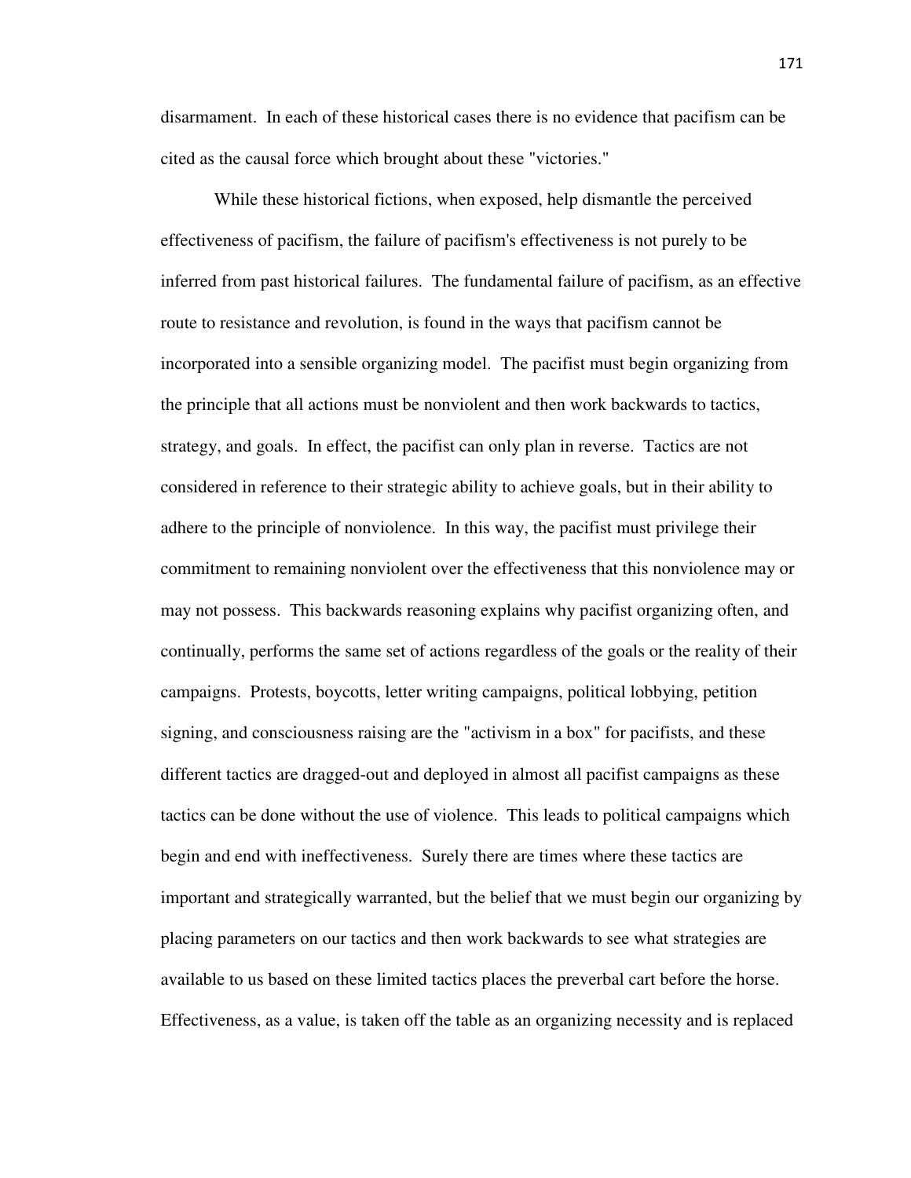disarmament. In each of these historical cases there is no evidence that pacifism can be cited as the causal force which brought about these "victories."

While these historical fictions, when exposed, help dismantle the perceived effectiveness of pacifism, the failure of pacifism's effectiveness is not purely to be inferred from past historical failures. The fundamental failure of pacifism, as an effective route to resistance and revolution, is found in the ways that pacifism cannot be incorporated into a sensible organizing model. The pacifist must begin organizing from the principle that all actions must be nonviolent and then work backwards to tactics, strategy, and goals. In effect, the pacifist can only plan in reverse. Tactics are not considered in reference to their strategic ability to achieve goals, but in their ability to adhere to the principle of nonviolence. In this way, the pacifist must privilege their commitment to remaining nonviolent over the effectiveness that this nonviolence may or may not possess. This backwards reasoning explains why pacifist organizing often, and continually, performs the same set of actions regardless of the goals or the reality of their campaigns. Protests, boycotts, letter writing campaigns, political lobbying, petition signing, and consciousness raising are the "activism in a box" for pacifists, and these different tactics are dragged-out and deployed in almost all pacifist campaigns as these tactics can be done without the use of violence. This leads to political campaigns which begin and end with ineffectiveness. Surely there are times where these tactics are important and strategically warranted, but the belief that we must begin our organizing by placing parameters on our tactics and then work backwards to see what strategies are available to us based on these limited tactics places the preverbal cart before the horse. Effectiveness, as a value, is taken off the table as an organizing necessity and is replaced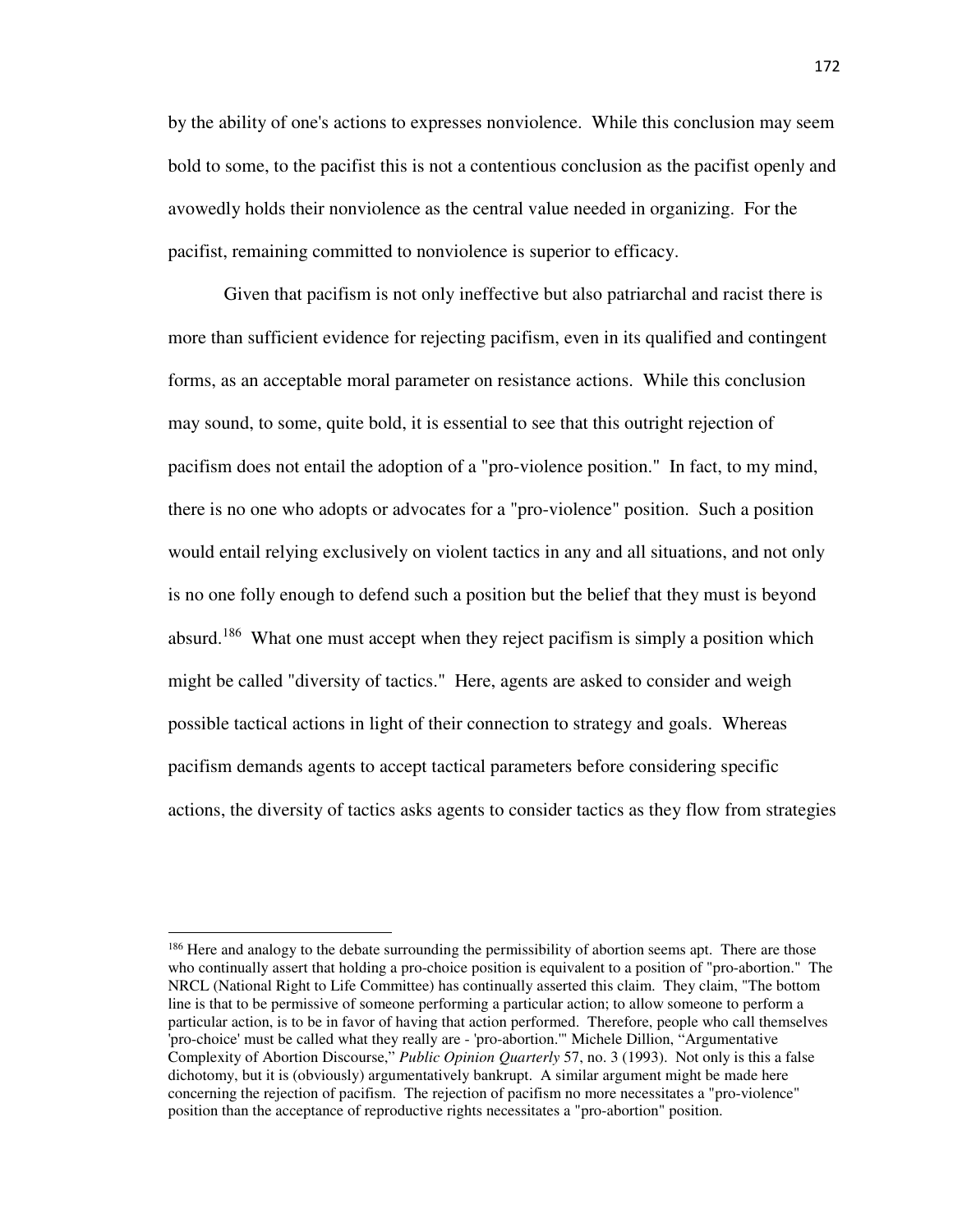by the ability of one's actions to expresses nonviolence. While this conclusion may seem bold to some, to the pacifist this is not a contentious conclusion as the pacifist openly and avowedly holds their nonviolence as the central value needed in organizing. For the pacifist, remaining committed to nonviolence is superior to efficacy.

Given that pacifism is not only ineffective but also patriarchal and racist there is more than sufficient evidence for rejecting pacifism, even in its qualified and contingent forms, as an acceptable moral parameter on resistance actions. While this conclusion may sound, to some, quite bold, it is essential to see that this outright rejection of pacifism does not entail the adoption of a "pro-violence position." In fact, to my mind, there is no one who adopts or advocates for a "pro-violence" position. Such a position would entail relying exclusively on violent tactics in any and all situations, and not only is no one folly enough to defend such a position but the belief that they must is beyond absurd.[186] What one must accept when they reject pacifism is simply a position which might be called "diversity of tactics." Here, agents are asked to consider and weigh possible tactical actions in light of their connection to strategy and goals. Whereas pacifism demands agents to accept tactical parameters before considering specific actions, the diversity of tactics asks agents to consider tactics as they flow from strategies

---

[186] Here and analogy to the debate surrounding the permissibility of abortion seems apt. There are those who continually assert that holding a pro-choice position is equivalent to a position of "pro-abortion." The NRCL (National Right to Life Committee) has continually asserted this claim. They claim, "The bottom line is that to be permissive of someone performing a particular action; to allow someone to perform a particular action, is to be in favor of having that action performed. Therefore, people who call themselves 'pro-choice' must be called what they really are - 'pro-abortion.'" Michele Dillion, "Argumentative Complexity of Abortion Discourse," *Public Opinion Quarterly* 57, no. 3 (1993). Not only is this a false dichotomy, but it is (obviously) argumentatively bankrupt. A similar argument might be made here concerning the rejection of pacifism. The rejection of pacifism no more necessitates a "pro-violence" position than the acceptance of reproductive rights necessitates a "pro-abortion" position.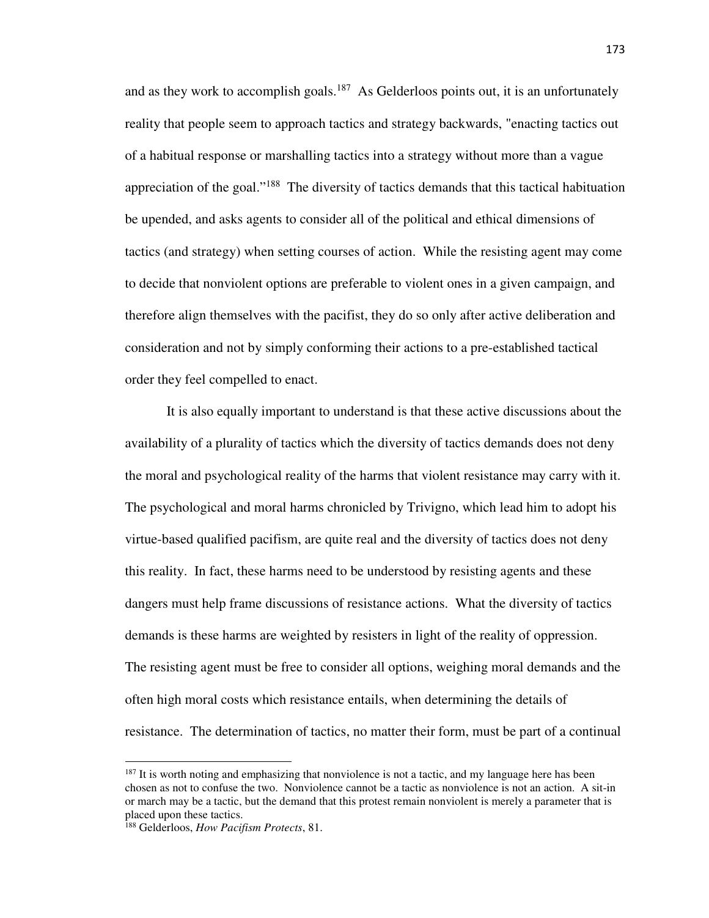and as they work to accomplish goals.[187] As Gelderloos points out, it is an unfortunately reality that people seem to approach tactics and strategy backwards, "enacting tactics out of a habitual response or marshalling tactics into a strategy without more than a vague appreciation of the goal."[188] The diversity of tactics demands that this tactical habituation be upended, and asks agents to consider all of the political and ethical dimensions of tactics (and strategy) when setting courses of action. While the resisting agent may come to decide that nonviolent options are preferable to violent ones in a given campaign, and therefore align themselves with the pacifist, they do so only after active deliberation and consideration and not by simply conforming their actions to a pre-established tactical order they feel compelled to enact.

It is also equally important to understand is that these active discussions about the availability of a plurality of tactics which the diversity of tactics demands does not deny the moral and psychological reality of the harms that violent resistance may carry with it. The psychological and moral harms chronicled by Trivigno, which lead him to adopt his virtue-based qualified pacifism, are quite real and the diversity of tactics does not deny this reality. In fact, these harms need to be understood by resisting agents and these dangers must help frame discussions of resistance actions. What the diversity of tactics demands is these harms are weighted by resisters in light of the reality of oppression. The resisting agent must be free to consider all options, weighing moral demands and the often high moral costs which resistance entails, when determining the details of resistance. The determination of tactics, no matter their form, must be part of a continual

---

[187] It is worth noting and emphasizing that nonviolence is not a tactic, and my language here has been chosen as not to confuse the two. Nonviolence cannot be a tactic as nonviolence is not an action. A sit-in or march may be a tactic, but the demand that this protest remain nonviolent is merely a parameter that is placed upon these tactics.

[188] Gelderloos, *How Pacifism Protects*, 81.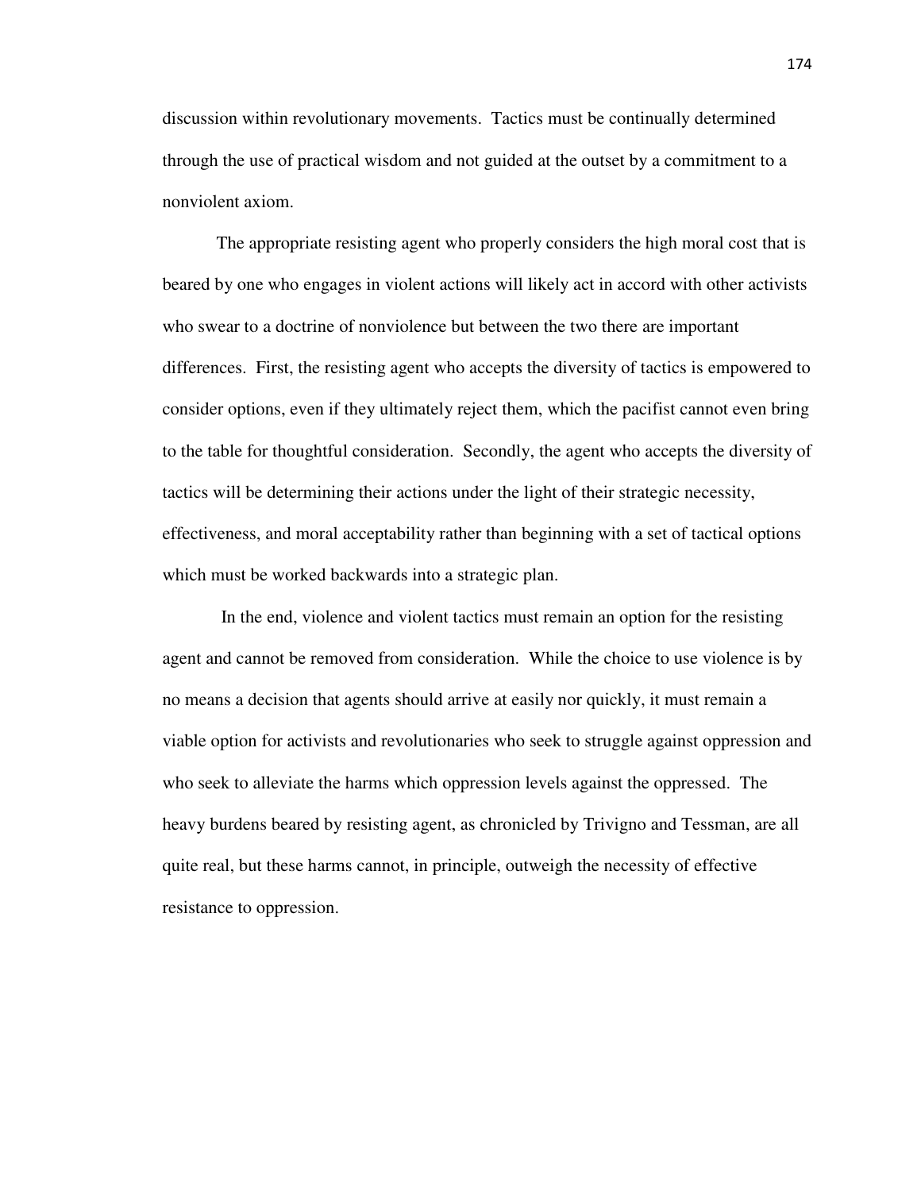discussion within revolutionary movements. Tactics must be continually determined through the use of practical wisdom and not guided at the outset by a commitment to a nonviolent axiom.

The appropriate resisting agent who properly considers the high moral cost that is beared by one who engages in violent actions will likely act in accord with other activists who swear to a doctrine of nonviolence but between the two there are important differences. First, the resisting agent who accepts the diversity of tactics is empowered to consider options, even if they ultimately reject them, which the pacifist cannot even bring to the table for thoughtful consideration. Secondly, the agent who accepts the diversity of tactics will be determining their actions under the light of their strategic necessity, effectiveness, and moral acceptability rather than beginning with a set of tactical options which must be worked backwards into a strategic plan.

In the end, violence and violent tactics must remain an option for the resisting agent and cannot be removed from consideration. While the choice to use violence is by no means a decision that agents should arrive at easily nor quickly, it must remain a viable option for activists and revolutionaries who seek to struggle against oppression and who seek to alleviate the harms which oppression levels against the oppressed. The heavy burdens beared by resisting agent, as chronicled by Trivigno and Tessman, are all quite real, but these harms cannot, in principle, outweigh the necessity of effective resistance to oppression.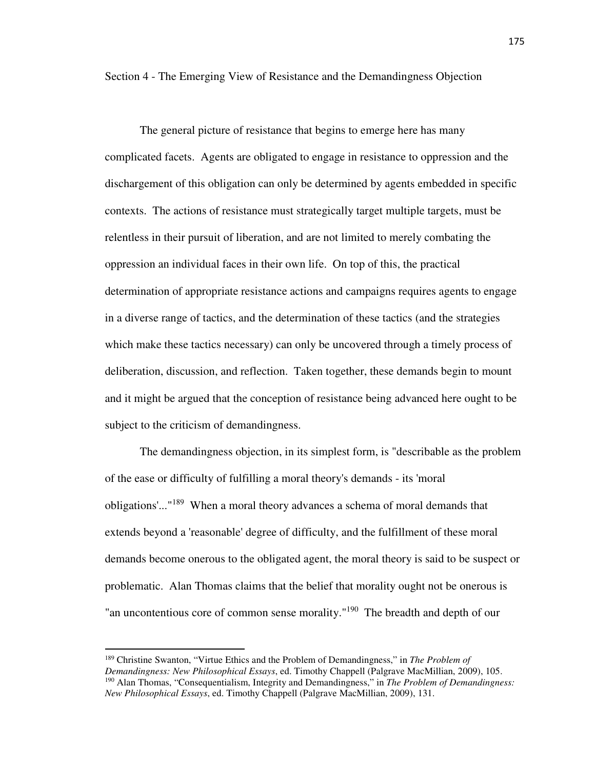## Section 4 - The Emerging View of Resistance and the Demandingness Objection

The general picture of resistance that begins to emerge here has many complicated facets. Agents are obligated to engage in resistance to oppression and the dischargement of this obligation can only be determined by agents embedded in specific contexts. The actions of resistance must strategically target multiple targets, must be relentless in their pursuit of liberation, and are not limited to merely combating the oppression an individual faces in their own life. On top of this, the practical determination of appropriate resistance actions and campaigns requires agents to engage in a diverse range of tactics, and the determination of these tactics (and the strategies which make these tactics necessary) can only be uncovered through a timely process of deliberation, discussion, and reflection. Taken together, these demands begin to mount and it might be argued that the conception of resistance being advanced here ought to be subject to the criticism of demandingness.

The demandingness objection, in its simplest form, is "describable as the problem of the ease or difficulty of fulfilling a moral theory's demands - its 'moral obligations'..."[189] When a moral theory advances a schema of moral demands that extends beyond a 'reasonable' degree of difficulty, and the fulfillment of these moral demands become onerous to the obligated agent, the moral theory is said to be suspect or problematic. Alan Thomas claims that the belief that morality ought not be onerous is "an uncontentious core of common sense morality."[190] The breadth and depth of our

---

[189] Christine Swanton, "Virtue Ethics and the Problem of Demandingness," in *The Problem of Demandingness: New Philosophical Essays*, ed. Timothy Chappell (Palgrave MacMillian, 2009), 105.

[190] Alan Thomas, "Consequentialism, Integrity and Demandingness," in *The Problem of Demandingness: New Philosophical Essays*, ed. Timothy Chappell (Palgrave MacMillian, 2009), 131.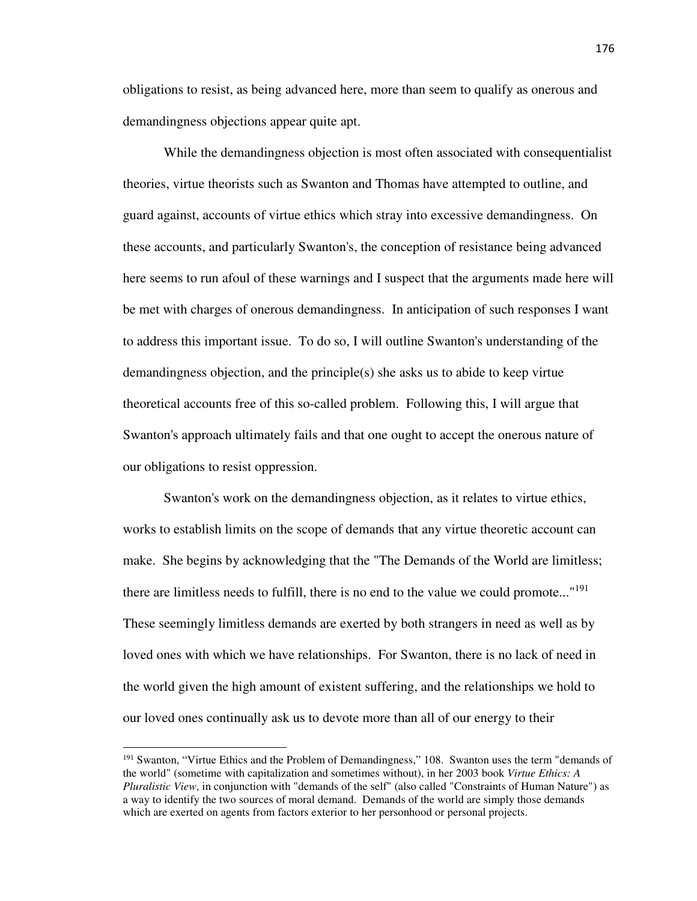obligations to resist, as being advanced here, more than seem to qualify as onerous and demandingness objections appear quite apt.

While the demandingness objection is most often associated with consequentialist theories, virtue theorists such as Swanton and Thomas have attempted to outline, and guard against, accounts of virtue ethics which stray into excessive demandingness. On these accounts, and particularly Swanton's, the conception of resistance being advanced here seems to run afoul of these warnings and I suspect that the arguments made here will be met with charges of onerous demandingness. In anticipation of such responses I want to address this important issue. To do so, I will outline Swanton's understanding of the demandingness objection, and the principle(s) she asks us to abide to keep virtue theoretical accounts free of this so-called problem. Following this, I will argue that Swanton's approach ultimately fails and that one ought to accept the onerous nature of our obligations to resist oppression.

Swanton's work on the demandingness objection, as it relates to virtue ethics, works to establish limits on the scope of demands that any virtue theoretic account can make. She begins by acknowledging that the "The Demands of the World are limitless; there are limitless needs to fulfill, there is no end to the value we could promote..."[191] These seemingly limitless demands are exerted by both strangers in need as well as by loved ones with which we have relationships. For Swanton, there is no lack of need in the world given the high amount of existent suffering, and the relationships we hold to our loved ones continually ask us to devote more than all of our energy to their

---

[191] Swanton, "Virtue Ethics and the Problem of Demandingness," 108. Swanton uses the term "demands of the world" (sometime with capitalization and sometimes without), in her 2003 book *Virtue Ethics: A Pluralistic View*, in conjunction with "demands of the self" (also called "Constraints of Human Nature") as a way to identify the two sources of moral demand. Demands of the world are simply those demands which are exerted on agents from factors exterior to her personhood or personal projects.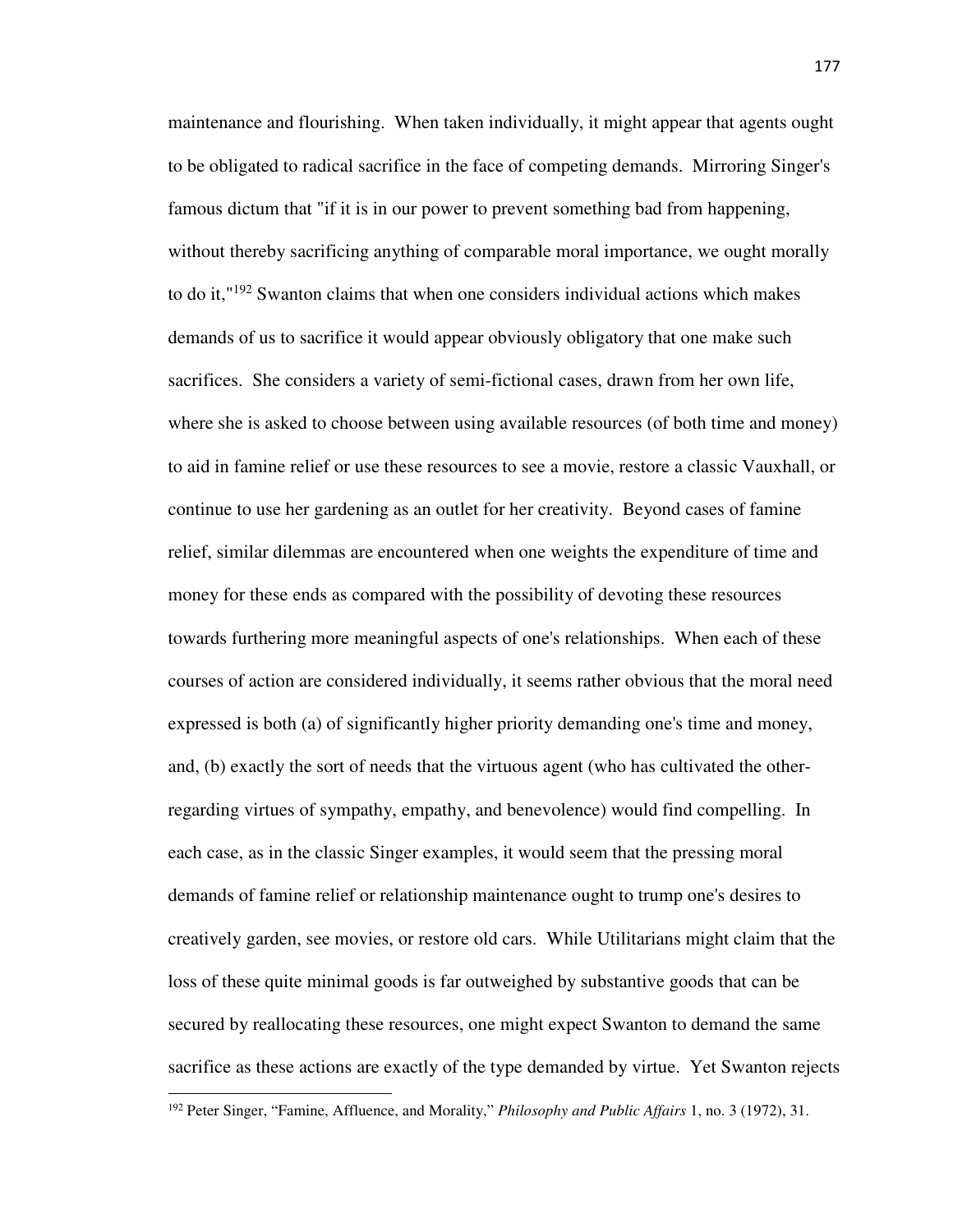maintenance and flourishing. When taken individually, it might appear that agents ought to be obligated to radical sacrifice in the face of competing demands. Mirroring Singer's famous dictum that "if it is in our power to prevent something bad from happening, without thereby sacrificing anything of comparable moral importance, we ought morally to do it,"[192] Swanton claims that when one considers individual actions which makes demands of us to sacrifice it would appear obviously obligatory that one make such sacrifices. She considers a variety of semi-fictional cases, drawn from her own life, where she is asked to choose between using available resources (of both time and money) to aid in famine relief or use these resources to see a movie, restore a classic Vauxhall, or continue to use her gardening as an outlet for her creativity. Beyond cases of famine relief, similar dilemmas are encountered when one weights the expenditure of time and money for these ends as compared with the possibility of devoting these resources towards furthering more meaningful aspects of one's relationships. When each of these courses of action are considered individually, it seems rather obvious that the moral need expressed is both (a) of significantly higher priority demanding one's time and money, and, (b) exactly the sort of needs that the virtuous agent (who has cultivated the other-regarding virtues of sympathy, empathy, and benevolence) would find compelling. In each case, as in the classic Singer examples, it would seem that the pressing moral demands of famine relief or relationship maintenance ought to trump one's desires to creatively garden, see movies, or restore old cars. While Utilitarians might claim that the loss of these quite minimal goods is far outweighed by substantive goods that can be secured by reallocating these resources, one might expect Swanton to demand the same sacrifice as these actions are exactly of the type demanded by virtue. Yet Swanton rejects

[192] Peter Singer, "Famine, Affluence, and Morality," *Philosophy and Public Affairs* 1, no. 3 (1972), 31.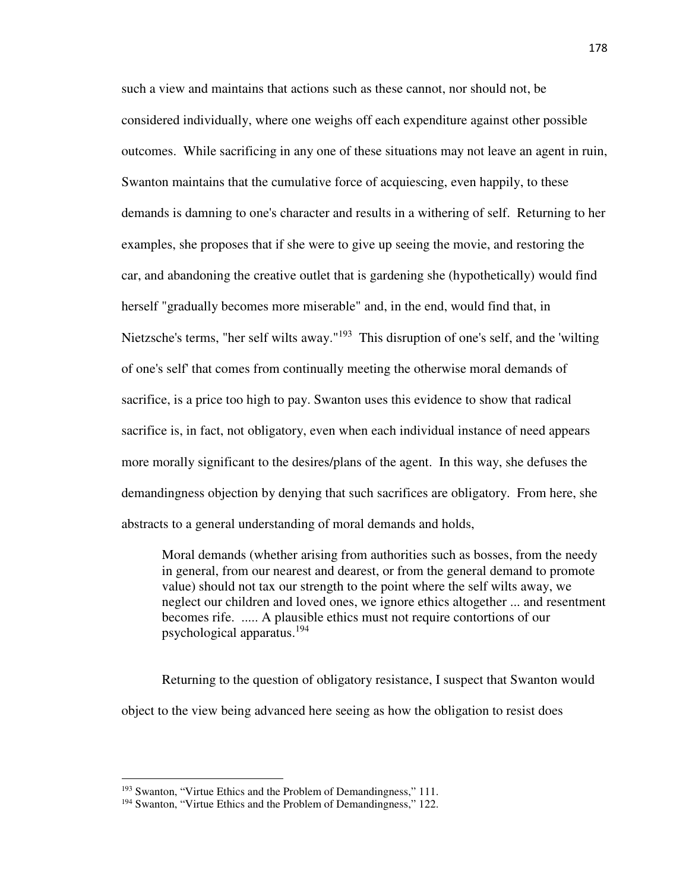such a view and maintains that actions such as these cannot, nor should not, be considered individually, where one weighs off each expenditure against other possible outcomes. While sacrificing in any one of these situations may not leave an agent in ruin, Swanton maintains that the cumulative force of acquiescing, even happily, to these demands is damning to one's character and results in a withering of self. Returning to her examples, she proposes that if she were to give up seeing the movie, and restoring the car, and abandoning the creative outlet that is gardening she (hypothetically) would find herself "gradually becomes more miserable" and, in the end, would find that, in Nietzsche's terms, "her self wilts away."[193] This disruption of one's self, and the 'wilting of one's self' that comes from continually meeting the otherwise moral demands of sacrifice, is a price too high to pay. Swanton uses this evidence to show that radical sacrifice is, in fact, not obligatory, even when each individual instance of need appears more morally significant to the desires/plans of the agent. In this way, she defuses the demandingness objection by denying that such sacrifices are obligatory. From here, she abstracts to a general understanding of moral demands and holds,

> Moral demands (whether arising from authorities such as bosses, from the needy in general, from our nearest and dearest, or from the general demand to promote value) should not tax our strength to the point where the self wilts away, we neglect our children and loved ones, we ignore ethics altogether ... and resentment becomes rife. ..... A plausible ethics must not require contortions of our psychological apparatus.[194]

Returning to the question of obligatory resistance, I suspect that Swanton would object to the view being advanced here seeing as how the obligation to resist does

---

[193] Swanton, "Virtue Ethics and the Problem of Demandingness," 111.

[194] Swanton, "Virtue Ethics and the Problem of Demandingness," 122.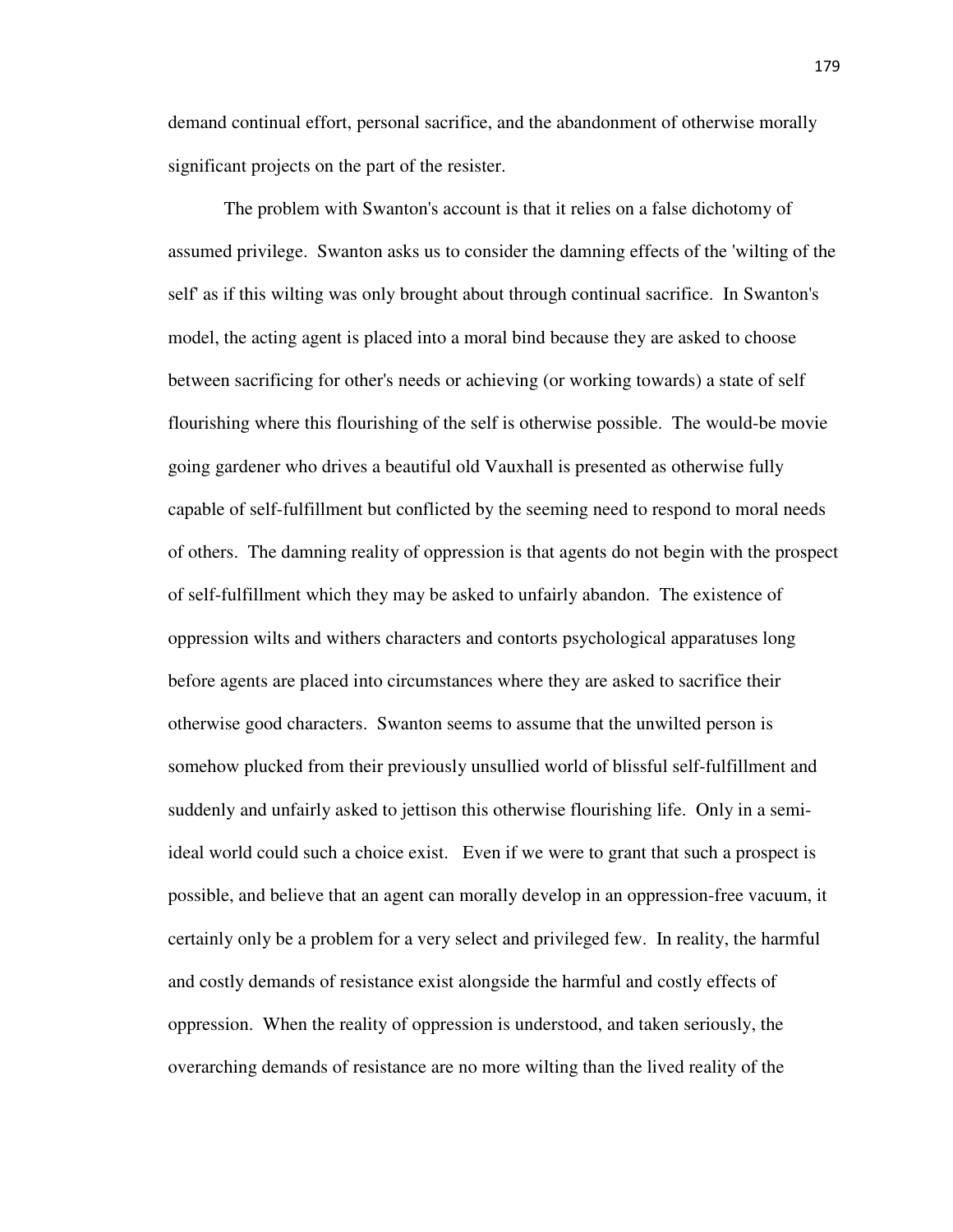demand continual effort, personal sacrifice, and the abandonment of otherwise morally significant projects on the part of the resister.

The problem with Swanton's account is that it relies on a false dichotomy of assumed privilege. Swanton asks us to consider the damning effects of the 'wilting of the self' as if this wilting was only brought about through continual sacrifice. In Swanton's model, the acting agent is placed into a moral bind because they are asked to choose between sacrificing for other's needs or achieving (or working towards) a state of self flourishing where this flourishing of the self is otherwise possible. The would-be movie going gardener who drives a beautiful old Vauxhall is presented as otherwise fully capable of self-fulfillment but conflicted by the seeming need to respond to moral needs of others. The damning reality of oppression is that agents do not begin with the prospect of self-fulfillment which they may be asked to unfairly abandon. The existence of oppression wilts and withers characters and contorts psychological apparatuses long before agents are placed into circumstances where they are asked to sacrifice their otherwise good characters. Swanton seems to assume that the unwilted person is somehow plucked from their previously unsullied world of blissful self-fulfillment and suddenly and unfairly asked to jettison this otherwise flourishing life. Only in a semi-ideal world could such a choice exist. Even if we were to grant that such a prospect is possible, and believe that an agent can morally develop in an oppression-free vacuum, it certainly only be a problem for a very select and privileged few. In reality, the harmful and costly demands of resistance exist alongside the harmful and costly effects of oppression. When the reality of oppression is understood, and taken seriously, the overarching demands of resistance are no more wilting than the lived reality of the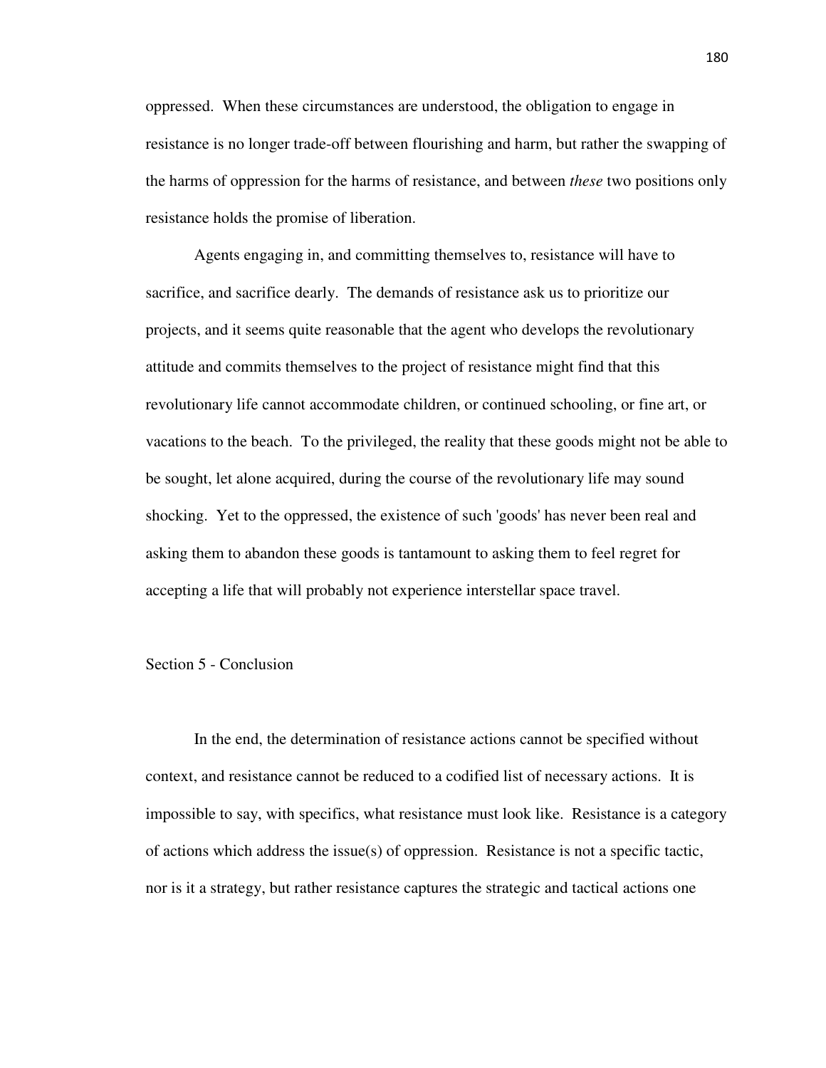oppressed. When these circumstances are understood, the obligation to engage in resistance is no longer trade-off between flourishing and harm, but rather the swapping of the harms of oppression for the harms of resistance, and between *these* two positions only resistance holds the promise of liberation.

Agents engaging in, and committing themselves to, resistance will have to sacrifice, and sacrifice dearly. The demands of resistance ask us to prioritize our projects, and it seems quite reasonable that the agent who develops the revolutionary attitude and commits themselves to the project of resistance might find that this revolutionary life cannot accommodate children, or continued schooling, or fine art, or vacations to the beach. To the privileged, the reality that these goods might not be able to be sought, let alone acquired, during the course of the revolutionary life may sound shocking. Yet to the oppressed, the existence of such 'goods' has never been real and asking them to abandon these goods is tantamount to asking them to feel regret for accepting a life that will probably not experience interstellar space travel.

## Section 5 - Conclusion

In the end, the determination of resistance actions cannot be specified without context, and resistance cannot be reduced to a codified list of necessary actions. It is impossible to say, with specifics, what resistance must look like. Resistance is a category of actions which address the issue(s) of oppression. Resistance is not a specific tactic, nor is it a strategy, but rather resistance captures the strategic and tactical actions one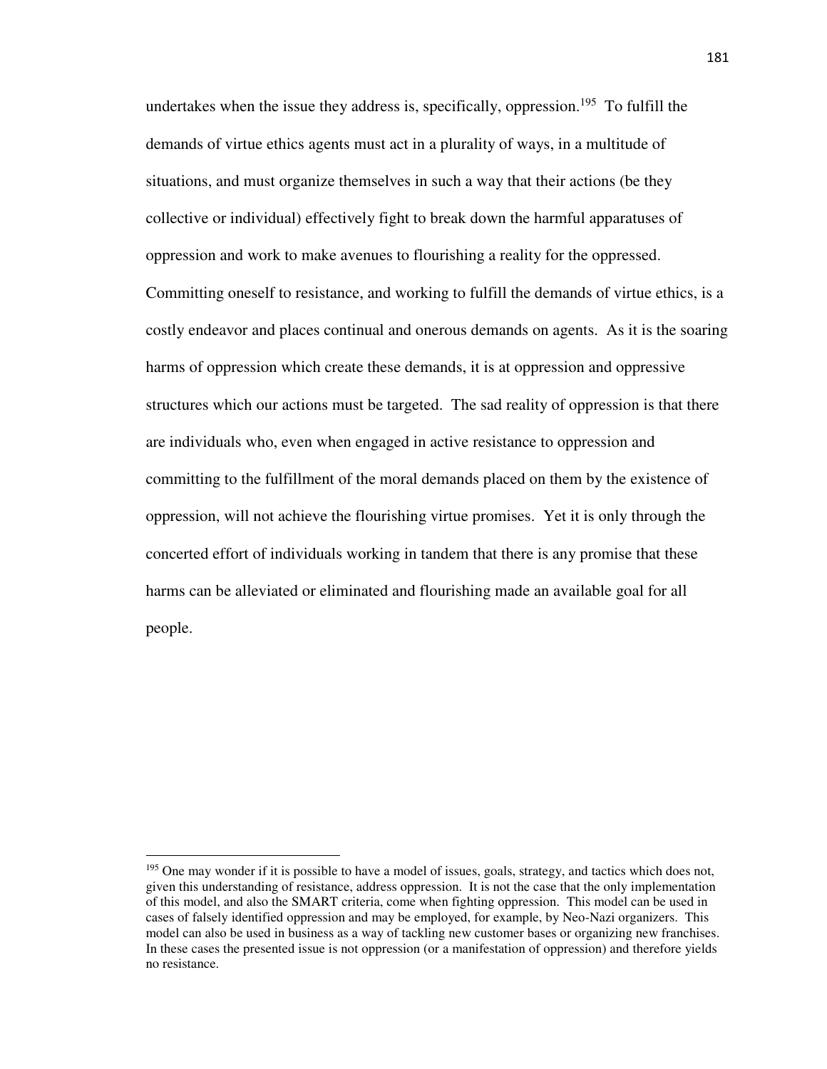undertakes when the issue they address is, specifically, oppression.[195] To fulfill the demands of virtue ethics agents must act in a plurality of ways, in a multitude of situations, and must organize themselves in such a way that their actions (be they collective or individual) effectively fight to break down the harmful apparatuses of oppression and work to make avenues to flourishing a reality for the oppressed. Committing oneself to resistance, and working to fulfill the demands of virtue ethics, is a costly endeavor and places continual and onerous demands on agents. As it is the soaring harms of oppression which create these demands, it is at oppression and oppressive structures which our actions must be targeted. The sad reality of oppression is that there are individuals who, even when engaged in active resistance to oppression and committing to the fulfillment of the moral demands placed on them by the existence of oppression, will not achieve the flourishing virtue promises. Yet it is only through the concerted effort of individuals working in tandem that there is any promise that these harms can be alleviated or eliminated and flourishing made an available goal for all people.

[195] One may wonder if it is possible to have a model of issues, goals, strategy, and tactics which does not, given this understanding of resistance, address oppression. It is not the case that the only implementation of this model, and also the SMART criteria, come when fighting oppression. This model can be used in cases of falsely identified oppression and may be employed, for example, by Neo-Nazi organizers. This model can also be used in business as a way of tackling new customer bases or organizing new franchises. In these cases the presented issue is not oppression (or a manifestation of oppression) and therefore yields no resistance.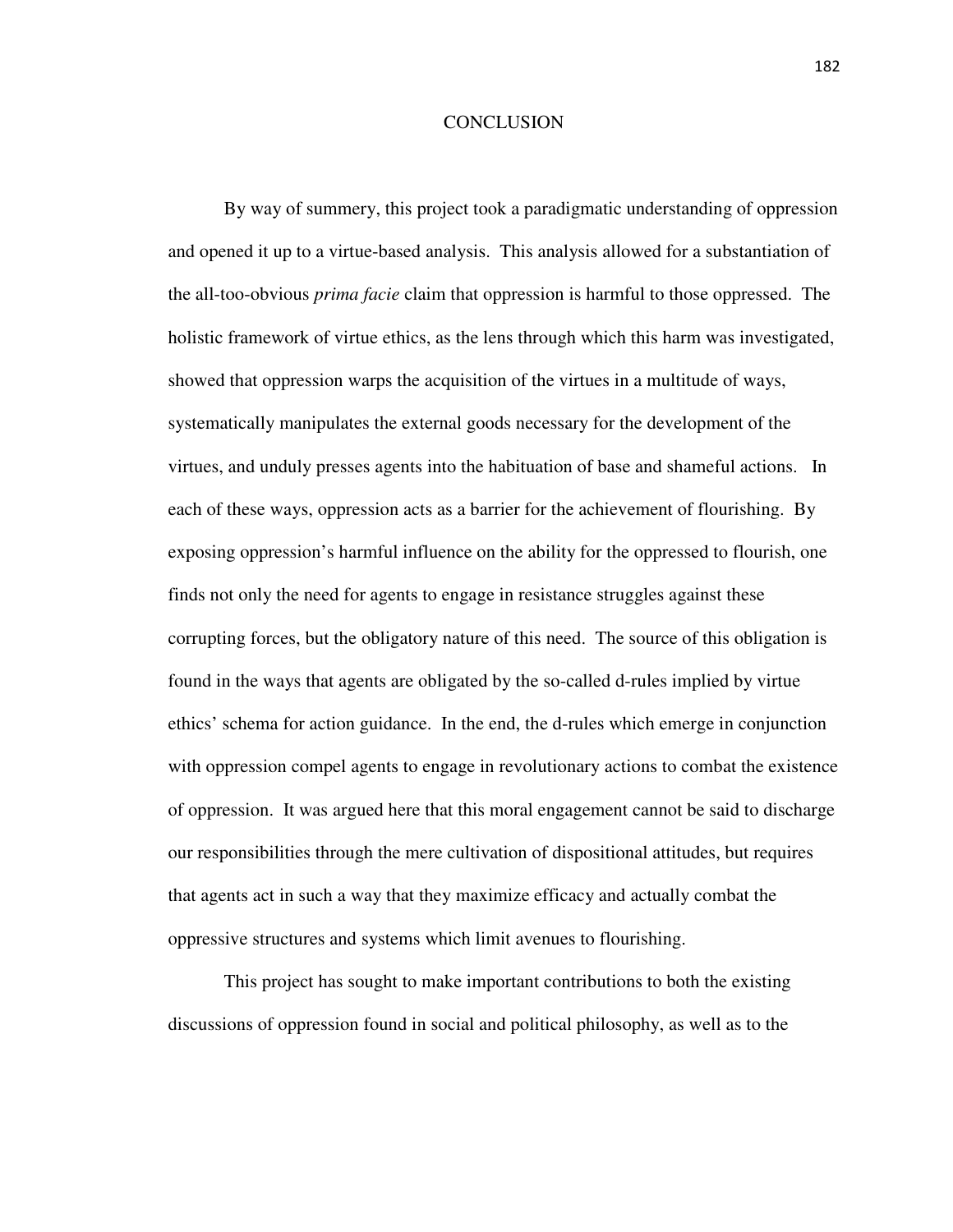# CONCLUSION

By way of summery, this project took a paradigmatic understanding of oppression and opened it up to a virtue-based analysis. This analysis allowed for a substantiation of the all-too-obvious *prima facie* claim that oppression is harmful to those oppressed. The holistic framework of virtue ethics, as the lens through which this harm was investigated, showed that oppression warps the acquisition of the virtues in a multitude of ways, systematically manipulates the external goods necessary for the development of the virtues, and unduly presses agents into the habituation of base and shameful actions. In each of these ways, oppression acts as a barrier for the achievement of flourishing. By exposing oppression's harmful influence on the ability for the oppressed to flourish, one finds not only the need for agents to engage in resistance struggles against these corrupting forces, but the obligatory nature of this need. The source of this obligation is found in the ways that agents are obligated by the so-called d-rules implied by virtue ethics' schema for action guidance. In the end, the d-rules which emerge in conjunction with oppression compel agents to engage in revolutionary actions to combat the existence of oppression. It was argued here that this moral engagement cannot be said to discharge our responsibilities through the mere cultivation of dispositional attitudes, but requires that agents act in such a way that they maximize efficacy and actually combat the oppressive structures and systems which limit avenues to flourishing.

This project has sought to make important contributions to both the existing discussions of oppression found in social and political philosophy, as well as to the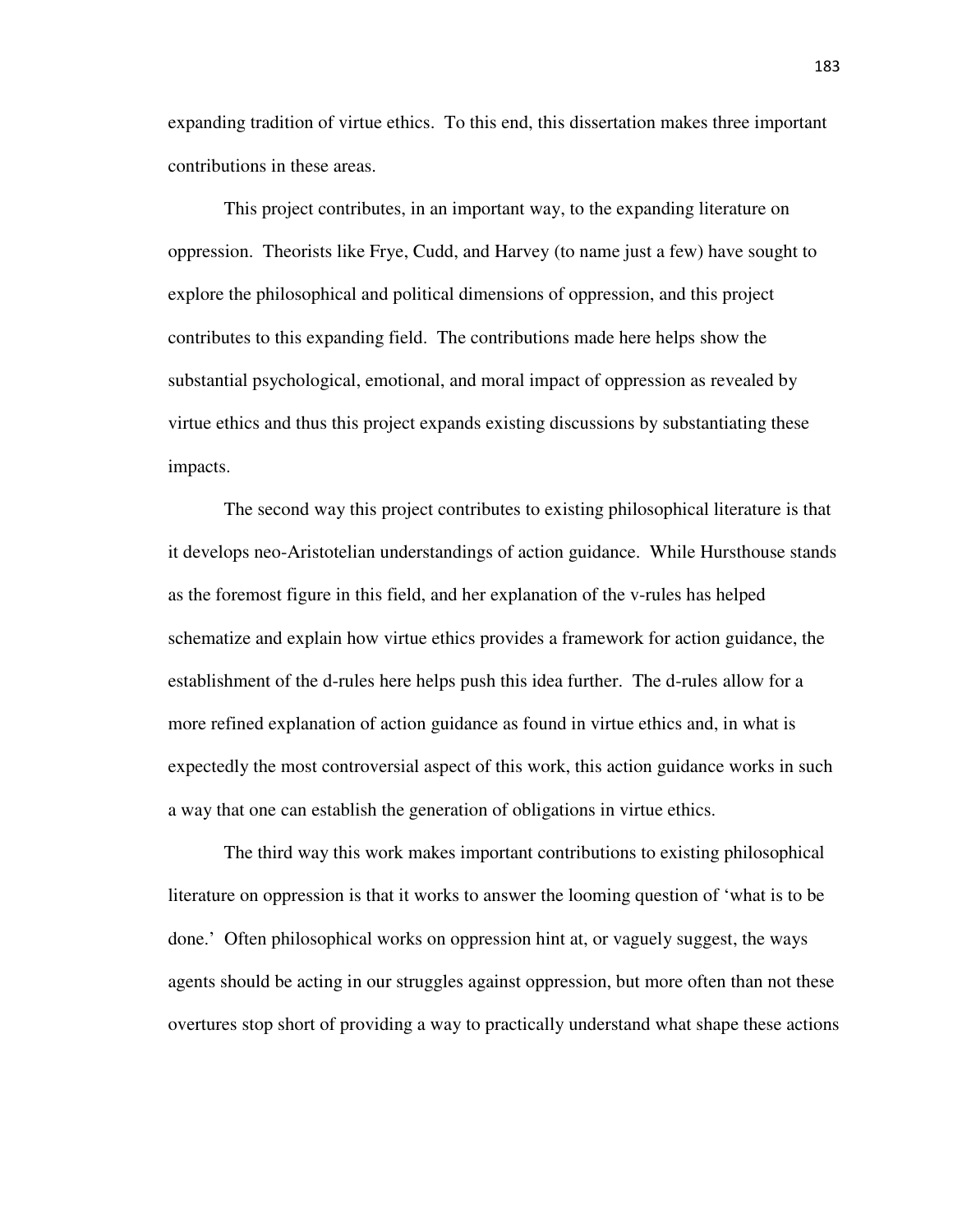expanding tradition of virtue ethics. To this end, this dissertation makes three important contributions in these areas.

This project contributes, in an important way, to the expanding literature on oppression. Theorists like Frye, Cudd, and Harvey (to name just a few) have sought to explore the philosophical and political dimensions of oppression, and this project contributes to this expanding field. The contributions made here helps show the substantial psychological, emotional, and moral impact of oppression as revealed by virtue ethics and thus this project expands existing discussions by substantiating these impacts.

The second way this project contributes to existing philosophical literature is that it develops neo-Aristotelian understandings of action guidance. While Hursthouse stands as the foremost figure in this field, and her explanation of the v-rules has helped schematize and explain how virtue ethics provides a framework for action guidance, the establishment of the d-rules here helps push this idea further. The d-rules allow for a more refined explanation of action guidance as found in virtue ethics and, in what is expectedly the most controversial aspect of this work, this action guidance works in such a way that one can establish the generation of obligations in virtue ethics.

The third way this work makes important contributions to existing philosophical literature on oppression is that it works to answer the looming question of 'what is to be done.' Often philosophical works on oppression hint at, or vaguely suggest, the ways agents should be acting in our struggles against oppression, but more often than not these overtures stop short of providing a way to practically understand what shape these actions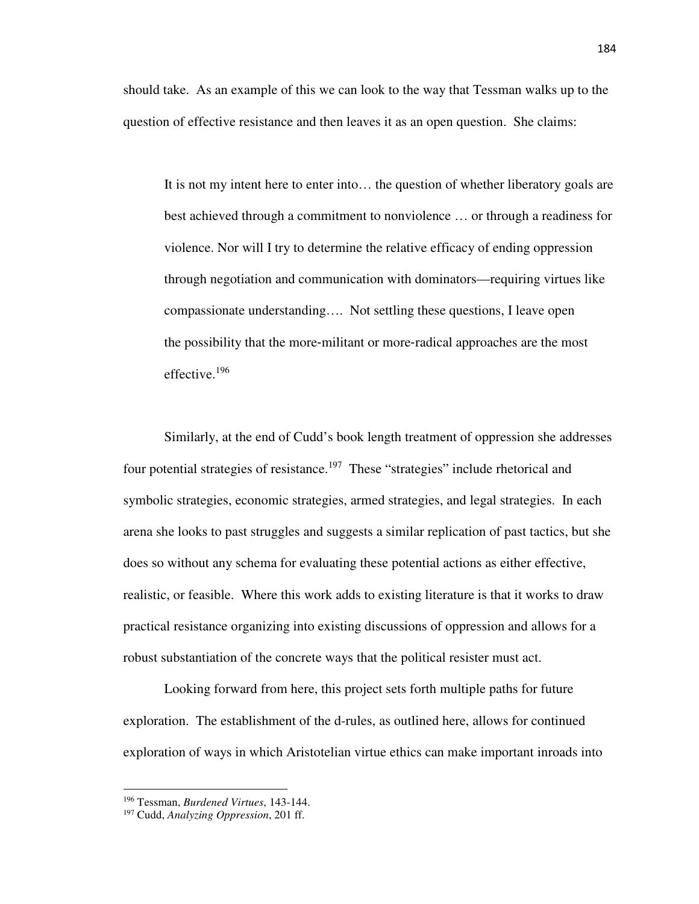should take. As an example of this we can look to the way that Tessman walks up to the question of effective resistance and then leaves it as an open question. She claims:

> It is not my intent here to enter into… the question of whether liberatory goals are best achieved through a commitment to nonviolence … or through a readiness for violence. Nor will I try to determine the relative efficacy of ending oppression through negotiation and communication with dominators—requiring virtues like compassionate understanding…. Not settling these questions, I leave open the possibility that the more-militant or more-radical approaches are the most effective.[196]

Similarly, at the end of Cudd's book length treatment of oppression she addresses four potential strategies of resistance.[197] These "strategies" include rhetorical and symbolic strategies, economic strategies, armed strategies, and legal strategies. In each arena she looks to past struggles and suggests a similar replication of past tactics, but she does so without any schema for evaluating these potential actions as either effective, realistic, or feasible. Where this work adds to existing literature is that it works to draw practical resistance organizing into existing discussions of oppression and allows for a robust substantiation of the concrete ways that the political resister must act.

Looking forward from here, this project sets forth multiple paths for future exploration. The establishment of the d-rules, as outlined here, allows for continued exploration of ways in which Aristotelian virtue ethics can make important inroads into

---

[196] Tessman, *Burdened Virtues*, 143-144.

[197] Cudd, *Analyzing Oppression*, 201 ff.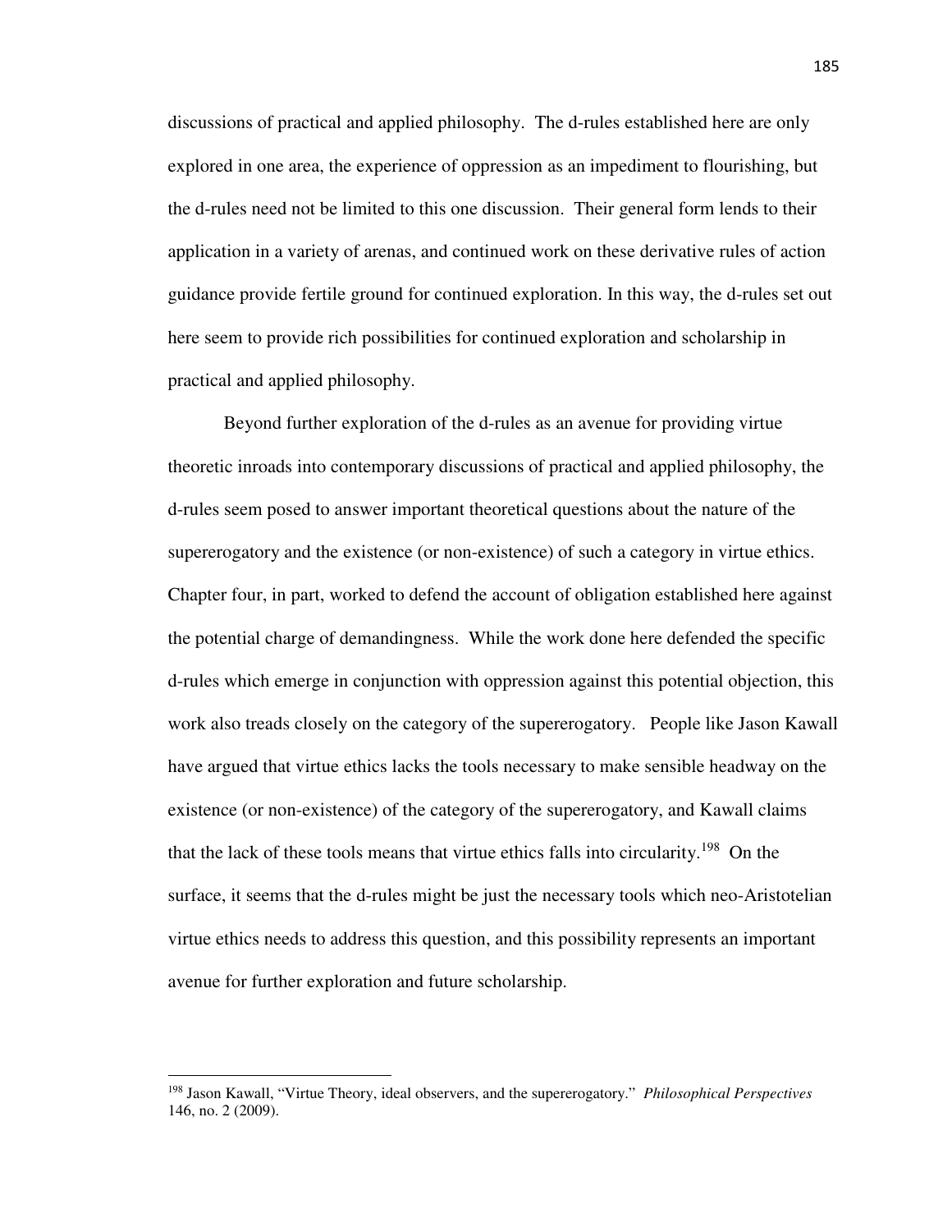discussions of practical and applied philosophy. The d-rules established here are only explored in one area, the experience of oppression as an impediment to flourishing, but the d-rules need not be limited to this one discussion. Their general form lends to their application in a variety of arenas, and continued work on these derivative rules of action guidance provide fertile ground for continued exploration. In this way, the d-rules set out here seem to provide rich possibilities for continued exploration and scholarship in practical and applied philosophy.

Beyond further exploration of the d-rules as an avenue for providing virtue theoretic inroads into contemporary discussions of practical and applied philosophy, the d-rules seem posed to answer important theoretical questions about the nature of the supererogatory and the existence (or non-existence) of such a category in virtue ethics. Chapter four, in part, worked to defend the account of obligation established here against the potential charge of demandingness. While the work done here defended the specific d-rules which emerge in conjunction with oppression against this potential objection, this work also treads closely on the category of the supererogatory. People like Jason Kawall have argued that virtue ethics lacks the tools necessary to make sensible headway on the existence (or non-existence) of the category of the supererogatory, and Kawall claims that the lack of these tools means that virtue ethics falls into circularity.[198] On the surface, it seems that the d-rules might be just the necessary tools which neo-Aristotelian virtue ethics needs to address this question, and this possibility represents an important avenue for further exploration and future scholarship.

---

[198] Jason Kawall, "Virtue Theory, ideal observers, and the supererogatory." *Philosophical Perspectives* 146, no. 2 (2009).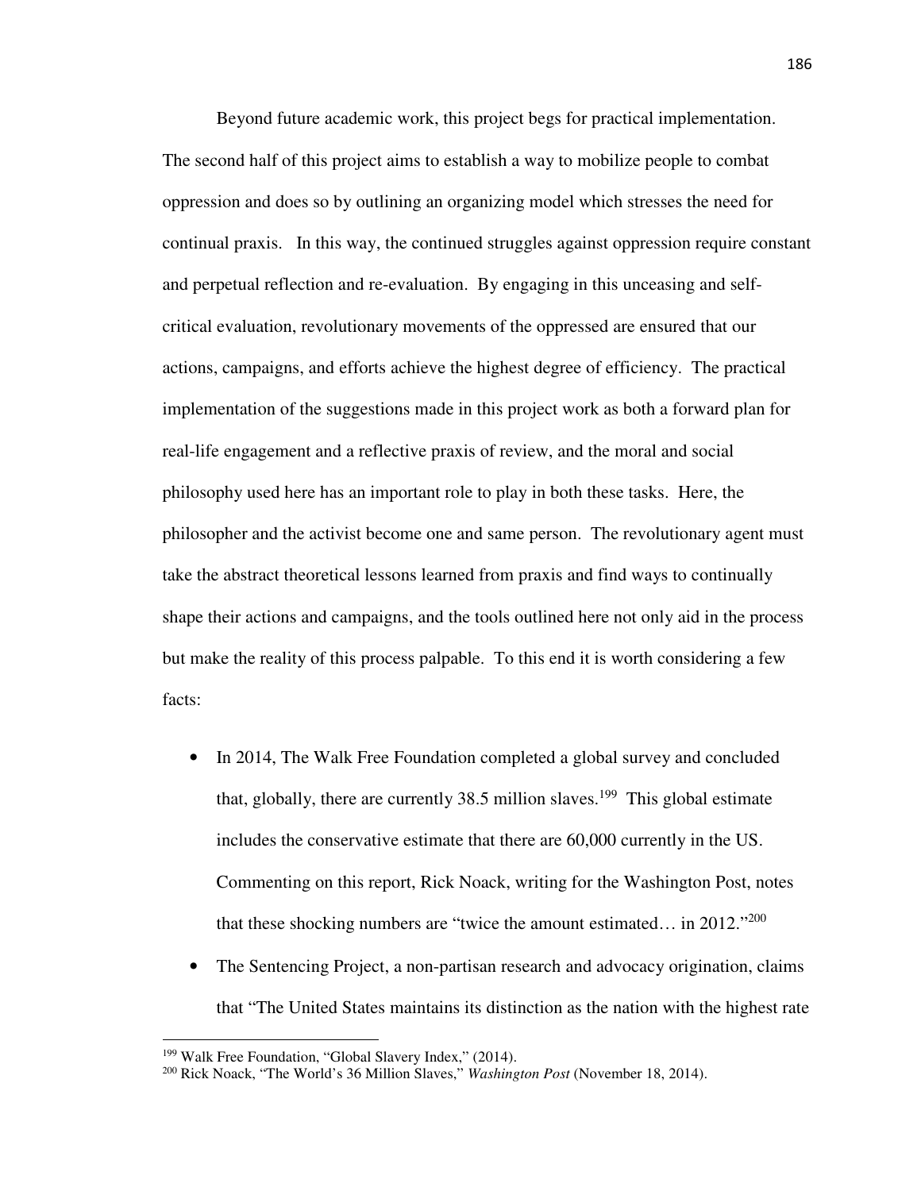Beyond future academic work, this project begs for practical implementation. The second half of this project aims to establish a way to mobilize people to combat oppression and does so by outlining an organizing model which stresses the need for continual praxis. In this way, the continued struggles against oppression require constant and perpetual reflection and re-evaluation. By engaging in this unceasing and self-critical evaluation, revolutionary movements of the oppressed are ensured that our actions, campaigns, and efforts achieve the highest degree of efficiency. The practical implementation of the suggestions made in this project work as both a forward plan for real-life engagement and a reflective praxis of review, and the moral and social philosophy used here has an important role to play in both these tasks. Here, the philosopher and the activist become one and same person. The revolutionary agent must take the abstract theoretical lessons learned from praxis and find ways to continually shape their actions and campaigns, and the tools outlined here not only aid in the process but make the reality of this process palpable. To this end it is worth considering a few facts:

- In 2014, The Walk Free Foundation completed a global survey and concluded that, globally, there are currently 38.5 million slaves.[199] This global estimate includes the conservative estimate that there are 60,000 currently in the US. Commenting on this report, Rick Noack, writing for the Washington Post, notes that these shocking numbers are "twice the amount estimated… in 2012."[200]
- The Sentencing Project, a non-partisan research and advocacy origination, claims that "The United States maintains its distinction as the nation with the highest rate

---

[199] Walk Free Foundation, "Global Slavery Index," (2014).

[200] Rick Noack, "The World's 36 Million Slaves," *Washington Post* (November 18, 2014).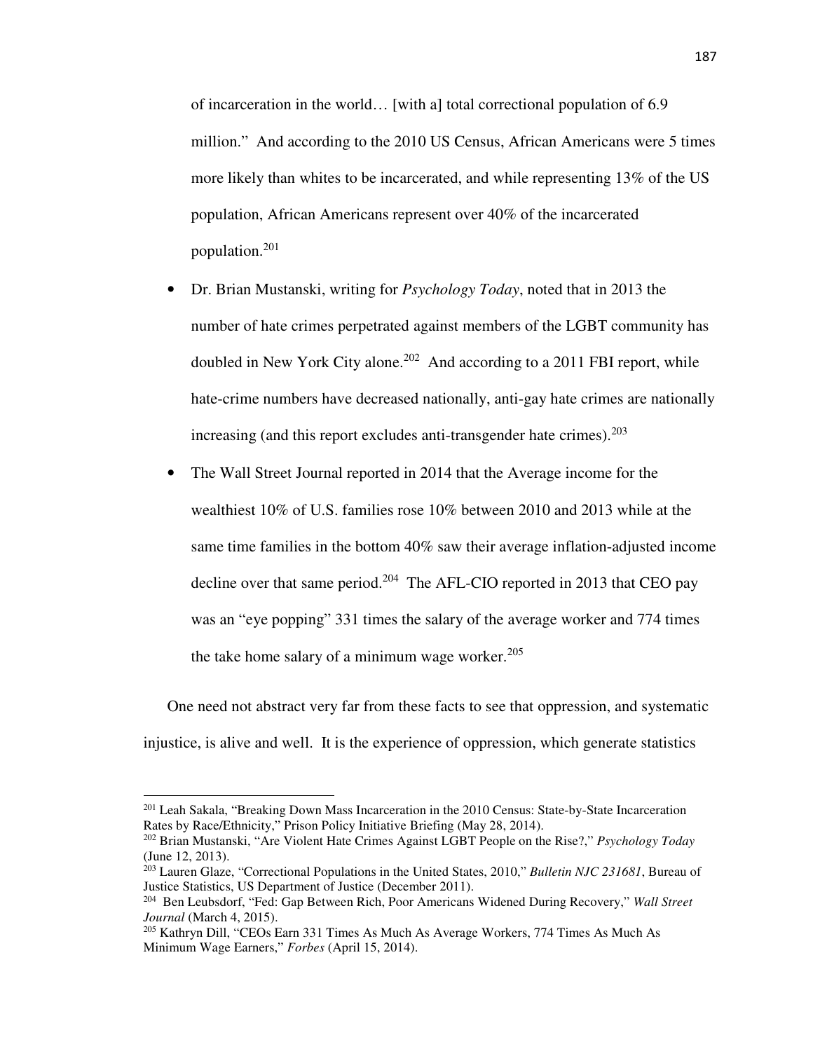of incarceration in the world… [with a] total correctional population of 6.9 million." And according to the 2010 US Census, African Americans were 5 times more likely than whites to be incarcerated, and while representing 13% of the US population, African Americans represent over 40% of the incarcerated population.[201]

- Dr. Brian Mustanski, writing for *Psychology Today*, noted that in 2013 the number of hate crimes perpetrated against members of the LGBT community has doubled in New York City alone.[202] And according to a 2011 FBI report, while hate-crime numbers have decreased nationally, anti-gay hate crimes are nationally increasing (and this report excludes anti-transgender hate crimes).[203]
- The Wall Street Journal reported in 2014 that the Average income for the wealthiest 10% of U.S. families rose 10% between 2010 and 2013 while at the same time families in the bottom 40% saw their average inflation-adjusted income decline over that same period.[204] The AFL-CIO reported in 2013 that CEO pay was an "eye popping" 331 times the salary of the average worker and 774 times the take home salary of a minimum wage worker.[205]

One need not abstract very far from these facts to see that oppression, and systematic injustice, is alive and well. It is the experience of oppression, which generate statistics

---

[201] Leah Sakala, "Breaking Down Mass Incarceration in the 2010 Census: State-by-State Incarceration Rates by Race/Ethnicity," Prison Policy Initiative Briefing (May 28, 2014).

[202] Brian Mustanski, "Are Violent Hate Crimes Against LGBT People on the Rise?," *Psychology Today* (June 12, 2013).

[203] Lauren Glaze, "Correctional Populations in the United States, 2010," *Bulletin NJC 231681*, Bureau of Justice Statistics, US Department of Justice (December 2011).

[204] Ben Leubsdorf, "Fed: Gap Between Rich, Poor Americans Widened During Recovery," *Wall Street Journal* (March 4, 2015).

[205] Kathryn Dill, "CEOs Earn 331 Times As Much As Average Workers, 774 Times As Much As Minimum Wage Earners," *Forbes* (April 15, 2014).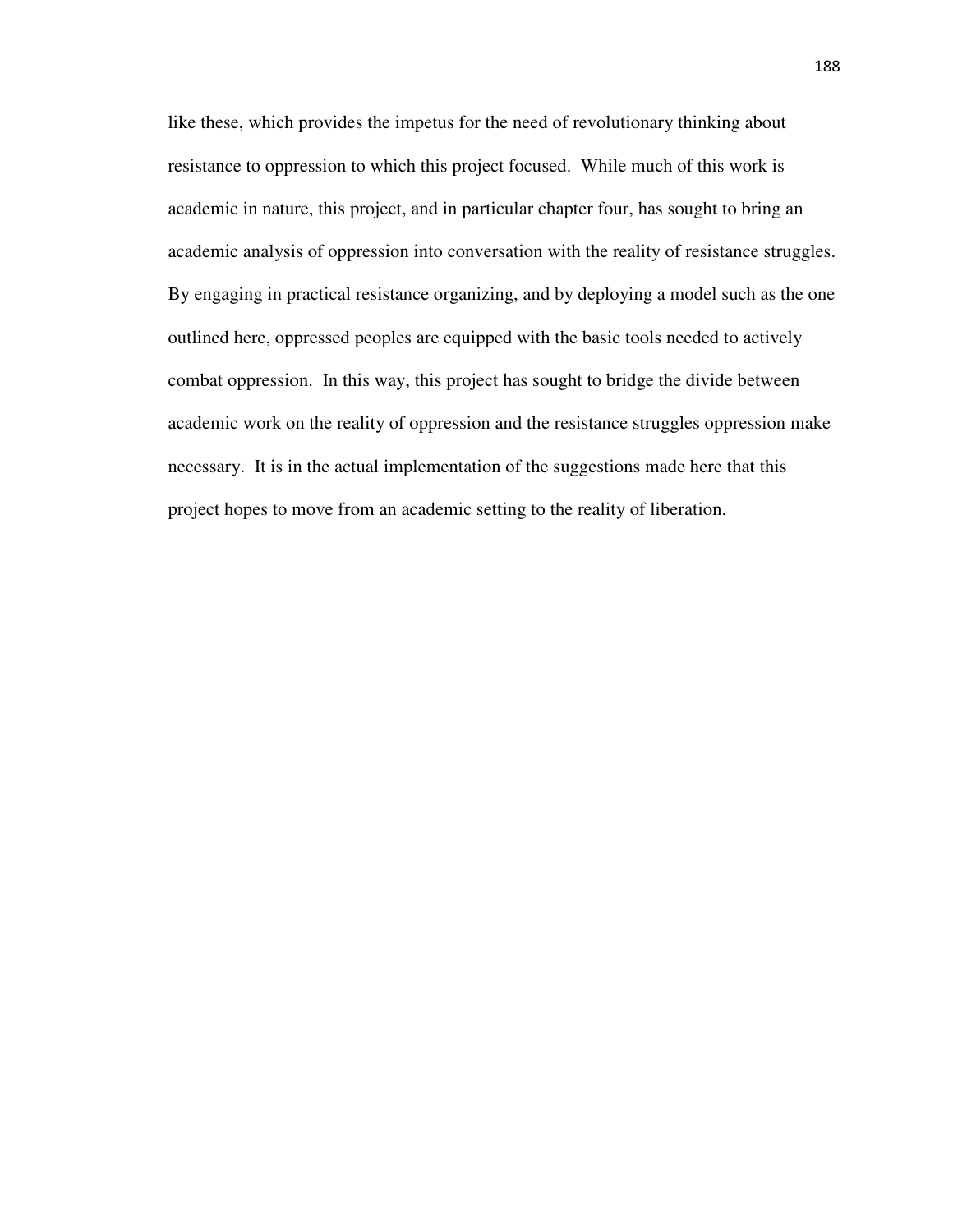like these, which provides the impetus for the need of revolutionary thinking about resistance to oppression to which this project focused. While much of this work is academic in nature, this project, and in particular chapter four, has sought to bring an academic analysis of oppression into conversation with the reality of resistance struggles. By engaging in practical resistance organizing, and by deploying a model such as the one outlined here, oppressed peoples are equipped with the basic tools needed to actively combat oppression. In this way, this project has sought to bridge the divide between academic work on the reality of oppression and the resistance struggles oppression make necessary. It is in the actual implementation of the suggestions made here that this project hopes to move from an academic setting to the reality of liberation.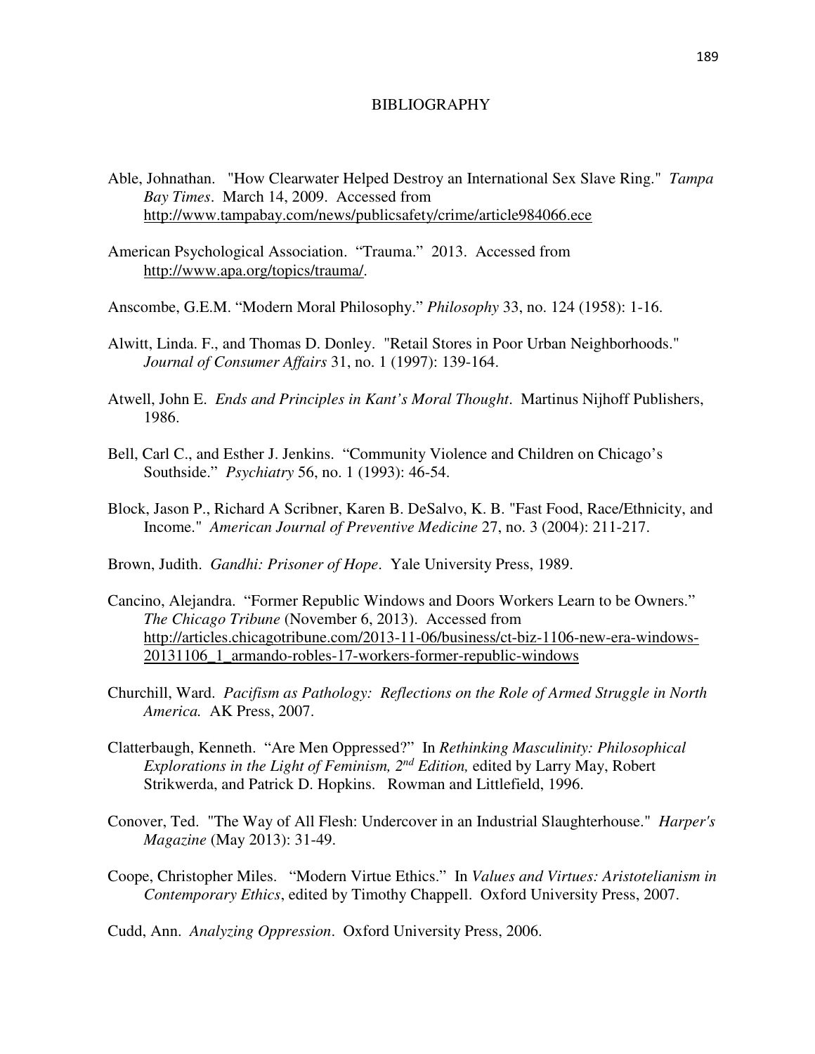# BIBLIOGRAPHY

Able, Johnathan. "How Clearwater Helped Destroy an International Sex Slave Ring." *Tampa Bay Times*. March 14, 2009. Accessed from http://www.tampabay.com/news/publicsafety/crime/article984066.ece

American Psychological Association. "Trauma." 2013. Accessed from http://www.apa.org/topics/trauma/.

Anscombe, G.E.M. "Modern Moral Philosophy." *Philosophy* 33, no. 124 (1958): 1-16.

Alwitt, Linda. F., and Thomas D. Donley. "Retail Stores in Poor Urban Neighborhoods." *Journal of Consumer Affairs* 31, no. 1 (1997): 139-164.

Atwell, John E. *Ends and Principles in Kant's Moral Thought*. Martinus Nijhoff Publishers, 1986.

Bell, Carl C., and Esther J. Jenkins. "Community Violence and Children on Chicago's Southside." *Psychiatry* 56, no. 1 (1993): 46-54.

Block, Jason P., Richard A Scribner, Karen B. DeSalvo, K. B. "Fast Food, Race/Ethnicity, and Income." *American Journal of Preventive Medicine* 27, no. 3 (2004): 211-217.

Brown, Judith. *Gandhi: Prisoner of Hope*. Yale University Press, 1989.

Cancino, Alejandra. "Former Republic Windows and Doors Workers Learn to be Owners." *The Chicago Tribune* (November 6, 2013). Accessed from http://articles.chicagotribune.com/2013-11-06/business/ct-biz-1106-new-era-windows-20131106_1_armando-robles-17-workers-former-republic-windows

Churchill, Ward. *Pacifism as Pathology: Reflections on the Role of Armed Struggle in North America.* AK Press, 2007.

Clatterbaugh, Kenneth. "Are Men Oppressed?" In *Rethinking Masculinity: Philosophical Explorations in the Light of Feminism, 2nd Edition,* edited by Larry May, Robert Strikwerda, and Patrick D. Hopkins. Rowman and Littlefield, 1996.

Conover, Ted. "The Way of All Flesh: Undercover in an Industrial Slaughterhouse." *Harper's Magazine* (May 2013): 31-49.

Coope, Christopher Miles. "Modern Virtue Ethics." In *Values and Virtues: Aristotelianism in Contemporary Ethics*, edited by Timothy Chappell. Oxford University Press, 2007.

Cudd, Ann. *Analyzing Oppression*. Oxford University Press, 2006.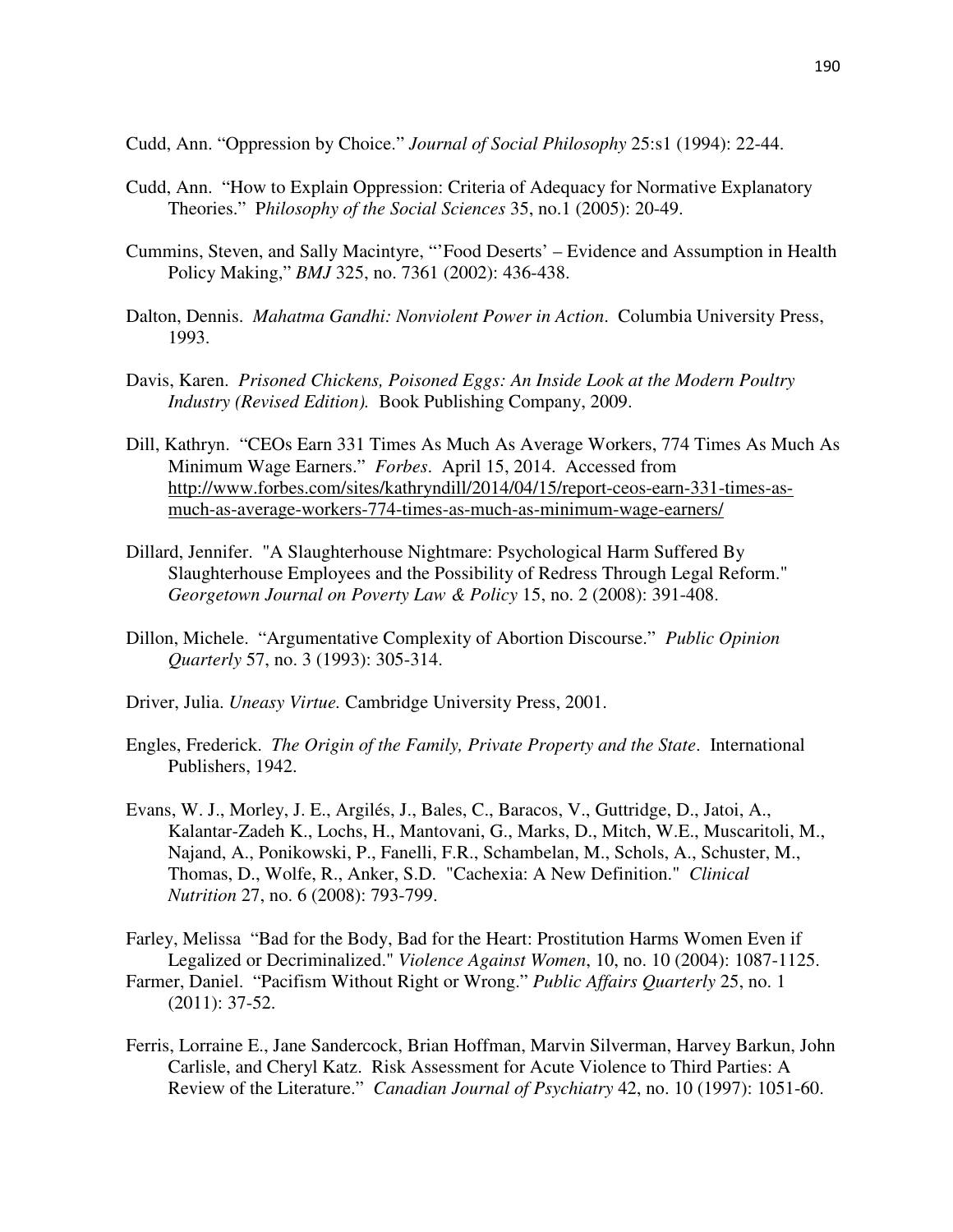Cudd, Ann. "Oppression by Choice." *Journal of Social Philosophy* 25:s1 (1994): 22-44.

Cudd, Ann. "How to Explain Oppression: Criteria of Adequacy for Normative Explanatory Theories." P*hilosophy of the Social Sciences* 35, no.1 (2005): 20-49.

Cummins, Steven, and Sally Macintyre, "'Food Deserts' – Evidence and Assumption in Health Policy Making," *BMJ* 325, no. 7361 (2002): 436-438.

Dalton, Dennis. *Mahatma Gandhi: Nonviolent Power in Action*. Columbia University Press, 1993.

Davis, Karen. *Prisoned Chickens, Poisoned Eggs: An Inside Look at the Modern Poultry Industry (Revised Edition).* Book Publishing Company, 2009.

Dill, Kathryn. "CEOs Earn 331 Times As Much As Average Workers, 774 Times As Much As Minimum Wage Earners." *Forbes*. April 15, 2014. Accessed from http://www.forbes.com/sites/kathryndill/2014/04/15/report-ceos-earn-331-times-as-much-as-average-workers-774-times-as-much-as-minimum-wage-earners/

Dillard, Jennifer. "A Slaughterhouse Nightmare: Psychological Harm Suffered By Slaughterhouse Employees and the Possibility of Redress Through Legal Reform." *Georgetown Journal on Poverty Law & Policy* 15, no. 2 (2008): 391-408.

Dillon, Michele. "Argumentative Complexity of Abortion Discourse." *Public Opinion Quarterly* 57, no. 3 (1993): 305-314.

Driver, Julia. *Uneasy Virtue.* Cambridge University Press, 2001.

Engles, Frederick. *The Origin of the Family, Private Property and the State*. International Publishers, 1942.

Evans, W. J., Morley, J. E., Argilés, J., Bales, C., Baracos, V., Guttridge, D., Jatoi, A., Kalantar-Zadeh K., Lochs, H., Mantovani, G., Marks, D., Mitch, W.E., Muscaritoli, M., Najand, A., Ponikowski, P., Fanelli, F.R., Schambelan, M., Schols, A., Schuster, M., Thomas, D., Wolfe, R., Anker, S.D. "Cachexia: A New Definition." *Clinical Nutrition* 27, no. 6 (2008): 793-799.

Farley, Melissa "Bad for the Body, Bad for the Heart: Prostitution Harms Women Even if Legalized or Decriminalized." *Violence Against Women*, 10, no. 10 (2004): 1087-1125.

Farmer, Daniel. "Pacifism Without Right or Wrong." *Public Affairs Quarterly* 25, no. 1 (2011): 37-52.

Ferris, Lorraine E., Jane Sandercock, Brian Hoffman, Marvin Silverman, Harvey Barkun, John Carlisle, and Cheryl Katz. Risk Assessment for Acute Violence to Third Parties: A Review of the Literature." *Canadian Journal of Psychiatry* 42, no. 10 (1997): 1051-60.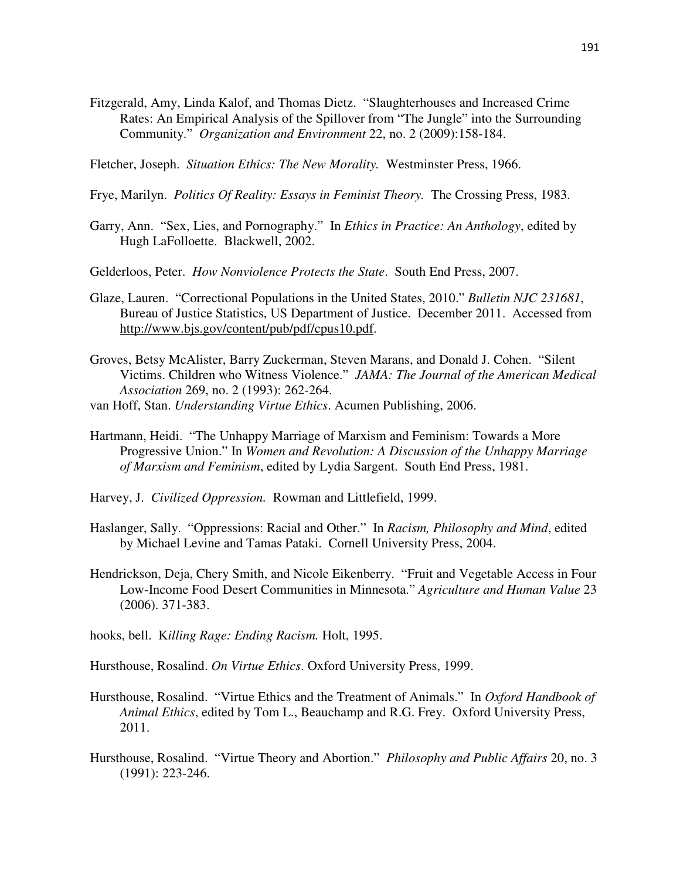Fitzgerald, Amy, Linda Kalof, and Thomas Dietz. "Slaughterhouses and Increased Crime Rates: An Empirical Analysis of the Spillover from "The Jungle" into the Surrounding Community." *Organization and Environment* 22, no. 2 (2009):158-184.

Fletcher, Joseph. *Situation Ethics: The New Morality.* Westminster Press, 1966.

Frye, Marilyn. *Politics Of Reality: Essays in Feminist Theory.* The Crossing Press, 1983.

Garry, Ann. "Sex, Lies, and Pornography." In *Ethics in Practice: An Anthology*, edited by Hugh LaFolloette. Blackwell, 2002.

Gelderloos, Peter. *How Nonviolence Protects the State*. South End Press, 2007.

Glaze, Lauren. "Correctional Populations in the United States, 2010." *Bulletin NJC 231681*, Bureau of Justice Statistics, US Department of Justice. December 2011. Accessed from http://www.bjs.gov/content/pub/pdf/cpus10.pdf.

Groves, Betsy McAlister, Barry Zuckerman, Steven Marans, and Donald J. Cohen. "Silent Victims. Children who Witness Violence." *JAMA: The Journal of the American Medical Association* 269, no. 2 (1993): 262-264.

van Hoff, Stan. *Understanding Virtue Ethics*. Acumen Publishing, 2006.

Hartmann, Heidi. "The Unhappy Marriage of Marxism and Feminism: Towards a More Progressive Union." In *Women and Revolution: A Discussion of the Unhappy Marriage of Marxism and Feminism*, edited by Lydia Sargent. South End Press, 1981.

Harvey, J. *Civilized Oppression.* Rowman and Littlefield, 1999.

Haslanger, Sally. "Oppressions: Racial and Other." In *Racism, Philosophy and Mind*, edited by Michael Levine and Tamas Pataki. Cornell University Press, 2004.

Hendrickson, Deja, Chery Smith, and Nicole Eikenberry. "Fruit and Vegetable Access in Four Low-Income Food Desert Communities in Minnesota." *Agriculture and Human Value* 23 (2006). 371-383.

hooks, bell. K*illing Rage: Ending Racism.* Holt, 1995.

Hursthouse, Rosalind. *On Virtue Ethics*. Oxford University Press, 1999.

Hursthouse, Rosalind. "Virtue Ethics and the Treatment of Animals." In *Oxford Handbook of Animal Ethics*, edited by Tom L., Beauchamp and R.G. Frey. Oxford University Press, 2011.

Hursthouse, Rosalind. "Virtue Theory and Abortion." *Philosophy and Public Affairs* 20, no. 3 (1991): 223-246.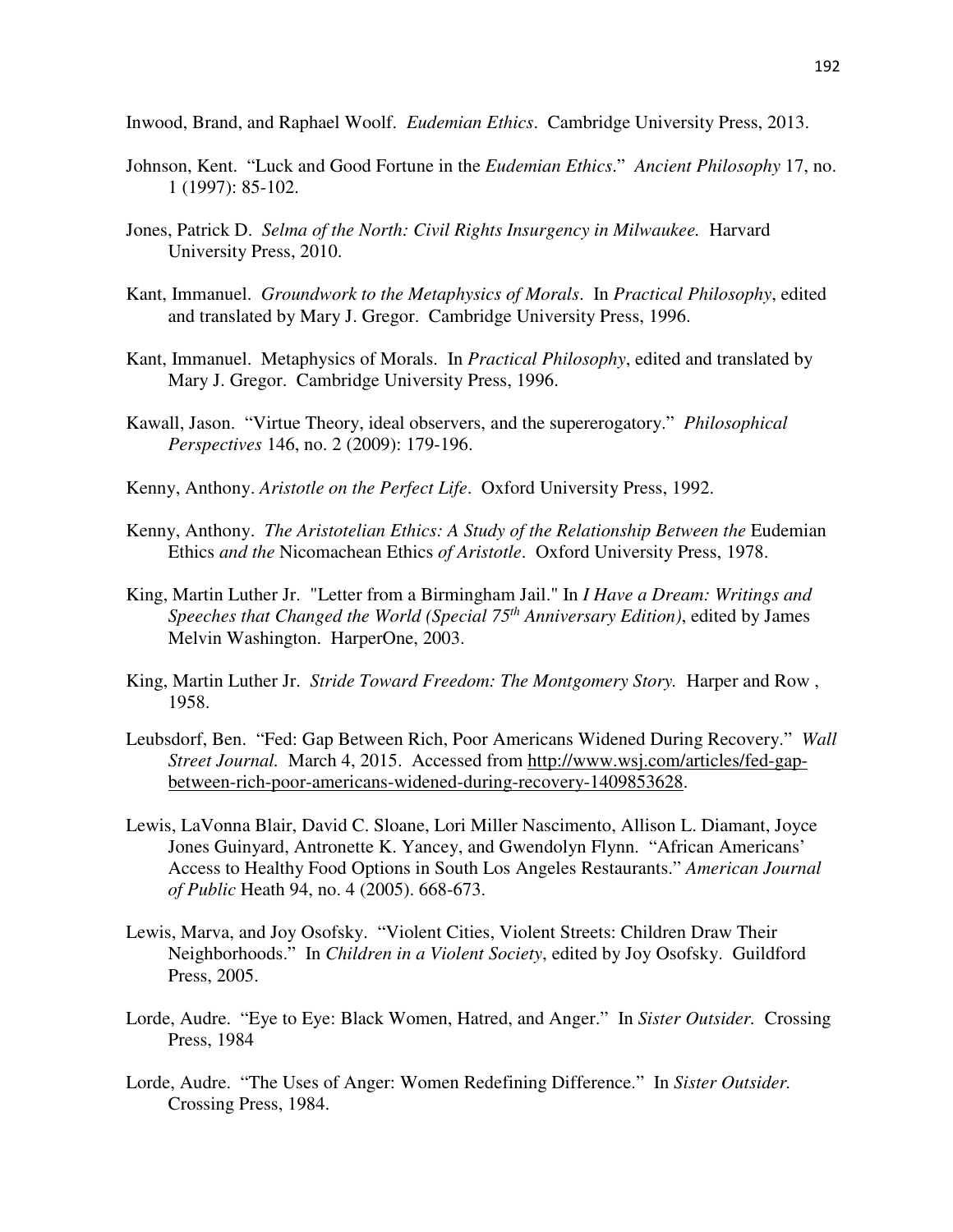Inwood, Brand, and Raphael Woolf. *Eudemian Ethics*. Cambridge University Press, 2013.

Johnson, Kent. "Luck and Good Fortune in the *Eudemian Ethics*." *Ancient Philosophy* 17, no. 1 (1997): 85-102.

Jones, Patrick D. *Selma of the North: Civil Rights Insurgency in Milwaukee.* Harvard University Press, 2010.

Kant, Immanuel. *Groundwork to the Metaphysics of Morals*. In *Practical Philosophy*, edited and translated by Mary J. Gregor. Cambridge University Press, 1996.

Kant, Immanuel. Metaphysics of Morals. In *Practical Philosophy*, edited and translated by Mary J. Gregor. Cambridge University Press, 1996.

Kawall, Jason. "Virtue Theory, ideal observers, and the supererogatory." *Philosophical Perspectives* 146, no. 2 (2009): 179-196.

Kenny, Anthony. *Aristotle on the Perfect Life*. Oxford University Press, 1992.

Kenny, Anthony. *The Aristotelian Ethics: A Study of the Relationship Between the* Eudemian Ethics *and the* Nicomachean Ethics *of Aristotle*. Oxford University Press, 1978.

King, Martin Luther Jr. "Letter from a Birmingham Jail." In *I Have a Dream: Writings and Speeches that Changed the World (Special 75th Anniversary Edition)*, edited by James Melvin Washington. HarperOne, 2003.

King, Martin Luther Jr. *Stride Toward Freedom: The Montgomery Story.* Harper and Row , 1958.

Leubsdorf, Ben. "Fed: Gap Between Rich, Poor Americans Widened During Recovery." *Wall Street Journal.* March 4, 2015. Accessed from http://www.wsj.com/articles/fed-gap-between-rich-poor-americans-widened-during-recovery-1409853628.

Lewis, LaVonna Blair, David C. Sloane, Lori Miller Nascimento, Allison L. Diamant, Joyce Jones Guinyard, Antronette K. Yancey, and Gwendolyn Flynn. "African Americans' Access to Healthy Food Options in South Los Angeles Restaurants." *American Journal of Public* Heath 94, no. 4 (2005). 668-673.

Lewis, Marva, and Joy Osofsky. "Violent Cities, Violent Streets: Children Draw Their Neighborhoods." In *Children in a Violent Society*, edited by Joy Osofsky. Guildford Press, 2005.

Lorde, Audre. "Eye to Eye: Black Women, Hatred, and Anger." In *Sister Outsider.* Crossing Press, 1984

Lorde, Audre. "The Uses of Anger: Women Redefining Difference." In *Sister Outsider.* Crossing Press, 1984.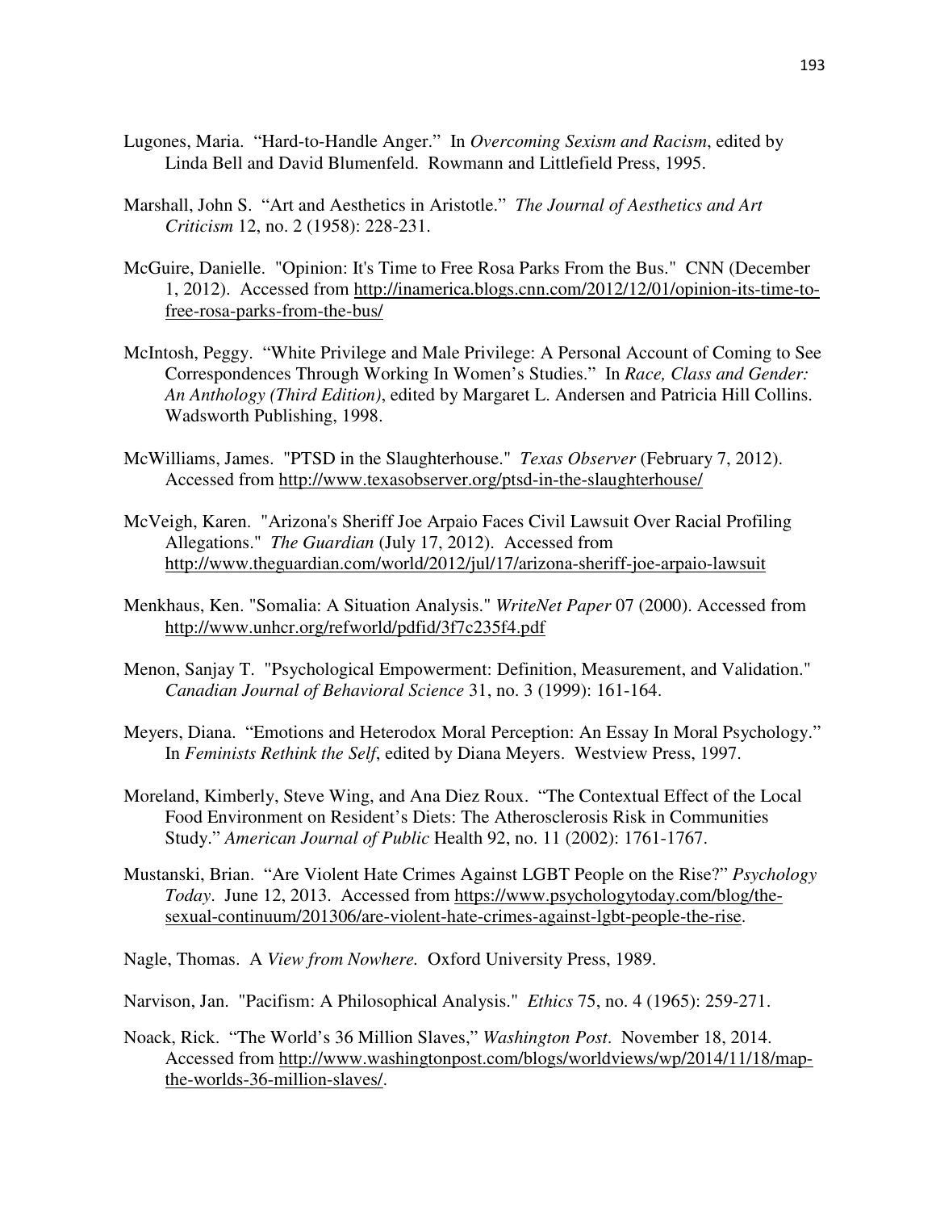Lugones, Maria. "Hard-to-Handle Anger." In *Overcoming Sexism and Racism*, edited by Linda Bell and David Blumenfeld. Rowmann and Littlefield Press, 1995.

Marshall, John S. "Art and Aesthetics in Aristotle." *The Journal of Aesthetics and Art Criticism* 12, no. 2 (1958): 228-231.

McGuire, Danielle. "Opinion: It's Time to Free Rosa Parks From the Bus." CNN (December 1, 2012). Accessed from http://inamerica.blogs.cnn.com/2012/12/01/opinion-its-time-to-free-rosa-parks-from-the-bus/

McIntosh, Peggy. "White Privilege and Male Privilege: A Personal Account of Coming to See Correspondences Through Working In Women's Studies." In *Race, Class and Gender: An Anthology (Third Edition)*, edited by Margaret L. Andersen and Patricia Hill Collins. Wadsworth Publishing, 1998.

McWilliams, James. "PTSD in the Slaughterhouse." *Texas Observer* (February 7, 2012). Accessed from http://www.texasobserver.org/ptsd-in-the-slaughterhouse/

McVeigh, Karen. "Arizona's Sheriff Joe Arpaio Faces Civil Lawsuit Over Racial Profiling Allegations." *The Guardian* (July 17, 2012). Accessed from http://www.theguardian.com/world/2012/jul/17/arizona-sheriff-joe-arpaio-lawsuit

Menkhaus, Ken. "Somalia: A Situation Analysis." *WriteNet Paper* 07 (2000). Accessed from http://www.unhcr.org/refworld/pdfid/3f7c235f4.pdf

Menon, Sanjay T. "Psychological Empowerment: Definition, Measurement, and Validation." *Canadian Journal of Behavioral Science* 31, no. 3 (1999): 161-164.

Meyers, Diana. "Emotions and Heterodox Moral Perception: An Essay In Moral Psychology." In *Feminists Rethink the Self*, edited by Diana Meyers. Westview Press, 1997.

Moreland, Kimberly, Steve Wing, and Ana Diez Roux. "The Contextual Effect of the Local Food Environment on Resident's Diets: The Atherosclerosis Risk in Communities Study." *American Journal of Public* Health 92, no. 11 (2002): 1761-1767.

Mustanski, Brian. "Are Violent Hate Crimes Against LGBT People on the Rise?" *Psychology Today*. June 12, 2013. Accessed from https://www.psychologytoday.com/blog/the-sexual-continuum/201306/are-violent-hate-crimes-against-lgbt-people-the-rise.

Nagle, Thomas. A *View from Nowhere.* Oxford University Press, 1989.

Narvison, Jan. "Pacifism: A Philosophical Analysis." *Ethics* 75, no. 4 (1965): 259-271.

Noack, Rick. "The World's 36 Million Slaves," *Washington Post*. November 18, 2014. Accessed from http://www.washingtonpost.com/blogs/worldviews/wp/2014/11/18/map-the-worlds-36-million-slaves/.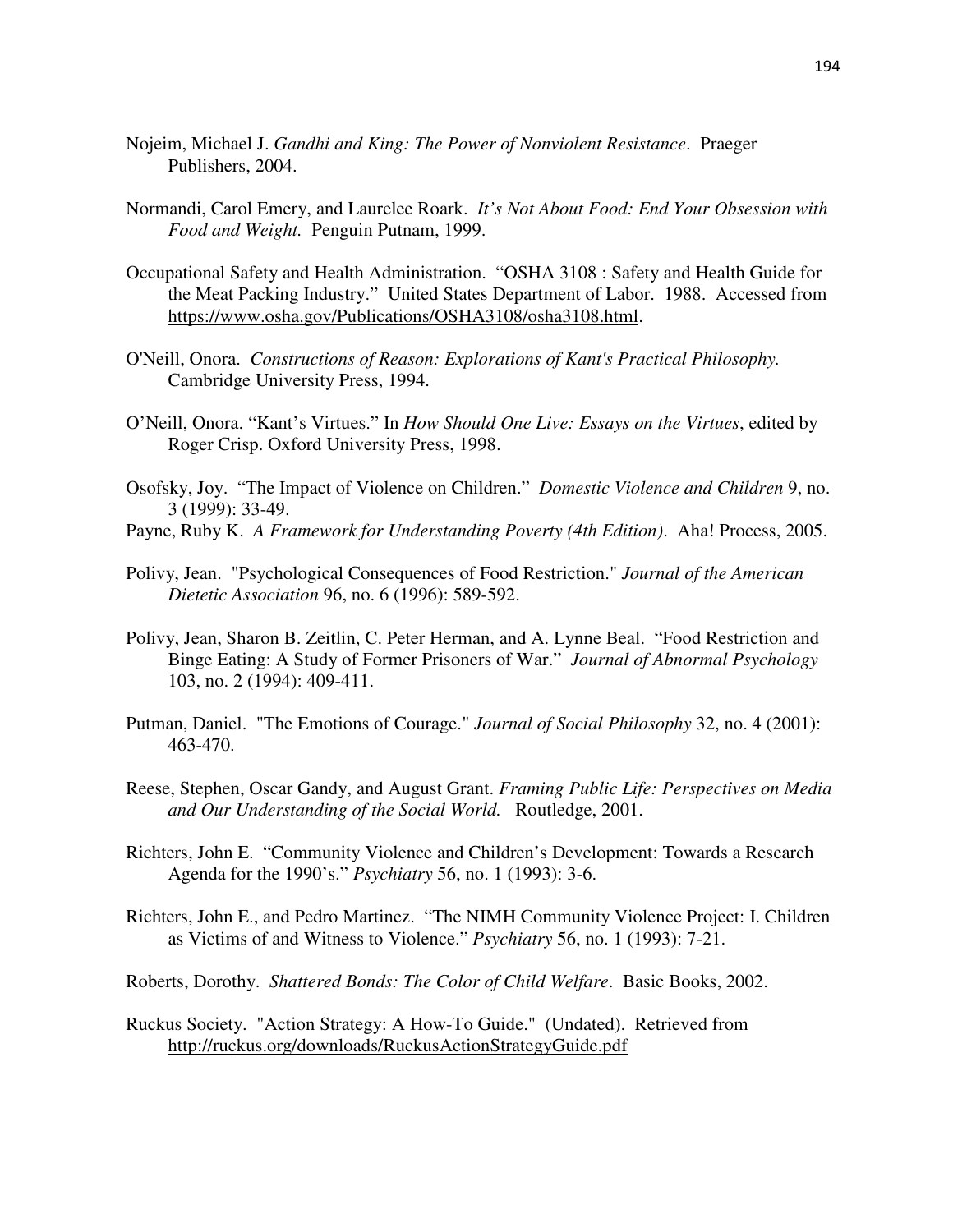Nojeim, Michael J. *Gandhi and King: The Power of Nonviolent Resistance*. Praeger Publishers, 2004.

Normandi, Carol Emery, and Laurelee Roark. *It's Not About Food: End Your Obsession with Food and Weight.* Penguin Putnam, 1999.

Occupational Safety and Health Administration. "OSHA 3108 : Safety and Health Guide for the Meat Packing Industry." United States Department of Labor. 1988. Accessed from https://www.osha.gov/Publications/OSHA3108/osha3108.html.

O'Neill, Onora. *Constructions of Reason: Explorations of Kant's Practical Philosophy.* Cambridge University Press, 1994.

O'Neill, Onora. "Kant's Virtues." In *How Should One Live: Essays on the Virtues*, edited by Roger Crisp. Oxford University Press, 1998.

Osofsky, Joy. "The Impact of Violence on Children." *Domestic Violence and Children* 9, no. 3 (1999): 33-49.

Payne, Ruby K. *A Framework for Understanding Poverty (4th Edition)*. Aha! Process, 2005.

Polivy, Jean. "Psychological Consequences of Food Restriction." *Journal of the American Dietetic Association* 96, no. 6 (1996): 589-592.

Polivy, Jean, Sharon B. Zeitlin, C. Peter Herman, and A. Lynne Beal. "Food Restriction and Binge Eating: A Study of Former Prisoners of War." *Journal of Abnormal Psychology* 103, no. 2 (1994): 409-411.

Putman, Daniel. "The Emotions of Courage." *Journal of Social Philosophy* 32, no. 4 (2001): 463-470.

Reese, Stephen, Oscar Gandy, and August Grant. *Framing Public Life: Perspectives on Media and Our Understanding of the Social World.* Routledge, 2001.

Richters, John E. "Community Violence and Children's Development: Towards a Research Agenda for the 1990's." *Psychiatry* 56, no. 1 (1993): 3-6.

Richters, John E., and Pedro Martinez. "The NIMH Community Violence Project: I. Children as Victims of and Witness to Violence." *Psychiatry* 56, no. 1 (1993): 7-21.

Roberts, Dorothy. *Shattered Bonds: The Color of Child Welfare*. Basic Books, 2002.

Ruckus Society. "Action Strategy: A How-To Guide." (Undated). Retrieved from http://ruckus.org/downloads/RuckusActionStrategyGuide.pdf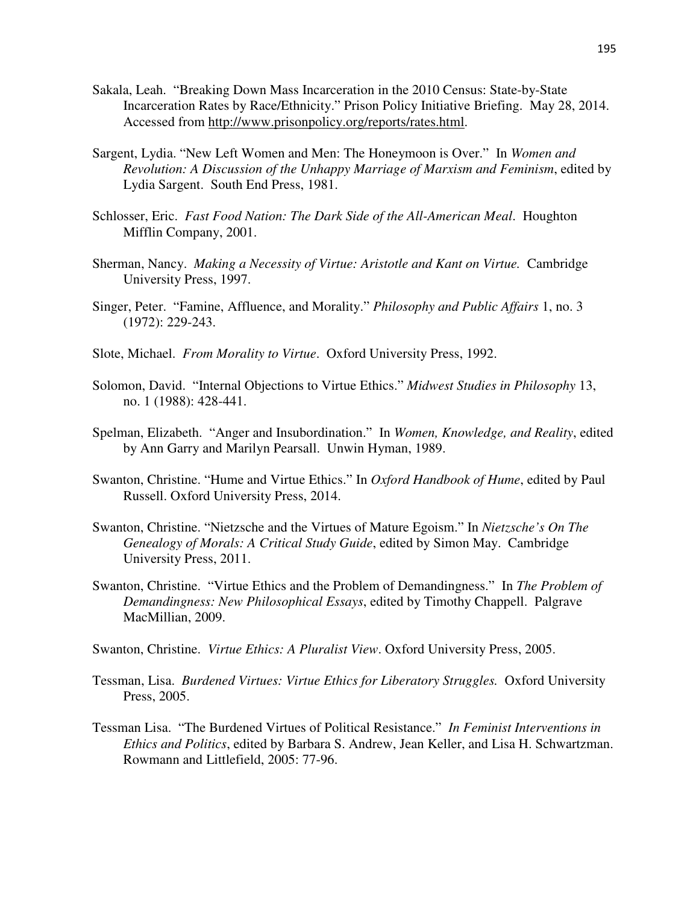Sakala, Leah. "Breaking Down Mass Incarceration in the 2010 Census: State-by-State Incarceration Rates by Race/Ethnicity." Prison Policy Initiative Briefing. May 28, 2014. Accessed from http://www.prisonpolicy.org/reports/rates.html.

Sargent, Lydia. "New Left Women and Men: The Honeymoon is Over." In *Women and Revolution: A Discussion of the Unhappy Marriage of Marxism and Feminism*, edited by Lydia Sargent. South End Press, 1981.

Schlosser, Eric. *Fast Food Nation: The Dark Side of the All-American Meal*. Houghton Mifflin Company, 2001.

Sherman, Nancy. *Making a Necessity of Virtue: Aristotle and Kant on Virtue.* Cambridge University Press, 1997.

Singer, Peter. "Famine, Affluence, and Morality." *Philosophy and Public Affairs* 1, no. 3 (1972): 229-243.

Slote, Michael. *From Morality to Virtue*. Oxford University Press, 1992.

Solomon, David. "Internal Objections to Virtue Ethics." *Midwest Studies in Philosophy* 13, no. 1 (1988): 428-441.

Spelman, Elizabeth. "Anger and Insubordination." In *Women, Knowledge, and Reality*, edited by Ann Garry and Marilyn Pearsall. Unwin Hyman, 1989.

Swanton, Christine. "Hume and Virtue Ethics." In *Oxford Handbook of Hume*, edited by Paul Russell. Oxford University Press, 2014.

Swanton, Christine. "Nietzsche and the Virtues of Mature Egoism." In *Nietzsche's On The Genealogy of Morals: A Critical Study Guide*, edited by Simon May. Cambridge University Press, 2011.

Swanton, Christine. "Virtue Ethics and the Problem of Demandingness." In *The Problem of Demandingness: New Philosophical Essays*, edited by Timothy Chappell. Palgrave MacMillian, 2009.

Swanton, Christine. *Virtue Ethics: A Pluralist View*. Oxford University Press, 2005.

Tessman, Lisa. *Burdened Virtues: Virtue Ethics for Liberatory Struggles.* Oxford University Press, 2005.

Tessman Lisa. "The Burdened Virtues of Political Resistance." *In Feminist Interventions in Ethics and Politics*, edited by Barbara S. Andrew, Jean Keller, and Lisa H. Schwartzman. Rowmann and Littlefield, 2005: 77-96.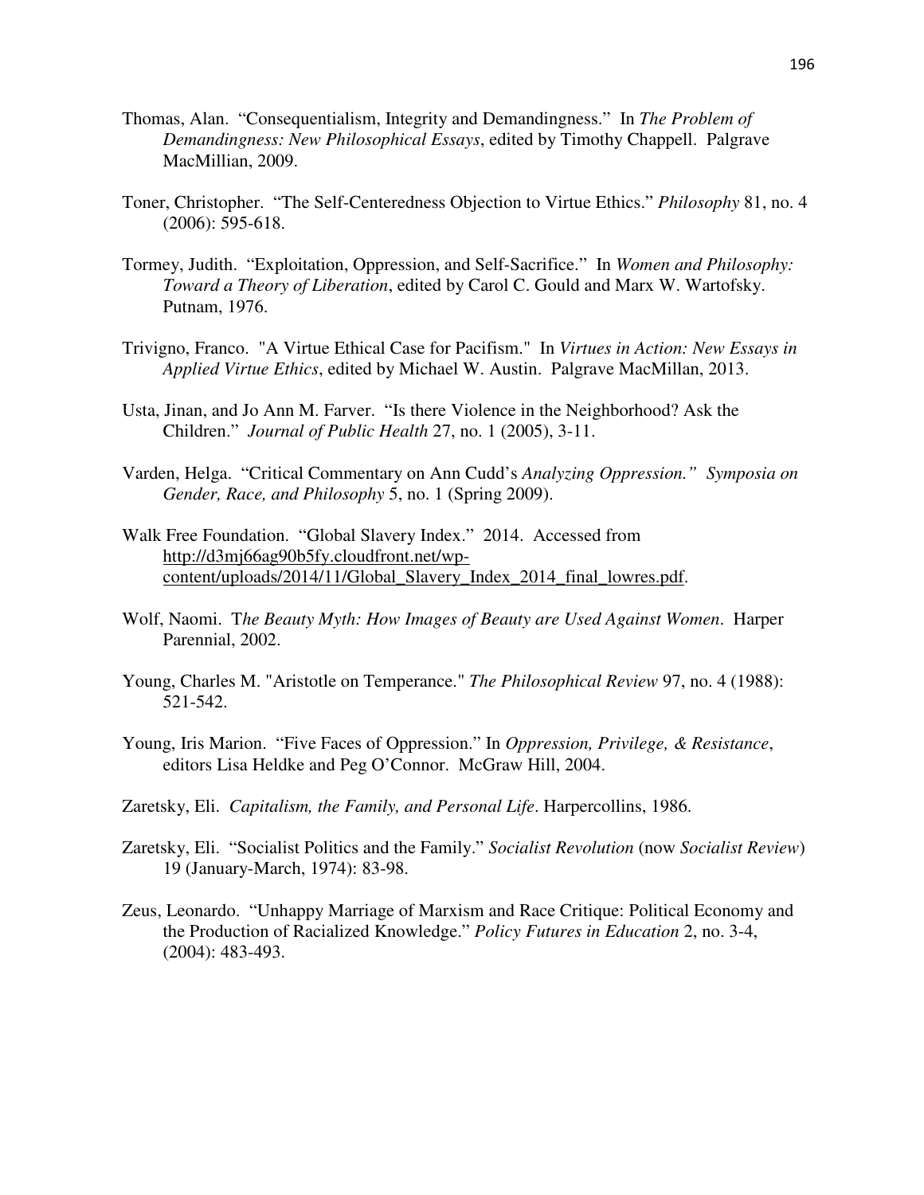Thomas, Alan. "Consequentialism, Integrity and Demandingness." In *The Problem of Demandingness: New Philosophical Essays*, edited by Timothy Chappell. Palgrave MacMillian, 2009.

Toner, Christopher. "The Self-Centeredness Objection to Virtue Ethics." *Philosophy* 81, no. 4 (2006): 595-618.

Tormey, Judith. "Exploitation, Oppression, and Self-Sacrifice." In *Women and Philosophy: Toward a Theory of Liberation*, edited by Carol C. Gould and Marx W. Wartofsky. Putnam, 1976.

Trivigno, Franco. "A Virtue Ethical Case for Pacifism." In *Virtues in Action: New Essays in Applied Virtue Ethics*, edited by Michael W. Austin. Palgrave MacMillan, 2013.

Usta, Jinan, and Jo Ann M. Farver. "Is there Violence in the Neighborhood? Ask the Children." *Journal of Public Health* 27, no. 1 (2005), 3-11.

Varden, Helga. "Critical Commentary on Ann Cudd's *Analyzing Oppression." Symposia on Gender, Race, and Philosophy* 5, no. 1 (Spring 2009).

Walk Free Foundation. "Global Slavery Index." 2014. Accessed from http://d3mj66ag90b5fy.cloudfront.net/wp-content/uploads/2014/11/Global_Slavery_Index_2014_final_lowres.pdf.

Wolf, Naomi. T*he Beauty Myth: How Images of Beauty are Used Against Women*. Harper Parennial, 2002.

Young, Charles M. "Aristotle on Temperance." *The Philosophical Review* 97, no. 4 (1988): 521-542.

Young, Iris Marion. "Five Faces of Oppression." In *Oppression, Privilege, & Resistance*, editors Lisa Heldke and Peg O'Connor. McGraw Hill, 2004.

Zaretsky, Eli. *Capitalism, the Family, and Personal Life*. Harpercollins, 1986.

Zaretsky, Eli. "Socialist Politics and the Family." *Socialist Revolution* (now *Socialist Review*) 19 (January-March, 1974): 83-98.

Zeus, Leonardo. "Unhappy Marriage of Marxism and Race Critique: Political Economy and the Production of Racialized Knowledge." *Policy Futures in Education* 2, no. 3-4, (2004): 483-493.